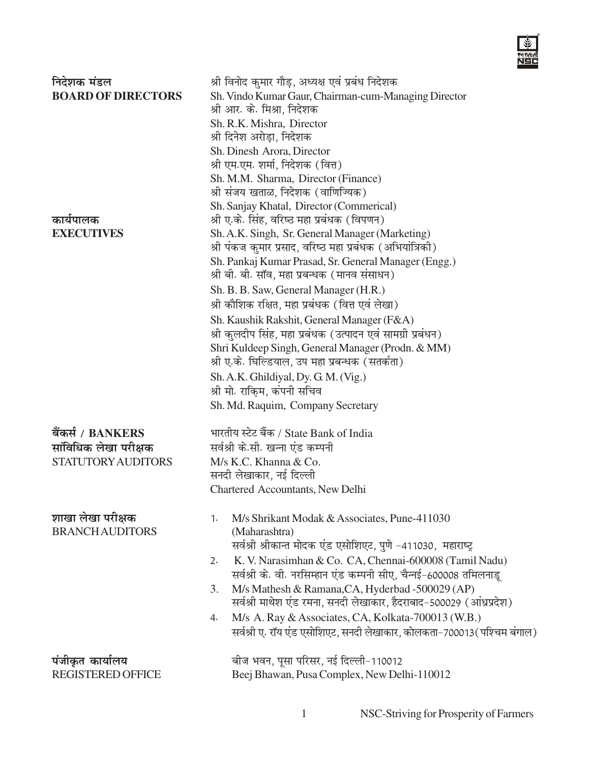**निदेशक मंडल**
**BOARD OF DIRECTORS**

श्री विनोद कुमार गौड़, अध्यक्ष एवं प्रबंध निदेशक
Sh. Vindo Kumar Gaur, Chairman-cum-Managing Director
श्री आर. के. मिश्रा, निदेशक
Sh. R.K. Mishra, Director
श्री दिनेश अरोड़ा, निदेशक
Sh. Dinesh Arora, Director
श्री एम.एम. शर्मा, निदेशक (वित्त)
Sh. M.M. Sharma, Director (Finance)
श्री संजय खताळ, निदेशक (वाणिज्यिक)
Sh. Sanjay Khatal, Director (Commerical)

**कार्यपालक**
**EXECUTIVES**

श्री ए.के. सिंह, वरिष्ठ महा प्रबंधक (विपणन)
Sh. A.K. Singh, Sr. General Manager (Marketing)
श्री पंकज कुमार प्रसाद, वरिष्ठ महा प्रबंधक (अभियांत्रिकी)
Sh. Pankaj Kumar Prasad, Sr. General Manager (Engg.)
श्री बी. बी. सॉव, महा प्रबन्धक (मानव संसाधन)
Sh. B. B. Saw, General Manager (H.R.)
श्री कौशिक रक्षित, महा प्रबंधक (वित्त एवं लेखा)
Sh. Kaushik Rakshit, General Manager (F&A)
श्री कुलदीप सिंह, महा प्रबंधक (उत्पादन एवं सामग्री प्रबंधन)
Shri Kuldeep Singh, General Manager (Prodn. & MM)
श्री ए.के. घिल्डियाल, उप महा प्रबन्धक (सतर्कता)
Sh. A.K. Ghildiyal, Dy. G. M. (Vig.)
श्री मो. राक़िम, कंपनी सचिव
Sh. Md. Raquim, Company Secretary

**बैंकर्स / BANKERS**

भारतीय स्टेट बैंक / State Bank of India

**सांविधिक लेखा परीक्षक**
STATUTORY AUDITORS

सर्वश्री के.सी. खन्ना एंड कम्पनी
M/s K.C. Khanna & Co.
सनदी लेखाकार, नई दिल्ली
Chartered Accountants, New Delhi

**शाखा लेखा परीक्षक**
BRANCH AUDITORS

1. M/s Shrikant Modak & Associates, Pune-411030 (Maharashtra)
   सर्वश्री श्रीकान्त मोदक एंड एसोशिएट, पुणे -411030, महाराष्ट्र
2. K. V. Narasimhan & Co. CA, Chennai-600008 (Tamil Nadu)
   सर्वश्री के. वी. नरसिम्हान एंड कम्पनी सीए, चैन्नई-600008 तमिलनाडू
3. M/s Mathesh & Ramana,CA, Hyderbad -500029 (AP)
   सर्वश्री माथेश एंड रमना, सनदी लेखाकार, हैदराबाद-500029 (आंध्रप्रदेश)
4. M/s A. Ray & Associates, CA, Kolkata-700013 (W.B.)
   सर्वश्री ए. रॉय एंड एसोशिएट, सनदी लेखाकार, कोलकता-700013(पश्चिम बंगाल)

**पंजीकृत कार्यालय**
REGISTERED OFFICE

बीज भवन, पूसा परिसर, नई दिल्ली-110012
Beej Bhawan, Pusa Complex, New Delhi-110012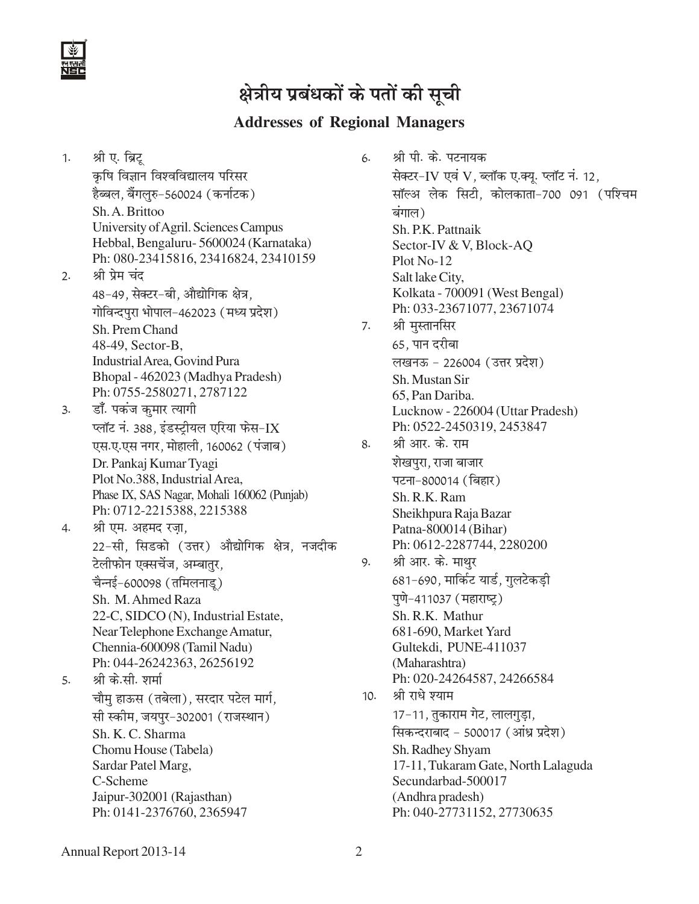# क्षेत्रीय प्रबंधकों के पतों की सूची

## Addresses of Regional Managers

1. श्री ए. ब्रिटू
   कृषि विज्ञान विश्वविद्यालय परिसर
   हैब्बल, बैंगलुरु-560024 (कर्नाटक)
   Sh. A. Brittoo
   University of Agril. Sciences Campus
   Hebbal, Bengaluru- 5600024 (Karnataka)
   Ph: 080-23415816, 23416824, 23410159

2. श्री प्रेम चंद
   48-49, सेक्टर-बी, औद्योगिक क्षेत्र,
   गोविन्दपुरा भोपाल-462023 (मध्य प्रदेश)
   Sh. Prem Chand
   48-49, Sector-B,
   Industrial Area, Govind Pura
   Bhopal - 462023 (Madhya Pradesh)
   Ph: 0755-2580271, 2787122

3. डॉ. पकंज कुमार त्यागी
   प्लॉट नं. 388, इंडस्ट्रीयल एरिया फेस-IX
   एस.ए.एस नगर, मोहाली, 160062 (पंजाब)
   Dr. Pankaj Kumar Tyagi
   Plot No.388, Industrial Area,
   Phase IX, SAS Nagar, Mohali 160062 (Punjab)
   Ph: 0712-2215388, 2215388

4. श्री एम. अहमद रज़ा,
   22-सी, सिडको (उत्तर) औद्योगिक क्षेत्र, नजदीक टेलीफोन एक्सचेंज, अम्बातुर,
   चैन्नई-600098 (तमिलनाडू)
   Sh. M. Ahmed Raza
   22-C, SIDCO (N), Industrial Estate,
   Near Telephone Exchange Amatur,
   Chennia-600098 (Tamil Nadu)
   Ph: 044-26242363, 26256192

5. श्री के.सी. शर्मा
   चौमु हाऊस (तबेला), सरदार पटेल मार्ग,
   सी स्कीम, जयपुर-302001 (राजस्थान)
   Sh. K. C. Sharma
   Chomu House (Tabela)
   Sardar Patel Marg,
   C-Scheme
   Jaipur-302001 (Rajasthan)
   Ph: 0141-2376760, 2365947

6. श्री पी. के. पटनायक
   सेक्टर-IV एवं V, ब्लॉक ए.क्यू. प्लॉट नं. 12,
   सॉल्अ लेक सिटी, कोलकाता-700 091 (पश्चिम बंगाल)
   Sh. P.K. Pattnaik
   Sector-IV & V, Block-AQ
   Plot No-12
   Salt lake City,
   Kolkata - 700091 (West Bengal)
   Ph: 033-23671077, 23671074

7. श्री मुस्तानसिर
   65, पान दरीबा
   लखनऊ - 226004 (उत्तर प्रदेश)
   Sh. Mustan Sir
   65, Pan Dariba.
   Lucknow - 226004 (Uttar Pradesh)
   Ph: 0522-2450319, 2453847

8. श्री आर. के. राम
   शेखपुरा, राजा बाजार
   पटना-800014 (बिहार)
   Sh. R.K. Ram
   Sheikhpura Raja Bazar
   Patna-800014 (Bihar)
   Ph: 0612-2287744, 2280200

9. श्री आर. के. माथुर
   681-690, मार्किट यार्ड, गुलटेकड़ी
   पुणे-411037 (महाराष्ट्र)
   Sh. R.K. Mathur
   681-690, Market Yard
   Gultekdi, PUNE-411037
   (Maharashtra)
   Ph: 020-24264587, 24266584

10. श्री राधे श्याम
    17-11, तुकाराम गेट, लालगुड़ा,
    सिकन्दराबाद - 500017 (आंध्र प्रदेश)
    Sh. Radhey Shyam
    17-11, Tukaram Gate, North Lalaguda
    Secundarbad-500017
    (Andhra pradesh)
    Ph: 040-27731152, 27730635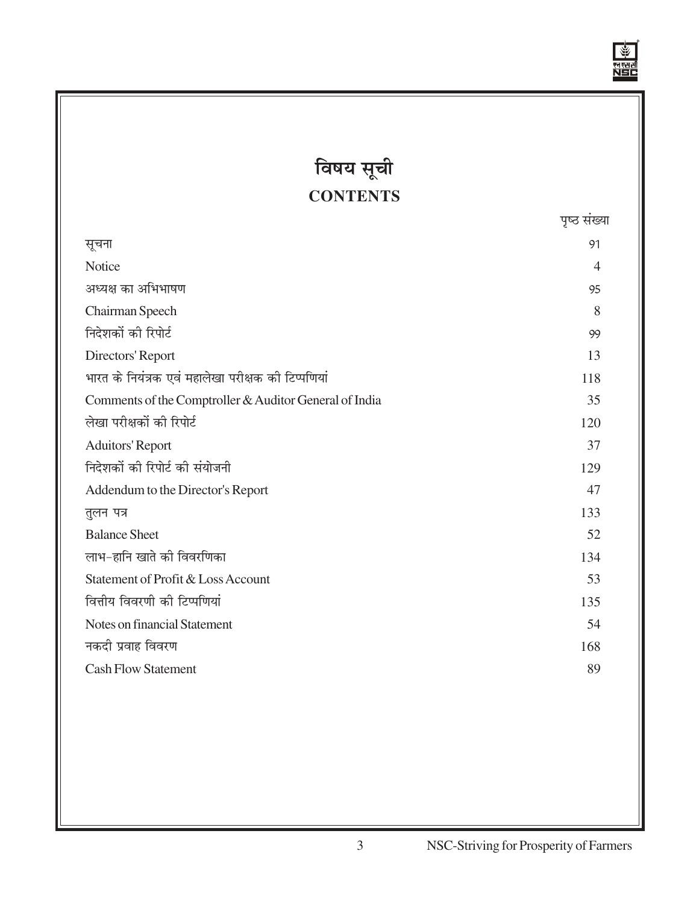# विषय सूची
## CONTENTS

| | पृष्ठ संख्या |
|---|---|
| सूचना | 91 |
| Notice | 4 |
| अध्यक्ष का अभिभाषण | 95 |
| Chairman Speech | 8 |
| निदेशकों की रिपोर्ट | 99 |
| Directors' Report | 13 |
| भारत के नियंत्रक एवं महालेखा परीक्षक की टिप्पणियां | 118 |
| Comments of the Comptroller & Auditor General of India | 35 |
| लेखा परीक्षकों की रिपोर्ट | 120 |
| Aduitors' Report | 37 |
| निदेशकों की रिपोर्ट की संयोजनी | 129 |
| Addendum to the Director's Report | 47 |
| तुलन पत्र | 133 |
| Balance Sheet | 52 |
| लाभ-हानि खाते की विवरणिका | 134 |
| Statement of Profit & Loss Account | 53 |
| वित्तीय विवरणी की टिप्पणियां | 135 |
| Notes on financial Statement | 54 |
| नकदी प्रवाह विवरण | 168 |
| Cash Flow Statement | 89 |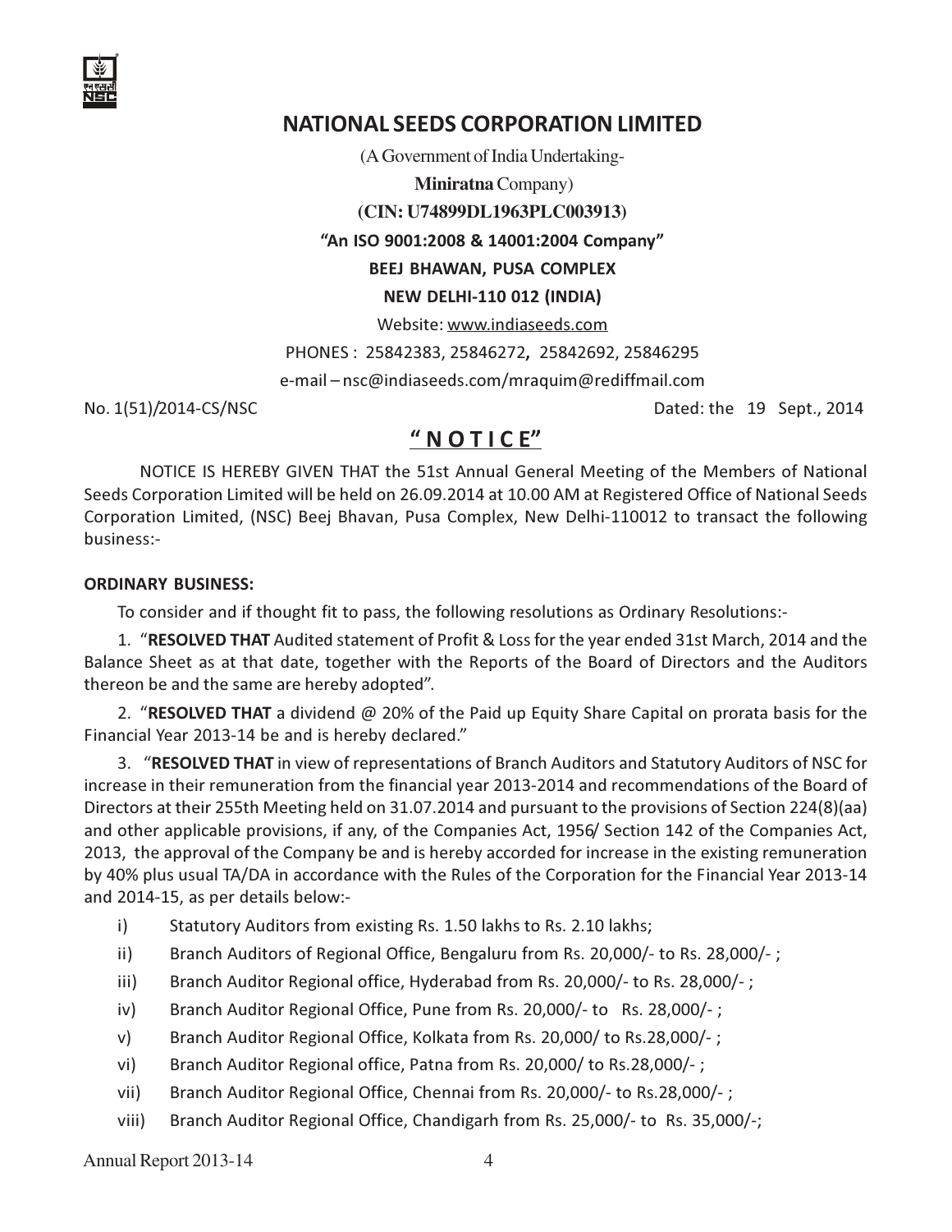# NATIONAL SEEDS CORPORATION LIMITED

(A Government of India Undertaking-

**Miniratna** Company)

**(CIN: U74899DL1963PLC003913)**

**"An ISO 9001:2008 & 14001:2004 Company"**

**BEEJ BHAWAN, PUSA COMPLEX**

**NEW DELHI-110 012 (INDIA)**

Website: www.indiaseeds.com

PHONES : 25842383, 25846272, 25842692, 25846295

e-mail – nsc@indiaseeds.com/mraquim@rediffmail.com

No. 1(51)/2014-CS/NSC Dated: the 19 Sept., 2014

## " N O T I C E"

NOTICE IS HEREBY GIVEN THAT the 51st Annual General Meeting of the Members of National Seeds Corporation Limited will be held on 26.09.2014 at 10.00 AM at Registered Office of National Seeds Corporation Limited, (NSC) Beej Bhavan, Pusa Complex, New Delhi-110012 to transact the following business:-

**ORDINARY BUSINESS:**

To consider and if thought fit to pass, the following resolutions as Ordinary Resolutions:-

1. "**RESOLVED THAT** Audited statement of Profit & Loss for the year ended 31st March, 2014 and the Balance Sheet as at that date, together with the Reports of the Board of Directors and the Auditors thereon be and the same are hereby adopted".

2. "**RESOLVED THAT** a dividend @ 20% of the Paid up Equity Share Capital on prorata basis for the Financial Year 2013-14 be and is hereby declared."

3. "**RESOLVED THAT** in view of representations of Branch Auditors and Statutory Auditors of NSC for increase in their remuneration from the financial year 2013-2014 and recommendations of the Board of Directors at their 255th Meeting held on 31.07.2014 and pursuant to the provisions of Section 224(8)(aa) and other applicable provisions, if any, of the Companies Act, 1956/ Section 142 of the Companies Act, 2013, the approval of the Company be and is hereby accorded for increase in the existing remuneration by 40% plus usual TA/DA in accordance with the Rules of the Corporation for the Financial Year 2013-14 and 2014-15, as per details below:-

i) Statutory Auditors from existing Rs. 1.50 lakhs to Rs. 2.10 lakhs;

ii) Branch Auditors of Regional Office, Bengaluru from Rs. 20,000/- to Rs. 28,000/- ;

iii) Branch Auditor Regional office, Hyderabad from Rs. 20,000/- to Rs. 28,000/- ;

iv) Branch Auditor Regional Office, Pune from Rs. 20,000/- to Rs. 28,000/- ;

v) Branch Auditor Regional Office, Kolkata from Rs. 20,000/ to Rs.28,000/- ;

vi) Branch Auditor Regional office, Patna from Rs. 20,000/ to Rs.28,000/- ;

vii) Branch Auditor Regional Office, Chennai from Rs. 20,000/- to Rs.28,000/- ;

viii) Branch Auditor Regional Office, Chandigarh from Rs. 25,000/- to Rs. 35,000/-;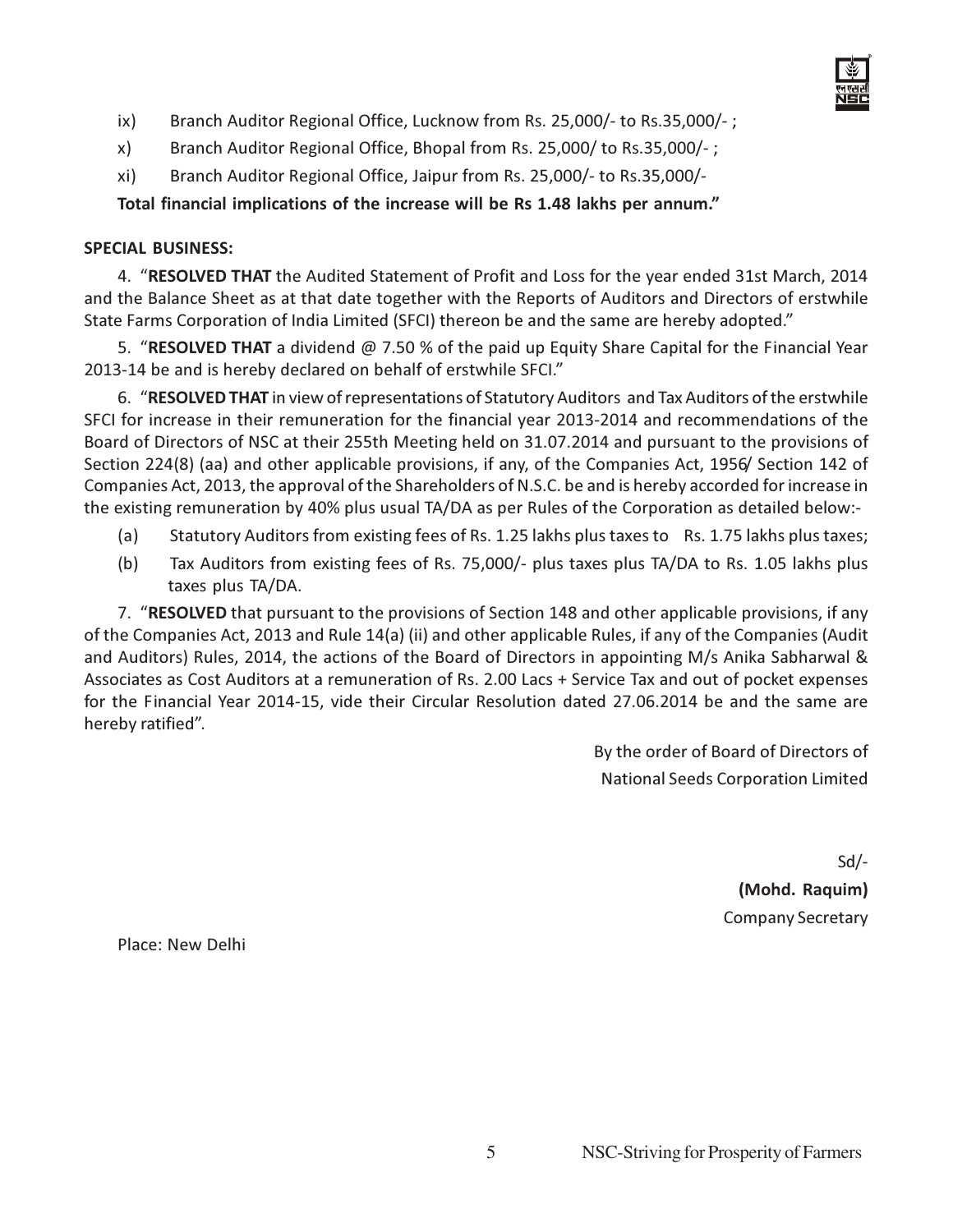ix) Branch Auditor Regional Office, Lucknow from Rs. 25,000/- to Rs.35,000/- ;

x) Branch Auditor Regional Office, Bhopal from Rs. 25,000/ to Rs.35,000/- ;

xi) Branch Auditor Regional Office, Jaipur from Rs. 25,000/- to Rs.35,000/-

**Total financial implications of the increase will be Rs 1.48 lakhs per annum."**

**SPECIAL BUSINESS:**

4. "**RESOLVED THAT** the Audited Statement of Profit and Loss for the year ended 31st March, 2014 and the Balance Sheet as at that date together with the Reports of Auditors and Directors of erstwhile State Farms Corporation of India Limited (SFCI) thereon be and the same are hereby adopted."

5. "**RESOLVED THAT** a dividend @ 7.50 % of the paid up Equity Share Capital for the Financial Year 2013-14 be and is hereby declared on behalf of erstwhile SFCI."

6. "**RESOLVED THAT** in view of representations of Statutory Auditors and Tax Auditors of the erstwhile SFCI for increase in their remuneration for the financial year 2013-2014 and recommendations of the Board of Directors of NSC at their 255th Meeting held on 31.07.2014 and pursuant to the provisions of Section 224(8) (aa) and other applicable provisions, if any, of the Companies Act, 1956/ Section 142 of Companies Act, 2013, the approval of the Shareholders of N.S.C. be and is hereby accorded for increase in the existing remuneration by 40% plus usual TA/DA as per Rules of the Corporation as detailed below:-

(a) Statutory Auditors from existing fees of Rs. 1.25 lakhs plus taxes to Rs. 1.75 lakhs plus taxes;

(b) Tax Auditors from existing fees of Rs. 75,000/- plus taxes plus TA/DA to Rs. 1.05 lakhs plus taxes plus TA/DA.

7. "**RESOLVED** that pursuant to the provisions of Section 148 and other applicable provisions, if any of the Companies Act, 2013 and Rule 14(a) (ii) and other applicable Rules, if any of the Companies (Audit and Auditors) Rules, 2014, the actions of the Board of Directors in appointing M/s Anika Sabharwal & Associates as Cost Auditors at a remuneration of Rs. 2.00 Lacs + Service Tax and out of pocket expenses for the Financial Year 2014-15, vide their Circular Resolution dated 27.06.2014 be and the same are hereby ratified".

By the order of Board of Directors of
National Seeds Corporation Limited

Sd/-
**(Mohd. Raquim)**
Company Secretary

Place: New Delhi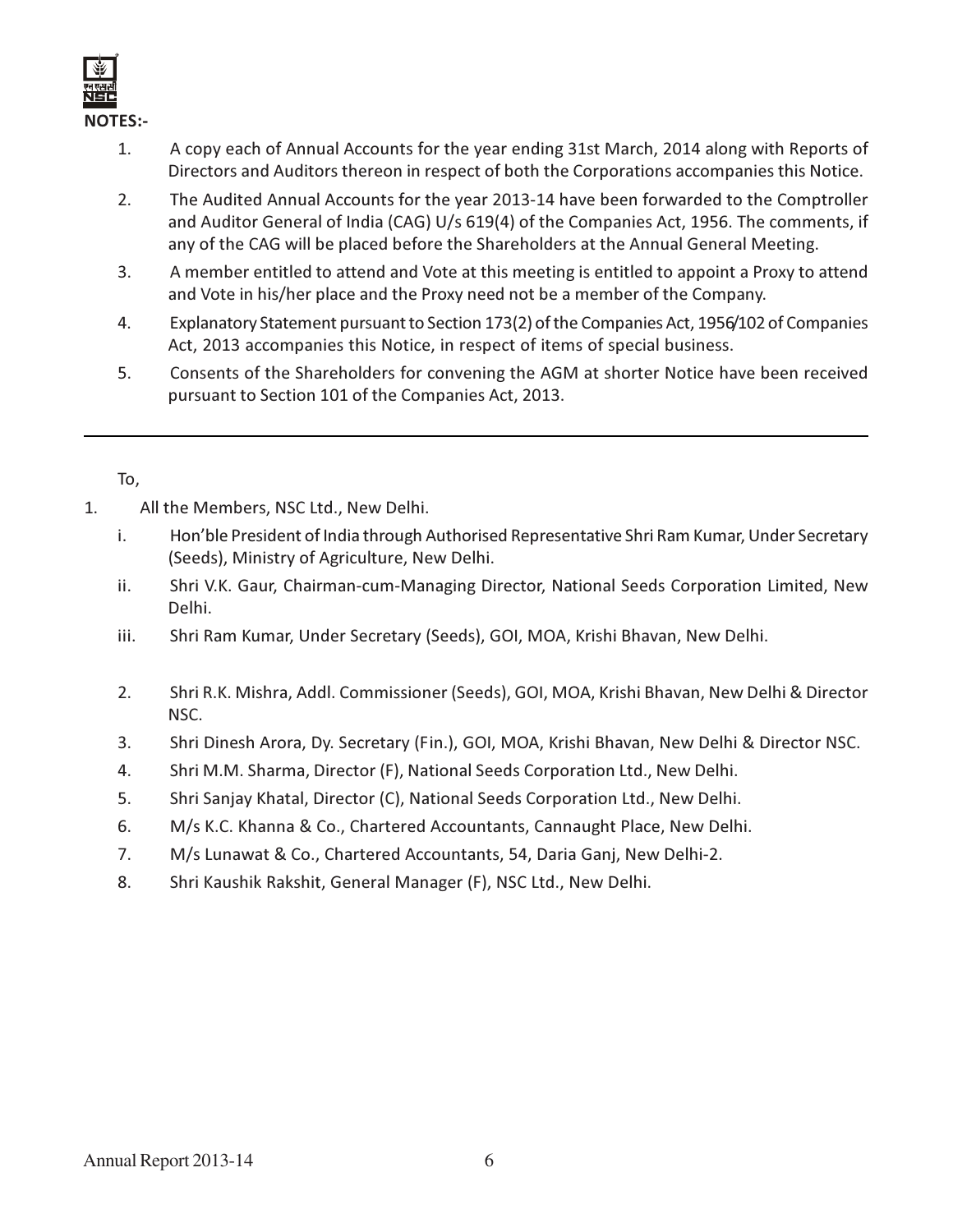**NOTES:-**

1. A copy each of Annual Accounts for the year ending 31st March, 2014 along with Reports of Directors and Auditors thereon in respect of both the Corporations accompanies this Notice.
2. The Audited Annual Accounts for the year 2013-14 have been forwarded to the Comptroller and Auditor General of India (CAG) U/s 619(4) of the Companies Act, 1956. The comments, if any of the CAG will be placed before the Shareholders at the Annual General Meeting.
3. A member entitled to attend and Vote at this meeting is entitled to appoint a Proxy to attend and Vote in his/her place and the Proxy need not be a member of the Company.
4. Explanatory Statement pursuant to Section 173(2) of the Companies Act, 1956/102 of Companies Act, 2013 accompanies this Notice, in respect of items of special business.
5. Consents of the Shareholders for convening the AGM at shorter Notice have been received pursuant to Section 101 of the Companies Act, 2013.

---

To,

1. All the Members, NSC Ltd., New Delhi.
   - i. Hon'ble President of India through Authorised Representative Shri Ram Kumar, Under Secretary (Seeds), Ministry of Agriculture, New Delhi.
   - ii. Shri V.K. Gaur, Chairman-cum-Managing Director, National Seeds Corporation Limited, New Delhi.
   - iii. Shri Ram Kumar, Under Secretary (Seeds), GOI, MOA, Krishi Bhavan, New Delhi.
2. Shri R.K. Mishra, Addl. Commissioner (Seeds), GOI, MOA, Krishi Bhavan, New Delhi & Director NSC.
3. Shri Dinesh Arora, Dy. Secretary (Fin.), GOI, MOA, Krishi Bhavan, New Delhi & Director NSC.
4. Shri M.M. Sharma, Director (F), National Seeds Corporation Ltd., New Delhi.
5. Shri Sanjay Khatal, Director (C), National Seeds Corporation Ltd., New Delhi.
6. M/s K.C. Khanna & Co., Chartered Accountants, Cannaught Place, New Delhi.
7. M/s Lunawat & Co., Chartered Accountants, 54, Daria Ganj, New Delhi-2.
8. Shri Kaushik Rakshit, General Manager (F), NSC Ltd., New Delhi.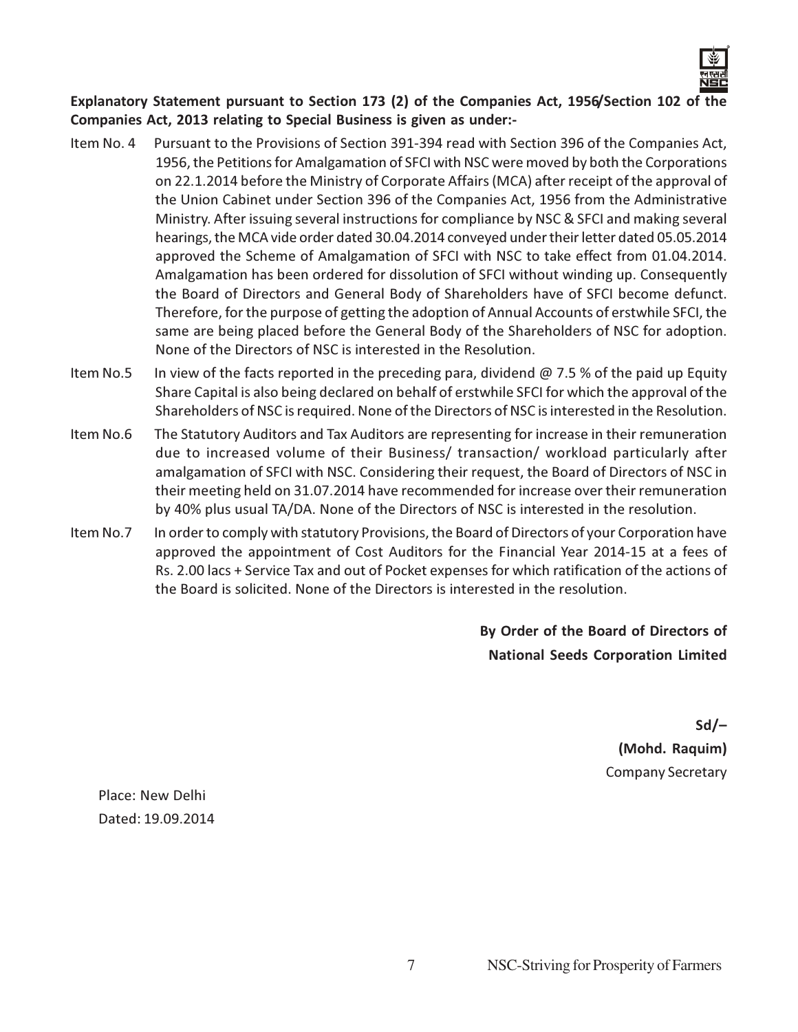**Explanatory Statement pursuant to Section 173 (2) of the Companies Act, 1956/Section 102 of the Companies Act, 2013 relating to Special Business is given as under:-**

Item No. 4 Pursuant to the Provisions of Section 391-394 read with Section 396 of the Companies Act, 1956, the Petitions for Amalgamation of SFCI with NSC were moved by both the Corporations on 22.1.2014 before the Ministry of Corporate Affairs (MCA) after receipt of the approval of the Union Cabinet under Section 396 of the Companies Act, 1956 from the Administrative Ministry. After issuing several instructions for compliance by NSC & SFCI and making several hearings, the MCA vide order dated 30.04.2014 conveyed under their letter dated 05.05.2014 approved the Scheme of Amalgamation of SFCI with NSC to take effect from 01.04.2014. Amalgamation has been ordered for dissolution of SFCI without winding up. Consequently the Board of Directors and General Body of Shareholders have of SFCI become defunct. Therefore, for the purpose of getting the adoption of Annual Accounts of erstwhile SFCI, the same are being placed before the General Body of the Shareholders of NSC for adoption. None of the Directors of NSC is interested in the Resolution.

Item No.5 In view of the facts reported in the preceding para, dividend @ 7.5 % of the paid up Equity Share Capital is also being declared on behalf of erstwhile SFCI for which the approval of the Shareholders of NSC is required. None of the Directors of NSC is interested in the Resolution.

Item No.6 The Statutory Auditors and Tax Auditors are representing for increase in their remuneration due to increased volume of their Business/ transaction/ workload particularly after amalgamation of SFCI with NSC. Considering their request, the Board of Directors of NSC in their meeting held on 31.07.2014 have recommended for increase over their remuneration by 40% plus usual TA/DA. None of the Directors of NSC is interested in the resolution.

Item No.7 In order to comply with statutory Provisions, the Board of Directors of your Corporation have approved the appointment of Cost Auditors for the Financial Year 2014-15 at a fees of Rs. 2.00 lacs + Service Tax and out of Pocket expenses for which ratification of the actions of the Board is solicited. None of the Directors is interested in the resolution.

**By Order of the Board of Directors of**
**National Seeds Corporation Limited**

**Sd/–**
**(Mohd. Raquim)**
Company Secretary

Place: New Delhi
Dated: 19.09.2014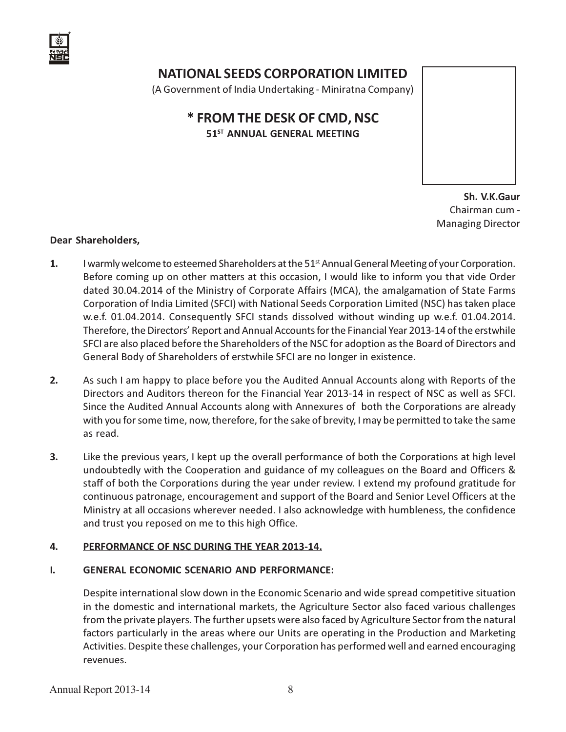# NATIONAL SEEDS CORPORATION LIMITED

(A Government of India Undertaking - Miniratna Company)

## * FROM THE DESK OF CMD, NSC

### 51[ST] ANNUAL GENERAL MEETING

**Sh. V.K.Gaur**
Chairman cum - Managing Director

**Dear Shareholders,**

**1.** I warmly welcome to esteemed Shareholders at the 51[st] Annual General Meeting of your Corporation. Before coming up on other matters at this occasion, I would like to inform you that vide Order dated 30.04.2014 of the Ministry of Corporate Affairs (MCA), the amalgamation of State Farms Corporation of India Limited (SFCI) with National Seeds Corporation Limited (NSC) has taken place w.e.f. 01.04.2014. Consequently SFCI stands dissolved without winding up w.e.f. 01.04.2014. Therefore, the Directors' Report and Annual Accounts for the Financial Year 2013-14 of the erstwhile SFCI are also placed before the Shareholders of the NSC for adoption as the Board of Directors and General Body of Shareholders of erstwhile SFCI are no longer in existence.

**2.** As such I am happy to place before you the Audited Annual Accounts along with Reports of the Directors and Auditors thereon for the Financial Year 2013-14 in respect of NSC as well as SFCI. Since the Audited Annual Accounts along with Annexures of both the Corporations are already with you for some time, now, therefore, for the sake of brevity, I may be permitted to take the same as read.

**3.** Like the previous years, I kept up the overall performance of both the Corporations at high level undoubtedly with the Cooperation and guidance of my colleagues on the Board and Officers & staff of both the Corporations during the year under review. I extend my profound gratitude for continuous patronage, encouragement and support of the Board and Senior Level Officers at the Ministry at all occasions wherever needed. I also acknowledge with humbleness, the confidence and trust you reposed on me to this high Office.

**4. <u>PERFORMANCE OF NSC DURING THE YEAR 2013-14.</u>**

**I. GENERAL ECONOMIC SCENARIO AND PERFORMANCE:**

Despite international slow down in the Economic Scenario and wide spread competitive situation in the domestic and international markets, the Agriculture Sector also faced various challenges from the private players. The further upsets were also faced by Agriculture Sector from the natural factors particularly in the areas where our Units are operating in the Production and Marketing Activities. Despite these challenges, your Corporation has performed well and earned encouraging revenues.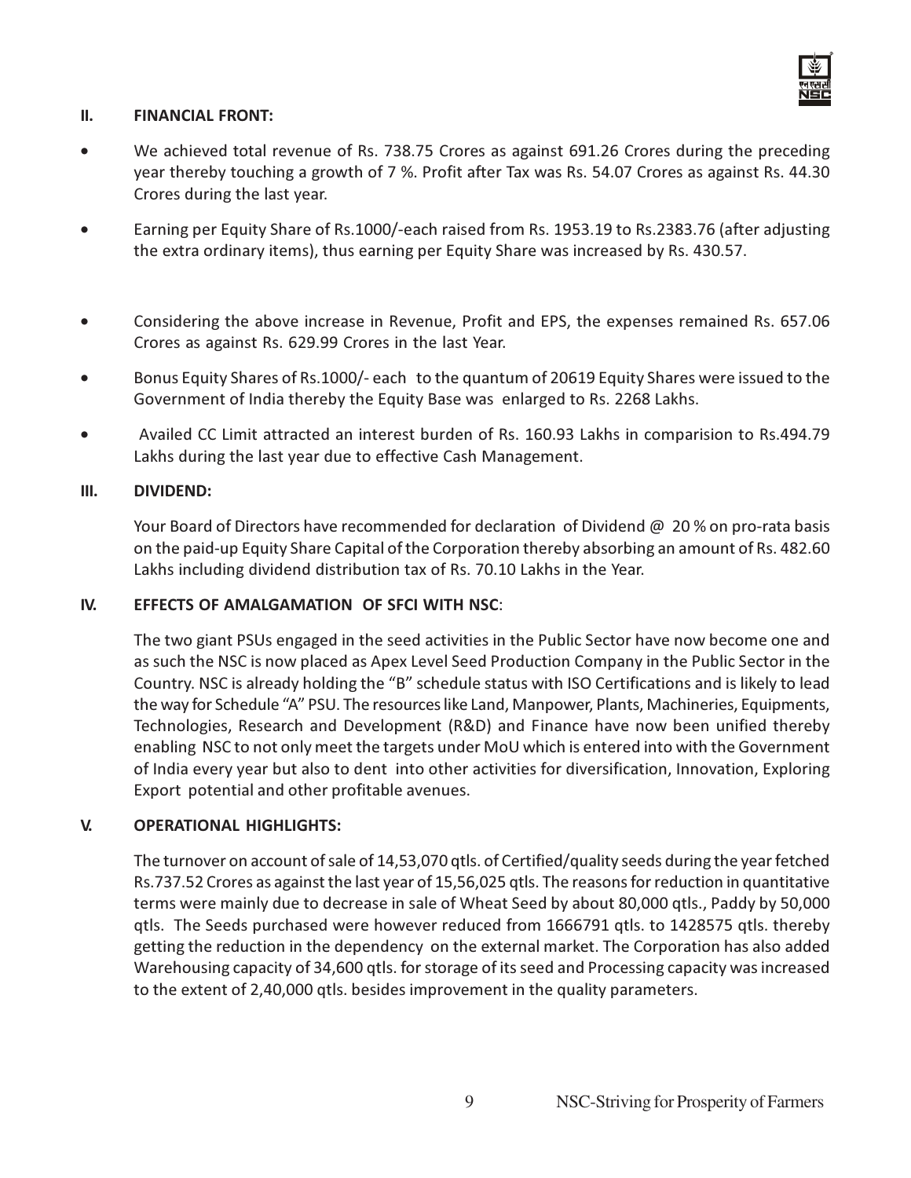## II. FINANCIAL FRONT:

- We achieved total revenue of Rs. 738.75 Crores as against 691.26 Crores during the preceding year thereby touching a growth of 7 %. Profit after Tax was Rs. 54.07 Crores as against Rs. 44.30 Crores during the last year.
- Earning per Equity Share of Rs.1000/-each raised from Rs. 1953.19 to Rs.2383.76 (after adjusting the extra ordinary items), thus earning per Equity Share was increased by Rs. 430.57.
- Considering the above increase in Revenue, Profit and EPS, the expenses remained Rs. 657.06 Crores as against Rs. 629.99 Crores in the last Year.
- Bonus Equity Shares of Rs.1000/- each to the quantum of 20619 Equity Shares were issued to the Government of India thereby the Equity Base was enlarged to Rs. 2268 Lakhs.
- Availed CC Limit attracted an interest burden of Rs. 160.93 Lakhs in comparision to Rs.494.79 Lakhs during the last year due to effective Cash Management.

## III. DIVIDEND:

Your Board of Directors have recommended for declaration of Dividend @ 20 % on pro-rata basis on the paid-up Equity Share Capital of the Corporation thereby absorbing an amount of Rs. 482.60 Lakhs including dividend distribution tax of Rs. 70.10 Lakhs in the Year.

## IV. EFFECTS OF AMALGAMATION OF SFCI WITH NSC:

The two giant PSUs engaged in the seed activities in the Public Sector have now become one and as such the NSC is now placed as Apex Level Seed Production Company in the Public Sector in the Country. NSC is already holding the "B" schedule status with ISO Certifications and is likely to lead the way for Schedule "A" PSU. The resources like Land, Manpower, Plants, Machineries, Equipments, Technologies, Research and Development (R&D) and Finance have now been unified thereby enabling NSC to not only meet the targets under MoU which is entered into with the Government of India every year but also to dent into other activities for diversification, Innovation, Exploring Export potential and other profitable avenues.

## V. OPERATIONAL HIGHLIGHTS:

The turnover on account of sale of 14,53,070 qtls. of Certified/quality seeds during the year fetched Rs.737.52 Crores as against the last year of 15,56,025 qtls. The reasons for reduction in quantitative terms were mainly due to decrease in sale of Wheat Seed by about 80,000 qtls., Paddy by 50,000 qtls. The Seeds purchased were however reduced from 1666791 qtls. to 1428575 qtls. thereby getting the reduction in the dependency on the external market. The Corporation has also added Warehousing capacity of 34,600 qtls. for storage of its seed and Processing capacity was increased to the extent of 2,40,000 qtls. besides improvement in the quality parameters.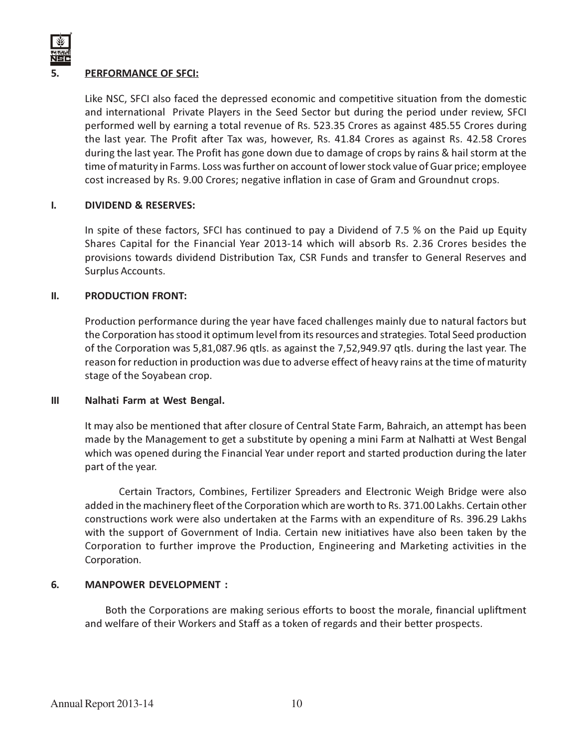## 5. PERFORMANCE OF SFCI:

Like NSC, SFCI also faced the depressed economic and competitive situation from the domestic and international Private Players in the Seed Sector but during the period under review, SFCI performed well by earning a total revenue of Rs. 523.35 Crores as against 485.55 Crores during the last year. The Profit after Tax was, however, Rs. 41.84 Crores as against Rs. 42.58 Crores during the last year. The Profit has gone down due to damage of crops by rains & hail storm at the time of maturity in Farms. Loss was further on account of lower stock value of Guar price; employee cost increased by Rs. 9.00 Crores; negative inflation in case of Gram and Groundnut crops.

### I. DIVIDEND & RESERVES:

In spite of these factors, SFCI has continued to pay a Dividend of 7.5 % on the Paid up Equity Shares Capital for the Financial Year 2013-14 which will absorb Rs. 2.36 Crores besides the provisions towards dividend Distribution Tax, CSR Funds and transfer to General Reserves and Surplus Accounts.

### II. PRODUCTION FRONT:

Production performance during the year have faced challenges mainly due to natural factors but the Corporation has stood it optimum level from its resources and strategies. Total Seed production of the Corporation was 5,81,087.96 qtls. as against the 7,52,949.97 qtls. during the last year. The reason for reduction in production was due to adverse effect of heavy rains at the time of maturity stage of the Soyabean crop.

### III Nalhati Farm at West Bengal.

It may also be mentioned that after closure of Central State Farm, Bahraich, an attempt has been made by the Management to get a substitute by opening a mini Farm at Nalhatti at West Bengal which was opened during the Financial Year under report and started production during the later part of the year.

Certain Tractors, Combines, Fertilizer Spreaders and Electronic Weigh Bridge were also added in the machinery fleet of the Corporation which are worth to Rs. 371.00 Lakhs. Certain other constructions work were also undertaken at the Farms with an expenditure of Rs. 396.29 Lakhs with the support of Government of India. Certain new initiatives have also been taken by the Corporation to further improve the Production, Engineering and Marketing activities in the Corporation.

## 6. MANPOWER DEVELOPMENT :

Both the Corporations are making serious efforts to boost the morale, financial upliftment and welfare of their Workers and Staff as a token of regards and their better prospects.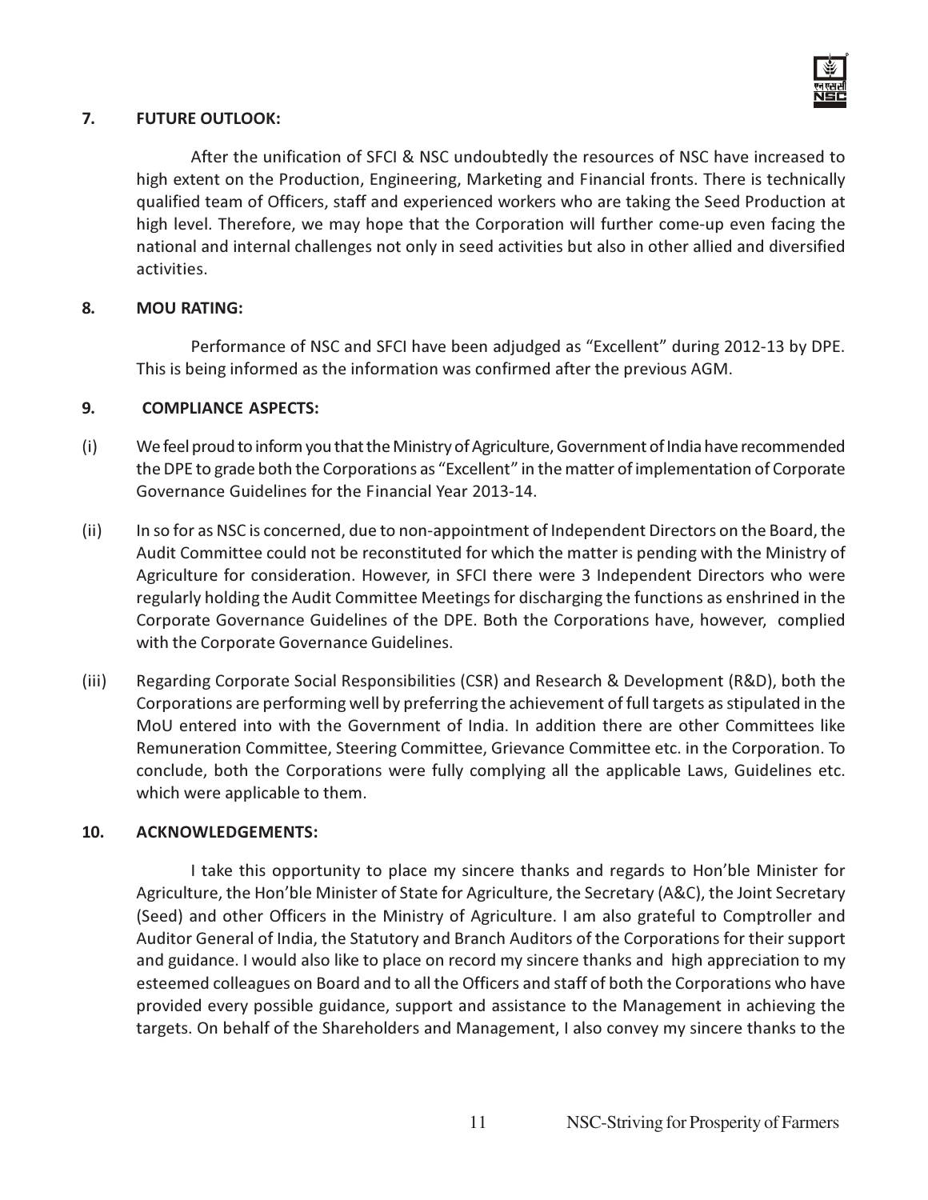## 7. FUTURE OUTLOOK:

After the unification of SFCI & NSC undoubtedly the resources of NSC have increased to high extent on the Production, Engineering, Marketing and Financial fronts. There is technically qualified team of Officers, staff and experienced workers who are taking the Seed Production at high level. Therefore, we may hope that the Corporation will further come-up even facing the national and internal challenges not only in seed activities but also in other allied and diversified activities.

## 8. MOU RATING:

Performance of NSC and SFCI have been adjudged as "Excellent" during 2012-13 by DPE. This is being informed as the information was confirmed after the previous AGM.

## 9. COMPLIANCE ASPECTS:

(i) We feel proud to inform you that the Ministry of Agriculture, Government of India have recommended the DPE to grade both the Corporations as "Excellent" in the matter of implementation of Corporate Governance Guidelines for the Financial Year 2013-14.

(ii) In so for as NSC is concerned, due to non-appointment of Independent Directors on the Board, the Audit Committee could not be reconstituted for which the matter is pending with the Ministry of Agriculture for consideration. However, in SFCI there were 3 Independent Directors who were regularly holding the Audit Committee Meetings for discharging the functions as enshrined in the Corporate Governance Guidelines of the DPE. Both the Corporations have, however, complied with the Corporate Governance Guidelines.

(iii) Regarding Corporate Social Responsibilities (CSR) and Research & Development (R&D), both the Corporations are performing well by preferring the achievement of full targets as stipulated in the MoU entered into with the Government of India. In addition there are other Committees like Remuneration Committee, Steering Committee, Grievance Committee etc. in the Corporation. To conclude, both the Corporations were fully complying all the applicable Laws, Guidelines etc. which were applicable to them.

## 10. ACKNOWLEDGEMENTS:

I take this opportunity to place my sincere thanks and regards to Hon'ble Minister for Agriculture, the Hon'ble Minister of State for Agriculture, the Secretary (A&C), the Joint Secretary (Seed) and other Officers in the Ministry of Agriculture. I am also grateful to Comptroller and Auditor General of India, the Statutory and Branch Auditors of the Corporations for their support and guidance. I would also like to place on record my sincere thanks and high appreciation to my esteemed colleagues on Board and to all the Officers and staff of both the Corporations who have provided every possible guidance, support and assistance to the Management in achieving the targets. On behalf of the Shareholders and Management, I also convey my sincere thanks to the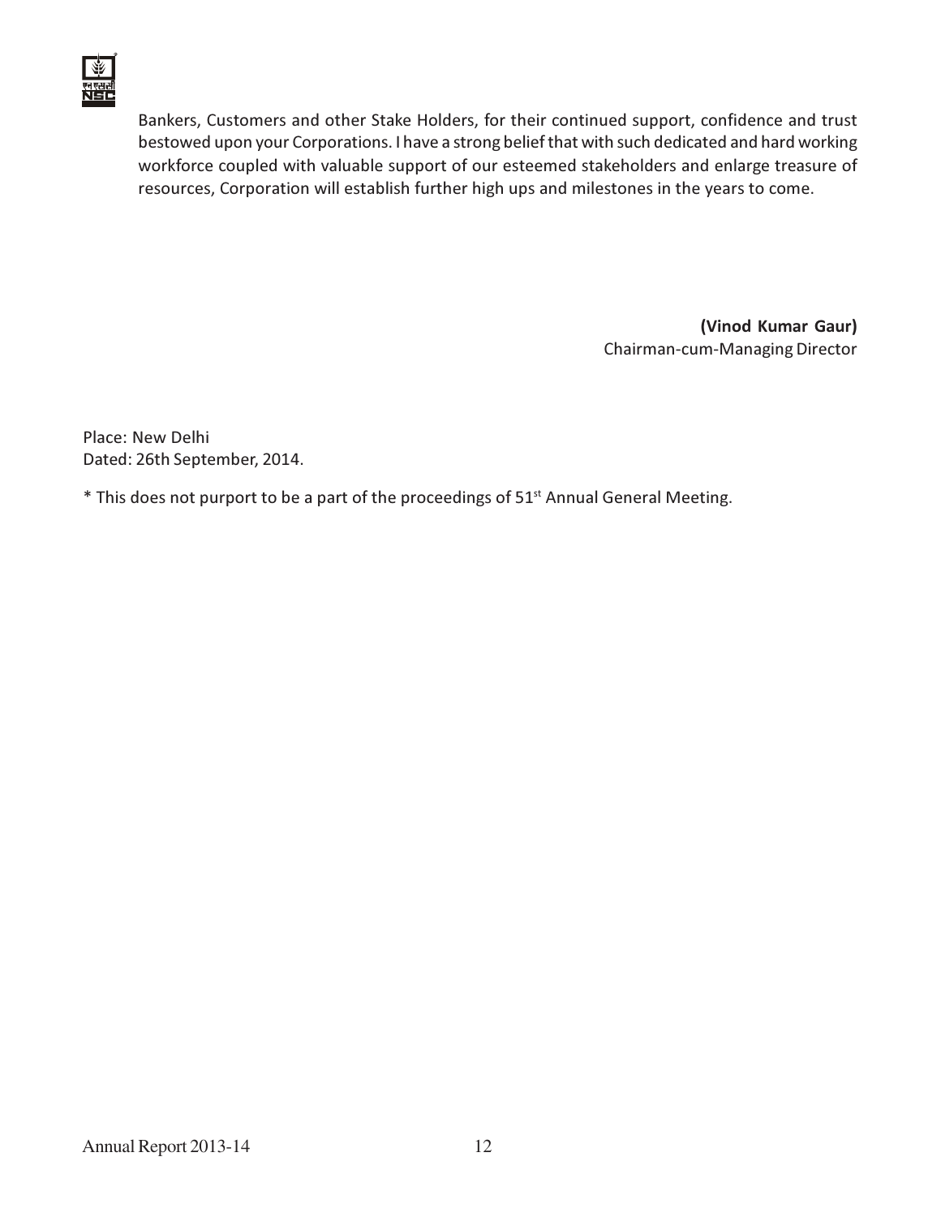Bankers, Customers and other Stake Holders, for their continued support, confidence and trust bestowed upon your Corporations. I have a strong belief that with such dedicated and hard working workforce coupled with valuable support of our esteemed stakeholders and enlarge treasure of resources, Corporation will establish further high ups and milestones in the years to come.

**(Vinod Kumar Gaur)**
Chairman-cum-Managing Director

Place: New Delhi
Dated: 26th September, 2014.

* This does not purport to be a part of the proceedings of 51st Annual General Meeting.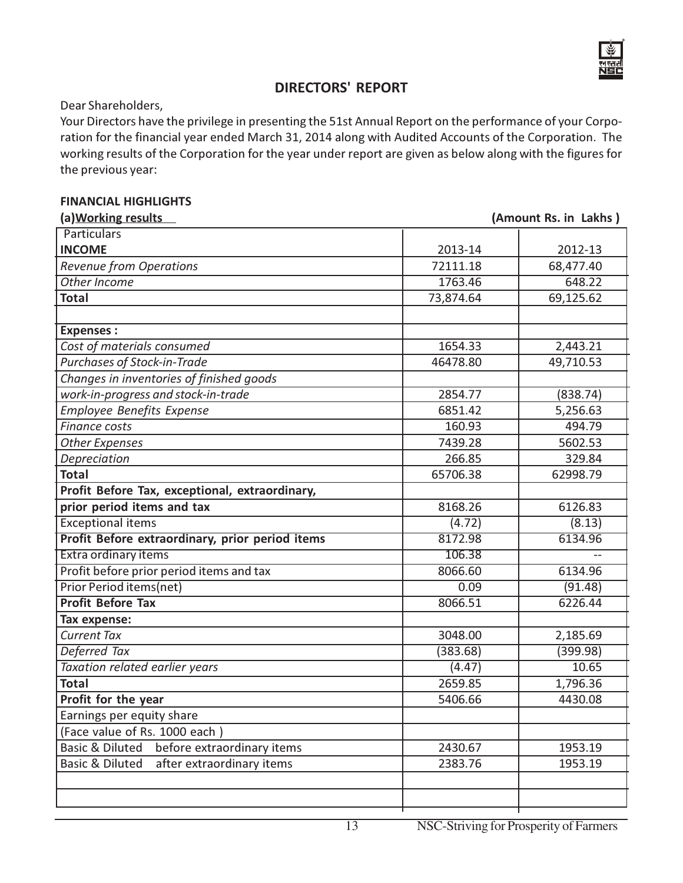## DIRECTORS' REPORT

Dear Shareholders,

Your Directors have the privilege in presenting the 51st Annual Report on the performance of your Corporation for the financial year ended March 31, 2014 along with Audited Accounts of the Corporation. The working results of the Corporation for the year under report are given as below along with the figures for the previous year:

### FINANCIAL HIGHLIGHTS

**(a)Working results** (Amount Rs. in Lakhs )

| Particulars | | |
|---|---|---|
| **INCOME** | 2013-14 | 2012-13 |
| *Revenue from Operations* | 72111.18 | 68,477.40 |
| *Other Income* | 1763.46 | 648.22 |
| **Total** | 73,874.64 | 69,125.62 |
| | | |
| **Expenses :** | | |
| *Cost of materials consumed* | 1654.33 | 2,443.21 |
| *Purchases of Stock-in-Trade* | 46478.80 | 49,710.53 |
| *Changes in inventories of finished goods* | | |
| *work-in-progress and stock-in-trade* | 2854.77 | (838.74) |
| *Employee Benefits Expense* | 6851.42 | 5,256.63 |
| *Finance costs* | 160.93 | 494.79 |
| *Other Expenses* | 7439.28 | 5602.53 |
| *Depreciation* | 266.85 | 329.84 |
| **Total** | 65706.38 | 62998.79 |
| **Profit Before Tax, exceptional, extraordinary,** | | |
| **prior period items and tax** | 8168.26 | 6126.83 |
| Exceptional items | (4.72) | (8.13) |
| **Profit Before extraordinary, prior period items** | 8172.98 | 6134.96 |
| Extra ordinary items | 106.38 | -- |
| Profit before prior period items and tax | 8066.60 | 6134.96 |
| Prior Period items(net) | 0.09 | (91.48) |
| **Profit Before Tax** | 8066.51 | 6226.44 |
| **Tax expense:** | | |
| *Current Tax* | 3048.00 | 2,185.69 |
| *Deferred Tax* | (383.68) | (399.98) |
| *Taxation related earlier years* | (4.47) | 10.65 |
| **Total** | 2659.85 | 1,796.36 |
| **Profit for the year** | 5406.66 | 4430.08 |
| Earnings per equity share | | |
| (Face value of Rs. 1000 each ) | | |
| Basic & Diluted before extraordinary items | 2430.67 | 1953.19 |
| Basic & Diluted after extraordinary items | 2383.76 | 1953.19 |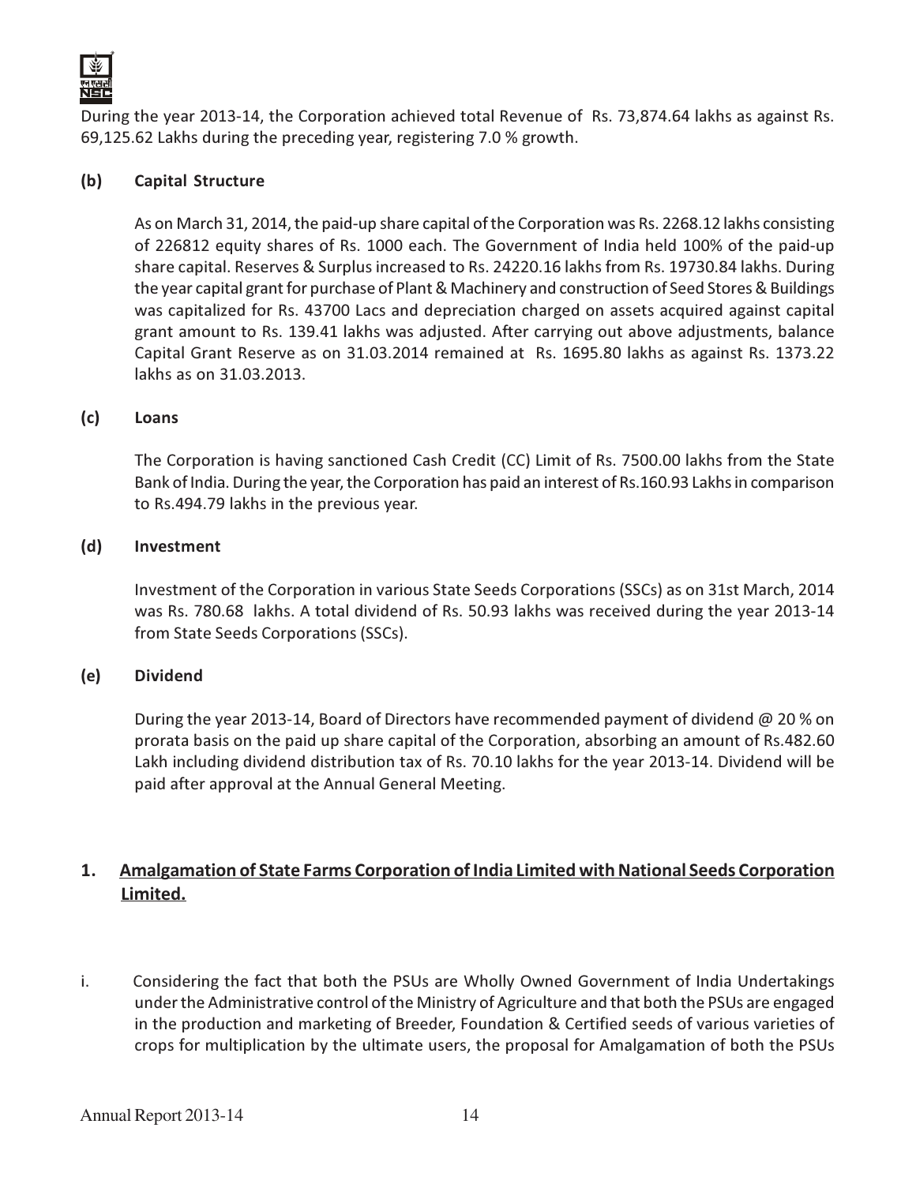During the year 2013-14, the Corporation achieved total Revenue of Rs. 73,874.64 lakhs as against Rs. 69,125.62 Lakhs during the preceding year, registering 7.0 % growth.

**(b) Capital Structure**

As on March 31, 2014, the paid-up share capital of the Corporation was Rs. 2268.12 lakhs consisting of 226812 equity shares of Rs. 1000 each. The Government of India held 100% of the paid-up share capital. Reserves & Surplus increased to Rs. 24220.16 lakhs from Rs. 19730.84 lakhs. During the year capital grant for purchase of Plant & Machinery and construction of Seed Stores & Buildings was capitalized for Rs. 43700 Lacs and depreciation charged on assets acquired against capital grant amount to Rs. 139.41 lakhs was adjusted. After carrying out above adjustments, balance Capital Grant Reserve as on 31.03.2014 remained at Rs. 1695.80 lakhs as against Rs. 1373.22 lakhs as on 31.03.2013.

**(c) Loans**

The Corporation is having sanctioned Cash Credit (CC) Limit of Rs. 7500.00 lakhs from the State Bank of India. During the year, the Corporation has paid an interest of Rs.160.93 Lakhs in comparison to Rs.494.79 lakhs in the previous year.

**(d) Investment**

Investment of the Corporation in various State Seeds Corporations (SSCs) as on 31st March, 2014 was Rs. 780.68 lakhs. A total dividend of Rs. 50.93 lakhs was received during the year 2013-14 from State Seeds Corporations (SSCs).

**(e) Dividend**

During the year 2013-14, Board of Directors have recommended payment of dividend @ 20 % on prorata basis on the paid up share capital of the Corporation, absorbing an amount of Rs.482.60 Lakh including dividend distribution tax of Rs. 70.10 lakhs for the year 2013-14. Dividend will be paid after approval at the Annual General Meeting.

## 1. Amalgamation of State Farms Corporation of India Limited with National Seeds Corporation Limited.

i. Considering the fact that both the PSUs are Wholly Owned Government of India Undertakings under the Administrative control of the Ministry of Agriculture and that both the PSUs are engaged in the production and marketing of Breeder, Foundation & Certified seeds of various varieties of crops for multiplication by the ultimate users, the proposal for Amalgamation of both the PSUs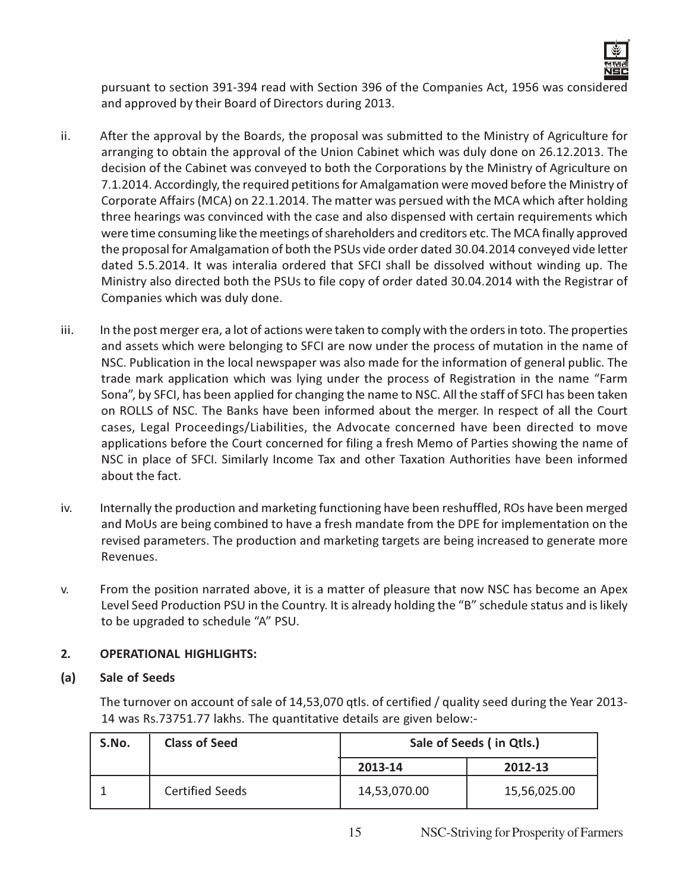pursuant to section 391-394 read with Section 396 of the Companies Act, 1956 was considered and approved by their Board of Directors during 2013.

ii. After the approval by the Boards, the proposal was submitted to the Ministry of Agriculture for arranging to obtain the approval of the Union Cabinet which was duly done on 26.12.2013. The decision of the Cabinet was conveyed to both the Corporations by the Ministry of Agriculture on 7.1.2014. Accordingly, the required petitions for Amalgamation were moved before the Ministry of Corporate Affairs (MCA) on 22.1.2014. The matter was persued with the MCA which after holding three hearings was convinced with the case and also dispensed with certain requirements which were time consuming like the meetings of shareholders and creditors etc. The MCA finally approved the proposal for Amalgamation of both the PSUs vide order dated 30.04.2014 conveyed vide letter dated 5.5.2014. It was interalia ordered that SFCI shall be dissolved without winding up. The Ministry also directed both the PSUs to file copy of order dated 30.04.2014 with the Registrar of Companies which was duly done.

iii. In the post merger era, a lot of actions were taken to comply with the orders in toto. The properties and assets which were belonging to SFCI are now under the process of mutation in the name of NSC. Publication in the local newspaper was also made for the information of general public. The trade mark application which was lying under the process of Registration in the name "Farm Sona", by SFCI, has been applied for changing the name to NSC. All the staff of SFCI has been taken on ROLLS of NSC. The Banks have been informed about the merger. In respect of all the Court cases, Legal Proceedings/Liabilities, the Advocate concerned have been directed to move applications before the Court concerned for filing a fresh Memo of Parties showing the name of NSC in place of SFCI. Similarly Income Tax and other Taxation Authorities have been informed about the fact.

iv. Internally the production and marketing functioning have been reshuffled, ROs have been merged and MoUs are being combined to have a fresh mandate from the DPE for implementation on the revised parameters. The production and marketing targets are being increased to generate more Revenues.

v. From the position narrated above, it is a matter of pleasure that now NSC has become an Apex Level Seed Production PSU in the Country. It is already holding the "B" schedule status and is likely to be upgraded to schedule "A" PSU.

## 2. OPERATIONAL HIGHLIGHTS:

### (a) Sale of Seeds

The turnover on account of sale of 14,53,070 qtls. of certified / quality seed during the Year 2013-14 was Rs.73751.77 lakhs. The quantitative details are given below:-

| S.No. | Class of Seed | Sale of Seeds ( in Qtls.) | |
|---|---|---|---|
| | | 2013-14 | 2012-13 |
| 1 | Certified Seeds | 14,53,070.00 | 15,56,025.00 |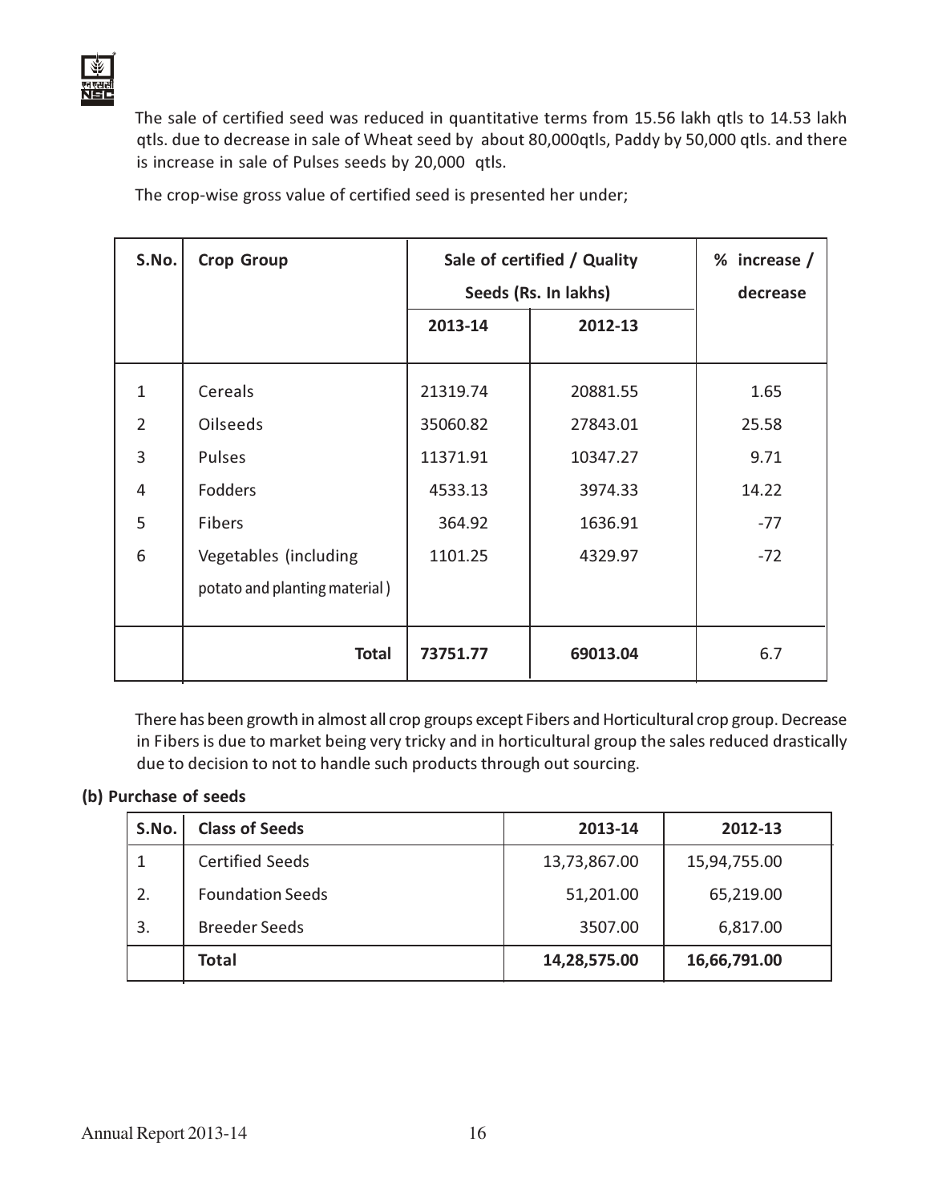The sale of certified seed was reduced in quantitative terms from 15.56 lakh qtls to 14.53 lakh qtls. due to decrease in sale of Wheat seed by about 80,000qtls, Paddy by 50,000 qtls. and there is increase in sale of Pulses seeds by 20,000 qtls.

The crop-wise gross value of certified seed is presented her under;

| S.No. | Crop Group | Sale of certified / Quality Seeds (Rs. In lakhs) | | % increase / decrease |
|---|---|---|---|---|
| | | 2013-14 | 2012-13 | |
| 1 | Cereals | 21319.74 | 20881.55 | 1.65 |
| 2 | Oilseeds | 35060.82 | 27843.01 | 25.58 |
| 3 | Pulses | 11371.91 | 10347.27 | 9.71 |
| 4 | Fodders | 4533.13 | 3974.33 | 14.22 |
| 5 | Fibers | 364.92 | 1636.91 | -77 |
| 6 | Vegetables (including potato and planting material ) | 1101.25 | 4329.97 | -72 |
| | **Total** | **73751.77** | **69013.04** | 6.7 |

There has been growth in almost all crop groups except Fibers and Horticultural crop group. Decrease in Fibers is due to market being very tricky and in horticultural group the sales reduced drastically due to decision to not to handle such products through out sourcing.

**(b) Purchase of seeds**

| S.No. | Class of Seeds | 2013-14 | 2012-13 |
|---|---|---|---|
| 1 | Certified Seeds | 13,73,867.00 | 15,94,755.00 |
| 2. | Foundation Seeds | 51,201.00 | 65,219.00 |
| 3. | Breeder Seeds | 3507.00 | 6,817.00 |
| | **Total** | **14,28,575.00** | **16,66,791.00** |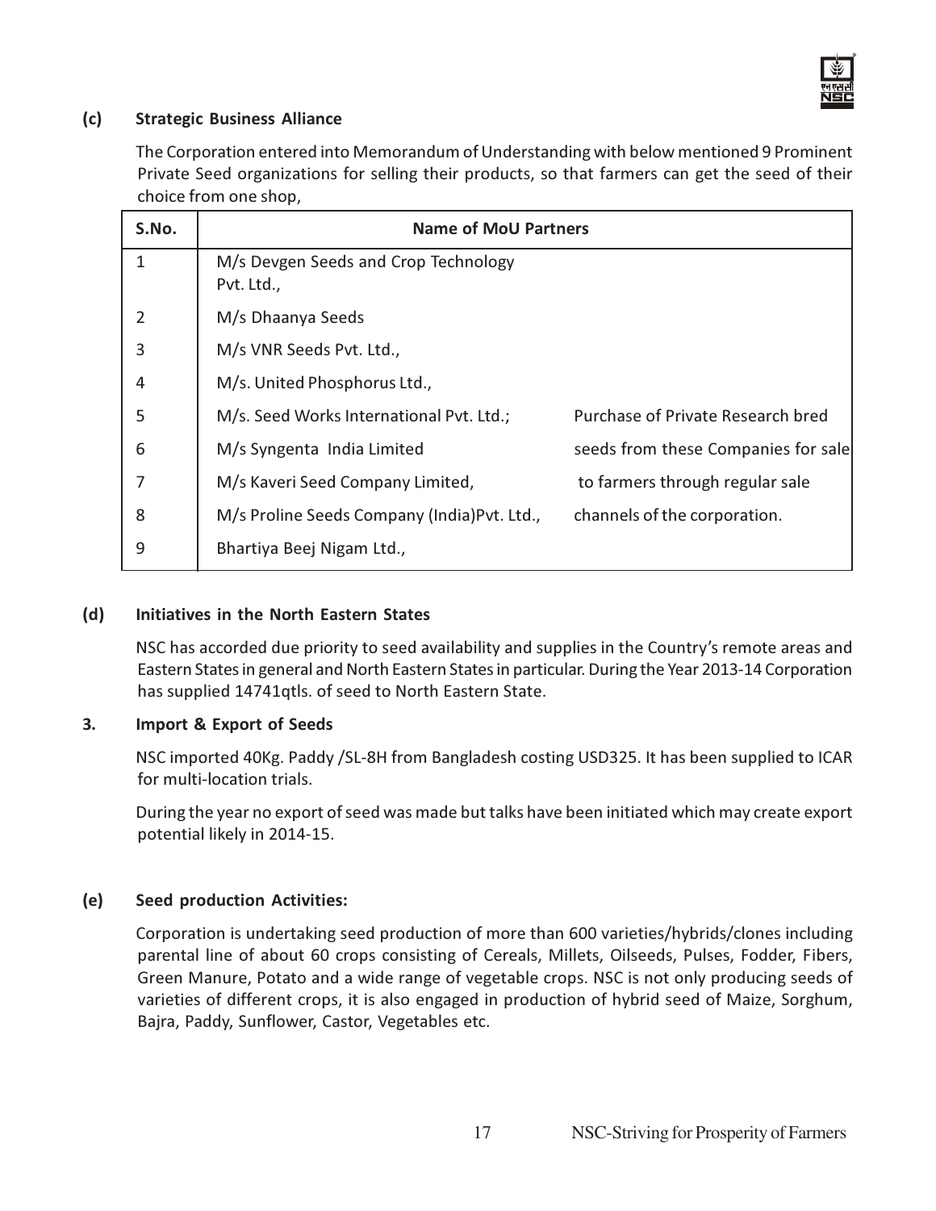**(c) Strategic Business Alliance**

The Corporation entered into Memorandum of Understanding with below mentioned 9 Prominent Private Seed organizations for selling their products, so that farmers can get the seed of their choice from one shop,

| S.No. | Name of MoU Partners | |
|---|---|---|
| 1 | M/s Devgen Seeds and Crop Technology Pvt. Ltd., | |
| 2 | M/s Dhaanya Seeds | |
| 3 | M/s VNR Seeds Pvt. Ltd., | |
| 4 | M/s. United Phosphorus Ltd., | |
| 5 | M/s. Seed Works International Pvt. Ltd.; | Purchase of Private Research bred seeds from these Companies for sale to farmers through regular sale channels of the corporation. |
| 6 | M/s Syngenta India Limited | |
| 7 | M/s Kaveri Seed Company Limited, | |
| 8 | M/s Proline Seeds Company (India)Pvt. Ltd., | |
| 9 | Bhartiya Beej Nigam Ltd., | |

**(d) Initiatives in the North Eastern States**

NSC has accorded due priority to seed availability and supplies in the Country's remote areas and Eastern States in general and North Eastern States in particular. During the Year 2013-14 Corporation has supplied 14741qtls. of seed to North Eastern State.

**3. Import & Export of Seeds**

NSC imported 40Kg. Paddy /SL-8H from Bangladesh costing USD325. It has been supplied to ICAR for multi-location trials.

During the year no export of seed was made but talks have been initiated which may create export potential likely in 2014-15.

**(e) Seed production Activities:**

Corporation is undertaking seed production of more than 600 varieties/hybrids/clones including parental line of about 60 crops consisting of Cereals, Millets, Oilseeds, Pulses, Fodder, Fibers, Green Manure, Potato and a wide range of vegetable crops. NSC is not only producing seeds of varieties of different crops, it is also engaged in production of hybrid seed of Maize, Sorghum, Bajra, Paddy, Sunflower, Castor, Vegetables etc.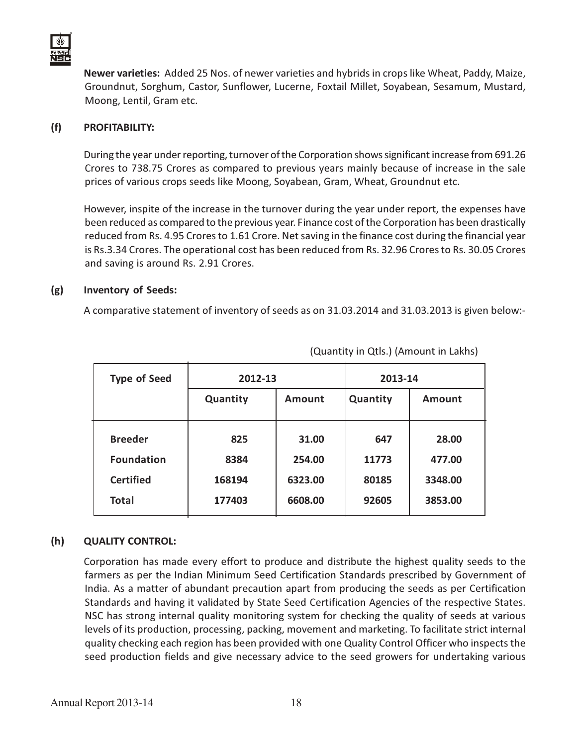**Newer varieties:** Added 25 Nos. of newer varieties and hybrids in crops like Wheat, Paddy, Maize, Groundnut, Sorghum, Castor, Sunflower, Lucerne, Foxtail Millet, Soyabean, Sesamum, Mustard, Moong, Lentil, Gram etc.

**(f) PROFITABILITY:**

During the year under reporting, turnover of the Corporation shows significant increase from 691.26 Crores to 738.75 Crores as compared to previous years mainly because of increase in the sale prices of various crops seeds like Moong, Soyabean, Gram, Wheat, Groundnut etc.

However, inspite of the increase in the turnover during the year under report, the expenses have been reduced as compared to the previous year. Finance cost of the Corporation has been drastically reduced from Rs. 4.95 Crores to 1.61 Crore. Net saving in the finance cost during the financial year is Rs.3.34 Crores. The operational cost has been reduced from Rs. 32.96 Crores to Rs. 30.05 Crores and saving is around Rs. 2.91 Crores.

**(g) Inventory of Seeds:**

A comparative statement of inventory of seeds as on 31.03.2014 and 31.03.2013 is given below:-

(Quantity in Qtls.) (Amount in Lakhs)

| Type of Seed | 2012-13 | | 2013-14 | |
|---|---|---|---|---|
| | Quantity | Amount | Quantity | Amount |
| **Breeder** | **825** | **31.00** | **647** | **28.00** |
| **Foundation** | **8384** | **254.00** | **11773** | **477.00** |
| **Certified** | **168194** | **6323.00** | **80185** | **3348.00** |
| **Total** | **177403** | **6608.00** | **92605** | **3853.00** |

**(h) QUALITY CONTROL:**

Corporation has made every effort to produce and distribute the highest quality seeds to the farmers as per the Indian Minimum Seed Certification Standards prescribed by Government of India. As a matter of abundant precaution apart from producing the seeds as per Certification Standards and having it validated by State Seed Certification Agencies of the respective States. NSC has strong internal quality monitoring system for checking the quality of seeds at various levels of its production, processing, packing, movement and marketing. To facilitate strict internal quality checking each region has been provided with one Quality Control Officer who inspects the seed production fields and give necessary advice to the seed growers for undertaking various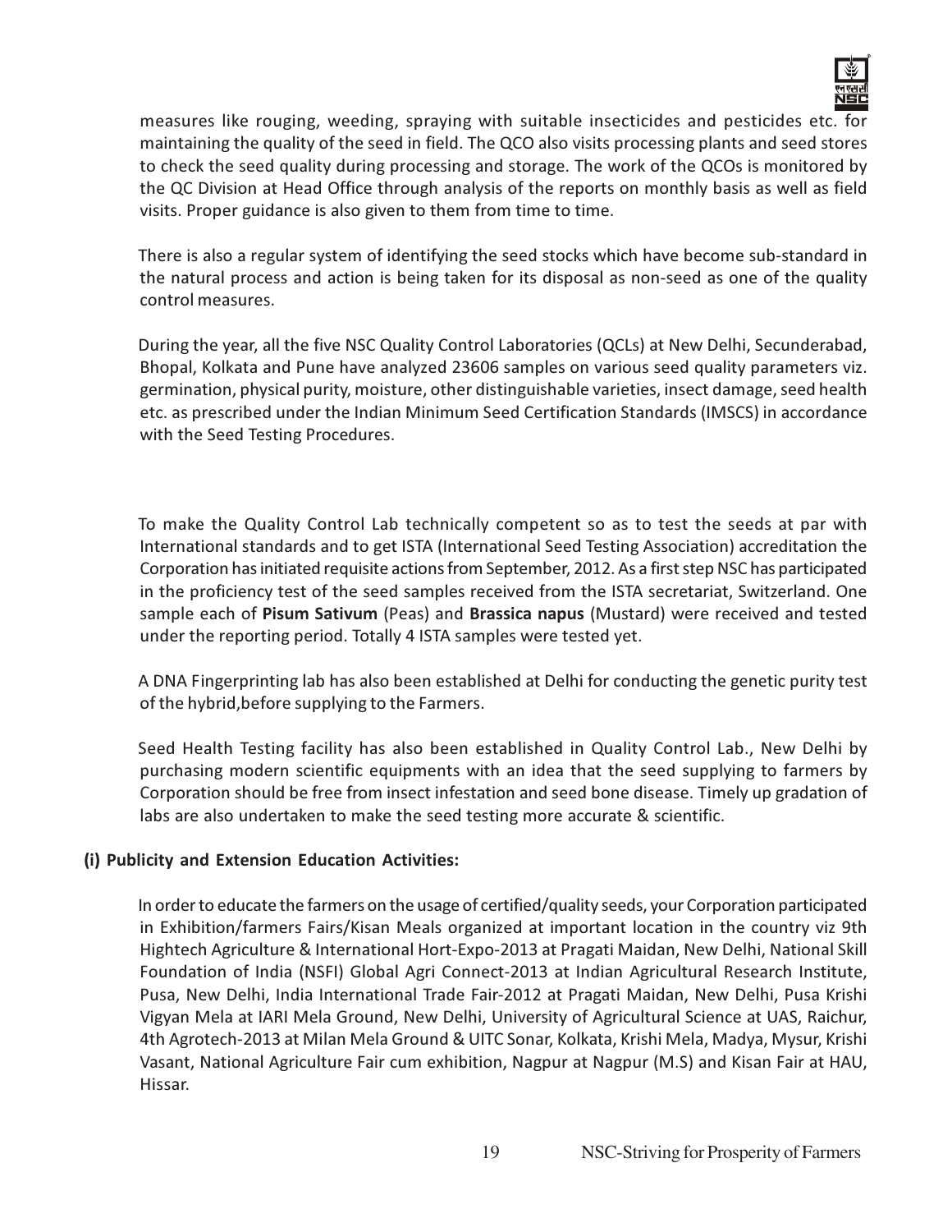measures like rouging, weeding, spraying with suitable insecticides and pesticides etc. for maintaining the quality of the seed in field. The QCO also visits processing plants and seed stores to check the seed quality during processing and storage. The work of the QCOs is monitored by the QC Division at Head Office through analysis of the reports on monthly basis as well as field visits. Proper guidance is also given to them from time to time.

There is also a regular system of identifying the seed stocks which have become sub-standard in the natural process and action is being taken for its disposal as non-seed as one of the quality control measures.

During the year, all the five NSC Quality Control Laboratories (QCLs) at New Delhi, Secunderabad, Bhopal, Kolkata and Pune have analyzed 23606 samples on various seed quality parameters viz. germination, physical purity, moisture, other distinguishable varieties, insect damage, seed health etc. as prescribed under the Indian Minimum Seed Certification Standards (IMSCS) in accordance with the Seed Testing Procedures.

To make the Quality Control Lab technically competent so as to test the seeds at par with International standards and to get ISTA (International Seed Testing Association) accreditation the Corporation has initiated requisite actions from September, 2012. As a first step NSC has participated in the proficiency test of the seed samples received from the ISTA secretariat, Switzerland. One sample each of **Pisum Sativum** (Peas) and **Brassica napus** (Mustard) were received and tested under the reporting period. Totally 4 ISTA samples were tested yet.

A DNA Fingerprinting lab has also been established at Delhi for conducting the genetic purity test of the hybrid,before supplying to the Farmers.

Seed Health Testing facility has also been established in Quality Control Lab., New Delhi by purchasing modern scientific equipments with an idea that the seed supplying to farmers by Corporation should be free from insect infestation and seed bone disease. Timely up gradation of labs are also undertaken to make the seed testing more accurate & scientific.

**(i) Publicity and Extension Education Activities:**

In order to educate the farmers on the usage of certified/quality seeds, your Corporation participated in Exhibition/farmers Fairs/Kisan Meals organized at important location in the country viz 9th Hightech Agriculture & International Hort-Expo-2013 at Pragati Maidan, New Delhi, National Skill Foundation of India (NSFI) Global Agri Connect-2013 at Indian Agricultural Research Institute, Pusa, New Delhi, India International Trade Fair-2012 at Pragati Maidan, New Delhi, Pusa Krishi Vigyan Mela at IARI Mela Ground, New Delhi, University of Agricultural Science at UAS, Raichur, 4th Agrotech-2013 at Milan Mela Ground & UITC Sonar, Kolkata, Krishi Mela, Madya, Mysur, Krishi Vasant, National Agriculture Fair cum exhibition, Nagpur at Nagpur (M.S) and Kisan Fair at HAU, Hissar.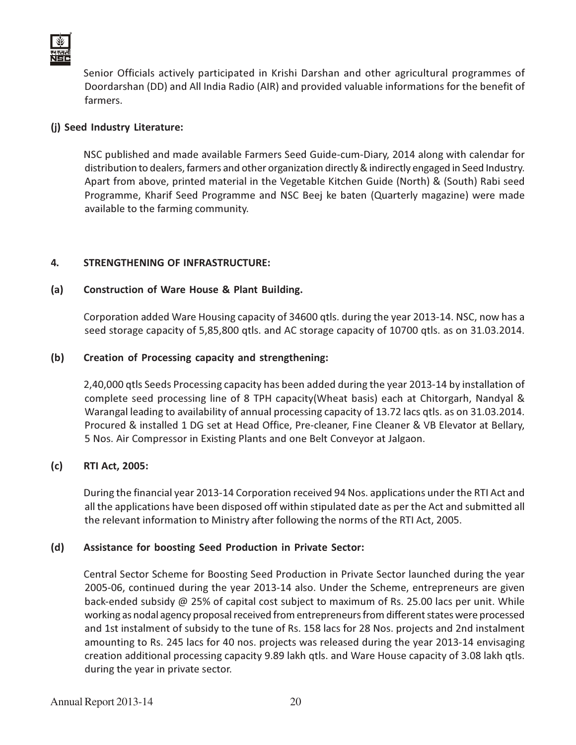Senior Officials actively participated in Krishi Darshan and other agricultural programmes of Doordarshan (DD) and All India Radio (AIR) and provided valuable informations for the benefit of farmers.

**(j) Seed Industry Literature:**

NSC published and made available Farmers Seed Guide-cum-Diary, 2014 along with calendar for distribution to dealers, farmers and other organization directly & indirectly engaged in Seed Industry. Apart from above, printed material in the Vegetable Kitchen Guide (North) & (South) Rabi seed Programme, Kharif Seed Programme and NSC Beej ke baten (Quarterly magazine) were made available to the farming community.

## 4. STRENGTHENING OF INFRASTRUCTURE:

**(a) Construction of Ware House & Plant Building.**

Corporation added Ware Housing capacity of 34600 qtls. during the year 2013-14. NSC, now has a seed storage capacity of 5,85,800 qtls. and AC storage capacity of 10700 qtls. as on 31.03.2014.

**(b) Creation of Processing capacity and strengthening:**

2,40,000 qtls Seeds Processing capacity has been added during the year 2013-14 by installation of complete seed processing line of 8 TPH capacity(Wheat basis) each at Chitorgarh, Nandyal & Warangal leading to availability of annual processing capacity of 13.72 lacs qtls. as on 31.03.2014. Procured & installed 1 DG set at Head Office, Pre-cleaner, Fine Cleaner & VB Elevator at Bellary, 5 Nos. Air Compressor in Existing Plants and one Belt Conveyor at Jalgaon.

**(c) RTI Act, 2005:**

During the financial year 2013-14 Corporation received 94 Nos. applications under the RTI Act and all the applications have been disposed off within stipulated date as per the Act and submitted all the relevant information to Ministry after following the norms of the RTI Act, 2005.

**(d) Assistance for boosting Seed Production in Private Sector:**

Central Sector Scheme for Boosting Seed Production in Private Sector launched during the year 2005-06, continued during the year 2013-14 also. Under the Scheme, entrepreneurs are given back-ended subsidy @ 25% of capital cost subject to maximum of Rs. 25.00 lacs per unit. While working as nodal agency proposal received from entrepreneurs from different states were processed and 1st instalment of subsidy to the tune of Rs. 158 lacs for 28 Nos. projects and 2nd instalment amounting to Rs. 245 lacs for 40 nos. projects was released during the year 2013-14 envisaging creation additional processing capacity 9.89 lakh qtls. and Ware House capacity of 3.08 lakh qtls. during the year in private sector.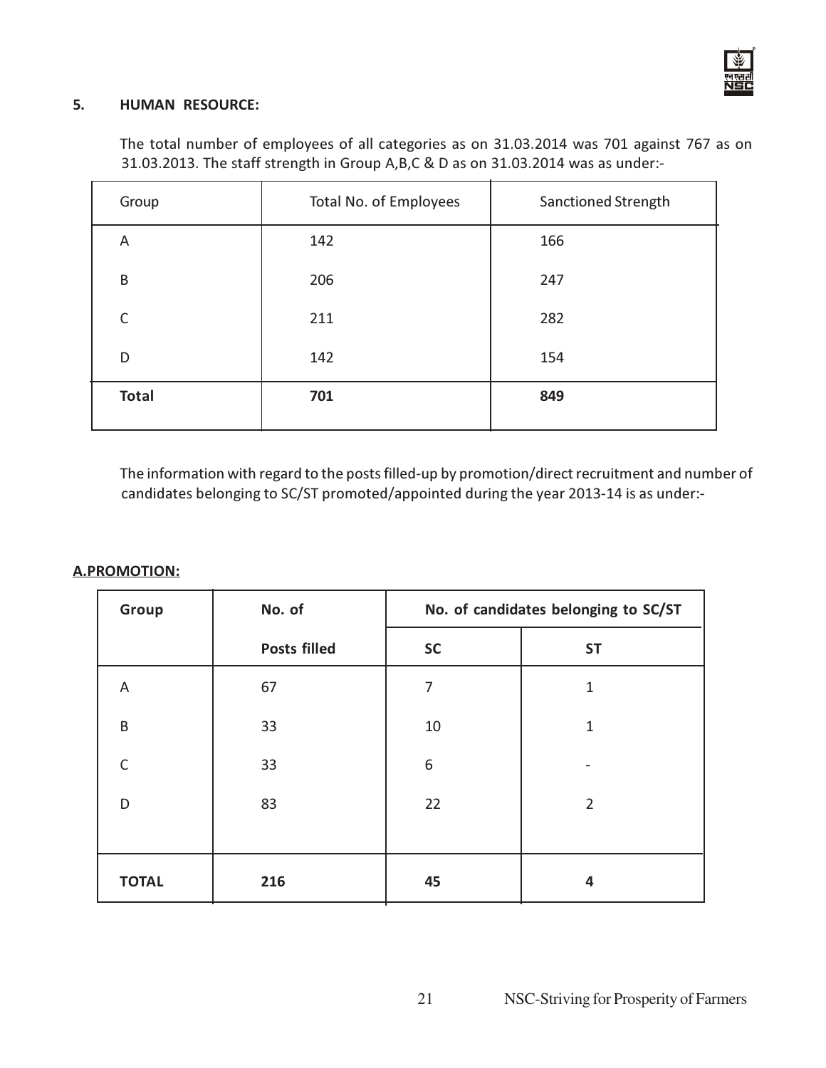## 5. HUMAN RESOURCE:

The total number of employees of all categories as on 31.03.2014 was 701 against 767 as on 31.03.2013. The staff strength in Group A,B,C & D as on 31.03.2014 was as under:-

| Group | Total No. of Employees | Sanctioned Strength |
|---|---|---|
| A | 142 | 166 |
| B | 206 | 247 |
| C | 211 | 282 |
| D | 142 | 154 |
| **Total** | **701** | **849** |

The information with regard to the posts filled-up by promotion/direct recruitment and number of candidates belonging to SC/ST promoted/appointed during the year 2013-14 is as under:-

**A.PROMOTION:**

| Group | No. of Posts filled | No. of candidates belonging to SC/ST | |
|---|---|---|---|
| | | SC | ST |
| A | 67 | 7 | 1 |
| B | 33 | 10 | 1 |
| C | 33 | 6 | - |
| D | 83 | 22 | 2 |
| **TOTAL** | **216** | **45** | **4** |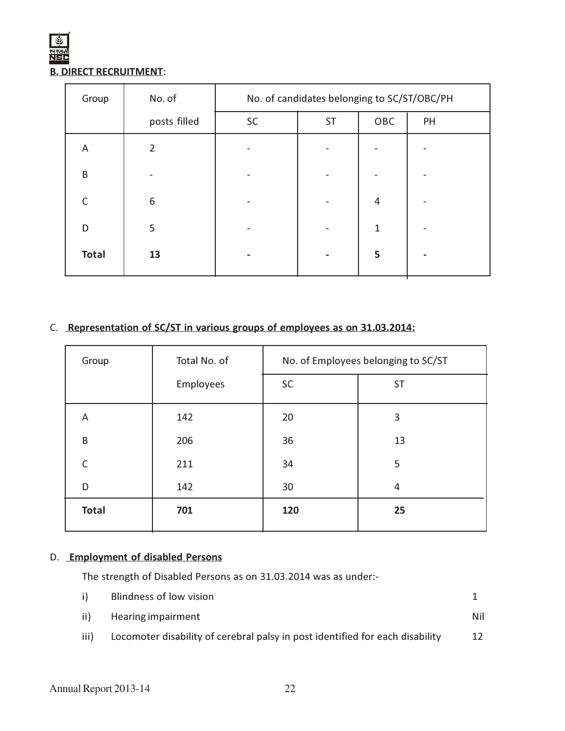**B. DIRECT RECRUITMENT**:

| Group | No. of posts filled | No. of candidates belonging to SC/ST/OBC/PH | | | |
|---|---|---|---|---|---|
| | | SC | ST | OBC | PH |
| A | 2 | - | - | - | - |
| B | - | - | - | - | - |
| C | 6 | - | - | 4 | - |
| D | 5 | - | - | 1 | - |
| **Total** | **13** | **-** | **-** | **5** | **-** |

C. **Representation of SC/ST in various groups of employees as on 31.03.2014:**

| Group | Total No. of Employees | No. of Employees belonging to SC/ST | |
|---|---|---|---|
| | | SC | ST |
| A | 142 | 20 | 3 |
| B | 206 | 36 | 13 |
| C | 211 | 34 | 5 |
| D | 142 | 30 | 4 |
| **Total** | **701** | **120** | **25** |

D. **Employment of disabled Persons**

The strength of Disabled Persons as on 31.03.2014 was as under:-

| | | |
|---|---|---|
| i) | Blindness of low vision | 1 |
| ii) | Hearing impairment | Nil |
| iii) | Locomoter disability of cerebral palsy in post identified for each disability | 12 |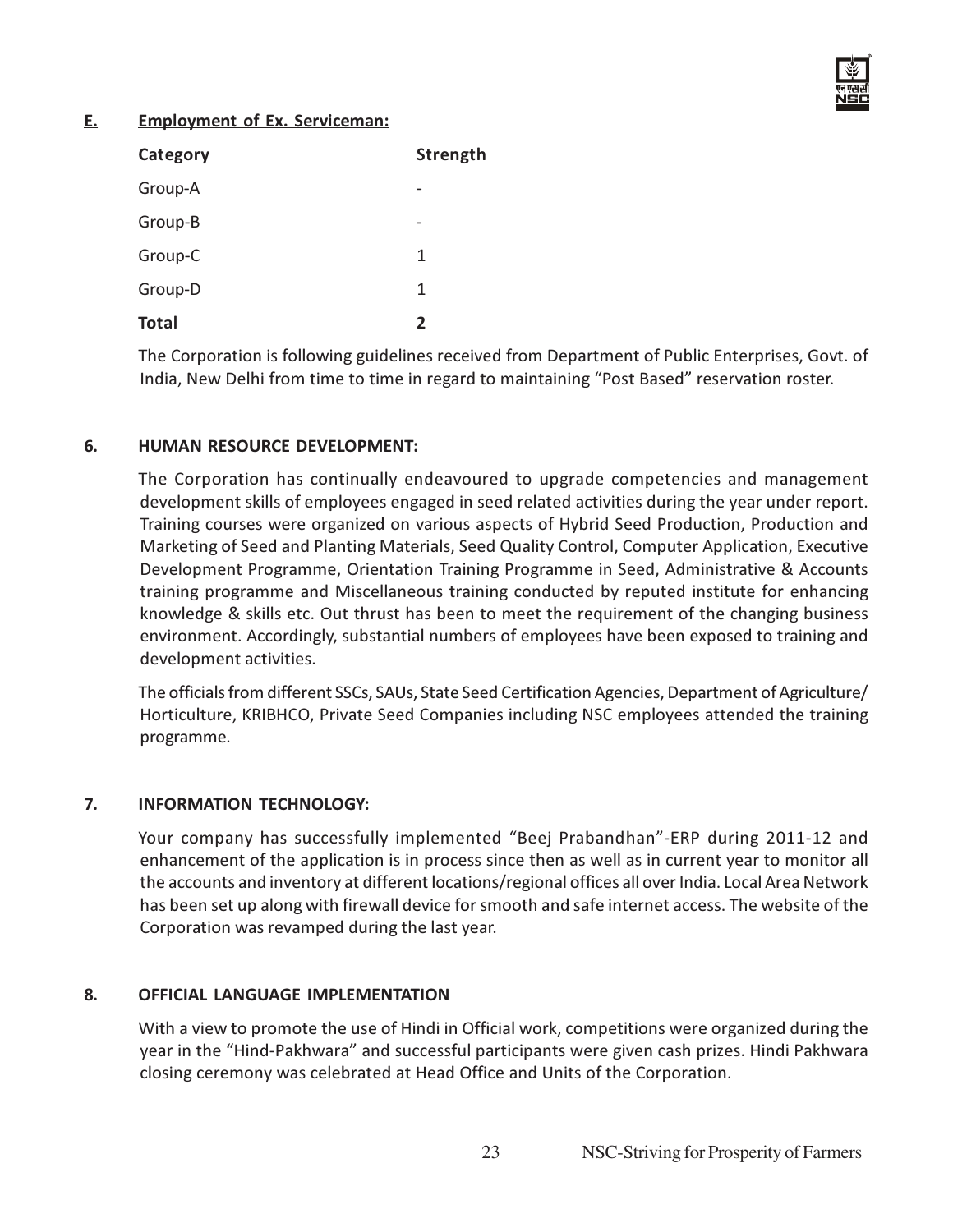**E. Employment of Ex. Serviceman:**

| Category | Strength |
|---|---|
| Group-A | - |
| Group-B | - |
| Group-C | 1 |
| Group-D | 1 |
| **Total** | **2** |

The Corporation is following guidelines received from Department of Public Enterprises, Govt. of India, New Delhi from time to time in regard to maintaining "Post Based" reservation roster.

## 6. HUMAN RESOURCE DEVELOPMENT:

The Corporation has continually endeavoured to upgrade competencies and management development skills of employees engaged in seed related activities during the year under report. Training courses were organized on various aspects of Hybrid Seed Production, Production and Marketing of Seed and Planting Materials, Seed Quality Control, Computer Application, Executive Development Programme, Orientation Training Programme in Seed, Administrative & Accounts training programme and Miscellaneous training conducted by reputed institute for enhancing knowledge & skills etc. Out thrust has been to meet the requirement of the changing business environment. Accordingly, substantial numbers of employees have been exposed to training and development activities.

The officials from different SSCs, SAUs, State Seed Certification Agencies, Department of Agriculture/ Horticulture, KRIBHCO, Private Seed Companies including NSC employees attended the training programme.

## 7. INFORMATION TECHNOLOGY:

Your company has successfully implemented "Beej Prabandhan"-ERP during 2011-12 and enhancement of the application is in process since then as well as in current year to monitor all the accounts and inventory at different locations/regional offices all over India. Local Area Network has been set up along with firewall device for smooth and safe internet access. The website of the Corporation was revamped during the last year.

## 8. OFFICIAL LANGUAGE IMPLEMENTATION

With a view to promote the use of Hindi in Official work, competitions were organized during the year in the "Hind-Pakhwara" and successful participants were given cash prizes. Hindi Pakhwara closing ceremony was celebrated at Head Office and Units of the Corporation.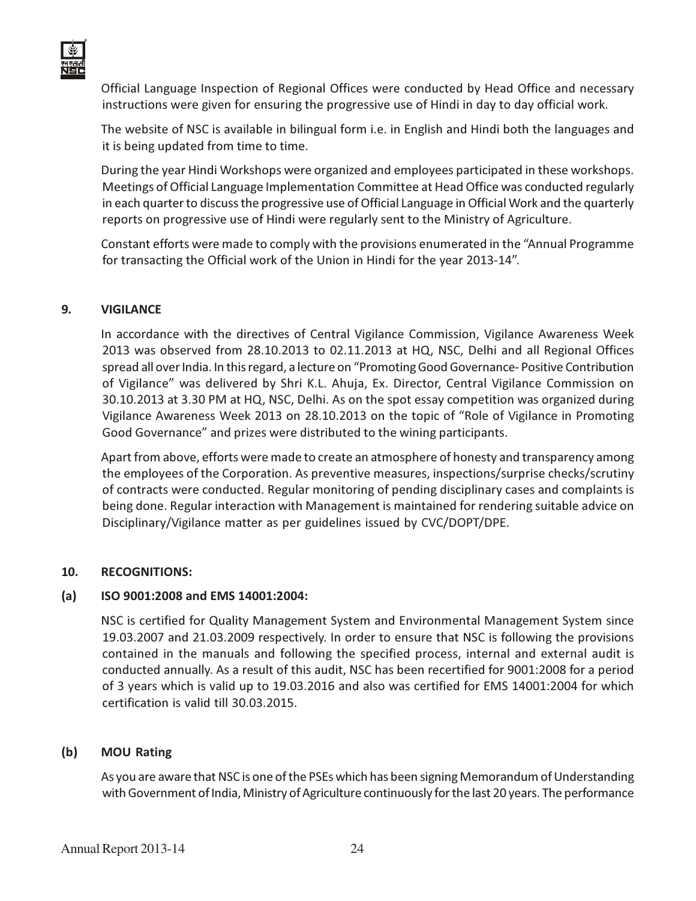Official Language Inspection of Regional Offices were conducted by Head Office and necessary instructions were given for ensuring the progressive use of Hindi in day to day official work.

The website of NSC is available in bilingual form i.e. in English and Hindi both the languages and it is being updated from time to time.

During the year Hindi Workshops were organized and employees participated in these workshops. Meetings of Official Language Implementation Committee at Head Office was conducted regularly in each quarter to discuss the progressive use of Official Language in Official Work and the quarterly reports on progressive use of Hindi were regularly sent to the Ministry of Agriculture.

Constant efforts were made to comply with the provisions enumerated in the "Annual Programme for transacting the Official work of the Union in Hindi for the year 2013-14".

## 9. VIGILANCE

In accordance with the directives of Central Vigilance Commission, Vigilance Awareness Week 2013 was observed from 28.10.2013 to 02.11.2013 at HQ, NSC, Delhi and all Regional Offices spread all over India. In this regard, a lecture on "Promoting Good Governance- Positive Contribution of Vigilance" was delivered by Shri K.L. Ahuja, Ex. Director, Central Vigilance Commission on 30.10.2013 at 3.30 PM at HQ, NSC, Delhi. As on the spot essay competition was organized during Vigilance Awareness Week 2013 on 28.10.2013 on the topic of "Role of Vigilance in Promoting Good Governance" and prizes were distributed to the wining participants.

Apart from above, efforts were made to create an atmosphere of honesty and transparency among the employees of the Corporation. As preventive measures, inspections/surprise checks/scrutiny of contracts were conducted. Regular monitoring of pending disciplinary cases and complaints is being done. Regular interaction with Management is maintained for rendering suitable advice on Disciplinary/Vigilance matter as per guidelines issued by CVC/DOPT/DPE.

## 10. RECOGNITIONS:

### (a) ISO 9001:2008 and EMS 14001:2004:

NSC is certified for Quality Management System and Environmental Management System since 19.03.2007 and 21.03.2009 respectively. In order to ensure that NSC is following the provisions contained in the manuals and following the specified process, internal and external audit is conducted annually. As a result of this audit, NSC has been recertified for 9001:2008 for a period of 3 years which is valid up to 19.03.2016 and also was certified for EMS 14001:2004 for which certification is valid till 30.03.2015.

### (b) MOU Rating

As you are aware that NSC is one of the PSEs which has been signing Memorandum of Understanding with Government of India, Ministry of Agriculture continuously for the last 20 years. The performance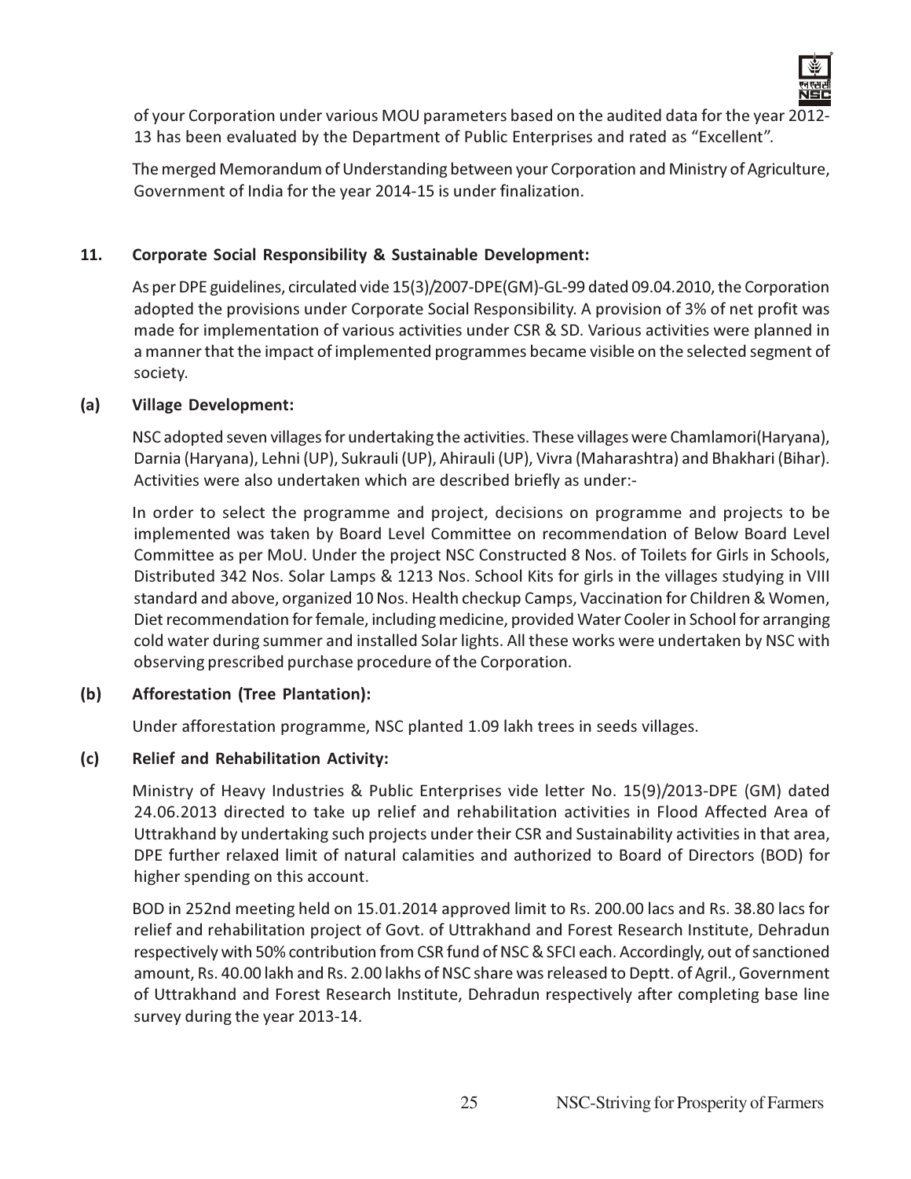of your Corporation under various MOU parameters based on the audited data for the year 2012-13 has been evaluated by the Department of Public Enterprises and rated as "Excellent".

The merged Memorandum of Understanding between your Corporation and Ministry of Agriculture, Government of India for the year 2014-15 is under finalization.

## 11. Corporate Social Responsibility & Sustainable Development:

As per DPE guidelines, circulated vide 15(3)/2007-DPE(GM)-GL-99 dated 09.04.2010, the Corporation adopted the provisions under Corporate Social Responsibility. A provision of 3% of net profit was made for implementation of various activities under CSR & SD. Various activities were planned in a manner that the impact of implemented programmes became visible on the selected segment of society.

### (a) Village Development:

NSC adopted seven villages for undertaking the activities. These villages were Chamlamori(Haryana), Darnia (Haryana), Lehni (UP), Sukrauli (UP), Ahirauli (UP), Vivra (Maharashtra) and Bhakhari (Bihar). Activities were also undertaken which are described briefly as under:-

In order to select the programme and project, decisions on programme and projects to be implemented was taken by Board Level Committee on recommendation of Below Board Level Committee as per MoU. Under the project NSC Constructed 8 Nos. of Toilets for Girls in Schools, Distributed 342 Nos. Solar Lamps & 1213 Nos. School Kits for girls in the villages studying in VIII standard and above, organized 10 Nos. Health checkup Camps, Vaccination for Children & Women, Diet recommendation for female, including medicine, provided Water Cooler in School for arranging cold water during summer and installed Solar lights. All these works were undertaken by NSC with observing prescribed purchase procedure of the Corporation.

### (b) Afforestation (Tree Plantation):

Under afforestation programme, NSC planted 1.09 lakh trees in seeds villages.

### (c) Relief and Rehabilitation Activity:

Ministry of Heavy Industries & Public Enterprises vide letter No. 15(9)/2013-DPE (GM) dated 24.06.2013 directed to take up relief and rehabilitation activities in Flood Affected Area of Uttrakhand by undertaking such projects under their CSR and Sustainability activities in that area, DPE further relaxed limit of natural calamities and authorized to Board of Directors (BOD) for higher spending on this account.

BOD in 252nd meeting held on 15.01.2014 approved limit to Rs. 200.00 lacs and Rs. 38.80 lacs for relief and rehabilitation project of Govt. of Uttrakhand and Forest Research Institute, Dehradun respectively with 50% contribution from CSR fund of NSC & SFCI each. Accordingly, out of sanctioned amount, Rs. 40.00 lakh and Rs. 2.00 lakhs of NSC share was released to Deptt. of Agril., Government of Uttrakhand and Forest Research Institute, Dehradun respectively after completing base line survey during the year 2013-14.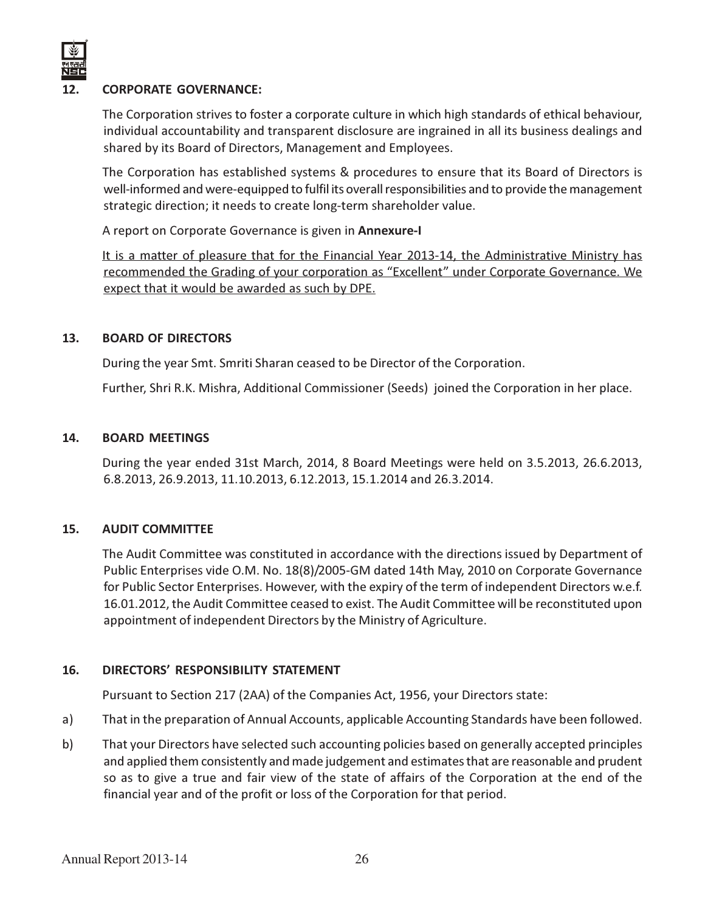## 12. CORPORATE GOVERNANCE:

The Corporation strives to foster a corporate culture in which high standards of ethical behaviour, individual accountability and transparent disclosure are ingrained in all its business dealings and shared by its Board of Directors, Management and Employees.

The Corporation has established systems & procedures to ensure that its Board of Directors is well-informed and were-equipped to fulfil its overall responsibilities and to provide the management strategic direction; it needs to create long-term shareholder value.

A report on Corporate Governance is given in **Annexure-I**

<u>It is a matter of pleasure that for the Financial Year 2013-14, the Administrative Ministry has recommended the Grading of your corporation as "Excellent" under Corporate Governance. We expect that it would be awarded as such by DPE.</u>

## 13. BOARD OF DIRECTORS

During the year Smt. Smriti Sharan ceased to be Director of the Corporation.

Further, Shri R.K. Mishra, Additional Commissioner (Seeds) joined the Corporation in her place.

## 14. BOARD MEETINGS

During the year ended 31st March, 2014, 8 Board Meetings were held on 3.5.2013, 26.6.2013, 6.8.2013, 26.9.2013, 11.10.2013, 6.12.2013, 15.1.2014 and 26.3.2014.

## 15. AUDIT COMMITTEE

The Audit Committee was constituted in accordance with the directions issued by Department of Public Enterprises vide O.M. No. 18(8)/2005-GM dated 14th May, 2010 on Corporate Governance for Public Sector Enterprises. However, with the expiry of the term of independent Directors w.e.f. 16.01.2012, the Audit Committee ceased to exist. The Audit Committee will be reconstituted upon appointment of independent Directors by the Ministry of Agriculture.

## 16. DIRECTORS' RESPONSIBILITY STATEMENT

Pursuant to Section 217 (2AA) of the Companies Act, 1956, your Directors state:

a) That in the preparation of Annual Accounts, applicable Accounting Standards have been followed.

b) That your Directors have selected such accounting policies based on generally accepted principles and applied them consistently and made judgement and estimates that are reasonable and prudent so as to give a true and fair view of the state of affairs of the Corporation at the end of the financial year and of the profit or loss of the Corporation for that period.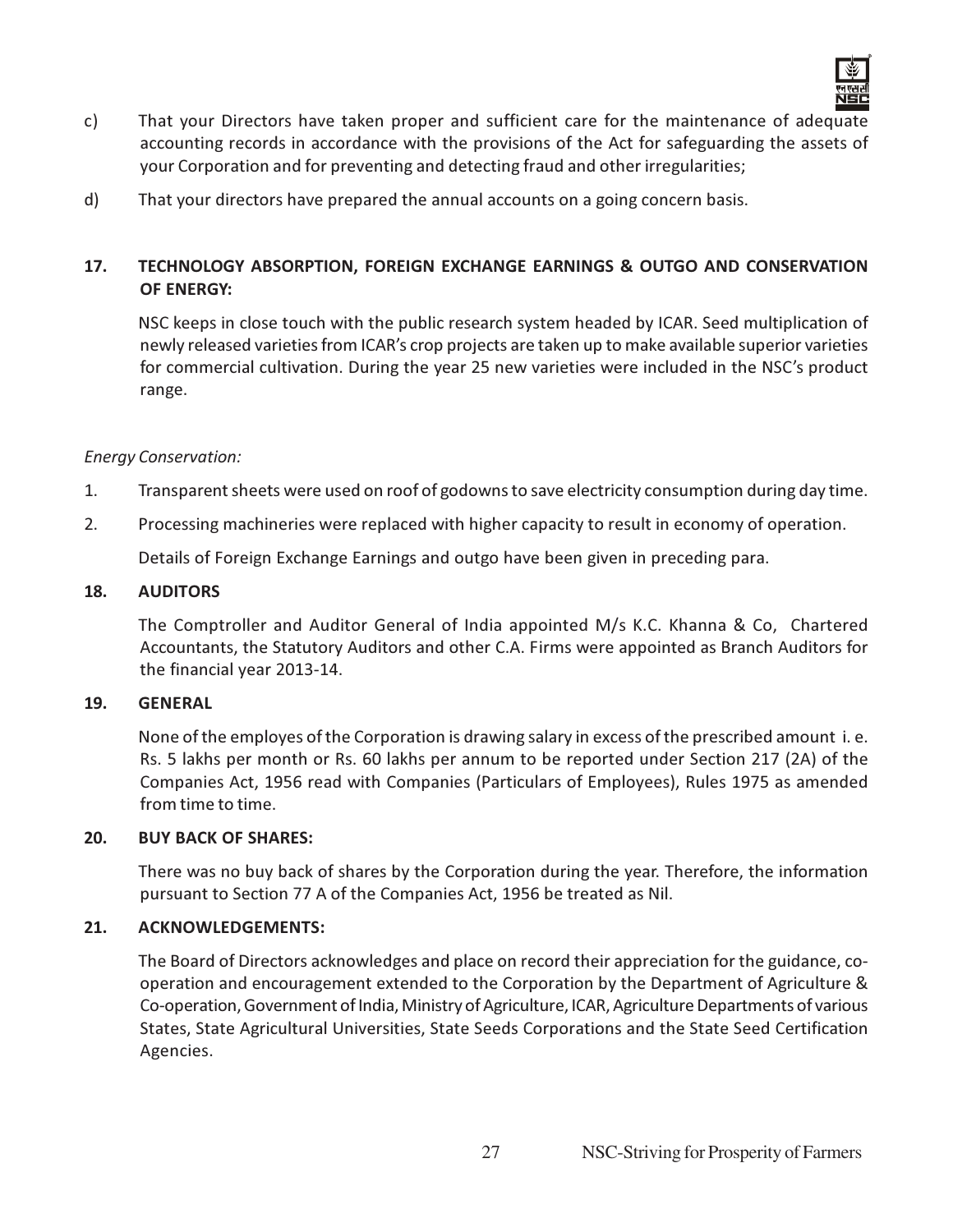c) That your Directors have taken proper and sufficient care for the maintenance of adequate accounting records in accordance with the provisions of the Act for safeguarding the assets of your Corporation and for preventing and detecting fraud and other irregularities;

d) That your directors have prepared the annual accounts on a going concern basis.

## 17. TECHNOLOGY ABSORPTION, FOREIGN EXCHANGE EARNINGS & OUTGO AND CONSERVATION OF ENERGY:

NSC keeps in close touch with the public research system headed by ICAR. Seed multiplication of newly released varieties from ICAR's crop projects are taken up to make available superior varieties for commercial cultivation. During the year 25 new varieties were included in the NSC's product range.

*Energy Conservation:*

1. Transparent sheets were used on roof of godowns to save electricity consumption during day time.
2. Processing machineries were replaced with higher capacity to result in economy of operation.

Details of Foreign Exchange Earnings and outgo have been given in preceding para.

## 18. AUDITORS

The Comptroller and Auditor General of India appointed M/s K.C. Khanna & Co, Chartered Accountants, the Statutory Auditors and other C.A. Firms were appointed as Branch Auditors for the financial year 2013-14.

## 19. GENERAL

None of the employes of the Corporation is drawing salary in excess of the prescribed amount i. e. Rs. 5 lakhs per month or Rs. 60 lakhs per annum to be reported under Section 217 (2A) of the Companies Act, 1956 read with Companies (Particulars of Employees), Rules 1975 as amended from time to time.

## 20. BUY BACK OF SHARES:

There was no buy back of shares by the Corporation during the year. Therefore, the information pursuant to Section 77 A of the Companies Act, 1956 be treated as Nil.

## 21. ACKNOWLEDGEMENTS:

The Board of Directors acknowledges and place on record their appreciation for the guidance, co-operation and encouragement extended to the Corporation by the Department of Agriculture & Co-operation, Government of India, Ministry of Agriculture, ICAR, Agriculture Departments of various States, State Agricultural Universities, State Seeds Corporations and the State Seed Certification Agencies.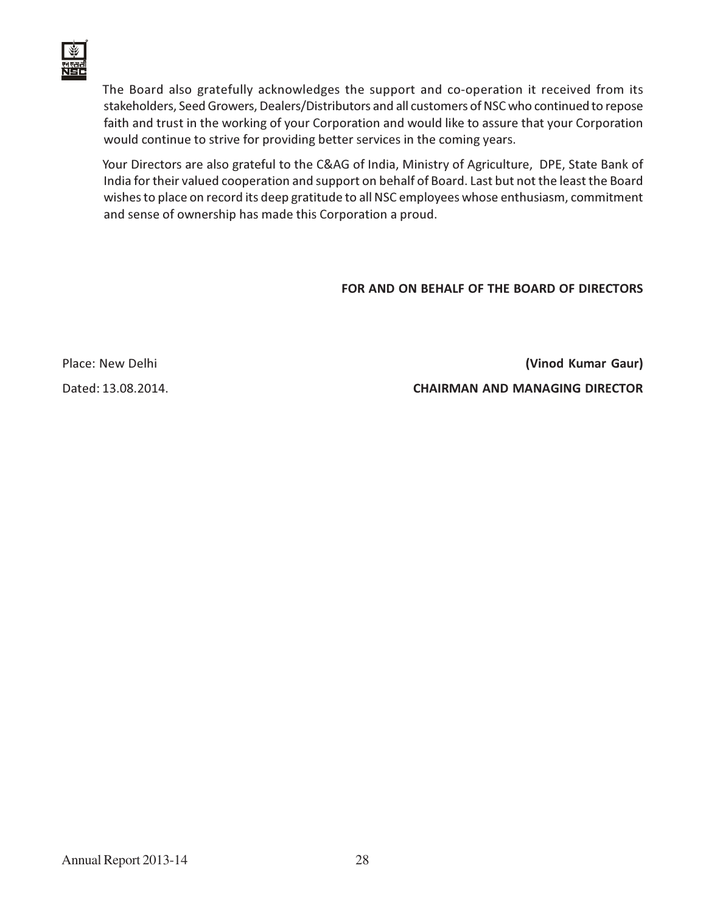The Board also gratefully acknowledges the support and co-operation it received from its stakeholders, Seed Growers, Dealers/Distributors and all customers of NSC who continued to repose faith and trust in the working of your Corporation and would like to assure that your Corporation would continue to strive for providing better services in the coming years.

Your Directors are also grateful to the C&AG of India, Ministry of Agriculture, DPE, State Bank of India for their valued cooperation and support on behalf of Board. Last but not the least the Board wishes to place on record its deep gratitude to all NSC employees whose enthusiasm, commitment and sense of ownership has made this Corporation a proud.

**FOR AND ON BEHALF OF THE BOARD OF DIRECTORS**

Place: New Delhi

Dated: 13.08.2014.

**(Vinod Kumar Gaur)**

**CHAIRMAN AND MANAGING DIRECTOR**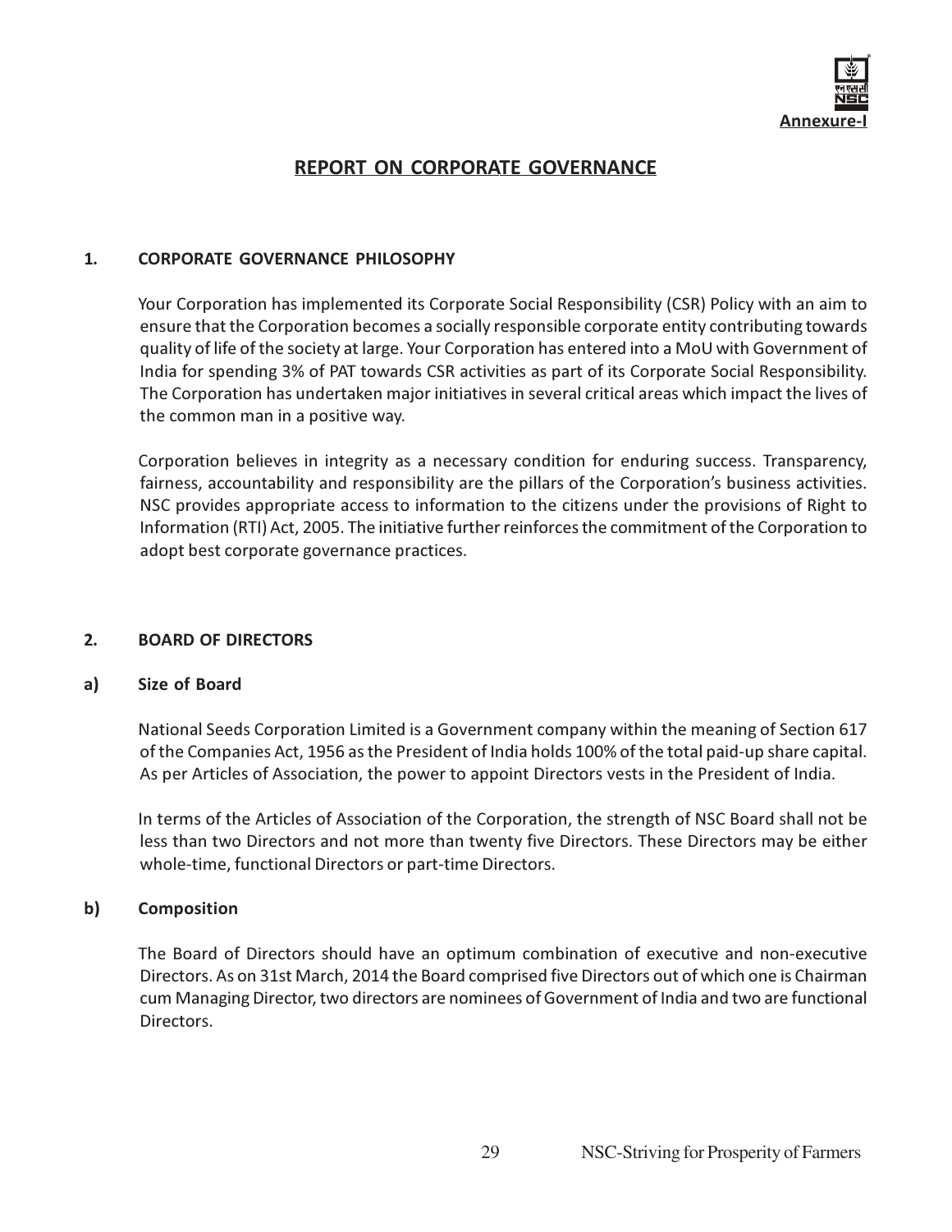Annexure-I

# REPORT ON CORPORATE GOVERNANCE

## 1. CORPORATE GOVERNANCE PHILOSOPHY

Your Corporation has implemented its Corporate Social Responsibility (CSR) Policy with an aim to ensure that the Corporation becomes a socially responsible corporate entity contributing towards quality of life of the society at large. Your Corporation has entered into a MoU with Government of India for spending 3% of PAT towards CSR activities as part of its Corporate Social Responsibility. The Corporation has undertaken major initiatives in several critical areas which impact the lives of the common man in a positive way.

Corporation believes in integrity as a necessary condition for enduring success. Transparency, fairness, accountability and responsibility are the pillars of the Corporation's business activities. NSC provides appropriate access to information to the citizens under the provisions of Right to Information (RTI) Act, 2005. The initiative further reinforces the commitment of the Corporation to adopt best corporate governance practices.

## 2. BOARD OF DIRECTORS

### a) Size of Board

National Seeds Corporation Limited is a Government company within the meaning of Section 617 of the Companies Act, 1956 as the President of India holds 100% of the total paid-up share capital. As per Articles of Association, the power to appoint Directors vests in the President of India.

In terms of the Articles of Association of the Corporation, the strength of NSC Board shall not be less than two Directors and not more than twenty five Directors. These Directors may be either whole-time, functional Directors or part-time Directors.

### b) Composition

The Board of Directors should have an optimum combination of executive and non-executive Directors. As on 31st March, 2014 the Board comprised five Directors out of which one is Chairman cum Managing Director, two directors are nominees of Government of India and two are functional Directors.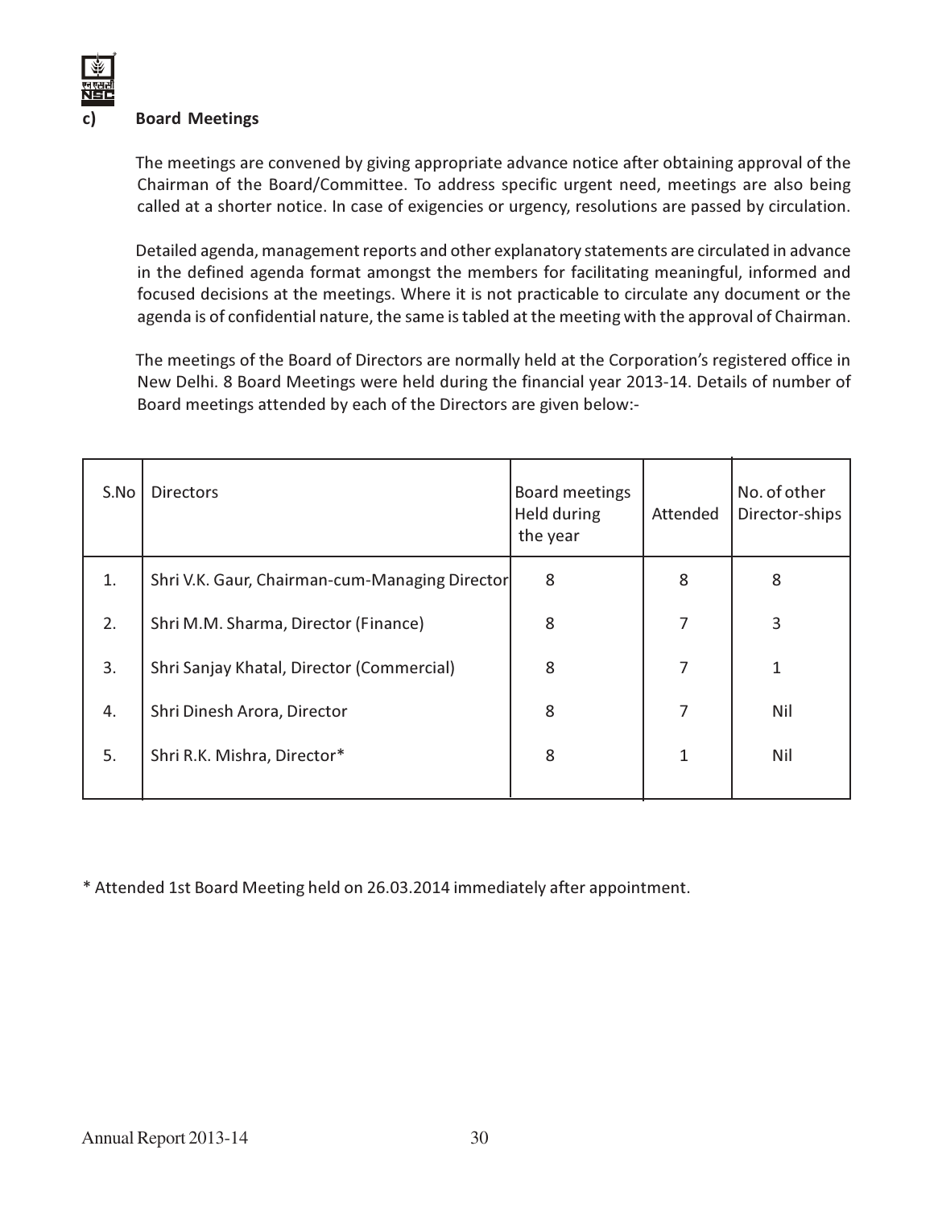### c) Board Meetings

The meetings are convened by giving appropriate advance notice after obtaining approval of the Chairman of the Board/Committee. To address specific urgent need, meetings are also being called at a shorter notice. In case of exigencies or urgency, resolutions are passed by circulation.

Detailed agenda, management reports and other explanatory statements are circulated in advance in the defined agenda format amongst the members for facilitating meaningful, informed and focused decisions at the meetings. Where it is not practicable to circulate any document or the agenda is of confidential nature, the same is tabled at the meeting with the approval of Chairman.

The meetings of the Board of Directors are normally held at the Corporation's registered office in New Delhi. 8 Board Meetings were held during the financial year 2013-14. Details of number of Board meetings attended by each of the Directors are given below:-

| S.No | Directors | Board meetings Held during the year | Attended | No. of other Director-ships |
|---|---|---|---|---|
| 1. | Shri V.K. Gaur, Chairman-cum-Managing Director | 8 | 8 | 8 |
| 2. | Shri M.M. Sharma, Director (Finance) | 8 | 7 | 3 |
| 3. | Shri Sanjay Khatal, Director (Commercial) | 8 | 7 | 1 |
| 4. | Shri Dinesh Arora, Director | 8 | 7 | Nil |
| 5. | Shri R.K. Mishra, Director* | 8 | 1 | Nil |

* Attended 1st Board Meeting held on 26.03.2014 immediately after appointment.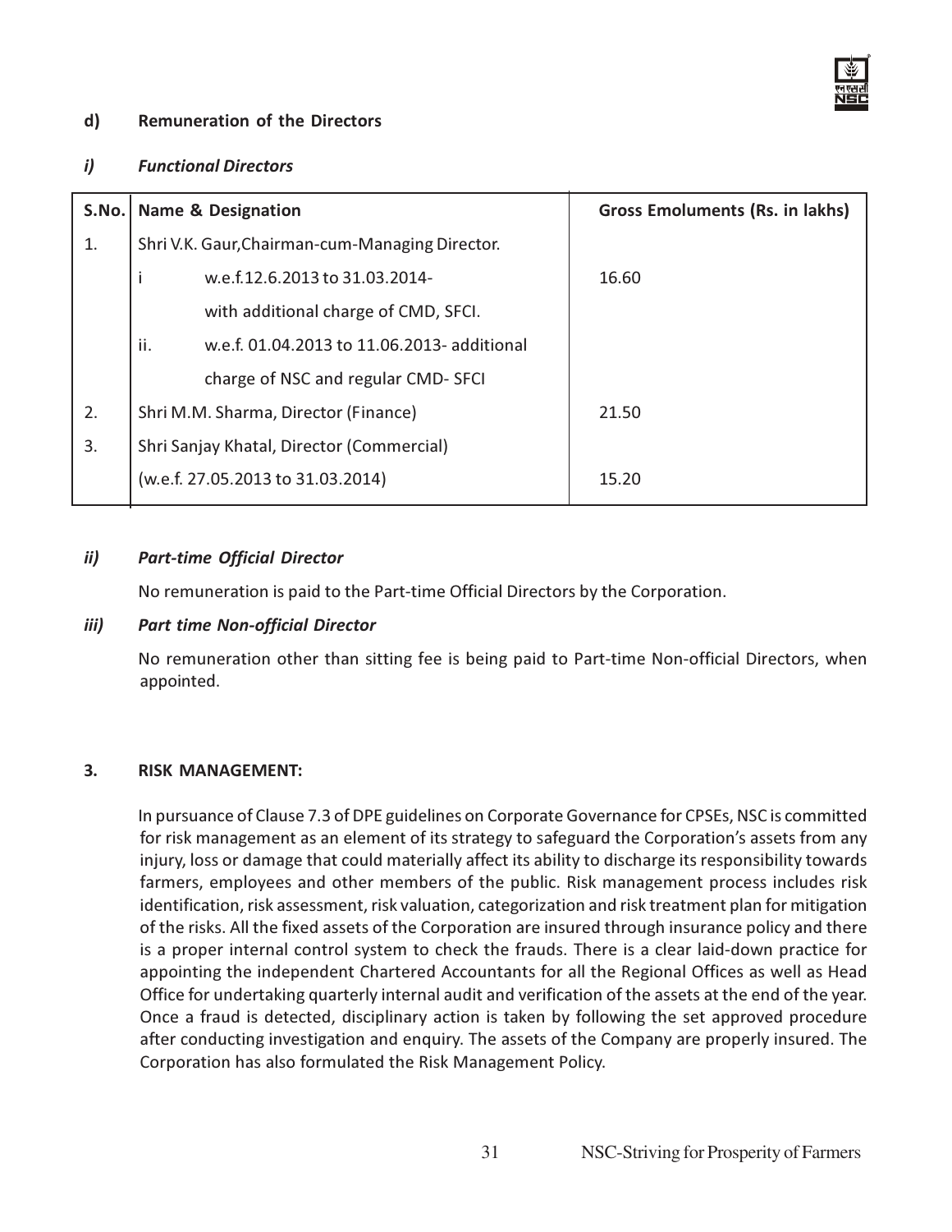#### d) Remuneration of the Directors

##### *i) Functional Directors*

| S.No. | Name & Designation | Gross Emoluments (Rs. in lakhs) |
|---|---|---|
| 1. | Shri V.K. Gaur,Chairman-cum-Managing Director. | |
| | i w.e.f.12.6.2013 to 31.03.2014- with additional charge of CMD, SFCI. | 16.60 |
| | ii. w.e.f. 01.04.2013 to 11.06.2013- additional charge of NSC and regular CMD- SFCI | |
| 2. | Shri M.M. Sharma, Director (Finance) | 21.50 |
| 3. | Shri Sanjay Khatal, Director (Commercial) (w.e.f. 27.05.2013 to 31.03.2014) | 15.20 |

##### *ii) Part-time Official Director*

No remuneration is paid to the Part-time Official Directors by the Corporation.

##### *iii) Part time Non-official Director*

No remuneration other than sitting fee is being paid to Part-time Non-official Directors, when appointed.

### 3. RISK MANAGEMENT:

In pursuance of Clause 7.3 of DPE guidelines on Corporate Governance for CPSEs, NSC is committed for risk management as an element of its strategy to safeguard the Corporation's assets from any injury, loss or damage that could materially affect its ability to discharge its responsibility towards farmers, employees and other members of the public. Risk management process includes risk identification, risk assessment, risk valuation, categorization and risk treatment plan for mitigation of the risks. All the fixed assets of the Corporation are insured through insurance policy and there is a proper internal control system to check the frauds. There is a clear laid-down practice for appointing the independent Chartered Accountants for all the Regional Offices as well as Head Office for undertaking quarterly internal audit and verification of the assets at the end of the year. Once a fraud is detected, disciplinary action is taken by following the set approved procedure after conducting investigation and enquiry. The assets of the Company are properly insured. The Corporation has also formulated the Risk Management Policy.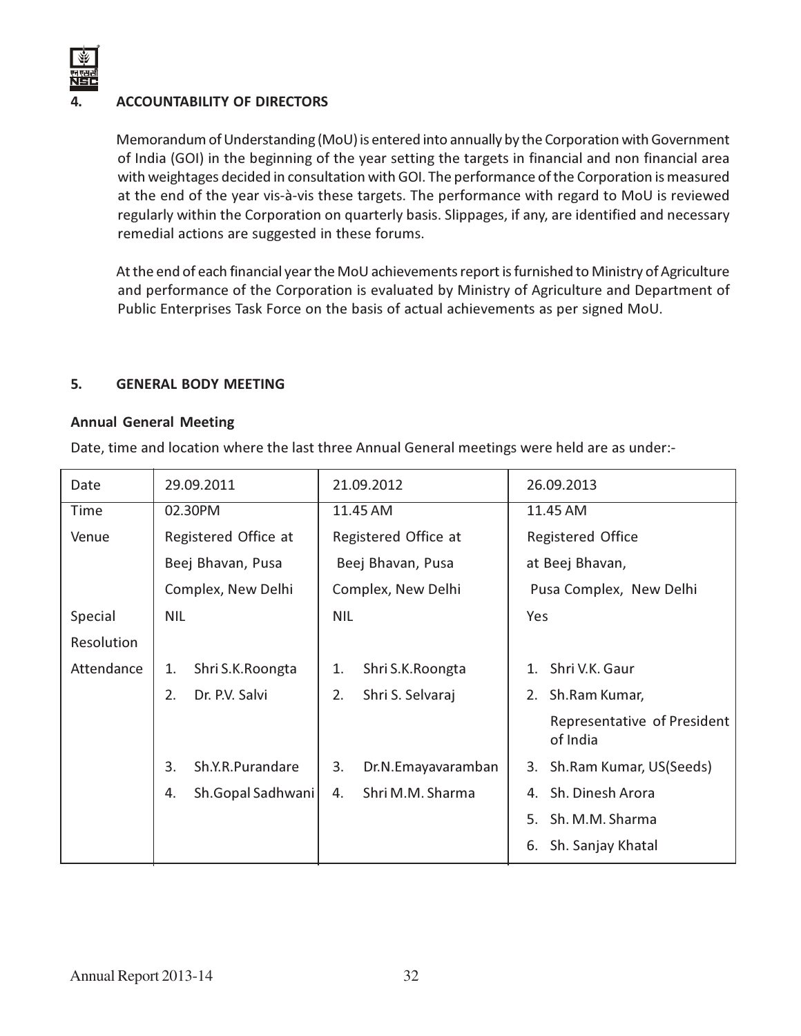## 4. ACCOUNTABILITY OF DIRECTORS

Memorandum of Understanding (MoU) is entered into annually by the Corporation with Government of India (GOI) in the beginning of the year setting the targets in financial and non financial area with weightages decided in consultation with GOI. The performance of the Corporation is measured at the end of the year vis-à-vis these targets. The performance with regard to MoU is reviewed regularly within the Corporation on quarterly basis. Slippages, if any, are identified and necessary remedial actions are suggested in these forums.

At the end of each financial year the MoU achievements report is furnished to Ministry of Agriculture and performance of the Corporation is evaluated by Ministry of Agriculture and Department of Public Enterprises Task Force on the basis of actual achievements as per signed MoU.

## 5. GENERAL BODY MEETING

**Annual General Meeting**

Date, time and location where the last three Annual General meetings were held are as under:-

| Date | 29.09.2011 | 21.09.2012 | 26.09.2013 |
|---|---|---|---|
| Time | 02.30PM | 11.45 AM | 11.45 AM |
| Venue | Registered Office at Beej Bhavan, Pusa Complex, New Delhi | Registered Office at Beej Bhavan, Pusa Complex, New Delhi | Registered Office at Beej Bhavan, Pusa Complex, New Delhi |
| Special Resolution | NIL | NIL | Yes |
| Attendance | 1. Shri S.K.Roongta | 1. Shri S.K.Roongta | 1. Shri V.K. Gaur |
| | 2. Dr. P.V. Salvi | 2. Shri S. Selvaraj | 2. Sh.Ram Kumar, Representative of President of India |
| | 3. Sh.Y.R.Purandare | 3. Dr.N.Emayavaramban | 3. Sh.Ram Kumar, US(Seeds) |
| | 4. Sh.Gopal Sadhwani | 4. Shri M.M. Sharma | 4. Sh. Dinesh Arora |
| | | | 5. Sh. M.M. Sharma |
| | | | 6. Sh. Sanjay Khatal |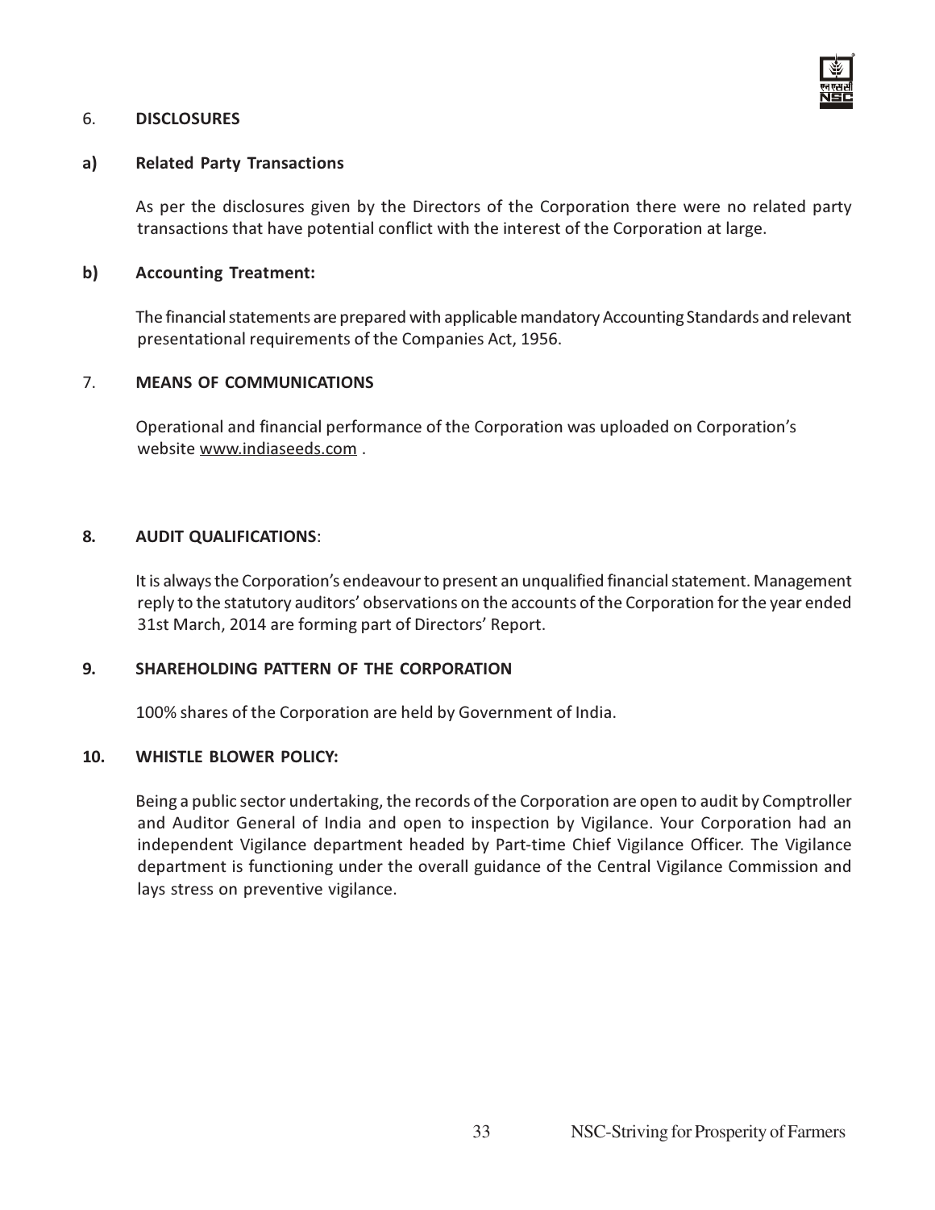## 6. DISCLOSURES

### a) Related Party Transactions

As per the disclosures given by the Directors of the Corporation there were no related party transactions that have potential conflict with the interest of the Corporation at large.

### b) Accounting Treatment:

The financial statements are prepared with applicable mandatory Accounting Standards and relevant presentational requirements of the Companies Act, 1956.

## 7. MEANS OF COMMUNICATIONS

Operational and financial performance of the Corporation was uploaded on Corporation's website www.indiaseeds.com .

## 8. AUDIT QUALIFICATIONS:

It is always the Corporation's endeavour to present an unqualified financial statement. Management reply to the statutory auditors' observations on the accounts of the Corporation for the year ended 31st March, 2014 are forming part of Directors' Report.

## 9. SHAREHOLDING PATTERN OF THE CORPORATION

100% shares of the Corporation are held by Government of India.

## 10. WHISTLE BLOWER POLICY:

Being a public sector undertaking, the records of the Corporation are open to audit by Comptroller and Auditor General of India and open to inspection by Vigilance. Your Corporation had an independent Vigilance department headed by Part-time Chief Vigilance Officer. The Vigilance department is functioning under the overall guidance of the Central Vigilance Commission and lays stress on preventive vigilance.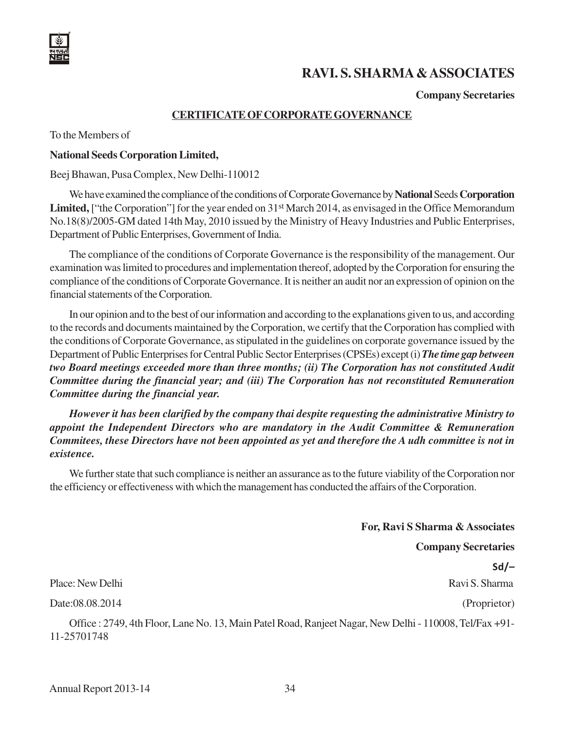# RAVI. S. SHARMA & ASSOCIATES

**Company Secretaries**

## CERTIFICATE OF CORPORATE GOVERNANCE

To the Members of

**National Seeds Corporation Limited,**

Beej Bhawan, Pusa Complex, New Delhi-110012

We have examined the compliance of the conditions of Corporate Governance by **National** Seeds **Corporation Limited,** ["the Corporation"] for the year ended on 31st March 2014, as envisaged in the Office Memorandum No.18(8)/2005-GM dated 14th May, 2010 issued by the Ministry of Heavy Industries and Public Enterprises, Department of Public Enterprises, Government of India.

The compliance of the conditions of Corporate Governance is the responsibility of the management. Our examination was limited to procedures and implementation thereof, adopted by the Corporation for ensuring the compliance of the conditions of Corporate Governance. It is neither an audit nor an expression of opinion on the financial statements of the Corporation.

In our opinion and to the best of our information and according to the explanations given to us, and according to the records and documents maintained by the Corporation, we certify that the Corporation has complied with the conditions of Corporate Governance, as stipulated in the guidelines on corporate governance issued by the Department of Public Enterprises for Central Public Sector Enterprises (CPSEs) except (i) ***The time gap between two Board meetings exceeded more than three months; (ii) The Corporation has not constituted Audit Committee during the financial year; and (iii) The Corporation has not reconstituted Remuneration Committee during the financial year.***

***However it has been clarified by the company thai despite requesting the administrative Ministry to appoint the Independent Directors who are mandatory in the Audit Committee & Remuneration Commitees, these Directors have not been appointed as yet and therefore the A udh committee is not in existence.***

We further state that such compliance is neither an assurance as to the future viability of the Corporation nor the efficiency or effectiveness with which the management has conducted the affairs of the Corporation.

**For, Ravi S Sharma & Associates**

**Company Secretaries**

**Sd/–**

Place: New Delhi

Ravi S. Sharma

Date:08.08.2014

(Proprietor)

Office : 2749, 4th Floor, Lane No. 13, Main Patel Road, Ranjeet Nagar, New Delhi - 110008, Tel/Fax +91-11-25701748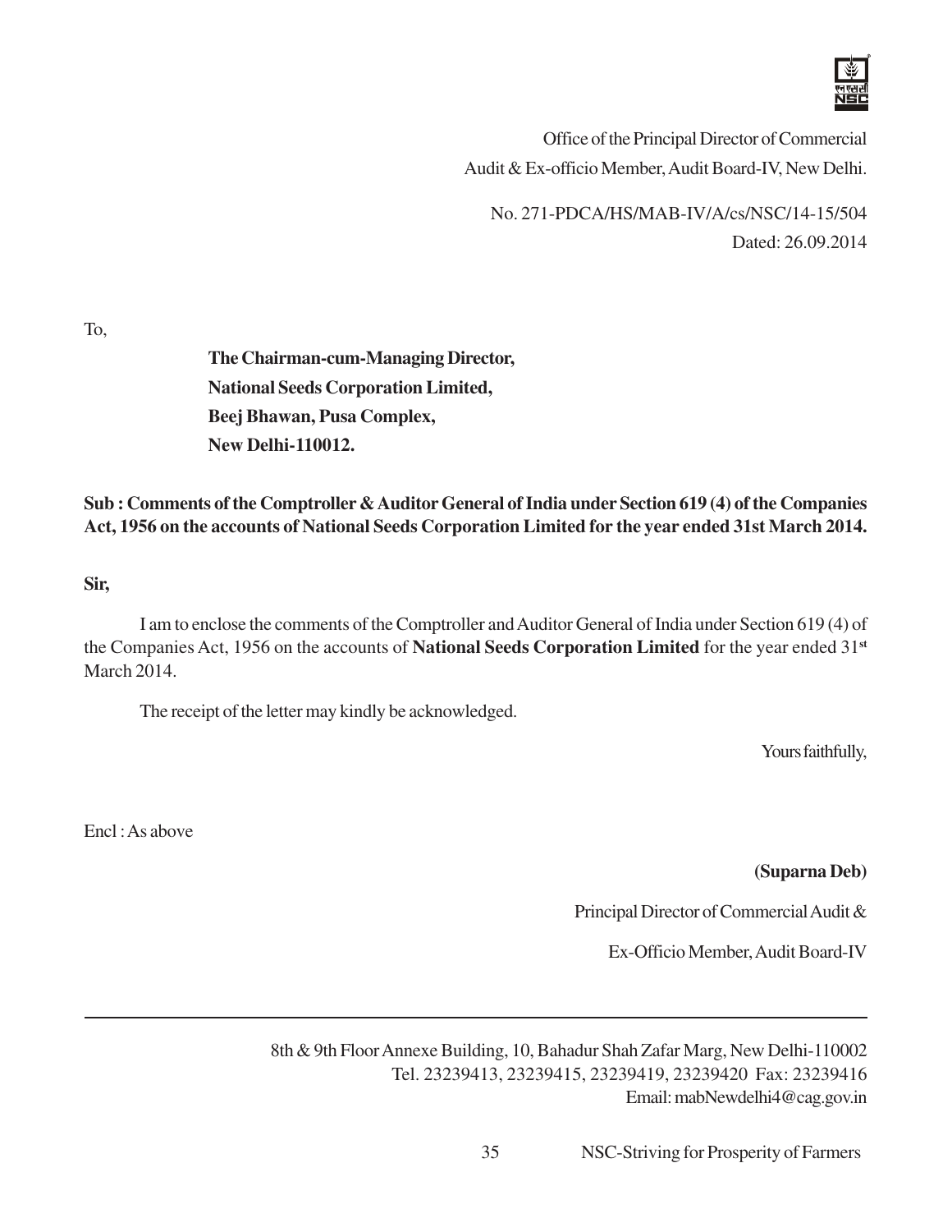Office of the Principal Director of Commercial
Audit & Ex-officio Member, Audit Board-IV, New Delhi.

No. 271-PDCA/HS/MAB-IV/A/cs/NSC/14-15/504
Dated: 26.09.2014

To,

**The Chairman-cum-Managing Director,**
**National Seeds Corporation Limited,**
**Beej Bhawan, Pusa Complex,**
**New Delhi-110012.**

**Sub : Comments of the Comptroller & Auditor General of India under Section 619 (4) of the Companies Act, 1956 on the accounts of National Seeds Corporation Limited for the year ended 31st March 2014.**

**Sir,**

I am to enclose the comments of the Comptroller and Auditor General of India under Section 619 (4) of the Companies Act, 1956 on the accounts of **National Seeds Corporation Limited** for the year ended 31st March 2014.

The receipt of the letter may kindly be acknowledged.

Yours faithfully,

Encl : As above

**(Suparna Deb)**

Principal Director of Commercial Audit &

Ex-Officio Member, Audit Board-IV

---

8th & 9th Floor Annexe Building, 10, Bahadur Shah Zafar Marg, New Delhi-110002
Tel. 23239413, 23239415, 23239419, 23239420 Fax: 23239416
Email: mabNewdelhi4@cag.gov.in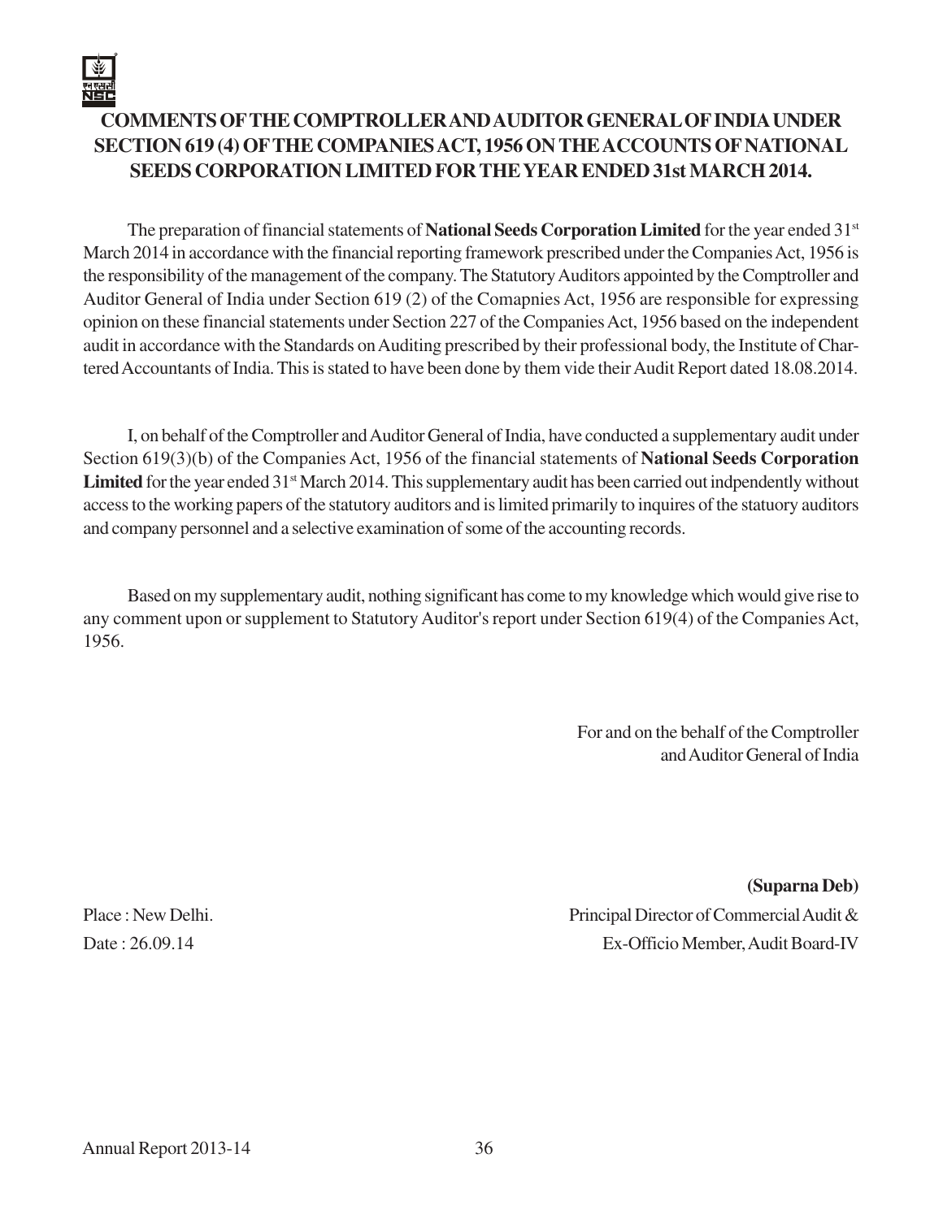# COMMENTS OF THE COMPTROLLER AND AUDITOR GENERAL OF INDIA UNDER SECTION 619 (4) OF THE COMPANIES ACT, 1956 ON THE ACCOUNTS OF NATIONAL SEEDS CORPORATION LIMITED FOR THE YEAR ENDED 31st MARCH 2014.

The preparation of financial statements of **National Seeds Corporation Limited** for the year ended 31st March 2014 in accordance with the financial reporting framework prescribed under the Companies Act, 1956 is the responsibility of the management of the company. The Statutory Auditors appointed by the Comptroller and Auditor General of India under Section 619 (2) of the Comapnies Act, 1956 are responsible for expressing opinion on these financial statements under Section 227 of the Companies Act, 1956 based on the independent audit in accordance with the Standards on Auditing prescribed by their professional body, the Institute of Chartered Accountants of India. This is stated to have been done by them vide their Audit Report dated 18.08.2014.

I, on behalf of the Comptroller and Auditor General of India, have conducted a supplementary audit under Section 619(3)(b) of the Companies Act, 1956 of the financial statements of **National Seeds Corporation Limited** for the year ended 31st March 2014. This supplementary audit has been carried out indpendently without access to the working papers of the statutory auditors and is limited primarily to inquires of the statuory auditors and company personnel and a selective examination of some of the accounting records.

Based on my supplementary audit, nothing significant has come to my knowledge which would give rise to any comment upon or supplement to Statutory Auditor's report under Section 619(4) of the Companies Act, 1956.

For and on the behalf of the Comptroller
and Auditor General of India

**(Suparna Deb)**
Principal Director of Commercial Audit &
Ex-Officio Member, Audit Board-IV

Place : New Delhi.
Date : 26.09.14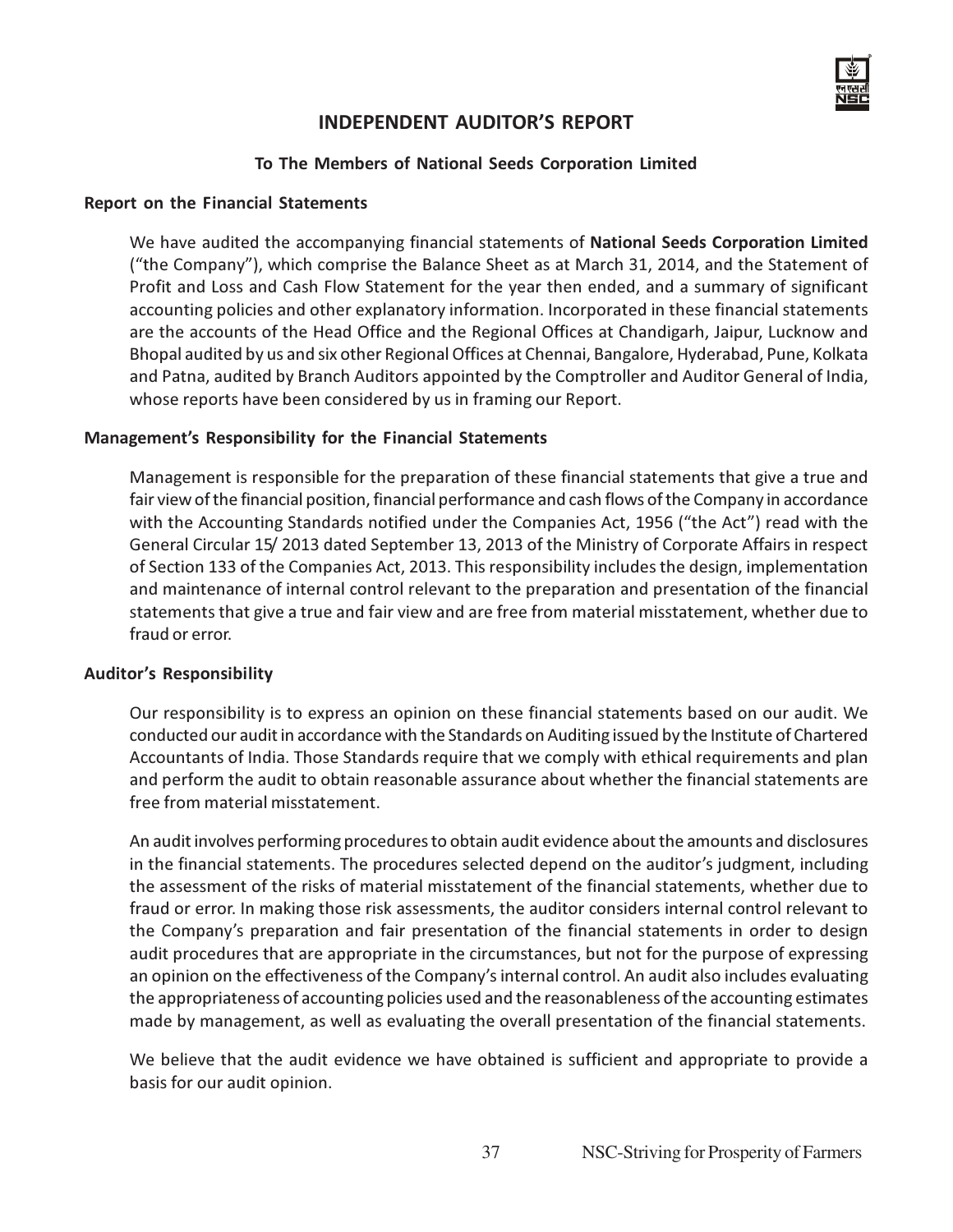# INDEPENDENT AUDITOR'S REPORT

**To The Members of National Seeds Corporation Limited**

## Report on the Financial Statements

We have audited the accompanying financial statements of **National Seeds Corporation Limited** ("the Company"), which comprise the Balance Sheet as at March 31, 2014, and the Statement of Profit and Loss and Cash Flow Statement for the year then ended, and a summary of significant accounting policies and other explanatory information. Incorporated in these financial statements are the accounts of the Head Office and the Regional Offices at Chandigarh, Jaipur, Lucknow and Bhopal audited by us and six other Regional Offices at Chennai, Bangalore, Hyderabad, Pune, Kolkata and Patna, audited by Branch Auditors appointed by the Comptroller and Auditor General of India, whose reports have been considered by us in framing our Report.

## Management's Responsibility for the Financial Statements

Management is responsible for the preparation of these financial statements that give a true and fair view of the financial position, financial performance and cash flows of the Company in accordance with the Accounting Standards notified under the Companies Act, 1956 ("the Act") read with the General Circular 15/ 2013 dated September 13, 2013 of the Ministry of Corporate Affairs in respect of Section 133 of the Companies Act, 2013. This responsibility includes the design, implementation and maintenance of internal control relevant to the preparation and presentation of the financial statements that give a true and fair view and are free from material misstatement, whether due to fraud or error.

## Auditor's Responsibility

Our responsibility is to express an opinion on these financial statements based on our audit. We conducted our audit in accordance with the Standards on Auditing issued by the Institute of Chartered Accountants of India. Those Standards require that we comply with ethical requirements and plan and perform the audit to obtain reasonable assurance about whether the financial statements are free from material misstatement.

An audit involves performing procedures to obtain audit evidence about the amounts and disclosures in the financial statements. The procedures selected depend on the auditor's judgment, including the assessment of the risks of material misstatement of the financial statements, whether due to fraud or error. In making those risk assessments, the auditor considers internal control relevant to the Company's preparation and fair presentation of the financial statements in order to design audit procedures that are appropriate in the circumstances, but not for the purpose of expressing an opinion on the effectiveness of the Company's internal control. An audit also includes evaluating the appropriateness of accounting policies used and the reasonableness of the accounting estimates made by management, as well as evaluating the overall presentation of the financial statements.

We believe that the audit evidence we have obtained is sufficient and appropriate to provide a basis for our audit opinion.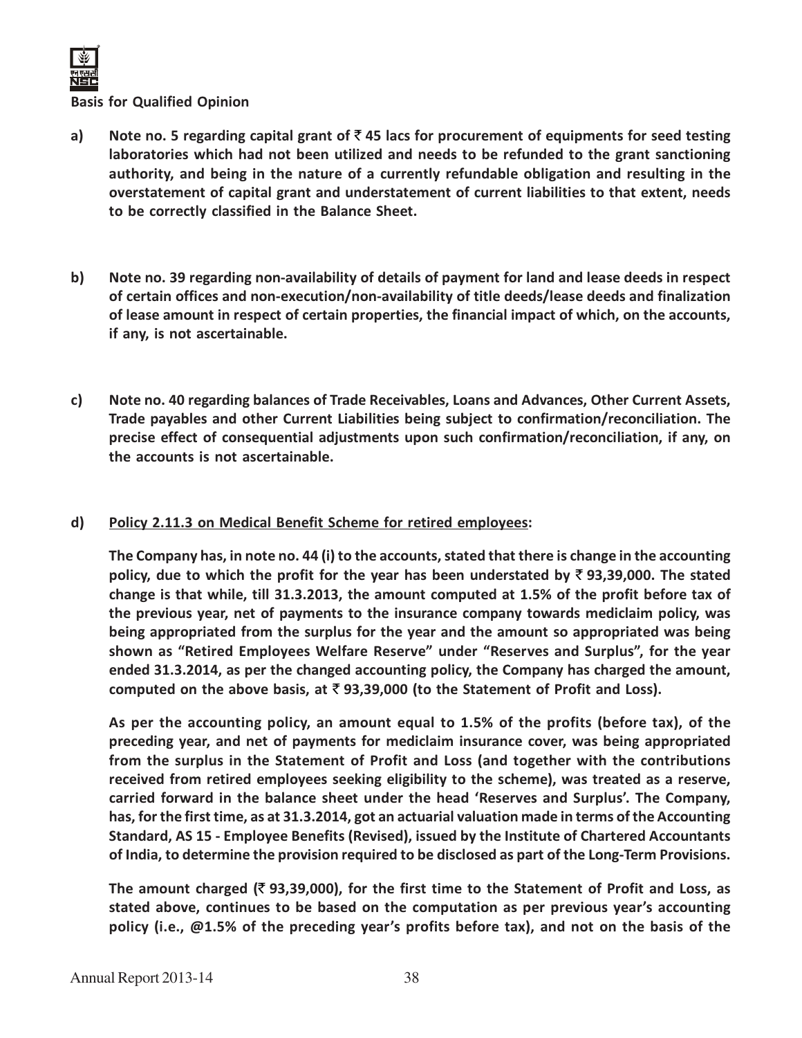**Basis for Qualified Opinion**

**a) Note no. 5 regarding capital grant of ₹ 45 lacs for procurement of equipments for seed testing laboratories which had not been utilized and needs to be refunded to the grant sanctioning authority, and being in the nature of a currently refundable obligation and resulting in the overstatement of capital grant and understatement of current liabilities to that extent, needs to be correctly classified in the Balance Sheet.**

**b) Note no. 39 regarding non-availability of details of payment for land and lease deeds in respect of certain offices and non-execution/non-availability of title deeds/lease deeds and finalization of lease amount in respect of certain properties, the financial impact of which, on the accounts, if any, is not ascertainable.**

**c) Note no. 40 regarding balances of Trade Receivables, Loans and Advances, Other Current Assets, Trade payables and other Current Liabilities being subject to confirmation/reconciliation. The precise effect of consequential adjustments upon such confirmation/reconciliation, if any, on the accounts is not ascertainable.**

**d) <u>Policy 2.11.3 on Medical Benefit Scheme for retired employees</u>:**

**The Company has, in note no. 44 (i) to the accounts, stated that there is change in the accounting policy, due to which the profit for the year has been understated by ₹ 93,39,000. The stated change is that while, till 31.3.2013, the amount computed at 1.5% of the profit before tax of the previous year, net of payments to the insurance company towards mediclaim policy, was being appropriated from the surplus for the year and the amount so appropriated was being shown as "Retired Employees Welfare Reserve" under "Reserves and Surplus", for the year ended 31.3.2014, as per the changed accounting policy, the Company has charged the amount, computed on the above basis, at ₹ 93,39,000 (to the Statement of Profit and Loss).**

**As per the accounting policy, an amount equal to 1.5% of the profits (before tax), of the preceding year, and net of payments for mediclaim insurance cover, was being appropriated from the surplus in the Statement of Profit and Loss (and together with the contributions received from retired employees seeking eligibility to the scheme), was treated as a reserve, carried forward in the balance sheet under the head 'Reserves and Surplus'. The Company, has, for the first time, as at 31.3.2014, got an actuarial valuation made in terms of the Accounting Standard, AS 15 - Employee Benefits (Revised), issued by the Institute of Chartered Accountants of India, to determine the provision required to be disclosed as part of the Long-Term Provisions.**

**The amount charged (₹ 93,39,000), for the first time to the Statement of Profit and Loss, as stated above, continues to be based on the computation as per previous year's accounting policy (i.e., @1.5% of the preceding year's profits before tax), and not on the basis of the**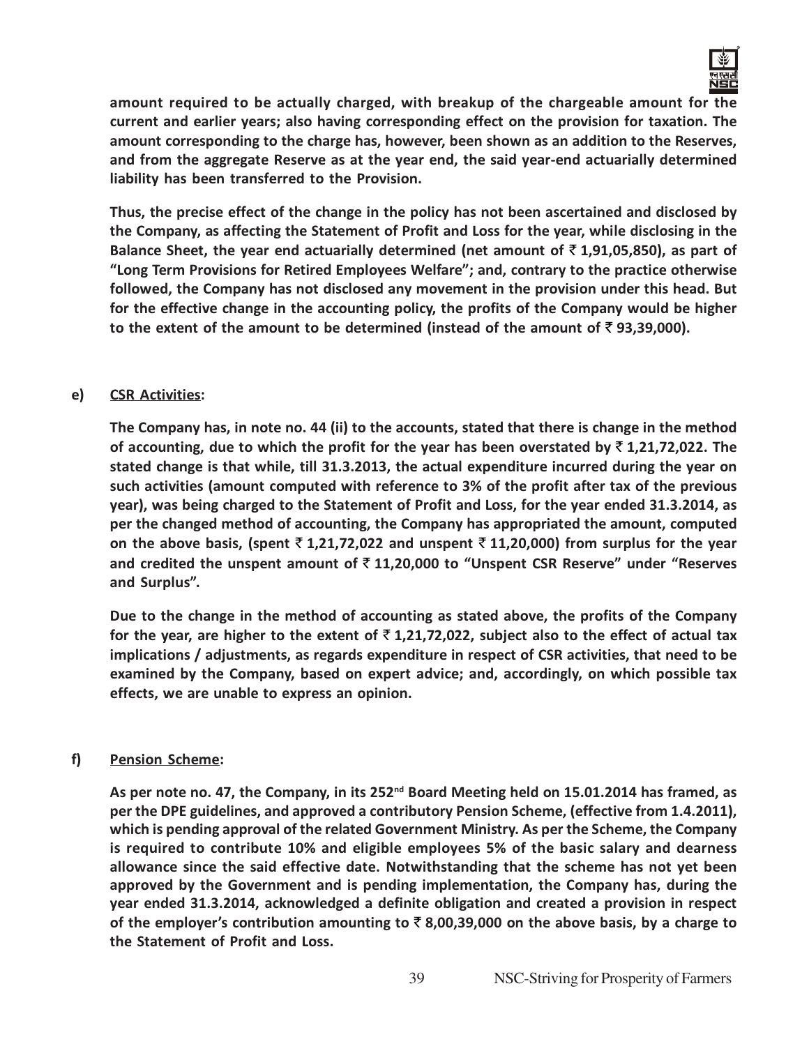**amount required to be actually charged, with breakup of the chargeable amount for the current and earlier years; also having corresponding effect on the provision for taxation. The amount corresponding to the charge has, however, been shown as an addition to the Reserves, and from the aggregate Reserve as at the year end, the said year-end actuarially determined liability has been transferred to the Provision.**

**Thus, the precise effect of the change in the policy has not been ascertained and disclosed by the Company, as affecting the Statement of Profit and Loss for the year, while disclosing in the Balance Sheet, the year end actuarially determined (net amount of ₹ 1,91,05,850), as part of "Long Term Provisions for Retired Employees Welfare"; and, contrary to the practice otherwise followed, the Company has not disclosed any movement in the provision under this head. But for the effective change in the accounting policy, the profits of the Company would be higher to the extent of the amount to be determined (instead of the amount of ₹ 93,39,000).**

**e) CSR Activities:**

**The Company has, in note no. 44 (ii) to the accounts, stated that there is change in the method of accounting, due to which the profit for the year has been overstated by ₹ 1,21,72,022. The stated change is that while, till 31.3.2013, the actual expenditure incurred during the year on such activities (amount computed with reference to 3% of the profit after tax of the previous year), was being charged to the Statement of Profit and Loss, for the year ended 31.3.2014, as per the changed method of accounting, the Company has appropriated the amount, computed on the above basis, (spent ₹ 1,21,72,022 and unspent ₹ 11,20,000) from surplus for the year and credited the unspent amount of ₹ 11,20,000 to "Unspent CSR Reserve" under "Reserves and Surplus".**

**Due to the change in the method of accounting as stated above, the profits of the Company for the year, are higher to the extent of ₹ 1,21,72,022, subject also to the effect of actual tax implications / adjustments, as regards expenditure in respect of CSR activities, that need to be examined by the Company, based on expert advice; and, accordingly, on which possible tax effects, we are unable to express an opinion.**

**f) Pension Scheme:**

**As per note no. 47, the Company, in its 252nd Board Meeting held on 15.01.2014 has framed, as per the DPE guidelines, and approved a contributory Pension Scheme, (effective from 1.4.2011), which is pending approval of the related Government Ministry. As per the Scheme, the Company is required to contribute 10% and eligible employees 5% of the basic salary and dearness allowance since the said effective date. Notwithstanding that the scheme has not yet been approved by the Government and is pending implementation, the Company has, during the year ended 31.3.2014, acknowledged a definite obligation and created a provision in respect of the employer's contribution amounting to ₹ 8,00,39,000 on the above basis, by a charge to the Statement of Profit and Loss.**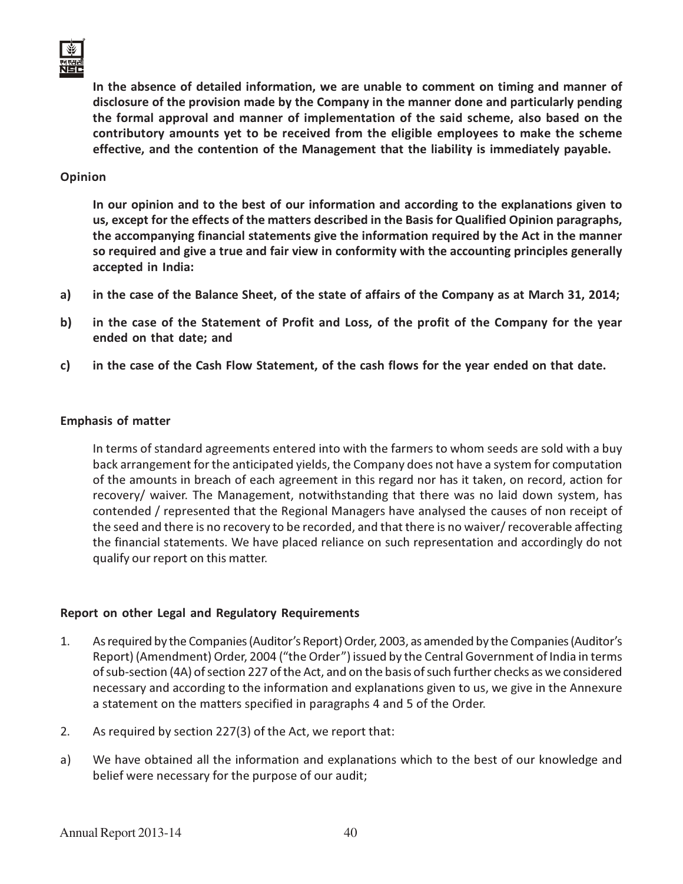**In the absence of detailed information, we are unable to comment on timing and manner of disclosure of the provision made by the Company in the manner done and particularly pending the formal approval and manner of implementation of the said scheme, also based on the contributory amounts yet to be received from the eligible employees to make the scheme effective, and the contention of the Management that the liability is immediately payable.**

**Opinion**

**In our opinion and to the best of our information and according to the explanations given to us, except for the effects of the matters described in the Basis for Qualified Opinion paragraphs, the accompanying financial statements give the information required by the Act in the manner so required and give a true and fair view in conformity with the accounting principles generally accepted in India:**

**a) in the case of the Balance Sheet, of the state of affairs of the Company as at March 31, 2014;**

**b) in the case of the Statement of Profit and Loss, of the profit of the Company for the year ended on that date; and**

**c) in the case of the Cash Flow Statement, of the cash flows for the year ended on that date.**

**Emphasis of matter**

In terms of standard agreements entered into with the farmers to whom seeds are sold with a buy back arrangement for the anticipated yields, the Company does not have a system for computation of the amounts in breach of each agreement in this regard nor has it taken, on record, action for recovery/ waiver. The Management, notwithstanding that there was no laid down system, has contended / represented that the Regional Managers have analysed the causes of non receipt of the seed and there is no recovery to be recorded, and that there is no waiver/ recoverable affecting the financial statements. We have placed reliance on such representation and accordingly do not qualify our report on this matter.

**Report on other Legal and Regulatory Requirements**

1. As required by the Companies (Auditor's Report) Order, 2003, as amended by the Companies (Auditor's Report) (Amendment) Order, 2004 ("the Order") issued by the Central Government of India in terms of sub-section (4A) of section 227 of the Act, and on the basis of such further checks as we considered necessary and according to the information and explanations given to us, we give in the Annexure a statement on the matters specified in paragraphs 4 and 5 of the Order.

2. As required by section 227(3) of the Act, we report that:

a) We have obtained all the information and explanations which to the best of our knowledge and belief were necessary for the purpose of our audit;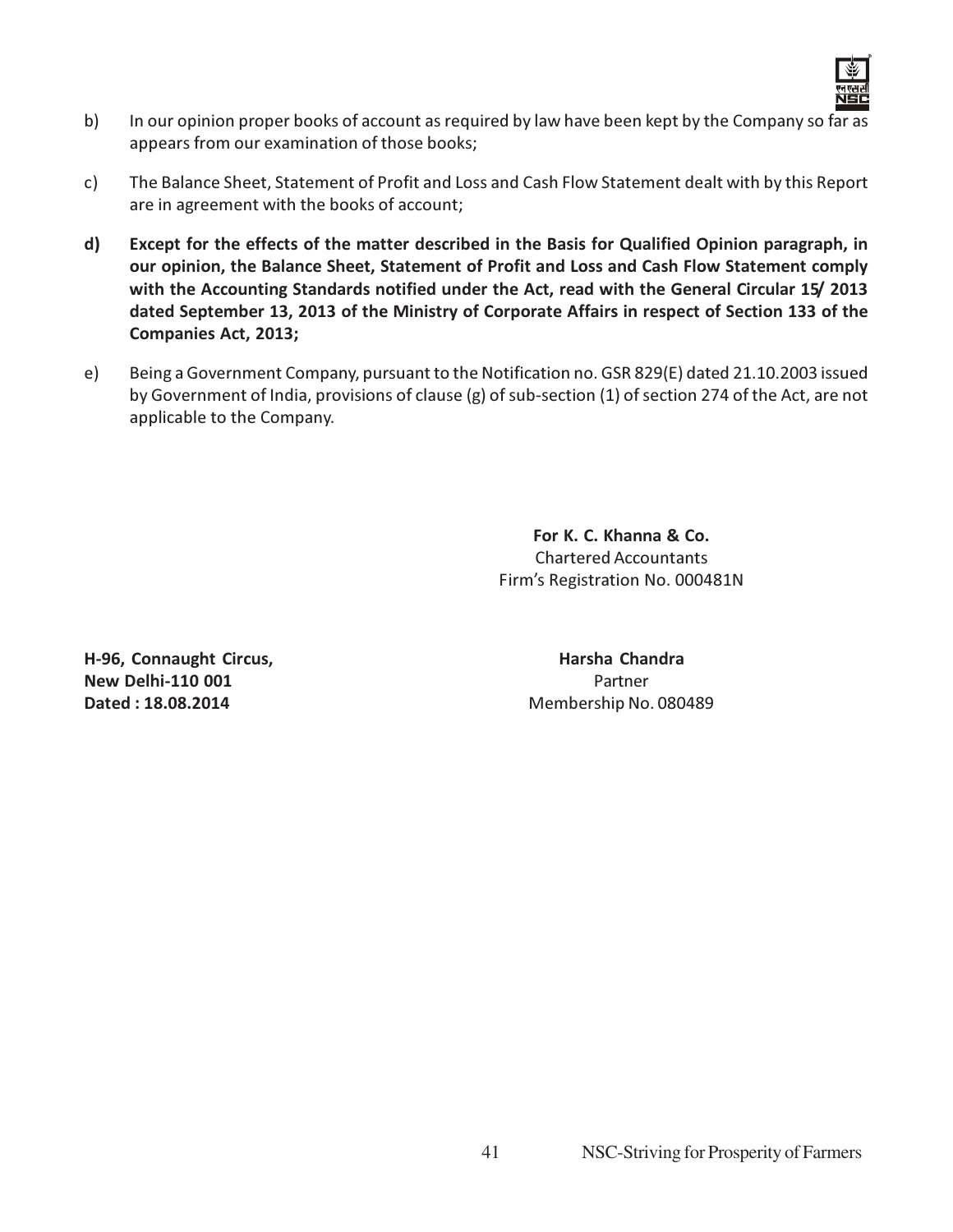b) In our opinion proper books of account as required by law have been kept by the Company so far as appears from our examination of those books;

c) The Balance Sheet, Statement of Profit and Loss and Cash Flow Statement dealt with by this Report are in agreement with the books of account;

**d) Except for the effects of the matter described in the Basis for Qualified Opinion paragraph, in our opinion, the Balance Sheet, Statement of Profit and Loss and Cash Flow Statement comply with the Accounting Standards notified under the Act, read with the General Circular 15/ 2013 dated September 13, 2013 of the Ministry of Corporate Affairs in respect of Section 133 of the Companies Act, 2013;**

e) Being a Government Company, pursuant to the Notification no. GSR 829(E) dated 21.10.2003 issued by Government of India, provisions of clause (g) of sub-section (1) of section 274 of the Act, are not applicable to the Company.

**For K. C. Khanna & Co.**
Chartered Accountants
Firm's Registration No. 000481N

**H-96, Connaught Circus,**
**New Delhi-110 001**
**Dated : 18.08.2014**

**Harsha Chandra**
Partner
Membership No. 080489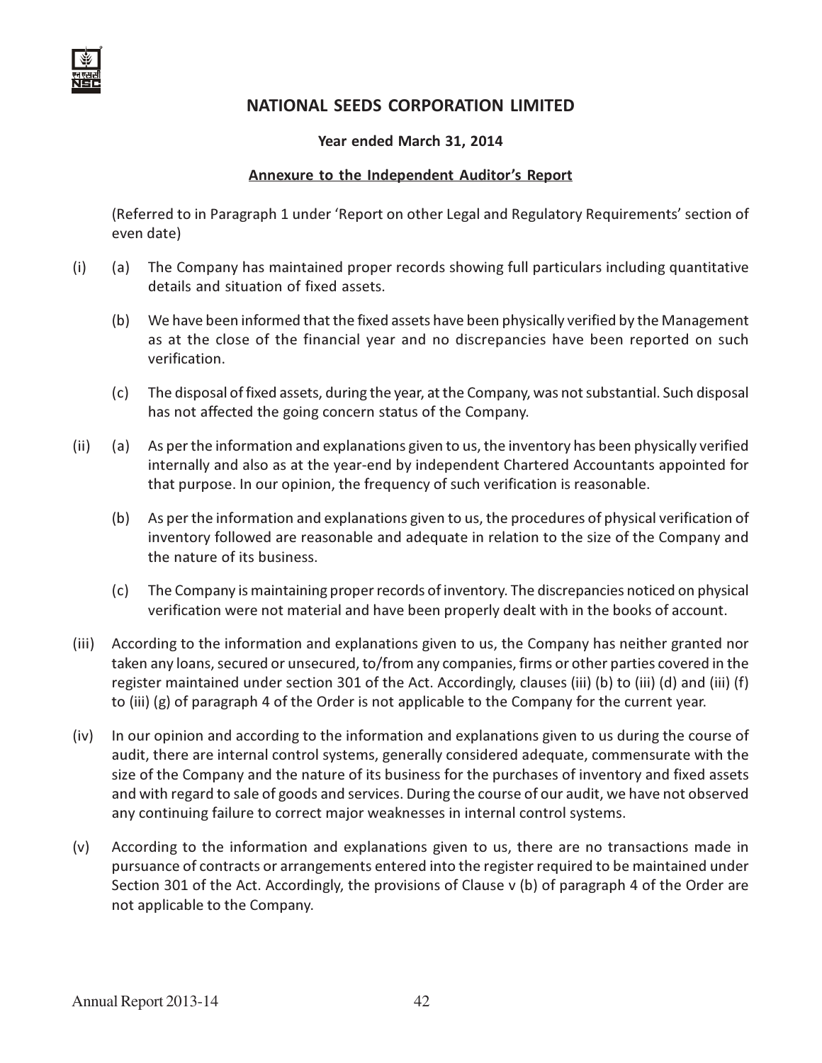# NATIONAL SEEDS CORPORATION LIMITED

**Year ended March 31, 2014**

**Annexure to the Independent Auditor's Report**

(Referred to in Paragraph 1 under 'Report on other Legal and Regulatory Requirements' section of even date)

(i) (a) The Company has maintained proper records showing full particulars including quantitative details and situation of fixed assets.

(b) We have been informed that the fixed assets have been physically verified by the Management as at the close of the financial year and no discrepancies have been reported on such verification.

(c) The disposal of fixed assets, during the year, at the Company, was not substantial. Such disposal has not affected the going concern status of the Company.

(ii) (a) As per the information and explanations given to us, the inventory has been physically verified internally and also as at the year-end by independent Chartered Accountants appointed for that purpose. In our opinion, the frequency of such verification is reasonable.

(b) As per the information and explanations given to us, the procedures of physical verification of inventory followed are reasonable and adequate in relation to the size of the Company and the nature of its business.

(c) The Company is maintaining proper records of inventory. The discrepancies noticed on physical verification were not material and have been properly dealt with in the books of account.

(iii) According to the information and explanations given to us, the Company has neither granted nor taken any loans, secured or unsecured, to/from any companies, firms or other parties covered in the register maintained under section 301 of the Act. Accordingly, clauses (iii) (b) to (iii) (d) and (iii) (f) to (iii) (g) of paragraph 4 of the Order is not applicable to the Company for the current year.

(iv) In our opinion and according to the information and explanations given to us during the course of audit, there are internal control systems, generally considered adequate, commensurate with the size of the Company and the nature of its business for the purchases of inventory and fixed assets and with regard to sale of goods and services. During the course of our audit, we have not observed any continuing failure to correct major weaknesses in internal control systems.

(v) According to the information and explanations given to us, there are no transactions made in pursuance of contracts or arrangements entered into the register required to be maintained under Section 301 of the Act. Accordingly, the provisions of Clause v (b) of paragraph 4 of the Order are not applicable to the Company.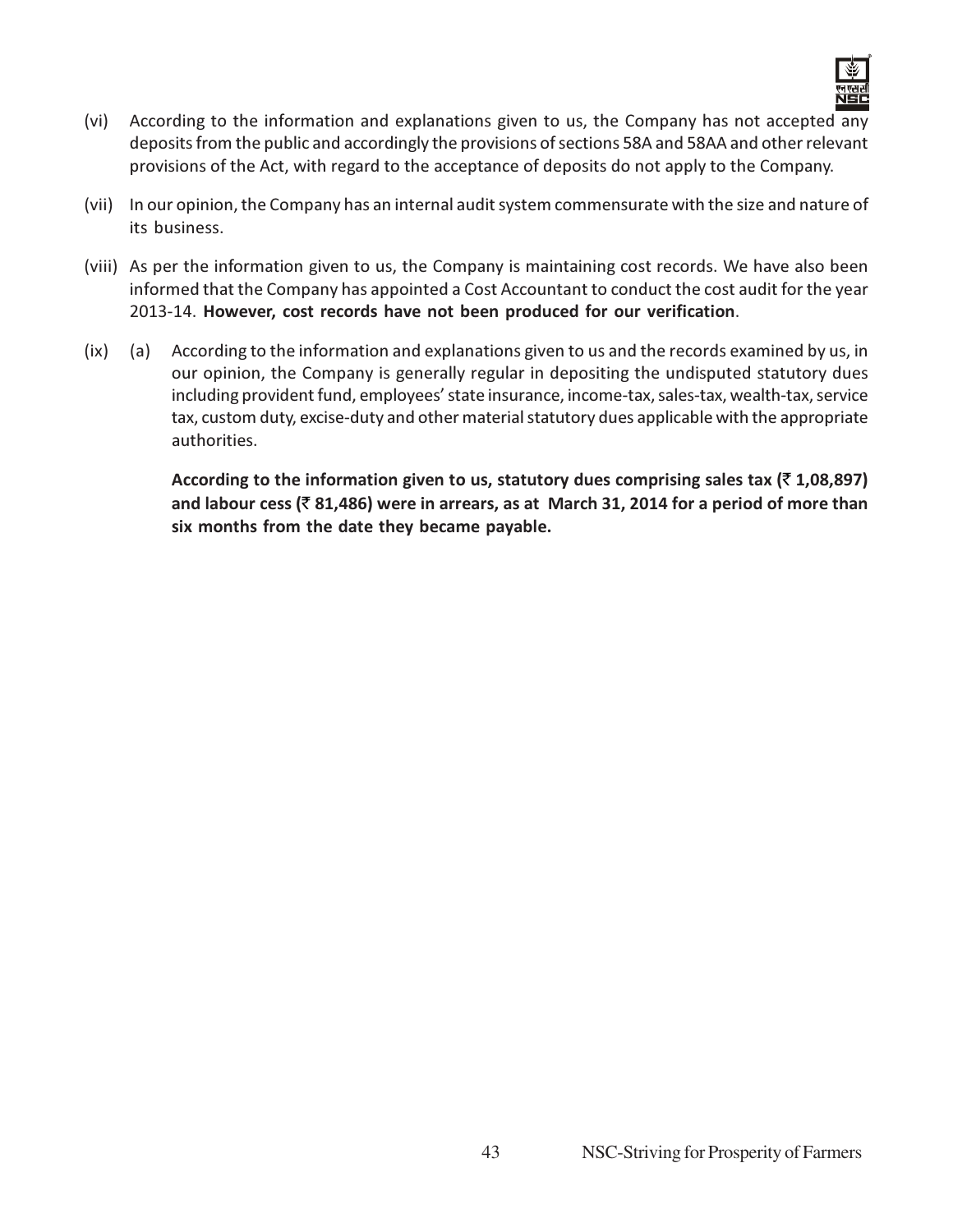(vi) According to the information and explanations given to us, the Company has not accepted any deposits from the public and accordingly the provisions of sections 58A and 58AA and other relevant provisions of the Act, with regard to the acceptance of deposits do not apply to the Company.

(vii) In our opinion, the Company has an internal audit system commensurate with the size and nature of its business.

(viii) As per the information given to us, the Company is maintaining cost records. We have also been informed that the Company has appointed a Cost Accountant to conduct the cost audit for the year 2013-14. **However, cost records have not been produced for our verification**.

(ix) (a) According to the information and explanations given to us and the records examined by us, in our opinion, the Company is generally regular in depositing the undisputed statutory dues including provident fund, employees' state insurance, income-tax, sales-tax, wealth-tax, service tax, custom duty, excise-duty and other material statutory dues applicable with the appropriate authorities.

**According to the information given to us, statutory dues comprising sales tax (₹ 1,08,897) and labour cess (₹ 81,486) were in arrears, as at March 31, 2014 for a period of more than six months from the date they became payable.**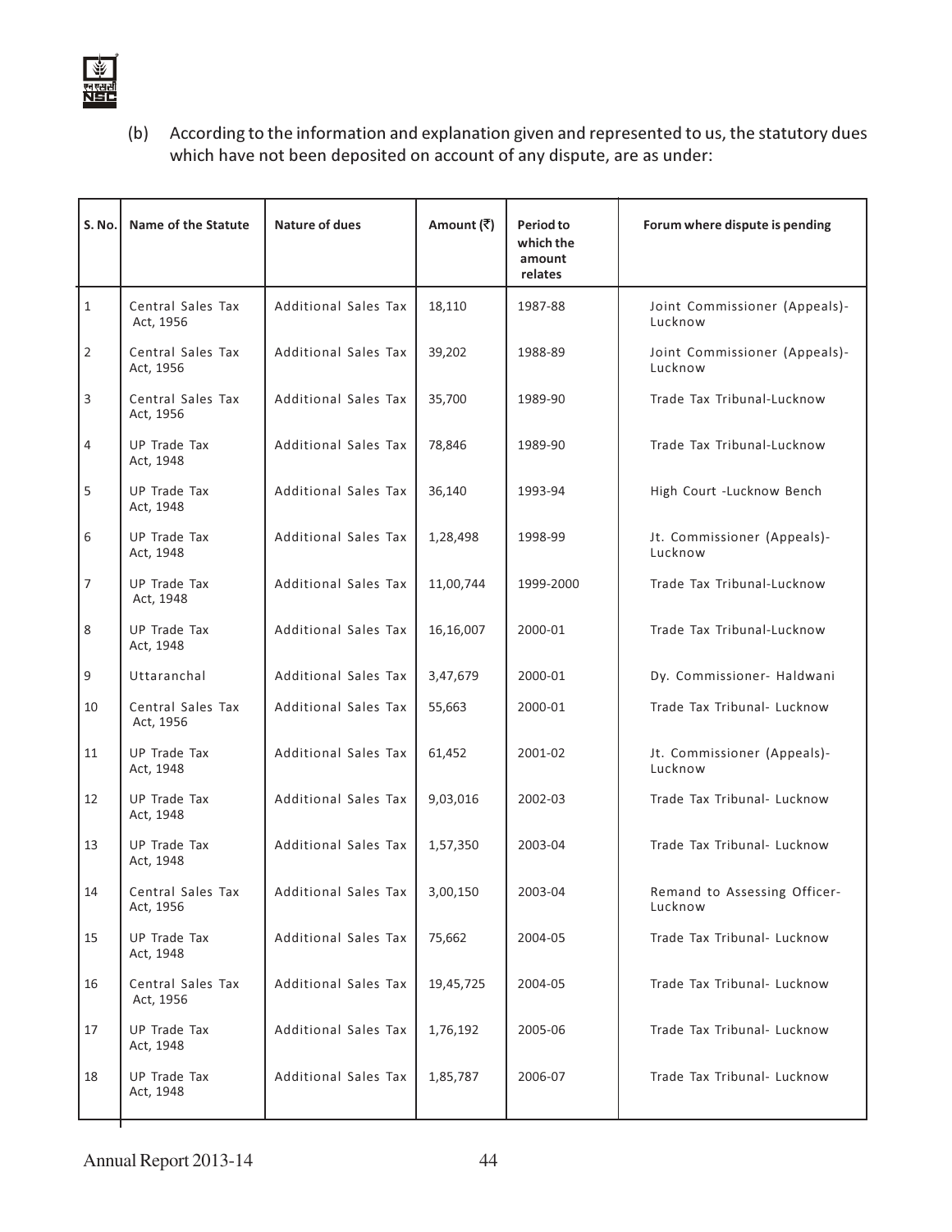(b) According to the information and explanation given and represented to us, the statutory dues which have not been deposited on account of any dispute, are as under:

| S. No. | Name of the Statute | Nature of dues | Amount (₹) | Period to which the amount relates | Forum where dispute is pending |
|---|---|---|---|---|---|
| 1 | Central Sales Tax Act, 1956 | Additional Sales Tax | 18,110 | 1987-88 | Joint Commissioner (Appeals)-Lucknow |
| 2 | Central Sales Tax Act, 1956 | Additional Sales Tax | 39,202 | 1988-89 | Joint Commissioner (Appeals)-Lucknow |
| 3 | Central Sales Tax Act, 1956 | Additional Sales Tax | 35,700 | 1989-90 | Trade Tax Tribunal-Lucknow |
| 4 | UP Trade Tax Act, 1948 | Additional Sales Tax | 78,846 | 1989-90 | Trade Tax Tribunal-Lucknow |
| 5 | UP Trade Tax Act, 1948 | Additional Sales Tax | 36,140 | 1993-94 | High Court -Lucknow Bench |
| 6 | UP Trade Tax Act, 1948 | Additional Sales Tax | 1,28,498 | 1998-99 | Jt. Commissioner (Appeals)-Lucknow |
| 7 | UP Trade Tax Act, 1948 | Additional Sales Tax | 11,00,744 | 1999-2000 | Trade Tax Tribunal-Lucknow |
| 8 | UP Trade Tax Act, 1948 | Additional Sales Tax | 16,16,007 | 2000-01 | Trade Tax Tribunal-Lucknow |
| 9 | Uttaranchal | Additional Sales Tax | 3,47,679 | 2000-01 | Dy. Commissioner- Haldwani |
| 10 | Central Sales Tax Act, 1956 | Additional Sales Tax | 55,663 | 2000-01 | Trade Tax Tribunal- Lucknow |
| 11 | UP Trade Tax Act, 1948 | Additional Sales Tax | 61,452 | 2001-02 | Jt. Commissioner (Appeals)-Lucknow |
| 12 | UP Trade Tax Act, 1948 | Additional Sales Tax | 9,03,016 | 2002-03 | Trade Tax Tribunal- Lucknow |
| 13 | UP Trade Tax Act, 1948 | Additional Sales Tax | 1,57,350 | 2003-04 | Trade Tax Tribunal- Lucknow |
| 14 | Central Sales Tax Act, 1956 | Additional Sales Tax | 3,00,150 | 2003-04 | Remand to Assessing Officer-Lucknow |
| 15 | UP Trade Tax Act, 1948 | Additional Sales Tax | 75,662 | 2004-05 | Trade Tax Tribunal- Lucknow |
| 16 | Central Sales Tax Act, 1956 | Additional Sales Tax | 19,45,725 | 2004-05 | Trade Tax Tribunal- Lucknow |
| 17 | UP Trade Tax Act, 1948 | Additional Sales Tax | 1,76,192 | 2005-06 | Trade Tax Tribunal- Lucknow |
| 18 | UP Trade Tax Act, 1948 | Additional Sales Tax | 1,85,787 | 2006-07 | Trade Tax Tribunal- Lucknow |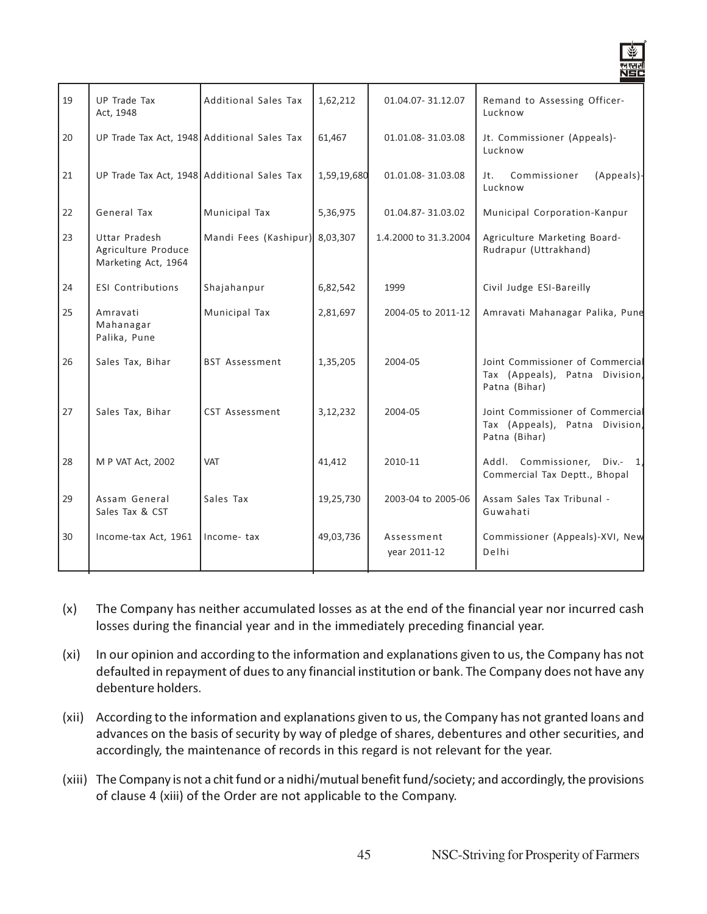| 19 | UP Trade Tax Act, 1948 | Additional Sales Tax | 1,62,212 | 01.04.07- 31.12.07 | Remand to Assessing Officer- Lucknow |
|---|---|---|---|---|---|
| 20 | UP Trade Tax Act, 1948 | Additional Sales Tax | 61,467 | 01.01.08- 31.03.08 | Jt. Commissioner (Appeals)- Lucknow |
| 21 | UP Trade Tax Act, 1948 | Additional Sales Tax | 1,59,19,680 | 01.01.08- 31.03.08 | Jt. Commissioner (Appeals)- Lucknow |
| 22 | General Tax | Municipal Tax | 5,36,975 | 01.04.87- 31.03.02 | Municipal Corporation-Kanpur |
| 23 | Uttar Pradesh Agriculture Produce Marketing Act, 1964 | Mandi Fees (Kashipur) | 8,03,307 | 1.4.2000 to 31.3.2004 | Agriculture Marketing Board- Rudrapur (Uttrakhand) |
| 24 | ESI Contributions | Shajahanpur | 6,82,542 | 1999 | Civil Judge ESI-Bareilly |
| 25 | Amravati Mahanagar Palika, Pune | Municipal Tax | 2,81,697 | 2004-05 to 2011-12 | Amravati Mahanagar Palika, Pune |
| 26 | Sales Tax, Bihar | BST Assessment | 1,35,205 | 2004-05 | Joint Commissioner of Commercial Tax (Appeals), Patna Division, Patna (Bihar) |
| 27 | Sales Tax, Bihar | CST Assessment | 3,12,232 | 2004-05 | Joint Commissioner of Commercial Tax (Appeals), Patna Division, Patna (Bihar) |
| 28 | M P VAT Act, 2002 | VAT | 41,412 | 2010-11 | Addl. Commissioner, Div.- 1, Commercial Tax Deptt., Bhopal |
| 29 | Assam General Sales Tax & CST | Sales Tax | 19,25,730 | 2003-04 to 2005-06 | Assam Sales Tax Tribunal - Guwahati |
| 30 | Income-tax Act, 1961 | Income- tax | 49,03,736 | Assessment year 2011-12 | Commissioner (Appeals)-XVI, New Delhi |

(x) The Company has neither accumulated losses as at the end of the financial year nor incurred cash losses during the financial year and in the immediately preceding financial year.

(xi) In our opinion and according to the information and explanations given to us, the Company has not defaulted in repayment of dues to any financial institution or bank. The Company does not have any debenture holders.

(xii) According to the information and explanations given to us, the Company has not granted loans and advances on the basis of security by way of pledge of shares, debentures and other securities, and accordingly, the maintenance of records in this regard is not relevant for the year.

(xiii) The Company is not a chit fund or a nidhi/mutual benefit fund/society; and accordingly, the provisions of clause 4 (xiii) of the Order are not applicable to the Company.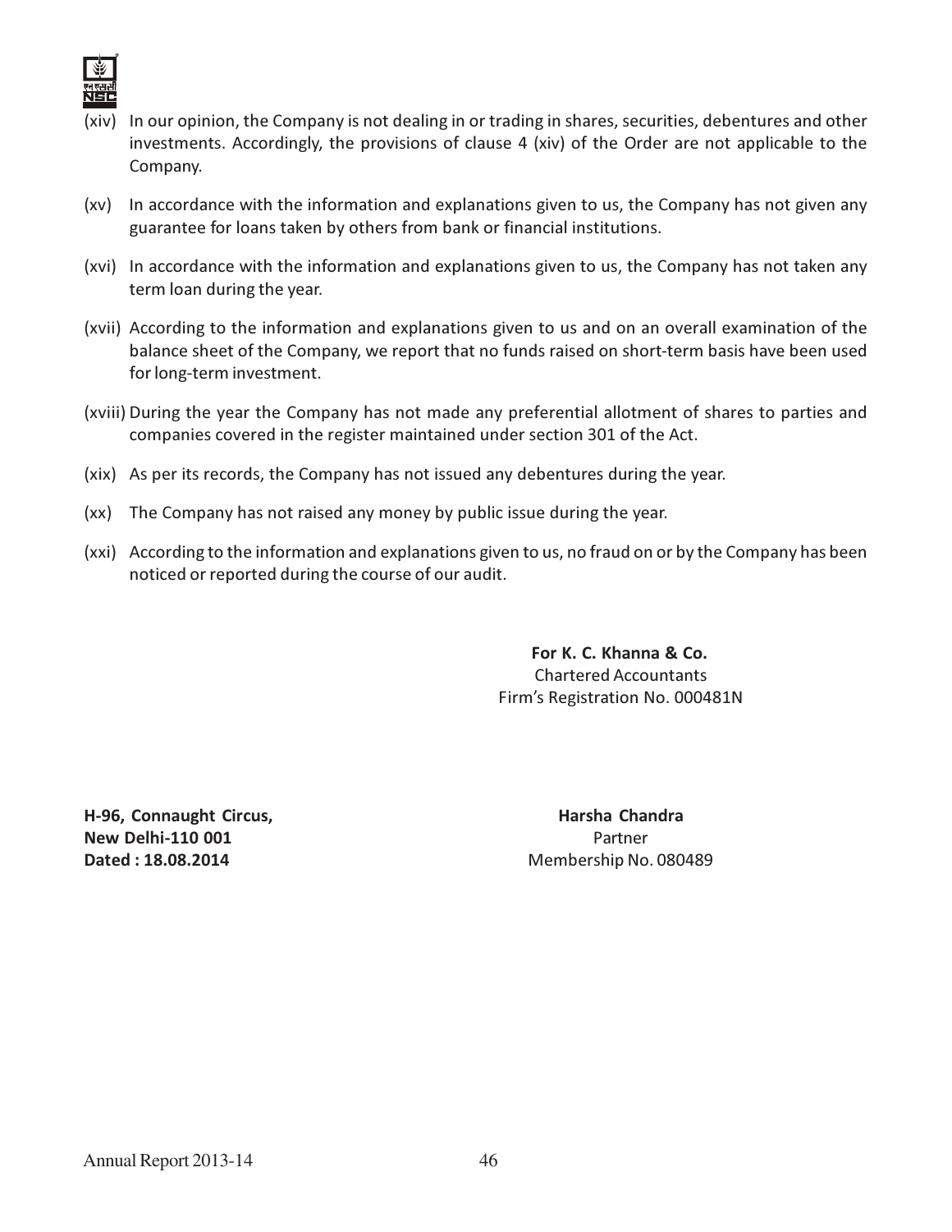(xiv) In our opinion, the Company is not dealing in or trading in shares, securities, debentures and other investments. Accordingly, the provisions of clause 4 (xiv) of the Order are not applicable to the Company.

(xv) In accordance with the information and explanations given to us, the Company has not given any guarantee for loans taken by others from bank or financial institutions.

(xvi) In accordance with the information and explanations given to us, the Company has not taken any term loan during the year.

(xvii) According to the information and explanations given to us and on an overall examination of the balance sheet of the Company, we report that no funds raised on short-term basis have been used for long-term investment.

(xviii) During the year the Company has not made any preferential allotment of shares to parties and companies covered in the register maintained under section 301 of the Act.

(xix) As per its records, the Company has not issued any debentures during the year.

(xx) The Company has not raised any money by public issue during the year.

(xxi) According to the information and explanations given to us, no fraud on or by the Company has been noticed or reported during the course of our audit.

**For K. C. Khanna & Co.**
Chartered Accountants
Firm's Registration No. 000481N

**H-96, Connaught Circus,**
**New Delhi-110 001**
**Dated : 18.08.2014**

**Harsha Chandra**
Partner
Membership No. 080489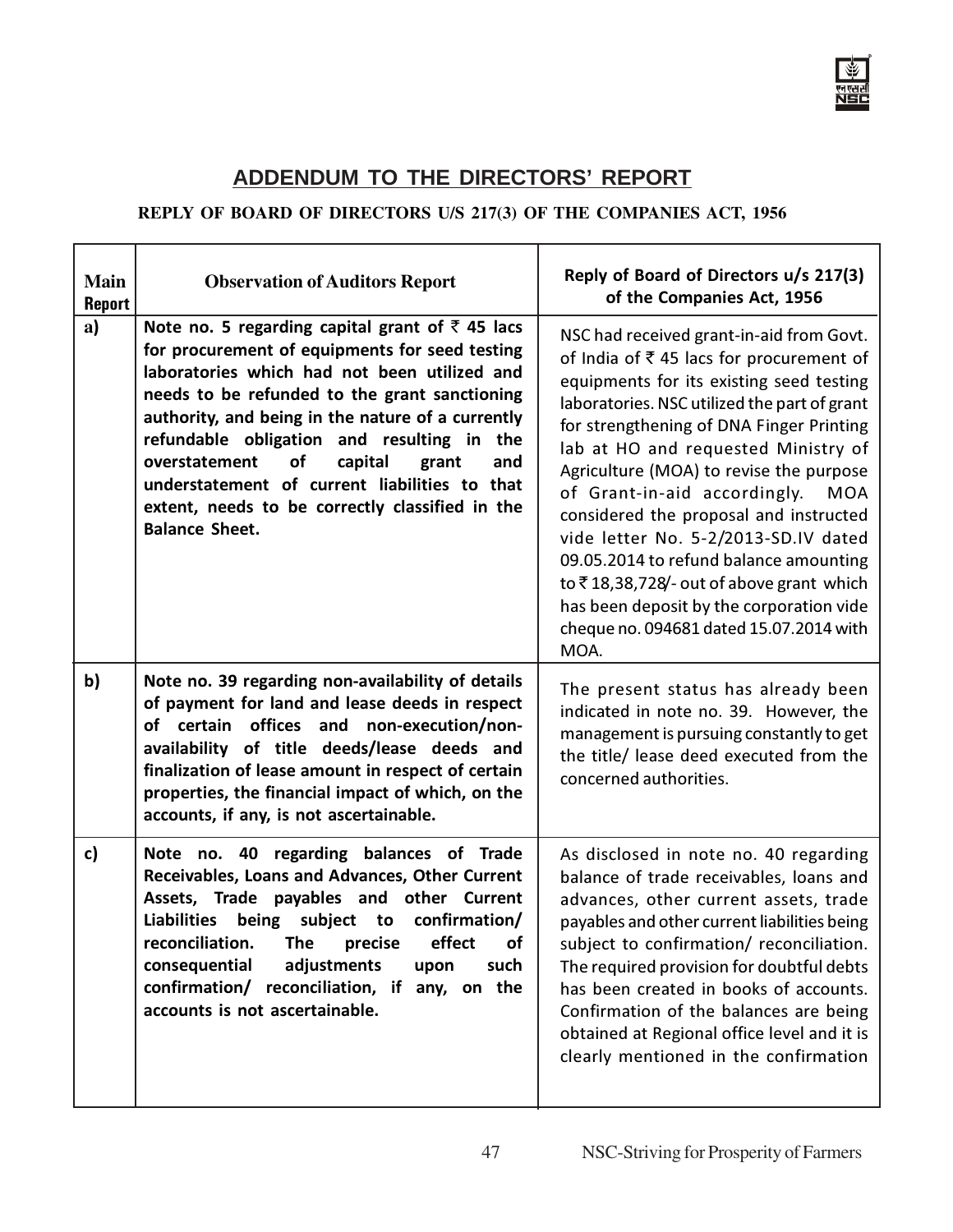## ADDENDUM TO THE DIRECTORS' REPORT

### REPLY OF BOARD OF DIRECTORS U/S 217(3) OF THE COMPANIES ACT, 1956

| Main Report | Observation of Auditors Report | Reply of Board of Directors u/s 217(3) of the Companies Act, 1956 |
|---|---|---|
| a) | **Note no. 5 regarding capital grant of ₹ 45 lacs for procurement of equipments for seed testing laboratories which had not been utilized and needs to be refunded to the grant sanctioning authority, and being in the nature of a currently refundable obligation and resulting in the overstatement of capital grant and understatement of current liabilities to that extent, needs to be correctly classified in the Balance Sheet.** | NSC had received grant-in-aid from Govt. of India of ₹ 45 lacs for procurement of equipments for its existing seed testing laboratories. NSC utilized the part of grant for strengthening of DNA Finger Printing lab at HO and requested Ministry of Agriculture (MOA) to revise the purpose of Grant-in-aid accordingly. MOA considered the proposal and instructed vide letter No. 5-2/2013-SD.IV dated 09.05.2014 to refund balance amounting to ₹ 18,38,728/- out of above grant which has been deposit by the corporation vide cheque no. 094681 dated 15.07.2014 with MOA. |
| b) | **Note no. 39 regarding non-availability of details of payment for land and lease deeds in respect of certain offices and non-execution/non-availability of title deeds/lease deeds and finalization of lease amount in respect of certain properties, the financial impact of which, on the accounts, if any, is not ascertainable.** | The present status has already been indicated in note no. 39. However, the management is pursuing constantly to get the title/ lease deed executed from the concerned authorities. |
| c) | **Note no. 40 regarding balances of Trade Receivables, Loans and Advances, Other Current Assets, Trade payables and other Current Liabilities being subject to confirmation/ reconciliation. The precise effect of consequential adjustments upon such confirmation/ reconciliation, if any, on the accounts is not ascertainable.** | As disclosed in note no. 40 regarding balance of trade receivables, loans and advances, other current assets, trade payables and other current liabilities being subject to confirmation/ reconciliation. The required provision for doubtful debts has been created in books of accounts. Confirmation of the balances are being obtained at Regional office level and it is clearly mentioned in the confirmation |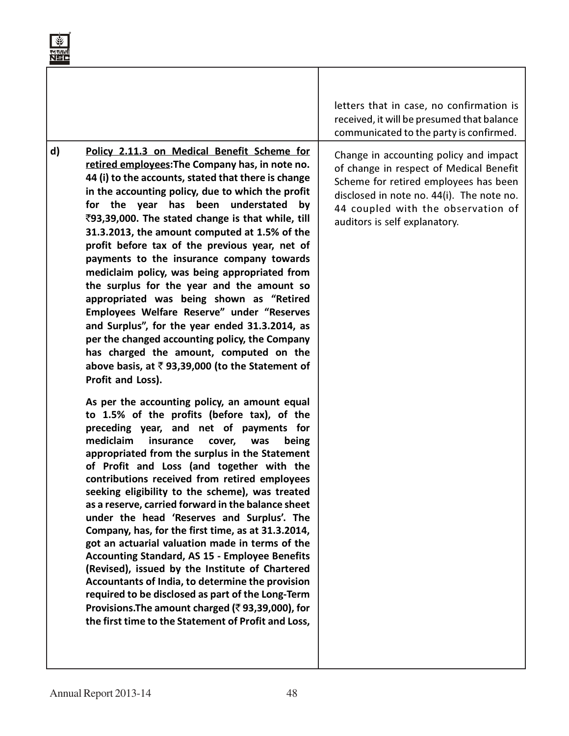| | | |
|---|---|---|
| | | letters that in case, no confirmation is received, it will be presumed that balance communicated to the party is confirmed. |
| d) | **<u>Policy 2.11.3 on Medical Benefit Scheme for retired employees</u>:The Company has, in note no. 44 (i) to the accounts, stated that there is change in the accounting policy, due to which the profit for the year has been understated by ₹93,39,000. The stated change is that while, till 31.3.2013, the amount computed at 1.5% of the profit before tax of the previous year, net of payments to the insurance company towards mediclaim policy, was being appropriated from the surplus for the year and the amount so appropriated was being shown as "Retired Employees Welfare Reserve" under "Reserves and Surplus", for the year ended 31.3.2014, as per the changed accounting policy, the Company has charged the amount, computed on the above basis, at ₹ 93,39,000 (to the Statement of Profit and Loss).**<br><br>**As per the accounting policy, an amount equal to 1.5% of the profits (before tax), of the preceding year, and net of payments for mediclaim insurance cover, was being appropriated from the surplus in the Statement of Profit and Loss (and together with the contributions received from retired employees seeking eligibility to the scheme), was treated as a reserve, carried forward in the balance sheet under the head 'Reserves and Surplus'. The Company, has, for the first time, as at 31.3.2014, got an actuarial valuation made in terms of the Accounting Standard, AS 15 - Employee Benefits (Revised), issued by the Institute of Chartered Accountants of India, to determine the provision required to be disclosed as part of the Long-Term Provisions.The amount charged (₹ 93,39,000), for the first time to the Statement of Profit and Loss,** | Change in accounting policy and impact of change in respect of Medical Benefit Scheme for retired employees has been disclosed in note no. 44(i). The note no. 44 coupled with the observation of auditors is self explanatory. |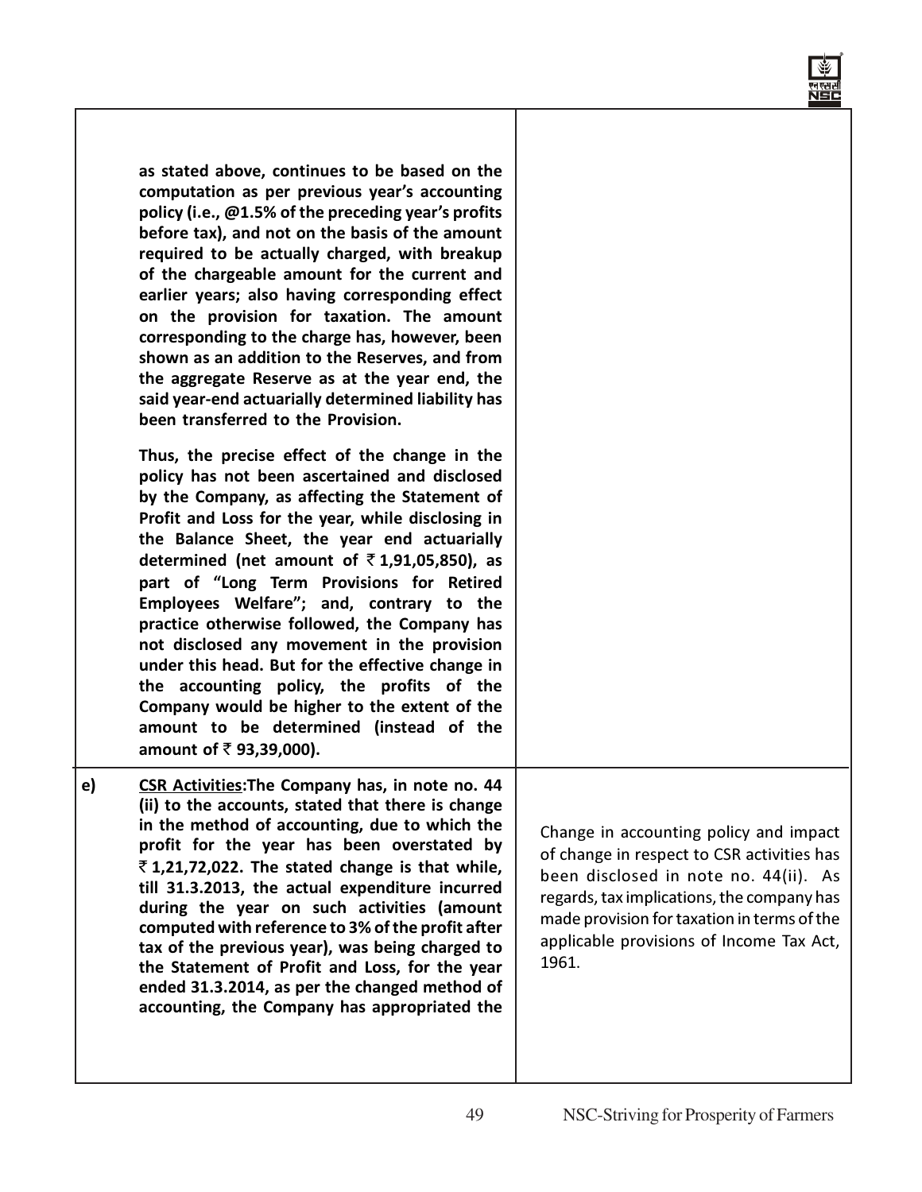| | |
|---|---|
| **as stated above, continues to be based on the computation as per previous year's accounting policy (i.e., @1.5% of the preceding year's profits before tax), and not on the basis of the amount required to be actually charged, with breakup of the chargeable amount for the current and earlier years; also having corresponding effect on the provision for taxation. The amount corresponding to the charge has, however, been shown as an addition to the Reserves, and from the aggregate Reserve as at the year end, the said year-end actuarially determined liability has been transferred to the Provision.**<br><br>**Thus, the precise effect of the change in the policy has not been ascertained and disclosed by the Company, as affecting the Statement of Profit and Loss for the year, while disclosing in the Balance Sheet, the year end actuarially determined (net amount of ₹ 1,91,05,850), as part of "Long Term Provisions for Retired Employees Welfare"; and, contrary to the practice otherwise followed, the Company has not disclosed any movement in the provision under this head. But for the effective change in the accounting policy, the profits of the Company would be higher to the extent of the amount to be determined (instead of the amount of ₹ 93,39,000).** | |
| **e) <u>CSR Activities</u>:The Company has, in note no. 44 (ii) to the accounts, stated that there is change in the method of accounting, due to which the profit for the year has been overstated by ₹ 1,21,72,022. The stated change is that while, till 31.3.2013, the actual expenditure incurred during the year on such activities (amount computed with reference to 3% of the profit after tax of the previous year), was being charged to the Statement of Profit and Loss, for the year ended 31.3.2014, as per the changed method of accounting, the Company has appropriated the** | Change in accounting policy and impact of change in respect to CSR activities has been disclosed in note no. 44(ii). As regards, tax implications, the company has made provision for taxation in terms of the applicable provisions of Income Tax Act, 1961. |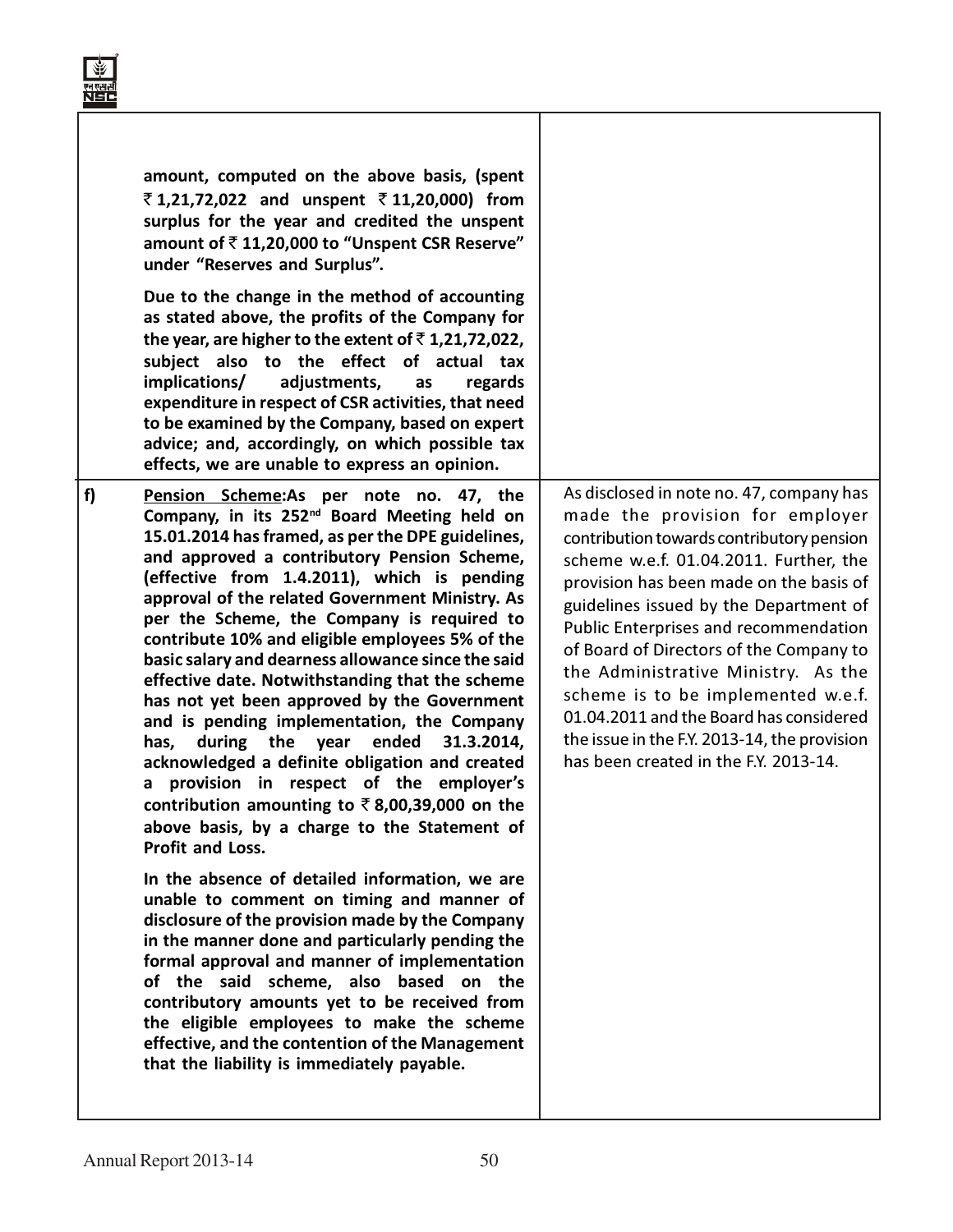| | |
|---|---|
| **amount, computed on the above basis, (spent ₹ 1,21,72,022 and unspent ₹ 11,20,000) from surplus for the year and credited the unspent amount of ₹ 11,20,000 to "Unspent CSR Reserve" under "Reserves and Surplus".**<br><br>**Due to the change in the method of accounting as stated above, the profits of the Company for the year, are higher to the extent of ₹ 1,21,72,022, subject also to the effect of actual tax implications/ adjustments, as regards expenditure in respect of CSR activities, that need to be examined by the Company, based on expert advice; and, accordingly, on which possible tax effects, we are unable to express an opinion.** | |
| **f) <u>Pension Scheme</u>:As per note no. 47, the Company, in its 252nd Board Meeting held on 15.01.2014 has framed, as per the DPE guidelines, and approved a contributory Pension Scheme, (effective from 1.4.2011), which is pending approval of the related Government Ministry. As per the Scheme, the Company is required to contribute 10% and eligible employees 5% of the basic salary and dearness allowance since the said effective date. Notwithstanding that the scheme has not yet been approved by the Government and is pending implementation, the Company has, during the year ended 31.3.2014, acknowledged a definite obligation and created a provision in respect of the employer's contribution amounting to ₹ 8,00,39,000 on the above basis, by a charge to the Statement of Profit and Loss.**<br><br>**In the absence of detailed information, we are unable to comment on timing and manner of disclosure of the provision made by the Company in the manner done and particularly pending the formal approval and manner of implementation of the said scheme, also based on the contributory amounts yet to be received from the eligible employees to make the scheme effective, and the contention of the Management that the liability is immediately payable.** | As disclosed in note no. 47, company has made the provision for employer contribution towards contributory pension scheme w.e.f. 01.04.2011. Further, the provision has been made on the basis of guidelines issued by the Department of Public Enterprises and recommendation of Board of Directors of the Company to the Administrative Ministry. As the scheme is to be implemented w.e.f. 01.04.2011 and the Board has considered the issue in the F.Y. 2013-14, the provision has been created in the F.Y. 2013-14. |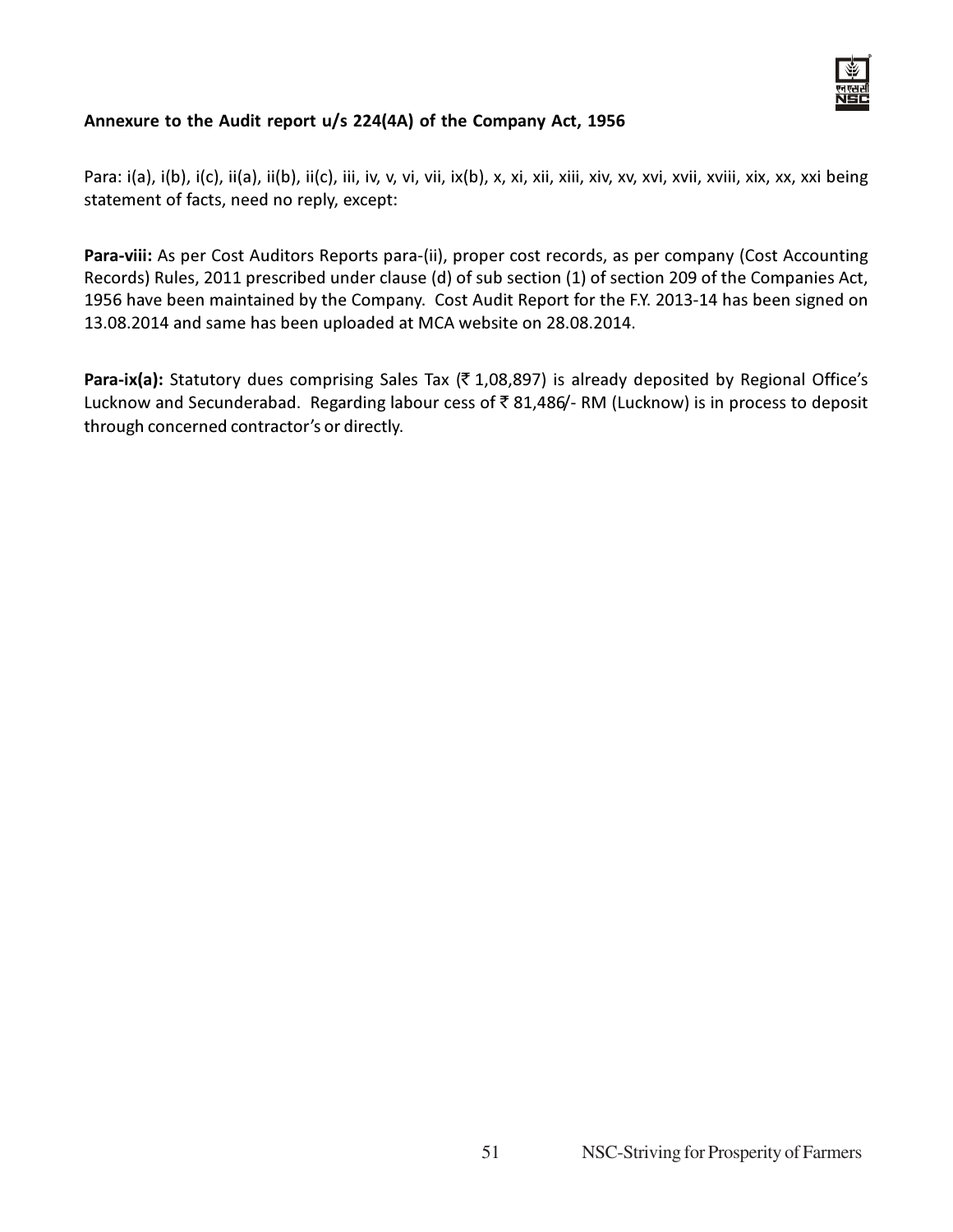**Annexure to the Audit report u/s 224(4A) of the Company Act, 1956**

Para: i(a), i(b), i(c), ii(a), ii(b), ii(c), iii, iv, v, vi, vii, ix(b), x, xi, xii, xiii, xiv, xv, xvi, xvii, xviii, xix, xx, xxi being statement of facts, need no reply, except:

**Para-viii:** As per Cost Auditors Reports para-(ii), proper cost records, as per company (Cost Accounting Records) Rules, 2011 prescribed under clause (d) of sub section (1) of section 209 of the Companies Act, 1956 have been maintained by the Company. Cost Audit Report for the F.Y. 2013-14 has been signed on 13.08.2014 and same has been uploaded at MCA website on 28.08.2014.

**Para-ix(a):** Statutory dues comprising Sales Tax (₹ 1,08,897) is already deposited by Regional Office's Lucknow and Secunderabad. Regarding labour cess of ₹ 81,486/- RM (Lucknow) is in process to deposit through concerned contractor's or directly.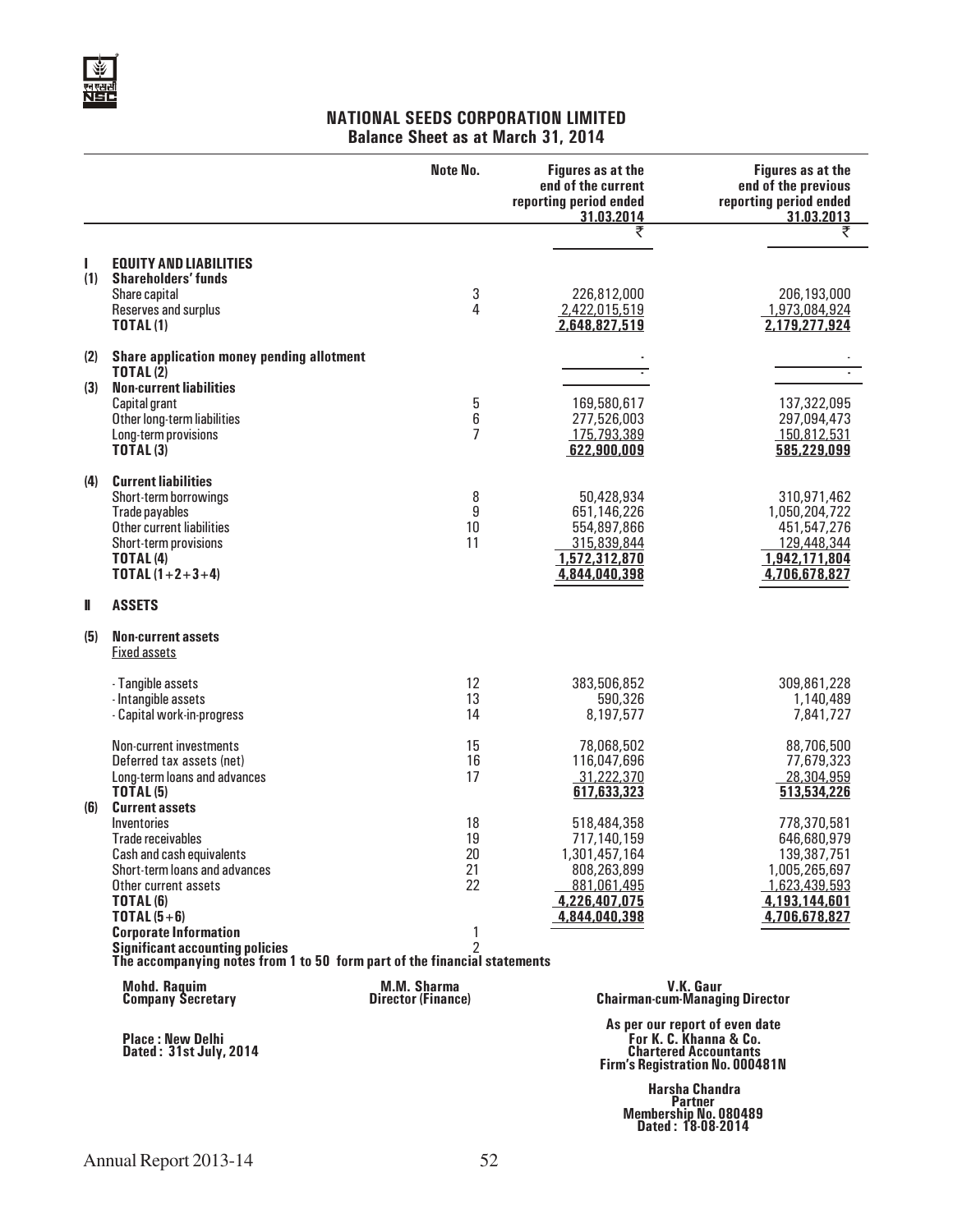# NATIONAL SEEDS CORPORATION LIMITED

## Balance Sheet as at March 31, 2014

| | | Note No. | Figures as at the end of the current reporting period ended 31.03.2014 | Figures as at the end of the previous reporting period ended 31.03.2013 |
|---|---|---|---|---|
| | | | ₹ | ₹ |
| **I** | **EQUITY AND LIABILITIES** | | | |
| **(1)** | **Shareholders' funds** | | | |
| | Share capital | 3 | 226,812,000 | 206,193,000 |
| | Reserves and surplus | 4 | 2,422,015,519 | 1,973,084,924 |
| | **TOTAL (1)** | | **2,648,827,519** | **2,179,277,924** |
| **(2)** | **Share application money pending allotment** | | - | - |
| | **TOTAL (2)** | | - | - |
| **(3)** | **Non-current liabilities** | | | |
| | Capital grant | 5 | 169,580,617 | 137,322,095 |
| | Other long-term liabilities | 6 | 277,526,003 | 297,094,473 |
| | Long-term provisions | 7 | 175,793,389 | 150,812,531 |
| | **TOTAL (3)** | | **622,900,009** | **585,229,099** |
| **(4)** | **Current liabilities** | | | |
| | Short-term borrowings | 8 | 50,428,934 | 310,971,462 |
| | Trade payables | 9 | 651,146,226 | 1,050,204,722 |
| | Other current liabilities | 10 | 554,897,866 | 451,547,276 |
| | Short-term provisions | 11 | 315,839,844 | 129,448,344 |
| | **TOTAL (4)** | | **1,572,312,870** | **1,942,171,804** |
| | **TOTAL (1+2+3+4)** | | **4,844,040,398** | **4,706,678,827** |
| **II** | **ASSETS** | | | |
| **(5)** | **Non-current assets** | | | |
| | Fixed assets | | | |
| | - Tangible assets | 12 | 383,506,852 | 309,861,228 |
| | - Intangible assets | 13 | 590,326 | 1,140,489 |
| | - Capital work-in-progress | 14 | 8,197,577 | 7,841,727 |
| | Non-current investments | 15 | 78,068,502 | 88,706,500 |
| | Deferred tax assets (net) | 16 | 116,047,696 | 77,679,323 |
| | Long-term loans and advances | 17 | 31,222,370 | 28,304,959 |
| | **TOTAL (5)** | | **617,633,323** | **513,534,226** |
| **(6)** | **Current assets** | | | |
| | Inventories | 18 | 518,484,358 | 778,370,581 |
| | Trade receivables | 19 | 717,140,159 | 646,680,979 |
| | Cash and cash equivalents | 20 | 1,301,457,164 | 139,387,751 |
| | Short-term loans and advances | 21 | 808,263,899 | 1,005,265,697 |
| | Other current assets | 22 | 881,061,495 | 1,623,439,593 |
| | **TOTAL (6)** | | **4,226,407,075** | **4,193,144,601** |
| | **TOTAL (5+6)** | | **4,844,040,398** | **4,706,678,827** |
| | **Corporate Information** | 1 | | |
| | **Significant accounting policies** | 2 | | |

**The accompanying notes from 1 to 50 form part of the financial statements**

| | | |
|---|---|---|
| **Mohd. Raquim**<br>**Company Secretary** | **M.M. Sharma**<br>**Director (Finance)** | **V.K. Gaur**<br>**Chairman-cum-Managing Director** |

**Place : New Delhi**
**Dated : 31st July, 2014**

**As per our report of even date**
**For K. C. Khanna & Co.**
**Chartered Accountants**
**Firm's Registration No. 000481N**

**Harsha Chandra**
**Partner**
**Membership No. 080489**
**Dated : 18-08-2014**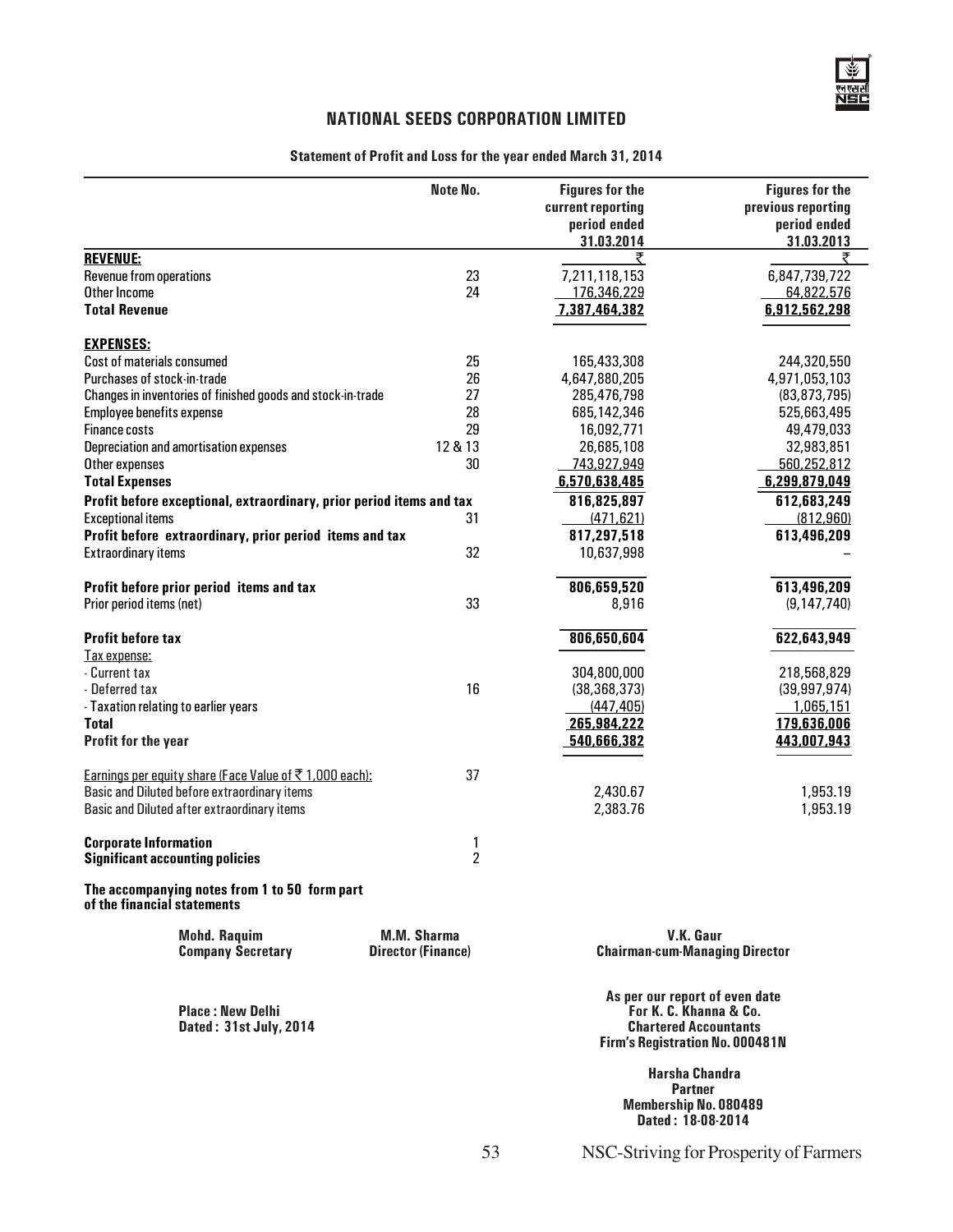# NATIONAL SEEDS CORPORATION LIMITED

## Statement of Profit and Loss for the year ended March 31, 2014

| | Note No. | Figures for the current reporting period ended 31.03.2014 | Figures for the previous reporting period ended 31.03.2013 |
|---|---|---|---|
| | | ₹ | ₹ |
| **REVENUE:** | | | |
| Revenue from operations | 23 | 7,211,118,153 | 6,847,739,722 |
| Other Income | 24 | 176,346,229 | 64,822,576 |
| **Total Revenue** | | **7,387,464,382** | **6,912,562,298** |
| **EXPENSES:** | | | |
| Cost of materials consumed | 25 | 165,433,308 | 244,320,550 |
| Purchases of stock-in-trade | 26 | 4,647,880,205 | 4,971,053,103 |
| Changes in inventories of finished goods and stock-in-trade | 27 | 285,476,798 | (83,873,795) |
| Employee benefits expense | 28 | 685,142,346 | 525,663,495 |
| Finance costs | 29 | 16,092,771 | 49,479,033 |
| Depreciation and amortisation expenses | 12 & 13 | 26,685,108 | 32,983,851 |
| Other expenses | 30 | 743,927,949 | 560,252,812 |
| **Total Expenses** | | **6,570,638,485** | **6,299,879,049** |
| **Profit before exceptional, extraordinary, prior period items and tax** | | **816,825,897** | **612,683,249** |
| Exceptional items | 31 | (471,621) | (812,960) |
| **Profit before extraordinary, prior period items and tax** | | **817,297,518** | **613,496,209** |
| Extraordinary items | 32 | 10,637,998 | – |
| **Profit before prior period items and tax** | | **806,659,520** | **613,496,209** |
| Prior period items (net) | 33 | 8,916 | (9,147,740) |
| **Profit before tax** | | **806,650,604** | **622,643,949** |
| Tax expense: | | | |
| - Current tax | | 304,800,000 | 218,568,829 |
| - Deferred tax | 16 | (38,368,373) | (39,997,974) |
| - Taxation relating to earlier years | | (447,405) | 1,065,151 |
| **Total** | | **265,984,222** | **179,636,006** |
| **Profit for the year** | | **540,666,382** | **443,007,943** |
| Earnings per equity share (Face Value of ₹ 1,000 each): | 37 | | |
| Basic and Diluted before extraordinary items | | 2,430.67 | 1,953.19 |
| Basic and Diluted after extraordinary items | | 2,383.76 | 1,953.19 |
| **Corporate Information** | 1 | | |
| **Significant accounting policies** | 2 | | |

**The accompanying notes from 1 to 50 form part of the financial statements**

| **Mohd. Raquim** | **M.M. Sharma** | **V.K. Gaur** |
|---|---|---|
| **Company Secretary** | **Director (Finance)** | **Chairman-cum-Managing Director** |

**Place : New Delhi**
**Dated : 31st July, 2014**

**As per our report of even date**
**For K. C. Khanna & Co.**
**Chartered Accountants**
**Firm's Registration No. 000481N**

**Harsha Chandra**
**Partner**
**Membership No. 080489**
**Dated : 18-08-2014**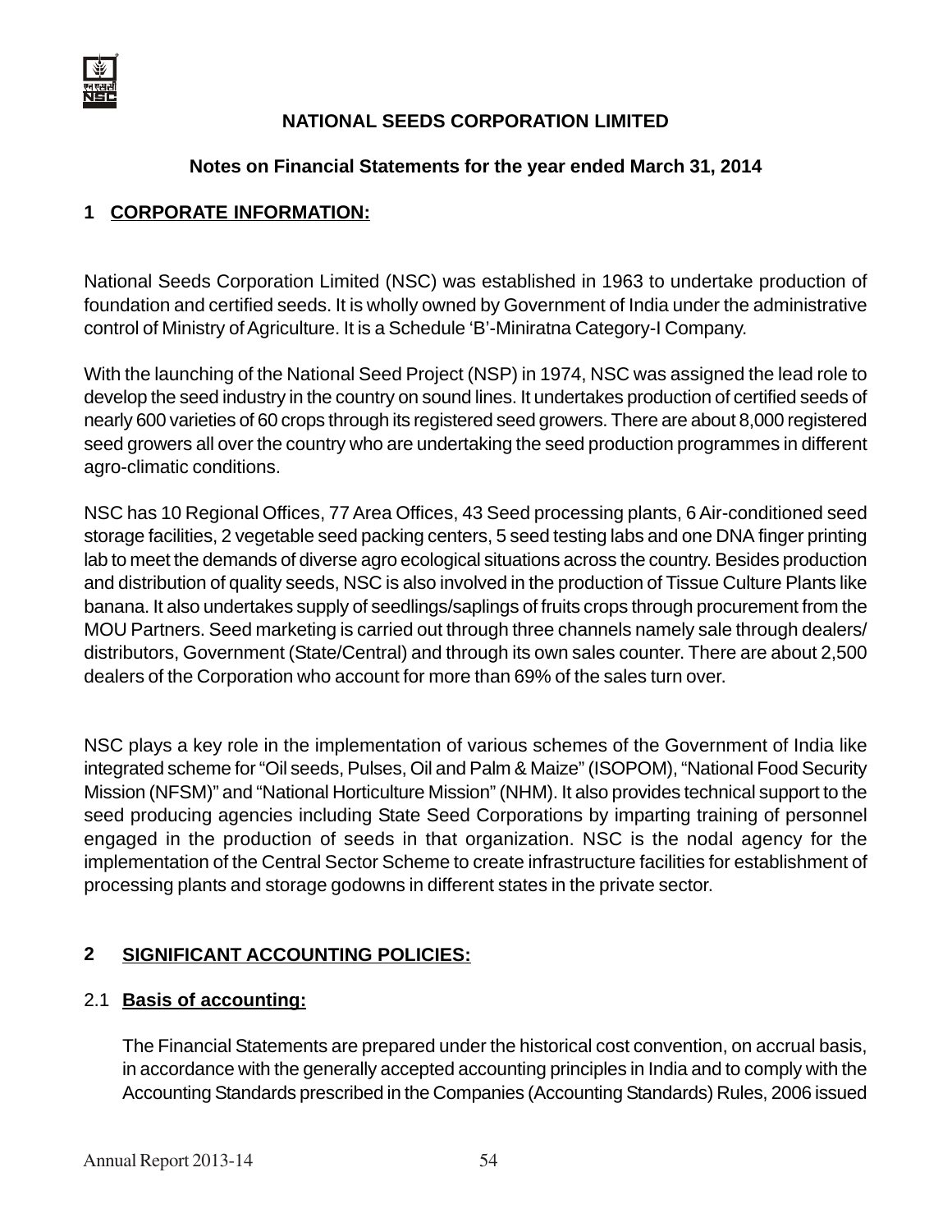## NATIONAL SEEDS CORPORATION LIMITED

### Notes on Financial Statements for the year ended March 31, 2014

### 1 CORPORATE INFORMATION:

National Seeds Corporation Limited (NSC) was established in 1963 to undertake production of foundation and certified seeds. It is wholly owned by Government of India under the administrative control of Ministry of Agriculture. It is a Schedule 'B'-Miniratna Category-I Company.

With the launching of the National Seed Project (NSP) in 1974, NSC was assigned the lead role to develop the seed industry in the country on sound lines. It undertakes production of certified seeds of nearly 600 varieties of 60 crops through its registered seed growers. There are about 8,000 registered seed growers all over the country who are undertaking the seed production programmes in different agro-climatic conditions.

NSC has 10 Regional Offices, 77 Area Offices, 43 Seed processing plants, 6 Air-conditioned seed storage facilities, 2 vegetable seed packing centers, 5 seed testing labs and one DNA finger printing lab to meet the demands of diverse agro ecological situations across the country. Besides production and distribution of quality seeds, NSC is also involved in the production of Tissue Culture Plants like banana. It also undertakes supply of seedlings/saplings of fruits crops through procurement from the MOU Partners. Seed marketing is carried out through three channels namely sale through dealers/ distributors, Government (State/Central) and through its own sales counter. There are about 2,500 dealers of the Corporation who account for more than 69% of the sales turn over.

NSC plays a key role in the implementation of various schemes of the Government of India like integrated scheme for "Oil seeds, Pulses, Oil and Palm & Maize" (ISOPOM), "National Food Security Mission (NFSM)" and "National Horticulture Mission" (NHM). It also provides technical support to the seed producing agencies including State Seed Corporations by imparting training of personnel engaged in the production of seeds in that organization. NSC is the nodal agency for the implementation of the Central Sector Scheme to create infrastructure facilities for establishment of processing plants and storage godowns in different states in the private sector.

### 2 SIGNIFICANT ACCOUNTING POLICIES:

#### 2.1 Basis of accounting:

The Financial Statements are prepared under the historical cost convention, on accrual basis, in accordance with the generally accepted accounting principles in India and to comply with the Accounting Standards prescribed in the Companies (Accounting Standards) Rules, 2006 issued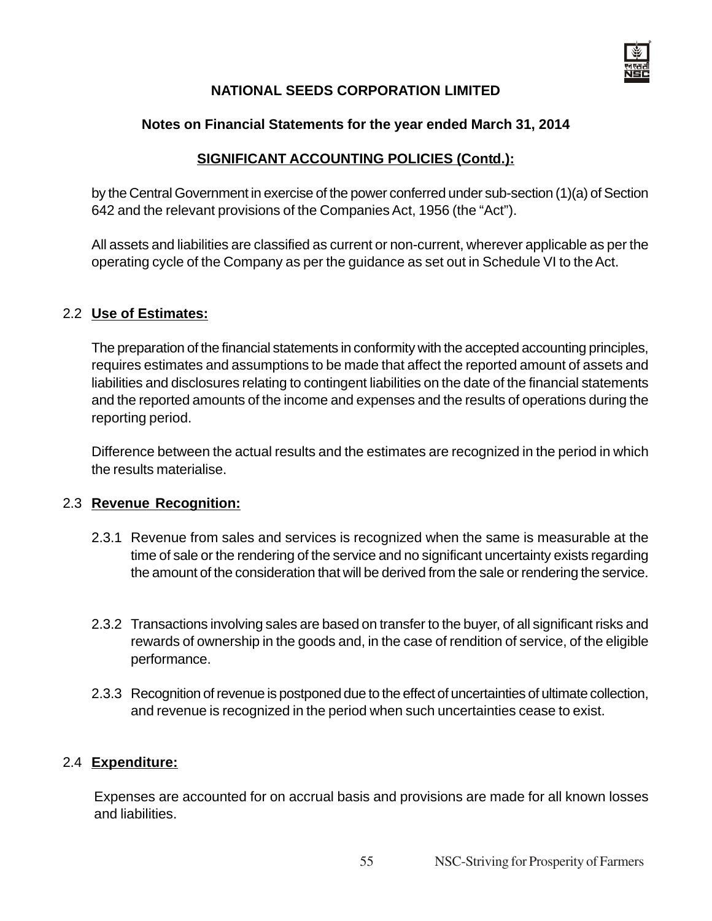# NATIONAL SEEDS CORPORATION LIMITED

## Notes on Financial Statements for the year ended March 31, 2014

### SIGNIFICANT ACCOUNTING POLICIES (Contd.):

by the Central Government in exercise of the power conferred under sub-section (1)(a) of Section 642 and the relevant provisions of the Companies Act, 1956 (the "Act").

All assets and liabilities are classified as current or non-current, wherever applicable as per the operating cycle of the Company as per the guidance as set out in Schedule VI to the Act.

### 2.2 Use of Estimates:

The preparation of the financial statements in conformity with the accepted accounting principles, requires estimates and assumptions to be made that affect the reported amount of assets and liabilities and disclosures relating to contingent liabilities on the date of the financial statements and the reported amounts of the income and expenses and the results of operations during the reporting period.

Difference between the actual results and the estimates are recognized in the period in which the results materialise.

### 2.3 Revenue Recognition:

2.3.1 Revenue from sales and services is recognized when the same is measurable at the time of sale or the rendering of the service and no significant uncertainty exists regarding the amount of the consideration that will be derived from the sale or rendering the service.

2.3.2 Transactions involving sales are based on transfer to the buyer, of all significant risks and rewards of ownership in the goods and, in the case of rendition of service, of the eligible performance.

2.3.3 Recognition of revenue is postponed due to the effect of uncertainties of ultimate collection, and revenue is recognized in the period when such uncertainties cease to exist.

### 2.4 Expenditure:

Expenses are accounted for on accrual basis and provisions are made for all known losses and liabilities.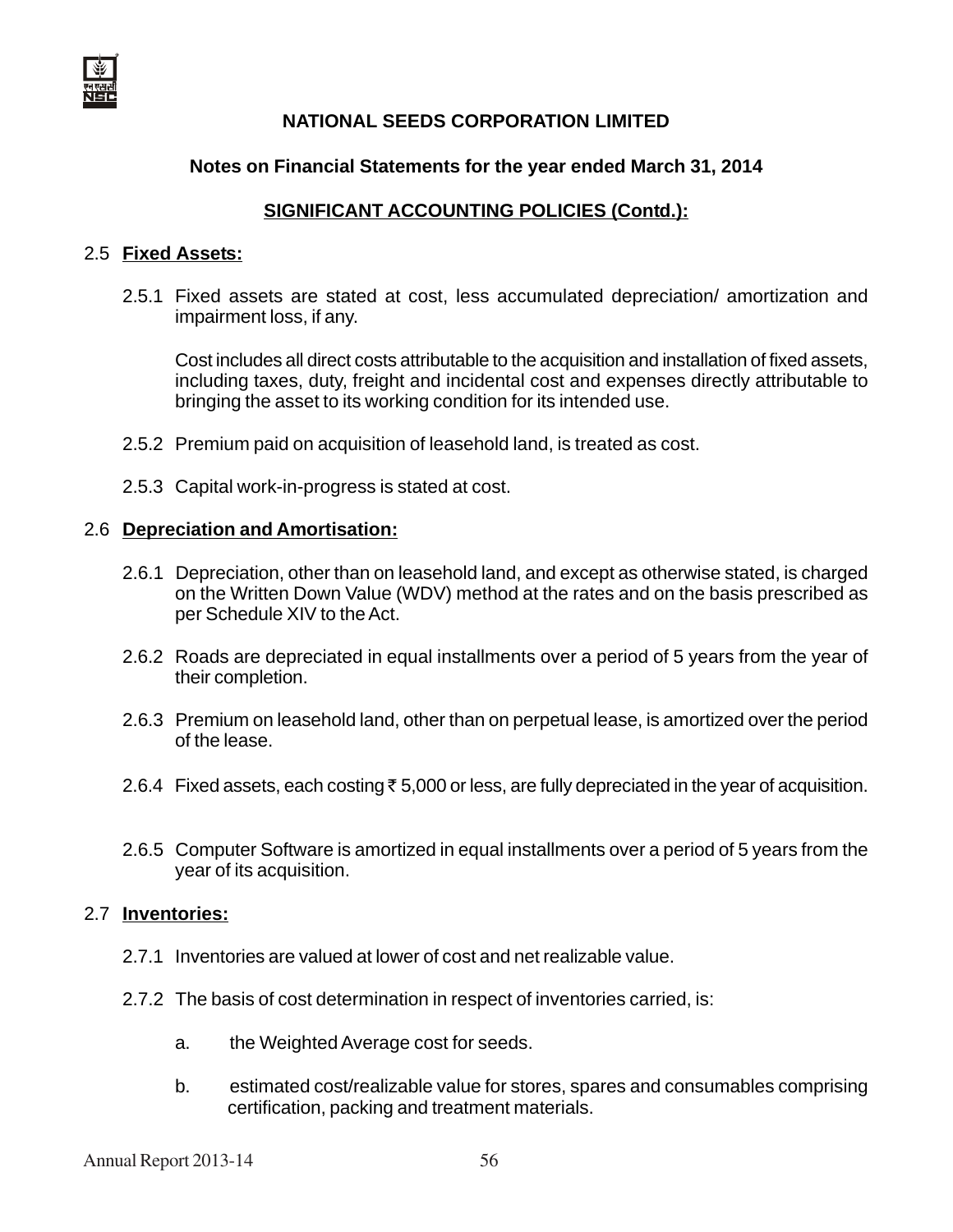**NATIONAL SEEDS CORPORATION LIMITED**

**Notes on Financial Statements for the year ended March 31, 2014**

**SIGNIFICANT ACCOUNTING POLICIES (Contd.):**

2.5 **Fixed Assets:**

2.5.1 Fixed assets are stated at cost, less accumulated depreciation/ amortization and impairment loss, if any.

Cost includes all direct costs attributable to the acquisition and installation of fixed assets, including taxes, duty, freight and incidental cost and expenses directly attributable to bringing the asset to its working condition for its intended use.

2.5.2 Premium paid on acquisition of leasehold land, is treated as cost.

2.5.3 Capital work-in-progress is stated at cost.

2.6 **Depreciation and Amortisation:**

2.6.1 Depreciation, other than on leasehold land, and except as otherwise stated, is charged on the Written Down Value (WDV) method at the rates and on the basis prescribed as per Schedule XIV to the Act.

2.6.2 Roads are depreciated in equal installments over a period of 5 years from the year of their completion.

2.6.3 Premium on leasehold land, other than on perpetual lease, is amortized over the period of the lease.

2.6.4 Fixed assets, each costing ₹ 5,000 or less, are fully depreciated in the year of acquisition.

2.6.5 Computer Software is amortized in equal installments over a period of 5 years from the year of its acquisition.

2.7 **Inventories:**

2.7.1 Inventories are valued at lower of cost and net realizable value.

2.7.2 The basis of cost determination in respect of inventories carried, is:

a. the Weighted Average cost for seeds.

b. estimated cost/realizable value for stores, spares and consumables comprising certification, packing and treatment materials.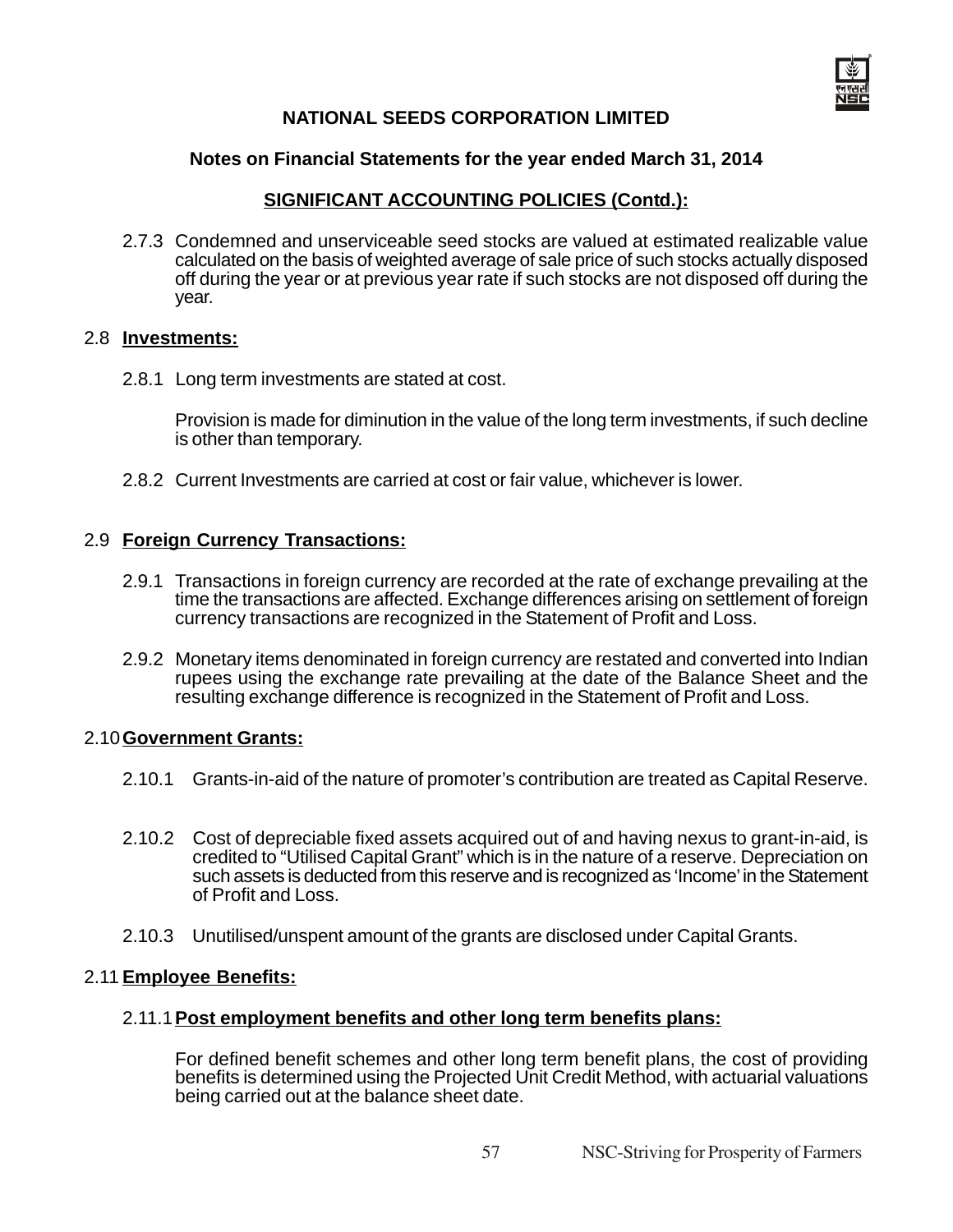**NATIONAL SEEDS CORPORATION LIMITED**

**Notes on Financial Statements for the year ended March 31, 2014**

**SIGNIFICANT ACCOUNTING POLICIES (Contd.):**

2.7.3 Condemned and unserviceable seed stocks are valued at estimated realizable value calculated on the basis of weighted average of sale price of such stocks actually disposed off during the year or at previous year rate if such stocks are not disposed off during the year.

2.8 **Investments:**

2.8.1 Long term investments are stated at cost.

Provision is made for diminution in the value of the long term investments, if such decline is other than temporary.

2.8.2 Current Investments are carried at cost or fair value, whichever is lower.

2.9 **Foreign Currency Transactions:**

2.9.1 Transactions in foreign currency are recorded at the rate of exchange prevailing at the time the transactions are affected. Exchange differences arising on settlement of foreign currency transactions are recognized in the Statement of Profit and Loss.

2.9.2 Monetary items denominated in foreign currency are restated and converted into Indian rupees using the exchange rate prevailing at the date of the Balance Sheet and the resulting exchange difference is recognized in the Statement of Profit and Loss.

2.10 **Government Grants:**

2.10.1 Grants-in-aid of the nature of promoter's contribution are treated as Capital Reserve.

2.10.2 Cost of depreciable fixed assets acquired out of and having nexus to grant-in-aid, is credited to "Utilised Capital Grant" which is in the nature of a reserve. Depreciation on such assets is deducted from this reserve and is recognized as 'Income' in the Statement of Profit and Loss.

2.10.3 Unutilised/unspent amount of the grants are disclosed under Capital Grants.

2.11 **Employee Benefits:**

2.11.1 **Post employment benefits and other long term benefits plans:**

For defined benefit schemes and other long term benefit plans, the cost of providing benefits is determined using the Projected Unit Credit Method, with actuarial valuations being carried out at the balance sheet date.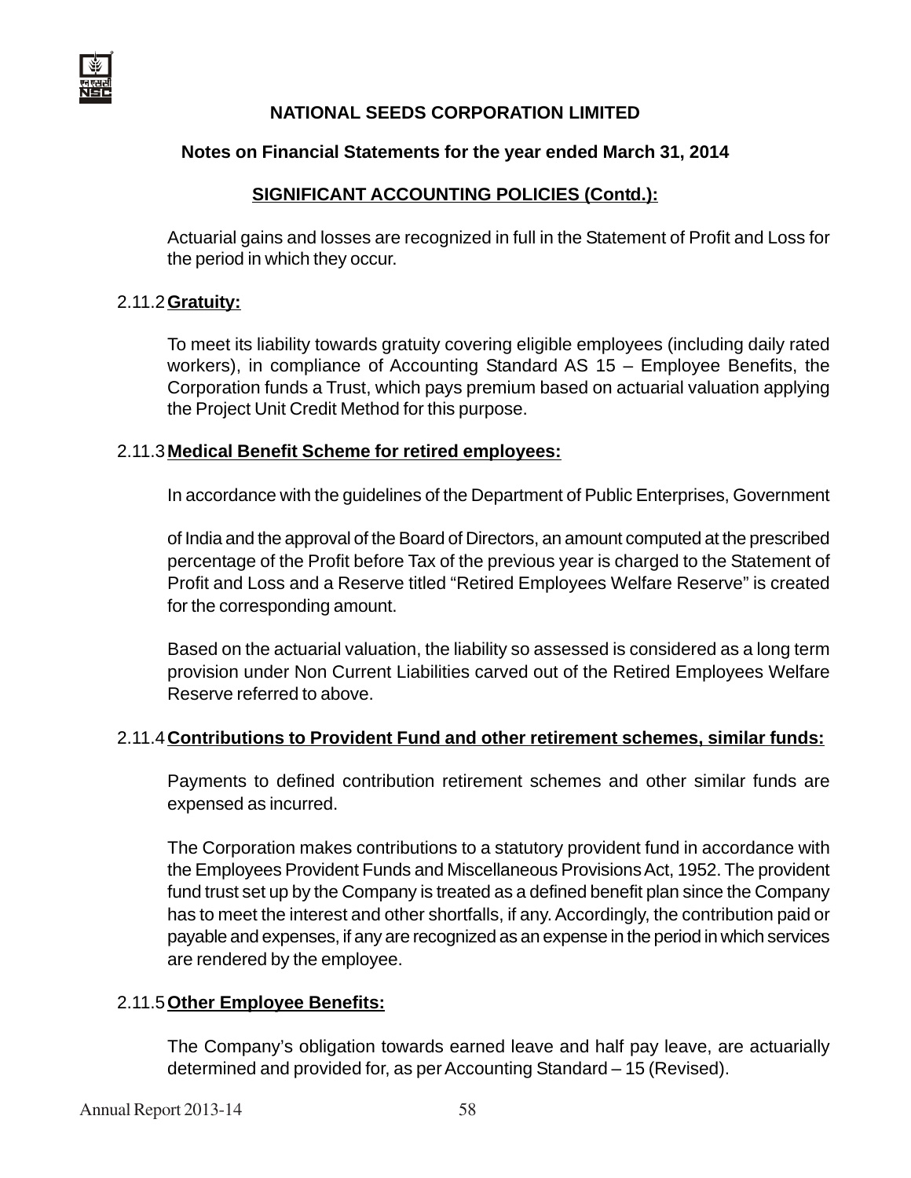**NATIONAL SEEDS CORPORATION LIMITED**

**Notes on Financial Statements for the year ended March 31, 2014**

**SIGNIFICANT ACCOUNTING POLICIES (Contd.):**

Actuarial gains and losses are recognized in full in the Statement of Profit and Loss for the period in which they occur.

2.11.2 **Gratuity:**

To meet its liability towards gratuity covering eligible employees (including daily rated workers), in compliance of Accounting Standard AS 15 – Employee Benefits, the Corporation funds a Trust, which pays premium based on actuarial valuation applying the Project Unit Credit Method for this purpose.

2.11.3 **Medical Benefit Scheme for retired employees:**

In accordance with the guidelines of the Department of Public Enterprises, Government of India and the approval of the Board of Directors, an amount computed at the prescribed percentage of the Profit before Tax of the previous year is charged to the Statement of Profit and Loss and a Reserve titled "Retired Employees Welfare Reserve" is created for the corresponding amount.

Based on the actuarial valuation, the liability so assessed is considered as a long term provision under Non Current Liabilities carved out of the Retired Employees Welfare Reserve referred to above.

2.11.4 **Contributions to Provident Fund and other retirement schemes, similar funds:**

Payments to defined contribution retirement schemes and other similar funds are expensed as incurred.

The Corporation makes contributions to a statutory provident fund in accordance with the Employees Provident Funds and Miscellaneous Provisions Act, 1952. The provident fund trust set up by the Company is treated as a defined benefit plan since the Company has to meet the interest and other shortfalls, if any. Accordingly, the contribution paid or payable and expenses, if any are recognized as an expense in the period in which services are rendered by the employee.

2.11.5 **Other Employee Benefits:**

The Company's obligation towards earned leave and half pay leave, are actuarially determined and provided for, as per Accounting Standard – 15 (Revised).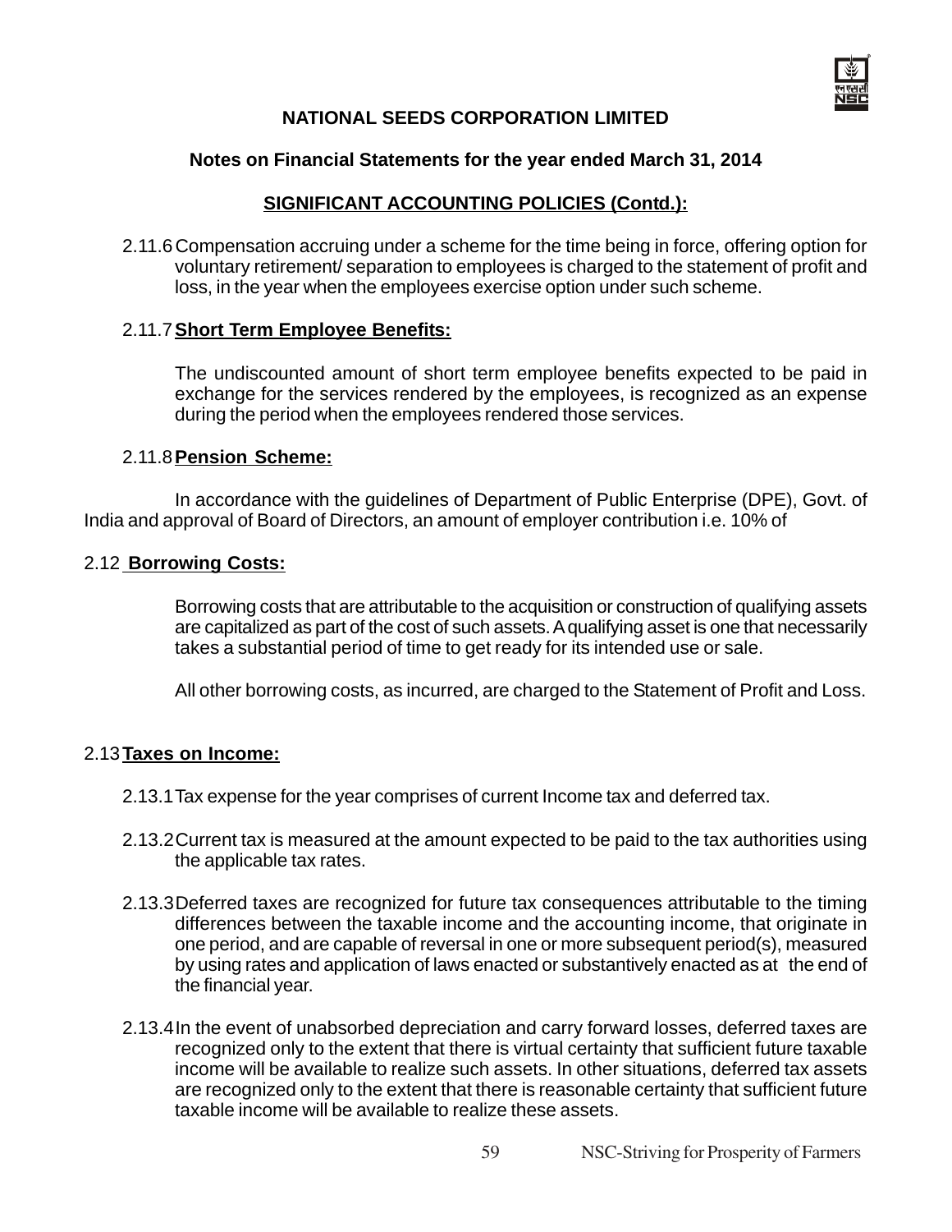**NATIONAL SEEDS CORPORATION LIMITED**

**Notes on Financial Statements for the year ended March 31, 2014**

**SIGNIFICANT ACCOUNTING POLICIES (Contd.):**

2.11.6 Compensation accruing under a scheme for the time being in force, offering option for voluntary retirement/ separation to employees is charged to the statement of profit and loss, in the year when the employees exercise option under such scheme.

2.11.7 **Short Term Employee Benefits:**

The undiscounted amount of short term employee benefits expected to be paid in exchange for the services rendered by the employees, is recognized as an expense during the period when the employees rendered those services.

2.11.8 **Pension Scheme:**

In accordance with the guidelines of Department of Public Enterprise (DPE), Govt. of India and approval of Board of Directors, an amount of employer contribution i.e. 10% of

2.12 **Borrowing Costs:**

Borrowing costs that are attributable to the acquisition or construction of qualifying assets are capitalized as part of the cost of such assets. A qualifying asset is one that necessarily takes a substantial period of time to get ready for its intended use or sale.

All other borrowing costs, as incurred, are charged to the Statement of Profit and Loss.

2.13 **Taxes on Income:**

2.13.1 Tax expense for the year comprises of current Income tax and deferred tax.

2.13.2 Current tax is measured at the amount expected to be paid to the tax authorities using the applicable tax rates.

2.13.3 Deferred taxes are recognized for future tax consequences attributable to the timing differences between the taxable income and the accounting income, that originate in one period, and are capable of reversal in one or more subsequent period(s), measured by using rates and application of laws enacted or substantively enacted as at the end of the financial year.

2.13.4 In the event of unabsorbed depreciation and carry forward losses, deferred taxes are recognized only to the extent that there is virtual certainty that sufficient future taxable income will be available to realize such assets. In other situations, deferred tax assets are recognized only to the extent that there is reasonable certainty that sufficient future taxable income will be available to realize these assets.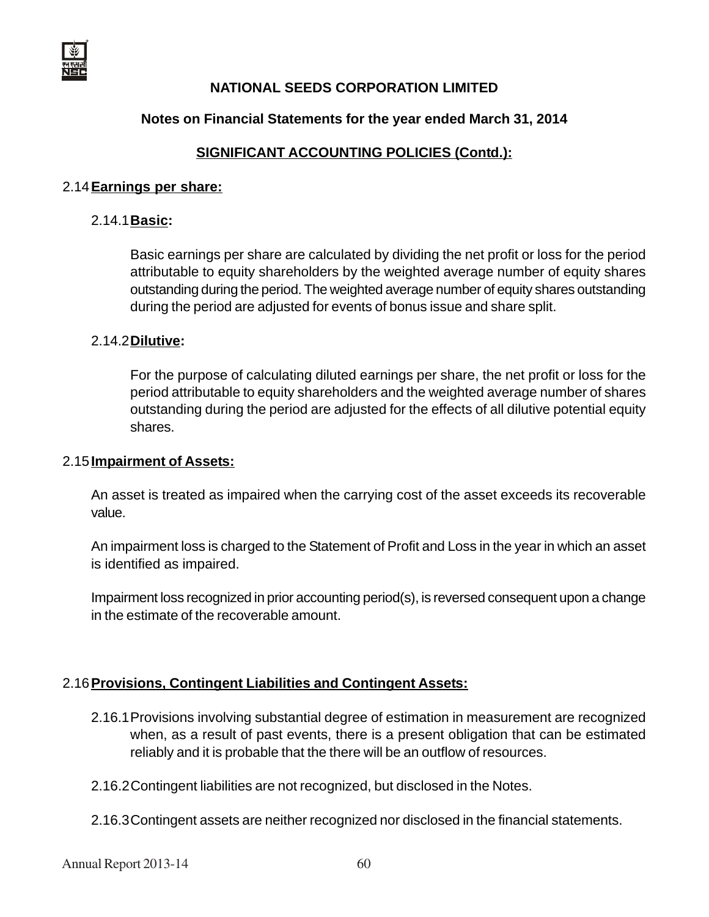# NATIONAL SEEDS CORPORATION LIMITED

## Notes on Financial Statements for the year ended March 31, 2014

## SIGNIFICANT ACCOUNTING POLICIES (Contd.):

### 2.14 Earnings per share:

#### 2.14.1 Basic:

Basic earnings per share are calculated by dividing the net profit or loss for the period attributable to equity shareholders by the weighted average number of equity shares outstanding during the period. The weighted average number of equity shares outstanding during the period are adjusted for events of bonus issue and share split.

#### 2.14.2 Dilutive:

For the purpose of calculating diluted earnings per share, the net profit or loss for the period attributable to equity shareholders and the weighted average number of shares outstanding during the period are adjusted for the effects of all dilutive potential equity shares.

### 2.15 Impairment of Assets:

An asset is treated as impaired when the carrying cost of the asset exceeds its recoverable value.

An impairment loss is charged to the Statement of Profit and Loss in the year in which an asset is identified as impaired.

Impairment loss recognized in prior accounting period(s), is reversed consequent upon a change in the estimate of the recoverable amount.

### 2.16 Provisions, Contingent Liabilities and Contingent Assets:

2.16.1 Provisions involving substantial degree of estimation in measurement are recognized when, as a result of past events, there is a present obligation that can be estimated reliably and it is probable that the there will be an outflow of resources.

2.16.2 Contingent liabilities are not recognized, but disclosed in the Notes.

2.16.3 Contingent assets are neither recognized nor disclosed in the financial statements.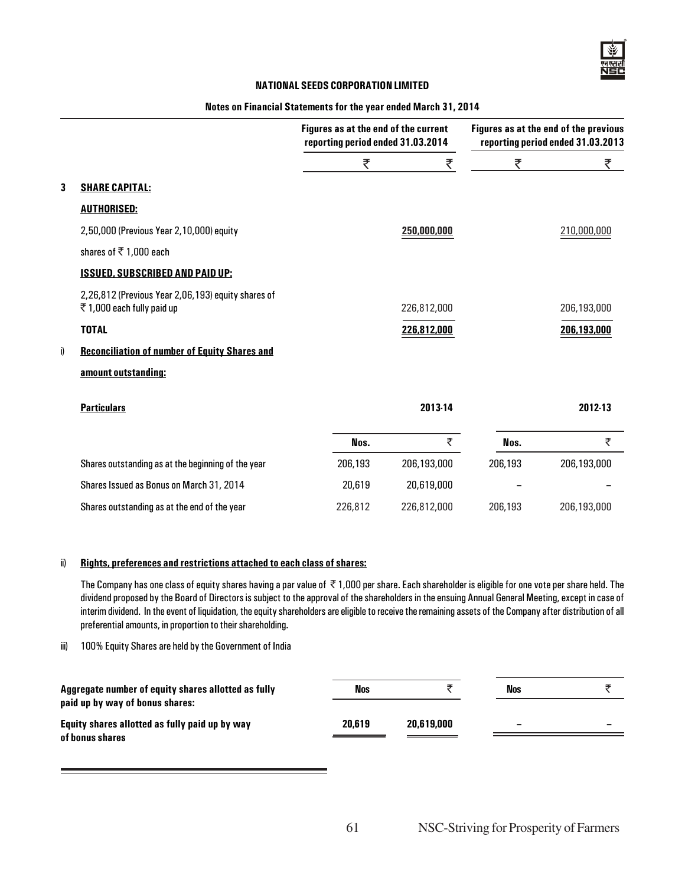**NATIONAL SEEDS CORPORATION LIMITED**

**Notes on Financial Statements for the year ended March 31, 2014**

| | Figures as at the end of the current reporting period ended 31.03.2014 | | Figures as at the end of the previous reporting period ended 31.03.2013 | |
|---|---|---|---|---|
| | ₹ | ₹ | ₹ | ₹ |
| **3 SHARE CAPITAL:** | | | | |
| **AUTHORISED:** | | | | |
| 2,50,000 (Previous Year 2,10,000) equity shares of ₹ 1,000 each | | **250,000,000** | | 210,000,000 |
| **ISSUED, SUBSCRIBED AND PAID UP:** | | | | |
| 2,26,812 (Previous Year 2,06,193) equity shares of ₹ 1,000 each fully paid up | | 226,812,000 | | 206,193,000 |
| **TOTAL** | | **226,812,000** | | **206,193,000** |

i) **Reconciliation of number of Equity Shares and amount outstanding:**

| Particulars | 2013-14 | | 2012-13 | |
|---|---|---|---|---|
| | Nos. | ₹ | Nos. | ₹ |
| Shares outstanding as at the beginning of the year | 206,193 | 206,193,000 | 206,193 | 206,193,000 |
| Shares Issued as Bonus on March 31, 2014 | 20,619 | 20,619,000 | – | – |
| Shares outstanding as at the end of the year | 226,812 | 226,812,000 | 206,193 | 206,193,000 |

ii) **Rights, preferences and restrictions attached to each class of shares:**

The Company has one class of equity shares having a par value of ₹ 1,000 per share. Each shareholder is eligible for one vote per share held. The dividend proposed by the Board of Directors is subject to the approval of the shareholders in the ensuing Annual General Meeting, except in case of interim dividend. In the event of liquidation, the equity shareholders are eligible to receive the remaining assets of the Company after distribution of all preferential amounts, in proportion to their shareholding.

iii) 100% Equity Shares are held by the Government of India

| Aggregate number of equity shares allotted as fully paid up by way of bonus shares: | Nos | ₹ | Nos | ₹ |
|---|---|---|---|---|
| **Equity shares allotted as fully paid up by way of bonus shares** | **20,619** | **20,619,000** | – | – |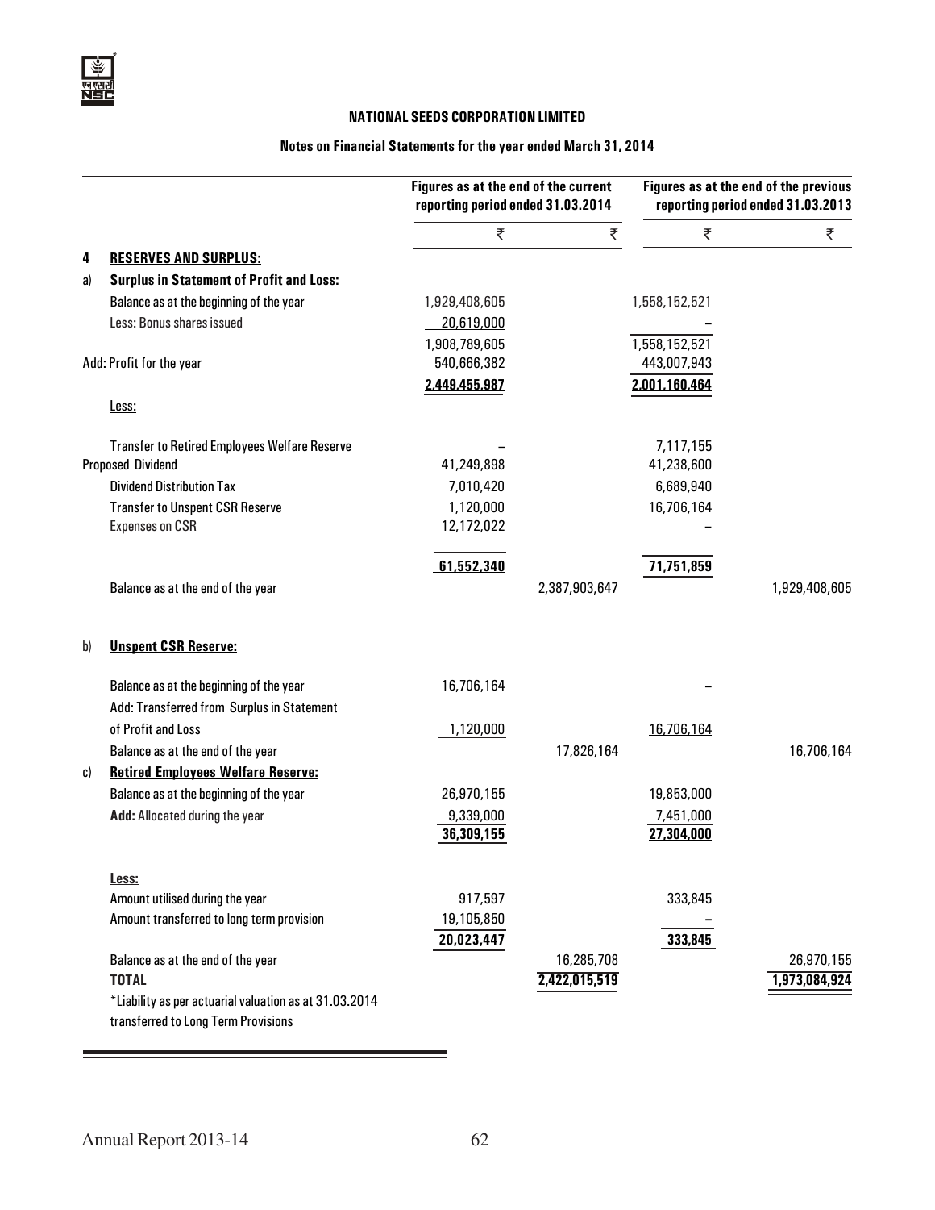**NATIONAL SEEDS CORPORATION LIMITED**

**Notes on Financial Statements for the year ended March 31, 2014**

| | | Figures as at the end of the current reporting period ended 31.03.2014 | | Figures as at the end of the previous reporting period ended 31.03.2013 | |
|---|---|---|---|---|---|
| | | ₹ | ₹ | ₹ | ₹ |
| **4** | **RESERVES AND SURPLUS:** | | | | |
| a) | **Surplus in Statement of Profit and Loss:** | | | | |
| | Balance as at the beginning of the year | 1,929,408,605 | | 1,558,152,521 | |
| | Less: Bonus shares issued | 20,619,000 | | – | |
| | | 1,908,789,605 | | 1,558,152,521 | |
| | Add: Profit for the year | 540,666,382 | | 443,007,943 | |
| | | 2,449,455,987 | | 2,001,160,464 | |
| | Less: | | | | |
| | Transfer to Retired Employees Welfare Reserve | – | | 7,117,155 | |
| | Proposed Dividend | 41,249,898 | | 41,238,600 | |
| | Dividend Distribution Tax | 7,010,420 | | 6,689,940 | |
| | Transfer to Unspent CSR Reserve | 1,120,000 | | 16,706,164 | |
| | Expenses on CSR | 12,172,022 | | – | |
| | | 61,552,340 | | 71,751,859 | |
| | Balance as at the end of the year | | 2,387,903,647 | | 1,929,408,605 |
| b) | **Unspent CSR Reserve:** | | | | |
| | Balance as at the beginning of the year | 16,706,164 | | – | |
| | Add: Transferred from Surplus in Statement of Profit and Loss | 1,120,000 | | 16,706,164 | |
| | Balance as at the end of the year | | 17,826,164 | | 16,706,164 |
| c) | **Retired Employees Welfare Reserve:** | | | | |
| | Balance as at the beginning of the year | 26,970,155 | | 19,853,000 | |
| | **Add:** Allocated during the year | 9,339,000 | | 7,451,000 | |
| | | 36,309,155 | | 27,304,000 | |
| | Less: | | | | |
| | Amount utilised during the year | 917,597 | | 333,845 | |
| | Amount transferred to long term provision | 19,105,850 | | – | |
| | | 20,023,447 | | 333,845 | |
| | Balance as at the end of the year | | 16,285,708 | | 26,970,155 |
| | **TOTAL** | | **2,422,015,519** | | **1,973,084,924** |

*Liability as per actuarial valuation as at 31.03.2014 transferred to Long Term Provisions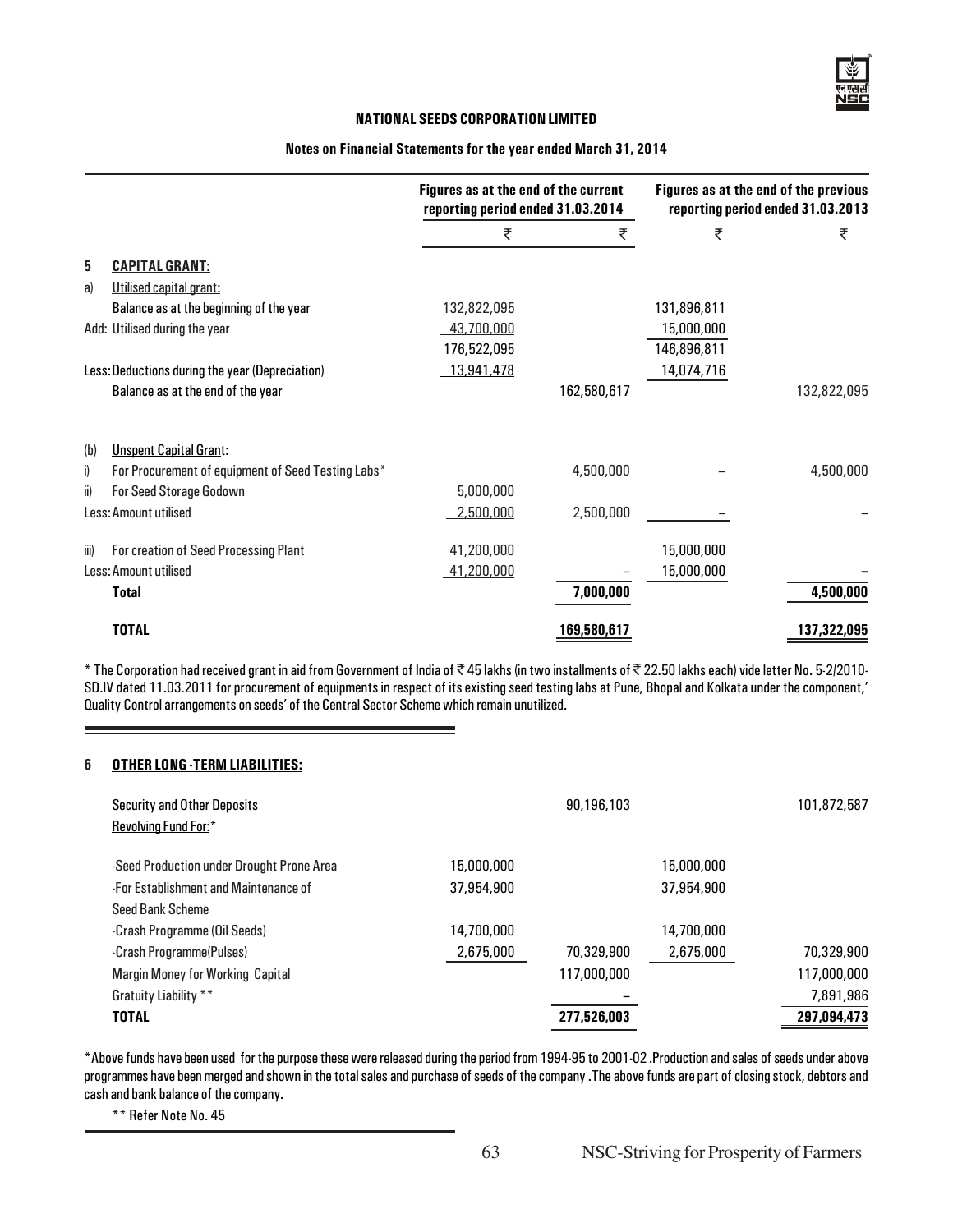**NATIONAL SEEDS CORPORATION LIMITED**

**Notes on Financial Statements for the year ended March 31, 2014**

| | | Figures as at the end of the current reporting period ended 31.03.2014 | | Figures as at the end of the previous reporting period ended 31.03.2013 | |
|---|---|---|---|---|---|
| | | ₹ | ₹ | ₹ | ₹ |
| **5** | **CAPITAL GRANT:** | | | | |
| a) | Utilised capital grant: | | | | |
| | Balance as at the beginning of the year | 132,822,095 | | 131,896,811 | |
| | Add: Utilised during the year | 43,700,000 | | 15,000,000 | |
| | | 176,522,095 | | 146,896,811 | |
| | Less: Deductions during the year (Depreciation) | 13,941,478 | | 14,074,716 | |
| | Balance as at the end of the year | | 162,580,617 | | 132,822,095 |
| (b) | Unspent Capital Grant: | | | | |
| i) | For Procurement of equipment of Seed Testing Labs* | | 4,500,000 | – | 4,500,000 |
| ii) | For Seed Storage Godown | 5,000,000 | | | |
| | Less: Amount utilised | 2,500,000 | 2,500,000 | – | – |
| iii) | For creation of Seed Processing Plant | 41,200,000 | | 15,000,000 | |
| | Less: Amount utilised | 41,200,000 | – | 15,000,000 | – |
| | **Total** | | **7,000,000** | | **4,500,000** |
| | **TOTAL** | | **169,580,617** | | **137,322,095** |

* The Corporation had received grant in aid from Government of India of ₹ 45 lakhs (in two installments of ₹ 22.50 lakhs each) vide letter No. 5-2/2010-SD.IV dated 11.03.2011 for procurement of equipments in respect of its existing seed testing labs at Pune, Bhopal and Kolkata under the component,' Quality Control arrangements on seeds' of the Central Sector Scheme which remain unutilized.

| | | | | | |
|---|---|---|---|---|---|
| **6** | **OTHER LONG -TERM LIABILITIES:** | | | | |
| | Security and Other Deposits | | 90,196,103 | | 101,872,587 |
| | Revolving Fund For:* | | | | |
| | -Seed Production under Drought Prone Area | 15,000,000 | | 15,000,000 | |
| | -For Establishment and Maintenance of Seed Bank Scheme | 37,954,900 | | 37,954,900 | |
| | -Crash Programme (Oil Seeds) | 14,700,000 | | 14,700,000 | |
| | -Crash Programme(Pulses) | 2,675,000 | 70,329,900 | 2,675,000 | 70,329,900 |
| | Margin Money for Working Capital | | 117,000,000 | | 117,000,000 |
| | Gratuity Liability ** | | – | | 7,891,986 |
| | **TOTAL** | | **277,526,003** | | **297,094,473** |

*Above funds have been used for the purpose these were released during the period from 1994-95 to 2001-02 .Production and sales of seeds under above programmes have been merged and shown in the total sales and purchase of seeds of the company .The above funds are part of closing stock, debtors and cash and bank balance of the company.

** Refer Note No. 45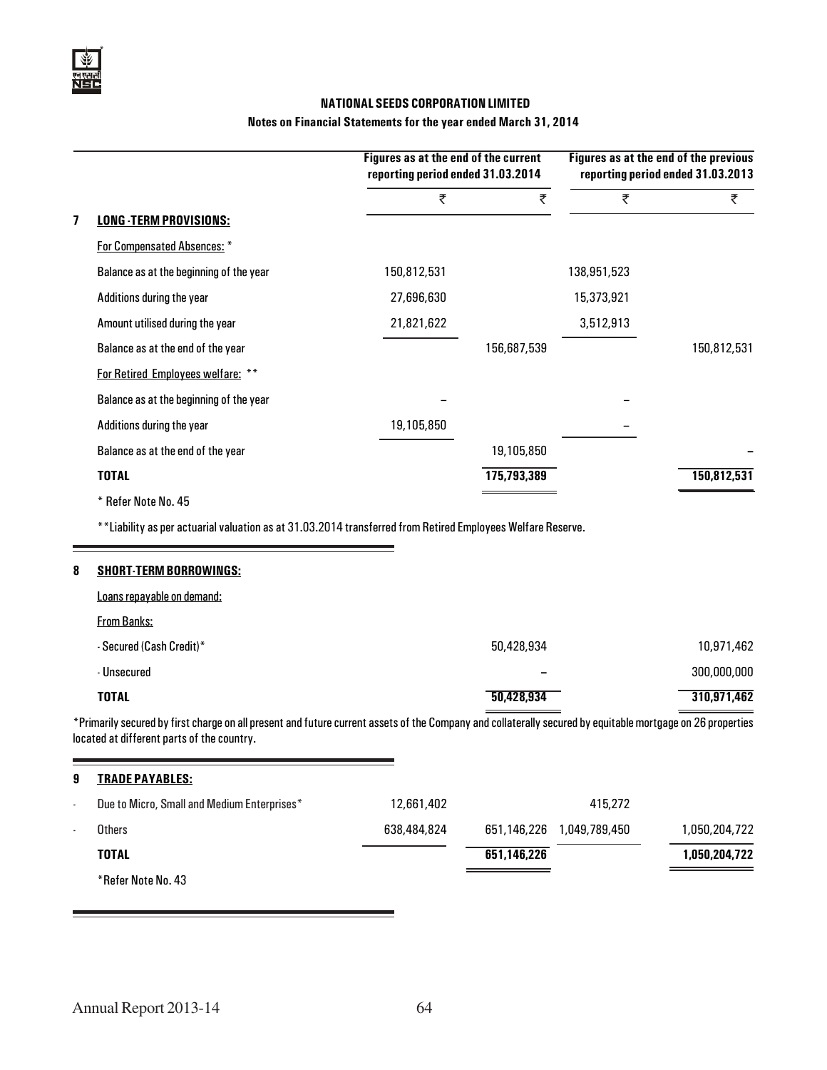**NATIONAL SEEDS CORPORATION LIMITED**

**Notes on Financial Statements for the year ended March 31, 2014**

| | Figures as at the end of the current reporting period ended 31.03.2014 | | Figures as at the end of the previous reporting period ended 31.03.2013 | |
|---|---|---|---|---|
| | ₹ | ₹ | ₹ | ₹ |
| **7 LONG-TERM PROVISIONS:** | | | | |
| For Compensated Absences: * | | | | |
| Balance as at the beginning of the year | 150,812,531 | | 138,951,523 | |
| Additions during the year | 27,696,630 | | 15,373,921 | |
| Amount utilised during the year | 21,821,622 | | 3,512,913 | |
| Balance as at the end of the year | | 156,687,539 | | 150,812,531 |
| For Retired Employees welfare: ** | | | | |
| Balance as at the beginning of the year | – | | – | |
| Additions during the year | 19,105,850 | | – | |
| Balance as at the end of the year | | 19,105,850 | | – |
| **TOTAL** | | **175,793,389** | | **150,812,531** |

* Refer Note No. 45

**Liability as per actuarial valuation as at 31.03.2014 transferred from Retired Employees Welfare Reserve.

| | 31.03.2014 ₹ | 31.03.2013 ₹ |
|---|---|---|
| **8 SHORT-TERM BORROWINGS:** | | |
| Loans repayable on demand: | | |
| From Banks: | | |
| - Secured (Cash Credit)* | 50,428,934 | 10,971,462 |
| - Unsecured | – | 300,000,000 |
| **TOTAL** | **50,428,934** | **310,971,462** |

*Primarily secured by first charge on all present and future current assets of the Company and collaterally secured by equitable mortgage on 26 properties located at different parts of the country.

| | 31.03.2014 ₹ | 31.03.2014 ₹ | 31.03.2013 ₹ | 31.03.2013 ₹ |
|---|---|---|---|---|
| **9 TRADE PAYABLES:** | | | | |
| - Due to Micro, Small and Medium Enterprises* | 12,661,402 | | 415,272 | |
| - Others | 638,484,824 | 651,146,226 | 1,049,789,450 | 1,050,204,722 |
| **TOTAL** | | **651,146,226** | | **1,050,204,722** |

*Refer Note No. 43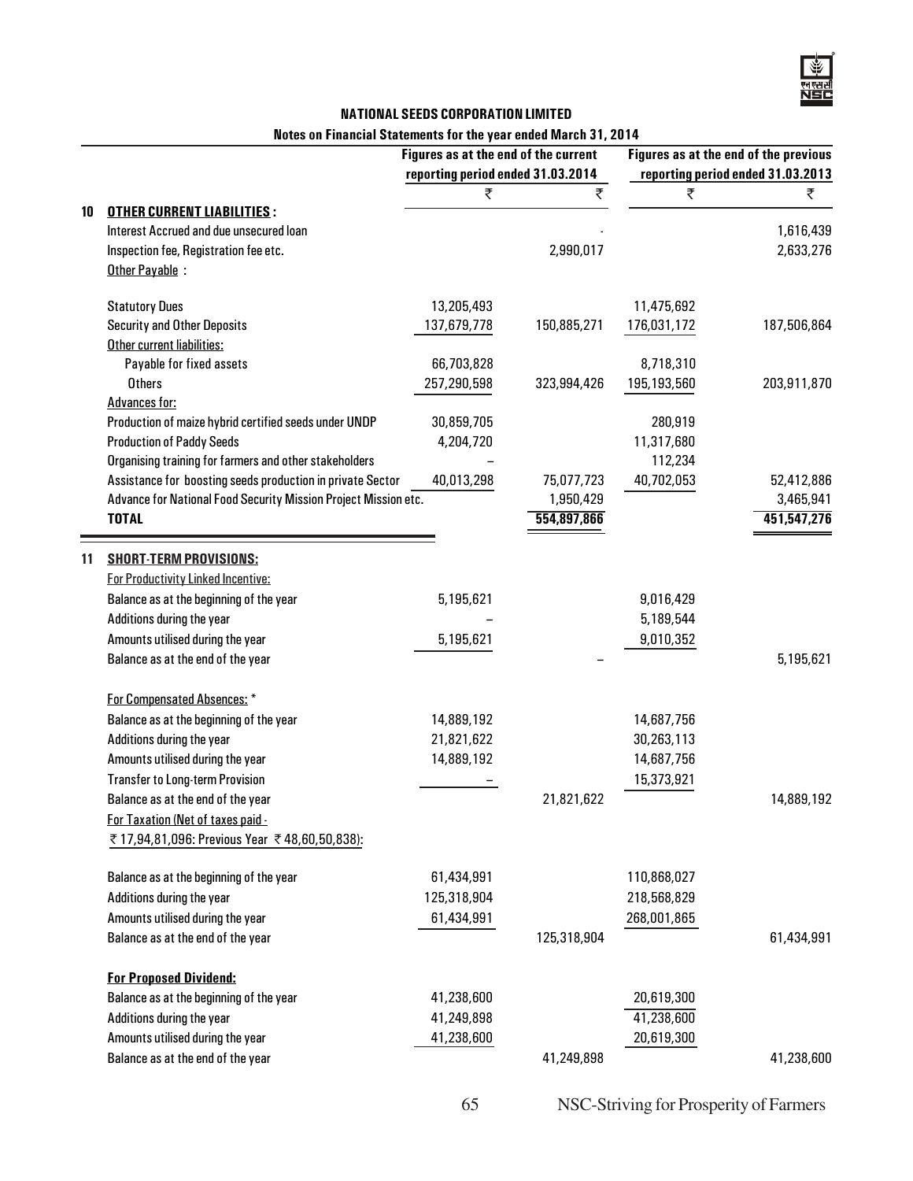## NATIONAL SEEDS CORPORATION LIMITED

### Notes on Financial Statements for the year ended March 31, 2014

| | | Figures as at the end of the current reporting period ended 31.03.2014 | | Figures as at the end of the previous reporting period ended 31.03.2013 | |
|---|---|---|---|---|---|
| | | ₹ | ₹ | ₹ | ₹ |
| **10** | **OTHER CURRENT LIABILITIES :** | | | | |
| | Interest Accrued and due unsecured loan | | - | | 1,616,439 |
| | Inspection fee, Registration fee etc. | | 2,990,017 | | 2,633,276 |
| | Other Payable : | | | | |
| | Statutory Dues | 13,205,493 | | 11,475,692 | |
| | Security and Other Deposits | 137,679,778 | 150,885,271 | 176,031,172 | 187,506,864 |
| | Other current liabilities: | | | | |
| | Payable for fixed assets | 66,703,828 | | 8,718,310 | |
| | Others | 257,290,598 | 323,994,426 | 195,193,560 | 203,911,870 |
| | Advances for: | | | | |
| | Production of maize hybrid certified seeds under UNDP | 30,859,705 | | 280,919 | |
| | Production of Paddy Seeds | 4,204,720 | | 11,317,680 | |
| | Organising training for farmers and other stakeholders | – | | 112,234 | |
| | Assistance for boosting seeds production in private Sector | 40,013,298 | 75,077,723 | 40,702,053 | 52,412,886 |
| | Advance for National Food Security Mission Project Mission etc. | | 1,950,429 | | 3,465,941 |
| | **TOTAL** | | **554,897,866** | | **451,547,276** |
| **11** | **SHORT-TERM PROVISIONS:** | | | | |
| | For Productivity Linked Incentive: | | | | |
| | Balance as at the beginning of the year | 5,195,621 | | 9,016,429 | |
| | Additions during the year | – | | 5,189,544 | |
| | Amounts utilised during the year | 5,195,621 | | 9,010,352 | |
| | Balance as at the end of the year | | – | | 5,195,621 |
| | For Compensated Absences: * | | | | |
| | Balance as at the beginning of the year | 14,889,192 | | 14,687,756 | |
| | Additions during the year | 21,821,622 | | 30,263,113 | |
| | Amounts utilised during the year | 14,889,192 | | 14,687,756 | |
| | Transfer to Long-term Provision | – | | 15,373,921 | |
| | Balance as at the end of the year | | 21,821,622 | | 14,889,192 |
| | For Taxation (Net of taxes paid - ₹ 17,94,81,096: Previous Year ₹ 48,60,50,838): | | | | |
| | Balance as at the beginning of the year | 61,434,991 | | 110,868,027 | |
| | Additions during the year | 125,318,904 | | 218,568,829 | |
| | Amounts utilised during the year | 61,434,991 | | 268,001,865 | |
| | Balance as at the end of the year | | 125,318,904 | | 61,434,991 |
| | **For Proposed Dividend:** | | | | |
| | Balance as at the beginning of the year | 41,238,600 | | 20,619,300 | |
| | Additions during the year | 41,249,898 | | 41,238,600 | |
| | Amounts utilised during the year | 41,238,600 | | 20,619,300 | |
| | Balance as at the end of the year | | 41,249,898 | | 41,238,600 |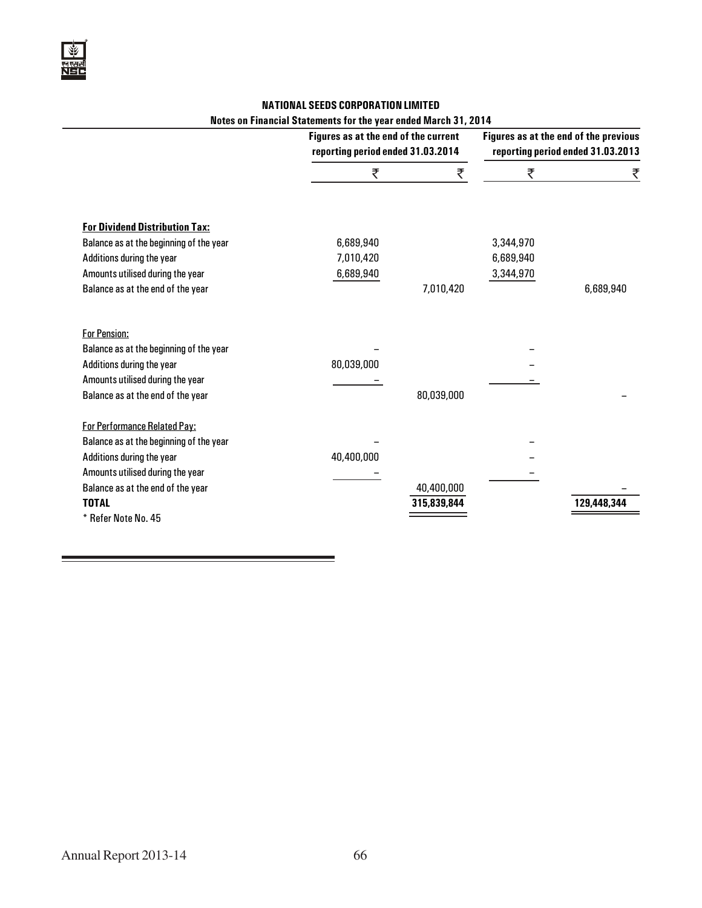**NATIONAL SEEDS CORPORATION LIMITED**

**Notes on Financial Statements for the year ended March 31, 2014**

| | Figures as at the end of the current reporting period ended 31.03.2014 | | Figures as at the end of the previous reporting period ended 31.03.2013 | |
|---|---|---|---|---|
| | ₹ | ₹ | ₹ | ₹ |
| **For Dividend Distribution Tax:** | | | | |
| Balance as at the beginning of the year | 6,689,940 | | 3,344,970 | |
| Additions during the year | 7,010,420 | | 6,689,940 | |
| Amounts utilised during the year | 6,689,940 | | 3,344,970 | |
| Balance as at the end of the year | | 7,010,420 | | 6,689,940 |
| For Pension: | | | | |
| Balance as at the beginning of the year | – | | – | |
| Additions during the year | 80,039,000 | | – | |
| Amounts utilised during the year | – | | – | |
| Balance as at the end of the year | | 80,039,000 | | – |
| For Performance Related Pay: | | | | |
| Balance as at the beginning of the year | – | | – | |
| Additions during the year | 40,400,000 | | – | |
| Amounts utilised during the year | – | | – | |
| Balance as at the end of the year | | 40,400,000 | | – |
| **TOTAL** | | **315,839,844** | | **129,448,344** |

\* Refer Note No. 45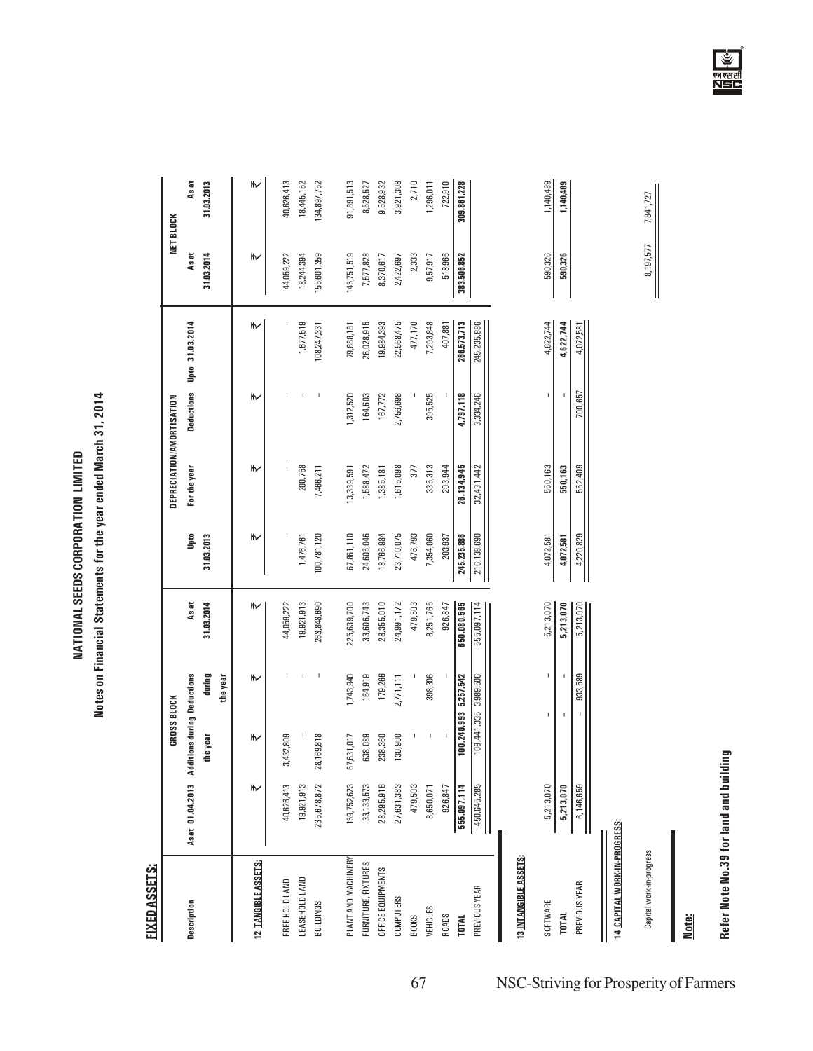# NATIONAL SEEDS CORPORATION LIMITED

## Notes on Financial Statements for the year ended March 31, 2014

**FIXED ASSETS:**

| Description | GROSS BLOCK | | | | DEPRECIATION/AMORTISATION | | | | NET BLOCK | |
|---|---|---|---|---|---|---|---|---|---|---|
| | As at 01.04.2013 | Additions during the year | Deductions during the year | As at 31.03.2014 | Upto 31.03.2013 | For the year | Deductions | Upto 31.03.2014 | As at 31.03.2014 | As at 31.03.2013 |
| | ₹ | ₹ | ₹ | ₹ | ₹ | ₹ | ₹ | ₹ | ₹ | ₹ |
| **12 TANGIBLE ASSETS:** | | | | | | | | | | |
| FREE HOLD LAND | 40,626,413 | 3,432,809 | - | 44,059,222 | - | - | - | - | 44,059,222 | 40,626,413 |
| LEASEHOLD LAND | 19,921,913 | - | - | 19,921,913 | 1,476,761 | 200,758 | - | 1,677,519 | 18,244,394 | 18,445,152 |
| BUILDINGS | 235,678,872 | 28,169,818 | - | 263,848,690 | 100,781,120 | 7,466,211 | - | 108,247,331 | 155,601,359 | 134,897,752 |
| PLANT AND MACHINERY | 159,752,623 | 67,631,017 | 1,743,940 | 225,639,700 | 67,861,110 | 13,339,591 | 1,312,520 | 79,888,181 | 145,751,519 | 91,891,513 |
| FURNITURE, FIXTURES | 33,133,573 | 638,089 | 164,919 | 33,606,743 | 24,605,046 | 1,588,472 | 164,603 | 26,028,915 | 7,577,828 | 8,528,527 |
| OFFICE EQUIPMENTS | 28,295,916 | 238,360 | 179,266 | 28,355,010 | 18,766,984 | 1,385,181 | 167,772 | 19,984,393 | 8,370,617 | 9,528,932 |
| COMPUTERS | 27,631,383 | 130,900 | 2,771,111 | 24,991,172 | 23,710,075 | 1,615,098 | 2,756,698 | 22,568,475 | 2,422,697 | 3,921,308 |
| BOOKS | 479,503 | - | - | 479,503 | 476,793 | 377 | - | 477,170 | 2,333 | 2,710 |
| VEHICLES | 8,650,071 | - | 398,306 | 8,251,765 | 7,354,060 | 335,313 | 395,525 | 7,293,848 | 9,57,917 | 1,296,011 |
| ROADS | 926,847 | - | - | 926,847 | 203,937 | 203,944 | - | 407,881 | 518,966 | 722,910 |
| **TOTAL** | **555,097,114** | **100,240,993** | **5,257,542** | **650,080,565** | **245,235,886** | **26,134,945** | **4,797,118** | **266,573,713** | **383,506,852** | **309,861,228** |
| PREVIOUS YEAR | 450,645,285 | 108,441,335 | 3,989,506 | 555,097,114 | 216,138,690 | 32,431,442 | 3,334,246 | 245,235,886 | | |
| **13 INTANGIBLE ASSETS:** | | | | | | | | | | |
| SOFTWARE | 5,213,070 | - | - | 5,213,070 | 4,072,581 | 550,163 | - | 4,622,744 | 590,326 | 1,140,489 |
| **TOTAL** | **5,213,070** | - | - | **5,213,070** | **4,072,581** | **550,163** | - | **4,622,744** | **590,326** | **1,140,489** |
| PREVIOUS YEAR | 6,146,659 | - | 933,589 | 5,213,070 | 4,220,829 | 552,409 | 700,657 | 4,072,581 | | |
| **14 CAPITAL WORK-IN-PROGRESS:** | | | | | | | | | | |
| Capital work-in-progress | | | | | | | | | 8,197,577 | 7,841,727 |

**Note:**

**Refer Note No.39 for land and building**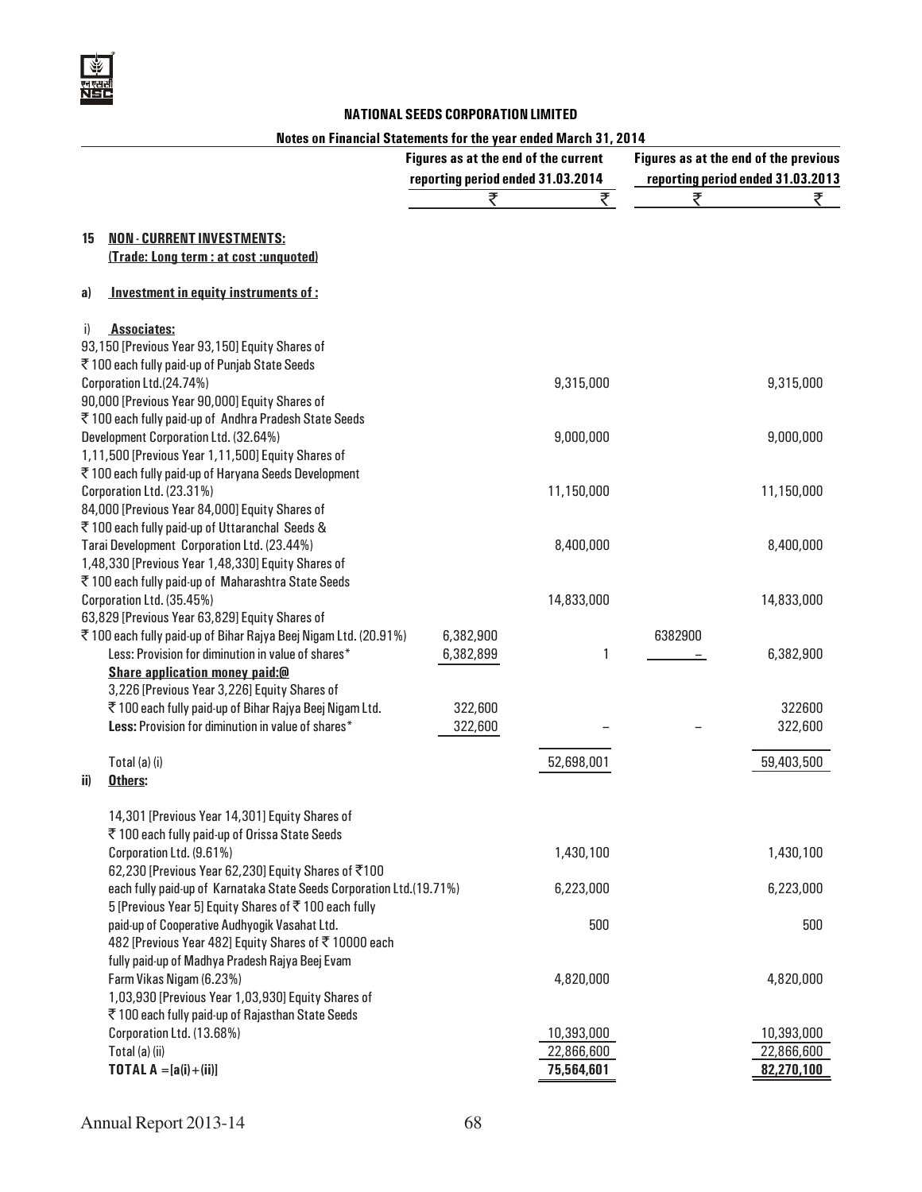**NATIONAL SEEDS CORPORATION LIMITED**

**Notes on Financial Statements for the year ended March 31, 2014**

| | Figures as at the end of the current reporting period ended 31.03.2014 | | Figures as at the end of the previous reporting period ended 31.03.2013 | |
|---|---|---|---|---|
| | ₹ | ₹ | ₹ | ₹ |
| **15 NON - CURRENT INVESTMENTS:** | | | | |
| **(Trade: Long term : at cost :unquoted)** | | | | |
| **a) Investment in equity instruments of :** | | | | |
| **i) Associates:** | | | | |
| 93,150 [Previous Year 93,150] Equity Shares of ₹ 100 each fully paid-up of Punjab State Seeds Corporation Ltd.(24.74%) | | 9,315,000 | | 9,315,000 |
| 90,000 [Previous Year 90,000] Equity Shares of ₹ 100 each fully paid-up of Andhra Pradesh State Seeds Development Corporation Ltd. (32.64%) | | 9,000,000 | | 9,000,000 |
| 1,11,500 [Previous Year 1,11,500] Equity Shares of ₹ 100 each fully paid-up of Haryana Seeds Development Corporation Ltd. (23.31%) | | 11,150,000 | | 11,150,000 |
| 84,000 [Previous Year 84,000] Equity Shares of ₹ 100 each fully paid-up of Uttaranchal Seeds & Tarai Development Corporation Ltd. (23.44%) | | 8,400,000 | | 8,400,000 |
| 1,48,330 [Previous Year 1,48,330] Equity Shares of ₹ 100 each fully paid-up of Maharashtra State Seeds Corporation Ltd. (35.45%) | | 14,833,000 | | 14,833,000 |
| 63,829 [Previous Year 63,829] Equity Shares of ₹ 100 each fully paid-up of Bihar Rajya Beej Nigam Ltd. (20.91%) | 6,382,900 | | 6382900 | |
| Less: Provision for diminution in value of shares* | 6,382,899 | 1 | – | 6,382,900 |
| **Share application money paid:@** | | | | |
| 3,226 [Previous Year 3,226] Equity Shares of ₹ 100 each fully paid-up of Bihar Rajya Beej Nigam Ltd. | 322,600 | | | 322600 |
| **Less:** Provision for diminution in value of shares* | 322,600 | – | – | 322,600 |
| Total (a) (i) | | 52,698,001 | | 59,403,500 |
| **ii) Others:** | | | | |
| 14,301 [Previous Year 14,301] Equity Shares of ₹ 100 each fully paid-up of Orissa State Seeds Corporation Ltd. (9.61%) | | 1,430,100 | | 1,430,100 |
| 62,230 [Previous Year 62,230] Equity Shares of ₹100 each fully paid-up of Karnataka State Seeds Corporation Ltd.(19.71%) | | 6,223,000 | | 6,223,000 |
| 5 [Previous Year 5] Equity Shares of ₹ 100 each fully paid-up of Cooperative Audhyogik Vasahat Ltd. | | 500 | | 500 |
| 482 [Previous Year 482] Equity Shares of ₹ 10000 each fully paid-up of Madhya Pradesh Rajya Beej Evam Farm Vikas Nigam (6.23%) | | 4,820,000 | | 4,820,000 |
| 1,03,930 [Previous Year 1,03,930] Equity Shares of ₹ 100 each fully paid-up of Rajasthan State Seeds Corporation Ltd. (13.68%) | | 10,393,000 | | 10,393,000 |
| Total (a) (ii) | | 22,866,600 | | 22,866,600 |
| **TOTAL A =[a(i)+(ii)]** | | **75,564,601** | | **82,270,100** |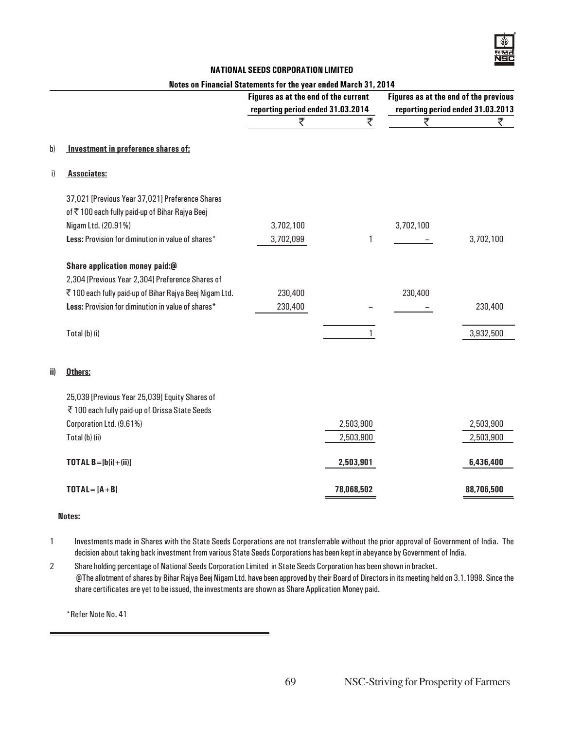**NATIONAL SEEDS CORPORATION LIMITED**

**Notes on Financial Statements for the year ended March 31, 2014**

| | | Figures as at the end of the current reporting period ended 31.03.2014 | | Figures as at the end of the previous reporting period ended 31.03.2013 | |
|---|---|---|---|---|---|
| | | ₹ | ₹ | ₹ | ₹ |
| b) | **Investment in preference shares of:** | | | | |
| i) | **Associates:** | | | | |
| | 37,021 [Previous Year 37,021] Preference Shares of ₹ 100 each fully paid-up of Bihar Rajya Beej Nigam Ltd. (20.91%) | 3,702,100 | | 3,702,100 | |
| | **Less:** Provision for diminution in value of shares* | 3,702,099 | 1 | – | 3,702,100 |
| | **Share application money paid:@** | | | | |
| | 2,304 [Previous Year 2,304] Preference Shares of ₹ 100 each fully paid-up of Bihar Rajya Beej Nigam Ltd. | 230,400 | | 230,400 | |
| | **Less:** Provision for diminution in value of shares* | 230,400 | – | – | 230,400 |
| | Total (b) (i) | | 1 | | 3,932,500 |
| ii) | **Others:** | | | | |
| | 25,039 [Previous Year 25,039] Equity Shares of ₹ 100 each fully paid-up of Orissa State Seeds Corporation Ltd. (9.61%) | | 2,503,900 | | 2,503,900 |
| | Total (b) (ii) | | 2,503,900 | | 2,503,900 |
| | **TOTAL B=[b(i)+(ii)]** | | **2,503,901** | | **6,436,400** |
| | **TOTAL= [A+B]** | | **78,068,502** | | **88,706,500** |

**Notes:**

1 Investments made in Shares with the State Seeds Corporations are not transferrable without the prior approval of Government of India. The decision about taking back investment from various State Seeds Corporations has been kept in abeyance by Government of India.

2 Share holding percentage of National Seeds Corporation Limited in State Seeds Corporation has been shown in bracket.
@The allotment of shares by Bihar Rajya Beej Nigam Ltd. have been approved by their Board of Directors in its meeting held on 3.1.1998. Since the share certificates are yet to be issued, the investments are shown as Share Application Money paid.

*Refer Note No. 41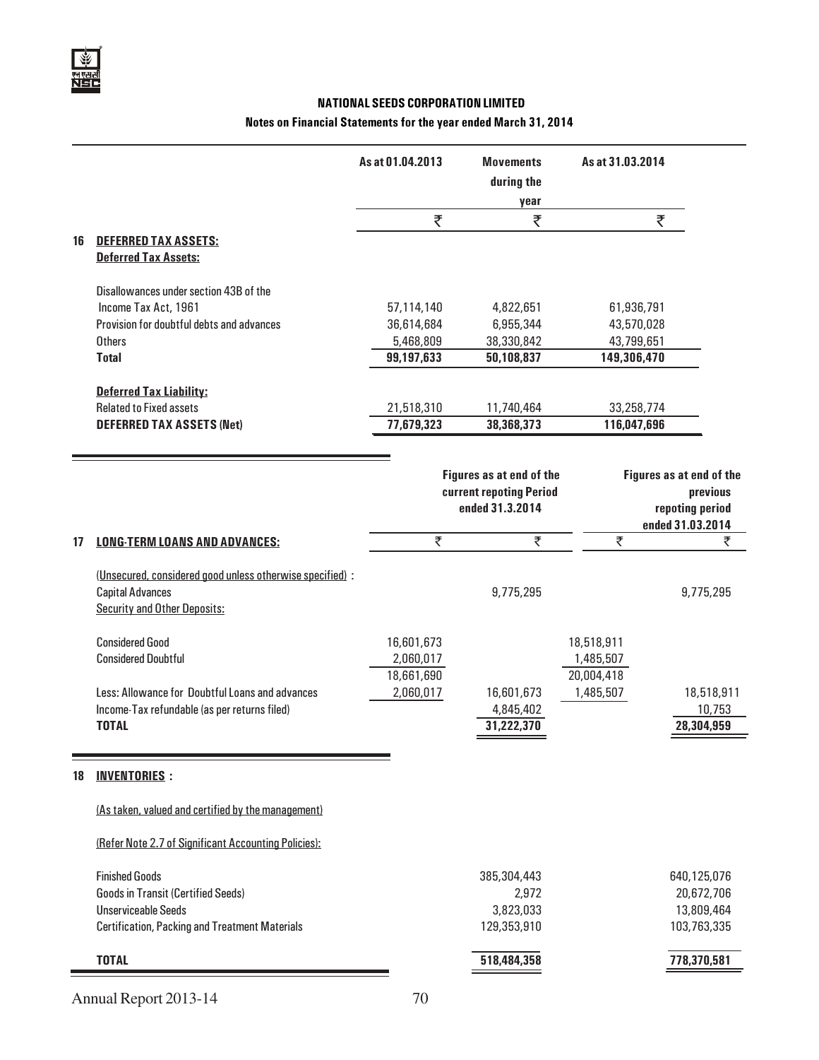## NATIONAL SEEDS CORPORATION LIMITED

### Notes on Financial Statements for the year ended March 31, 2014

| | | As at 01.04.2013 | Movements during the year | As at 31.03.2014 |
|---|---|---|---|---|
| | | ₹ | ₹ | ₹ |
| **16** | **DEFERRED TAX ASSETS:** | | | |
| | **Deferred Tax Assets:** | | | |
| | Disallowances under section 43B of the Income Tax Act, 1961 | 57,114,140 | 4,822,651 | 61,936,791 |
| | Provision for doubtful debts and advances | 36,614,684 | 6,955,344 | 43,570,028 |
| | Others | 5,468,809 | 38,330,842 | 43,799,651 |
| | **Total** | **99,197,633** | **50,108,837** | **149,306,470** |
| | **Deferred Tax Liability:** | | | |
| | Related to Fixed assets | 21,518,310 | 11,740,464 | 33,258,774 |
| | **DEFERRED TAX ASSETS (Net)** | **77,679,323** | **38,368,373** | **116,047,696** |

| | | Figures as at end of the current repoting Period ended 31.3.2014 | | Figures as at end of the previous repoting period ended 31.03.2014 | |
|---|---|---|---|---|---|
| **17** | **LONG-TERM LOANS AND ADVANCES:** | ₹ | ₹ | ₹ | ₹ |
| | (Unsecured, considered good unless otherwise specified) : | | | | |
| | Capital Advances | | 9,775,295 | | 9,775,295 |
| | Security and Other Deposits: | | | | |
| | Considered Good | 16,601,673 | | 18,518,911 | |
| | Considered Doubtful | 2,060,017 | | 1,485,507 | |
| | | 18,661,690 | | 20,004,418 | |
| | Less: Allowance for Doubtful Loans and advances | 2,060,017 | 16,601,673 | 1,485,507 | 18,518,911 |
| | Income-Tax refundable (as per returns filed) | | 4,845,402 | | 10,753 |
| | **TOTAL** | | **31,222,370** | | **28,304,959** |

| | | Current Period | Previous Period |
|---|---|---|---|
| **18** | **INVENTORIES :** | | |
| | (As taken, valued and certified by the management) | | |
| | (Refer Note 2.7 of Significant Accounting Policies): | | |
| | Finished Goods | 385,304,443 | 640,125,076 |
| | Goods in Transit (Certified Seeds) | 2,972 | 20,672,706 |
| | Unserviceable Seeds | 3,823,033 | 13,809,464 |
| | Certification, Packing and Treatment Materials | 129,353,910 | 103,763,335 |
| | **TOTAL** | **518,484,358** | **778,370,581** |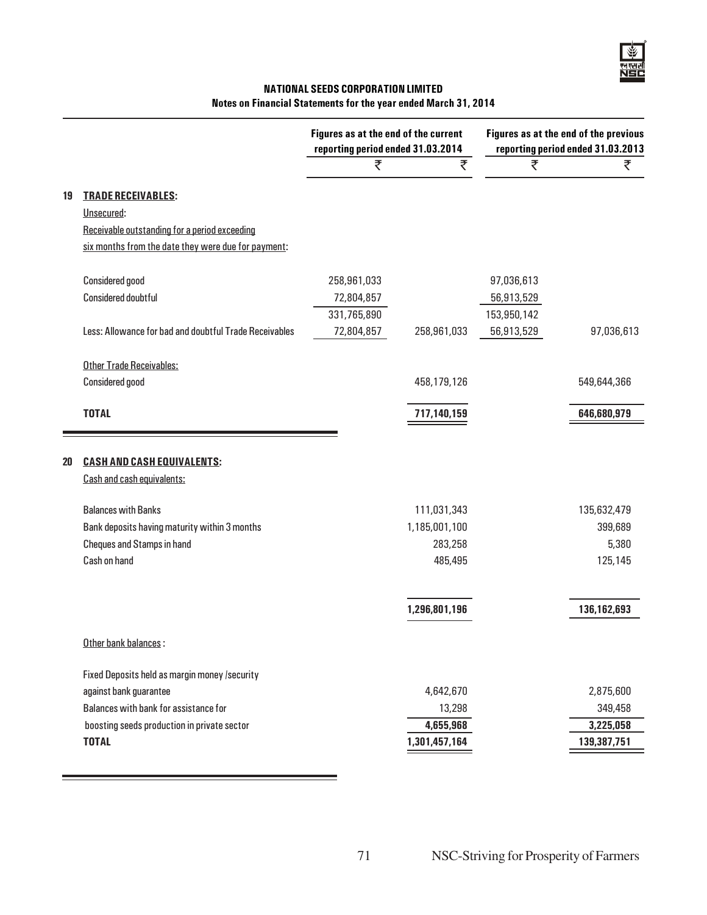**NATIONAL SEEDS CORPORATION LIMITED**
**Notes on Financial Statements for the year ended March 31, 2014**

| | | Figures as at the end of the current reporting period ended 31.03.2014 | | Figures as at the end of the previous reporting period ended 31.03.2013 | |
|---|---|---|---|---|---|
| | | ₹ | ₹ | ₹ | ₹ |
| **19** | **TRADE RECEIVABLES:** | | | | |
| | Unsecured: | | | | |
| | Receivable outstanding for a period exceeding six months from the date they were due for payment: | | | | |
| | Considered good | 258,961,033 | | 97,036,613 | |
| | Considered doubtful | 72,804,857 | | 56,913,529 | |
| | | 331,765,890 | | 153,950,142 | |
| | Less: Allowance for bad and doubtful Trade Receivables | 72,804,857 | 258,961,033 | 56,913,529 | 97,036,613 |
| | Other Trade Receivables: | | | | |
| | Considered good | | 458,179,126 | | 549,644,366 |
| | **TOTAL** | | **717,140,159** | | **646,680,979** |
| **20** | **CASH AND CASH EQUIVALENTS:** | | | | |
| | Cash and cash equivalents: | | | | |
| | Balances with Banks | | 111,031,343 | | 135,632,479 |
| | Bank deposits having maturity within 3 months | | 1,185,001,100 | | 399,689 |
| | Cheques and Stamps in hand | | 283,258 | | 5,380 |
| | Cash on hand | | 485,495 | | 125,145 |
| | | | **1,296,801,196** | | **136,162,693** |
| | Other bank balances : | | | | |
| | Fixed Deposits held as margin money /security against bank guarantee | | 4,642,670 | | 2,875,600 |
| | Balances with bank for assistance for boosting seeds production in private sector | | 13,298 | | 349,458 |
| | | | **4,655,968** | | **3,225,058** |
| | **TOTAL** | | **1,301,457,164** | | **139,387,751** |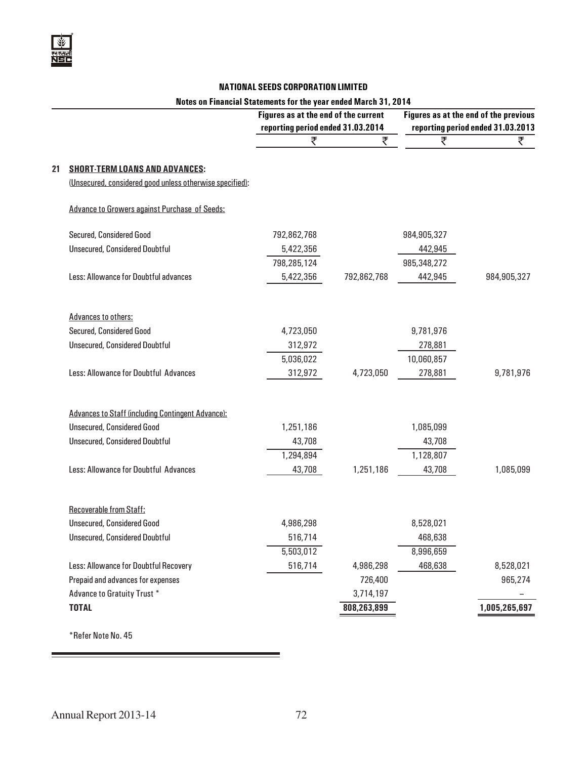## NATIONAL SEEDS CORPORATION LIMITED

### Notes on Financial Statements for the year ended March 31, 2014

| | Figures as at the end of the current reporting period ended 31.03.2014 | | Figures as at the end of the previous reporting period ended 31.03.2013 | |
|---|---|---|---|---|
| | ₹ | ₹ | ₹ | ₹ |
| **21 SHORT-TERM LOANS AND ADVANCES:** | | | | |
| (Unsecured, considered good unless otherwise specified): | | | | |
| Advance to Growers against Purchase of Seeds: | | | | |
| Secured, Considered Good | 792,862,768 | | 984,905,327 | |
| Unsecured, Considered Doubtful | 5,422,356 | | 442,945 | |
| | 798,285,124 | | 985,348,272 | |
| Less: Allowance for Doubtful advances | 5,422,356 | 792,862,768 | 442,945 | 984,905,327 |
| Advances to others: | | | | |
| Secured, Considered Good | 4,723,050 | | 9,781,976 | |
| Unsecured, Considered Doubtful | 312,972 | | 278,881 | |
| | 5,036,022 | | 10,060,857 | |
| Less: Allowance for Doubtful Advances | 312,972 | 4,723,050 | 278,881 | 9,781,976 |
| Advances to Staff (including Contingent Advance): | | | | |
| Unsecured, Considered Good | 1,251,186 | | 1,085,099 | |
| Unsecured, Considered Doubtful | 43,708 | | 43,708 | |
| | 1,294,894 | | 1,128,807 | |
| Less: Allowance for Doubtful Advances | 43,708 | 1,251,186 | 43,708 | 1,085,099 |
| Recoverable from Staff: | | | | |
| Unsecured, Considered Good | 4,986,298 | | 8,528,021 | |
| Unsecured, Considered Doubtful | 516,714 | | 468,638 | |
| | 5,503,012 | | 8,996,659 | |
| Less: Allowance for Doubtful Recovery | 516,714 | 4,986,298 | 468,638 | 8,528,021 |
| Prepaid and advances for expenses | | 726,400 | | 965,274 |
| Advance to Gratuity Trust * | | 3,714,197 | | – |
| **TOTAL** | | **808,263,899** | | **1,005,265,697** |

*Refer Note No. 45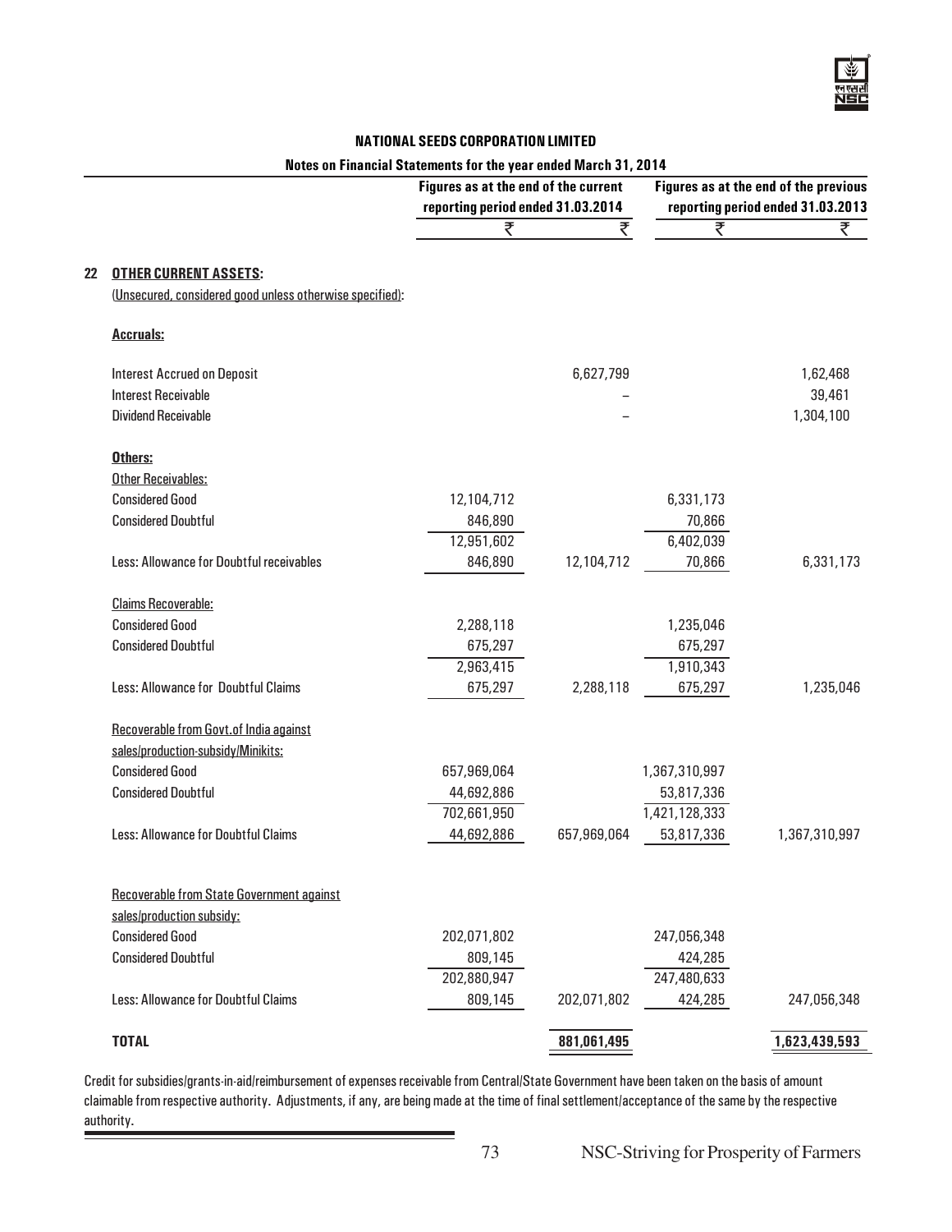**NATIONAL SEEDS CORPORATION LIMITED**

**Notes on Financial Statements for the year ended March 31, 2014**

| | Figures as at the end of the current reporting period ended 31.03.2014 | | Figures as at the end of the previous reporting period ended 31.03.2013 | |
|---|---|---|---|---|
| | ₹ | ₹ | ₹ | ₹ |
| **22 OTHER CURRENT ASSETS:** | | | | |
| (Unsecured, considered good unless otherwise specified): | | | | |
| **Accruals:** | | | | |
| Interest Accrued on Deposit | | 6,627,799 | | 1,62,468 |
| Interest Receivable | | – | | 39,461 |
| Dividend Receivable | | – | | 1,304,100 |
| **Others:** | | | | |
| Other Receivables: | | | | |
| Considered Good | 12,104,712 | | 6,331,173 | |
| Considered Doubtful | 846,890 | | 70,866 | |
| | 12,951,602 | | 6,402,039 | |
| Less: Allowance for Doubtful receivables | 846,890 | 12,104,712 | 70,866 | 6,331,173 |
| Claims Recoverable: | | | | |
| Considered Good | 2,288,118 | | 1,235,046 | |
| Considered Doubtful | 675,297 | | 675,297 | |
| | 2,963,415 | | 1,910,343 | |
| Less: Allowance for Doubtful Claims | 675,297 | 2,288,118 | 675,297 | 1,235,046 |
| Recoverable from Govt.of India against sales/production-subsidy/Minikits: | | | | |
| Considered Good | 657,969,064 | | 1,367,310,997 | |
| Considered Doubtful | 44,692,886 | | 53,817,336 | |
| | 702,661,950 | | 1,421,128,333 | |
| Less: Allowance for Doubtful Claims | 44,692,886 | 657,969,064 | 53,817,336 | 1,367,310,997 |
| Recoverable from State Government against sales/production subsidy: | | | | |
| Considered Good | 202,071,802 | | 247,056,348 | |
| Considered Doubtful | 809,145 | | 424,285 | |
| | 202,880,947 | | 247,480,633 | |
| Less: Allowance for Doubtful Claims | 809,145 | 202,071,802 | 424,285 | 247,056,348 |
| **TOTAL** | | **881,061,495** | | **1,623,439,593** |

Credit for subsidies/grants-in-aid/reimbursement of expenses receivable from Central/State Government have been taken on the basis of amount claimable from respective authority. Adjustments, if any, are being made at the time of final settlement/acceptance of the same by the respective authority.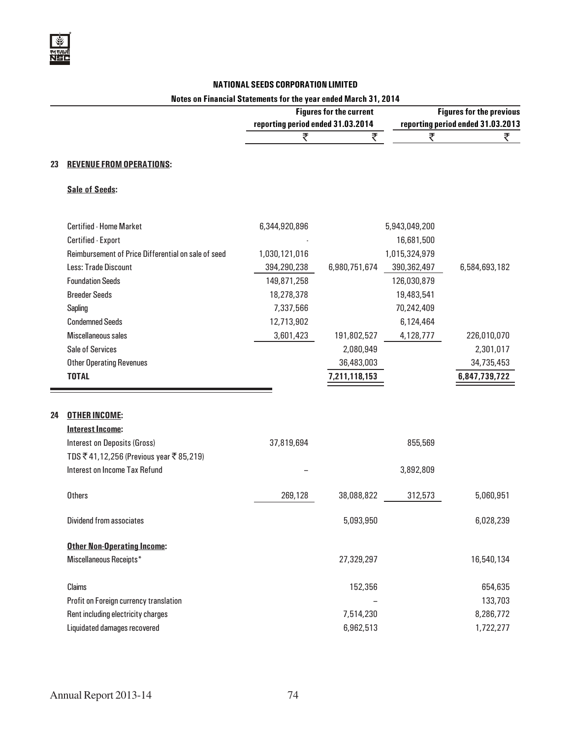**NATIONAL SEEDS CORPORATION LIMITED**

**Notes on Financial Statements for the year ended March 31, 2014**

| | Figures for the current reporting period ended 31.03.2014 | | Figures for the previous reporting period ended 31.03.2013 | |
|---|---|---|---|---|
| | ₹ | ₹ | ₹ | ₹ |
| **23 REVENUE FROM OPERATIONS:** | | | | |
| **Sale of Seeds:** | | | | |
| Certified - Home Market | 6,344,920,896 | | 5,943,049,200 | |
| Certified - Export | - | | 16,681,500 | |
| Reimbursement of Price Differential on sale of seed | 1,030,121,016 | | 1,015,324,979 | |
| Less: Trade Discount | 394,290,238 | 6,980,751,674 | 390,362,497 | 6,584,693,182 |
| Foundation Seeds | 149,871,258 | | 126,030,879 | |
| Breeder Seeds | 18,278,378 | | 19,483,541 | |
| Sapling | 7,337,566 | | 70,242,409 | |
| Condemned Seeds | 12,713,902 | | 6,124,464 | |
| Miscellaneous sales | 3,601,423 | 191,802,527 | 4,128,777 | 226,010,070 |
| Sale of Services | | 2,080,949 | | 2,301,017 |
| Other Operating Revenues | | 36,483,003 | | 34,735,453 |
| **TOTAL** | | **7,211,118,153** | | **6,847,739,722** |
| **24 OTHER INCOME:** | | | | |
| **Interest Income:** | | | | |
| Interest on Deposits (Gross) | 37,819,694 | | 855,569 | |
| TDS ₹ 41,12,256 (Previous year ₹ 85,219) | | | | |
| Interest on Income Tax Refund | – | | 3,892,809 | |
| Others | 269,128 | 38,088,822 | 312,573 | 5,060,951 |
| Dividend from associates | | 5,093,950 | | 6,028,239 |
| **Other Non-Operating Income:** | | | | |
| Miscellaneous Receipts* | | 27,329,297 | | 16,540,134 |
| Claims | | 152,356 | | 654,635 |
| Profit on Foreign currency translation | | – | | 133,703 |
| Rent including electricity charges | | 7,514,230 | | 8,286,772 |
| Liquidated damages recovered | | 6,962,513 | | 1,722,277 |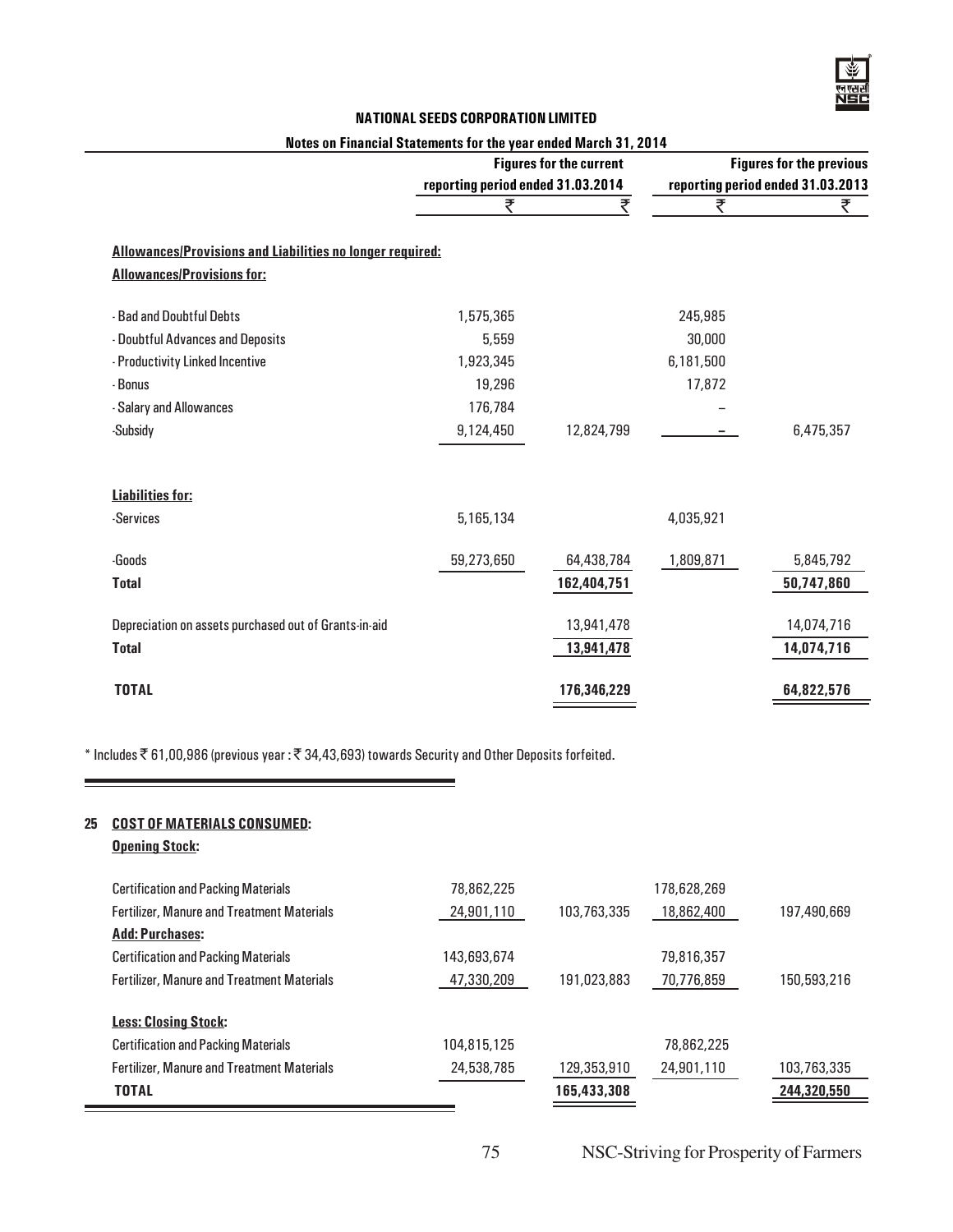**NATIONAL SEEDS CORPORATION LIMITED**

**Notes on Financial Statements for the year ended March 31, 2014**

| | Figures for the current reporting period ended 31.03.2014 | | Figures for the previous reporting period ended 31.03.2013 | |
|---|---|---|---|---|
| | ₹ | ₹ | ₹ | ₹ |
| **Allowances/Provisions and Liabilities no longer required:** | | | | |
| **Allowances/Provisions for:** | | | | |
| - Bad and Doubtful Debts | 1,575,365 | | 245,985 | |
| - Doubtful Advances and Deposits | 5,559 | | 30,000 | |
| - Productivity Linked Incentive | 1,923,345 | | 6,181,500 | |
| - Bonus | 19,296 | | 17,872 | |
| - Salary and Allowances | 176,784 | | – | |
| -Subsidy | 9,124,450 | 12,824,799 | – | 6,475,357 |
| **Liabilities for:** | | | | |
| -Services | 5,165,134 | | 4,035,921 | |
| -Goods | 59,273,650 | 64,438,784 | 1,809,871 | 5,845,792 |
| **Total** | | 162,404,751 | | 50,747,860 |
| Depreciation on assets purchased out of Grants-in-aid | | 13,941,478 | | 14,074,716 |
| **Total** | | 13,941,478 | | 14,074,716 |
| **TOTAL** | | 176,346,229 | | 64,822,576 |

* Includes ₹ 61,00,986 (previous year : ₹ 34,43,693) towards Security and Other Deposits forfeited.

**25 COST OF MATERIALS CONSUMED:**

| | | | | |
|---|---|---|---|---|
| **Opening Stock:** | | | | |
| Certification and Packing Materials | 78,862,225 | | 178,628,269 | |
| Fertilizer, Manure and Treatment Materials | 24,901,110 | 103,763,335 | 18,862,400 | 197,490,669 |
| **Add: Purchases:** | | | | |
| Certification and Packing Materials | 143,693,674 | | 79,816,357 | |
| Fertilizer, Manure and Treatment Materials | 47,330,209 | 191,023,883 | 70,776,859 | 150,593,216 |
| **Less: Closing Stock:** | | | | |
| Certification and Packing Materials | 104,815,125 | | 78,862,225 | |
| Fertilizer, Manure and Treatment Materials | 24,538,785 | 129,353,910 | 24,901,110 | 103,763,335 |
| **TOTAL** | | 165,433,308 | | 244,320,550 |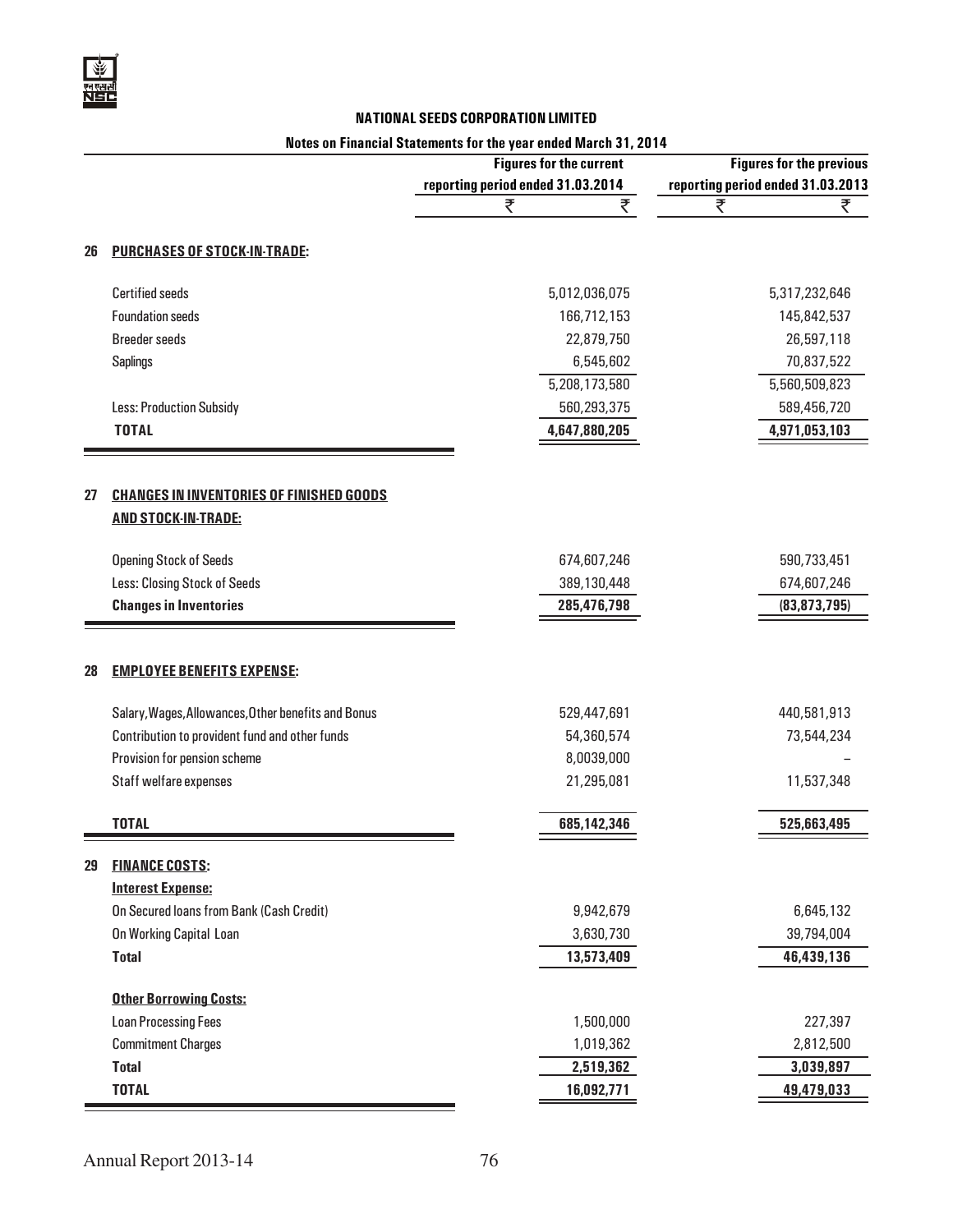**NATIONAL SEEDS CORPORATION LIMITED**

**Notes on Financial Statements for the year ended March 31, 2014**

| | | Figures for the current reporting period ended 31.03.2014 | | Figures for the previous reporting period ended 31.03.2013 | |
|---|---|---|---|---|---|
| | | ₹ | ₹ | ₹ | ₹ |
| **26** | **PURCHASES OF STOCK-IN-TRADE:** | | | | |
| | Certified seeds | | 5,012,036,075 | | 5,317,232,646 |
| | Foundation seeds | | 166,712,153 | | 145,842,537 |
| | Breeder seeds | | 22,879,750 | | 26,597,118 |
| | Saplings | | 6,545,602 | | 70,837,522 |
| | | | 5,208,173,580 | | 5,560,509,823 |
| | Less: Production Subsidy | | 560,293,375 | | 589,456,720 |
| | **TOTAL** | | **4,647,880,205** | | **4,971,053,103** |
| **27** | **CHANGES IN INVENTORIES OF FINISHED GOODS AND STOCK-IN-TRADE:** | | | | |
| | Opening Stock of Seeds | | 674,607,246 | | 590,733,451 |
| | Less: Closing Stock of Seeds | | 389,130,448 | | 674,607,246 |
| | **Changes in Inventories** | | **285,476,798** | | **(83,873,795)** |
| **28** | **EMPLOYEE BENEFITS EXPENSE:** | | | | |
| | Salary,Wages,Allowances,Other benefits and Bonus | | 529,447,691 | | 440,581,913 |
| | Contribution to provident fund and other funds | | 54,360,574 | | 73,544,234 |
| | Provision for pension scheme | | 8,0039,000 | | – |
| | Staff welfare expenses | | 21,295,081 | | 11,537,348 |
| | **TOTAL** | | **685,142,346** | | **525,663,495** |
| **29** | **FINANCE COSTS:** | | | | |
| | **Interest Expense:** | | | | |
| | On Secured loans from Bank (Cash Credit) | | 9,942,679 | | 6,645,132 |
| | On Working Capital Loan | | 3,630,730 | | 39,794,004 |
| | **Total** | | **13,573,409** | | **46,439,136** |
| | **Other Borrowing Costs:** | | | | |
| | Loan Processing Fees | | 1,500,000 | | 227,397 |
| | Commitment Charges | | 1,019,362 | | 2,812,500 |
| | **Total** | | **2,519,362** | | **3,039,897** |
| | **TOTAL** | | **16,092,771** | | **49,479,033** |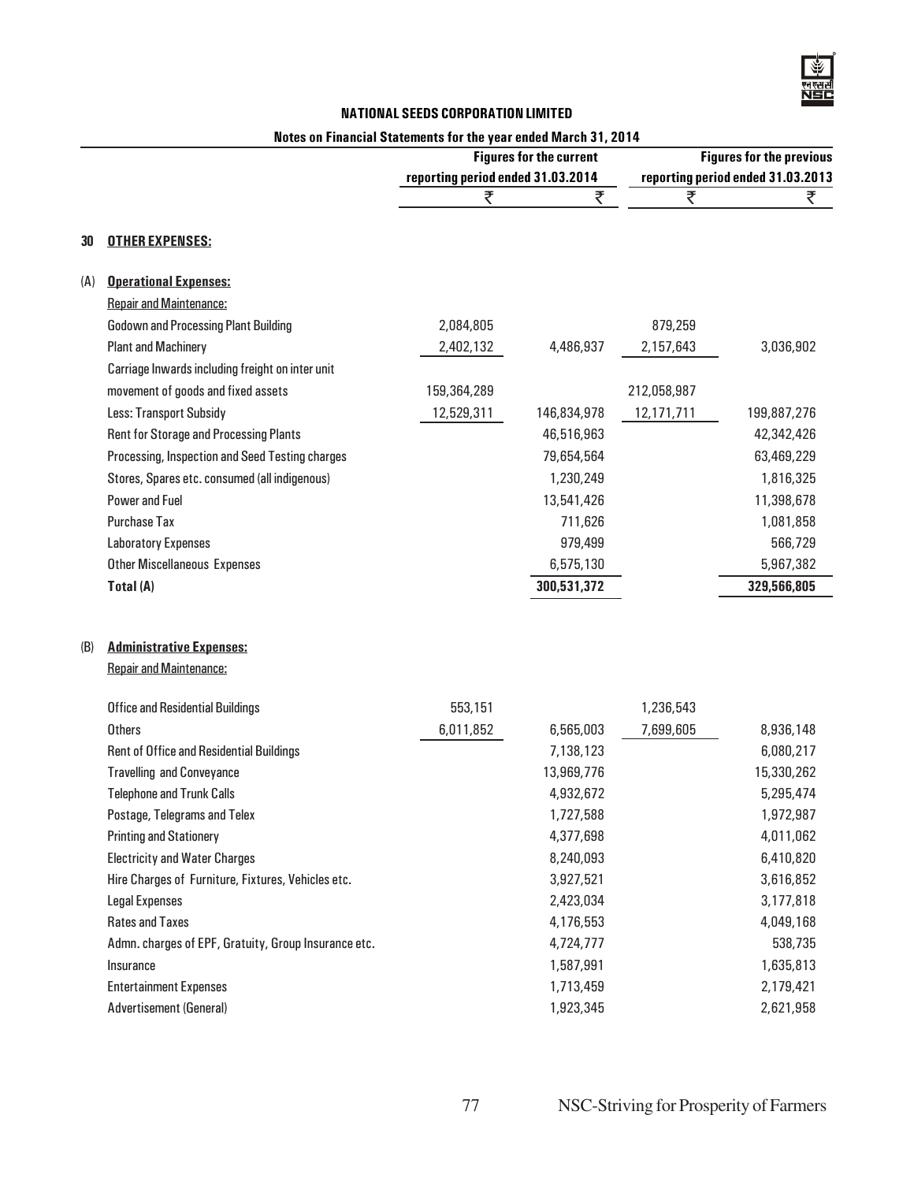**NATIONAL SEEDS CORPORATION LIMITED**

**Notes on Financial Statements for the year ended March 31, 2014**

| | | Figures for the current reporting period ended 31.03.2014 | | Figures for the previous reporting period ended 31.03.2013 | |
|---|---|---|---|---|---|
| | | ₹ | ₹ | ₹ | ₹ |
| **30** | **OTHER EXPENSES:** | | | | |
| (A) | **Operational Expenses:** | | | | |
| | Repair and Maintenance: | | | | |
| | Godown and Processing Plant Building | 2,084,805 | | 879,259 | |
| | Plant and Machinery | 2,402,132 | 4,486,937 | 2,157,643 | 3,036,902 |
| | Carriage Inwards including freight on inter unit movement of goods and fixed assets | 159,364,289 | | 212,058,987 | |
| | Less: Transport Subsidy | 12,529,311 | 146,834,978 | 12,171,711 | 199,887,276 |
| | Rent for Storage and Processing Plants | | 46,516,963 | | 42,342,426 |
| | Processing, Inspection and Seed Testing charges | | 79,654,564 | | 63,469,229 |
| | Stores, Spares etc. consumed (all indigenous) | | 1,230,249 | | 1,816,325 |
| | Power and Fuel | | 13,541,426 | | 11,398,678 |
| | Purchase Tax | | 711,626 | | 1,081,858 |
| | Laboratory Expenses | | 979,499 | | 566,729 |
| | Other Miscellaneous Expenses | | 6,575,130 | | 5,967,382 |
| | **Total (A)** | | **300,531,372** | | **329,566,805** |
| (B) | **Administrative Expenses:** | | | | |
| | Repair and Maintenance: | | | | |
| | Office and Residential Buildings | 553,151 | | 1,236,543 | |
| | Others | 6,011,852 | 6,565,003 | 7,699,605 | 8,936,148 |
| | Rent of Office and Residential Buildings | | 7,138,123 | | 6,080,217 |
| | Travelling and Conveyance | | 13,969,776 | | 15,330,262 |
| | Telephone and Trunk Calls | | 4,932,672 | | 5,295,474 |
| | Postage, Telegrams and Telex | | 1,727,588 | | 1,972,987 |
| | Printing and Stationery | | 4,377,698 | | 4,011,062 |
| | Electricity and Water Charges | | 8,240,093 | | 6,410,820 |
| | Hire Charges of Furniture, Fixtures, Vehicles etc. | | 3,927,521 | | 3,616,852 |
| | Legal Expenses | | 2,423,034 | | 3,177,818 |
| | Rates and Taxes | | 4,176,553 | | 4,049,168 |
| | Admn. charges of EPF, Gratuity, Group Insurance etc. | | 4,724,777 | | 538,735 |
| | Insurance | | 1,587,991 | | 1,635,813 |
| | Entertainment Expenses | | 1,713,459 | | 2,179,421 |
| | Advertisement (General) | | 1,923,345 | | 2,621,958 |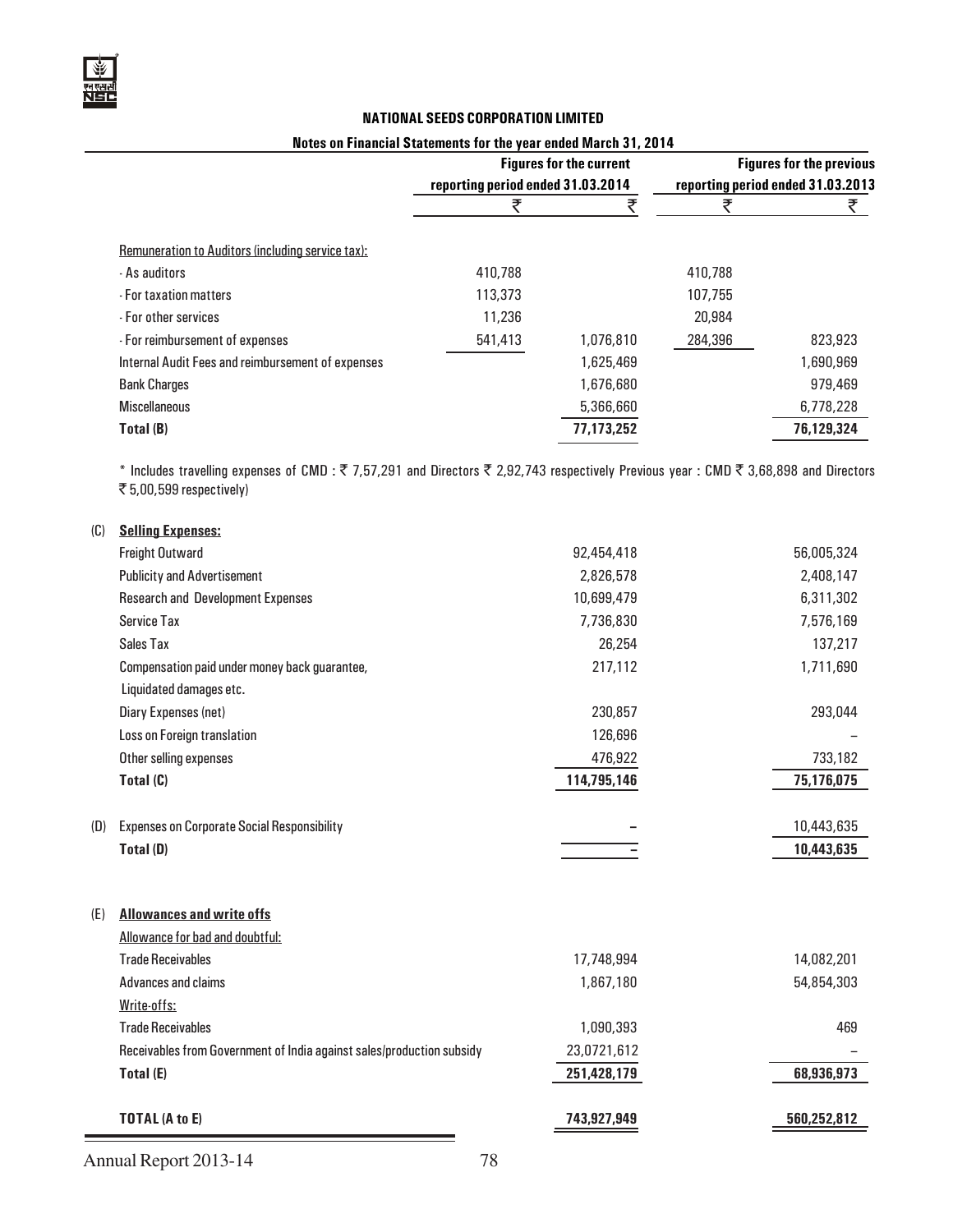## NATIONAL SEEDS CORPORATION LIMITED

### Notes on Financial Statements for the year ended March 31, 2014

| | Figures for the current reporting period ended 31.03.2014 | | Figures for the previous reporting period ended 31.03.2013 | |
|---|---|---|---|---|
| | ₹ | ₹ | ₹ | ₹ |
| Remuneration to Auditors (including service tax): | | | | |
| - As auditors | 410,788 | | 410,788 | |
| - For taxation matters | 113,373 | | 107,755 | |
| - For other services | 11,236 | | 20,984 | |
| - For reimbursement of expenses | 541,413 | 1,076,810 | 284,396 | 823,923 |
| Internal Audit Fees and reimbursement of expenses | | 1,625,469 | | 1,690,969 |
| Bank Charges | | 1,676,680 | | 979,469 |
| Miscellaneous | | 5,366,660 | | 6,778,228 |
| **Total (B)** | | **77,173,252** | | **76,129,324** |

* Includes travelling expenses of CMD : ₹ 7,57,291 and Directors ₹ 2,92,743 respectively Previous year : CMD ₹ 3,68,898 and Directors ₹ 5,00,599 respectively)

| | | 31.03.2014 ₹ | 31.03.2013 ₹ |
|---|---|---|---|
| (C) | **Selling Expenses:** | | |
| | Freight Outward | 92,454,418 | 56,005,324 |
| | Publicity and Advertisement | 2,826,578 | 2,408,147 |
| | Research and Development Expenses | 10,699,479 | 6,311,302 |
| | Service Tax | 7,736,830 | 7,576,169 |
| | Sales Tax | 26,254 | 137,217 |
| | Compensation paid under money back guarantee, Liquidated damages etc. | 217,112 | 1,711,690 |
| | Diary Expenses (net) | 230,857 | 293,044 |
| | Loss on Foreign translation | 126,696 | – |
| | Other selling expenses | 476,922 | 733,182 |
| | **Total (C)** | **114,795,146** | **75,176,075** |
| (D) | Expenses on Corporate Social Responsibility | – | 10,443,635 |
| | **Total (D)** | – | **10,443,635** |
| (E) | **Allowances and write offs** | | |
| | Allowance for bad and doubtful: | | |
| | Trade Receivables | 17,748,994 | 14,082,201 |
| | Advances and claims | 1,867,180 | 54,854,303 |
| | Write-offs: | | |
| | Trade Receivables | 1,090,393 | 469 |
| | Receivables from Government of India against sales/production subsidy | 23,0721,612 | – |
| | **Total (E)** | **251,428,179** | **68,936,973** |
| | **TOTAL (A to E)** | **743,927,949** | **560,252,812** |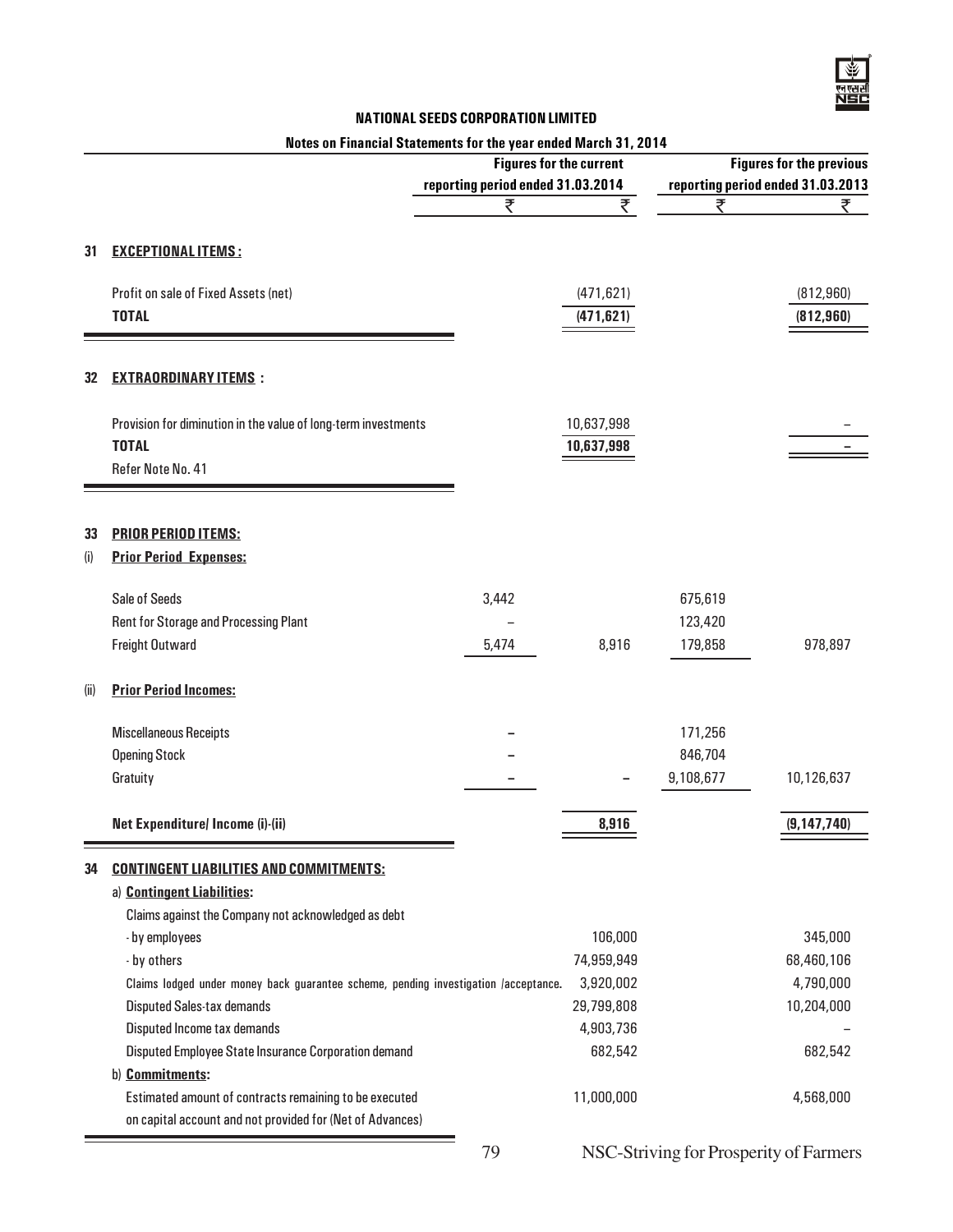**NATIONAL SEEDS CORPORATION LIMITED**

**Notes on Financial Statements for the year ended March 31, 2014**

| | | Figures for the current reporting period ended 31.03.2014 | | Figures for the previous reporting period ended 31.03.2013 | |
|---|---|---|---|---|---|
| | | ₹ | ₹ | ₹ | ₹ |
| **31** | **EXCEPTIONAL ITEMS :** | | | | |
| | Profit on sale of Fixed Assets (net) | | (471,621) | | (812,960) |
| | **TOTAL** | | **(471,621)** | | **(812,960)** |
| **32** | **EXTRAORDINARY ITEMS :** | | | | |
| | Provision for diminution in the value of long-term investments | | 10,637,998 | | – |
| | **TOTAL** | | **10,637,998** | | – |
| | Refer Note No. 41 | | | | |
| **33** | **PRIOR PERIOD ITEMS:** | | | | |
| (i) | **Prior Period Expenses:** | | | | |
| | Sale of Seeds | 3,442 | | 675,619 | |
| | Rent for Storage and Processing Plant | – | | 123,420 | |
| | Freight Outward | 5,474 | 8,916 | 179,858 | 978,897 |
| (ii) | **Prior Period Incomes:** | | | | |
| | Miscellaneous Receipts | – | | 171,256 | |
| | Opening Stock | – | | 846,704 | |
| | Gratuity | – | – | 9,108,677 | 10,126,637 |
| | **Net Expenditure/ Income (i)-(ii)** | | **8,916** | | **(9,147,740)** |
| **34** | **CONTINGENT LIABILITIES AND COMMITMENTS:** | | | | |
| | a) **Contingent Liabilities:** | | | | |
| | Claims against the Company not acknowledged as debt | | | | |
| | - by employees | | 106,000 | | 345,000 |
| | - by others | | 74,959,949 | | 68,460,106 |
| | Claims lodged under money back guarantee scheme, pending investigation /acceptance. | | 3,920,002 | | 4,790,000 |
| | Disputed Sales-tax demands | | 29,799,808 | | 10,204,000 |
| | Disputed Income tax demands | | 4,903,736 | | – |
| | Disputed Employee State Insurance Corporation demand | | 682,542 | | 682,542 |
| | b) **Commitments:** | | | | |
| | Estimated amount of contracts remaining to be executed on capital account and not provided for (Net of Advances) | | 11,000,000 | | 4,568,000 |

NSC-Striving for Prosperity of Farmers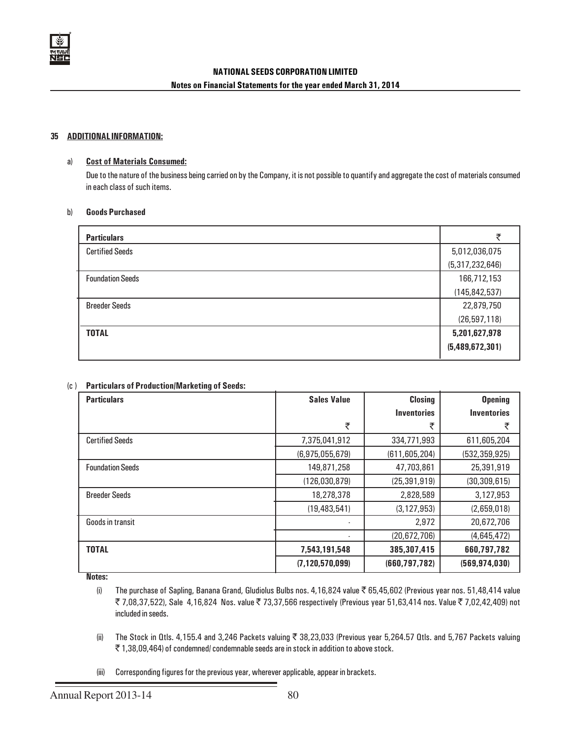**NATIONAL SEEDS CORPORATION LIMITED**

**Notes on Financial Statements for the year ended March 31, 2014**

## 35 ADDITIONAL INFORMATION:

### a) Cost of Materials Consumed:

Due to the nature of the business being carried on by the Company, it is not possible to quantify and aggregate the cost of materials consumed in each class of such items.

### b) Goods Purchased

| Particulars | ₹ |
|---|---|
| Certified Seeds | 5,012,036,075 |
| | (5,317,232,646) |
| Foundation Seeds | 166,712,153 |
| | (145,842,537) |
| Breeder Seeds | 22,879,750 |
| | (26,597,118) |
| **TOTAL** | **5,201,627,978** |
| | **(5,489,672,301)** |

### (c) Particulars of Production/Marketing of Seeds:

| Particulars | Sales Value ₹ | Closing Inventories ₹ | Opening Inventories ₹ |
|---|---|---|---|
| Certified Seeds | 7,375,041,912 | 334,771,993 | 611,605,204 |
| | (6,975,055,679) | (611,605,204) | (532,359,925) |
| Foundation Seeds | 149,871,258 | 47,703,861 | 25,391,919 |
| | (126,030,879) | (25,391,919) | (30,309,615) |
| Breeder Seeds | 18,278,378 | 2,828,589 | 3,127,953 |
| | (19,483,541) | (3,127,953) | (2,659,018) |
| Goods in transit | - | 2,972 | 20,672,706 |
| | - | (20,672,706) | (4,645,472) |
| **TOTAL** | **7,543,191,548** | **385,307,415** | **660,797,782** |
| | **(7,120,570,099)** | **(660,797,782)** | **(569,974,030)** |

**Notes:**

(i) The purchase of Sapling, Banana Grand, Gludiolus Bulbs nos. 4,16,824 value ₹ 65,45,602 (Previous year nos. 51,48,414 value ₹ 7,08,37,522), Sale 4,16,824 Nos. value ₹ 73,37,566 respectively (Previous year 51,63,414 nos. Value ₹ 7,02,42,409) not included in seeds.

(ii) The Stock in Qtls. 4,155.4 and 3,246 Packets valuing ₹ 38,23,033 (Previous year 5,264.57 Qtls. and 5,767 Packets valuing ₹ 1,38,09,464) of condemned/ condemnable seeds are in stock in addition to above stock.

(iii) Corresponding figures for the previous year, wherever applicable, appear in brackets.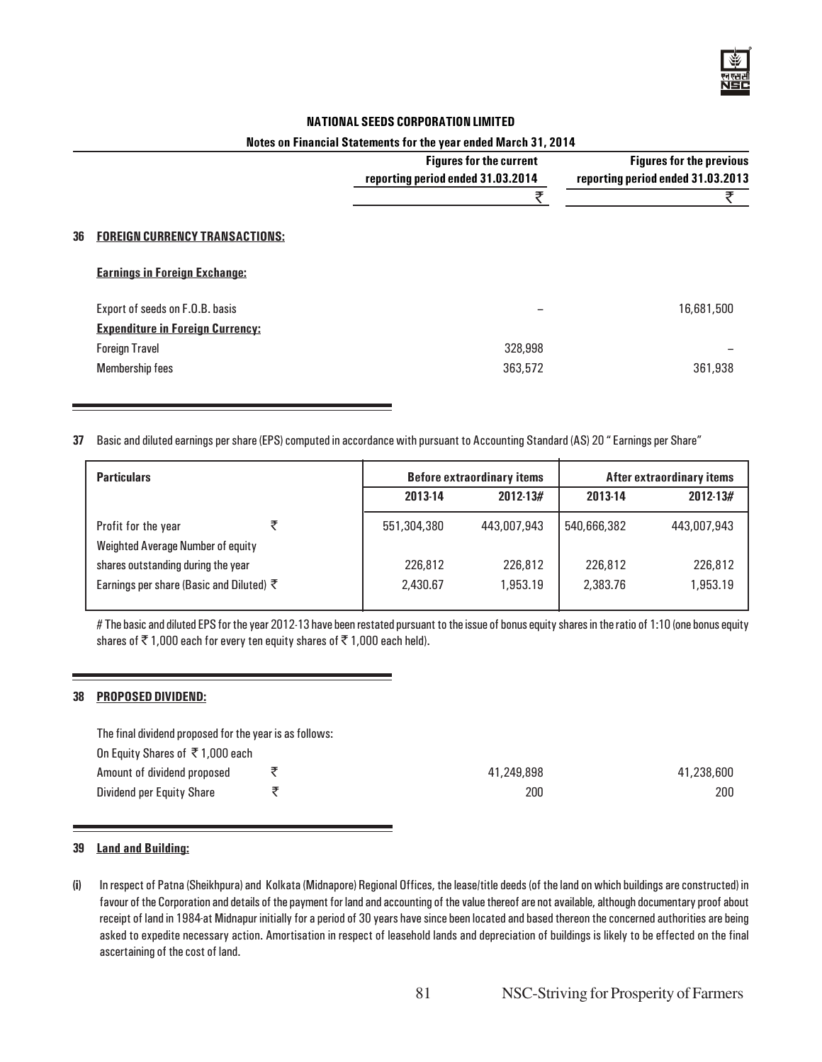**NATIONAL SEEDS CORPORATION LIMITED**

**Notes on Financial Statements for the year ended March 31, 2014**

| | Figures for the current reporting period ended 31.03.2014 | Figures for the previous reporting period ended 31.03.2013 |
|---|---|---|
| | ₹ | ₹ |
| **36 FOREIGN CURRENCY TRANSACTIONS:** | | |
| **Earnings in Foreign Exchange:** | | |
| Export of seeds on F.O.B. basis | – | 16,681,500 |
| **Expenditure in Foreign Currency:** | | |
| Foreign Travel | 328,998 | – |
| Membership fees | 363,572 | 361,938 |

**37** Basic and diluted earnings per share (EPS) computed in accordance with pursuant to Accounting Standard (AS) 20 " Earnings per Share"

| Particulars | | Before extraordinary items | | After extraordinary items | |
|---|---|---|---|---|---|
| | | 2013-14 | 2012-13# | 2013-14 | 2012-13# |
| Profit for the year | ₹ | 551,304,380 | 443,007,943 | 540,666,382 | 443,007,943 |
| Weighted Average Number of equity shares outstanding during the year | | 226,812 | 226,812 | 226,812 | 226,812 |
| Earnings per share (Basic and Diluted) ₹ | | 2,430.67 | 1,953.19 | 2,383.76 | 1,953.19 |

# The basic and diluted EPS for the year 2012-13 have been restated pursuant to the issue of bonus equity shares in the ratio of 1:10 (one bonus equity shares of ₹ 1,000 each for every ten equity shares of ₹ 1,000 each held).

**38 PROPOSED DIVIDEND:**

The final dividend proposed for the year is as follows:

| On Equity Shares of ₹ 1,000 each | | 2013-14 | 2012-13 |
|---|---|---|---|
| Amount of dividend proposed | ₹ | 41,249,898 | 41,238,600 |
| Dividend per Equity Share | ₹ | 200 | 200 |

**39 Land and Building:**

**(i)** In respect of Patna (Sheikhpura) and Kolkata (Midnapore) Regional Offices, the lease/title deeds (of the land on which buildings are constructed) in favour of the Corporation and details of the payment for land and accounting of the value thereof are not available, although documentary proof about receipt of land in 1984-at Midnapur initially for a period of 30 years have since been located and based thereon the concerned authorities are being asked to expedite necessary action. Amortisation in respect of leasehold lands and depreciation of buildings is likely to be effected on the final ascertaining of the cost of land.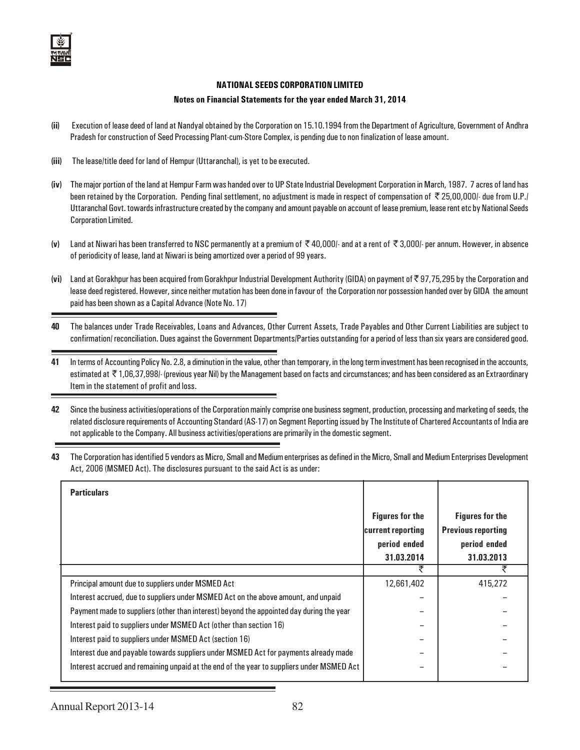**NATIONAL SEEDS CORPORATION LIMITED**

**Notes on Financial Statements for the year ended March 31, 2014**

**(ii)** Execution of lease deed of land at Nandyal obtained by the Corporation on 15.10.1994 from the Department of Agriculture, Government of Andhra Pradesh for construction of Seed Processing Plant-cum-Store Complex, is pending due to non finalization of lease amount.

**(iii)** The lease/title deed for land of Hempur (Uttaranchal), is yet to be executed.

**(iv)** The major portion of the land at Hempur Farm was handed over to UP State Industrial Development Corporation in March, 1987. 7 acres of land has been retained by the Corporation. Pending final settlement, no adjustment is made in respect of compensation of ₹ 25,00,000/- due from U.P./ Uttaranchal Govt. towards infrastructure created by the company and amount payable on account of lease premium, lease rent etc by National Seeds Corporation Limited.

**(v)** Land at Niwari has been transferred to NSC permanently at a premium of ₹ 40,000/- and at a rent of ₹ 3,000/- per annum. However, in absence of periodicity of lease, land at Niwari is being amortized over a period of 99 years.

**(vi)** Land at Gorakhpur has been acquired from Gorakhpur Industrial Development Authority (GIDA) on payment of ₹ 97,75,295 by the Corporation and lease deed registered. However, since neither mutation has been done in favour of the Corporation nor possession handed over by GIDA the amount paid has been shown as a Capital Advance (Note No. 17)

**40** The balances under Trade Receivables, Loans and Advances, Other Current Assets, Trade Payables and Other Current Liabilities are subject to confirmation/ reconciliation. Dues against the Government Departments/Parties outstanding for a period of less than six years are considered good.

**41** In terms of Accounting Policy No. 2.8, a diminution in the value, other than temporary, in the long term investment has been recognised in the accounts, estimated at ₹ 1,06,37,998/- (previous year Nil) by the Management based on facts and circumstances; and has been considered as an Extraordinary Item in the statement of profit and loss.

**42** Since the business activities/operations of the Corporation mainly comprise one business segment, production, processing and marketing of seeds, the related disclosure requirements of Accounting Standard (AS-17) on Segment Reporting issued by The Institute of Chartered Accountants of India are not applicable to the Company. All business activities/operations are primarily in the domestic segment.

**43** The Corporation has identified 5 vendors as Micro, Small and Medium enterprises as defined in the Micro, Small and Medium Enterprises Development Act, 2006 (MSMED Act). The disclosures pursuant to the said Act is as under:

| **Particulars** | **Figures for the current reporting period ended 31.03.2014** | **Figures for the Previous reporting period ended 31.03.2013** |
|---|---|---|
| | ₹ | ₹ |
| Principal amount due to suppliers under MSMED Act | 12,661,402 | 415,272 |
| Interest accrued, due to suppliers under MSMED Act on the above amount, and unpaid | – | – |
| Payment made to suppliers (other than interest) beyond the appointed day during the year | – | – |
| Interest paid to suppliers under MSMED Act (other than section 16) | – | – |
| Interest paid to suppliers under MSMED Act (section 16) | – | – |
| Interest due and payable towards suppliers under MSMED Act for payments already made | – | – |
| Interest accrued and remaining unpaid at the end of the year to suppliers under MSMED Act | – | – |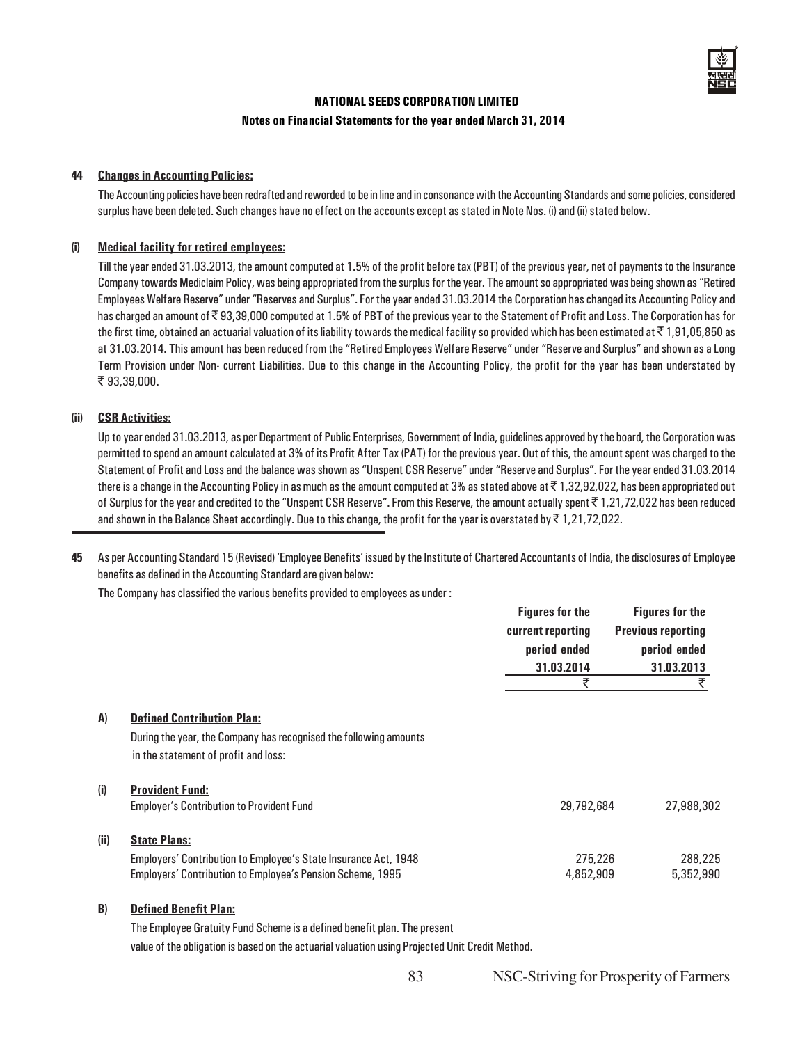### NATIONAL SEEDS CORPORATION LIMITED

#### Notes on Financial Statements for the year ended March 31, 2014

**44 Changes in Accounting Policies:**

The Accounting policies have been redrafted and reworded to be in line and in consonance with the Accounting Standards and some policies, considered surplus have been deleted. Such changes have no effect on the accounts except as stated in Note Nos. (i) and (ii) stated below.

**(i) Medical facility for retired employees:**

Till the year ended 31.03.2013, the amount computed at 1.5% of the profit before tax (PBT) of the previous year, net of payments to the Insurance Company towards Mediclaim Policy, was being appropriated from the surplus for the year. The amount so appropriated was being shown as "Retired Employees Welfare Reserve" under "Reserves and Surplus". For the year ended 31.03.2014 the Corporation has changed its Accounting Policy and has charged an amount of ₹ 93,39,000 computed at 1.5% of PBT of the previous year to the Statement of Profit and Loss. The Corporation has for the first time, obtained an actuarial valuation of its liability towards the medical facility so provided which has been estimated at ₹ 1,91,05,850 as at 31.03.2014. This amount has been reduced from the "Retired Employees Welfare Reserve" under "Reserve and Surplus" and shown as a Long Term Provision under Non- current Liabilities. Due to this change in the Accounting Policy, the profit for the year has been understated by ₹ 93,39,000.

**(ii) CSR Activities:**

Up to year ended 31.03.2013, as per Department of Public Enterprises, Government of India, guidelines approved by the board, the Corporation was permitted to spend an amount calculated at 3% of its Profit After Tax (PAT) for the previous year. Out of this, the amount spent was charged to the Statement of Profit and Loss and the balance was shown as "Unspent CSR Reserve" under "Reserve and Surplus". For the year ended 31.03.2014 there is a change in the Accounting Policy in as much as the amount computed at 3% as stated above at ₹ 1,32,92,022, has been appropriated out of Surplus for the year and credited to the "Unspent CSR Reserve". From this Reserve, the amount actually spent ₹ 1,21,72,022 has been reduced and shown in the Balance Sheet accordingly. Due to this change, the profit for the year is overstated by ₹ 1,21,72,022.

---

**45** As per Accounting Standard 15 (Revised) 'Employee Benefits' issued by the Institute of Chartered Accountants of India, the disclosures of Employee benefits as defined in the Accounting Standard are given below:

The Company has classified the various benefits provided to employees as under :

| | | Figures for the current reporting period ended 31.03.2014 ₹ | Figures for the Previous reporting period ended 31.03.2013 ₹ |
|---|---|---|---|
| **A)** | **Defined Contribution Plan:** During the year, the Company has recognised the following amounts in the statement of profit and loss: | | |
| **(i)** | **Provident Fund:** | | |
| | Employer's Contribution to Provident Fund | 29,792,684 | 27,988,302 |
| **(ii)** | **State Plans:** | | |
| | Employers' Contribution to Employee's State Insurance Act, 1948 | 275,226 | 288,225 |
| | Employers' Contribution to Employee's Pension Scheme, 1995 | 4,852,909 | 5,352,990 |

**B) Defined Benefit Plan:**

The Employee Gratuity Fund Scheme is a defined benefit plan. The present value of the obligation is based on the actuarial valuation using Projected Unit Credit Method.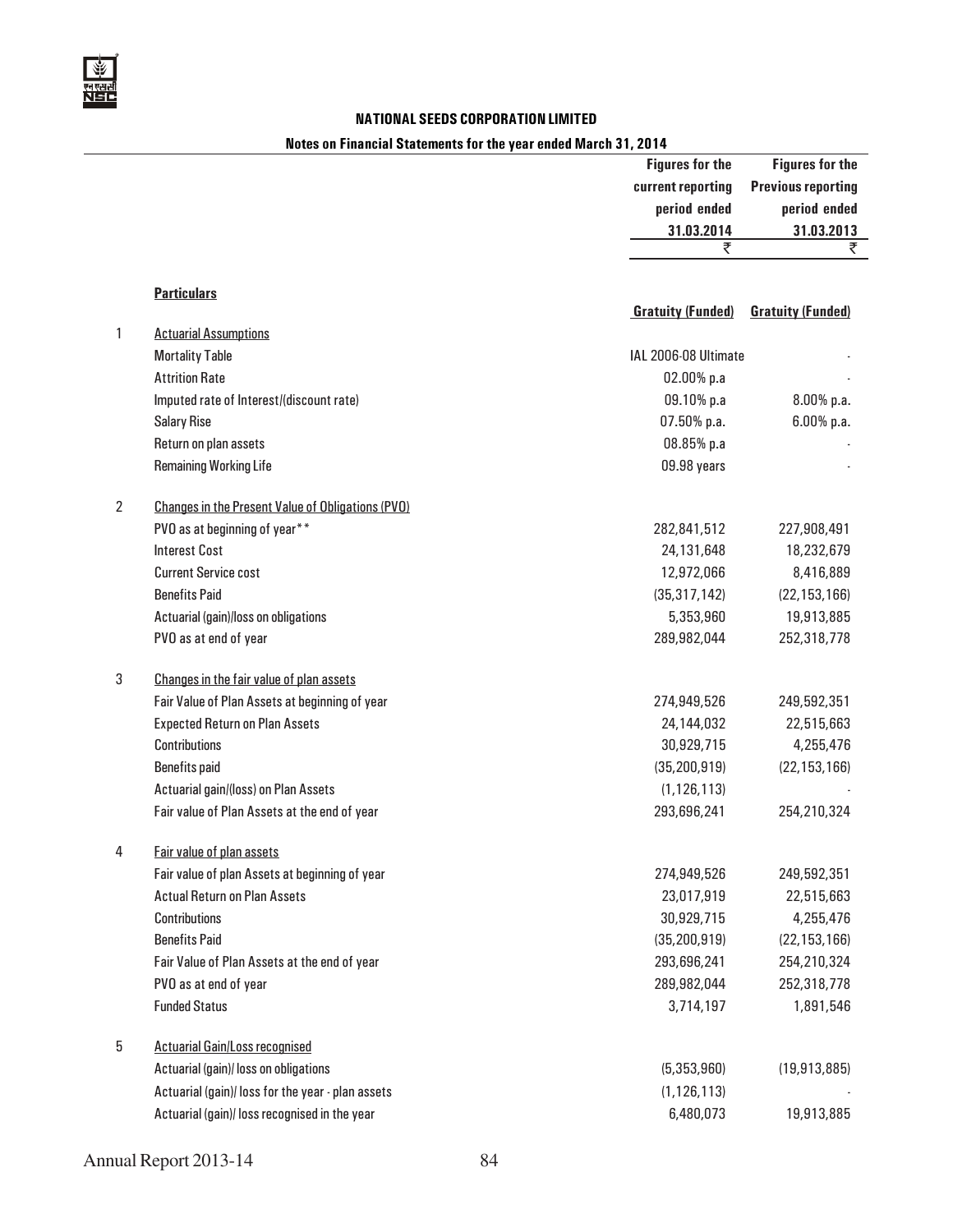**NATIONAL SEEDS CORPORATION LIMITED**

**Notes on Financial Statements for the year ended March 31, 2014**

| | | Figures for the current reporting period ended 31.03.2014 ₹ | Figures for the Previous reporting period ended 31.03.2013 ₹ |
|---|---|---|---|
| | **Particulars** | **Gratuity (Funded)** | **Gratuity (Funded)** |
| 1 | Actuarial Assumptions | | |
| | Mortality Table | IAL 2006-08 Ultimate | - |
| | Attrition Rate | 02.00% p.a | - |
| | Imputed rate of Interest/(discount rate) | 09.10% p.a | 8.00% p.a. |
| | Salary Rise | 07.50% p.a. | 6.00% p.a. |
| | Return on plan assets | 08.85% p.a | - |
| | Remaining Working Life | 09.98 years | - |
| 2 | Changes in the Present Value of Obligations (PVO) | | |
| | PVO as at beginning of year** | 282,841,512 | 227,908,491 |
| | Interest Cost | 24,131,648 | 18,232,679 |
| | Current Service cost | 12,972,066 | 8,416,889 |
| | Benefits Paid | (35,317,142) | (22,153,166) |
| | Actuarial (gain)/loss on obligations | 5,353,960 | 19,913,885 |
| | PVO as at end of year | 289,982,044 | 252,318,778 |
| 3 | Changes in the fair value of plan assets | | |
| | Fair Value of Plan Assets at beginning of year | 274,949,526 | 249,592,351 |
| | Expected Return on Plan Assets | 24,144,032 | 22,515,663 |
| | Contributions | 30,929,715 | 4,255,476 |
| | Benefits paid | (35,200,919) | (22,153,166) |
| | Actuarial gain/(loss) on Plan Assets | (1,126,113) | - |
| | Fair value of Plan Assets at the end of year | 293,696,241 | 254,210,324 |
| 4 | Fair value of plan assets | | |
| | Fair value of plan Assets at beginning of year | 274,949,526 | 249,592,351 |
| | Actual Return on Plan Assets | 23,017,919 | 22,515,663 |
| | Contributions | 30,929,715 | 4,255,476 |
| | Benefits Paid | (35,200,919) | (22,153,166) |
| | Fair Value of Plan Assets at the end of year | 293,696,241 | 254,210,324 |
| | PVO as at end of year | 289,982,044 | 252,318,778 |
| | Funded Status | 3,714,197 | 1,891,546 |
| 5 | Actuarial Gain/Loss recognised | | |
| | Actuarial (gain)/ loss on obligations | (5,353,960) | (19,913,885) |
| | Actuarial (gain)/ loss for the year - plan assets | (1,126,113) | - |
| | Actuarial (gain)/ loss recognised in the year | 6,480,073 | 19,913,885 |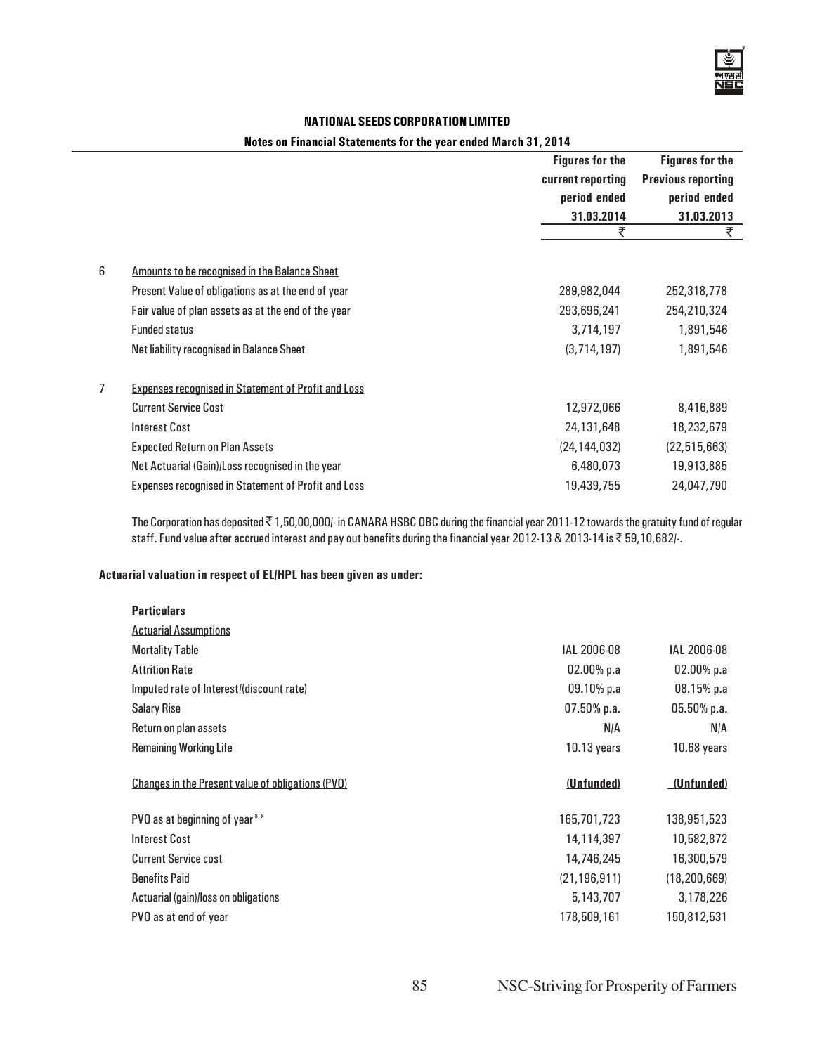## NATIONAL SEEDS CORPORATION LIMITED

### Notes on Financial Statements for the year ended March 31, 2014

| | | Figures for the current reporting period ended 31.03.2014 ₹ | Figures for the Previous reporting period ended 31.03.2013 ₹ |
|---|---|---|---|
| 6 | Amounts to be recognised in the Balance Sheet | | |
| | Present Value of obligations as at the end of year | 289,982,044 | 252,318,778 |
| | Fair value of plan assets as at the end of the year | 293,696,241 | 254,210,324 |
| | Funded status | 3,714,197 | 1,891,546 |
| | Net liability recognised in Balance Sheet | (3,714,197) | 1,891,546 |
| 7 | Expenses recognised in Statement of Profit and Loss | | |
| | Current Service Cost | 12,972,066 | 8,416,889 |
| | Interest Cost | 24,131,648 | 18,232,679 |
| | Expected Return on Plan Assets | (24,144,032) | (22,515,663) |
| | Net Actuarial (Gain)/Loss recognised in the year | 6,480,073 | 19,913,885 |
| | Expenses recognised in Statement of Profit and Loss | 19,439,755 | 24,047,790 |

The Corporation has deposited ₹ 1,50,00,000/- in CANARA HSBC OBC during the financial year 2011-12 towards the gratuity fund of regular staff. Fund value after accrued interest and pay out benefits during the financial year 2012-13 & 2013-14 is ₹ 59,10,682/-.

**Actuarial valuation in respect of EL/HPL has been given as under:**

| **Particulars** | | |
|---|---|---|
| Actuarial Assumptions | | |
| Mortality Table | IAL 2006-08 | IAL 2006-08 |
| Attrition Rate | 02.00% p.a | 02.00% p.a |
| Imputed rate of Interest/(discount rate) | 09.10% p.a | 08.15% p.a |
| Salary Rise | 07.50% p.a. | 05.50% p.a. |
| Return on plan assets | N/A | N/A |
| Remaining Working Life | 10.13 years | 10.68 years |
| Changes in the Present value of obligations (PVO) | (Unfunded) | (Unfunded) |
| PVO as at beginning of year** | 165,701,723 | 138,951,523 |
| Interest Cost | 14,114,397 | 10,582,872 |
| Current Service cost | 14,746,245 | 16,300,579 |
| Benefits Paid | (21,196,911) | (18,200,669) |
| Actuarial (gain)/loss on obligations | 5,143,707 | 3,178,226 |
| PVO as at end of year | 178,509,161 | 150,812,531 |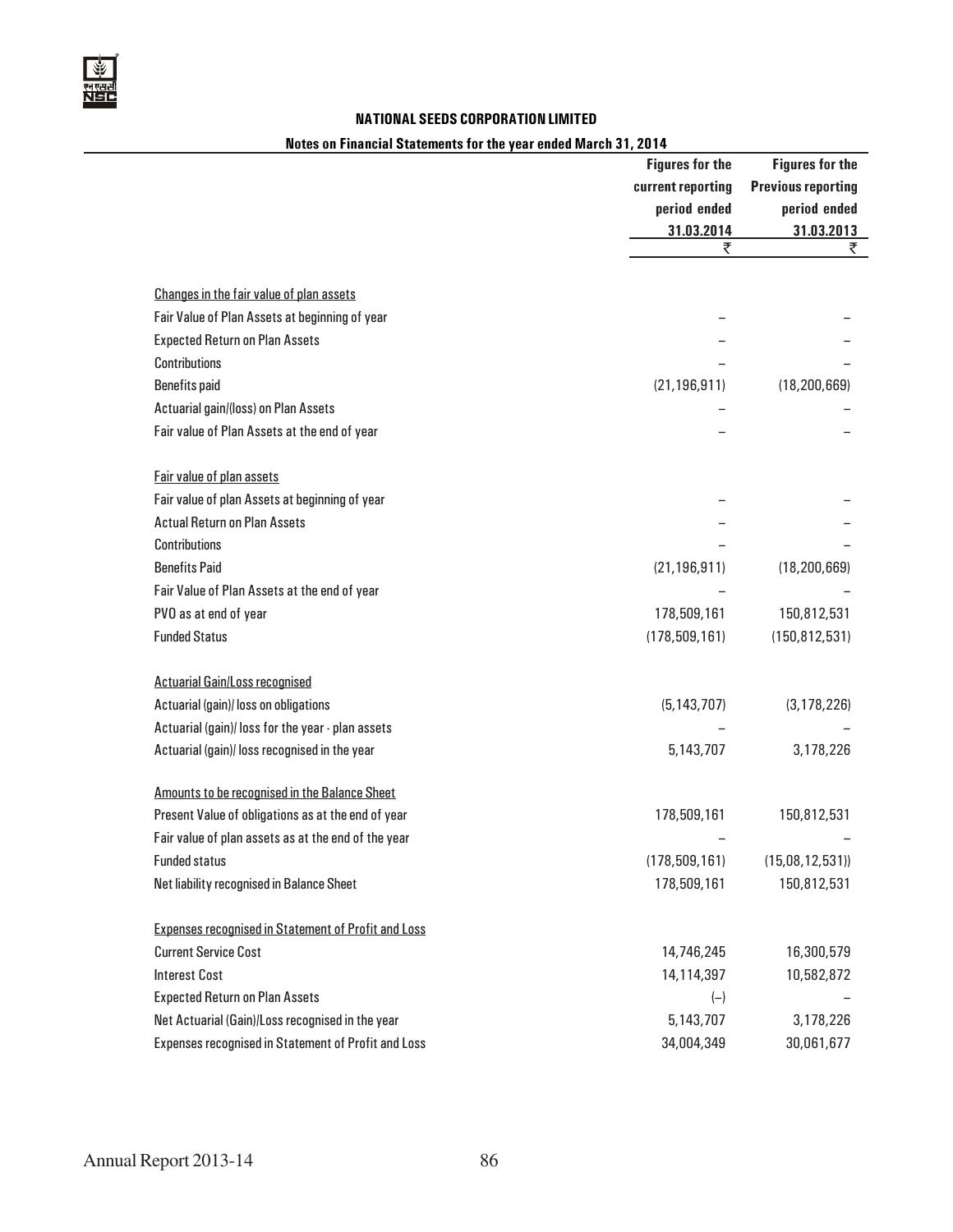**NATIONAL SEEDS CORPORATION LIMITED**

**Notes on Financial Statements for the year ended March 31, 2014**

| | Figures for the current reporting period ended 31.03.2014 ₹ | Figures for the Previous reporting period ended 31.03.2013 ₹ |
|---|---|---|
| Changes in the fair value of plan assets | | |
| Fair Value of Plan Assets at beginning of year | – | – |
| Expected Return on Plan Assets | – | – |
| Contributions | – | – |
| Benefits paid | (21,196,911) | (18,200,669) |
| Actuarial gain/(loss) on Plan Assets | – | – |
| Fair value of Plan Assets at the end of year | – | – |
| Fair value of plan assets | | |
| Fair value of plan Assets at beginning of year | – | – |
| Actual Return on Plan Assets | – | – |
| Contributions | – | – |
| Benefits Paid | (21,196,911) | (18,200,669) |
| Fair Value of Plan Assets at the end of year | – | – |
| PVO as at end of year | 178,509,161 | 150,812,531 |
| Funded Status | (178,509,161) | (150,812,531) |
| Actuarial Gain/Loss recognised | | |
| Actuarial (gain)/ loss on obligations | (5,143,707) | (3,178,226) |
| Actuarial (gain)/ loss for the year - plan assets | – | – |
| Actuarial (gain)/ loss recognised in the year | 5,143,707 | 3,178,226 |
| Amounts to be recognised in the Balance Sheet | | |
| Present Value of obligations as at the end of year | 178,509,161 | 150,812,531 |
| Fair value of plan assets as at the end of the year | – | – |
| Funded status | (178,509,161) | (15,08,12,531)) |
| Net liability recognised in Balance Sheet | 178,509,161 | 150,812,531 |
| Expenses recognised in Statement of Profit and Loss | | |
| Current Service Cost | 14,746,245 | 16,300,579 |
| Interest Cost | 14,114,397 | 10,582,872 |
| Expected Return on Plan Assets | (–) | – |
| Net Actuarial (Gain)/Loss recognised in the year | 5,143,707 | 3,178,226 |
| Expenses recognised in Statement of Profit and Loss | 34,004,349 | 30,061,677 |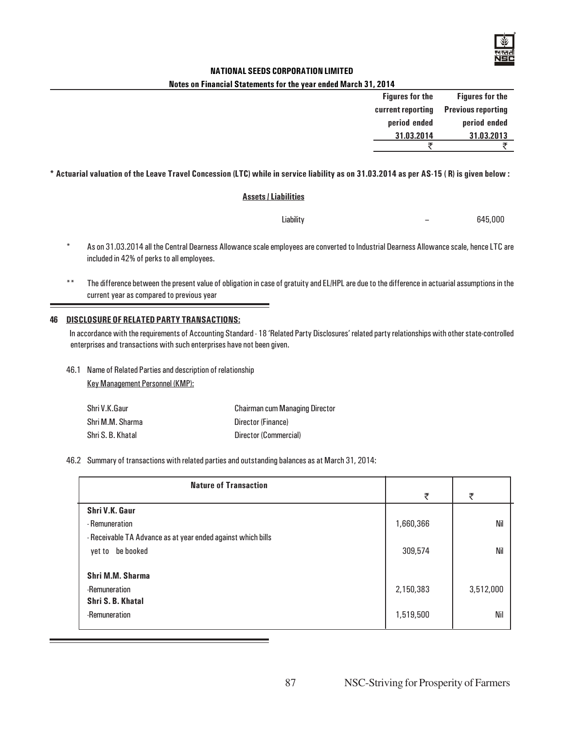**NATIONAL SEEDS CORPORATION LIMITED**

**Notes on Financial Statements for the year ended March 31, 2014**

| | Figures for the current reporting period ended 31.03.2014 | Figures for the Previous reporting period ended 31.03.2013 |
|---|---|---|
| | ₹ | ₹ |

**\* Actuarial valuation of the Leave Travel Concession (LTC) while in service liability as on 31.03.2014 as per AS-15 ( R) is given below :**

**Assets / Liabilities**

| | | |
|---|---|---|
| Liability | – | 645,000 |

\* As on 31.03.2014 all the Central Dearness Allowance scale employees are converted to Industrial Dearness Allowance scale, hence LTC are included in 42% of perks to all employees.

\*\* The difference between the present value of obligation in case of gratuity and EL/HPL are due to the difference in actuarial assumptions in the current year as compared to previous year

## 46 DISCLOSURE OF RELATED PARTY TRANSACTIONS:

In accordance with the requirements of Accounting Standard - 18 'Related Party Disclosures' related party relationships with other state-controlled enterprises and transactions with such enterprises have not been given.

46.1 Name of Related Parties and description of relationship

Key Management Personnel (KMP):

| | |
|---|---|
| Shri V.K.Gaur | Chairman cum Managing Director |
| Shri M.M. Sharma | Director (Finance) |
| Shri S. B. Khatal | Director (Commercial) |

46.2 Summary of transactions with related parties and outstanding balances as at March 31, 2014:

| Nature of Transaction | ₹ | ₹ |
|---|---|---|
| **Shri V.K. Gaur** | | |
| - Remuneration | 1,660,366 | Nil |
| - Receivable TA Advance as at year ended against which bills yet to be booked | 309,574 | Nil |
| **Shri M.M. Sharma** | | |
| -Remuneration | 2,150,383 | 3,512,000 |
| **Shri S. B. Khatal** | | |
| -Remuneration | 1,519,500 | Nil |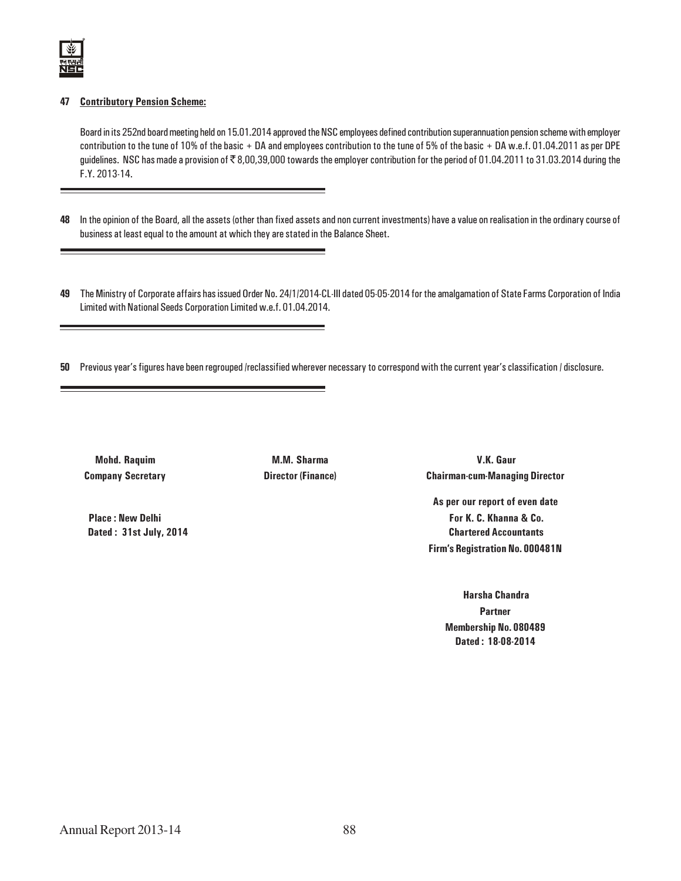**47 Contributory Pension Scheme:**

Board in its 252nd board meeting held on 15.01.2014 approved the NSC employees defined contribution superannuation pension scheme with employer contribution to the tune of 10% of the basic + DA and employees contribution to the tune of 5% of the basic + DA w.e.f. 01.04.2011 as per DPE guidelines. NSC has made a provision of ₹ 8,00,39,000 towards the employer contribution for the period of 01.04.2011 to 31.03.2014 during the F.Y. 2013-14.

**48** In the opinion of the Board, all the assets (other than fixed assets and non current investments) have a value on realisation in the ordinary course of business at least equal to the amount at which they are stated in the Balance Sheet.

**49** The Ministry of Corporate affairs has issued Order No. 24/1/2014-CL-III dated 05-05-2014 for the amalgamation of State Farms Corporation of India Limited with National Seeds Corporation Limited w.e.f. 01.04.2014.

**50** Previous year's figures have been regrouped /reclassified wherever necessary to correspond with the current year's classification / disclosure.

**Mohd. Raquim**
**Company Secretary**

**M.M. Sharma**
**Director (Finance)**

**V.K. Gaur**
**Chairman-cum-Managing Director**

**Place : New Delhi**
**Dated : 31st July, 2014**

**As per our report of even date**
**For K. C. Khanna & Co.**
**Chartered Accountants**
**Firm's Registration No. 000481N**

**Harsha Chandra**
**Partner**
**Membership No. 080489**
**Dated : 18-08-2014**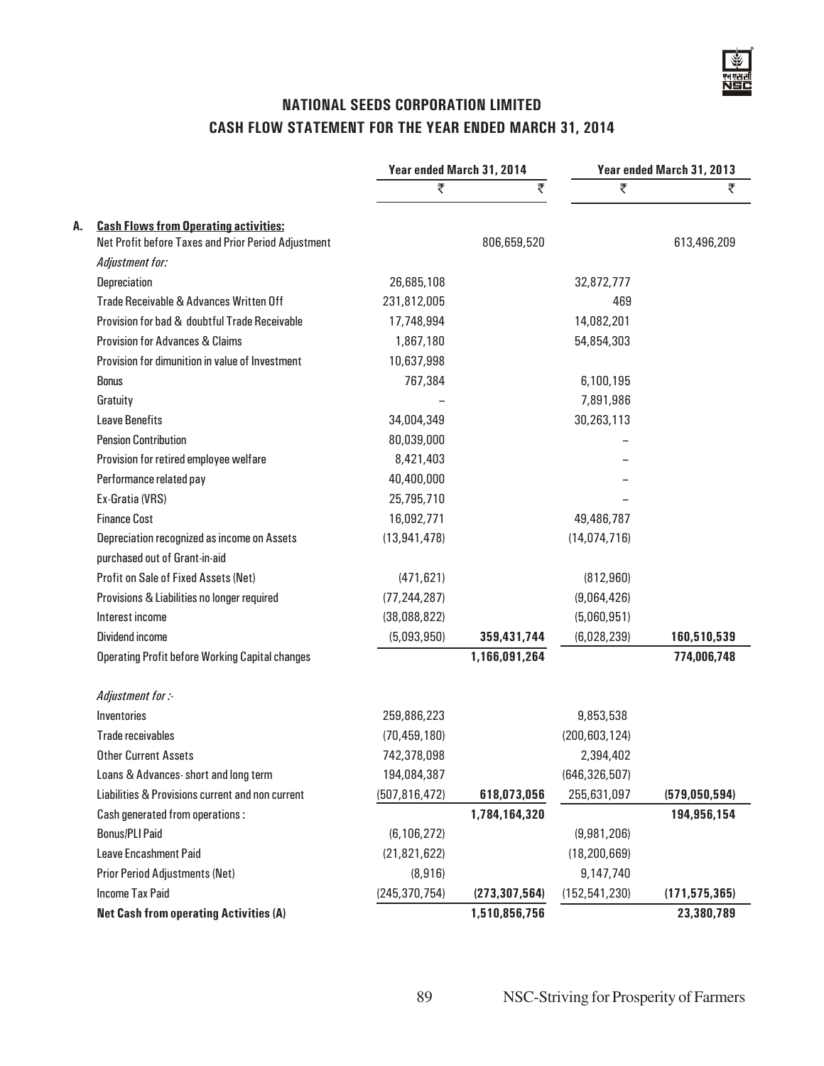# NATIONAL SEEDS CORPORATION LIMITED

## CASH FLOW STATEMENT FOR THE YEAR ENDED MARCH 31, 2014

| | | Year ended March 31, 2014 | | Year ended March 31, 2013 | |
|---|---|---|---|---|---|
| | | ₹ | ₹ | ₹ | ₹ |
| **A.** | **Cash Flows from Operating activities:** | | | | |
| | Net Profit before Taxes and Prior Period Adjustment | | 806,659,520 | | 613,496,209 |
| | *Adjustment for:* | | | | |
| | Depreciation | 26,685,108 | | 32,872,777 | |
| | Trade Receivable & Advances Written Off | 231,812,005 | | 469 | |
| | Provision for bad & doubtful Trade Receivable | 17,748,994 | | 14,082,201 | |
| | Provision for Advances & Claims | 1,867,180 | | 54,854,303 | |
| | Provision for dimunition in value of Investment | 10,637,998 | | | |
| | Bonus | 767,384 | | 6,100,195 | |
| | Gratuity | – | | 7,891,986 | |
| | Leave Benefits | 34,004,349 | | 30,263,113 | |
| | Pension Contribution | 80,039,000 | | – | |
| | Provision for retired employee welfare | 8,421,403 | | – | |
| | Performance related pay | 40,400,000 | | – | |
| | Ex-Gratia (VRS) | 25,795,710 | | – | |
| | Finance Cost | 16,092,771 | | 49,486,787 | |
| | Depreciation recognized as income on Assets purchased out of Grant-in-aid | (13,941,478) | | (14,074,716) | |
| | Profit on Sale of Fixed Assets (Net) | (471,621) | | (812,960) | |
| | Provisions & Liabilities no longer required | (77,244,287) | | (9,064,426) | |
| | Interest income | (38,088,822) | | (5,060,951) | |
| | Dividend income | (5,093,950) | **359,431,744** | (6,028,239) | **160,510,539** |
| | Operating Profit before Working Capital changes | | **1,166,091,264** | | **774,006,748** |
| | *Adjustment for :-* | | | | |
| | Inventories | 259,886,223 | | 9,853,538 | |
| | Trade receivables | (70,459,180) | | (200,603,124) | |
| | Other Current Assets | 742,378,098 | | 2,394,402 | |
| | Loans & Advances- short and long term | 194,084,387 | | (646,326,507) | |
| | Liabilities & Provisions current and non current | (507,816,472) | **618,073,056** | 255,631,097 | **(579,050,594)** |
| | Cash generated from operations : | | **1,784,164,320** | | **194,956,154** |
| | Bonus/PLI Paid | (6,106,272) | | (9,981,206) | |
| | Leave Encashment Paid | (21,821,622) | | (18,200,669) | |
| | Prior Period Adjustments (Net) | (8,916) | | 9,147,740 | |
| | Income Tax Paid | (245,370,754) | **(273,307,564)** | (152,541,230) | **(171,575,365)** |
| | **Net Cash from operating Activities (A)** | | **1,510,856,756** | | **23,380,789** |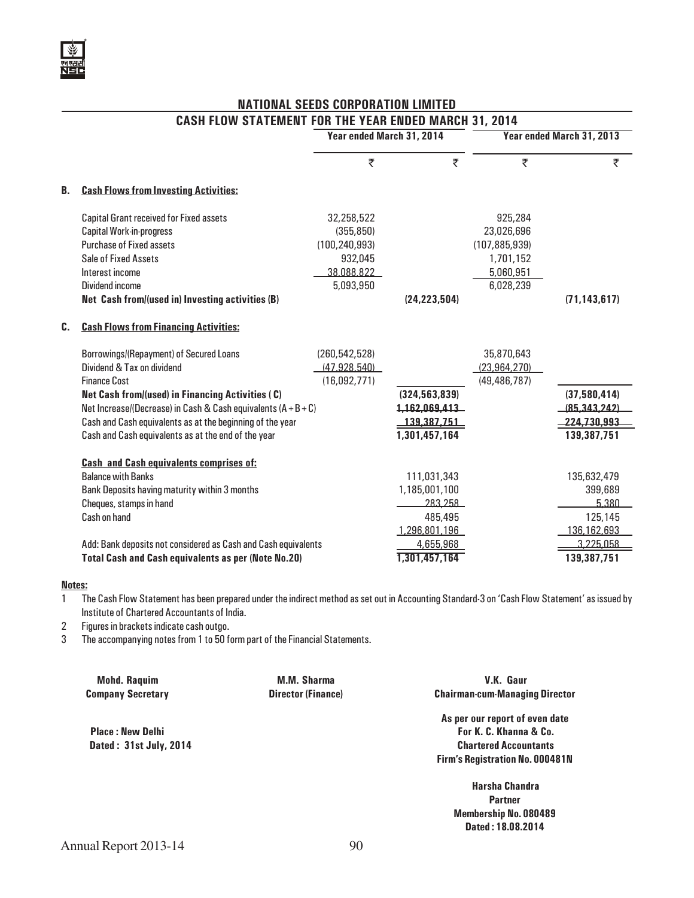# NATIONAL SEEDS CORPORATION LIMITED

## CASH FLOW STATEMENT FOR THE YEAR ENDED MARCH 31, 2014

| | | Year ended March 31, 2014 | | Year ended March 31, 2013 | |
|---|---|---|---|---|---|
| | | ₹ | ₹ | ₹ | ₹ |
| **B.** | **Cash Flows from Investing Activities:** | | | | |
| | Capital Grant received for Fixed assets | 32,258,522 | | 925,284 | |
| | Capital Work-in-progress | (355,850) | | 23,026,696 | |
| | Purchase of Fixed assets | (100,240,993) | | (107,885,939) | |
| | Sale of Fixed Assets | 932,045 | | 1,701,152 | |
| | Interest income | 38,088,822 | | 5,060,951 | |
| | Dividend income | 5,093,950 | | 6,028,239 | |
| | **Net Cash from/(used in) Investing activities (B)** | | **(24,223,504)** | | **(71,143,617)** |
| **C.** | **Cash Flows from Financing Activities:** | | | | |
| | Borrowings/(Repayment) of Secured Loans | (260,542,528) | | 35,870,643 | |
| | Dividend & Tax on dividend | (47,928,540) | | (23,964,270) | |
| | Finance Cost | (16,092,771) | | (49,486,787) | |
| | **Net Cash from/(used) in Financing Activities ( C)** | | **(324,563,839)** | | **(37,580,414)** |
| | Net Increase/(Decrease) in Cash & Cash equivalents (A+B+C) | | 1,162,069,413 | | (85,343,242) |
| | Cash and Cash equivalents as at the beginning of the year | | 139,387,751 | | 224,730,993 |
| | Cash and Cash equivalents as at the end of the year | | 1,301,457,164 | | 139,387,751 |
| | **Cash and Cash equivalents comprises of:** | | | | |
| | Balance with Banks | | 111,031,343 | | 135,632,479 |
| | Bank Deposits having maturity within 3 months | | 1,185,001,100 | | 399,689 |
| | Cheques, stamps in hand | | 283,258 | | 5,380 |
| | Cash on hand | | 485,495 | | 125,145 |
| | | | 1,296,801,196 | | 136,162,693 |
| | Add: Bank deposits not considered as Cash and Cash equivalents | | 4,655,968 | | 3,225,058 |
| | **Total Cash and Cash equivalents as per (Note No.20)** | | **1,301,457,164** | | **139,387,751** |

**Notes:**

1. The Cash Flow Statement has been prepared under the indirect method as set out in Accounting Standard-3 on 'Cash Flow Statement' as issued by Institute of Chartered Accountants of India.
2. Figures in brackets indicate cash outgo.
3. The accompanying notes from 1 to 50 form part of the Financial Statements.

**Mohd. Raquim**
**Company Secretary**

**M.M. Sharma**
**Director (Finance)**

**V.K. Gaur**
**Chairman-cum-Managing Director**

**Place : New Delhi**
**Dated : 31st July, 2014**

**As per our report of even date**
**For K. C. Khanna & Co.**
**Chartered Accountants**
**Firm's Registration No. 000481N**

**Harsha Chandra**
**Partner**
**Membership No. 080489**
**Dated : 18.08.2014**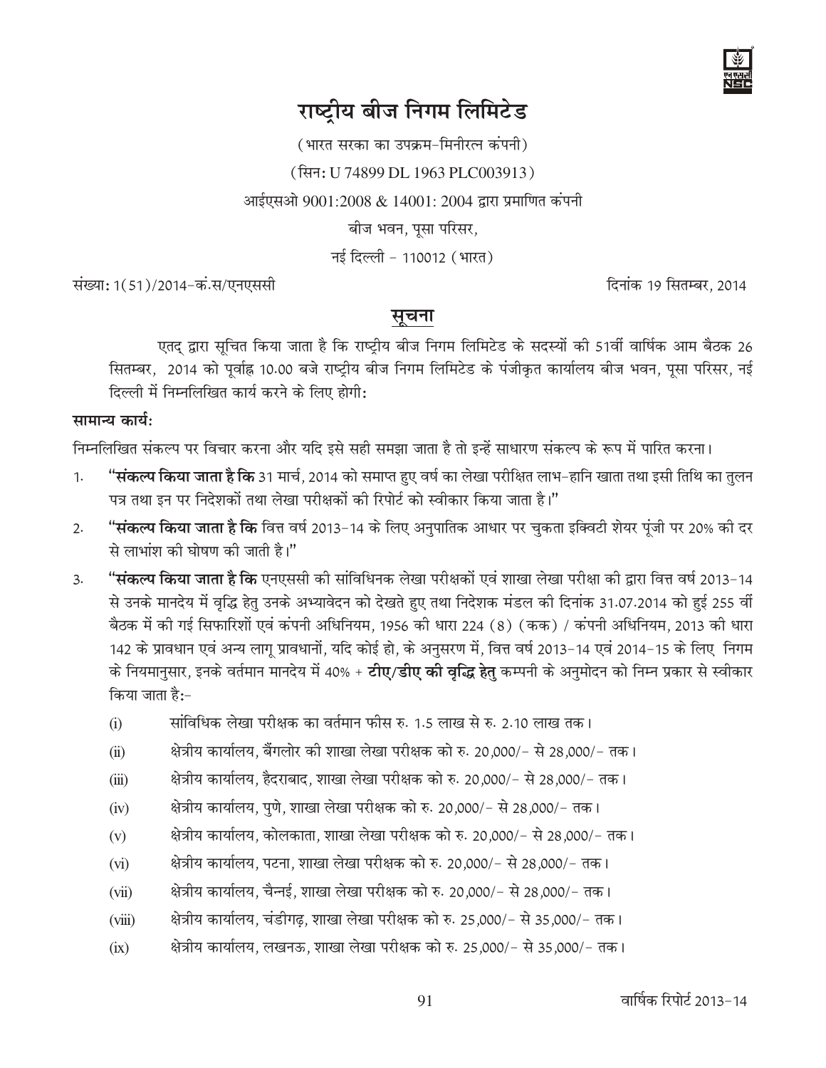# राष्ट्रीय बीज निगम लिमिटेड

(भारत सरका का उपक्रम-मिनीरत्न कंपनी)

(सिन: U 74899 DL 1963 PLC003913)

आईएसओ 9001:2008 & 14001: 2004 द्वारा प्रमाणित कंपनी

बीज भवन, पूसा परिसर,

नई दिल्ली - 110012 (भारत)

संख्या: 1(51)/2014-कं.स/एनएससी | दिनांक 19 सितम्बर, 2014

## सूचना

एतद् द्वारा सूचित किया जाता है कि राष्ट्रीय बीज निगम लिमिटेड के सदस्यों की 51वीं वार्षिक आम बैठक 26 सितम्बर, 2014 को पूर्वाह्न 10.00 बजे राष्ट्रीय बीज निगम लिमिटेड के पंजीकृत कार्यालय बीज भवन, पूसा परिसर, नई दिल्ली में निम्नलिखित कार्य करने के लिए होगी:

**सामान्य कार्य:**

निम्नलिखित संकल्प पर विचार करना और यदि इसे सही समझा जाता है तो इन्हें साधारण संकल्प के रूप में पारित करना।

1. **"संकल्प किया जाता है कि** 31 मार्च, 2014 को समाप्त हुए वर्ष का लेखा परीक्षित लाभ-हानि खाता तथा इसी तिथि का तुलन पत्र तथा इन पर निदेशकों तथा लेखा परीक्षकों की रिपोर्ट को स्वीकार किया जाता है।"

2. **"संकल्प किया जाता है कि** वित्त वर्ष 2013-14 के लिए अनुपातिक आधार पर चुकता इक्विटी शेयर पूंजी पर 20% की दर से लाभांश की घोषणा की जाती है।"

3. **"संकल्प किया जाता है कि** एनएससी की सांविधिनक लेखा परीक्षकों एवं शाखा लेखा परीक्षा की द्वारा वित्त वर्ष 2013-14 से उनके मानदेय में वृद्धि हेतु उनके अभ्यावेदन को देखते हुए तथा निदेशक मंडल की दिनांक 31.07.2014 को हुई 255 वीं बैठक में की गई सिफारिशों एवं कंपनी अधिनियम, 1956 की धारा 224 (8) (कक) / कंपनी अधिनियम, 2013 की धारा 142 के प्रावधान एवं अन्य लागू प्रावधानों, यदि कोई हो, के अनुसरण में, वित्त वर्ष 2013-14 एवं 2014-15 के लिए निगम के नियमानुसार, इनके वर्तमान मानदेय में 40% + **टीए/डीए की वृद्धि हेतु** कम्पनी के अनुमोदन को निम्न प्रकार से स्वीकार किया जाता है:-

   (i) सांविधिक लेखा परीक्षक का वर्तमान फीस रु. 1.5 लाख से रु. 2.10 लाख तक।

   (ii) क्षेत्रीय कार्यालय, बैंगलोर की शाखा लेखा परीक्षक को रु. 20,000/- से 28,000/- तक।

   (iii) क्षेत्रीय कार्यालय, हैदराबाद, शाखा लेखा परीक्षक को रु. 20,000/- से 28,000/- तक।

   (iv) क्षेत्रीय कार्यालय, पुणे, शाखा लेखा परीक्षक को रु. 20,000/- से 28,000/- तक।

   (v) क्षेत्रीय कार्यालय, कोलकाता, शाखा लेखा परीक्षक को रु. 20,000/- से 28,000/- तक।

   (vi) क्षेत्रीय कार्यालय, पटना, शाखा लेखा परीक्षक को रु. 20,000/- से 28,000/- तक।

   (vii) क्षेत्रीय कार्यालय, चैन्नई, शाखा लेखा परीक्षक को रु. 20,000/- से 28,000/- तक।

   (viii) क्षेत्रीय कार्यालय, चंडीगढ़, शाखा लेखा परीक्षक को रु. 25,000/- से 35,000/- तक।

   (ix) क्षेत्रीय कार्यालय, लखनऊ, शाखा लेखा परीक्षक को रु. 25,000/- से 35,000/- तक।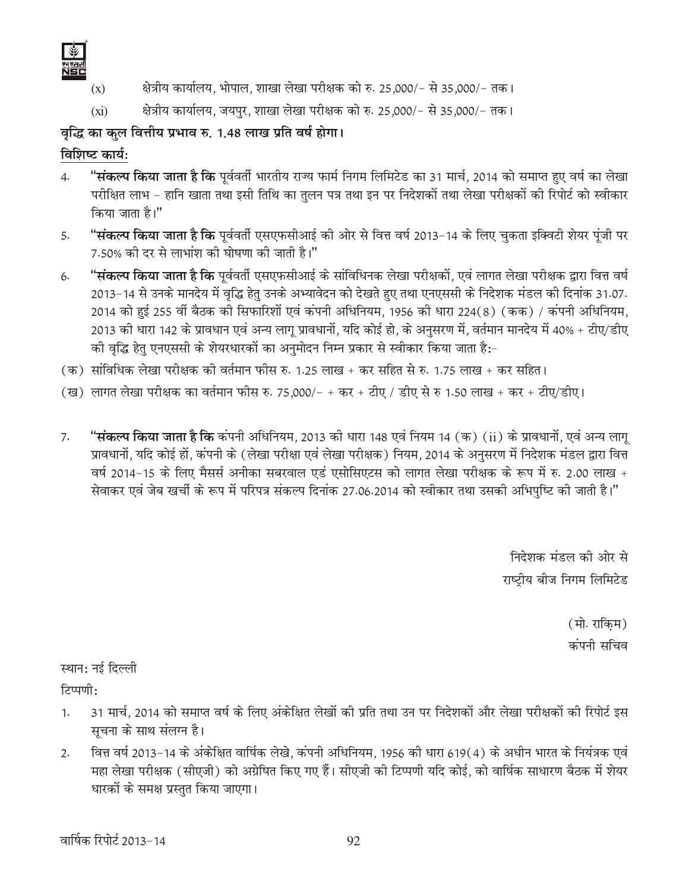(x) क्षेत्रीय कार्यालय, भोपाल, शाखा लेखा परीक्षक को रु. 25,000/- से 35,000/- तक।

(xi) क्षेत्रीय कार्यालय, जयपुर, शाखा लेखा परीक्षक को रु. 25,000/- से 35,000/- तक।

**वृद्धि का कुल वित्तीय प्रभाव रु. 1.48 लाख प्रति वर्ष होगा।**

**विशिष्ट कार्य:**

4. **"संकल्प किया जाता है कि** पूर्ववर्ती भारतीय राज्य फार्म निगम लिमिटेड का 31 मार्च, 2014 को समाप्त हुए वर्ष का लेखा परीक्षित लाभ - हानि खाता तथा इसी तिथि का तुलन पत्र तथा इन पर निदेशकों तथा लेखा परीक्षकों की रिपोर्ट को स्वीकार किया जाता है।"

5. **"संकल्प किया जाता है कि** पूर्ववर्ती एसएफसीआई की ओर से वित्त वर्ष 2013-14 के लिए चुकता इक्विटी शेयर पूंजी पर 7.50% की दर से लाभांश की घोषणा की जाती है।"

6. **"संकल्प किया जाता है कि** पूर्ववर्ती एसएफसीआई के सांविधिनक लेखा परीक्षकों, एवं लागत लेखा परीक्षक द्वारा वित्त वर्ष 2013-14 से उनके मानदेय में वृद्धि हेतु उनके अभ्यावेदन को देखते हुए तथा एनएससी के निदेशक मंडल की दिनांक 31.07. 2014 को हुई 255 वीं बैठक की सिफारिशों एवं कंपनी अधिनियम, 1956 की धारा 224(8) (कक) / कंपनी अधिनियम, 2013 की धारा 142 के प्रावधान एवं अन्य लागू प्रावधानों, यदि कोई हो, के अनुसरण में, वर्तमान मानदेय में 40% + टीए/डीए की वृद्धि हेतु एनएससी के शेयरधारकों का अनुमोदन निम्न प्रकार से स्वीकार किया जाता है:-

(क) सांविधिक लेखा परीक्षक की वर्तमान फीस रु. 1.25 लाख + कर सहित से रु. 1.75 लाख + कर सहित।

(ख) लागत लेखा परीक्षक का वर्तमान फीस रु. 75,000/- + कर + टीए / डीए से रु 1.50 लाख + कर + टीए/डीए।

7. **"संकल्प किया जाता है कि** कंपनी अधिनियम, 2013 की धारा 148 एवं नियम 14 (क) (ii) के प्रावधानों, एवं अन्य लागू प्रावधानों, यदि कोई हों, कंपनी के (लेखा परीक्षा एवं लेखा परीक्षक) नियम, 2014 के अनुसरण में निदेशक मंडल द्वारा वित्त वर्ष 2014-15 के लिए मैसर्स अनीका सबरवाल एडं एसोसिएटस को लागत लेखा परीक्षक के रूप में रु. 2.00 लाख + सेवाकर एवं जेब खर्ची के रूप में परिपत्र संकल्प दिनांक 27.06.2014 को स्वीकार तथा उसकी अभिपुष्टि की जाती है।"

निदेशक मंडल की ओर से
राष्ट्रीय बीज निगम लिमिटेड

(मो. राकिम)
कंपनी सचिव

स्थान: नई दिल्ली

टिप्पणी:

1. 31 मार्च, 2014 को समाप्त वर्ष के लिए अंकेक्षित लेखों की प्रति तथा उन पर निदेशकों और लेखा परीक्षकों की रिपोर्ट इस सूचना के साथ संलग्न है।
2. वित्त वर्ष 2013-14 के अंकेक्षित वार्षिक लेखे, कंपनी अधिनियम, 1956 की धारा 619(4) के अधीन भारत के नियंत्रक एवं महा लेखा परीक्षक (सीएजी) को अग्रेषित किए गए हैं। सीएजी की टिप्पणी यदि कोई, को वार्षिक साधारण बैठक में शेयर धारकों के समक्ष प्रस्तुत किया जाएगा।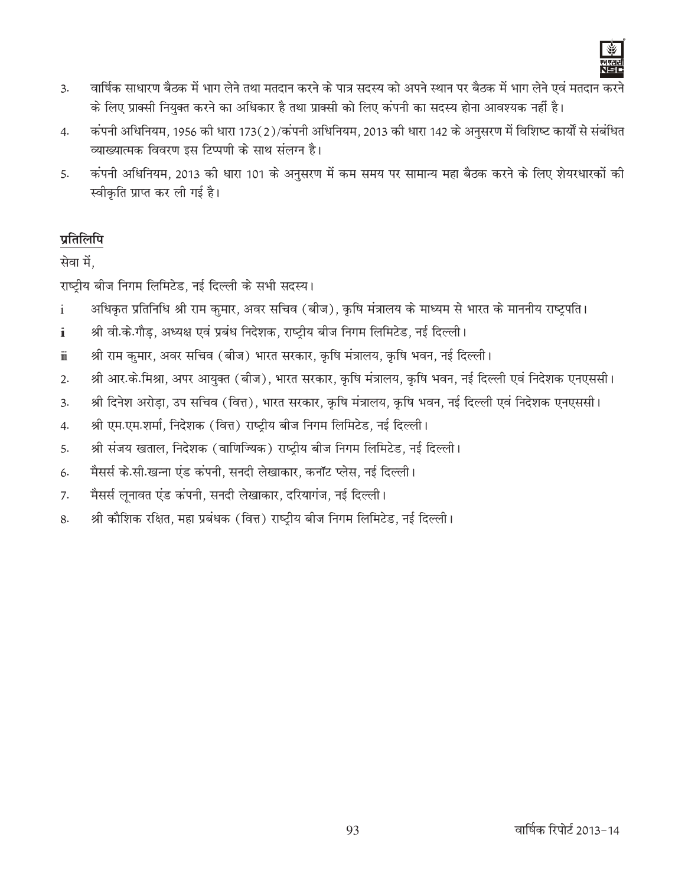3. वार्षिक साधारण बैठक में भाग लेने तथा मतदान करने के पात्र सदस्य को अपने स्थान पर बैठक में भाग लेने एवं मतदान करने के लिए प्राक्सी नियुक्त करने का अधिकार है तथा प्राक्सी को लिए कंपनी का सदस्य होना आवश्यक नहीं है।
4. कंपनी अधिनियम, 1956 की धारा 173(2)/कंपनी अधिनियम, 2013 की धारा 142 के अनुसरण में विशिष्ट कार्यों से संबंधित व्याख्यात्मक विवरण इस टिप्पणी के साथ संलग्न है।
5. कंपनी अधिनियम, 2013 की धारा 101 के अनुसरण में कम समय पर सामान्य महा बैठक करने के लिए शेयरधारकों की स्वीकृति प्राप्त कर ली गई है।

**प्रतिलिपि**

सेवा में,

राष्ट्रीय बीज निगम लिमिटेड, नई दिल्ली के सभी सदस्य।

i अधिकृत प्रतिनिधि श्री राम कुमार, अवर सचिव (बीज), कृषि मंत्रालय के माध्यम से भारत के माननीय राष्ट्रपति।

ii श्री वी.के.गौड़, अध्यक्ष एवं प्रबंध निदेशक, राष्ट्रीय बीज निगम लिमिटेड, नई दिल्ली।

iii श्री राम कुमार, अवर सचिव (बीज) भारत सरकार, कृषि मंत्रालय, कृषि भवन, नई दिल्ली।

2. श्री आर.के.मिश्रा, अपर आयुक्त (बीज), भारत सरकार, कृषि मंत्रालय, कृषि भवन, नई दिल्ली एवं निदेशक एनएससी।
3. श्री दिनेश अरोड़ा, उप सचिव (वित्त), भारत सरकार, कृषि मंत्रालय, कृषि भवन, नई दिल्ली एवं निदेशक एनएससी।
4. श्री एम.एम.शर्मा, निदेशक (वित्त) राष्ट्रीय बीज निगम लिमिटेड, नई दिल्ली।
5. श्री संजय खताल, निदेशक (वाणिज्यिक) राष्ट्रीय बीज निगम लिमिटेड, नई दिल्ली।
6. मैसर्स के.सी.खन्ना एंड कंपनी, सनदी लेखाकार, कनॉट प्लेस, नई दिल्ली।
7. मैसर्स लूनावत एंड कंपनी, सनदी लेखाकार, दरियागंज, नई दिल्ली।
8. श्री कौशिक रक्षित, महा प्रबंधक (वित्त) राष्ट्रीय बीज निगम लिमिटेड, नई दिल्ली।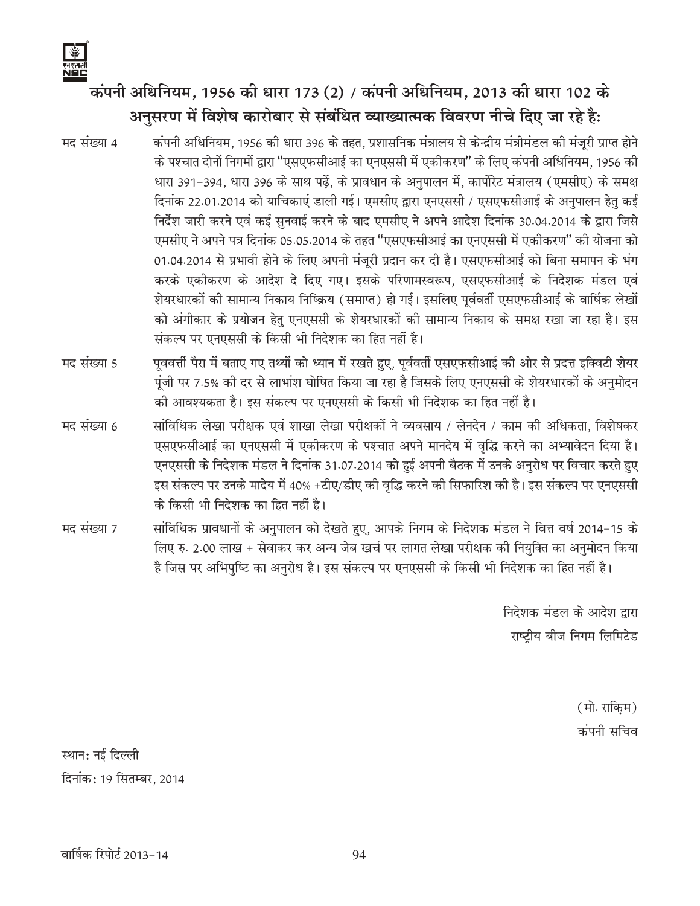## कंपनी अधिनियम, 1956 की धारा 173 (2) / कंपनी अधिनियम, 2013 की धारा 102 के अनुसरण में विशेष कारोबार से संबंधित व्याख्यात्मक विवरण नीचे दिए जा रहे हैः

**मद संख्या 4** कंपनी अधिनियम, 1956 की धारा 396 के तहत, प्रशासनिक मंत्रालय से केन्द्रीय मंत्रीमंडल की मंजूरी प्राप्त होने के पश्चात दोनों निगमों द्वारा "एसएफसीआई का एनएससी में एकीकरण" के लिए कंपनी अधिनियम, 1956 की धारा 391-394, धारा 396 के साथ पढ़ें, के प्रावधान के अनुपालन में, कार्पोरेट मंत्रालय (एमसीए) के समक्ष दिनांक 22.01.2014 को याचिकाएं डाली गई। एमसीए द्वारा एनएससी / एसएफसीआई के अनुपालन हेतु कई निर्देश जारी करने एवं कई सुनवाई करने के बाद एमसीए ने अपने आदेश दिनांक 30.04.2014 के द्वारा जिसे एमसीए ने अपने पत्र दिनांक 05.05.2014 के तहत "एसएफसीआई का एनएससी में एकीकरण" की योजना को 01.04.2014 से प्रभावी होने के लिए अपनी मंजूरी प्रदान कर दी है। एसएफसीआई को बिना समापन के भंग करके एकीकरण के आदेश दे दिए गए। इसके परिणामस्वरूप, एसएफसीआई के निदेशक मंडल एवं शेयरधारकों की सामान्य निकाय निष्क्रिय (समाप्त) हो गई। इसलिए पूर्ववर्ती एसएफसीआई के वार्षिक लेखों को अंगीकार के प्रयोजन हेतु एनएससी के शेयरधारकों की सामान्य निकाय के समक्ष रखा जा रहा है। इस संकल्प पर एनएससी के किसी भी निदेशक का हित नहीं है।

**मद संख्या 5** पूववर्त्ती पैरा में बताए गए तथ्यों को ध्यान में रखते हुए, पूर्ववर्ती एसएफसीआई की ओर से प्रदत्त इक्विटी शेयर पूंजी पर 7.5% की दर से लाभांश घोषित किया जा रहा है जिसके लिए एनएससी के शेयरधारकों के अनुमोदन की आवश्यकता है। इस संकल्प पर एनएससी के किसी भी निदेशक का हित नहीं है।

**मद संख्या 6** सांविधिक लेखा परीक्षक एवं शाखा लेखा परीक्षकों ने व्यवसाय / लेनदेन / काम की अधिकता, विशेषकर एसएफसीआई का एनएससी में एकीकरण के पश्चात अपने मानदेय में वृद्धि करने का अभ्यावेदन दिया है। एनएससी के निदेशक मंडल ने दिनांक 31.07.2014 को हुई अपनी बैठक में उनके अनुरोध पर विचार करते हुए इस संकल्प पर उनके मादेय में 40% +टीए/डीए की वृद्धि करने की सिफारिश की है। इस संकल्प पर एनएससी के किसी भी निदेशक का हित नहीं है।

**मद संख्या 7** सांविधिक प्रावधानों के अनुपालन को देखते हुए, आपके निगम के निदेशक मंडल ने वित्त वर्ष 2014-15 के लिए रु. 2.00 लाख + सेवाकर कर अन्य जेब खर्च पर लागत लेखा परीक्षक की नियुक्ति का अनुमोदन किया है जिस पर अभिपुष्टि का अनुरोध है। इस संकल्प पर एनएससी के किसी भी निदेशक का हित नहीं है।

निदेशक मंडल के आदेश द्वारा
राष्ट्रीय बीज निगम लिमिटेड

(मो. राकि़म)
कंपनी सचिव

स्थानः नई दिल्ली
दिनांकः 19 सितम्बर, 2014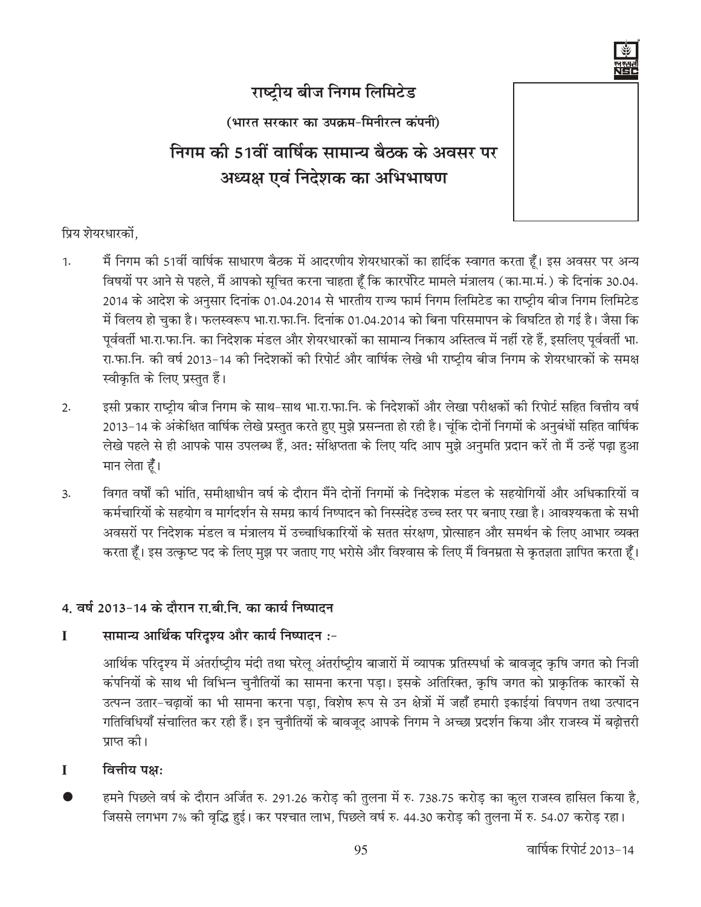# राष्ट्रीय बीज निगम लिमिटेड

**(भारत सरकार का उपक्रम-मिनीरत्न कंपनी)**

## निगम की 51वीं वार्षिक सामान्य बैठक के अवसर पर अध्यक्ष एवं निदेशक का अभिभाषण

प्रिय शेयरधारकों,

1. मैं निगम की 51वीं वार्षिक साधारण बैठक में आदरणीय शेयरधारकों का हार्दिक स्वागत करता हूँ। इस अवसर पर अन्य विषयों पर आने से पहले, मैं आपको सूचित करना चाहता हूँ कि कारपॅरिट मामले मंत्रालय (का.मा.मं.) के दिनांक 30.04.2014 के आदेश के अनुसार दिनांक 01.04.2014 से भारतीय राज्य फार्म निगम लिमिटेड का राष्ट्रीय बीज निगम लिमिटेड में विलय हो चुका है। फलस्वरूप भा.रा.फा.नि. दिनांक 01.04.2014 को बिना परिसमापन के विघटित हो गई है। जैसा कि पूर्ववर्ती भा.रा.फा.नि. का निदेशक मंडल और शेयरधारकों का सामान्य निकाय अस्तित्व में नहीं रहे हैं, इसलिए पूर्ववर्ती भा.रा.फा.नि. की वर्ष 2013-14 की निदेशकों की रिपोर्ट और वार्षिक लेखे भी राष्ट्रीय बीज निगम के शेयरधारकों के समक्ष स्वीकृति के लिए प्रस्तुत हैं।

2. इसी प्रकार राष्ट्रीय बीज निगम के साथ-साथ भा.रा.फा.नि. के निदेशकों और लेखा परीक्षकों की रिपोर्ट सहित वित्तीय वर्ष 2013-14 के अंकेक्षित वार्षिक लेखे प्रस्तुत करते हुए मुझे प्रसन्नता हो रही है। चूंकि दोनों निगमों के अनुबंधों सहित वार्षिक लेखे पहले से ही आपके पास उपलब्ध हैं, अतः संक्षिप्तता के लिए यदि आप मुझे अनुमति प्रदान करें तो मैं उन्हें पढ़ा हुआ मान लेता हूँ।

3. विगत वर्षों की भांति, समीक्षाधीन वर्ष के दौरान मैंने दोनों निगमों के निदेशक मंडल के सहयोगियों और अधिकारियों व कर्मचारियों के सहयोग व मार्गदर्शन से समग्र कार्य निष्पादन को निस्संदेह उच्च स्तर पर बनाए रखा है। आवश्यकता के सभी अवसरों पर निदेशक मंडल व मंत्रालय में उच्चाधिकारियों के सतत संरक्षण, प्रोत्साहन और समर्थन के लिए आभार व्यक्त करता हूँ। इस उत्कृष्ट पद के लिए मुझ पर जताए गए भरोसे और विश्वास के लिए मैं विनम्रता से कृतज्ञता ज्ञापित करता हूँ।

### 4. वर्ष 2013-14 के दौरान रा.बी.नि. का कार्य निष्पादन

**I सामान्य आर्थिक परिदृश्य और कार्य निष्पादन :-**

आर्थिक परिदृश्य में अंतर्राष्ट्रीय मंदी तथा घरेलू अंतर्राष्ट्रीय बाजारों में व्यापक प्रतिस्पर्धा के बावजूद कृषि जगत को निजी कंपनियों के साथ भी विभिन्न चुनौतियों का सामना करना पड़ा। इसके अतिरिक्त, कृषि जगत को प्राकृतिक कारकों से उत्पन्न उतार-चढ़ावों का भी सामना करना पड़ा, विशेष रूप से उन क्षेत्रों में जहाँ हमारी इकाईयां विपणन तथा उत्पादन गतिविधियाँ संचालित कर रही हैं। इन चुनौतियों के बावजूद आपके निगम ने अच्छा प्रदर्शन किया और राजस्व में बढ़ोत्तरी प्राप्त की।

**I वित्तीय पक्षः**

- हमने पिछले वर्ष के दौरान अर्जित रु. 291.26 करोड़ की तुलना में रु. 738.75 करोड़ का कुल राजस्व हासिल किया है, जिससे लगभग 7% की वृद्धि हुई। कर पश्चात लाभ, पिछले वर्ष रु. 44.30 करोड़ की तुलना में रु. 54.07 करोड़ रहा।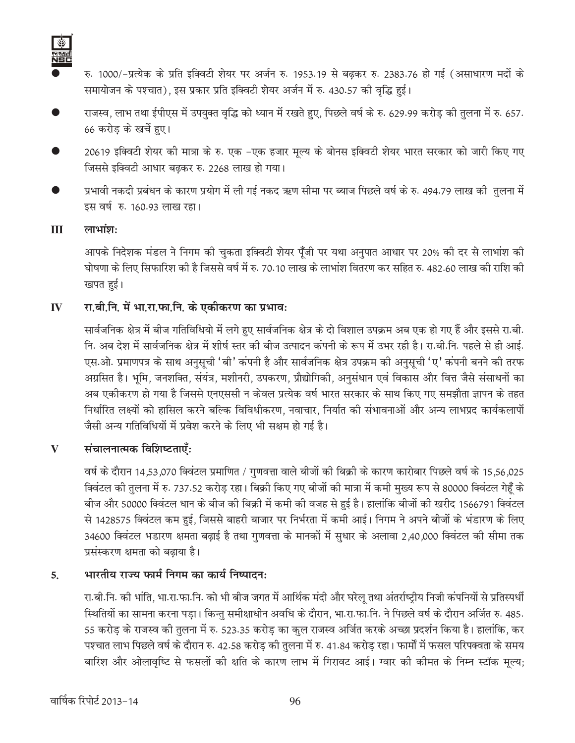- रु. 1000/-प्रत्येक के प्रति इक्विटी शेयर पर अर्जन रु. 1953.19 से बढ़कर रु. 2383.76 हो गई (असाधारण मदों के समायोजन के पश्चात), इस प्रकार प्रति इक्विटी शेयर अर्जन में रु. 430.57 की वृद्धि हुई।
- राजस्व, लाभ तथा ईपीएस में उपयुक्त वृद्धि को ध्यान में रखते हुए, पिछले वर्ष के रु. 629.99 करोड़ की तुलना में रु. 657.66 करोड़ के खर्चे हुए।
- 20619 इक्विटी शेयर की मात्रा के रु. एक -एक हजार मूल्य के बोनस इक्विटी शेयर भारत सरकार को जारी किए गए जिससे इक्विटी आधार बढ़कर रु. 2268 लाख हो गया।
- प्रभावी नकदी प्रबंधन के कारण प्रयोग में ली गई नकद ऋण सीमा पर ब्याज पिछले वर्ष के रु. 494.79 लाख की तुलना में इस वर्ष रु. 160.93 लाख रहा।

## III लाभांश:

आपके निदेशक मंडल ने निगम की चुकता इक्विटी शेयर पूँजी पर यथा अनुपात आधार पर 20% की दर से लाभांश की घोषणा के लिए सिफारिश की है जिससे वर्ष में रु. 70.10 लाख के लाभांश वितरण कर सहित रु. 482.60 लाख की राशि की खपत हुई।

## IV रा.बी.नि. में भा.रा.फा.नि. के एकीकरण का प्रभाव:

सार्वजनिक क्षेत्र में बीज गतिविधियो में लगे हुए सार्वजनिक क्षेत्र के दो विशाल उपक्रम अब एक हो गए हैं और इससे रा.बी.नि. अब देश में सार्वजनिक क्षेत्र में शीर्ष स्तर की बीज उत्पादन कंपनी के रूप में उभर रही है। रा.बी.नि. पहले से ही आई.एस.ओ. प्रमाणपत्र के साथ अनुसूची 'बी' कंपनी है और सार्वजनिक क्षेत्र उपक्रम की अनुसूची 'ए' कंपनी बनने की तरफ अग्रसित है। भूमि, जनशक्ति, संयंत्र, मशीनरी, उपकरण, प्रौद्योगिकी, अनुसंधान एवं विकास और वित्त जैसे संसाधनों का अब एकीकरण हो गया है जिससे एनएससी न केवल प्रत्येक वर्ष भारत सरकार के साथ किए गए समझौता ज्ञापन के तहत निर्धारित लक्ष्यों को हासिल करने बल्कि विविधीकरण, नवाचार, निर्यात की संभावनाओं और अन्य लाभप्रद कार्यकलापों जैसी अन्य गतिविधियों में प्रवेश करने के लिए भी सक्षम हो गई है।

## V संचालनात्मक विशिष्टताएँ:

वर्ष के दौरान 14,53,070 क्विंटल प्रमाणित / गुणवत्ता वाले बीजों की बिक्री के कारण कारोबार पिछले वर्ष के 15,56,025 क्विंटल की तुलना में रु. 737.52 करोड़ रहा। बिक्री किए गए बीजों की मात्रा में कमी मुख्य रूप से 80000 क्विंटल गेहूँ के बीज और 50000 क्विंटल धान के बीज की बिक्री में कमी की वजह से हुई है। हालांकि बीजों की खरीद 1566791 क्विंटल से 1428575 क्विंटल कम हुई, जिससे बाहरी बाजार पर निर्भरता में कमी आई। निगम ने अपने बीजों के भंडारण के लिए 34600 क्विंटल भडारण क्षमता बढ़ाई है तथा गुणवत्ता के मानकों में सुधार के अलावा 2,40,000 क्विंटल की सीमा तक प्रसंस्करण क्षमता को बढ़ाया है।

## 5. भारतीय राज्य फार्म निगम का कार्य निष्पादन:

रा.बी.नि. की भांति, भा.रा.फा.नि. को भी बीज जगत में आर्थिक मंदी और घरेलू तथा अंतर्राष्ट्रीय निजी कंपनियों से प्रतिस्पर्धी स्थितियों का सामना करना पड़ा। किन्तु समीक्षाधीन अवधि के दौरान, भा.रा.फा.नि. ने पिछले वर्ष के दौरान अर्जित रु. 485.55 करोड़ के राजस्व की तुलना में रु. 523.35 करोड़ का कुल राजस्व अर्जित करके अच्छा प्रदर्शन किया है। हालांकि, कर पश्चात लाभ पिछले वर्ष के दौरान रु. 42.58 करोड़ की तुलना में रु. 41.84 करोड़ रहा। फार्मों में फसल परिपक्वता के समय बारिश और ओलावृष्टि से फसलों की क्षति के कारण लाभ में गिरावट आई। ग्वार की कीमत के निम्न स्टॉक मूल्य;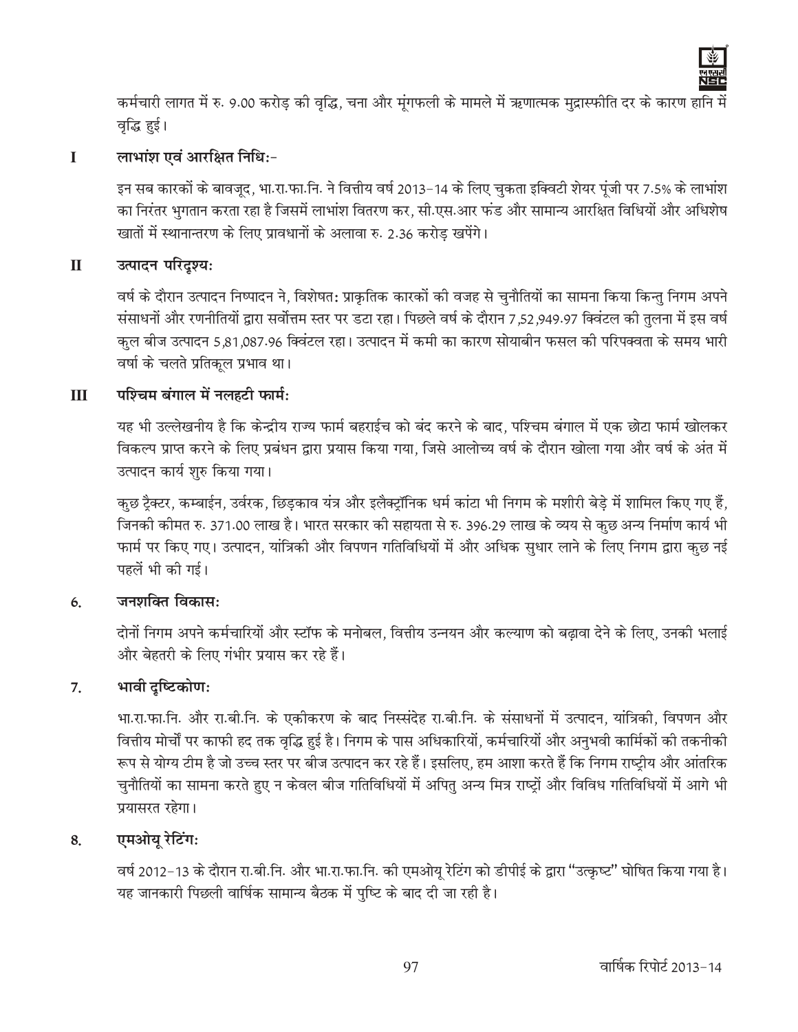कर्मचारी लागत में रु. 9.00 करोड़ की वृद्धि, चना और मूंगफली के मामले में ऋणात्मक मुद्रास्फीति दर के कारण हानि में वृद्धि हुई।

## I लाभांश एवं आरक्षित निधि:-

इन सब कारकों के बावजूद, भा.रा.फा.नि. ने वित्तीय वर्ष 2013-14 के लिए चुकता इक्विटी शेयर पूंजी पर 7.5% के लाभांश का निरंतर भुगतान करता रहा है जिसमें लाभांश वितरण कर, सी.एस.आर फंड और सामान्य आरक्षित विधियों और अधिशेष खातों में स्थानान्तरण के लिए प्रावधानों के अलावा रु. 2.36 करोड़ खपेंगे।

## II उत्पादन परिदृश्य:

वर्ष के दौरान उत्पादन निष्पादन ने, विशेषत: प्राकृतिक कारकों की वजह से चुनौतियों का सामना किया किन्तु निगम अपने संसाधनों और रणनीतियों द्वारा सर्वोत्तम स्तर पर डटा रहा। पिछले वर्ष के दौरान 7,52,949.97 क्विंटल की तुलना में इस वर्ष कुल बीज उत्पादन 5,81,087.96 क्विंटल रहा। उत्पादन में कमी का कारण सोयाबीन फसल की परिपक्वता के समय भारी वर्षा के चलते प्रतिकूल प्रभाव था।

## III पश्चिम बंगाल में नलहटी फार्म:

यह भी उल्लेखनीय है कि केन्द्रीय राज्य फार्म बहराईच को बंद करने के बाद, पश्चिम बंगाल में एक छोटा फार्म खोलकर विकल्प प्राप्त करने के लिए प्रबंधन द्वारा प्रयास किया गया, जिसे आलोच्य वर्ष के दौरान खोला गया और वर्ष के अंत में उत्पादन कार्य शुरु किया गया।

कुछ ट्रैक्टर, कम्बाईन, उर्वरक, छिड़काव यंत्र और इलैक्ट्रॉनिक धर्म कांटा भी निगम के मशीरी बेड़े में शामिल किए गए हैं, जिनकी कीमत रु. 371.00 लाख है। भारत सरकार की सहायता से रु. 396.29 लाख के व्यय से कुछ अन्य निर्माण कार्य भी फार्म पर किए गए। उत्पादन, यांत्रिकी और विपणन गतिविधियों में और अधिक सुधार लाने के लिए निगम द्वारा कुछ नई पहलें भी की गई।

## 6. जनशक्ति विकास:

दोनों निगम अपने कर्मचारियों और स्टॉफ के मनोबल, वित्तीय उन्नयन और कल्याण को बढ़ावा देने के लिए, उनकी भलाई और बेहतरी के लिए गंभीर प्रयास कर रहे हैं।

## 7. भावी दृष्टिकोण:

भा.रा.फा.नि. और रा.बी.नि. के एकीकरण के बाद निस्संदेह रा.बी.नि. के संसाधनों में उत्पादन, यांत्रिकी, विपणन और वित्तीय मोर्चों पर काफी हद तक वृद्धि हुई है। निगम के पास अधिकारियों, कर्मचारियों और अनुभवी कार्मिकों की तकनीकी रूप से योग्य टीम है जो उच्च स्तर पर बीज उत्पादन कर रहे हैं। इसलिए, हम आशा करते हैं कि निगम राष्ट्रीय और आंतरिक चुनौतियों का सामना करते हुए न केवल बीज गतिविधियों में अपितु अन्य मित्र राष्ट्रों और विविध गतिविधियों में आगे भी प्रयासरत रहेगा।

## 8. एमओयू रेटिंग:

वर्ष 2012-13 के दौरान रा.बी.नि. और भा.रा.फा.नि. की एमओयू रेटिंग को डीपीई के द्वारा "उत्कृष्ट" घोषित किया गया है। यह जानकारी पिछली वार्षिक सामान्य बैठक में पुष्टि के बाद दी जा रही है।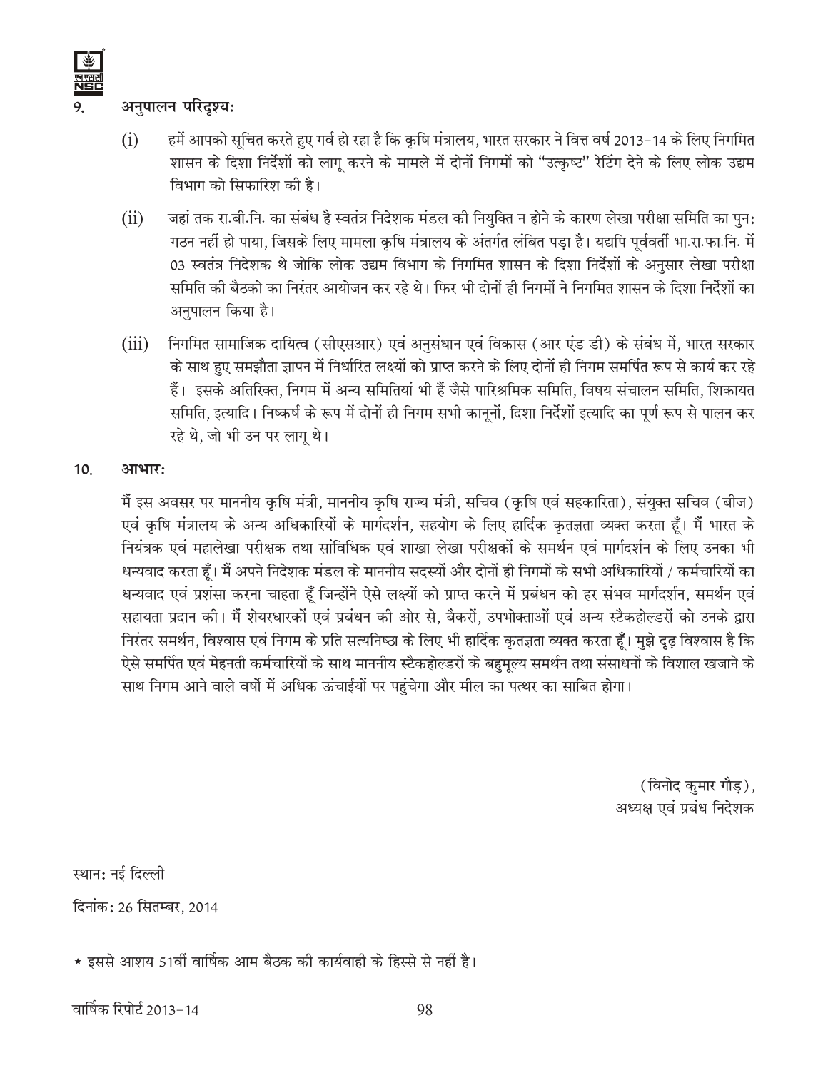## 9. अनुपालन परिदृश्यः

(i) हमें आपको सूचित करते हुए गर्व हो रहा है कि कृषि मंत्रालय, भारत सरकार ने वित्त वर्ष 2013-14 के लिए निगमित शासन के दिशा निर्देशों को लागू करने के मामले में दोनों निगमों को "उत्कृष्ट" रेटिंग देने के लिए लोक उद्यम विभाग को सिफारिश की है।

(ii) जहां तक रा.बी.नि. का संबंध है स्वतंत्र निदेशक मंडल की नियुक्ति न होने के कारण लेखा परीक्षा समिति का पुनः गठन नहीं हो पाया, जिसके लिए मामला कृषि मंत्रालय के अंतर्गत लंबित पड़ा है। यद्यपि पूर्ववर्ती भा.रा.फा.नि. में 03 स्वतंत्र निदेशक थे जोकि लोक उद्यम विभाग के निगमित शासन के दिशा निर्देशों के अनुसार लेखा परीक्षा समिति की बैठको का निरंतर आयोजन कर रहे थे। फिर भी दोनों ही निगमों ने निगमित शासन के दिशा निर्देशों का अनुपालन किया है।

(iii) निगमित सामाजिक दायित्व (सीएसआर) एवं अनुसंधान एवं विकास (आर एंड डी) के संबंध में, भारत सरकार के साथ हुए समझौता ज्ञापन में निर्धारित लक्ष्यों को प्राप्त करने के लिए दोनों ही निगम समर्पित रूप से कार्य कर रहे हैं। इसके अतिरिक्त, निगम में अन्य समितियां भी हैं जैसे पारिश्रमिक समिति, विषय संचालन समिति, शिकायत समिति, इत्यादि। निष्कर्ष के रूप में दोनों ही निगम सभी कानूनों, दिशा निर्देशों इत्यादि का पूर्ण रूप से पालन कर रहे थे, जो भी उन पर लागू थे।

## 10. आभारः

मैं इस अवसर पर माननीय कृषि मंत्री, माननीय कृषि राज्य मंत्री, सचिव (कृषि एवं सहकारिता), संयुक्त सचिव (बीज) एवं कृषि मंत्रालय के अन्य अधिकारियों के मार्गदर्शन, सहयोग के लिए हार्दिक कृतज्ञता व्यक्त करता हूँ। मैं भारत के नियंत्रक एवं महालेखा परीक्षक तथा सांविधिक एवं शाखा लेखा परीक्षकों के समर्थन एवं मार्गदर्शन के लिए उनका भी धन्यवाद करता हूँ। मैं अपने निदेशक मंडल के माननीय सदस्यों और दोनों ही निगमों के सभी अधिकारियों / कर्मचारियों का धन्यवाद एवं प्रशंसा करना चाहता हूँ जिन्होंने ऐसे लक्ष्यों को प्राप्त करने में प्रबंधन को हर संभव मार्गदर्शन, समर्थन एवं सहायता प्रदान की। मैं शेयरधारकों एवं प्रबंधन की ओर से, बैकरों, उपभोक्ताओं एवं अन्य स्टैकहोल्डरों को उनके द्वारा निरंतर समर्थन, विश्वास एवं निगम के प्रति सत्यनिष्ठा के लिए भी हार्दिक कृतज्ञता व्यक्त करता हूँ। मुझे दृढ़ विश्वास है कि ऐसे समर्पित एवं मेहनती कर्मचारियों के साथ माननीय स्टैकहोल्डरों के बहुमूल्य समर्थन तथा संसाधनों के विशाल खजाने के साथ निगम आने वाले वर्षों में अधिक ऊंचाईयों पर पहुंचेगा और मील का पत्थर का साबित होगा।

(विनोद कुमार गौड़),
अध्यक्ष एवं प्रबंध निदेशक

स्थानः नई दिल्ली

दिनांकः 26 सितम्बर, 2014

* इससे आशय 51वीं वार्षिक आम बैठक की कार्यवाही के हिस्से से नहीं है।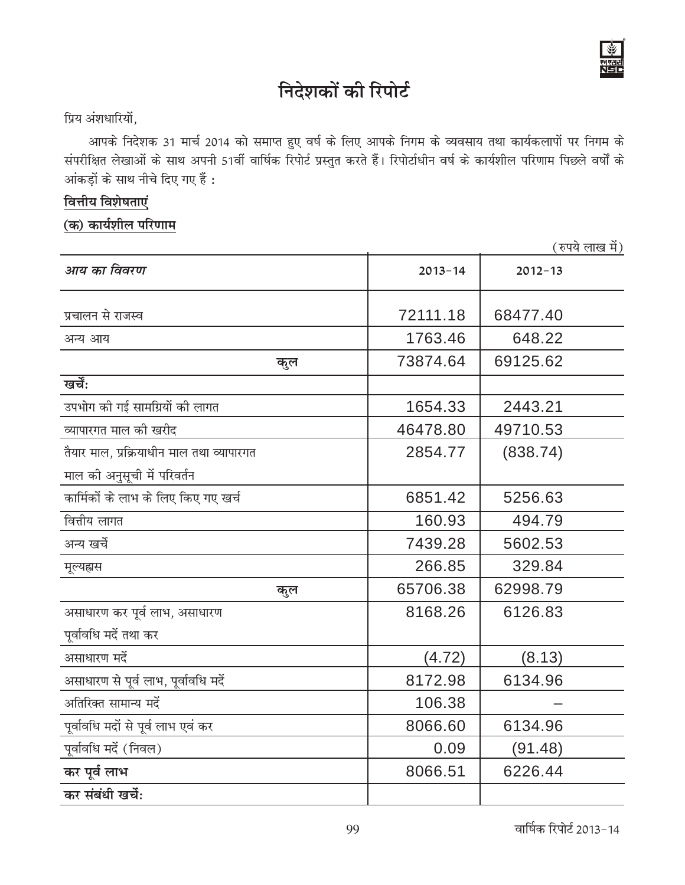# निदेशकों की रिपोर्ट

प्रिय अंशधारियों,

आपके निदेशक 31 मार्च 2014 को समाप्त हुए वर्ष के लिए आपके निगम के व्यवसाय तथा कार्यकलापों पर निगम के संपरीक्षित लेखाओं के साथ अपनी 51वीं वार्षिक रिपोर्ट प्रस्तुत करते हैं। रिपोर्टाधीन वर्ष के कार्यशील परिणाम पिछले वर्षों के आंकड़ों के साथ नीचे दिए गए हैं :

**वित्तीय विशेषताएं**

**(क) कार्यशील परिणाम**

(रुपये लाख में)

| *आय का विवरण* | 2013-14 | 2012-13 |
|---|---|---|
| प्रचालन से राजस्व | 72111.18 | 68477.40 |
| अन्य आय | 1763.46 | 648.22 |
| **कुल** | 73874.64 | 69125.62 |
| **खर्चे:** | | |
| उपभोग की गई सामग्रियों की लागत | 1654.33 | 2443.21 |
| व्यापारगत माल की खरीद | 46478.80 | 49710.53 |
| तैयार माल, प्रक्रियाधीन माल तथा व्यापारगत माल की अनुसूची में परिवर्तन | 2854.77 | (838.74) |
| कार्मिकों के लाभ के लिए किए गए खर्च | 6851.42 | 5256.63 |
| वित्तीय लागत | 160.93 | 494.79 |
| अन्य खर्चे | 7439.28 | 5602.53 |
| मूल्यह्रास | 266.85 | 329.84 |
| **कुल** | 65706.38 | 62998.79 |
| असाधारण कर पूर्व लाभ, असाधारण पूर्वावधि मदें तथा कर | 8168.26 | 6126.83 |
| असाधारण मदें | (4.72) | (8.13) |
| असाधारण से पूर्व लाभ, पूर्वावधि मदें | 8172.98 | 6134.96 |
| अतिरिक्त सामान्य मदें | 106.38 | – |
| पूर्वावधि मदों से पूर्व लाभ एवं कर | 8066.60 | 6134.96 |
| पूर्वावधि मदें (निवल) | 0.09 | (91.48) |
| **कर पूर्व लाभ** | 8066.51 | 6226.44 |
| **कर संबंधी खर्चे:** | | |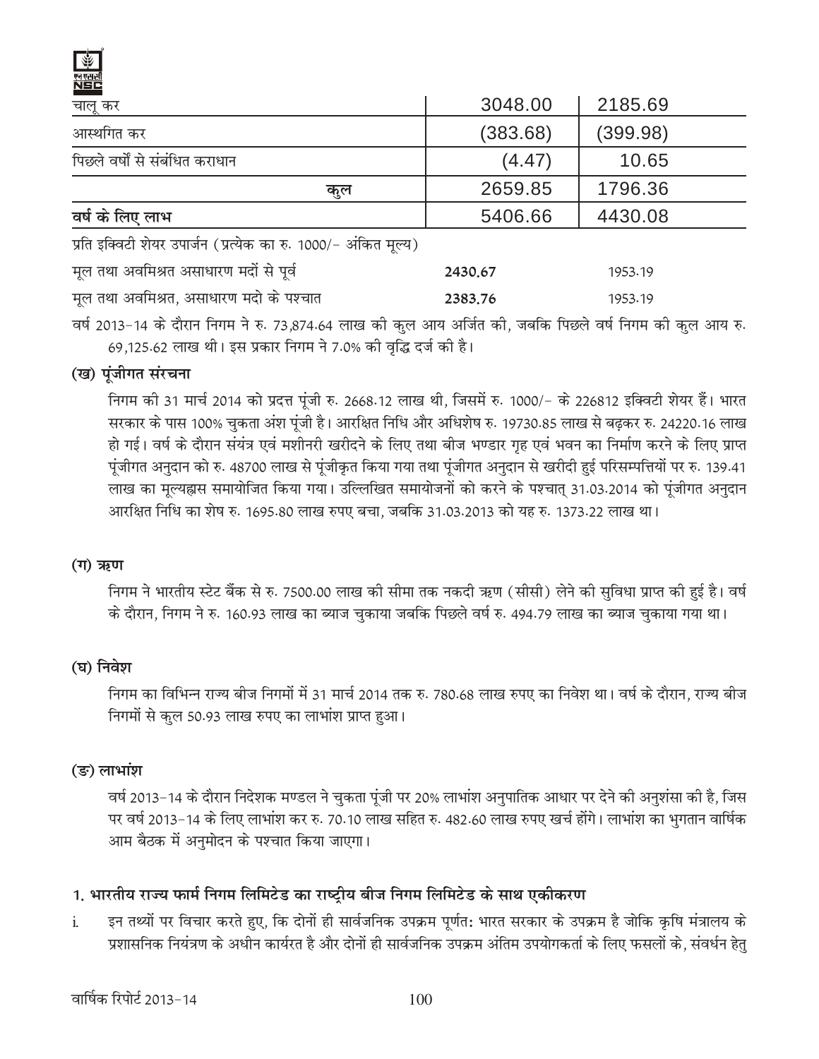| | | |
|---|---|---|
| चालू कर | 3048.00 | 2185.69 |
| आस्थगित कर | (383.68) | (399.98) |
| पिछले वर्षों से संबंधित कराधान | (4.47) | 10.65 |
| **कुल** | 2659.85 | 1796.36 |
| **वर्ष के लिए लाभ** | 5406.66 | 4430.08 |

प्रति इक्विटी शेयर उपार्जन (प्रत्येक का रु. 1000/- अंकित मूल्य)

| | | |
|---|---|---|
| मूल तथा अवमिश्रत असाधारण मदों से पूर्व | **2430.67** | 1953.19 |
| मूल तथा अवमिश्रत, असाधारण मदो के पश्चात | **2383.76** | 1953.19 |

वर्ष 2013-14 के दौरान निगम ने रु. 73,874.64 लाख की कुल आय अर्जित की, जबकि पिछले वर्ष निगम की कुल आय रु. 69,125.62 लाख थी। इस प्रकार निगम ने 7.0% की वृद्धि दर्ज की है।

### (ख) पूंजीगत संरचना

निगम की 31 मार्च 2014 को प्रदत्त पूंजी रु. 2668.12 लाख थी, जिसमें रु. 1000/- के 226812 इक्विटी शेयर हैं। भारत सरकार के पास 100% चुकता अंश पूंजी है। आरक्षित निधि और अधिशेष रु. 19730.85 लाख से बढ़कर रु. 24220.16 लाख हो गई। वर्ष के दौरान संयंत्र एवं मशीनरी खरीदने के लिए तथा बीज भण्डार गृह एवं भवन का निर्माण करने के लिए प्राप्त पूंजीगत अनुदान को रु. 48700 लाख से पूंजीकृत किया गया तथा पूंजीगत अनुदान से खरीदी हुई परिसम्पत्तियों पर रु. 139.41 लाख का मूल्यह्रास समायोजित किया गया। उल्लिखित समायोजनों को करने के पश्चात् 31.03.2014 को पूंजीगत अनुदान आरक्षित निधि का शेष रु. 1695.80 लाख रुपए बचा, जबकि 31.03.2013 को यह रु. 1373.22 लाख था।

### (ग) ऋण

निगम ने भारतीय स्टेट बैंक से रु. 7500.00 लाख की सीमा तक नकदी ऋण (सीसी) लेने की सुविधा प्राप्त की हुई है। वर्ष के दौरान, निगम ने रु. 160.93 लाख का ब्याज चुकाया जबकि पिछले वर्ष रु. 494.79 लाख का ब्याज चुकाया गया था।

### (घ) निवेश

निगम का विभिन्न राज्य बीज निगमों में 31 मार्च 2014 तक रु. 780.68 लाख रुपए का निवेश था। वर्ष के दौरान, राज्य बीज निगमों से कुल 50.93 लाख रुपए का लाभांश प्राप्त हुआ।

### (ङ) लाभांश

वर्ष 2013-14 के दौरान निदेशक मण्डल ने चुकता पूंजी पर 20% लाभांश अनुपातिक आधार पर देने की अनुशंसा की है, जिस पर वर्ष 2013-14 के लिए लाभांश कर रु. 70.10 लाख सहित रु. 482.60 लाख रुपए खर्च होंगे। लाभांश का भुगतान वार्षिक आम बैठक में अनुमोदन के पश्चात किया जाएगा।

### 1. भारतीय राज्य फार्म निगम लिमिटेड का राष्ट्रीय बीज निगम लिमिटेड के साथ एकीकरण

i. इन तथ्यों पर विचार करते हुए, कि दोनों ही सार्वजनिक उपक्रम पूर्णतः भारत सरकार के उपक्रम है जोकि कृषि मंत्रालय के प्रशासनिक नियंत्रण के अधीन कार्यरत है और दोनों ही सार्वजनिक उपक्रम अंतिम उपयोगकर्ता के लिए फसलों के, संवर्धन हेतु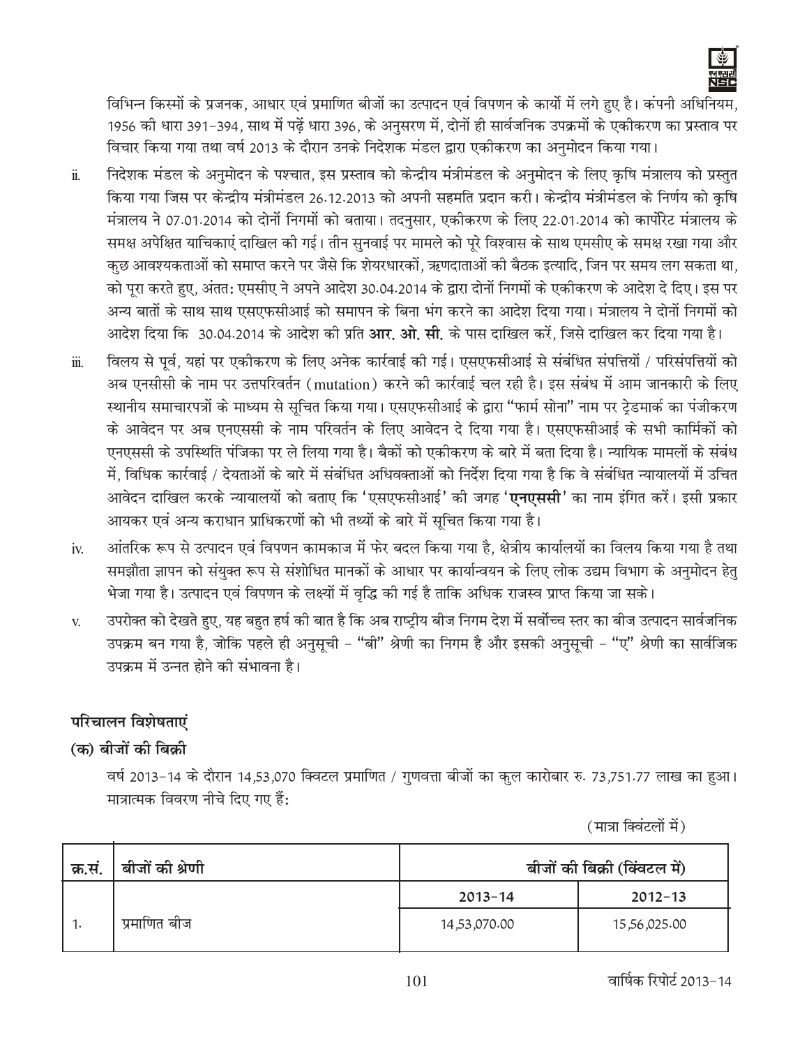विभिन्न किस्मों के प्रजनक, आधार एवं प्रमाणित बीजों का उत्पादन एवं विपणन के कार्यो में लगे हुए है। कंपनी अधिनियम, 1956 की धारा 391-394, साथ में पढ़ें धारा 396, के अनुसरण में, दोनों ही सार्वजनिक उपक्रमों के एकीकरण का प्रस्ताव पर विचार किया गया तथा वर्ष 2013 के दौरान उनके निदेशक मंडल द्वारा एकीकरण का अनुमोदन किया गया।

ii. निदेशक मंडल के अनुमोदन के पश्चात, इस प्रस्ताव को केन्द्रीय मंत्रीमंडल के अनुमोदन के लिए कृषि मंत्रालय को प्रस्तुत किया गया जिस पर केन्द्रीय मंत्रीमंडल 26.12.2013 को अपनी सहमति प्रदान करी। केन्द्रीय मंत्रीमंडल के निर्णय को कृषि मंत्रालय ने 07.01.2014 को दोनों निगमों को बताया। तदनुसार, एकीकरण के लिए 22.01.2014 को कार्पोरेट मंत्रालय के समक्ष अपेक्षित याचिकाएं दाखिल की गई। तीन सुनवाई पर मामले को पूरे विश्वास के साथ एमसीए के समक्ष रखा गया और कुछ आवश्यकताओं को समाप्त करने पर जैसे कि शेयरधारकों, ऋणदाताओं की बैठक इत्यादि, जिन पर समय लग सकता था, को पूरा करते हुए, अंततः एमसीए ने अपने आदेश 30.04.2014 के द्वारा दोनों निगमों के एकीकरण के आदेश दे दिए। इस पर अन्य बातों के साथ साथ एसएफसीआई को समापन के बिना भंग करने का आदेश दिया गया। मंत्रालय ने दोनों निगमों को आदेश दिया कि 30.04.2014 के आदेश की प्रति **आर. ओ. सी.** के पास दाखिल करें, जिसे दाखिल कर दिया गया है।

iii. विलय से पूर्व, यहां पर एकीकरण के लिए अनेक कार्रवाई की गई। एसएफसीआई से संबंधित संपत्तियों / परिसंपत्तियों को अब एनसीसी के नाम पर उत्तपरिवर्तन (mutation) करने की कार्रवाई चल रही है। इस संबंध में आम जानकारी के लिए स्थानीय समाचारपत्रों के माध्यम से सूचित किया गया। एसएफसीआई के द्वारा "फार्म सोना" नाम पर ट्रेडमार्क का पंजीकरण के आवेदन पर अब एनएससी के नाम परिवर्तन के लिए आवेदन दे दिया गया है। एसएफसीआई के सभी कार्मिकों को एनएससी के उपस्थिति पंजिका पर ले लिया गया है। बैकों को एकीकरण के बारे में बता दिया है। न्यायिक मामलों के संबंध में, विधिक कार्रवाई / देयताओं के बारे में संबंधित अधिवक्ताओं को निर्देश दिया गया है कि वे संबंधित न्यायालयों में उचित आवेदन दाखिल करके न्यायालयों को बताए कि 'एसएफसीआई' की जगह '**एनएससी**' का नाम इंगित करें। इसी प्रकार आयकर एवं अन्य कराधान प्राधिकरणों को भी तथ्यों के बारे में सूचित किया गया है।

iv. आंतरिक रूप से उत्पादन एवं विपणन कामकाज में फेर बदल किया गया है, क्षेत्रीय कार्यालयों का विलय किया गया है तथा समझौता ज्ञापन को संयुक्त रूप से संशोधित मानकों के आधार पर कार्यान्वयन के लिए लोक उद्यम विभाग के अनुमोदन हेतु भेजा गया है। उत्पादन एवं विपणन के लक्ष्यों में वृद्धि की गई है ताकि अधिक राजस्व प्राप्त किया जा सके।

v. उपरोक्त को देखते हुए, यह बहुत हर्ष की बात है कि अब राष्ट्रीय बीज निगम देश में सर्वोच्च स्तर का बीज उत्पादन सार्वजनिक उपक्रम बन गया है, जोकि पहले ही अनुसूची - "बी" श्रेणी का निगम है और इसकी अनुसूची - "ए" श्रेणी का सार्वजिक उपक्रम में उन्नत होने की संभावना है।

## परिचालन विशेषताएं

### (क) बीजों की बिक्री

वर्ष 2013-14 के दौरान 14,53,070 क्विंटल प्रमाणित / गुणवत्ता बीजों का कुल कारोबार रु. 73,751.77 लाख का हुआ। मात्रात्मक विवरण नीचे दिए गए हैं:

(मात्रा क्विंटलों में)

| क्र.सं. | बीजों की श्रेणी | बीजों की बिक्री (क्विंटल में) | |
|---|---|---|---|
| | | 2013-14 | 2012-13 |
| 1. | प्रमाणित बीज | 14,53,070.00 | 15,56,025.00 |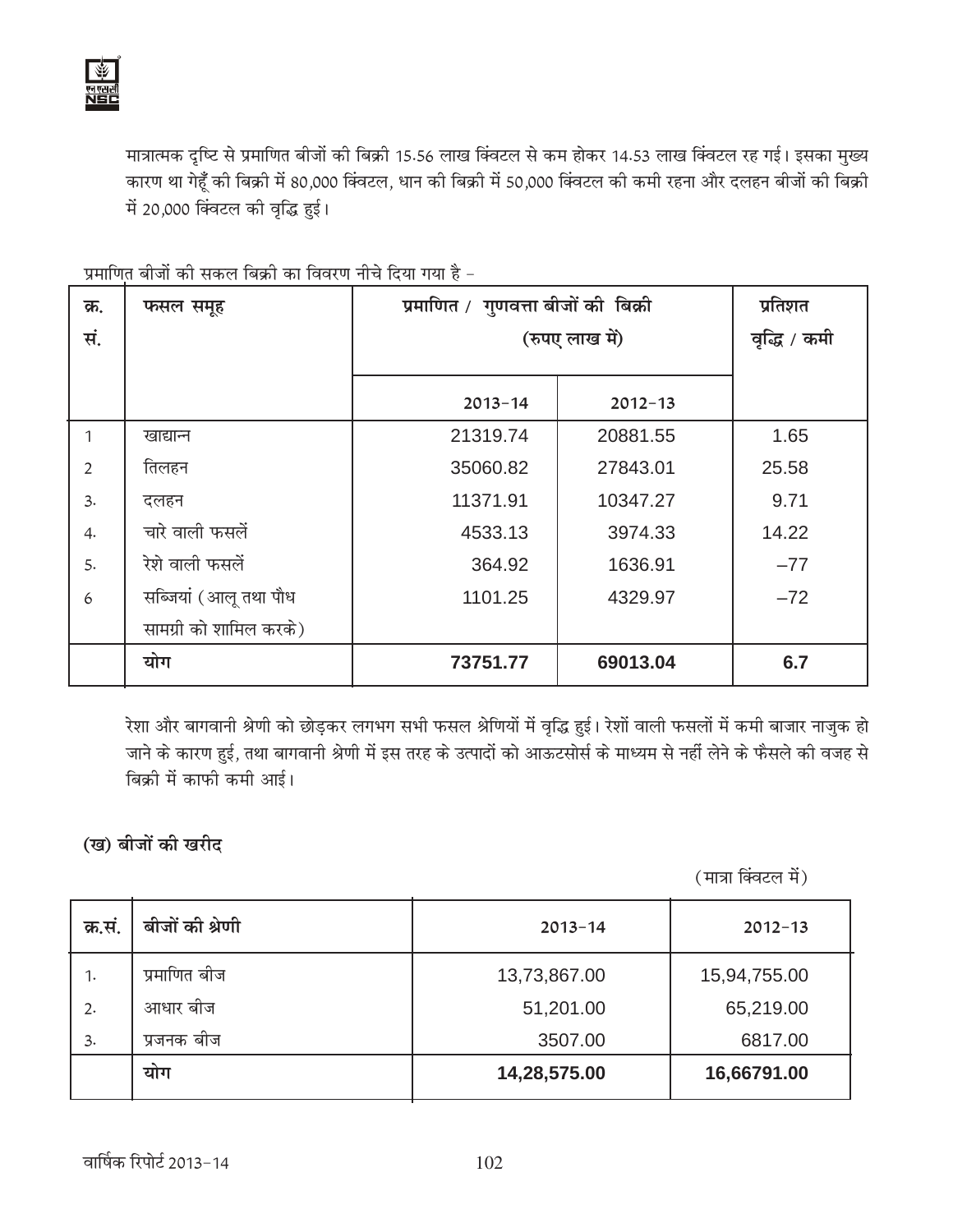मात्रात्मक दृष्टि से प्रमाणित बीजों की बिक्री 15.56 लाख क्विंटल से कम होकर 14.53 लाख क्विंटल रह गई। इसका मुख्य कारण था गेहूँ की बिक्री में 80,000 क्विंटल, धान की बिक्री में 50,000 क्विंटल की कमी रहना और दलहन बीजों की बिक्री में 20,000 क्विंटल की वृद्धि हुई।

प्रमाणित बीजों की सकल बिक्री का विवरण नीचे दिया गया है –

| क्र. सं. | फसल समूह | प्रमाणित / गुणवत्ता बीजों की बिक्री (रुपए लाख में) | | प्रतिशत वृद्धि / कमी |
|---|---|---|---|---|
| | | 2013–14 | 2012–13 | |
| 1 | खाद्यान्न | 21319.74 | 20881.55 | 1.65 |
| 2 | तिलहन | 35060.82 | 27843.01 | 25.58 |
| 3. | दलहन | 11371.91 | 10347.27 | 9.71 |
| 4. | चारे वाली फसलें | 4533.13 | 3974.33 | 14.22 |
| 5. | रेशे वाली फसलें | 364.92 | 1636.91 | –77 |
| 6 | सब्जियां (आलू तथा पौध सामग्री को शामिल करके) | 1101.25 | 4329.97 | –72 |
| | **योग** | **73751.77** | **69013.04** | **6.7** |

रेशा और बागवानी श्रेणी को छोड़कर लगभग सभी फसल श्रेणियों में वृद्धि हुई। रेशों वाली फसलों में कमी बाजार नाजुक हो जाने के कारण हुई, तथा बागवानी श्रेणी में इस तरह के उत्पादों को आऊटसोर्स के माध्यम से नहीं लेने के फैसले की वजह से बिक्री में काफी कमी आई।

### (ख) बीजों की खरीद

(मात्रा क्विंटल में)

| क्र.सं. | बीजों की श्रेणी | 2013–14 | 2012–13 |
|---|---|---|---|
| 1. | प्रमाणित बीज | 13,73,867.00 | 15,94,755.00 |
| 2. | आधार बीज | 51,201.00 | 65,219.00 |
| 3. | प्रजनक बीज | 3507.00 | 6817.00 |
| | **योग** | **14,28,575.00** | **16,66791.00** |

वार्षिक रिपोर्ट 2013–14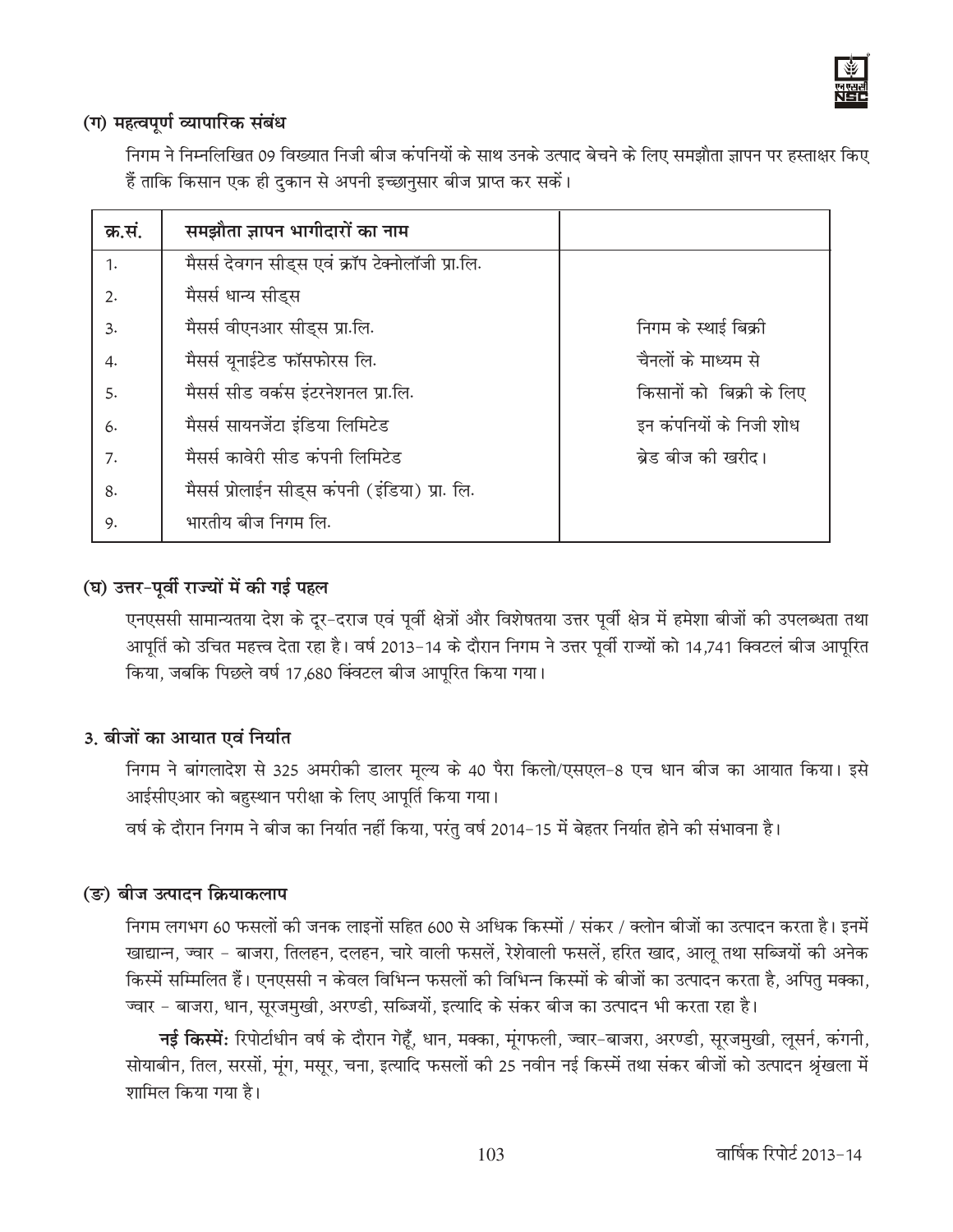### (ग) महत्वपूर्ण व्यापारिक संबंध

निगम ने निम्नलिखित 09 विख्यात निजी बीज कंपनियों के साथ उनके उत्पाद बेचने के लिए समझौता ज्ञापन पर हस्ताक्षर किए हैं ताकि किसान एक ही दुकान से अपनी इच्छानुसार बीज प्राप्त कर सकें।

| क्र.सं. | समझौता ज्ञापन भागीदारों का नाम | |
|---|---|---|
| 1. | मैसर्स देवगन सीड्स एवं क्रॉप टेक्नोलॉजी प्रा.लि. | निगम के स्थाई बिक्री चैनलों के माध्यम से किसानों को बिक्री के लिए इन कंपनियों के निजी शोध ब्रेड बीज की खरीद। |
| 2. | मैसर्स धान्य सीड्स | |
| 3. | मैसर्स वीएनआर सीड्स प्रा.लि. | |
| 4. | मैसर्स यूनाईटेड फॉसफोरस लि. | |
| 5. | मैसर्स सीड वर्कस इंटरनेशनल प्रा.लि. | |
| 6. | मैसर्स सायनजेंटा इंडिया लिमिटेड | |
| 7. | मैसर्स कावेरी सीड कंपनी लिमिटेड | |
| 8. | मैसर्स प्रोलाईन सीड्स कंपनी (इंडिया) प्रा. लि. | |
| 9. | भारतीय बीज निगम लि. | |

### (घ) उत्तर-पूर्वी राज्यों में की गई पहल

एनएससी सामान्यतया देश के दूर-दराज एवं पूर्वी क्षेत्रों और विशेषतया उत्तर पूर्वी क्षेत्र में हमेशा बीजों की उपलब्धता तथा आपूर्ति को उचित महत्त्व देता रहा है। वर्ष 2013-14 के दौरान निगम ने उत्तर पूर्वी राज्यों को 14,741 क्विटलं बीज आपूरित किया, जबकि पिछले वर्ष 17,680 क्विंटल बीज आपूरित किया गया।

### 3. बीजों का आयात एवं निर्यात

निगम ने बांगलादेश से 325 अमरीकी डालर मूल्य के 40 पैरा किलो/एसएल-8 एच धान बीज का आयात किया। इसे आईसीएआर को बहुस्थान परीक्षा के लिए आपूर्ति किया गया।

वर्ष के दौरान निगम ने बीज का निर्यात नहीं किया, परंतु वर्ष 2014-15 में बेहतर निर्यात होने की संभावना है।

### (ङ) बीज उत्पादन क्रियाकलाप

निगम लगभग 60 फसलों की जनक लाइनों सहित 600 से अधिक किस्मों / संकर / क्लोन बीजों का उत्पादन करता है। इनमें खाद्यान्न, ज्वार - बाजरा, तिलहन, दलहन, चारे वाली फसलें, रेशेवाली फसलें, हरित खाद, आलू तथा सब्जियों की अनेक किस्में सम्मिलित हैं। एनएससी न केवल विभिन्न फसलों की विभिन्न किस्मों के बीजों का उत्पादन करता है, अपितु मक्का, ज्वार - बाजरा, धान, सूरजमुखी, अरण्डी, सब्जियों, इत्यादि के संकर बीज का उत्पादन भी करता रहा है।

**नई किस्में:** रिपोर्टाधीन वर्ष के दौरान गेहूँ, धान, मक्का, मूंगफली, ज्वार-बाजरा, अरण्डी, सूरजमुखी, लूसर्न, कंगनी, सोयाबीन, तिल, सरसों, मूंग, मसूर, चना, इत्यादि फसलों की 25 नवीन नई किस्में तथा संकर बीजों को उत्पादन श्रृंखला में शामिल किया गया है।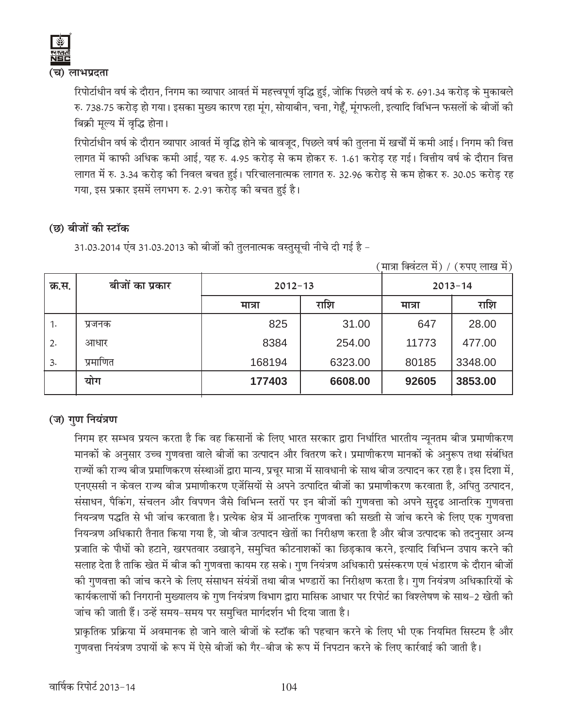### (च) लाभप्रदता

रिपोर्टाधीन वर्ष के दौरान, निगम का व्यापार आवर्त में महत्त्वपूर्ण वृद्धि हुई, जोकि पिछले वर्ष के रु. 691.34 करोड़ के मुकाबले रु. 738.75 करोड़ हो गया। इसका मुख्य कारण रहा मूंग, सोयाबीन, चना, गेहूँ, मूंगफली, इत्यादि विभिन्न फसलों के बीजों की बिक्री मूल्य में वृद्धि होना।

रिपोर्टाधीन वर्ष के दौरान व्यापार आवर्त में वृद्धि होने के बावजूद, पिछले वर्ष की तुलना में खर्चों में कमी आई। निगम की वित्त लागत में काफी अधिक कमी आई, यह रु. 4.95 करोड़ से कम होकर रु. 1.61 करोड़ रह गई। वित्तीय वर्ष के दौरान वित्त लागत में रु. 3.34 करोड़ की निवल बचत हुई। परिचालनात्मक लागत रु. 32.96 करोड़ से कम होकर रु. 30.05 करोड़ रह गया, इस प्रकार इसमें लगभग रु. 2.91 करोड़ की बचत हुई है।

### (छ) बीजों की स्टॉक

31.03.2014 एंव 31.03.2013 को बीजों की तुलनात्मक वस्तुसूची नीचे दी गई है –

(मात्रा क्विंटल में) / (रुपए लाख में)

| क्र.स. | बीजों का प्रकार | 2012-13 | | 2013-14 | |
|---|---|---|---|---|---|
| | | मात्रा | राशि | मात्रा | राशि |
| 1. | प्रजनक | 825 | 31.00 | 647 | 28.00 |
| 2. | आधार | 8384 | 254.00 | 11773 | 477.00 |
| 3. | प्रमाणित | 168194 | 6323.00 | 80185 | 3348.00 |
| | **योग** | **177403** | **6608.00** | **92605** | **3853.00** |

### (ज) गुण नियंत्रण

निगम हर सम्भव प्रयत्न करता है कि वह किसानों के लिए भारत सरकार द्वारा निर्धारित भारतीय न्यूनतम बीज प्रमाणीकरण मानकों के अनुसार उच्च गुणवत्ता वाले बीजों का उत्पादन और वितरण करे। प्रमाणीकरण मानकों के अनुरूप तथा संबंधित राज्यों की राज्य बीज प्रमाणिकरण संस्थाओं द्वारा मान्य, प्रचूर मात्रा में सावधानी के साथ बीज उत्पादन कर रहा है। इस दिशा में, एनएससी न केवल राज्य बीज प्रमाणीकरण एजेंसियों से अपने उत्पादित बीजों का प्रमाणीकरण करवाता है, अपितु उत्पादन, संसाधन, पैकिंग, संचलन और विपणन जैसे विभिन्न स्तरों पर इन बीजों की गुणवत्ता को अपने सुदृढ आन्तरिक गुणवत्ता नियन्त्रण पद्धति से भी जांच करवाता है। प्रत्येक क्षेत्र में आन्तरिक गुणवत्ता की सख्ती से जांच करने के लिए एक गुणवत्ता नियन्त्रण अधिकारी तैनात किया गया है, जो बीज उत्पादन खेतों का निरीक्षण करता है और बीज उत्पादक को तदनुसार अन्य प्रजाति के पौधों को हटाने, खरपतवार उखाड़ने, समुचित कीटनाशकों का छिड़काव करने, इत्यादि विभिन्न उपाय करने की सलाह देता है ताकि खेत में बीज की गुणवत्ता कायम रह सके। गुण नियंत्रण अधिकारी प्रसंस्करण एवं भंडारण के दौरान बीजों की गुणवत्ता की जांच करने के लिए संसाधन संयंत्रों तथा बीज भण्डारों का निरीक्षण करता है। गुण नियंत्रण अधिकारियों के कार्यकलापों की निगरानी मुख्यालय के गुण नियंत्रण विभाग द्वारा मासिक आधार पर रिपोर्ट का विश्लेषण के साथ-2 खेती की जांच की जाती हैं। उन्हें समय-समय पर समुचित मार्गदर्शन भी दिया जाता है।

प्राकृतिक प्रक्रिया में अवमानक हो जाने वाले बीजों के स्टॉक की पहचान करने के लिए भी एक नियमित सिस्टम है और गुणवत्ता नियंत्रण उपायों के रूप में ऐसे बीजों को गैर-बीज के रूप में निपटान करने के लिए कार्रवाई की जाती है।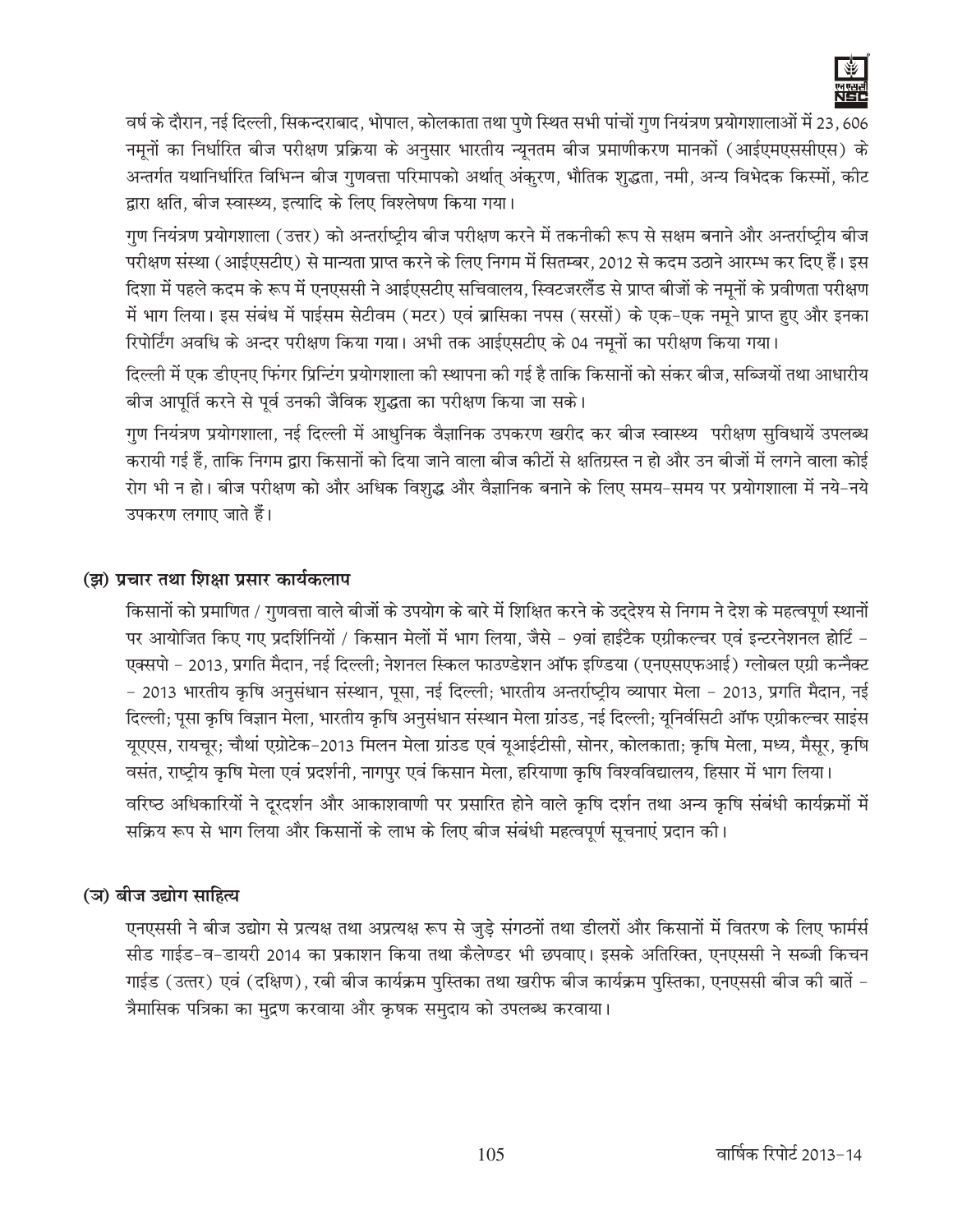वर्ष के दौरान, नई दिल्ली, सिकन्दराबाद, भोपाल, कोलकाता तथा पुणे स्थित सभी पांचों गुण नियंत्रण प्रयोगशालाओं में 23,606 नमूनों का निर्धारित बीज परीक्षण प्रक्रिया के अनुसार भारतीय न्यूनतम बीज प्रमाणीकरण मानकों (आईएमएससीएस) के अन्तर्गत यथानिर्धारित विभिन्न बीज गुणवत्ता परिमापको अर्थात् अंकुरण, भौतिक शुद्धता, नमी, अन्य विभेदक किस्मों, कीट द्वारा क्षति, बीज स्वास्थ्य, इत्यादि के लिए विश्लेषण किया गया।

गुण नियंत्रण प्रयोगशाला (उत्तर) को अन्तर्राष्ट्रीय बीज परीक्षण करने में तकनीकी रूप से सक्षम बनाने और अन्तर्राष्ट्रीय बीज परीक्षण संस्था (आईएसटीए) से मान्यता प्राप्त करने के लिए निगम में सितम्बर, 2012 से कदम उठाने आरम्भ कर दिए हैं। इस दिशा में पहले कदम के रूप में एनएससी ने आईएसटीए सचिवालय, स्विटजरलैंड से प्राप्त बीजों के नमूनों के प्रवीणता परीक्षण में भाग लिया। इस संबंध में पाईसम सेटीवम (मटर) एवं ब्रासिका नपस (सरसों) के एक-एक नमूने प्राप्त हुए और इनका रिपोर्टिंग अवधि के अन्दर परीक्षण किया गया। अभी तक आईएसटीए के 04 नमूनों का परीक्षण किया गया।

दिल्ली में एक डीएनए फिंगर प्रिन्टिंग प्रयोगशाला की स्थापना की गई है ताकि किसानों को संकर बीज, सब्जियों तथा आधारीय बीज आपूर्ति करने से पूर्व उनकी जैविक शुद्धता का परीक्षण किया जा सके।

गुण नियंत्रण प्रयोगशाला, नई दिल्ली में आधुनिक वैज्ञानिक उपकरण खरीद कर बीज स्वास्थ्य परीक्षण सुविधायें उपलब्ध करायी गई हैं, ताकि निगम द्वारा किसानों को दिया जाने वाला बीज कीटों से क्षतिग्रस्त न हो और उन बीजों में लगने वाला कोई रोग भी न हो। बीज परीक्षण को और अधिक विशुद्ध और वैज्ञानिक बनाने के लिए समय-समय पर प्रयोगशाला में नये-नये उपकरण लगाए जाते हैं।

### (झ) प्रचार तथा शिक्षा प्रसार कार्यकलाप

किसानों को प्रमाणित / गुणवत्ता वाले बीजों के उपयोग के बारे में शिक्षित करने के उद्देश्य से निगम ने देश के महत्वपूर्ण स्थानों पर आयोजित किए गए प्रदर्शिनियों / किसान मेलों में भाग लिया, जैसे - 9वां हाईटैक एग्रीकल्चर एवं इन्टरनेशनल होर्टि - एक्सपो - 2013, प्रगति मैदान, नई दिल्ली; नेशनल स्किल फाउण्डेशन ऑफ इण्डिया (एनएसएफआई) ग्लोबल एग्री कनैक्ट - 2013 भारतीय कृषि अनुसंधान संस्थान, पूसा, नई दिल्ली; भारतीय अन्तर्राष्ट्रीय व्यापार मेला - 2013, प्रगति मैदान, नई दिल्ली; पूसा कृषि विज्ञान मेला, भारतीय कृषि अनुसंधान संस्थान मेला ग्रांउड, नई दिल्ली; यूनिर्वसिटी ऑफ एग्रीकल्चर साइंस यूएएस, रायचूर; चौथां एग्रोटेक-2013 मिलन मेला ग्रांउड एवं यूआईटीसी, सोनर, कोलकाता; कृषि मेला, मध्य, मैसूर, कृषि वसंत, राष्ट्रीय कृषि मेला एवं प्रदर्शनी, नागपुर एवं किसान मेला, हरियाणा कृषि विश्वविद्यालय, हिसार में भाग लिया।

वरिष्ठ अधिकारियों ने दूरदर्शन और आकाशवाणी पर प्रसारित होने वाले कृषि दर्शन तथा अन्य कृषि संबंधी कार्यक्रमों में सक्रिय रूप से भाग लिया और किसानों के लाभ के लिए बीज संबंधी महत्वपूर्ण सूचनाएं प्रदान की।

### (ञ) बीज उद्योग साहित्य

एनएससी ने बीज उद्योग से प्रत्यक्ष तथा अप्रत्यक्ष रूप से जुड़े संगठनों तथा डीलरों और किसानों में वितरण के लिए फार्मर्स सीड गाईड-व-डायरी 2014 का प्रकाशन किया तथा कैलेण्डर भी छपवाए। इसके अतिरिक्त, एनएससी ने सब्जी किचन गाईड (उत्तर) एवं (दक्षिण), रबी बीज कार्यक्रम पुस्तिका तथा खरीफ बीज कार्यक्रम पुस्तिका, एनएससी बीज की बातें - त्रैमासिक पत्रिका का मुद्रण करवाया और कृषक समुदाय को उपलब्ध करवाया।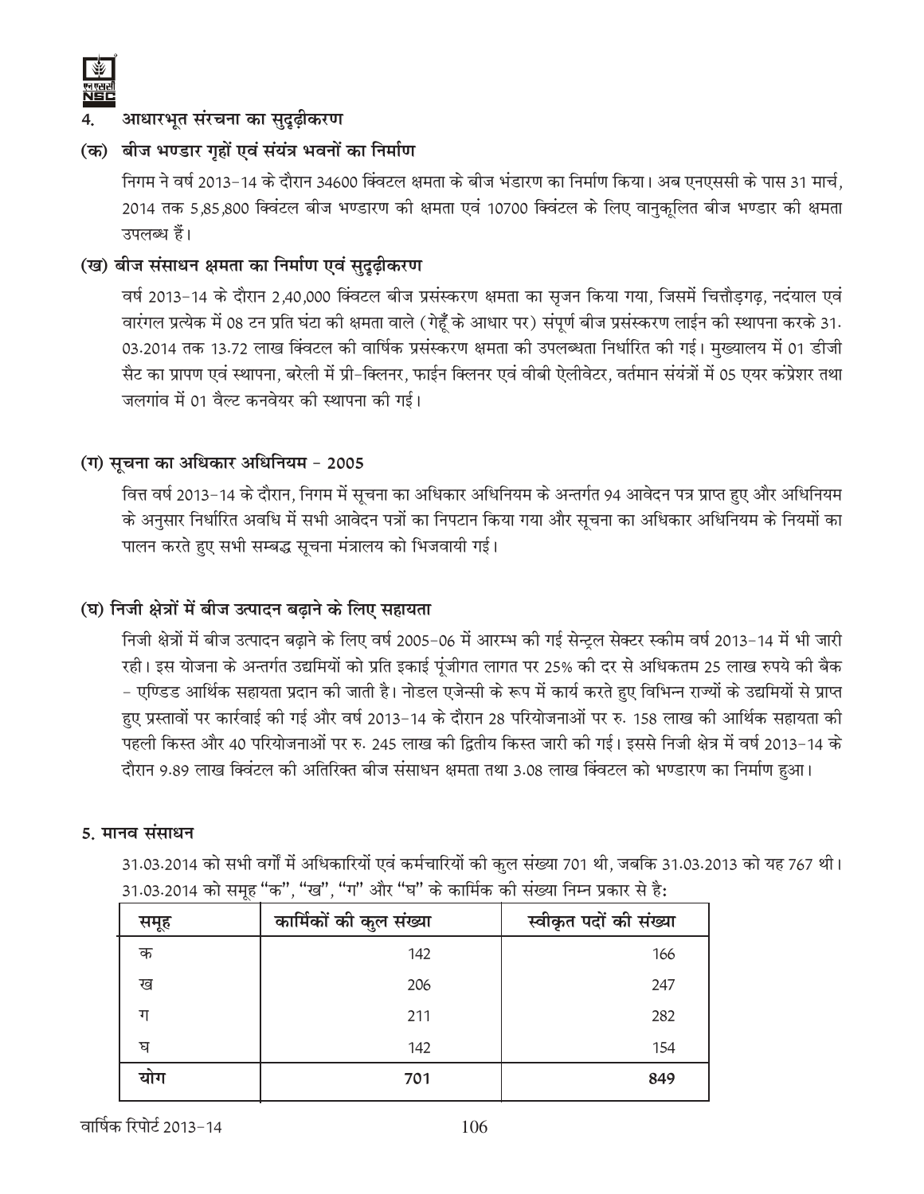## 4. आधारभूत संरचना का सुदृढ़ीकरण

### (क) बीज भण्डार गृहों एवं संयंत्र भवनों का निर्माण

निगम ने वर्ष 2013-14 के दौरान 34600 क्विंटल क्षमता के बीज भंडारण का निर्माण किया। अब एनएससी के पास 31 मार्च, 2014 तक 5,85,800 क्विंटल बीज भण्डारण की क्षमता एवं 10700 क्विंटल के लिए वानुकूलित बीज भण्डार की क्षमता उपलब्ध हैं।

### (ख) बीज संसाधन क्षमता का निर्माण एवं सुदृढ़ीकरण

वर्ष 2013-14 के दौरान 2,40,000 क्विंटल बीज प्रसंस्करण क्षमता का सृजन किया गया, जिसमें चित्तौड़गढ़, नदंयाल एवं वारंगल प्रत्येक में 08 टन प्रति घंटा की क्षमता वाले (गेहूँ के आधार पर) संपूर्ण बीज प्रसंस्करण लाईन की स्थापना करके 31.03.2014 तक 13.72 लाख क्विंटल की वार्षिक प्रसंस्करण क्षमता की उपलब्धता निर्धारित की गई। मुख्यालय में 01 डीजी सैट का प्रापण एवं स्थापना, बरेली में प्री-क्लिनर, फाईन क्लिनर एवं वीबी ऐलीवेटर, वर्तमान संयंत्रों में 05 एयर कंप्रेशर तथा जलगांव में 01 वैल्ट कनवेयर की स्थापना की गई।

### (ग) सूचना का अधिकार अधिनियम - 2005

वित्त वर्ष 2013-14 के दौरान, निगम में सूचना का अधिकार अधिनियम के अन्तर्गत 94 आवेदन पत्र प्राप्त हुए और अधिनियम के अनुसार निर्धारित अवधि में सभी आवेदन पत्रों का निपटान किया गया और सूचना का अधिकार अधिनियम के नियमों का पालन करते हुए सभी सम्बद्ध सूचना मंत्रालय को भिजवायी गई।

### (घ) निजी क्षेत्रों में बीज उत्पादन बढ़ाने के लिए सहायता

निजी क्षेत्रों में बीज उत्पादन बढ़ाने के लिए वर्ष 2005-06 में आरम्भ की गई सेन्ट्रल सेक्टर स्कीम वर्ष 2013-14 में भी जारी रही। इस योजना के अन्तर्गत उद्यमियों को प्रति इकाई पूंजीगत लागत पर 25% की दर से अधिकतम 25 लाख रुपये की बैक - एण्डिड आर्थिक सहायता प्रदान की जाती है। नोडल एजेन्सी के रूप में कार्य करते हुए विभिन्न राज्यों के उद्यमियों से प्राप्त हुए प्रस्तावों पर कार्रवाई की गई और वर्ष 2013-14 के दौरान 28 परियोजनाओं पर रु. 158 लाख की आर्थिक सहायता की पहली किस्त और 40 परियोजनाओं पर रु. 245 लाख की द्वितीय किस्त जारी की गई। इससे निजी क्षेत्र में वर्ष 2013-14 के दौरान 9.89 लाख क्विंटल की अतिरिक्त बीज संसाधन क्षमता तथा 3.08 लाख क्विंटल को भण्डारण का निर्माण हुआ।

## 5. मानव संसाधन

31.03.2014 को सभी वर्गों में अधिकारियों एवं कर्मचारियों की कुल संख्या 701 थी, जबकि 31.03.2013 को यह 767 थी। 31.03.2014 को समूह "क", "ख", "ग" और "घ" के कार्मिक की संख्या निम्न प्रकार से है:

| समूह | कार्मिकों की कुल संख्या | स्वीकृत पदों की संख्या |
|---|---|---|
| क | 142 | 166 |
| ख | 206 | 247 |
| ग | 211 | 282 |
| घ | 142 | 154 |
| **योग** | **701** | **849** |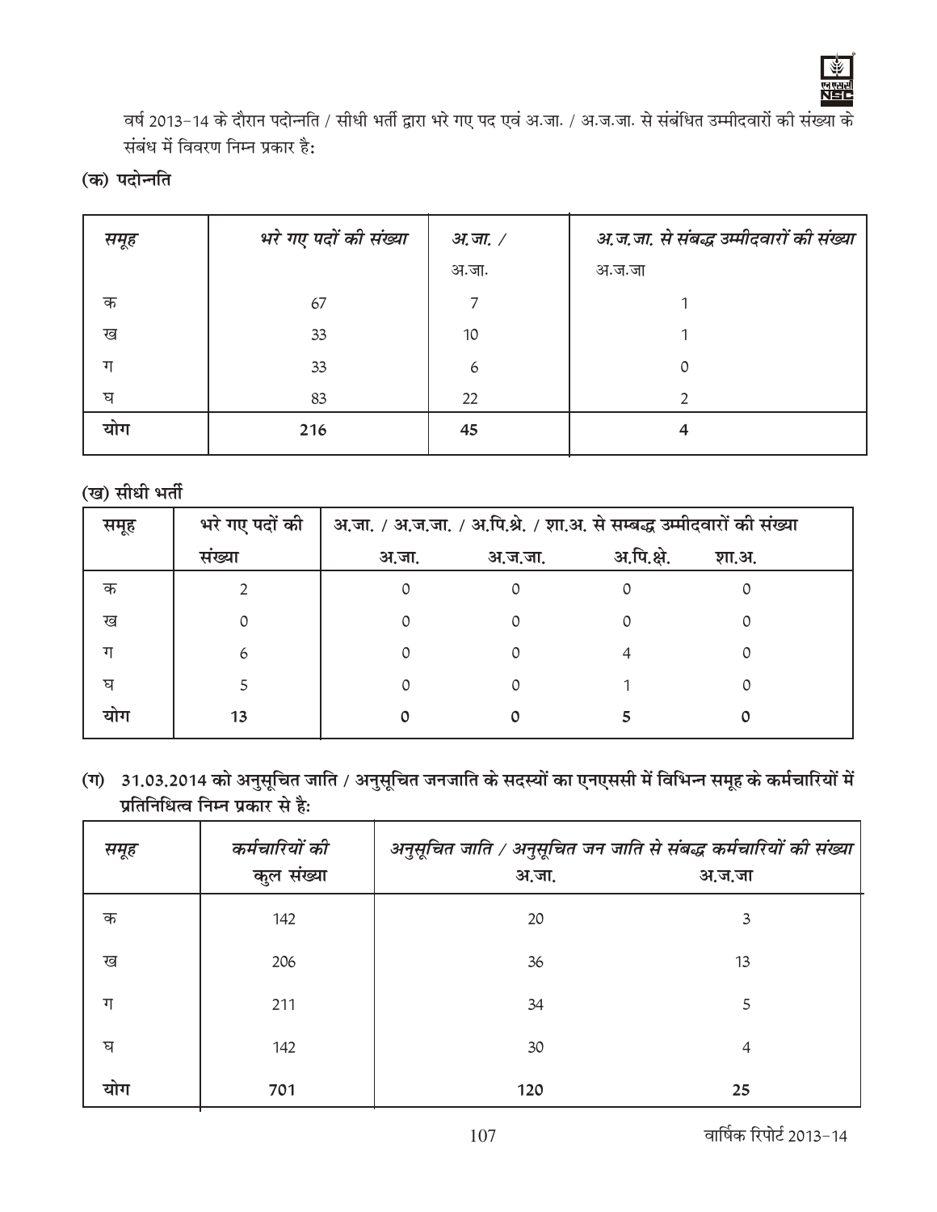वर्ष 2013-14 के दौरान पदोन्नति / सीधी भर्ती द्वारा भरे गए पद एवं अ.जा. / अ.ज.जा. से संबंधित उम्मीदवारों की संख्या के संबंध में विवरण निम्न प्रकार है:

**(क) पदोन्नति**

| *समूह* | *भरे गए पदों की संख्या* | *अ.जा. /* | *अ.ज.जा. से संबद्ध उम्मीदवारों की संख्या* |
|---|---|---|---|
| | | अ.जा. | अ.ज.जा |
| क | 67 | 7 | 1 |
| ख | 33 | 10 | 1 |
| ग | 33 | 6 | 0 |
| घ | 83 | 22 | 2 |
| **योग** | **216** | **45** | **4** |

**(ख) सीधी भर्ती**

| समूह | भरे गए पदों की संख्या | अ.जा. / अ.ज.जा. / अ.पि.श्रे. / शा.अ. से सम्बद्ध उम्मीदवारों की संख्या | | | |
|---|---|---|---|---|---|
| | | अ.जा. | अ.ज.जा. | अ.पि.क्षे. | शा.अ. |
| क | 2 | 0 | 0 | 0 | 0 |
| ख | 0 | 0 | 0 | 0 | 0 |
| ग | 6 | 0 | 0 | 4 | 0 |
| घ | 5 | 0 | 0 | 1 | 0 |
| **योग** | **13** | **0** | **0** | **5** | **0** |

**(ग) 31.03.2014 को अनुसूचित जाति / अनुसूचित जनजाति के सदस्यों का एनएससी में विभिन्न समूह के कर्मचारियों में प्रतिनिधित्व निम्न प्रकार से है:**

| *समूह* | *कर्मचारियों की कुल संख्या* | *अनुसूचित जाति / अनुसूचित जन जाति से संबद्ध कर्मचारियों की संख्या* | |
|---|---|---|---|
| | | अ.जा. | अ.ज.जा |
| क | 142 | 20 | 3 |
| ख | 206 | 36 | 13 |
| ग | 211 | 34 | 5 |
| घ | 142 | 30 | 4 |
| **योग** | **701** | **120** | **25** |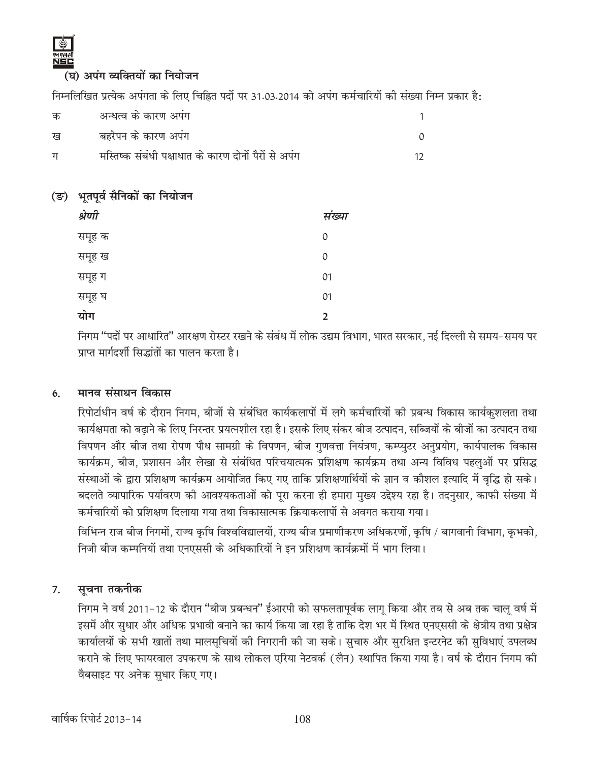### (घ) अपंग व्यक्तियों का नियोजन

निम्नलिखित प्रत्येक अपंगता के लिए चिह्नित पदों पर 31.03.2014 को अपंग कर्मचारियों की संख्या निम्न प्रकार है:

| | | |
|---|---|---|
| क | अन्धत्व के कारण अपंग | 1 |
| ख | बहरेपन के कारण अपंग | 0 |
| ग | मस्तिष्क संबंधी पक्षाघात के कारण दोनों पैरों से अपंग | 12 |

### (ङ) भूतपूर्व सैनिकों का नियोजन

| *श्रेणी* | *संख्या* |
|---|---|
| समूह क | 0 |
| समूह ख | 0 |
| समूह ग | 01 |
| समूह घ | 01 |
| **योग** | **2** |

निगम "पदों पर आधारित" आरक्षण रोस्टर रखने के संबंध में लोक उद्यम विभाग, भारत सरकार, नई दिल्ली से समय-समय पर प्राप्त मार्गदर्शी सिद्धांतों का पालन करता है।

## 6. मानव संसाधन विकास

रिपोर्टाधीन वर्ष के दौरान निगम, बीजों से संबंधित कार्यकलापों में लगे कर्मचारियों की प्रबन्ध विकास कार्यकुशलता तथा कार्यक्षमता को बढ़ाने के लिए निरन्तर प्रयत्नशील रहा है। इसके लिए संकर बीज उत्पादन, सब्जियों के बीजों का उत्पादन तथा विपणन और बीज तथा रोपण पौध सामग्री के विपणन, बीज गुणवत्ता नियंत्रण, कम्प्युटर अनुप्रयोग, कार्यपालक विकास कार्यक्रम, बीज, प्रशासन और लेखा से संबंधित परिचयात्मक प्रशिक्षण कार्यक्रम तथा अन्य विविध पहलुओं पर प्रसिद्ध संस्थाओं के द्वारा प्रशिक्षण कार्यक्रम आयोजित किए गए ताकि प्रशिक्षणार्थियों के ज्ञान व कौशल इत्यादि में वृद्धि हो सके। बदलते व्यापारिक पर्यावरण की आवश्यकताओं को पूरा करना ही हमारा मुख्य उद्देश्य रहा है। तदनुसार, काफी संख्या में कर्मचारियों को प्रशिक्षण दिलाया गया तथा विकासात्मक क्रियाकलापों से अवगत कराया गया।

विभिन्न राज बीज निगमों, राज्य कृषि विश्वविद्यालयों, राज्य बीज प्रमाणीकरण अधिकरणों, कृषि / बागवानी विभाग, कृभको, निजी बीज कम्पनियों तथा एनएससी के अधिकारियों ने इन प्रशिक्षण कार्यक्रमों में भाग लिया।

## 7. सूचना तकनीक

निगम ने वर्ष 2011-12 के दौरान "बीज प्रबन्धन" ईआरपी को सफलतापूर्वक लागू किया और तब से अब तक चालू वर्ष में इसमें और सुधार और अधिक प्रभावी बनाने का कार्य किया जा रहा है ताकि देश भर में स्थित एनएससी के क्षेत्रीय तथा प्रक्षेत्र कार्यालयों के सभी खातों तथा मालसूचियों की निगरानी की जा सके। सुचारु और सुरक्षित इन्टरनेट की सुविधाएं उपलब्ध कराने के लिए फायरवाल उपकरण के साथ लोकल एरिया नेटवर्क (लैन) स्थापित किया गया है। वर्ष के दौरान निगम की वैबसाइट पर अनेक सुधार किए गए।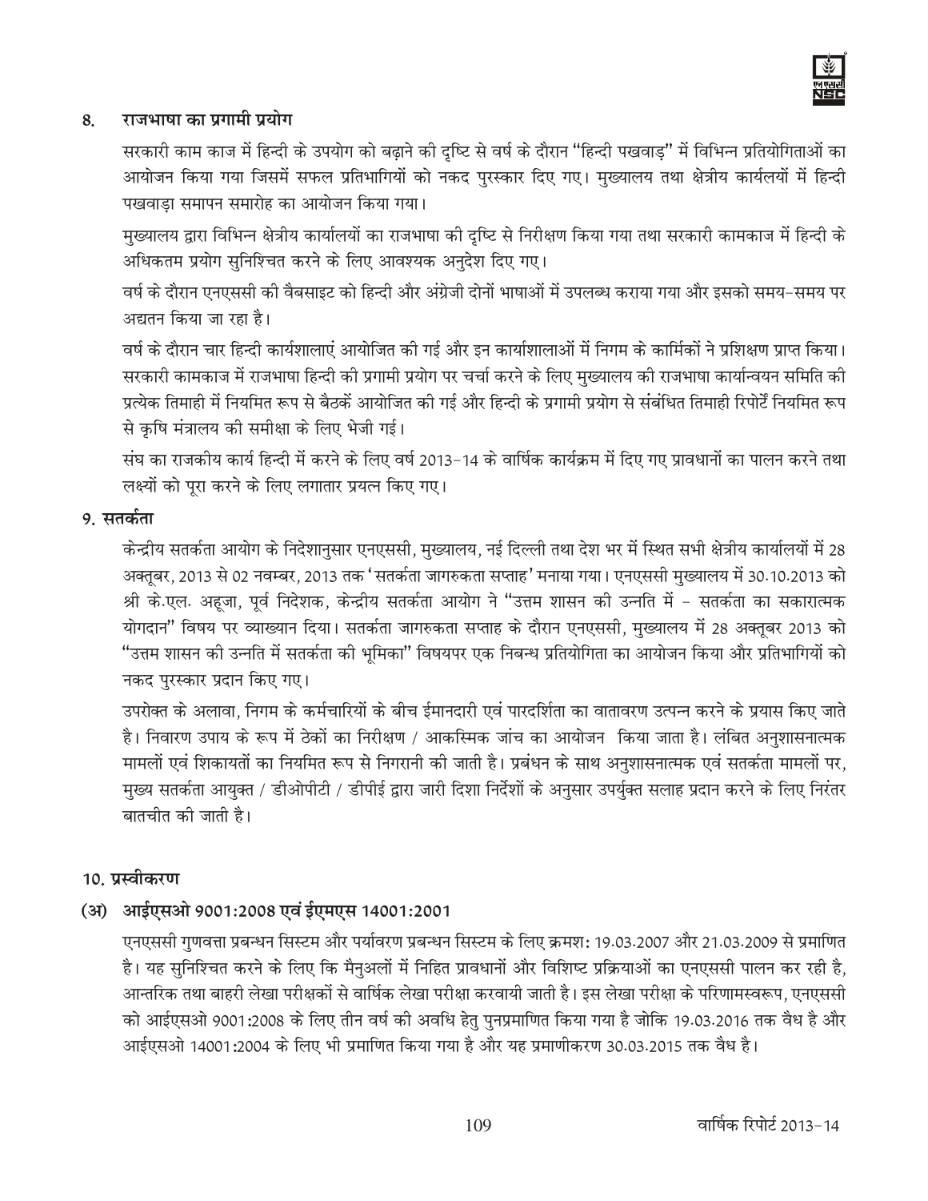## 8. राजभाषा का प्रगामी प्रयोग

सरकारी काम काज में हिन्दी के उपयोग को बढ़ाने की दृष्टि से वर्ष के दौरान "हिन्दी पखवाड़" में विभिन्न प्रतियोगिताओं का आयोजन किया गया जिसमें सफल प्रतिभागियों को नकद पुरस्कार दिए गए। मुख्यालय तथा क्षेत्रीय कार्यलयों में हिन्दी पखवाड़ा समापन समारोह का आयोजन किया गया।

मुख्यालय द्वारा विभिन्न क्षेत्रीय कार्यालयों का राजभाषा की दृष्टि से निरीक्षण किया गया तथा सरकारी कामकाज में हिन्दी के अधिकतम प्रयोग सुनिश्चित करने के लिए आवश्यक अनुदेश दिए गए।

वर्ष के दौरान एनएससी की वैबसाइट को हिन्दी और अंग्रेजी दोनों भाषाओं में उपलब्ध कराया गया और इसको समय-समय पर अद्यतन किया जा रहा है।

वर्ष के दौरान चार हिन्दी कार्यशालाएं आयोजित की गई और इन कार्याशालाओं में निगम के कार्मिकों ने प्रशिक्षण प्राप्त किया। सरकारी कामकाज में राजभाषा हिन्दी की प्रगामी प्रयोग पर चर्चा करने के लिए मुख्यालय की राजभाषा कार्यान्वयन समिति की प्रत्येक तिमाही में नियमित रूप से बैठकें आयोजित की गई और हिन्दी के प्रगामी प्रयोग से संबंधित तिमाही रिपोर्टें नियमित रूप से कृषि मंत्रालय की समीक्षा के लिए भेजी गई।

संघ का राजकीय कार्य हिन्दी में करने के लिए वर्ष 2013-14 के वार्षिक कार्यक्रम में दिए गए प्रावधानों का पालन करने तथा लक्ष्यों को पूरा करने के लिए लगातार प्रयत्न किए गए।

## 9. सतर्कता

केन्द्रीय सतर्कता आयोग के निदेशानुसार एनएससी, मुख्यालय, नई दिल्ली तथा देश भर में स्थित सभी क्षेत्रीय कार्यालयों में 28 अक्तूबर, 2013 से 02 नवम्बर, 2013 तक 'सतर्कता जागरुकता सप्ताह' मनाया गया। एनएससी मुख्यालय में 30.10.2013 को श्री के.एल. अहूजा, पूर्व निदेशक, केन्द्रीय सतर्कता आयोग ने "उत्तम शासन की उन्नति में - सतर्कता का सकारात्मक योगदान" विषय पर व्याख्यान दिया। सतर्कता जागरुकता सप्ताह के दौरान एनएससी, मुख्यालय में 28 अक्तूबर 2013 को "उत्तम शासन की उन्नति में सतर्कता की भूमिका" विषयपर एक निबन्ध प्रतियोगिता का आयोजन किया और प्रतिभागियों को नकद पुरस्कार प्रदान किए गए।

उपरोक्त के अलावा, निगम के कर्मचारियों के बीच ईमानदारी एवं पारदर्शिता का वातावरण उत्पन्न करने के प्रयास किए जाते है। निवारण उपाय के रूप में ठेकों का निरीक्षण / आकस्मिक जांच का आयोजन किया जाता है। लंबित अनुशासनात्मक मामलों एवं शिकायतों का नियमित रूप से निगरानी की जाती है। प्रबंधन के साथ अनुशासनात्मक एवं सतर्कता मामलों पर, मुख्य सतर्कता आयुक्त / डीओपीटी / डीपीई द्वारा जारी दिशा निर्देशों के अनुसार उपर्युक्त सलाह प्रदान करने के लिए निरंतर बातचीत की जाती है।

## 10. प्रस्वीकरण

### (अ) आईएसओ 9001:2008 एवं ईएमएस 14001:2001

एनएससी गुणवत्ता प्रबन्धन सिस्टम और पर्यावरण प्रबन्धन सिस्टम के लिए क्रमश: 19.03.2007 और 21.03.2009 से प्रमाणित है। यह सुनिश्चित करने के लिए कि मैनुअलों में निहित प्रावधानों और विशिष्ट प्रक्रियाओं का एनएससी पालन कर रही है, आन्तरिक तथा बाहरी लेखा परीक्षकों से वार्षिक लेखा परीक्षा करवायी जाती है। इस लेखा परीक्षा के परिणामस्वरूप, एनएससी को आईएसओ 9001:2008 के लिए तीन वर्ष की अवधि हेतु पुनप्रमाणित किया गया है जोकि 19.03.2016 तक वैध है और आईएसओ 14001:2004 के लिए भी प्रमाणित किया गया है और यह प्रमाणीकरण 30.03.2015 तक वैध है।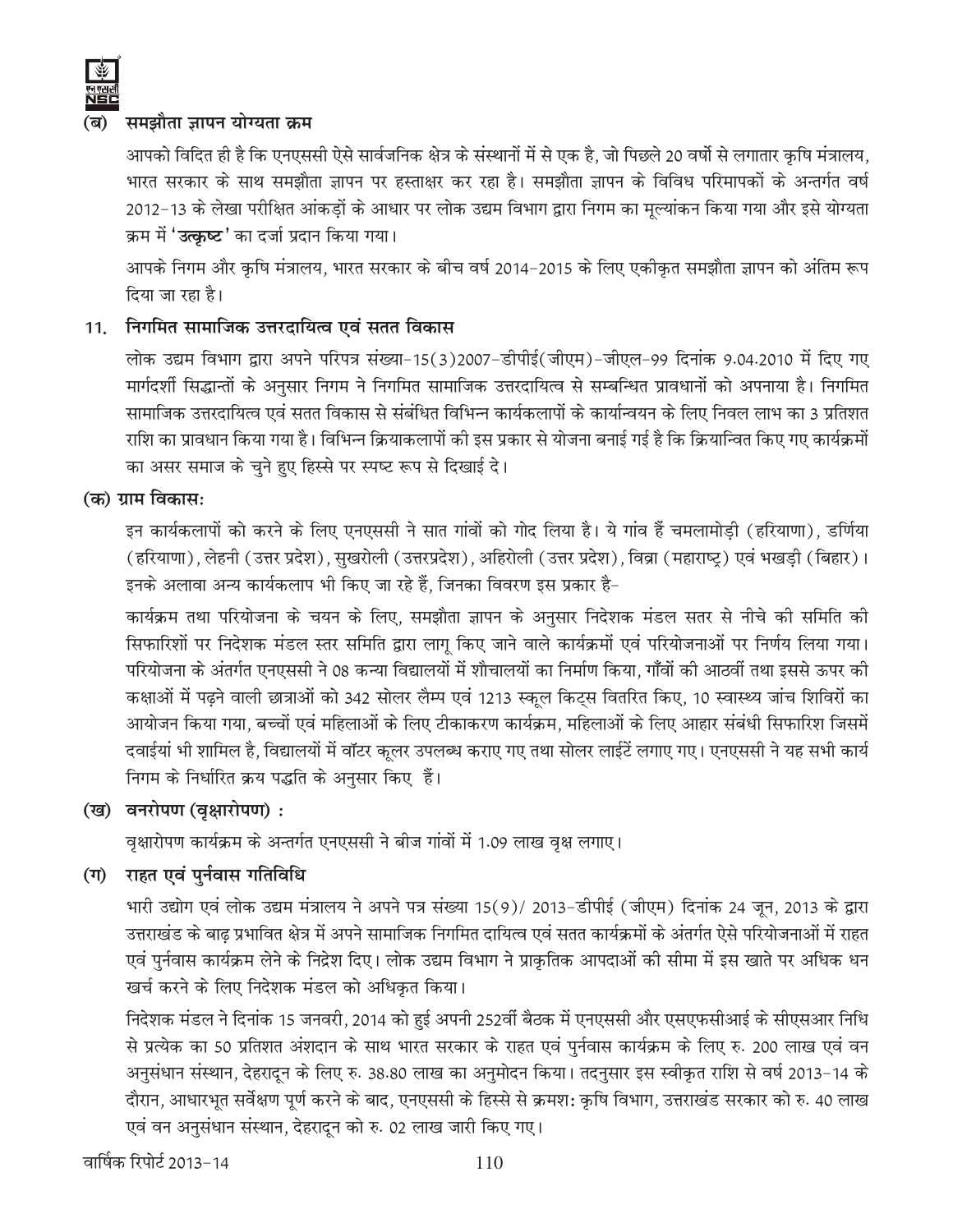### (ब) समझौता ज्ञापन योग्यता क्रम

आपको विदित ही है कि एनएससी ऐसे सार्वजनिक क्षेत्र के संस्थानों में से एक है, जो पिछले 20 वर्षो से लगातार कृषि मंत्रालय, भारत सरकार के साथ समझौता ज्ञापन पर हस्ताक्षर कर रहा है। समझौता ज्ञापन के विविध परिमापकों के अन्तर्गत वर्ष 2012-13 के लेखा परीक्षित आंकड़ों के आधार पर लोक उद्यम विभाग द्वारा निगम का मूल्यांकन किया गया और इसे योग्यता क्रम में **'उत्कृष्ट'** का दर्जा प्रदान किया गया।

आपके निगम और कृषि मंत्रालय, भारत सरकार के बीच वर्ष 2014-2015 के लिए एकीकृत समझौता ज्ञापन को अंतिम रूप दिया जा रहा है।

## 11. निगमित सामाजिक उत्तरदायित्व एवं सतत विकास

लोक उद्यम विभाग द्वारा अपने परिपत्र संख्या-15(3)2007-डीपीई(जीएम)-जीएल-99 दिनांक 9.04.2010 में दिए गए मार्गदर्शी सिद्धान्तों के अनुसार निगम ने निगमित सामाजिक उत्तरदायित्व से सम्बन्धित प्रावधानों को अपनाया है। निगमित सामाजिक उत्तरदायित्व एवं सतत विकास से संबंधित विभिन्न कार्यकलापों के कार्यान्वियन के लिए निवल लाभ का 3 प्रतिशत राशि का प्रावधान किया गया है। विभिन्न क्रियाकलापों की इस प्रकार से योजना बनाई गई है कि क्रियान्वित किए गए कार्यक्रमों का असर समाज के चुने हुए हिस्से पर स्पष्ट रूप से दिखाई दे।

### (क) ग्राम विकासः

इन कार्यकलापों को करने के लिए एनएससी ने सात गांवों को गोद लिया है। ये गांव हैं चमलामोड़ी (हरियाणा), डर्णिया (हरियाणा), लेहनी (उत्तर प्रदेश), सुखरोली (उत्तरप्रदेश), अहिरोली (उत्तर प्रदेश), विव्रा (महाराष्ट्र) एवं भखड़ी (बिहार)। इनके अलावा अन्य कार्यकलाप भी किए जा रहे हैं, जिनका विवरण इस प्रकार है-

कार्यक्रम तथा परियोजना के चयन के लिए, समझौता ज्ञापन के अनुसार निदेशक मंडल सतर से नीचे की समिति की सिफारिशों पर निदेशक मंडल स्तर समिति द्वारा लागू किए जाने वाले कार्यक्रमों एवं परियोजनाओं पर निर्णय लिया गया। परियोजना के अंतर्गत एनएससी ने 08 कन्या विद्यालयों में शौचालयों का निर्माण किया, गाँवों की आठवीं तथा इससे ऊपर की कक्षाओं में पढ़ने वाली छात्राओं को 342 सोलर लैम्प एवं 1213 स्कूल किट्स वितरित किए, 10 स्वास्थ्य जांच शिविरों का आयोजन किया गया, बच्चों एवं महिलाओं के लिए टीकाकरण कार्यक्रम, महिलाओं के लिए आहार संबंधी सिफारिश जिसमें दवाईयां भी शामिल है, विद्यालयों में वॉटर कूलर उपलब्ध कराए गए तथा सोलर लाईटें लगाए गए। एनएससी ने यह सभी कार्य निगम के निर्धारित क्रय पद्धति के अनुसार किए हैं।

### (ख) वनरोपण (वृक्षारोपण) :

वृक्षारोपण कार्यक्रम के अन्तर्गत एनएससी ने बीज गांवों में 1.09 लाख वृक्ष लगाए।

### (ग) राहत एवं पुर्नवास गतिविधि

भारी उद्योग एवं लोक उद्यम मंत्रालय ने अपने पत्र संख्या 15(9)/ 2013-डीपीई (जीएम) दिनांक 24 जून, 2013 के द्वारा उत्तराखंड के बाढ़ प्रभावित क्षेत्र में अपने सामाजिक निगमित दायित्व एवं सतत कार्यक्रमों के अंतर्गत ऐसे परियोजनाओं में राहत एवं पुर्नवास कार्यक्रम लेने के निद्रेश दिए। लोक उद्यम विभाग ने प्राकृतिक आपदाओं की सीमा में इस खाते पर अधिक धन खर्च करने के लिए निदेशक मंडल को अधिकृत किया।

निदेशक मंडल ने दिनांक 15 जनवरी, 2014 को हुई अपनी 252वीं बैठक में एनएससी और एसएफसीआई के सीएसआर निधि से प्रत्येक का 50 प्रतिशत अंशदान के साथ भारत सरकार के राहत एवं पुर्नवास कार्यक्रम के लिए रु. 200 लाख एवं वन अनुसंधान संस्थान, देहरादून के लिए रु. 38.80 लाख का अनुमोदन किया। तदनुसार इस स्वीकृत राशि से वर्ष 2013-14 के दौरान, आधारभूत सर्वेक्षण पूर्ण करने के बाद, एनएससी के हिस्से से क्रमशः कृषि विभाग, उत्तराखंड सरकार को रु. 40 लाख एवं वन अनुसंधान संस्थान, देहरादून को रु. 02 लाख जारी किए गए।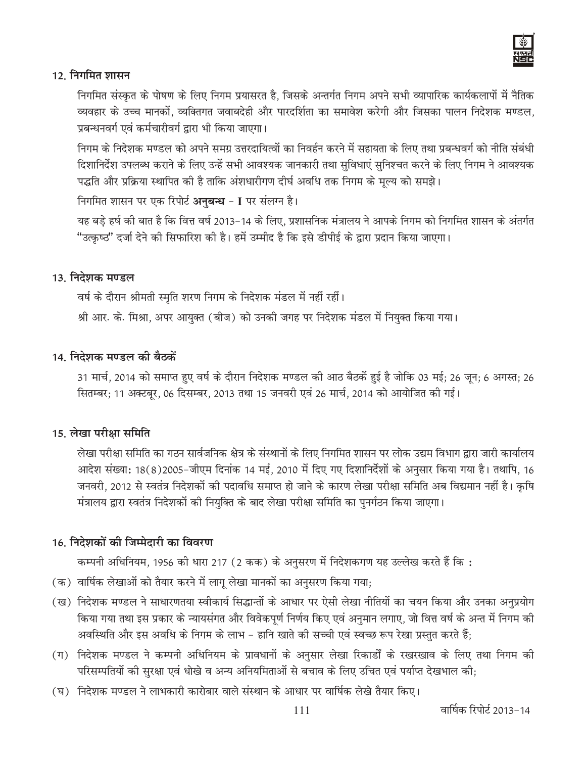## 12. निगमित शासन

निगमित संस्कृत के पोषण के लिए निगम प्रयासरत है, जिसके अन्तर्गत निगम अपने सभी व्यापारिक कार्यकलापों में नैतिक व्यवहार के उच्च मानकों, व्यक्तिगत जवाबदेही और पारदर्शिता का समावेश करेगी और जिसका पालन निदेशक मण्डल, प्रबन्धनवर्ग एवं कर्मचारीवर्ग द्वारा भी किया जाएगा।

निगम के निदेशक मण्डल को अपने समग्र उत्तरदायित्वों का निवर्हन करने में सहायता के लिए तथा प्रबन्धवर्ग को नीति संबंधी दिशानिर्देश उपलब्ध कराने के लिए उन्हें सभी आवश्यक जानकारी तथा सुविधाएं सुनिश्चत करने के लिए निगम ने आवश्यक पद्धति और प्रक्रिया स्थापित की है ताकि अंशधारीगण दीर्घ अवधि तक निगम के मूल्य को समझे।

निगमित शासन पर एक रिपोर्ट **अनुबन्ध - I** पर संलग्न है।

यह बड़े हर्ष की बात है कि वित्त वर्ष 2013-14 के लिए, प्रशासनिक मंत्रालय ने आपके निगम को निगमित शासन के अंतर्गत "उत्कृष्ठ" दर्जा देने की सिफारिश की है। हमें उम्मीद है कि इसे डीपीई के द्वारा प्रदान किया जाएगा।

## 13. निदेशक मण्डल

वर्ष के दौरान श्रीमती स्मृति शरण निगम के निदेशक मंडल में नहीं रहीं।

श्री आर. के. मिश्रा, अपर आयुक्त (बीज) को उनकी जगह पर निदेशक मंडल में नियुक्त किया गया।

## 14. निदेशक मण्डल की बैठकें

31 मार्च, 2014 को समाप्त हुए वर्ष के दौरान निदेशक मण्डल की आठ बैठकें हुई है जोकि 03 मई; 26 जून; 6 अगस्त; 26 सितम्बर; 11 अक्टबूर, 06 दिसम्बर, 2013 तथा 15 जनवरी एवं 26 मार्च, 2014 को आयोजित की गई।

## 15. लेखा परीक्षा समिति

लेखा परीक्षा समिति का गठन सार्वजनिक क्षेत्र के संस्थानों के लिए निगमित शासन पर लोक उद्यम विभाग द्वारा जारी कार्यालय आदेश संख्या: 18(8)2005-जीएम दिनांक 14 मई, 2010 में दिए गए दिशानिर्देशों के अनुसार किया गया है। तथापि, 16 जनवरी, 2012 से स्वतंत्र निदेशकों की पदावधि समाप्त हो जाने के कारण लेखा परीक्षा समिति अब विद्यमान नहीं है। कृषि मंत्रालय द्वारा स्वतंत्र निदेशकों की नियुक्ति के बाद लेखा परीक्षा समिति का पुनर्गठन किया जाएगा।

## 16. निदेशकों की जिम्मेदारी का विवरण

कम्पनी अधिनियम, 1956 की धारा 217 (2 कक) के अनुसरण में निदेशकगण यह उल्लेख करते हैं कि :

(क) वार्षिक लेखाओं को तैयार करने में लागू लेखा मानकों का अनुसरण किया गया;

(ख) निदेशक मण्डल ने साधारणतया स्वीकार्य सिद्धान्तों के आधार पर ऐसी लेखा नीतियों का चयन किया और उनका अनुप्रयोग किया गया तथा इस प्रकार के न्यायसंगत और विवेकपूर्ण निर्णय किए एवं अनुमान लगाए, जो वित्त वर्ष के अन्त में निगम की अवस्थिति और इस अवधि के निगम के लाभ - हानि खाते की सच्ची एवं स्वच्छ रूप रेखा प्रस्तुत करते हैं;

(ग) निदेशक मण्डल ने कम्पनी अधिनियम के प्रावधानों के अनुसार लेखा रिकार्डों के रखरखाव के लिए तथा निगम की परिसम्पतियों की सुरक्षा एवं धोखे व अन्य अनियमितओं से बचाव के लिए उचित एवं पर्याप्त देखभाल की;

(घ) निदेशक मण्डल ने लाभकारी कारोबार वाले संस्थान के आधार पर वार्षिक लेखे तैयार किए।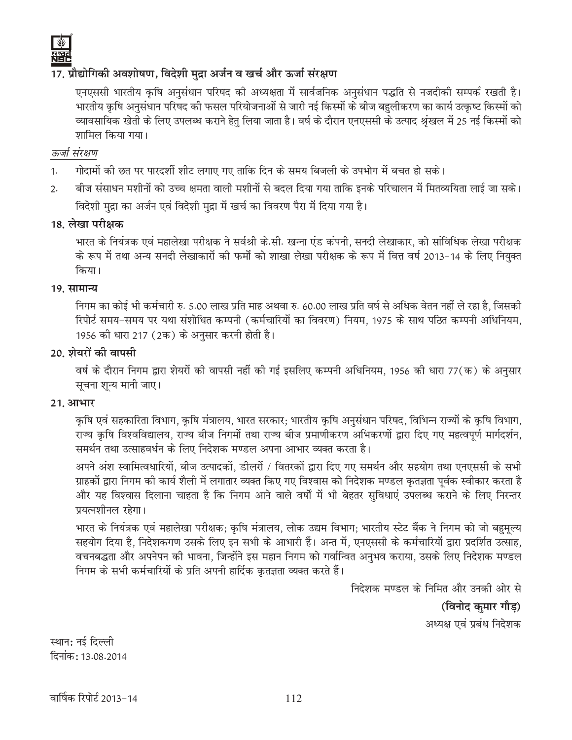## 17. प्रौद्योगिकी अवशोषण, विदेशी मुद्रा अर्जन व खर्च और ऊर्जा संरक्षण

एनएससी भारतीय कृषि अनुसंधान परिषद की अध्यक्षता में सार्वजनिक अनुसंधान पद्धति से नजदीकी सम्पर्क रखती है। भारतीय कृषि अनुसंधान परिषद की फसल परियोजनाओं से जारी नई किस्मों के बीज बहुलीकरण का कार्य उत्कृष्ट किस्मों को व्यावसायिक खेती के लिए उपलब्ध कराने हेतु लिया जाता है। वर्ष के दौरान एनएससी के उत्पाद श्रृंखल में 25 नई किस्मों को शामिल किया गया।

*ऊर्जा संरक्षण*

1. गोदामों की छत पर पारदर्शी शीट लगाए गए ताकि दिन के समय बिजली के उपभोग में बचत हो सके।
2. बीज संसाधन मशीनों को उच्च क्षमता वाली मशीनों से बदल दिया गया ताकि इनके परिचालन में मितव्ययिता लाई जा सके।

विदेशी मुद्रा का अर्जन एवं विदेशी मुद्रा में खर्च का विवरण पैरा में दिया गया है।

## 18. लेखा परीक्षक

भारत के नियंत्रक एवं महालेखा परीक्षक ने सर्वश्री के.सी. खन्ना एंड कंपनी, सनदी लेखाकार, को सांविधिक लेखा परीक्षक के रूप में तथा अन्य सनदी लेखाकारों की फर्मो को शाखा लेखा परीक्षक के रूप में वित्त वर्ष 2013-14 के लिए नियुक्त किया।

## 19. सामान्य

निगम का कोई भी कर्मचारी रु. 5.00 लाख प्रति माह अथवा रु. 60.00 लाख प्रति वर्ष से अधिक वेतन नहीं ले रहा है, जिसकी रिपोर्ट समय-समय पर यथा संशोधित कम्पनी (कर्मचारियों का विवरण) नियम, 1975 के साथ पठित कम्पनी अधिनियम, 1956 की धारा 217 (2क) के अनुसार करनी होती है।

## 20. शेयरों की वापसी

वर्ष के दौरान निगम द्वारा शेयरों की वापसी नहीं की गई इसलिए कम्पनी अधिनियम, 1956 की धारा 77(क) के अनुसार सूचना शून्य मानी जाए।

## 21. आभार

कृषि एवं सहकारिता विभाग, कृषि मंत्रालय, भारत सरकार; भारतीय कृषि अनुसंधान परिषद, विभिन्न राज्यों के कृषि विभाग, राज्य कृषि विश्वविद्यालय, राज्य बीज निगमों तथा राज्य बीज प्रमाणीकरण अभिकरणों द्वारा दिए गए महत्वपूर्ण मार्गदर्शन, समर्थन तथा उत्साहवर्धन के लिए निदेशक मण्डल अपना आभार व्यक्त करता है।

अपने अंश स्वामित्वधारियों, बीज उत्पादकों, डीलरों / वितरकों द्वारा दिए गए समर्थन और सहयोग तथा एनएससी के सभी ग्राहकों द्वारा निगम की कार्य शैली में लगातार व्यक्त किए गए विश्वास को निदेशक मण्डल कृतज्ञता पूर्वक स्वीकार करता है और यह विश्वास दिलाना चाहता है कि निगम आने वाले वर्षों में भी बेहतर सुविधाएं उपलब्ध कराने के लिए निरन्तर प्रयत्नशीनल रहेगा।

भारत के नियंत्रक एवं महालेखा परीक्षक; कृषि मंत्रालय, लोक उद्यम विभाग; भारतीय स्टेट बैंक ने निगम को जो बहुमूल्य सहयोग दिया है, निदेशकगण उसके लिए इन सभी के आभारी हैं। अन्त में, एनएससी के कर्मचारियों द्वारा प्रदर्शित उत्साह, वचनबद्धता और अपनेपन की भावना, जिन्होंने इस महान निगम को गर्वान्वित अनुभव कराया, उसके लिए निदेशक मण्डल निगम के सभी कर्मचारियों के प्रति अपनी हार्दिक कृतज्ञता व्यक्त करते हैं।

निदेशक मण्डल के निमित और उनकी ओर से

**(विनोद कुमार गौड़)**

अध्यक्ष एवं प्रबंध निदेशक

स्थान: नई दिल्ली
दिनांक: 13.08.2014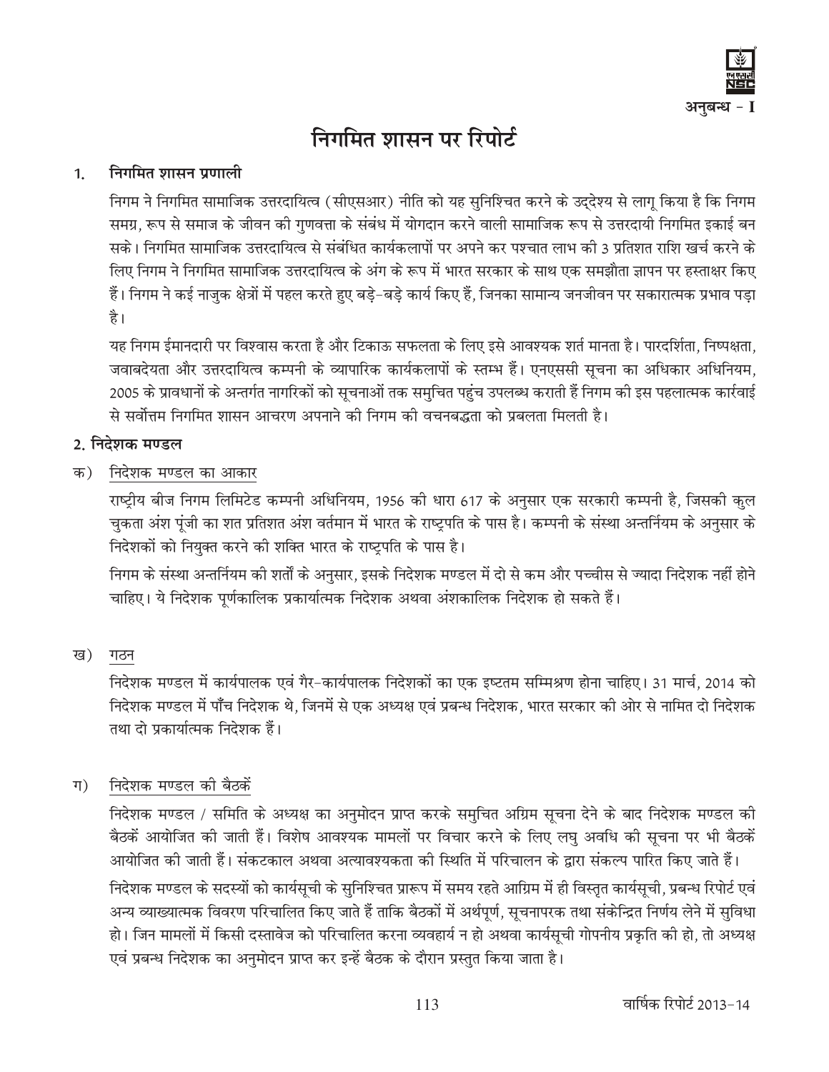अनुबन्ध - I

# निगमित शासन पर रिपोर्ट

## 1. निगमित शासन प्रणाली

निगम ने निगमित सामाजिक उत्तरदायित्व (सीएसआर) नीति को यह सुनिश्चित करने के उद्देश्य से लागू किया है कि निगम समग्र, रूप से समाज के जीवन की गुणवत्ता के संबंध में योगदान करने वाली सामाजिक रूप से उत्तरदायी निगमित इकाई बन सके। निगमित सामाजिक उत्तरदायित्व से संबंधित कार्यकलापों पर अपने कर पश्चात लाभ की 3 प्रतिशत राशि खर्च करने के लिए निगम ने निगमित सामाजिक उत्तरदायित्व के अंग के रूप में भारत सरकार के साथ एक समझौता ज्ञापन पर हस्ताक्षर किए हैं। निगम ने कई नाजुक क्षेत्रों में पहल करते हुए बड़े-बड़े कार्य किए हैं, जिनका सामान्य जनजीवन पर सकारात्मक प्रभाव पड़ा है।

यह निगम ईमानदारी पर विश्वास करता है और टिकाऊ सफलता के लिए इसे आवश्यक शर्त मानता है। पारदर्शिता, निष्पक्षता, जवाबदेयता और उत्तरदायित्व कम्पनी के व्यापारिक कार्यकलापों के स्तम्भ हैं। एनएससी सूचना का अधिकार अधिनियम, 2005 के प्रावधानों के अन्तर्गत नागरिकों को सूचनाओं तक समुचित पहुंच उपलब्ध कराती हैं निगम की इस पहलात्मक कार्रवाई से सर्वोत्तम निगमित शासन आचरण अपनाने की निगम की वचनबद्धता को प्रबलता मिलती है।

## 2. निदेशक मण्डल

### क) निदेशक मण्डल का आकार

राष्ट्रीय बीज निगम लिमिटेड कम्पनी अधिनियम, 1956 की धारा 617 के अनुसार एक सरकारी कम्पनी है, जिसकी कुल चुकता अंश पूंजी का शत प्रतिशत अंश वर्तमान में भारत के राष्ट्रपति के पास है। कम्पनी के संस्था अन्तर्नियम के अनुसार के निदेशकों को नियुक्त करने की शक्ति भारत के राष्ट्रपति के पास है।

निगम के संस्था अन्तर्नियम की शर्तों के अनुसार, इसके निदेशक मण्डल में दो से कम और पच्चीस से ज्यादा निदेशक नहीं होने चाहिए। ये निदेशक पूर्णकालिक प्रकार्यात्मक निदेशक अथवा अंशकालिक निदेशक हो सकते हैं।

### ख) गठन

निदेशक मण्डल में कार्यपालक एवं गैर-कार्यपालक निदेशकों का एक इष्टतम सम्मिश्रण होना चाहिए। 31 मार्च, 2014 को निदेशक मण्डल में पाँच निदेशक थे, जिनमें से एक अध्यक्ष एवं प्रबन्ध निदेशक, भारत सरकार की ओर से नामित दो निदेशक तथा दो प्रकार्यात्मक निदेशक हैं।

### ग) निदेशक मण्डल की बैठकें

निदेशक मण्डल / समिति के अध्यक्ष का अनुमोदन प्राप्त करके समुचित अग्रिम सूचना देने के बाद निदेशक मण्डल की बैठकें आयोजित की जाती हैं। विशेष आवश्यक मामलों पर विचार करने के लिए लघु अवधि की सूचना पर भी बैठकें आयोजित की जाती हैं। संकटकाल अथवा अत्यावश्यकता की स्थिति में परिचालन के द्वारा संकल्प पारित किए जाते हैं।

निदेशक मण्डल के सदस्यों को कार्यसूची के सुनिश्चित प्रारूप में समय रहते आग्रिम में ही विस्तृत कार्यसूची, प्रबन्ध रिपोर्ट एवं अन्य व्याख्यात्मक विवरण परिचालित किए जाते हैं ताकि बैठकों में अर्थपूर्ण, सूचनापरक तथा संकेन्द्रित निर्णय लेने में सुविधा हो। जिन मामलों में किसी दस्तावेज को परिचालित करना व्यवहार्य न हो अथवा कार्यसूची गोपनीय प्रकृति की हो, तो अध्यक्ष एवं प्रबन्ध निदेशक का अनुमोदन प्राप्त कर इन्हें बैठक के दौरान प्रस्तुत किया जाता है।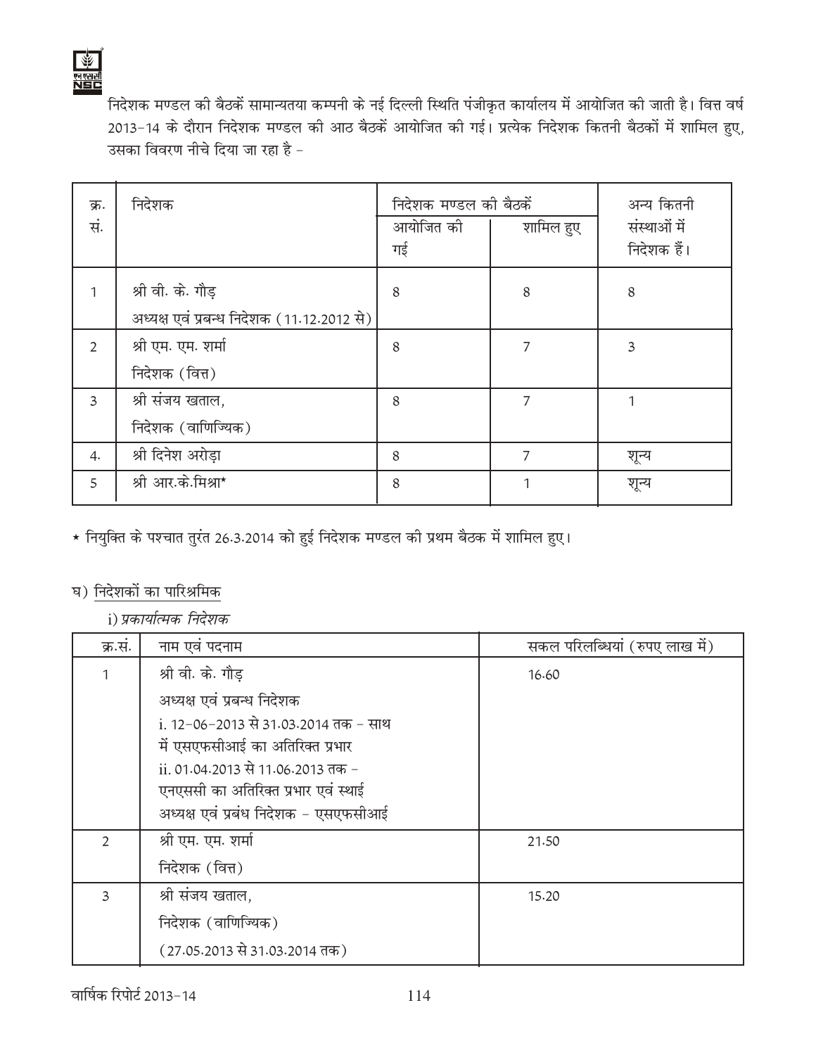निदेशक मण्डल की बैठकें सामान्यतया कम्पनी के नई दिल्ली स्थिति पंजीकृत कार्यालय में आयोजित की जाती है। वित्त वर्ष 2013-14 के दौरान निदेशक मण्डल की आठ बैठकें आयोजित की गई। प्रत्येक निदेशक कितनी बैठकों में शामिल हुए, उसका विवरण नीचे दिया जा रहा है -

| क्र. सं. | निदेशक | निदेशक मण्डल की बैठकें | | अन्य कितनी संस्थाओं में निदेशक हैं। |
|---|---|---|---|---|
| | | आयोजित की गई | शामिल हुए | |
| 1 | श्री वी. के. गौड़<br>अध्यक्ष एवं प्रबन्ध निदेशक (11.12.2012 से) | 8 | 8 | 8 |
| 2 | श्री एम. एम. शर्मा<br>निदेशक (वित्त) | 8 | 7 | 3 |
| 3 | श्री संजय खताल,<br>निदेशक (वाणिज्यिक) | 8 | 7 | 1 |
| 4. | श्री दिनेश अरोड़ा | 8 | 7 | शून्य |
| 5 | श्री आर.के.मिश्रा* | 8 | 1 | शून्य |

* नियुक्ति के पश्चात तुरंत 26.3.2014 को हुई निदेशक मण्डल की प्रथम बैठक में शामिल हुए।

घ) निदेशकों का पारिश्रमिक

i) *प्रकार्यात्मक निदेशक*

| क्र.सं. | नाम एवं पदनाम | सकल परिलब्धियां (रुपए लाख में) |
|---|---|---|
| 1 | श्री वी. के. गौड़<br>अध्यक्ष एवं प्रबन्ध निदेशक<br>i. 12-06-2013 से 31.03.2014 तक - साथ में एसएफसीआई का अतिरिक्त प्रभार<br>ii. 01.04.2013 से 11.06.2013 तक - एनएससी का अतिरिक्त प्रभार एवं स्थाई अध्यक्ष एवं प्रबंध निदेशक - एसएफसीआई | 16.60 |
| 2 | श्री एम. एम. शर्मा<br>निदेशक (वित्त) | 21.50 |
| 3 | श्री संजय खताल,<br>निदेशक (वाणिज्यिक)<br>(27.05.2013 से 31.03.2014 तक) | 15.20 |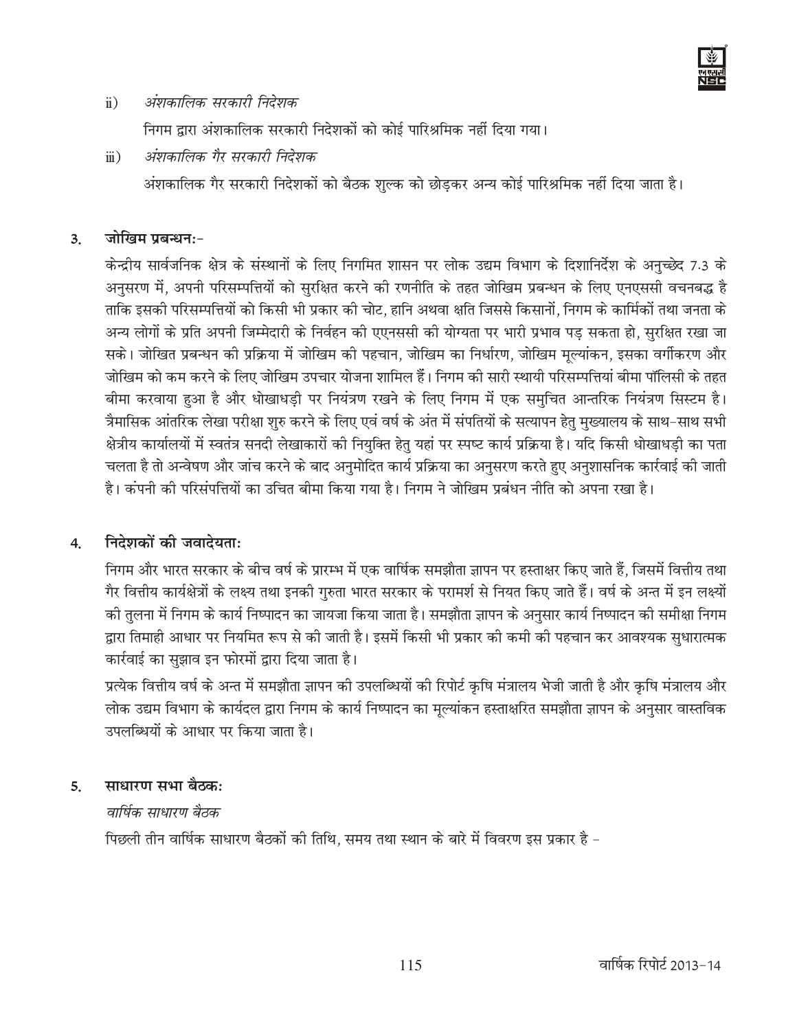ii) *अंशकालिक सरकारी निदेशक*

निगम द्वारा अंशकालिक सरकारी निदेशकों को कोई पारिश्रमिक नहीं दिया गया।

iii) *अंशकालिक गैर सरकारी निदेशक*

अंशकालिक गैर सरकारी निदेशकों को बैठक शुल्क को छोड़कर अन्य कोई पारिश्रमिक नहीं दिया जाता है।

## 3. जोखिम प्रबन्धनः-

केन्द्रीय सार्वजनिक क्षेत्र के संस्थानों के लिए निगमित शासन पर लोक उद्यम विभाग के दिशानिर्देश के अनुच्छेद 7.3 के अनुसरण में, अपनी परिसम्पत्तियों को सुरक्षित करने की रणनीति के तहत जोखिम प्रबन्धन के लिए एनएससी वचनबद्ध है ताकि इसकी परिसम्पत्तियों को किसी भी प्रकार की चोट, हानि अथवा क्षति जिससे किसानों, निगम के कार्मिकों तथा जनता के अन्य लोगों के प्रति अपनी जिम्मेदारी के निर्वहन की एएनससी की योग्यता पर भारी प्रभाव पड़ सकता हो, सुरक्षित रखा जा सके। जोखित प्रबन्धन की प्रक्रिया में जोखिम की पहचान, जोखिम का निर्धारण, जोखिम मूल्यांकन, इसका वर्गीकरण और जोखिम को कम करने के लिए जोखिम उपचार योजना शामिल हैं। निगम की सारी स्थायी परिसम्पत्तियां बीमा पॉलिसी के तहत बीमा करवाया हुआ है और धोखाधड़ी पर नियंत्रण रखने के लिए निगम में एक समुचित आन्तरिक नियंत्रण सिस्टम है। त्रैमासिक आंतरिक लेखा परीक्षा शुरु करने के लिए एवं वर्ष के अंत में संपतियों के सत्यापन हेतु मुख्यालय के साथ-साथ सभी क्षेत्रीय कार्यालयों में स्वतंत्र सनदी लेखाकारों की नियुक्ति हेतु यहां पर स्पष्ट कार्य प्रक्रिया है। यदि किसी धोखाधड़ी का पता चलता है तो अन्वेषण और जांच करने के बाद अनुमोदित कार्य प्रक्रिया का अनुसरण करते हुए अनुशासनिक कार्रवाई की जाती है। कंपनी की परिसंपत्तियों का उचित बीमा किया गया है। निगम ने जोखिम प्रबंधन नीति को अपना रखा है।

## 4. निदेशकों की जवादेयताः

निगम और भारत सरकार के बीच वर्ष के प्रारम्भ में एक वार्षिक समझौता ज्ञापन पर हस्ताक्षर किए जाते हैं, जिसमें वित्तीय तथा गैर वित्तीय कार्यक्षेत्रों के लक्ष्य तथा इनकी गुरुता भारत सरकार के परामर्श से नियत किए जाते हैं। वर्ष के अन्त में इन लक्ष्यों की तुलना में निगम के कार्य निष्पादन का जायजा किया जाता है। समझौता ज्ञापन के अनुसार कार्य निष्पादन की समीक्षा निगम द्वारा तिमाही आधार पर नियमित रूप से की जाती है। इसमें किसी भी प्रकार की कमी की पहचान कर आवश्यक सुधारात्मक कार्रवाई का सुझाव इन फोरमों द्वारा दिया जाता है।

प्रत्येक वित्तीय वर्ष के अन्त में समझौता ज्ञापन की उपलब्धियों की रिपोर्ट कृषि मंत्रालय भेजी जाती है और कृषि मंत्रालय और लोक उद्यम विभाग के कार्यदल द्वारा निगम के कार्य निष्पादन का मूल्यांकन हस्ताक्षरित समझौता ज्ञापन के अनुसार वास्तविक उपलब्धियों के आधार पर किया जाता है।

## 5. साधारण सभा बैठकः

*वार्षिक साधारण बैठक*

पिछली तीन वार्षिक साधारण बैठकों की तिथि, समय तथा स्थान के बारे में विवरण इस प्रकार है -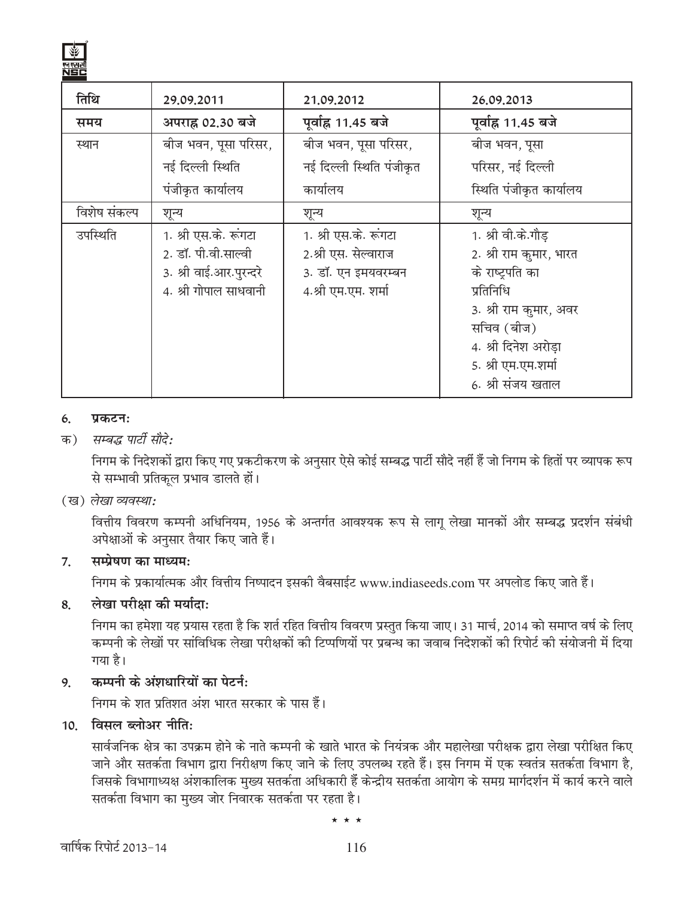| तिथि | 29.09.2011 | 21.09.2012 | 26.09.2013 |
|---|---|---|---|
| **समय** | **अपराह्न 02.30 बजे** | **पूर्वाह्न 11.45 बजे** | **पूर्वाह्न 11.45 बजे** |
| स्थान | बीज भवन, पूसा परिसर, नई दिल्ली स्थिति पंजीकृत कार्यालय | बीज भवन, पूसा परिसर, नई दिल्ली स्थिति पंजीकृत कार्यालय | बीज भवन, पूसा परिसर, नई दिल्ली स्थिति पंजीकृत कार्यालय |
| विशेष संकल्प | शून्य | शून्य | शून्य |
| उपस्थिति | 1. श्री एस.के. रूंगटा<br>2. डॉ. पी.वी.साल्वी<br>3. श्री वाई.आर.पुरन्दरे<br>4. श्री गोपाल साधवानी | 1. श्री एस.के. रूंगटा<br>2.श्री एस. सेल्वाराज<br>3. डॉ. एन इमयवरम्बन<br>4.श्री एम.एम. शर्मा | 1. श्री वी.के.गौड़<br>2. श्री राम कुमार, भारत के राष्ट्रपति का प्रतिनिधि<br>3. श्री राम कुमार, अवर सचिव (बीज)<br>4. श्री दिनेश अरोड़ा<br>5. श्री एम.एम.शर्मा<br>6. श्री संजय खताल |

**6. प्रकटन:**

क) *सम्बद्ध पार्टी सौदे:*

निगम के निदेशकों द्वारा किए गए प्रकटीकरण के अनुसार ऐसे कोई सम्बद्ध पार्टी सौदे नहीं हैं जो निगम के हितों पर व्यापक रूप से सम्भावी प्रतिकूल प्रभाव डालते हों।

(ख) *लेखा व्यवस्था:*

वित्तीय विवरण कम्पनी अधिनियम, 1956 के अन्तर्गत आवश्यक रूप से लागू लेखा मानकों और सम्बद्ध प्रदर्शन संबंधी अपेक्षाओं के अनुसार तैयार किए जाते हैं।

**7. सम्प्रेषण का माध्यम:**

निगम के प्रकार्यात्मक और वित्तीय निष्पादन इसकी वैबसाईट www.indiaseeds.com पर अपलोड किए जाते हैं।

**8. लेखा परीक्षा की मर्यादा:**

निगम का हमेशा यह प्रयास रहता है कि शर्त रहित वित्तीय विवरण प्रस्तुत किया जाए। 31 मार्च, 2014 को समाप्त वर्ष के लिए कम्पनी के लेखों पर सांविधिक लेखा परीक्षकों की टिप्पणियों पर प्रबन्ध का जवाब निदेशकों की रिपोर्ट की संयोजनी में दिया गया है।

**9. कम्पनी के अंशधारियों का पेटर्न:**

निगम के शत प्रतिशत अंश भारत सरकार के पास हैं।

**10. विसल ब्लोअर नीति:**

सार्वजनिक क्षेत्र का उपक्रम होने के नाते कम्पनी के खाते भारत के नियंत्रक और महालेखा परीक्षक द्वारा लेखा परीक्षित किए जाने और सतर्कता विभाग द्वारा निरीक्षण किए जाने के लिए उपलब्ध रहते हैं। इस निगम में एक स्वतंत्र सतर्कता विभाग है, जिसके विभागाध्यक्ष अंशकालिक मुख्य सतर्कता अधिकारी हैं केन्द्रीय सतर्कता आयोग के समग्र मार्गदर्शन में कार्य करने वाले सतर्कता विभाग का मुख्य जोर निवारक सतर्कता पर रहता है।

\* \* \*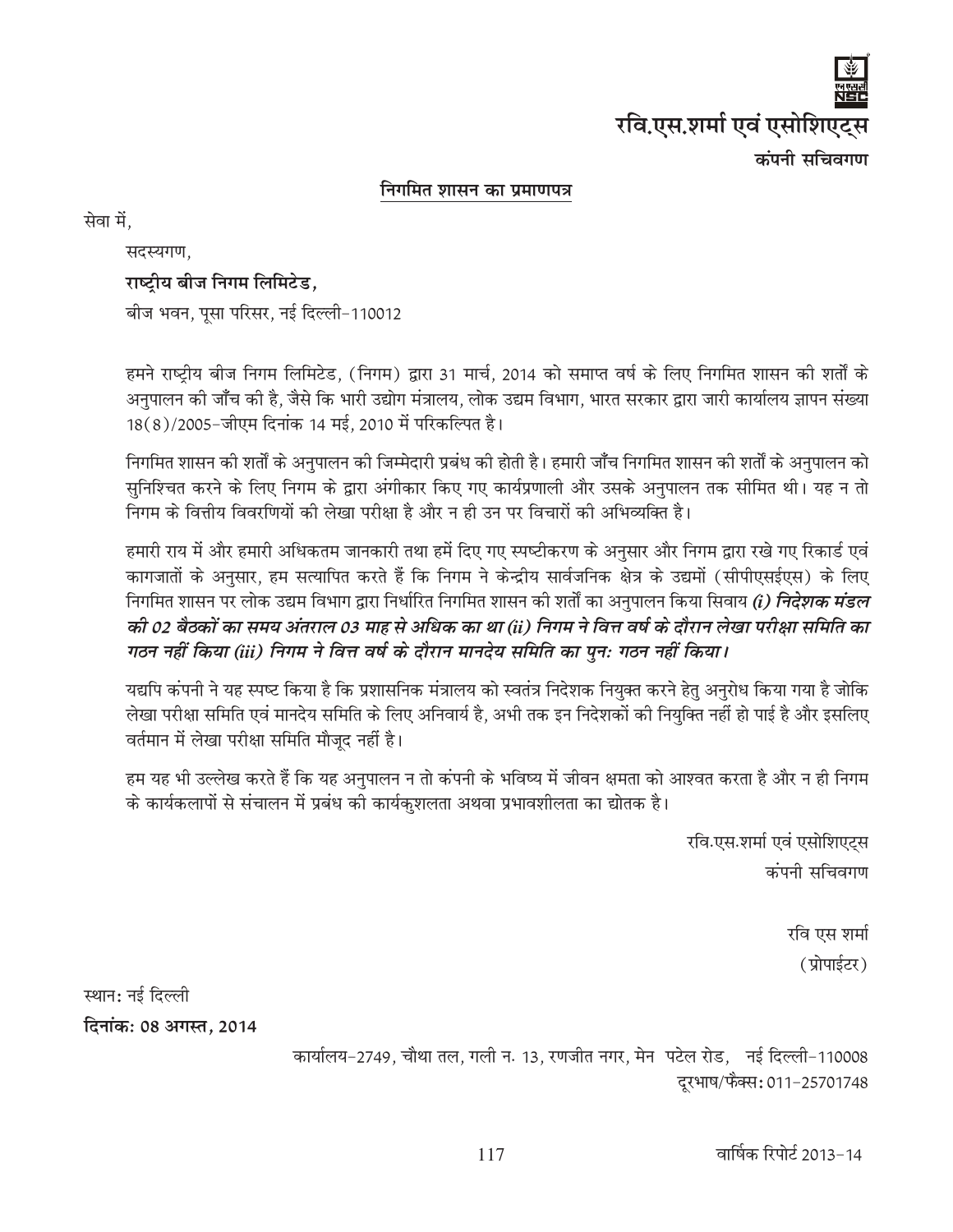# रवि.एस.शर्मा एवं एसोशिएट्स

**कंपनी सचिवगण**

## निगमित शासन का प्रमाणपत्र

सेवा में,

सदस्यगण,

**राष्ट्रीय बीज निगम लिमिटेड,**

बीज भवन, पूसा परिसर, नई दिल्ली-110012

हमने राष्ट्रीय बीज निगम लिमिटेड, (निगम) द्वारा 31 मार्च, 2014 को समाप्त वर्ष के लिए निगमित शासन की शर्तों के अनुपालन की जाँच की है, जैसे कि भारी उद्योग मंत्रालय, लोक उद्यम विभाग, भारत सरकार द्वारा जारी कार्यालय ज्ञापन संख्या 18(8)/2005-जीएम दिनांक 14 मई, 2010 में परिकल्पित है।

निगमित शासन की शर्तों के अनुपालन की जिम्मेदारी प्रबंध की होती है। हमारी जाँच निगमित शासन की शर्तों के अनुपालन को सुनिश्चित करने के लिए निगम के द्वारा अंगीकार किए गए कार्यप्रणाली और उसके अनुपालन तक सीमित थी। यह न तो निगम के वित्तीय विवरणियों की लेखा परीक्षा है और न ही उन पर विचारों की अभिव्यक्ति है।

हमारी राय में और हमारी अधिकतम जानकारी तथा हमें दिए गए स्पष्टीकरण के अनुसार और निगम द्वारा रखे गए रिकार्ड एवं कागजातों के अनुसार, हम सत्यापित करते हैं कि निगम ने केन्द्रीय सार्वजनिक क्षेत्र के उद्यमों (सीपीएसईएस) के लिए निगमित शासन पर लोक उद्यम विभाग द्वारा निर्धारित निगमित शासन की शर्तों का अनुपालन किया सिवाय ***(i) निदेशक मंडल की 02 बैठकों का समय अंतराल 03 माह से अधिक का था (ii) निगम ने वित्त वर्ष के दौरान लेखा परीक्षा समिति का गठन नहीं किया (iii) निगम ने वित्त वर्ष के दौरान मानदेय समिति का पुनः गठन नहीं किया।***

यद्यपि कंपनी ने यह स्पष्ट किया है कि प्रशासनिक मंत्रालय को स्वतंत्र निदेशक नियुक्त करने हेतु अनुरोध किया गया है जोकि लेखा परीक्षा समिति एवं मानदेय समिति के लिए अनिवार्य है, अभी तक इन निदेशकों की नियुक्ति नहीं हो पाई है और इसलिए वर्तमान में लेखा परीक्षा समिति मौजूद नहीं है।

हम यह भी उल्लेख करते हैं कि यह अनुपालन न तो कंपनी के भविष्य में जीवन क्षमता को आश्वत करता है और न ही निगम के कार्यकलापों से संचालन में प्रबंध की कार्यकुशलता अथवा प्रभावशीलता का द्योतक है।

रवि.एस.शर्मा एवं एसोशिएट्स
कंपनी सचिवगण

रवि एस शर्मा
(प्रोपाईटर)

स्थान: नई दिल्ली

**दिनांक: 08 अगस्त, 2014**

कार्यालय-2749, चौथा तल, गली न. 13, रणजीत नगर, मेन पटेल रोड, नई दिल्ली-110008
दूरभाष/फैक्स: 011-25701748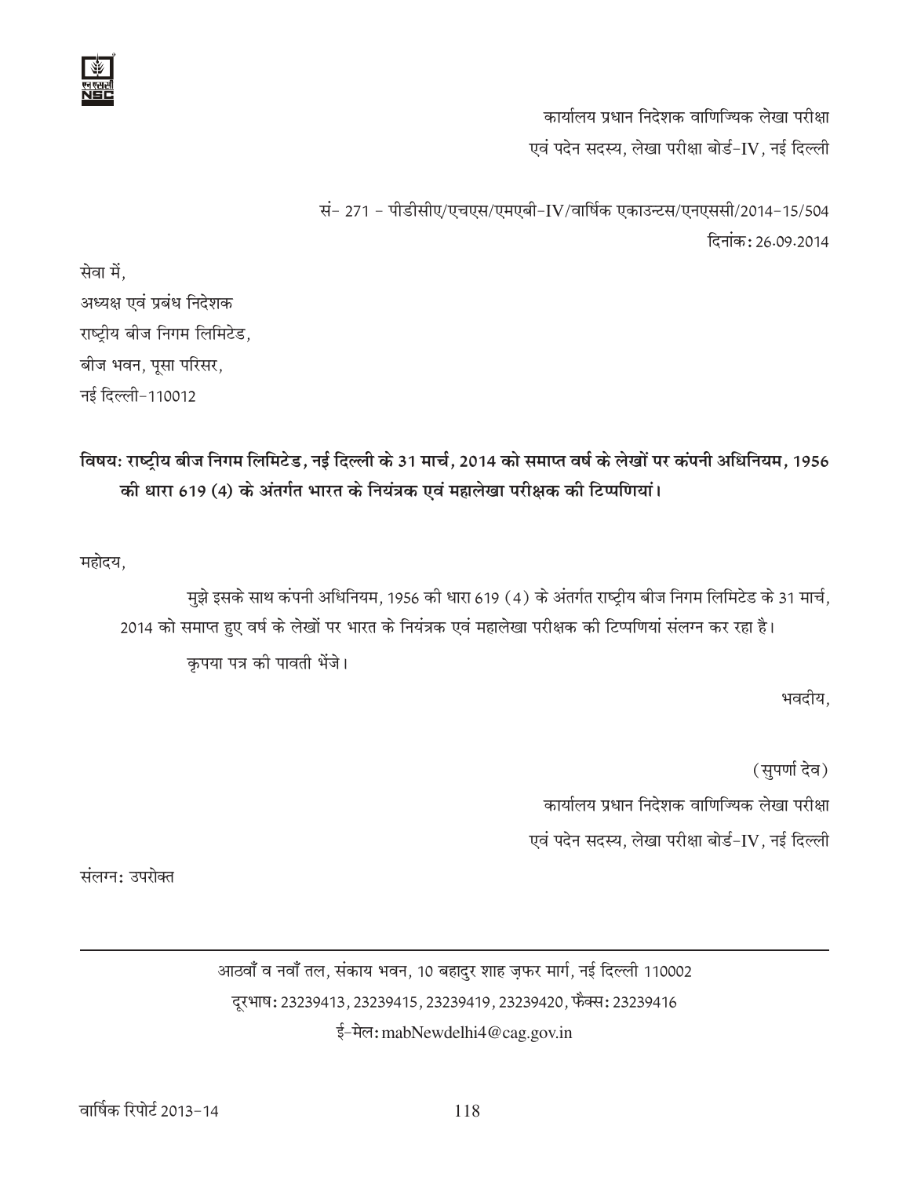कार्यालय प्रधान निदेशक वाणिज्यिक लेखा परीक्षा
एवं पदेन सदस्य, लेखा परीक्षा बोर्ड-IV, नई दिल्ली

सं- 271 - पीडीसीए/एचएस/एमएबी-IV/वार्षिक एकाउन्टस/एनएससी/2014-15/504
दिनांक: 26.09.2014

सेवा में,
अध्यक्ष एवं प्रबंध निदेशक
राष्ट्रीय बीज निगम लिमिटेड,
बीज भवन, पूसा परिसर,
नई दिल्ली-110012

**विषय: राष्ट्रीय बीज निगम लिमिटेड, नई दिल्ली के 31 मार्च, 2014 को समाप्त वर्ष के लेखों पर कंपनी अधिनियम, 1956 की धारा 619 (4) के अंतर्गत भारत के नियंत्रक एवं महालेखा परीक्षक की टिप्पणियां।**

महोदय,

मुझे इसके साथ कंपनी अधिनियम, 1956 की धारा 619 (4) के अंतर्गत राष्ट्रीय बीज निगम लिमिटेड के 31 मार्च, 2014 को समाप्त हुए वर्ष के लेखों पर भारत के नियंत्रक एवं महालेखा परीक्षक की टिप्पणियां संलग्न कर रहा है।

कृपया पत्र की पावती भेंजे।

भवदीय,

(सुपर्णा देव)
कार्यालय प्रधान निदेशक वाणिज्यिक लेखा परीक्षा
एवं पदेन सदस्य, लेखा परीक्षा बोर्ड-IV, नई दिल्ली

संलग्न: उपरोक्त

---

आठवाँ व नवाँ तल, संकाय भवन, 10 बहादुर शाह ज़फर मार्ग, नई दिल्ली 110002
दूरभाष: 23239413, 23239415, 23239419, 23239420, फैक्स: 23239416
ई-मेल: mabNewdelhi4@cag.gov.in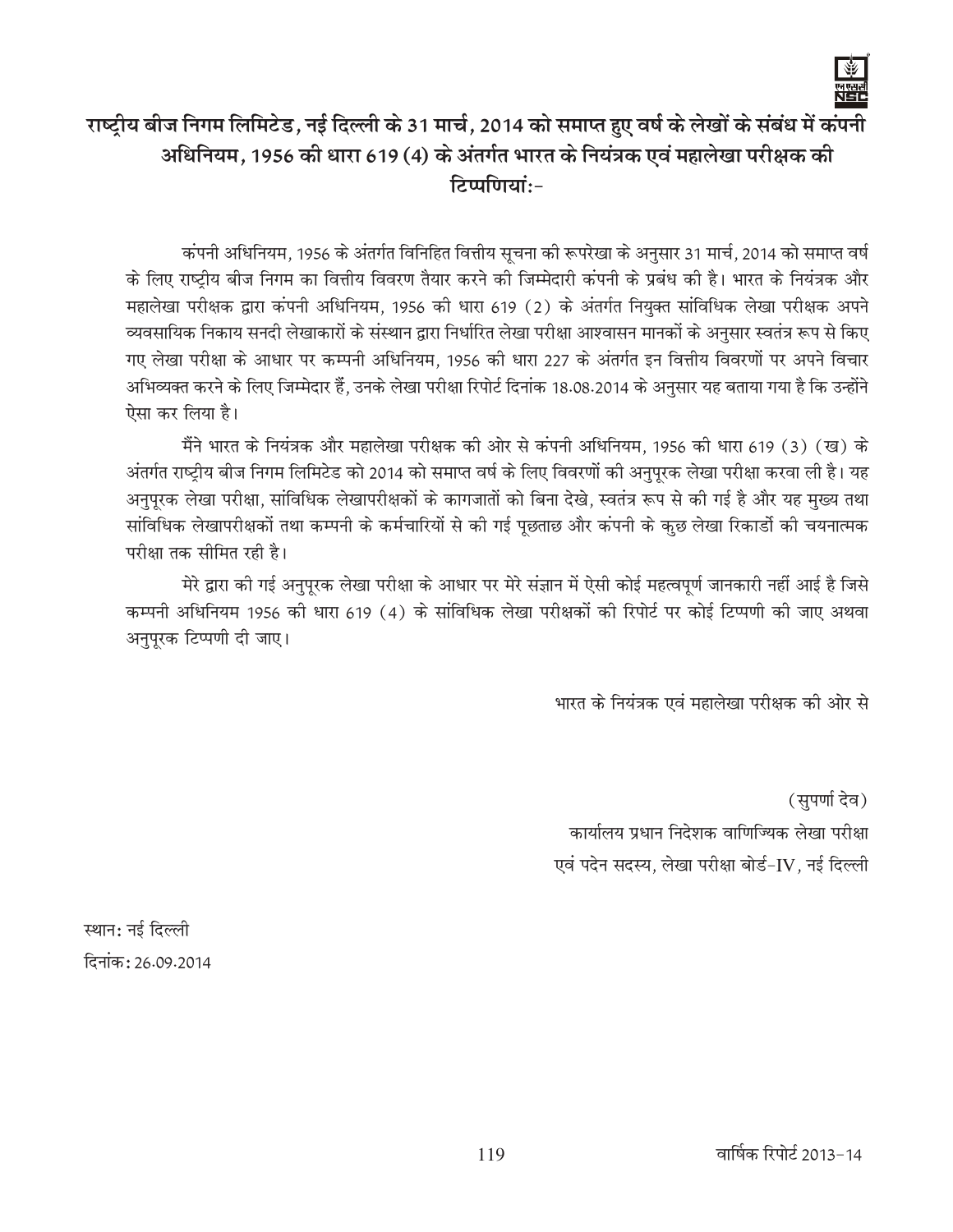## राष्ट्रीय बीज निगम लिमिटेड, नई दिल्ली के 31 मार्च, 2014 को समाप्त हुए वर्ष के लेखों के संबंध में कंपनी अधिनियम, 1956 की धारा 619 (4) के अंतर्गत भारत के नियंत्रक एवं महालेखा परीक्षक की टिप्पणियां:-

कंपनी अधिनियम, 1956 के अंतर्गत विनिहित वित्तीय सूचना की रूपरेखा के अनुसार 31 मार्च, 2014 को समाप्त वर्ष के लिए राष्ट्रीय बीज निगम का वित्तीय विवरण तैयार करने की जिम्मेदारी कंपनी के प्रबंध की है। भारत के नियंत्रक और महालेखा परीक्षक द्वारा कंपनी अधिनियम, 1956 की धारा 619 (2) के अंतर्गत नियुक्त सांविधिक लेखा परीक्षक अपने व्यवसायिक निकाय सनदी लेखाकारों के संस्थान द्वारा निर्धारित लेखा परीक्षा आश्वासन मानकों के अनुसार स्वतंत्र रूप से किए गए लेखा परीक्षा के आधार पर कम्पनी अधिनियम, 1956 की धारा 227 के अंतर्गत इन वित्तीय विवरणों पर अपने विचार अभिव्यक्त करने के लिए जिम्मेदार हैं, उनके लेखा परीक्षा रिपोर्ट दिनांक 18.08.2014 के अनुसार यह बताया गया है कि उन्होंने ऐसा कर लिया है।

मैंने भारत के नियंत्रक और महालेखा परीक्षक की ओर से कंपनी अधिनियम, 1956 की धारा 619 (3) (ख) के अंतर्गत राष्ट्रीय बीज निगम लिमिटेड को 2014 को समाप्त वर्ष के लिए विवरणों की अनुपूरक लेखा परीक्षा करवा ली है। यह अनुपूरक लेखा परीक्षा, सांविधिक लेखापरीक्षकों के कागजातों को बिना देखे, स्वतंत्र रूप से की गई है और यह मुख्य तथा सांविधिक लेखापरीक्षकों तथा कम्पनी के कर्मचारियों से की गई पूछताछ और कंपनी के कुछ लेखा रिकार्डो की चयनात्मक परीक्षा तक सीमित रही है।

मेरे द्वारा की गई अनुपूरक लेखा परीक्षा के आधार पर मेरे संज्ञान में ऐसी कोई महत्वपूर्ण जानकारी नहीं आई है जिसे कम्पनी अधिनियम 1956 की धारा 619 (4) के सांविधिक लेखा परीक्षकों की रिपोर्ट पर कोई टिप्पणी की जाए अथवा अनुपूरक टिप्पणी दी जाए।

भारत के नियंत्रक एवं महालेखा परीक्षक की ओर से

(सुपर्णा देव)
कार्यालय प्रधान निदेशक वाणिज्यिक लेखा परीक्षा
एवं पदेन सदस्य, लेखा परीक्षा बोर्ड-IV, नई दिल्ली

स्थान: नई दिल्ली
दिनांक: 26.09.2014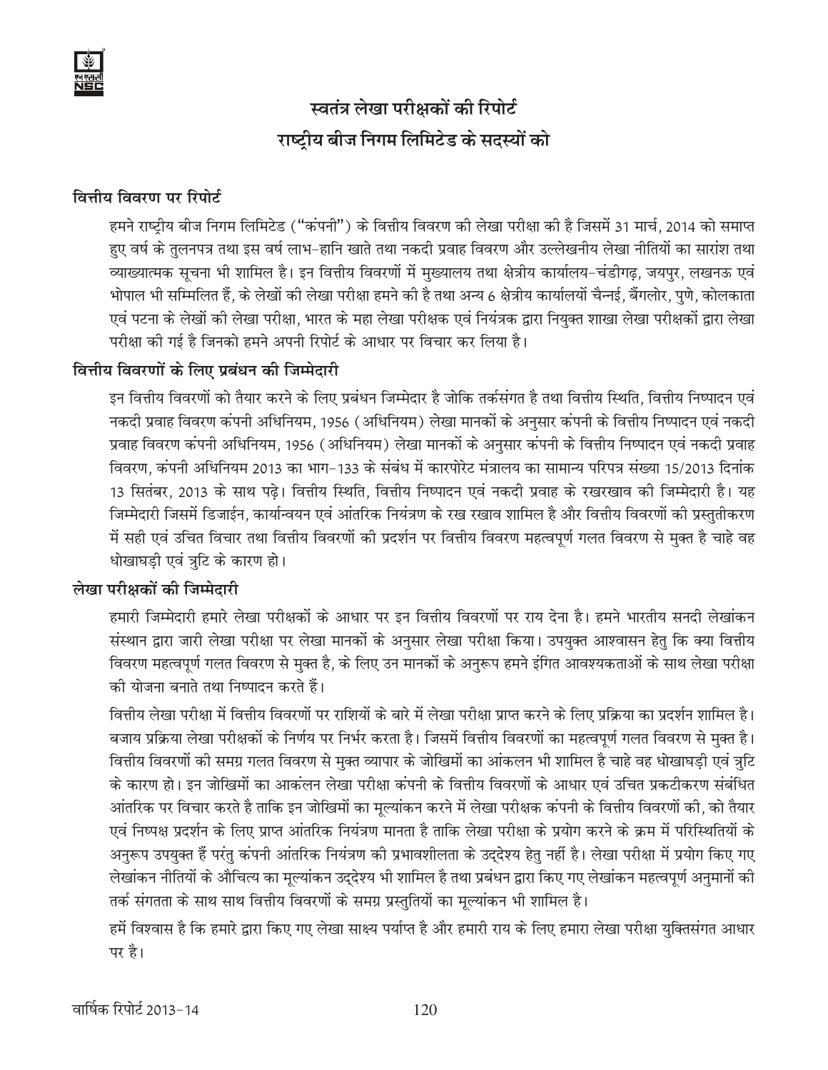# स्वतंत्र लेखा परीक्षकों की रिपोर्ट

# राष्ट्रीय बीज निगम लिमिटेड के सदस्यों को

## वित्तीय विवरण पर रिपोर्ट

हमने राष्ट्रीय बीज निगम लिमिटेड ("कंपनी") के वित्तीय विवरण की लेखा परीक्षा की है जिसमें 31 मार्च, 2014 को समाप्त हुए वर्ष के तुलनपत्र तथा इस वर्ष लाभ-हानि खाते तथा नकदी प्रवाह विवरण और उल्लेखनीय लेखा नीतियों का सारांश तथा व्याख्यात्मक सूचना भी शामिल है। इन वित्तीय विवरणों में मुख्यालय तथा क्षेत्रीय कार्यालय-चंडीगढ़, जयपुर, लखनऊ एवं भोपाल भी सम्मिलित हैं, के लेखों की लेखा परीक्षा हमने की है तथा अन्य 6 क्षेत्रीय कार्यालयों चैन्नई, बैंगलोर, पुणे, कोलकाता एवं पटना के लेखों की लेखा परीक्षा, भारत के महा लेखा परीक्षक एवं नियंत्रक द्वारा नियुक्त शाखा लेखा परीक्षकों द्वारा लेखा परीक्षा की गई है जिनको हमने अपनी रिपोर्ट के आधार पर विचार कर लिया है।

## वित्तीय विवरणों के लिए प्रबंधन की जिम्मेदारी

इन वित्तीय विवरणों को तैयार करने के लिए प्रबंधन जिम्मेदार है जोकि तर्कसंगत है तथा वित्तीय स्थिति, वित्तीय निष्पादन एवं नकदी प्रवाह विवरण कंपनी अधिनियम, 1956 (अधिनियम) लेखा मानकों के अनुसार कंपनी के वित्तीय निष्पादन एवं नकदी प्रवाह विवरण कंपनी अधिनियम, 1956 (अधिनियम) लेखा मानकों के अनुसार कंपनी के वित्तीय निष्पादन एवं नकदी प्रवाह विवरण, कंपनी अधिनियम 2013 का भाग-133 के संबंध में कारपोरेट मंत्रालय का सामान्य परिपत्र संख्या 15/2013 दिनांक 13 सितंबर, 2013 के साथ पढ़े। वित्तीय स्थिति, वित्तीय निष्पादन एवं नकदी प्रवाह के रखरखाव की जिम्मेदारी है। यह जिम्मेदारी जिसमें डिजाईन, कार्यान्वयन एवं आंतरिक नियंत्रण के रख रखाव शामिल है और वित्तीय विवरणों की प्रस्तुतीकरण में सही एवं उचित विचार तथा वित्तीय विवरणों की प्रदर्शन पर वित्तीय विवरण महत्वपूर्ण गलत विवरण से मुक्त है चाहे वह धोखाधड़ी एवं त्रुटि के कारण हो।

## लेखा परीक्षकों की जिम्मेदारी

हमारी जिम्मेदारी हमारे लेखा परीक्षकों के आधार पर इन वित्तीय विवरणों पर राय देना है। हमने भारतीय सनदी लेखांकन संस्थान द्वारा जारी लेखा परीक्षा पर लेखा मानकों के अनुसार लेखा परीक्षा किया। उपयुक्त आश्वासन हेतु कि क्या वित्तीय विवरण महत्वपूर्ण गलत विवरण से मुक्त है, के लिए उन मानकों के अनुरूप हमने इंगित आवश्यकताओं के साथ लेखा परीक्षा की योजना बनाते तथा निष्पादन करते हैं।

वित्तीय लेखा परीक्षा में वित्तीय विवरणों पर राशियों के बारे में लेखा परीक्षा प्राप्त करने के लिए प्रक्रिया का प्रदर्शन शामिल है। बजाय प्रक्रिया लेखा परीक्षकों के निर्णय पर निर्भर करता है। जिसमें वित्तीय विवरणों का महत्वपूर्ण गलत विवरण से मुक्त है। वित्तीय विवरणों की समग्र गलत विवरण से मुक्त व्यापार के जोखिमों का आंकलन भी शामिल है चाहे वह धोखाधड़ी एवं त्रुटि के कारण हो। इन जोखिमों का आकंलन लेखा परीक्षा कंपनी के वित्तीय विवरणों के आधार एवं उचित प्रकटीकरण संबंधित आंतरिक पर विचार करते है ताकि इन जोखिमों का मूल्यांकन करने में लेखा परीक्षक कंपनी के वित्तीय विवरणों की, को तैयार एवं निष्पक्ष प्रदर्शन के लिए प्राप्त आंतरिक नियंत्रण मानता है ताकि लेखा परीक्षा के प्रयोग करने के क्रम में परिस्थितियों के अनुरूप उपयुक्त हैं परंतु कंपनी आंतरिक नियंत्रण की प्रभावशीलता के उद्देश्य हेतु नहीं है। लेखा परीक्षा में प्रयोग किए गए लेखांकन नीतियों के औचित्य का मूल्यांकन उद्देश्य भी शामिल है तथा प्रबंधन द्वारा किए गए लेखांकन महत्वपूर्ण अनुमानों की तर्क संगतता के साथ साथ वित्तीय विवरणों के समग्र प्रस्तुतियों का मूल्यांकन भी शामिल है।

हमें विश्वास है कि हमारे द्वारा किए गए लेखा साक्ष्य पर्याप्त है और हमारी राय के लिए हमारा लेखा परीक्षा युक्तिसंगत आधार पर है।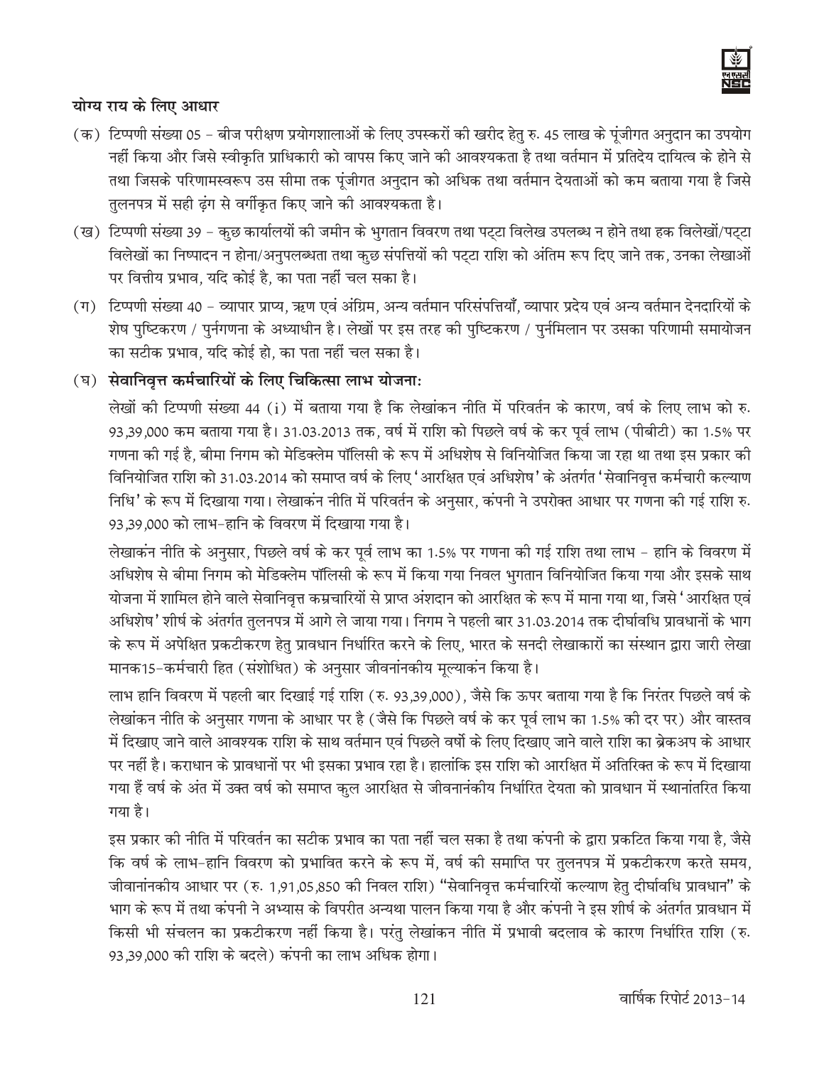### योग्य राय के लिए आधार

(क) टिप्पणी संख्या 05 – बीज परीक्षण प्रयोगशालाओं के लिए उपस्करों की खरीद हेतु रु. 45 लाख के पूंजीगत अनुदान का उपयोग नहीं किया और जिसे स्वीकृति प्राधिकारी को वापस किए जाने की आवश्यकता है तथा वर्तमान में प्रतिदेय दायित्व के होने से तथा जिसके परिणामस्वरूप उस सीमा तक पूंजीगत अनुदान को अधिक तथा वर्तमान देयताओं को कम बताया गया है जिसे तुलनपत्र में सही ढ़ंग से वर्गीकृत किए जाने की आवश्यकता है।

(ख) टिप्पणी संख्या 39 – कुछ कार्यालयों की जमीन के भुगतान विवरण तथा पट्टा विलेख उपलब्ध न होने तथा हक विलेखों/पट्टा विलेखों का निष्पादन न होना/अनुपलब्धता तथा कुछ संपत्तियों की पट्टा राशि को अंतिम रूप दिए जाने तक, उनका लेखाओं पर वित्तीय प्रभाव, यदि कोई है, का पता नहीं चल सका है।

(ग) टिप्पणी संख्या 40 – व्यापार प्राप्य, ऋण एवं अंग्रिम, अन्य वर्तमान परिसंपत्तियाँ, व्यापार प्रदेय एवं अन्य वर्तमान देनदारियों के शेष पुष्टिकरण / पुर्नगणना के अध्याधीन है। लेखों पर इस तरह की पुष्टिकरण / पुर्नमिलान पर उसका परिणामी समायोजन का सटीक प्रभाव, यदि कोई हो, का पता नहीं चल सका है।

(घ) **सेवानिवृत्त कर्मचारियों के लिए चिकित्सा लाभ योजनाः**

लेखों की टिप्पणी संख्या 44 (i) में बताया गया है कि लेखांकन नीति में परिवर्तन के कारण, वर्ष के लिए लाभ को रु. 93,39,000 कम बताया गया है। 31.03.2013 तक, वर्ष में राशि को पिछले वर्ष के कर पूर्व लाभ (पीबीटी) का 1.5% पर गणना की गई है, बीमा निगम को मेडिक्लेम पॉलिसी के रूप में अधिशेष से विनियोजित किया जा रहा था तथा इस प्रकार की विनियोजित राशि को 31.03.2014 को समाप्त वर्ष के लिए 'आरक्षित एवं अधिशेष' के अंतर्गत 'सेवानिवृत्त कर्मचारी कल्याण निधि' के रूप में दिखाया गया। लेखाकंन नीति में परिवर्तन के अनुसार, कंपनी ने उपरोक्त आधार पर गणना की गई राशि रु. 93,39,000 को लाभ-हानि के विवरण में दिखाया गया है।

लेखाकंन नीति के अनुसार, पिछले वर्ष के कर पूर्व लाभ का 1.5% पर गणना की गई राशि तथा लाभ – हानि के विवरण में अधिशेष से बीमा निगम को मेडिक्लेम पॉलिसी के रूप में किया गया निवल भुगतान विनियोजित किया गया और इसके साथ योजना में शामिल होने वाले सेवानिवृत्त कम्रचारियों से प्राप्त अंशदान को आरक्षित के रूप में माना गया था, जिसे 'आरक्षित एवं अधिशेष' शीर्ष के अंतर्गत तुलनपत्र में आगे ले जाया गया। निगम ने पहली बार 31.03.2014 तक दीर्घावधि प्रावधानों के भाग के रूप में अपेक्षित प्रकटीकरण हेतु प्रावधान निर्धारित करने के लिए, भारत के सनदी लेखाकारों का संस्थान द्वारा जारी लेखा मानक15-कर्मचारी हित (संशोधित) के अनुसार जीवनांनकीय मूल्याकंन किया है।

लाभ हानि विवरण में पहली बार दिखाई गई राशि (रु. 93,39,000), जैसे कि ऊपर बताया गया है कि निरंतर पिछले वर्ष के लेखांकन नीति के अनुसार गणना के आधार पर है (जैसे कि पिछले वर्ष के कर पूर्व लाभ का 1.5% की दर पर) और वास्तव में दिखाए जाने वाले आवश्यक राशि के साथ वर्तमान एवं पिछले वर्षो के लिए दिखाए जाने वाले राशि का ब्रेकअप के आधार पर नहीं है। कराधान के प्रावधानों पर भी इसका प्रभाव रहा है। हालांकि इस राशि को आरक्षित में अतिरिक्त के रूप में दिखाया गया हैं वर्ष के अंत में उक्त वर्ष को समाप्त कुल आरक्षित से जीवनानंकीय निर्धारित देयता को प्रावधान में स्थानांतरित किया गया है।

इस प्रकार की नीति में परिवर्तन का सटीक प्रभाव का पता नहीं चल सका है तथा कंपनी के द्वारा प्रकटित किया गया है, जैसे कि वर्ष के लाभ-हानि विवरण को प्रभावित करने के रूप में, वर्ष की समाप्ति पर तुलनपत्र में प्रकटीकरण करते समय, जीवानांनकीय आधार पर (रु. 1,91,05,850 की निवल राशि) "सेवानिवृत्त कर्मचारियों कल्याण हेतु दीर्घावधि प्रावधान" के भाग के रूप में तथा कंपनी ने अभ्यास के विपरीत अन्यथा पालन किया गया है और कंपनी ने इस शीर्ष के अंतर्गत प्रावधान में किसी भी संचलन का प्रकटीकरण नहीं किया है। परंतु लेखाकंन नीति में प्रभावी बदलाव के कारण निर्धारित राशि (रु. 93,39,000 की राशि के बदले) कंपनी का लाभ अधिक होगा।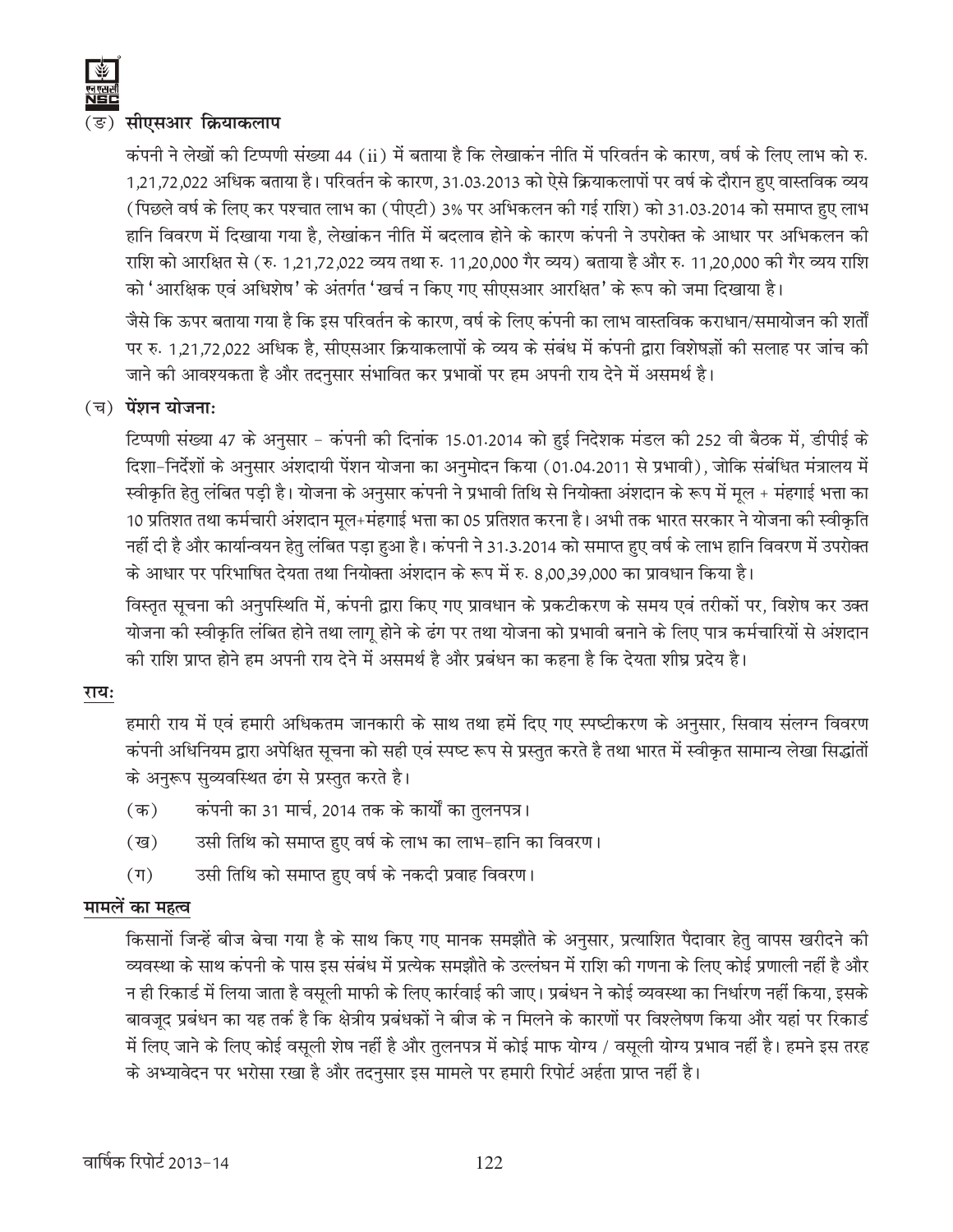(ङ) **सीएसआर क्रियाकलाप**

कंपनी ने लेखों की टिप्पणी संख्या 44 (ii) में बताया है कि लेखाकंन नीति में परिवर्तन के कारण, वर्ष के लिए लाभ को रु. 1,21,72,022 अधिक बताया है। परिवर्तन के कारण, 31.03.2013 को ऐसे क्रियाकलापों पर वर्ष के दौरान हुए वास्तविक व्यय (पिछले वर्ष के लिए कर पश्चात लाभ का (पीएटी) 3% पर अभिकलन की गई राशि) को 31.03.2014 को समाप्त हुए लाभ हानि विवरण में दिखाया गया है, लेखांकन नीति में बदलाव होने के कारण कंपनी ने उपरोक्त के आधार पर अभिकलन की राशि को आरक्षित से (रु. 1,21,72,022 व्यय तथा रु. 11,20,000 गैर व्यय) बताया है और रु. 11,20,000 की गैर व्यय राशि को 'आरक्षिक एवं अधिशेष' के अंतर्गत 'खर्च न किए गए सीएसआर आरक्षित' के रूप को जमा दिखाया है।

जैसे कि ऊपर बताया गया है कि इस परिवर्तन के कारण, वर्ष के लिए कंपनी का लाभ वास्तविक कराधान/समायोजन की शर्तों पर रु. 1,21,72,022 अधिक है, सीएसआर क्रियाकलापों के व्यय के संबंध में कंपनी द्वारा विशेषज्ञों की सलाह पर जांच की जाने की आवश्यकता है और तदनुसार संभावित कर प्रभावों पर हम अपनी राय देने में असमर्थ है।

(च) **पेंशन योजना:**

टिप्पणी संख्या 47 के अनुसार - कंपनी की दिनांक 15.01.2014 को हुई निदेशक मंडल की 252 वी बैठक में, डीपीई के दिशा-निर्देशों के अनुसार अंशदायी पेंशन योजना का अनुमोदन किया (01.04.2011 से प्रभावी), जोकि संबंधित मंत्रालय में स्वीकृति हेतु लंबित पड़ी है। योजना के अनुसार कंपनी ने प्रभावी तिथि से नियोक्ता अंशदान के रूप में मूल + मंहगाई भत्ता का 10 प्रतिशत तथा कर्मचारी अंशदान मूल+मंहगाई भत्ता का 05 प्रतिशत करना है। अभी तक भारत सरकार ने योजना की स्वीकृति नहीं दी है और कार्यान्वयन हेतु लंबित पड़ा हुआ है। कंपनी ने 31.3.2014 को समाप्त हुए वर्ष के लाभ हानि विवरण में उपरोक्त के आधार पर परिभाषित देयता तथा नियोक्ता अंशदान के रूप में रु. 8,00,39,000 का प्रावधान किया है।

विस्तृत सूचना की अनुपस्थिति में, कंपनी द्वारा किए गए प्रावधान के प्रकटीकरण के समय एवं तरीकों पर, विशेष कर उक्त योजना की स्वीकृति लंबित होने तथा लागू होने के ढंग पर तथा योजना को प्रभावी बनाने के लिए पात्र कर्मचारियों से अंशदान की राशि प्राप्त होने हम अपनी राय देने में असमर्थ है और प्रबंधन का कहना है कि देयता शीघ्र प्रदेय है।

**राय:**

हमारी राय में एवं हमारी अधिकतम जानकारी के साथ तथा हमें दिए गए स्पष्टीकरण के अनुसार, सिवाय संलग्न विवरण कंपनी अधिनियम द्वारा अपेक्षित सूचना को सही एवं स्पष्ट रूप से प्रस्तुत करते है तथा भारत में स्वीकृत सामान्य लेखा सिद्धांतों के अनुरूप सुव्यवस्थित ढंग से प्रस्तुत करते है।

(क) कंपनी का 31 मार्च, 2014 तक के कार्यों का तुलनपत्र।

(ख) उसी तिथि को समाप्त हुए वर्ष के लाभ का लाभ-हानि का विवरण।

(ग) उसी तिथि को समाप्त हुए वर्ष के नकदी प्रवाह विवरण।

**मामलें का महत्व**

किसानों जिन्हें बीज बेचा गया है के साथ किए गए मानक समझौते के अनुसार, प्रत्याशित पैदावार हेतु वापस खरीदने की व्यवस्था के साथ कंपनी के पास इस संबंध में प्रत्येक समझौते के उल्लंघन में राशि की गणना के लिए कोई प्रणाली नहीं है और न ही रिकार्ड में लिया जाता है वसूली माफी के लिए कार्रवाई की जाए। प्रबंधन ने कोई व्यवस्था का निर्धारण नहीं किया, इसके बावजूद प्रबंधन का यह तर्क है कि क्षेत्रीय प्रबंधकों ने बीज के न मिलने के कारणों पर विश्लेषण किया और यहां पर रिकार्ड में लिए जाने के लिए कोई वसूली शेष नहीं है और तुलनपत्र में कोई माफ योग्य / वसूली योग्य प्रभाव नहीं है। हमने इस तरह के अभ्यावेदन पर भरोसा रखा है और तदनुसार इस मामले पर हमारी रिपोर्ट अर्हता प्राप्त नहीं है।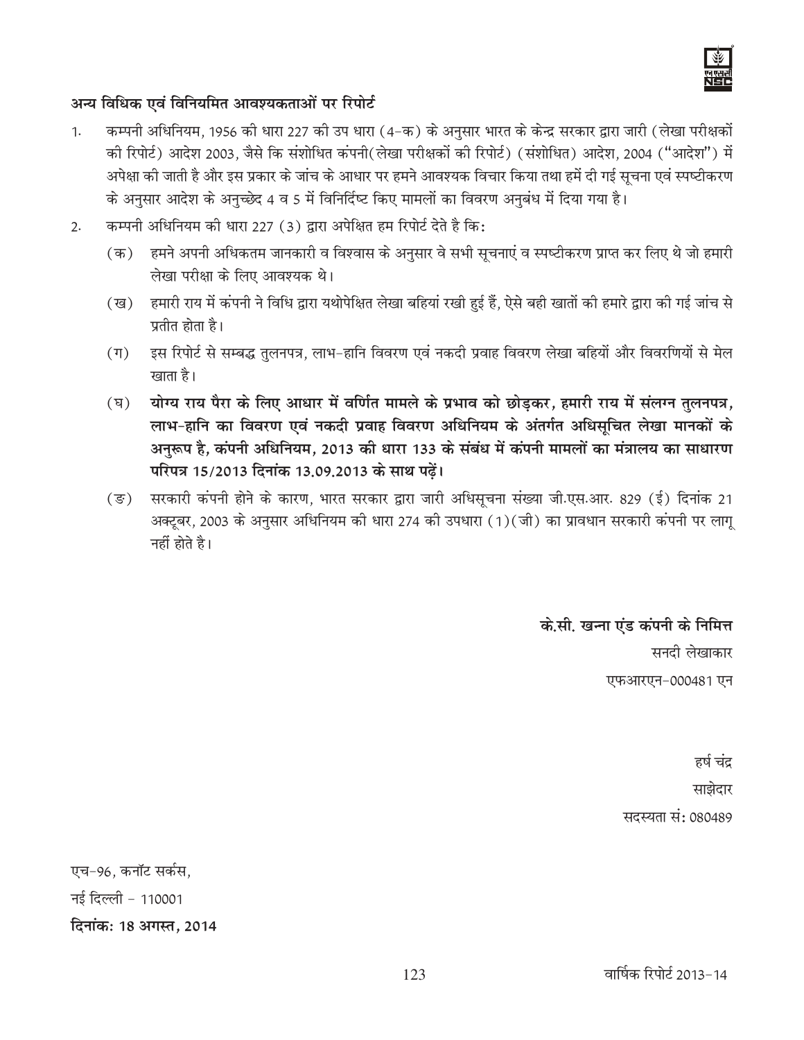## अन्य विधिक एवं विनियमित आवश्यकताओं पर रिपोर्ट

1. कम्पनी अधिनियम, 1956 की धारा 227 की उप धारा (4-क) के अनुसार भारत के केन्द्र सरकार द्वारा जारी (लेखा परीक्षकों की रिपोर्ट) आदेश 2003, जैसे कि संशोधित कंपनी(लेखा परीक्षकों की रिपोर्ट) (संशोधित) आदेश, 2004 ("आदेश") में अपेक्षा की जाती है और इस प्रकार के जांच के आधार पर हमने आवश्यक विचार किया तथा हमें दी गई सूचना एवं स्पष्टीकरण के अनुसार आदेश के अनुच्छेद 4 व 5 में विनिर्दिष्ट किए मामलों का विवरण अनुबंध में दिया गया है।

2. कम्पनी अधिनियम की धारा 227 (3) द्वारा अपेक्षित हम रिपोर्ट देते है कि:

   (क) हमने अपनी अधिकतम जानकारी व विश्वास के अनुसार वे सभी सूचनाएं व स्पष्टीकरण प्राप्त कर लिए थे जो हमारी लेखा परीक्षा के लिए आवश्यक थे।

   (ख) हमारी राय में कंपनी ने विधि द्वारा यथोपेक्षित लेखा बहियां रखी हुई हैं, ऐसे बही खातों की हमारे द्वारा की गई जांच से प्रतीत होता है।

   (ग) इस रिपोर्ट से सम्बद्ध तुलनपत्र, लाभ-हानि विवरण एवं नकदी प्रवाह विवरण लेखा बहियों और विवरणियों से मेल खाता है।

   (घ) **योग्य राय पैरा के लिए आधार में वर्णित मामले के प्रभाव को छोड़कर, हमारी राय में संलग्न तुलनपत्र, लाभ-हानि का विवरण एवं नकदी प्रवाह विवरण अधिनियम के अंतर्गत अधिसूचित लेखा मानकों के अनुरूप है, कंपनी अधिनियम, 2013 की धारा 133 के संबंध में कंपनी मामलों का मंत्रालय का साधारण परिपत्र 15/2013 दिनांक 13.09.2013 के साथ पढ़ें।**

   (ङ) सरकारी कंपनी होने के कारण, भारत सरकार द्वारा जारी अधिसूचना संख्या जी.एस.आर. 829 (ई) दिनांक 21 अक्टूबर, 2003 के अनुसार अधिनियम की धारा 274 की उपधारा (1)(जी) का प्रावधान सरकारी कंपनी पर लागू नहीं होते है।

**के.सी. खन्ना एंड कंपनी के निमित्त**
सनदी लेखाकार
एफआरएन-000481 एन

हर्ष चंद्र
साझेदार
सदस्यता सं: 080489

एच-96, कनॉट सर्कस,
नई दिल्ली - 110001
**दिनांक: 18 अगस्त, 2014**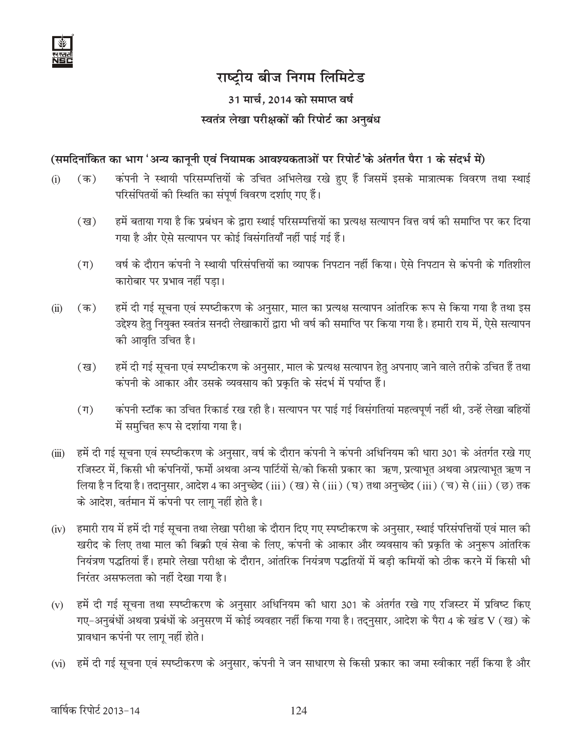# राष्ट्रीय बीज निगम लिमिटेड

## 31 मार्च, 2014 को समाप्त वर्ष

## स्वतंत्र लेखा परीक्षकों की रिपोर्ट का अनुबंध

**(समदिनांकित का भाग 'अन्य कानूनी एवं नियामक आवश्यकताओं पर रिपोर्ट' के अंतर्गत पैरा 1 के संदर्भ में)**

(i) (क) कंपनी ने स्थायी परिसम्पत्तियों के उचित अभिलेख रखे हुए हैं जिसमें इसके मात्रात्मक विवरण तथा स्थाई परिसंपितयों की स्थिति का संपूर्ण विवरण दर्शाए गए हैं।

(ख) हमें बताया गया है कि प्रबंधन के द्वारा स्थाई परिसम्पत्तियों का प्रत्यक्ष सत्यापन वित्त वर्ष की समाप्ति पर कर दिया गया है और ऐसे सत्यापन पर कोई विसंगतियाँ नहीं पाई गई हैं।

(ग) वर्ष के दौरान कंपनी ने स्थायी परिसंपत्तियों का व्यापक निपटान नहीं किया। ऐसे निपटान से कंपनी के गतिशील कारोबार पर प्रभाव नहीं पड़ा।

(ii) (क) हमें दी गई सूचना एवं स्पष्टीकरण के अनुसार, माल का प्रत्यक्ष सत्यापन आंतरिक रूप से किया गया है तथा इस उद्देश्य हेतु नियुक्त स्वतंत्र सनदी लेखाकारों द्वारा भी वर्ष की समाप्ति पर किया गया है। हमारी राय में, ऐसे सत्यापन की आवृति उचित है।

(ख) हमें दी गई सूचना एवं स्पष्टीकरण के अनुसार, माल के प्रत्यक्ष सत्यापन हेतु अपनाए जाने वाले तरीके उचित हैं तथा कंपनी के आकार और उसके व्यवसाय की प्रकृति के संदर्भ में पर्याप्त हैं।

(ग) कंपनी स्टॉक का उचित रिकार्ड रख रही है। सत्यापन पर पाई गई विसंगतियां महत्वपूर्ण नहीं थी, उन्हें लेखा बहियों में समुचित रूप से दर्शाया गया है।

(iii) हमें दी गई सूचना एवं स्पष्टीकरण के अनुसार, वर्ष के दौरान कंपनी ने कंपनी अधिनियम की धारा 301 के अंतर्गत रखे गए रजिस्टर में, किसी भी कंपनियों, फर्मो अथवा अन्य पार्टियों से/को किसी प्रकार का ऋण, प्रत्याभूत अथवा अप्रत्याभूत ऋण न लिया है न दिया है। तदानुसार, आदेश 4 का अनुच्छेद (iii) (ख) से (iii) (घ) तथा अनुच्छेद (iii) (च) से (iii) (छ) तक के आदेश, वर्तमान में कंपनी पर लागू नहीं होते है।

(iv) हमारी राय में हमें दी गई सूचना तथा लेखा परीक्षा के दौरान दिए गए स्पष्टीकरण के अनुसार, स्थाई परिसंपत्तियों एवं माल की खरीद के लिए तथा माल की बिक्री एवं सेवा के लिए, कंपनी के आकार और व्यवसाय की प्रकृति के अनुरूप आंतरिक नियंत्रण पद्धतियां हैं। हमारे लेखा परीक्षा के दौरान, आंतरिक नियंत्रण पद्धतियों में बड़ी कमियों को ठीक करने में किसी भी निरंतर असफलता को नहीं देखा गया है।

(v) हमें दी गई सूचना तथा स्पष्टीकरण के अनुसार अधिनियम की धारा 301 के अंतर्गत रखे गए रजिस्टर में प्रविष्ट किए गए-अनुबंधों अथवा प्रबंधों के अनुसरण में कोई व्यवहार नहीं किया गया है। तद्नुसार, आदेश के पैरा 4 के खंड V (ख) के प्रावधान कपंनी पर लागू नहीं होते।

(vi) हमें दी गई सूचना एवं स्पष्टीकरण के अनुसार, कंपनी ने जन साधारण से किसी प्रकार का जमा स्वीकार नहीं किया है और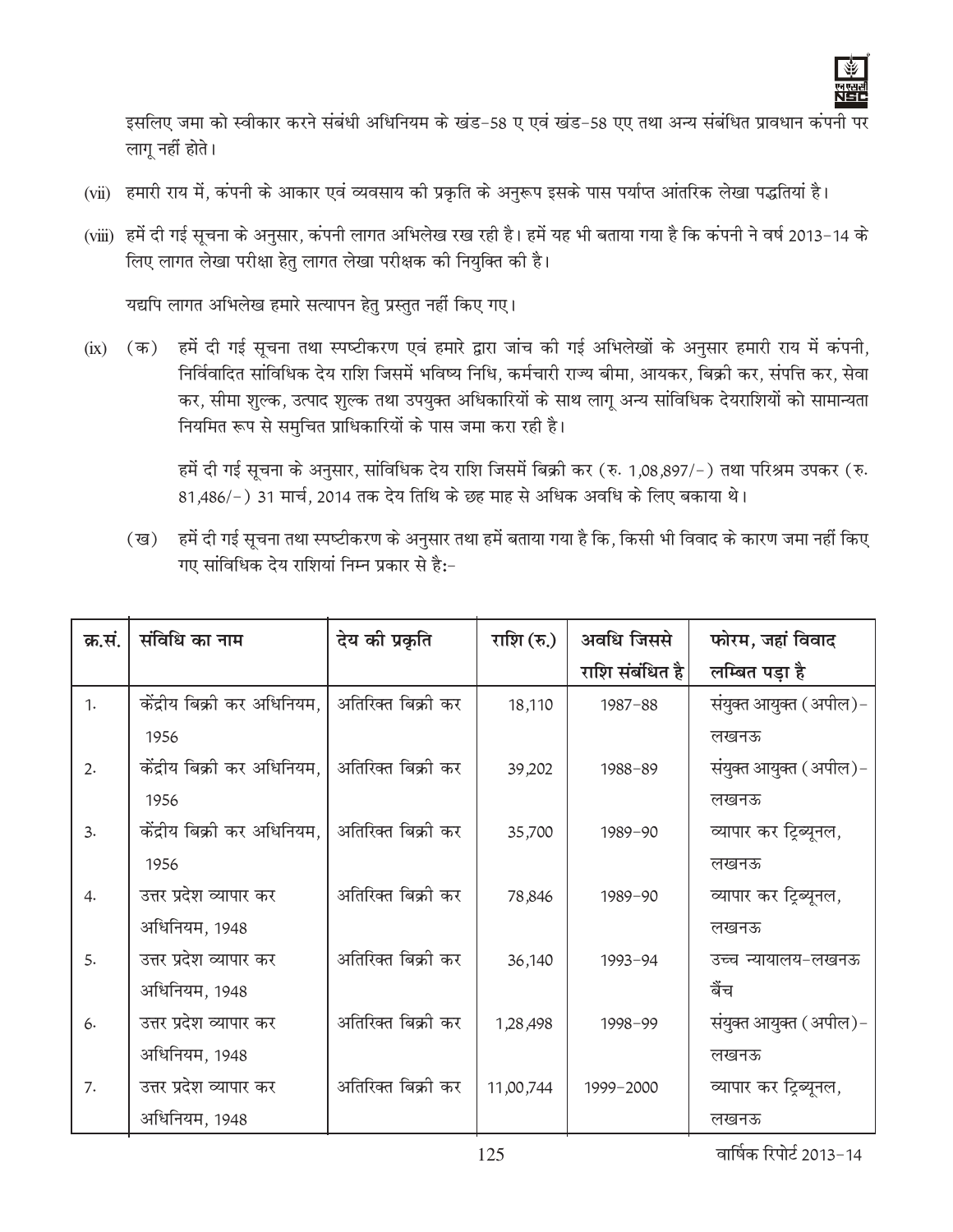इसलिए जमा को स्वीकार करने संबंधी अधिनियम के खंड-58 ए एवं खंड-58 एए तथा अन्य संबंधित प्रावधान कंपनी पर लागू नहीं होते।

(vii) हमारी राय में, कंपनी के आकार एवं व्यवसाय की प्रकृति के अनुरूप इसके पास पर्याप्त आंतरिक लेखा पद्धतियां है।

(viii) हमें दी गई सूचना के अनुसार, कंपनी लागत अभिलेख रख रही है। हमें यह भी बताया गया है कि कंपनी ने वर्ष 2013-14 के लिए लागत लेखा परीक्षा हेतु लागत लेखा परीक्षक की नियुक्ति की है।

यद्यपि लागत अभिलेख हमारे सत्यापन हेतु प्रस्तुत नहीं किए गए।

(ix) (क) हमें दी गई सूचना तथा स्पष्टीकरण एवं हमारे द्वारा जांच की गई अभिलेखों के अनुसार हमारी राय में कंपनी, निर्विवादित सांविधिक देय राशि जिसमें भविष्य निधि, कर्मचारी राज्य बीमा, आयकर, बिक्री कर, संपत्ति कर, सेवा कर, सीमा शुल्क, उत्पाद शुल्क तथा उपयुक्त अधिकारियों के साथ लागू अन्य सांविधिक देयराशियों को सामान्यता नियमित रूप से समुचित प्राधिकारियों के पास जमा करा रही है।

हमें दी गई सूचना के अनुसार, सांविधिक देय राशि जिसमें बिक्री कर (रु. 1,08,897/-) तथा परिश्रम उपकर (रु. 81,486/-) 31 मार्च, 2014 तक देय तिथि के छह माह से अधिक अवधि के लिए बकाया थे।

(ख) हमें दी गई सूचना तथा स्पष्टीकरण के अनुसार तथा हमें बताया गया है कि, किसी भी विवाद के कारण जमा नहीं किए गए सांविधिक देय राशियां निम्न प्रकार से है:-

| क्र.सं. | संविधि का नाम | देय की प्रकृति | राशि (रु.) | अवधि जिससे राशि संबंधित है | फोरम, जहां विवाद लम्बित पड़ा है |
|---|---|---|---|---|---|
| 1. | केंद्रीय बिक्री कर अधिनियम, 1956 | अतिरिक्त बिक्री कर | 18,110 | 1987-88 | संयुक्त आयुक्त (अपील)- लखनऊ |
| 2. | केंद्रीय बिक्री कर अधिनियम, 1956 | अतिरिक्त बिक्री कर | 39,202 | 1988-89 | संयुक्त आयुक्त (अपील)- लखनऊ |
| 3. | केंद्रीय बिक्री कर अधिनियम, 1956 | अतिरिक्त बिक्री कर | 35,700 | 1989-90 | व्यापार कर ट्रिब्यूनल, लखनऊ |
| 4. | उत्तर प्रदेश व्यापार कर अधिनियम, 1948 | अतिरिक्त बिक्री कर | 78,846 | 1989-90 | व्यापार कर ट्रिब्यूनल, लखनऊ |
| 5. | उत्तर प्रदेश व्यापार कर अधिनियम, 1948 | अतिरिक्त बिक्री कर | 36,140 | 1993-94 | उच्च न्यायालय-लखनऊ बैंच |
| 6. | उत्तर प्रदेश व्यापार कर अधिनियम, 1948 | अतिरिक्त बिक्री कर | 1,28,498 | 1998-99 | संयुक्त आयुक्त (अपील)- लखनऊ |
| 7. | उत्तर प्रदेश व्यापार कर अधिनियम, 1948 | अतिरिक्त बिक्री कर | 11,00,744 | 1999-2000 | व्यापार कर ट्रिब्यूनल, लखनऊ |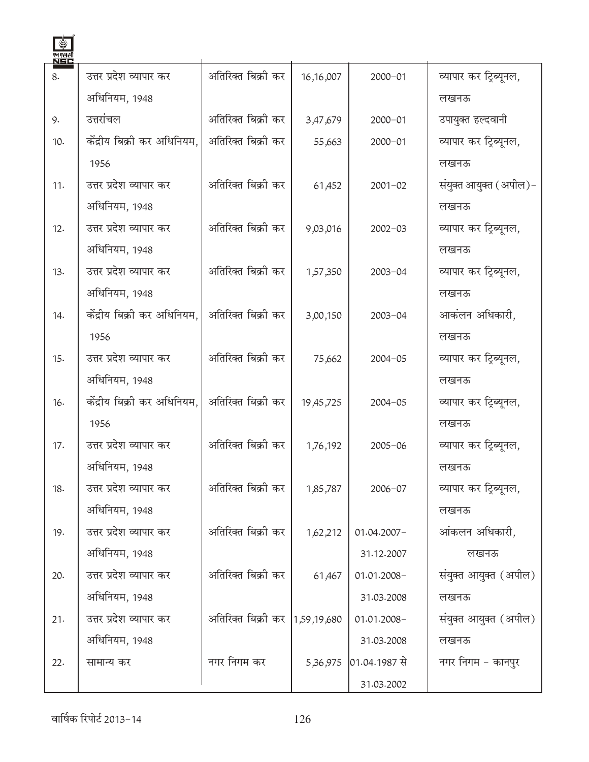| | | | | | |
|---|---|---|---|---|---|
| 8. | उत्तर प्रदेश व्यापार कर अधिनियम, 1948 | अतिरिक्त बिक्री कर | 16,16,007 | 2000–01 | व्यापार कर ट्रिब्यूनल, लखनऊ |
| 9. | उत्तरांचल | अतिरिक्त बिक्री कर | 3,47,679 | 2000–01 | उपायुक्त हल्दवानी |
| 10. | केंद्रीय बिक्री कर अधिनियम, 1956 | अतिरिक्त बिक्री कर | 55,663 | 2000–01 | व्यापार कर ट्रिब्यूनल, लखनऊ |
| 11. | उत्तर प्रदेश व्यापार कर अधिनियम, 1948 | अतिरिक्त बिक्री कर | 61,452 | 2001–02 | संयुक्त आयुक्त (अपील)- लखनऊ |
| 12. | उत्तर प्रदेश व्यापार कर अधिनियम, 1948 | अतिरिक्त बिक्री कर | 9,03,016 | 2002–03 | व्यापार कर ट्रिब्यूनल, लखनऊ |
| 13. | उत्तर प्रदेश व्यापार कर अधिनियम, 1948 | अतिरिक्त बिक्री कर | 1,57,350 | 2003–04 | व्यापार कर ट्रिब्यूनल, लखनऊ |
| 14. | केंद्रीय बिक्री कर अधिनियम, 1956 | अतिरिक्त बिक्री कर | 3,00,150 | 2003–04 | आकंलन अधिकारी, लखनऊ |
| 15. | उत्तर प्रदेश व्यापार कर अधिनियम, 1948 | अतिरिक्त बिक्री कर | 75,662 | 2004–05 | व्यापार कर ट्रिब्यूनल, लखनऊ |
| 16. | केंद्रीय बिक्री कर अधिनियम, 1956 | अतिरिक्त बिक्री कर | 19,45,725 | 2004–05 | व्यापार कर ट्रिब्यूनल, लखनऊ |
| 17. | उत्तर प्रदेश व्यापार कर अधिनियम, 1948 | अतिरिक्त बिक्री कर | 1,76,192 | 2005–06 | व्यापार कर ट्रिब्यूनल, लखनऊ |
| 18. | उत्तर प्रदेश व्यापार कर अधिनियम, 1948 | अतिरिक्त बिक्री कर | 1,85,787 | 2006–07 | व्यापार कर ट्रिब्यूनल, लखनऊ |
| 19. | उत्तर प्रदेश व्यापार कर अधिनियम, 1948 | अतिरिक्त बिक्री कर | 1,62,212 | 01.04.2007– 31.12.2007 | आंकलन अधिकारी, लखनऊ |
| 20. | उत्तर प्रदेश व्यापार कर अधिनियम, 1948 | अतिरिक्त बिक्री कर | 61,467 | 01.01.2008– 31.03.2008 | संयुक्त आयुक्त (अपील) लखनऊ |
| 21. | उत्तर प्रदेश व्यापार कर अधिनियम, 1948 | अतिरिक्त बिक्री कर | 1,59,19,680 | 01.01.2008– 31.03.2008 | संयुक्त आयुक्त (अपील) लखनऊ |
| 22. | सामान्य कर | नगर निगम कर | 5,36,975 | 01.04.1987 से 31.03.2002 | नगर निगम – कानपुर |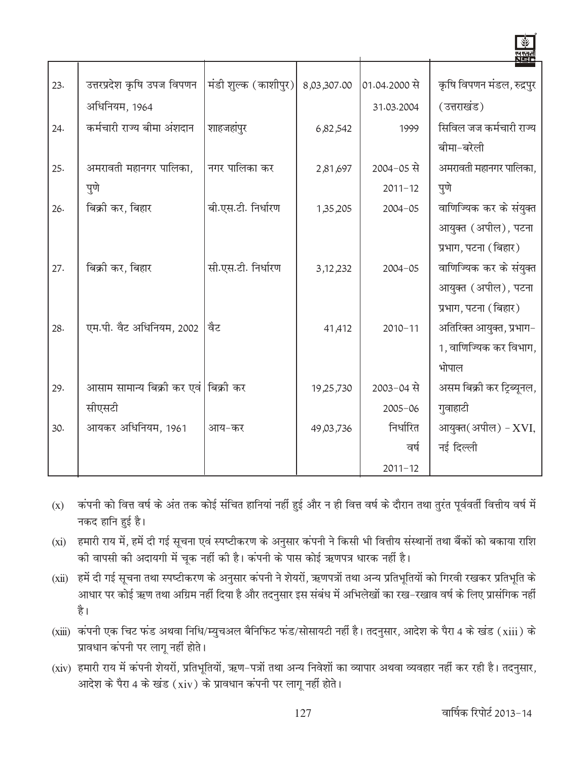| | | | | | |
|---|---|---|---|---|---|
| 23. | उत्तरप्रदेश कृषि उपज विपणन अधिनियम, 1964 | मंडी शुल्क (काशीपुर) | 8,03,307.00 | 01.04.2000 से 31.03.2004 | कृषि विपणन मंडल, रुद्रपुर (उत्तराखंड) |
| 24. | कर्मचारी राज्य बीमा अंशदान | शाहजहांपुर | 6,82,542 | 1999 | सिविल जज कर्मचारी राज्य बीमा-बरेली |
| 25. | अमरावती महानगर पालिका, पुणे | नगर पालिका कर | 2,81,697 | 2004-05 से 2011-12 | अमरावती महानगर पालिका, पुणे |
| 26. | बिक्री कर, बिहार | बी.एस.टी. निर्धारण | 1,35,205 | 2004-05 | वाणिज्यिक कर के संयुक्त आयुक्त (अपील), पटना प्रभाग, पटना (बिहार) |
| 27. | बिक्री कर, बिहार | सी.एस.टी. निर्धारण | 3,12,232 | 2004-05 | वाणिज्यिक कर के संयुक्त आयुक्त (अपील), पटना प्रभाग, पटना (बिहार) |
| 28. | एम.पी. वैट अधिनियम, 2002 | वैट | 41,412 | 2010-11 | अतिरिक्त आयुक्त, प्रभाग-1, वाणिज्यिक कर विभाग, भोपाल |
| 29. | आसाम सामान्य बिक्री कर एवं सीएसटी | बिक्री कर | 19,25,730 | 2003-04 से 2005-06 | असम बिक्री कर ट्रिब्यूनल, गुवाहाटी |
| 30. | आयकर अधिनियम, 1961 | आय-कर | 49,03,736 | निर्धारित वर्ष 2011-12 | आयुक्त(अपील) - XVI, नई दिल्ली |

(x) कंपनी को वित्त वर्ष के अंत तक कोई संचित हानियां नहीं हुई और न ही वित्त वर्ष के दौरान तथा तुरंत पूर्ववर्ती वित्तीय वर्ष में नकद हानि हुई है।

(xi) हमारी राय में, हमें दी गई सूचना एवं स्पष्टीकरण के अनुसार कंपनी ने किसी भी वित्तीय संस्थानों तथा बैंकों को बकाया राशि की वापसी की अदायगी में चूक नहीं की है। कंपनी के पास कोई ऋणपत्र धारक नहीं है।

(xii) हमें दी गई सूचना तथा स्पष्टीकरण के अनुसार कंपनी ने शेयरों, ऋणपत्रों तथा अन्य प्रतिभूतियों को गिरवी रखकर प्रतिभूति के आधार पर कोई ऋण तथा अग्रिम नहीं दिया है और तदनुसार इस संबंध में अभिलेखों का रख-रखाव वर्ष के लिए प्रासंगिक नहीं है।

(xiii) कंपनी एक चिट फंड अथवा निधि/म्युचअल बैनिफिट फंड/सोसायटी नहीं है। तदनुसार, आदेश के पैरा 4 के खंड (xiii) के प्रावधान कंपनी पर लागू नहीं होते।

(xiv) हमारी राय में कंपनी शेयरों, प्रतिभूतियों, ऋण-पत्रों तथा अन्य निवेशों का व्यापार अथवा व्यवहार नहीं कर रही है। तदनुसार, आदेश के पैरा 4 के खंड (xiv) के प्रावधान कंपनी पर लागू नहीं होते।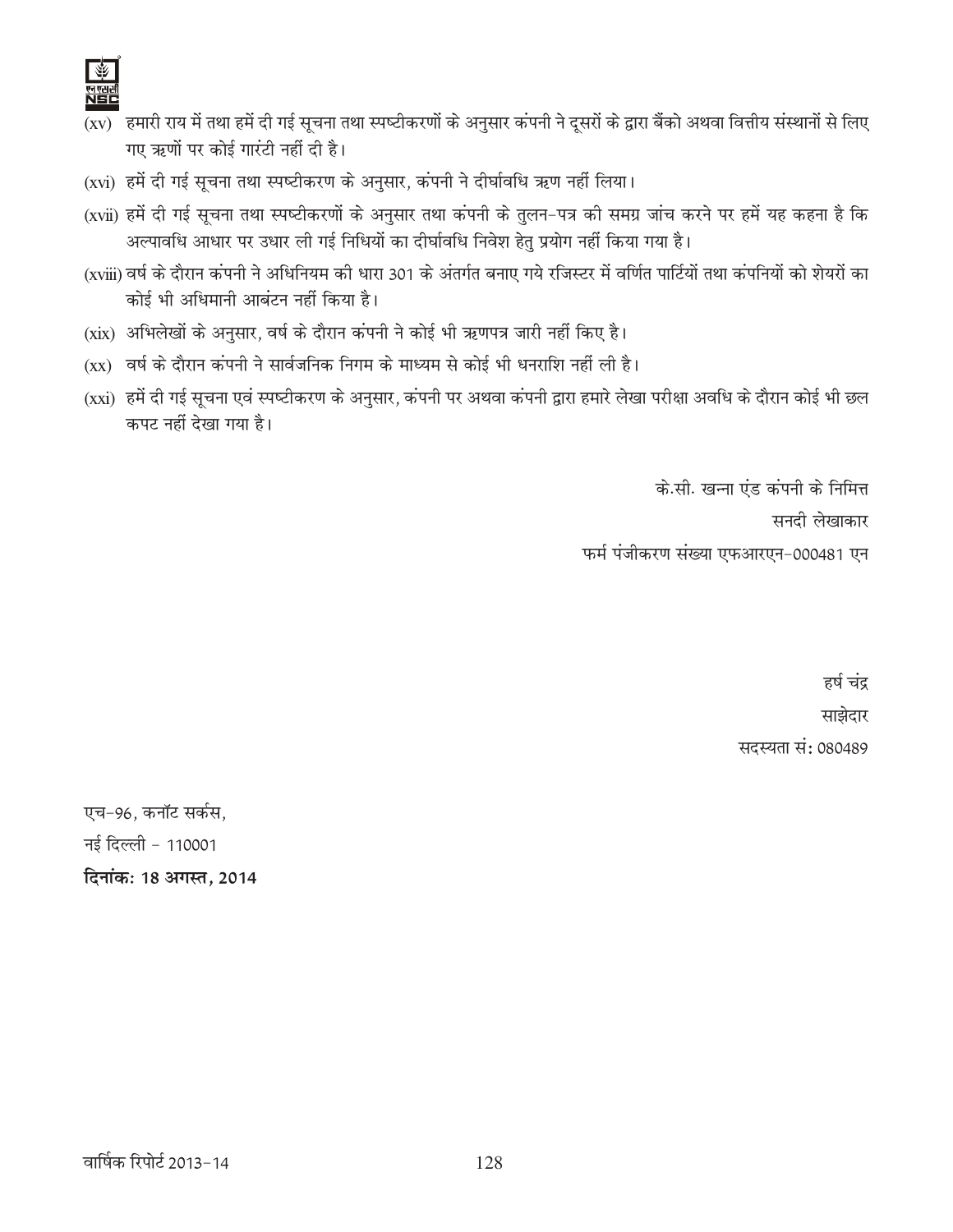(xv) हमारी राय में तथा हमें दी गई सूचना तथा स्पष्टीकरणों के अनुसार कंपनी ने दूसरों के द्वारा बैंको अथवा वित्तीय संस्थानों से लिए गए ऋणों पर कोई गारंटी नहीं दी है।

(xvi) हमें दी गई सूचना तथा स्पष्टीकरण के अनुसार, कंपनी ने दीर्घावधि ऋण नहीं लिया।

(xvii) हमें दी गई सूचना तथा स्पष्टीकरणों के अनुसार तथा कंपनी के तुलन-पत्र की समग्र जांच करने पर हमें यह कहना है कि अल्पावधि आधार पर उधार ली गई निधियों का दीर्घावधि निवेश हेतु प्रयोग नहीं किया गया है।

(xviii) वर्ष के दौरान कंपनी ने अधिनियम की धारा 301 के अंतर्गत बनाए गये रजिस्टर में वर्णित पार्टियों तथा कंपनियों को शेयरों का कोई भी अधिमानी आबंटन नहीं किया है।

(xix) अभिलेखों के अनुसार, वर्ष के दौरान कंपनी ने कोई भी ऋणपत्र जारी नहीं किए है।

(xx) वर्ष के दौरान कंपनी ने सार्वजनिक निगम के माध्यम से कोई भी धनराशि नहीं ली है।

(xxi) हमें दी गई सूचना एवं स्पष्टीकरण के अनुसार, कंपनी पर अथवा कंपनी द्वारा हमारे लेखा परीक्षा अवधि के दौरान कोई भी छल कपट नहीं देखा गया है।

के.सी. खन्ना एंड कंपनी के निमित्त
सनदी लेखाकार
फर्म पंजीकरण संख्या एफआरएन-000481 एन

हर्ष चंद्र
साझेदार
सदस्यता सं: 080489

एच-96, कनॉट सर्कस,
नई दिल्ली - 110001
**दिनांक: 18 अगस्त, 2014**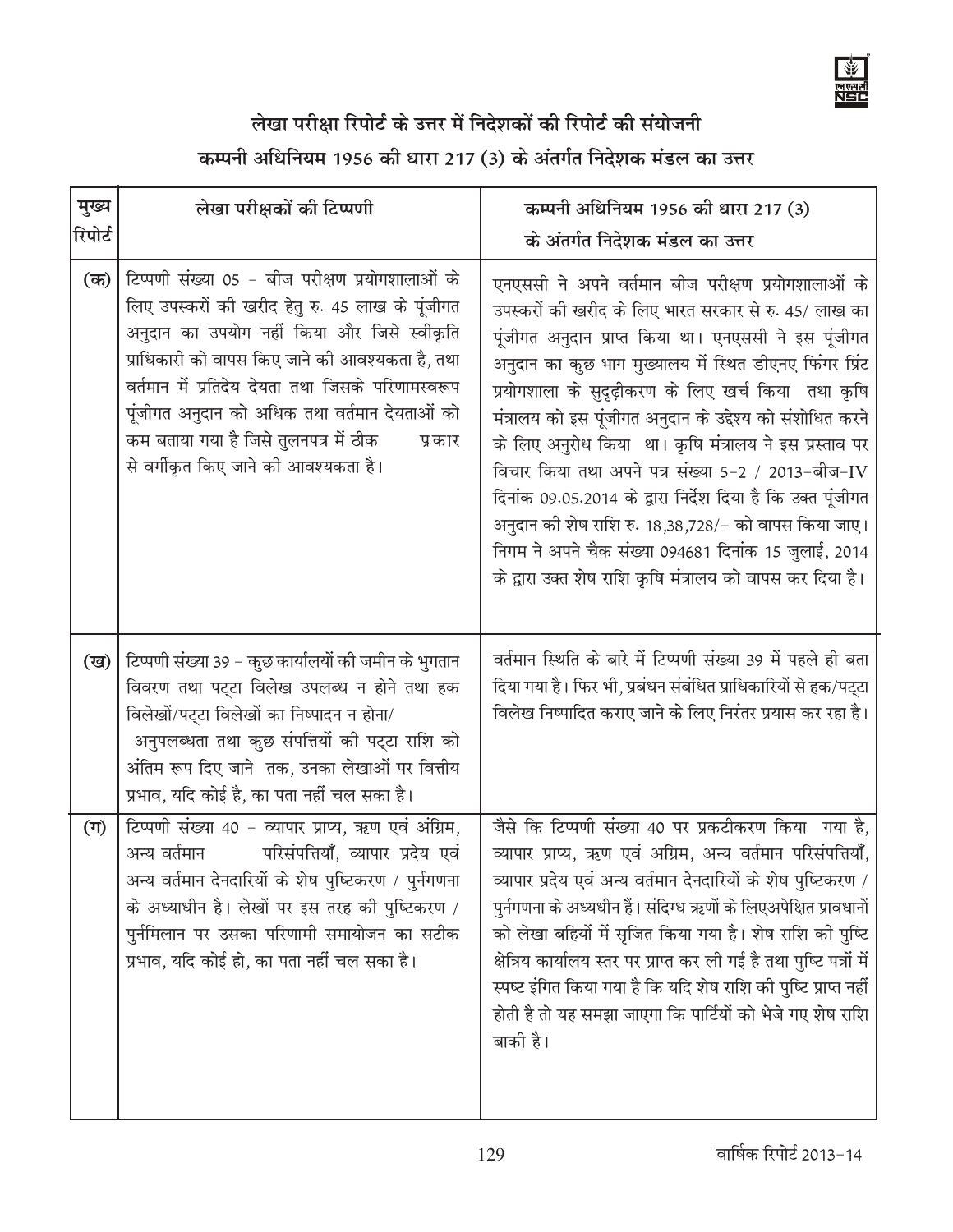## लेखा परीक्षा रिपोर्ट के उत्तर में निदेशकों की रिपोर्ट की संयोजनी

## कम्पनी अधिनियम 1956 की धारा 217 (3) के अंतर्गत निदेशक मंडल का उत्तर

| मुख्य रिपोर्ट | लेखा परीक्षकों की टिप्पणी | कम्पनी अधिनियम 1956 की धारा 217 (3) के अंतर्गत निदेशक मंडल का उत्तर |
|---|---|---|
| (क) | टिप्पणी संख्या 05 – बीज परीक्षण प्रयोगशालाओं के लिए उपस्करों की खरीद हेतु रु. 45 लाख के पूंजीगत अनुदान का उपयोग नहीं किया और जिसे स्वीकृति प्राधिकारी को वापस किए जाने की आवश्यकता है, तथा वर्तमान में प्रतिदेय देयता तथा जिसके परिणामस्वरूप पूंजीगत अनुदान को अधिक तथा वर्तमान देयताओं को कम बताया गया है जिसे तुलनपत्र में ठीक प्रकार से वर्गीकृत किए जाने की आवश्यकता है। | एनएससी ने अपने वर्तमान बीज परीक्षण प्रयोगशालाओं के उपस्करों की खरीद के लिए भारत सरकार से रु. 45/ लाख का पूंजीगत अनुदान प्राप्त किया था। एनएससी ने इस पूंजीगत अनुदान का कुछ भाग मुख्यालय में स्थित डीएनए फिंगर प्रिंट प्रयोगशाला के सुदृढ़ीकरण के लिए खर्च किया तथा कृषि मंत्रालय को इस पूंजीगत अनुदान के उद्देश्य को संशोधित करने के लिए अनुरोध किया था। कृषि मंत्रालय ने इस प्रस्ताव पर विचार किया तथा अपने पत्र संख्या 5-2 / 2013-बीज-IV दिनांक 09.05.2014 के द्वारा निर्देश दिया है कि उक्त पूंजीगत अनुदान की शेष राशि रु. 18,38,728/- को वापस किया जाए। निगम ने अपने चैक संख्या 094681 दिनांक 15 जुलाई, 2014 के द्वारा उक्त शेष राशि कृषि मंत्रालय को वापस कर दिया है। |
| (ख) | टिप्पणी संख्या 39 – कुछ कार्यालयों की जमीन के भुगतान विवरण तथा पट्टा विलेख उपलब्ध न होने तथा हक विलेखों/पट्टा विलेखों का निष्पादन न होना/ अनुपलब्धता तथा कुछ संपत्तियों की पट्टा राशि को अंतिम रूप दिए जाने तक, उनका लेखाओं पर वित्तीय प्रभाव, यदि कोई है, का पता नहीं चल सका है। | वर्तमान स्थिति के बारे में टिप्पणी संख्या 39 में पहले ही बता दिया गया है। फिर भी, प्रबंधन संबंधित प्राधिकारियों से हक/पट्टा विलेख निष्पादित कराए जाने के लिए निरंतर प्रयास कर रहा है। |
| (ग) | टिप्पणी संख्या 40 – व्यापार प्राप्य, ऋण एवं अंग्रिम, अन्य वर्तमान परिसंपत्तियाँ, व्यापार प्रदेय एवं अन्य वर्तमान देनदारियों के शेष पुष्टिकरण / पुर्नगणना के अध्याधीन है। लेखों पर इस तरह की पुष्टिकरण / पुर्नमिलान पर उसका परिणामी समायोजन का सटीक प्रभाव, यदि कोई हो, का पता नहीं चल सका है। | जैसे कि टिप्पणी संख्या 40 पर प्रकटीकरण किया गया है, व्यापार प्राप्य, ऋण एवं अग्रिम, अन्य वर्तमान परिसंपत्तियाँ, व्यापार प्रदेय एवं अन्य वर्तमान देनदारियों के शेष पुष्टिकरण / पुर्नगणना के अध्यधीन हैं। संदिग्ध ऋणों के लिएअपेक्षित प्रावधानों को लेखा बहियों में सृजित किया गया है। शेष राशि की पुष्टि क्षेत्रिय कार्यालय स्तर पर प्राप्त कर ली गई है तथा पुष्टि पत्रों में स्पष्ट इंगित किया गया है कि यदि शेष राशि की पुष्टि प्राप्त नहीं होती है तो यह समझा जाएगा कि पार्टियों को भेजे गए शेष राशि बाकी है। |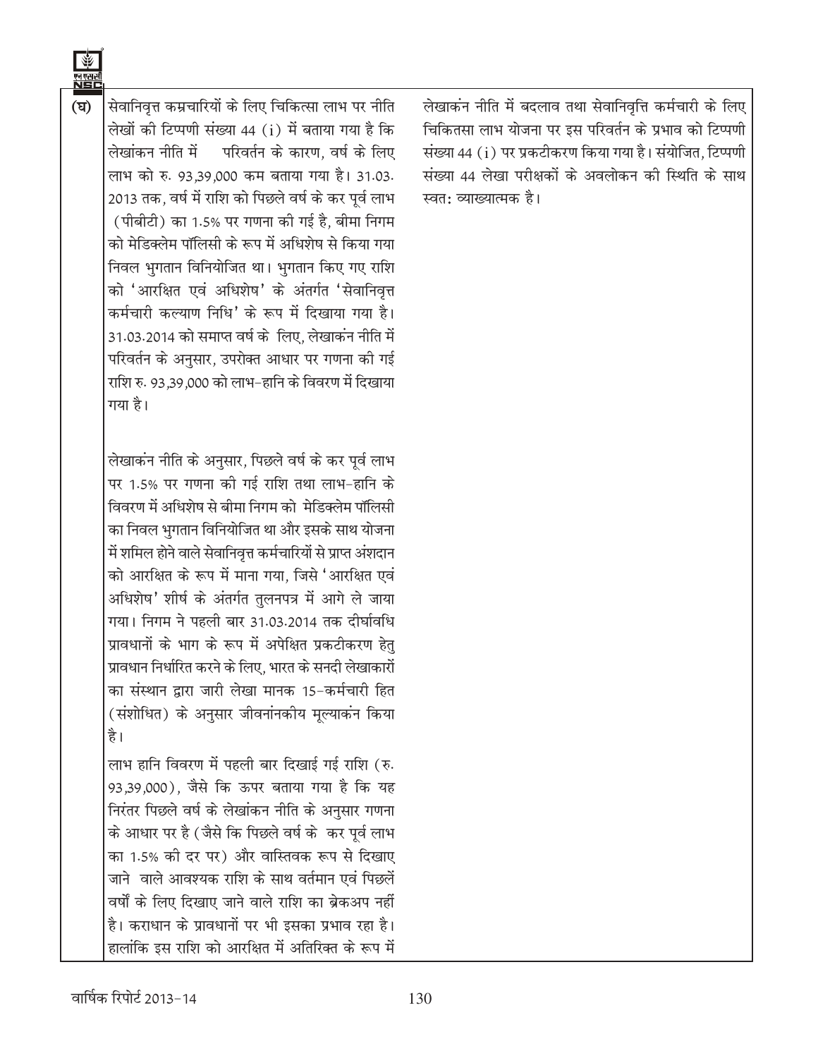| | | |
|---|---|---|
| (घ) | सेवानिवृत्त कम्रचारियों के लिए चिकित्सा लाभ पर नीति लेखों की टिप्पणी संख्या 44 (i) में बताया गया है कि लेखांकन नीति में परिवर्तन के कारण, वर्ष के लिए लाभ को रु. 93,39,000 कम बताया गया है। 31.03.2013 तक, वर्ष में राशि को पिछले वर्ष के कर पूर्व लाभ (पीबीटी) का 1.5% पर गणना की गई है, बीमा निगम को मेडिक्लेम पॉलिसी के रूप में अधिशेष से किया गया निवल भुगतान विनियोजित था। भुगतान किए गए राशि को 'आरक्षित एवं अधिशेष' के अंतर्गत 'सेवानिवृत्त कर्मचारी कल्याण निधि' के रूप में दिखाया गया है। 31.03.2014 को समाप्त वर्ष के लिए, लेखाकंन नीति में परिवर्तन के अनुसार, उपरोक्त आधार पर गणना की गई राशि रु. 93,39,000 को लाभ-हानि के विवरण में दिखाया गया है।<br><br>लेखाकंन नीति के अनुसार, पिछले वर्ष के कर पूर्व लाभ पर 1.5% पर गणना की गई राशि तथा लाभ-हानि के विवरण में अधिशेष से बीमा निगम को मेडिक्लेम पॉलिसी का निवल भुगतान विनियोजित था और इसके साथ योजना में शमिल होने वाले सेवानिवृत्त कर्मचारियों से प्राप्त अंशदान को आरक्षित के रूप में माना गया, जिसे 'आरक्षित एवं अधिशेष' शीर्ष के अंतर्गत तुलनपत्र में आगे ले जाया गया। निगम ने पहली बार 31.03.2014 तक दीर्घावधि प्रावधानों के भाग के रूप में अपेक्षित प्रकटीकरण हेतु प्रावधान निर्धारित करने के लिए, भारत के सनदी लेखाकारों का संस्थान द्वारा जारी लेखा मानक 15-कर्मचारी हित (संशोधित) के अनुसार जीवनांनकीय मूल्याकंन किया है।<br><br>लाभ हानि विवरण में पहली बार दिखाई गई राशि (रु. 93,39,000), जैसे कि ऊपर बताया गया है कि यह निरंतर पिछले वर्ष के लेखांकन नीति के अनुसार गणना के आधार पर है (जैसे कि पिछले वर्ष के कर पूर्व लाभ का 1.5% की दर पर) और वास्तिवक रूप से दिखाए जाने वाले आवश्यक राशि के साथ वर्तमान एवं पिछलें वर्षों के लिए दिखाए जाने वाले राशि का ब्रेकअप नहीं है। कराधान के प्रावधानों पर भी इसका प्रभाव रहा है। हालांकि इस राशि को आरक्षित में अतिरिक्त के रूप में | लेखाकंन नीति में बदलाव तथा सेवानिवृत्ति कर्मचारी के लिए चिकितसा लाभ योजना पर इस परिवर्तन के प्रभाव को टिप्पणी संख्या 44 (i) पर प्रकटीकरण किया गया है। संयोजित, टिप्पणी संख्या 44 लेखा परीक्षकों के अवलोकन की स्थिति के साथ स्वत: व्याख्यात्मक है। |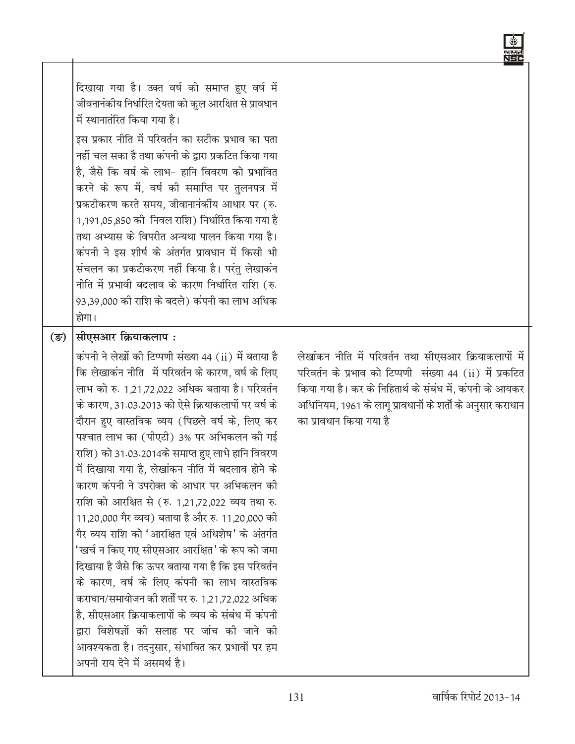| | | |
|---|---|---|
| | दिखाया गया है। उक्त वर्ष को समाप्त हुए वर्ष में जीवनानंकीय निर्धारित देयता को कुल आरक्षित से प्रावधान में स्थानांतरित किया गया है।<br><br>इस प्रकार नीति में परिवर्तन का सटीक प्रभाव का पता नहीं चल सका है तथा कंपनी के द्वारा प्रकटित किया गया है, जैसे कि वर्ष के लाभ- हानि विवरण को प्रभावित करने के रूप में, वर्ष की समाप्ति पर तुलनपत्र में प्रकटीकरण करते समय, जीवानानंकीय आधार पर (रु. 1,191,05,850 की निवल राशि) निर्धारित किया गया है तथा अभ्यास के विपरीत अन्यथा पालन किया गया है। कंपनी ने इस शीर्ष के अंतर्गत प्रावधान में किसी भी संचलन का प्रकटीकरण नहीं किया है। परंतु लेखाकंन नीति में प्रभावी बदलाव के कारण निर्धारित राशि (रु. 93,39,000 की राशि के बदले) कंपनी का लाभ अधिक होगा। | |
| (ङ) | **सीएसआर क्रियाकलाप :**<br><br>कंपनी ने लेखों की टिप्पणी संख्या 44 (ii) में बताया है कि लेखाकंन नीति में परिवर्तन के कारण, वर्ष के लिए लाभ को रु. 1,21,72,022 अधिक बताया है। परिवर्तन के कारण, 31.03.2013 को ऐसे क्रियाकलापों पर वर्ष के दौरान हुए वास्तविक व्यय (पिछले वर्ष के, लिए कर पश्चात लाभ का (पीएटी) 3% पर अभिकलन की गई राशि) को 31.03.2014के समाप्त हुए लाभे हानि विवरण में दिखाया गया है, लेखांकन नीति में बदलाव होने के कारण कंपनी ने उपरोक्त के आधार पर अभिकलन की राशि को आरक्षित से (रु. 1,21,72,022 व्यय तथा रु. 11,20,000 गैर व्यय) बताया है और रु. 11,20,000 की गैर व्यय राशि को 'आरक्षित एवं अधिशेष' के अंतर्गत 'खर्च न किए गए सीएसआर आरक्षित' के रूप को जमा दिखाया है जैसे कि ऊपर बताया गया है कि इस परिवर्तन के कारण, वर्ष के लिए कंपनी का लाभ वास्तविक कराधान/समायोजन की शर्तों पर रु. 1,21,72,022 अधिक है, सीएसआर क्रियाकलापों के व्यय के संबंध में कंपनी द्वारा विशेषज्ञों की सलाह पर जांच की जाने की आवश्यकता है। तदनुसार, संभावित कर प्रभावों पर हम अपनी राय देने में असमर्थ है। | लेखांकन नीति में परिवर्तन तथा सीएसआर क्रियाकलापों में परिवर्तन के प्रभाव को टिप्पणी संख्या 44 (ii) में प्रकटित किया गया है। कर के निहितार्थ के संबंध में, कंपनी के आयकर अधिनियम, 1961 के लागू प्रावधानों के शर्तों के अनुसार कराधान का प्रावधान किया गया है |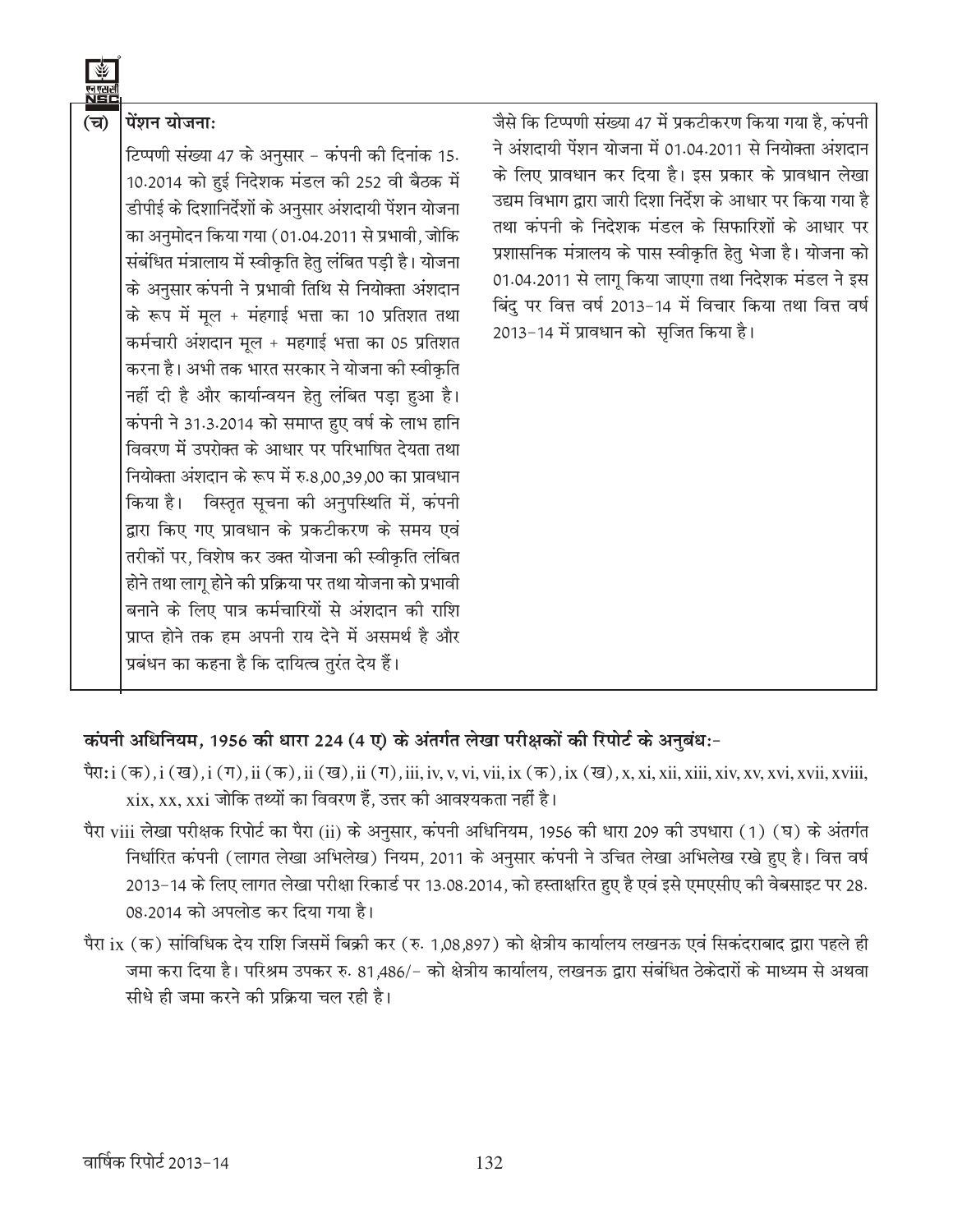| | | |
|---|---|---|
| (च) | **पेंशन योजनाः**<br><br>टिप्पणी संख्या 47 के अनुसार - कंपनी की दिनांक 15.10.2014 को हुई निदेशक मंडल की 252 वी बैठक में डीपीई के दिशानिर्देशों के अनुसार अंशदायी पेंशन योजना का अनुमोदन किया गया (01.04.2011 से प्रभावी, जोकि संबंधित मंत्रालाय में स्वीकृति हेतु लंबित पड़ी है। योजना के अनुसार कंपनी ने प्रभावी तिथि से नियोक्ता अंशदान के रूप में मूल + मंहगाई भत्ता का 10 प्रतिशत तथा कर्मचारी अंशदान मूल + महगाई भत्ता का 05 प्रतिशत करना है। अभी तक भारत सरकार ने योजना की स्वीकृति नहीं दी है और कार्यान्वयन हेतु लंबित पड़ा हुआ है। कंपनी ने 31.3.2014 को समाप्त हुए वर्ष के लाभ हानि विवरण में उपरोक्त के आधार पर परिभाषित देयता तथा नियोक्ता अंशदान के रूप में रु.8,00,39,00 का प्रावधान किया है। विस्तृत सूचना की अनुपस्थिति में, कंपनी द्वारा किए गए प्रावधान के प्रकटीकरण के समय एवं तरीकों पर, विशेष कर उक्त योजना की स्वीकृति लंबित होने तथा लागू होने की प्रक्रिया पर तथा योजना को प्रभावी बनाने के लिए पात्र कर्मचारियों से अंशदान की राशि प्राप्त होने तक हम अपनी राय देने में असमर्थ है और प्रबंधन का कहना है कि दायित्व तुरंत देय हैं। | जैसे कि टिप्पणी संख्या 47 में प्रकटीकरण किया गया है, कंपनी ने अंशदायी पेंशन योजना में 01.04.2011 से नियोक्ता अंशदान के लिए प्रावधान कर दिया है। इस प्रकार के प्रावधान लेखा उद्यम विभाग द्वारा जारी दिशा निर्देश के आधार पर किया गया है तथा कंपनी के निदेशक मंडल के सिफारिशों के आधार पर प्रशासनिक मंत्रालय के पास स्वीकृति हेतु भेजा है। योजना को 01.04.2011 से लागू किया जाएगा तथा निदेशक मंडल ने इस बिंदु पर वित्त वर्ष 2013-14 में विचार किया तथा वित्त वर्ष 2013-14 में प्रावधान को सृजित किया है। |

**कंपनी अधिनियम, 1956 की धारा 224 (4 ए) के अंतर्गत लेखा परीक्षकों की रिपोर्ट के अनुबंधः-**

पैराः i (क), i (ख), i (ग), ii (क), ii (ख), ii (ग), iii, iv, v, vi, vii, ix (क), ix (ख), x, xi, xii, xiii, xiv, xv, xvi, xvii, xviii, xix, xx, xxi जोकि तथ्यों का विवरण हैं, उत्तर की आवश्यकता नहीं है।

पैरा viii लेखा परीक्षक रिपोर्ट का पैरा (ii) के अनुसार, कंपनी अधिनियम, 1956 की धारा 209 की उपधारा (1) (घ) के अंतर्गत निर्धारित कंपनी (लागत लेखा अभिलेख) नियम, 2011 के अनुसार कंपनी ने उचित लेखा अभिलेख रखे हुए है। वित्त वर्ष 2013-14 के लिए लागत लेखा परीक्षा रिकार्ड पर 13.08.2014, को हस्ताक्षरित हुए है एवं इसे एमएसीए की वेबसाइट पर 28.08.2014 को अपलोड कर दिया गया है।

पैरा ix (क) सांविधिक देय राशि जिसमें बिक्री कर (रु. 1,08,897) को क्षेत्रीय कार्यालय लखनऊ एवं सिकंदराबाद द्वारा पहले ही जमा करा दिया है। परिश्रम उपकर रु. 81,486/- को क्षेत्रीय कार्यालय, लखनऊ द्वारा संबंधित ठेकेदारों के माध्यम से अथवा सीधे ही जमा करने की प्रक्रिया चल रही है।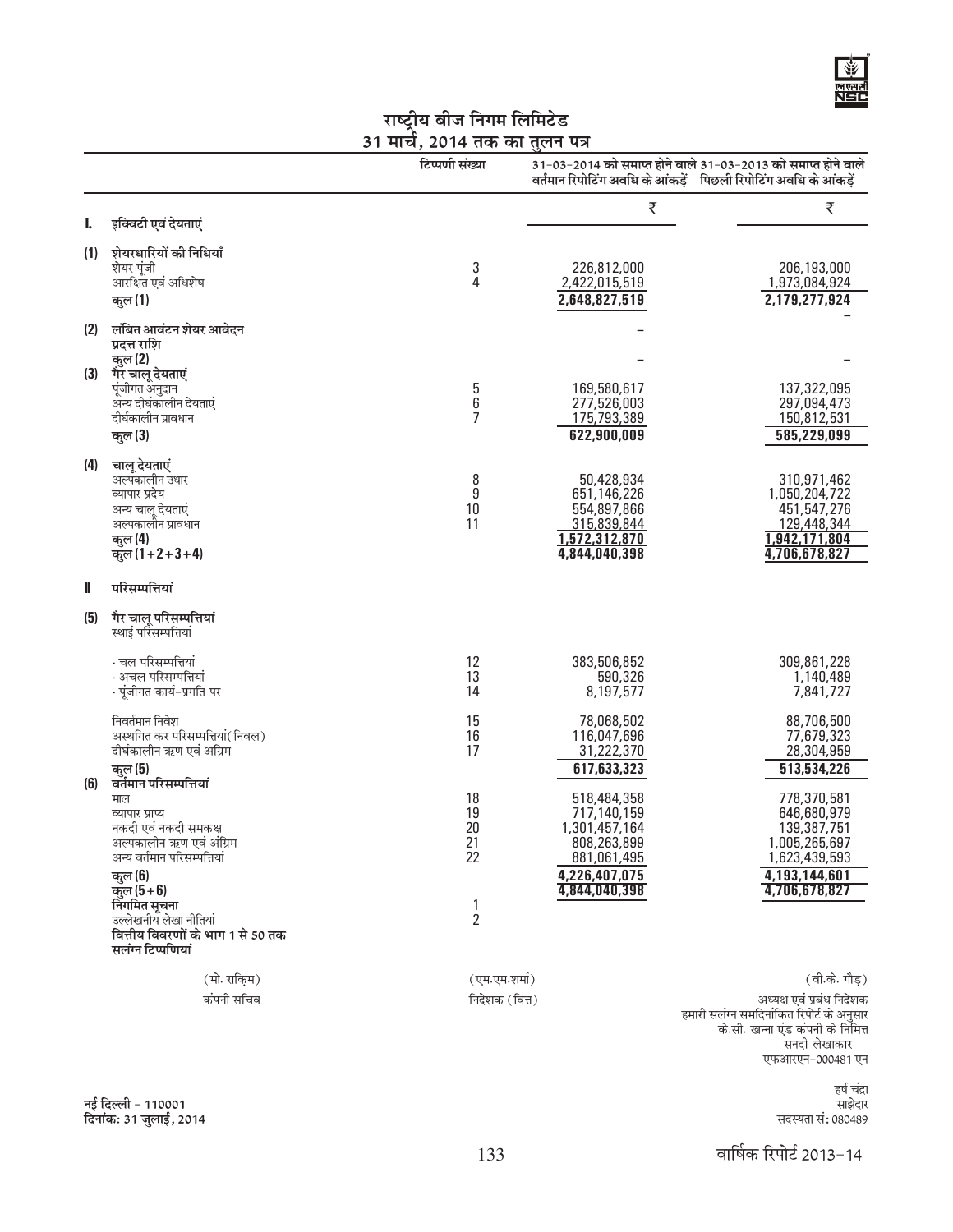# राष्ट्रीय बीज निगम लिमिटेड
## 31 मार्च, 2014 तक का तुलन पत्र

| | | टिप्पणी संख्या | 31-03-2014 को समाप्त होने वाले वर्तमान रिपोर्टिंग अवधि के आंकड़ें | 31-03-2013 को समाप्त होने वाले पिछली रिपोर्टिंग अवधि के आंकड़ें |
|---|---|---|---|---|
| | | | ₹ | ₹ |
| **I.** | **इक्विटी एवं देयताएं** | | | |
| **(1)** | **शेयरधारियों की निधियाँ** | | | |
| | शेयर पूंजी | 3 | 226,812,000 | 206,193,000 |
| | आरक्षित एवं अधिशेष | 4 | 2,422,015,519 | 1,973,084,924 |
| | **कुल (1)** | | **2,648,827,519** | **2,179,277,924** |
| **(2)** | **लंबित आवंटन शेयर आवेदन प्रदत्त राशि** | | – | – |
| | कुल (2) | | – | – |
| **(3)** | **गैर चालू देयताएं** | | | |
| | पूंजीगत अनुदान | 5 | 169,580,617 | 137,322,095 |
| | अन्य दीर्घकालीन देयताएं | 6 | 277,526,003 | 297,094,473 |
| | दीर्घकालीन प्रावधान | 7 | 175,793,389 | 150,812,531 |
| | **कुल (3)** | | **622,900,009** | **585,229,099** |
| **(4)** | **चालू देयताएं** | | | |
| | अल्पकालीन उधार | 8 | 50,428,934 | 310,971,462 |
| | व्यापार प्रदेय | 9 | 651,146,226 | 1,050,204,722 |
| | अन्य चालू देयताएं | 10 | 554,897,866 | 451,547,276 |
| | अल्पकालीन प्रावधान | 11 | 315,839,844 | 129,448,344 |
| | **कुल (4)** | | **1,572,312,870** | **1,942,171,804** |
| | **कुल (1+2+3+4)** | | **4,844,040,398** | **4,706,678,827** |
| **II** | **परिसम्पत्तियां** | | | |
| **(5)** | **गैर चालू परिसम्पत्तियां** | | | |
| | स्थाई परिसम्पत्तियां | | | |
| | - चल परिसम्पत्तियां | 12 | 383,506,852 | 309,861,228 |
| | - अचल परिसम्पत्तियां | 13 | 590,326 | 1,140,489 |
| | - पूंजीगत कार्य-प्रगति पर | 14 | 8,197,577 | 7,841,727 |
| | निवर्तमान निवेश | 15 | 78,068,502 | 88,706,500 |
| | अस्थगित कर परिसम्पत्तियां (निवल) | 16 | 116,047,696 | 77,679,323 |
| | दीर्घकालीन ऋण एवं अग्रिम | 17 | 31,222,370 | 28,304,959 |
| | **कुल (5)** | | **617,633,323** | **513,534,226** |
| **(6)** | **वर्तमान परिसम्पत्तियां** | | | |
| | माल | 18 | 518,484,358 | 778,370,581 |
| | व्यापार प्राप्य | 19 | 717,140,159 | 646,680,979 |
| | नकदी एवं नकदी समकक्ष | 20 | 1,301,457,164 | 139,387,751 |
| | अल्पकालीन ऋण एवं अग्रिम | 21 | 808,263,899 | 1,005,265,697 |
| | अन्य वर्तमान परिसम्पत्तियां | 22 | 881,061,495 | 1,623,439,593 |
| | **कुल (6)** | | **4,226,407,075** | **4,193,144,601** |
| | **कुल (5+6)** | | **4,844,040,398** | **4,706,678,827** |
| | **निगमित सूचना** | 1 | | |
| | उल्लेखनीय लेखा नीतियां | 2 | | |
| | **वित्तीय विवरणों के भाग 1 से 50 तक सलंग्न टिप्पणियां** | | | |

(मो. राकि़म)
कंपनी सचिव

(एम.एम.शर्मा)
निदेशक (वित्त)

(वी.के. गौड़)
अध्यक्ष एवं प्रबंध निदेशक

हमारी सलंग्न समदिनांकित रिपोर्ट के अनुसार
के.सी. खन्ना एंड कंपनी के निमित्त
सनदी लेखाकार
एफआरएन-000481 एन

हर्ष चंद्रा
साझेदार
सदस्यता सं: 080489

नई दिल्ली - 110001
दिनांक: 31 जुलाई, 2014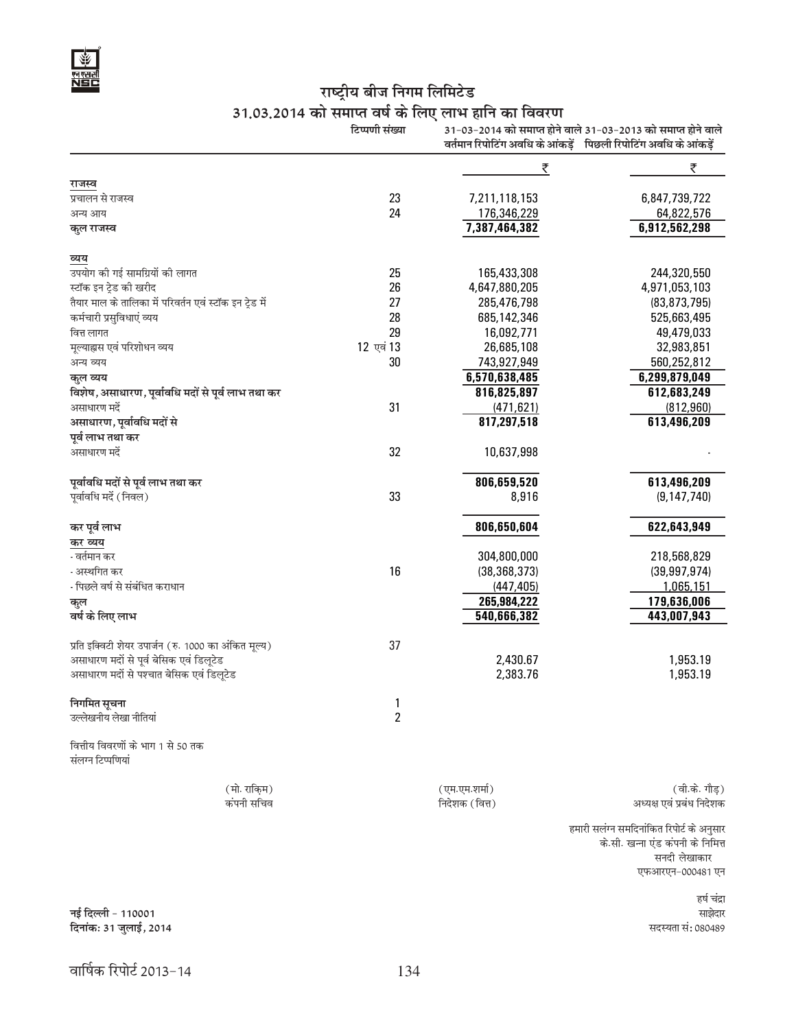# राष्ट्रीय बीज निगम लिमिटेड

## 31.03.2014 को समाप्त वर्ष के लिए लाभ हानि का विवरण

| | टिप्पणी संख्या | 31-03-2014 को समाप्त होने वाले वर्तमान रिपोटिंग अवधि के आंकड़ें | 31-03-2013 को समाप्त होने वाले पिछली रिपोटिंग अवधि के आंकड़ें |
|---|---|---|---|
| | | ₹ | ₹ |
| **राजस्व** | | | |
| प्रचालन से राजस्व | 23 | 7,211,118,153 | 6,847,739,722 |
| अन्य आय | 24 | 176,346,229 | 64,822,576 |
| **कुल राजस्व** | | **7,387,464,382** | **6,912,562,298** |
| **व्यय** | | | |
| उपयोग की गई सामग्रियों की लागत | 25 | 165,433,308 | 244,320,550 |
| स्टॉक इन ट्रेड की खरीद | 26 | 4,647,880,205 | 4,971,053,103 |
| तैयार माल के तालिका में परिवर्तन एवं स्टॉक इन ट्रेड में | 27 | 285,476,798 | (83,873,795) |
| कर्मचारी प्रसुविधाएं व्यय | 28 | 685,142,346 | 525,663,495 |
| वित्त लागत | 29 | 16,092,771 | 49,479,033 |
| मूल्याह्रास एवं परिशोधन व्यय | 12 एवं 13 | 26,685,108 | 32,983,851 |
| अन्य व्यय | 30 | 743,927,949 | 560,252,812 |
| **कुल व्यय** | | **6,570,638,485** | **6,299,879,049** |
| **विशेष, असाधारण, पूर्वावधि मदों से पूर्व लाभ तथा कर** | | **816,825,897** | **612,683,249** |
| असाधारण मदें | 31 | (471,621) | (812,960) |
| **असाधारण, पूर्वावधि मदों से पूर्व लाभ तथा कर** | | **817,297,518** | **613,496,209** |
| असाधारण मदें | 32 | 10,637,998 | - |
| **पूर्वावधि मदों से पूर्व लाभ तथा कर** | | **806,659,520** | **613,496,209** |
| पूर्वावधि मदें (निवल) | 33 | 8,916 | (9,147,740) |
| **कर पूर्व लाभ** | | **806,650,604** | **622,643,949** |
| **कर व्यय** | | | |
| - वर्तमान कर | | 304,800,000 | 218,568,829 |
| - अस्थगित कर | 16 | (38,368,373) | (39,997,974) |
| - पिछले वर्ष से संबंधित कराधान | | (447,405) | 1,065,151 |
| **कुल** | | **265,984,222** | **179,636,006** |
| **वर्ष के लिए लाभ** | | **540,666,382** | **443,007,943** |
| प्रति इक्विटी शेयर उपार्जन (रु. 1000 का अंकित मूल्य) | 37 | | |
| असाधारण मदों से पूर्व बेसिक एवं डिलूटेड | | 2,430.67 | 1,953.19 |
| असाधारण मदों से पश्चात बेसिक एवं डिलूटेड | | 2,383.76 | 1,953.19 |
| **निगमित सूचना** | 1 | | |
| उल्लेखनीय लेखा नीतियां | 2 | | |

वित्तीय विवरणों के भाग 1 से 50 तक संलग्न टिप्पणियां

| (मो. राकिम) | (एम.एम.शर्मा) | (वी.के. गौड़) |
|---|---|---|
| कंपनी सचिव | निदेशक (वित्त) | अध्यक्ष एवं प्रबंध निदेशक |

हमारी सलंग्न समदिनांकित रिपोर्ट के अनुसार
के.सी. खन्ना एंड कंपनी के निमित्त
सनदी लेखाकार
एफआरएन-000481 एन

हर्ष चंद्रा
साझेदार
सदस्यता सं: 080489

**नई दिल्ली - 110001**
**दिनांक: 31 जुलाई, 2014**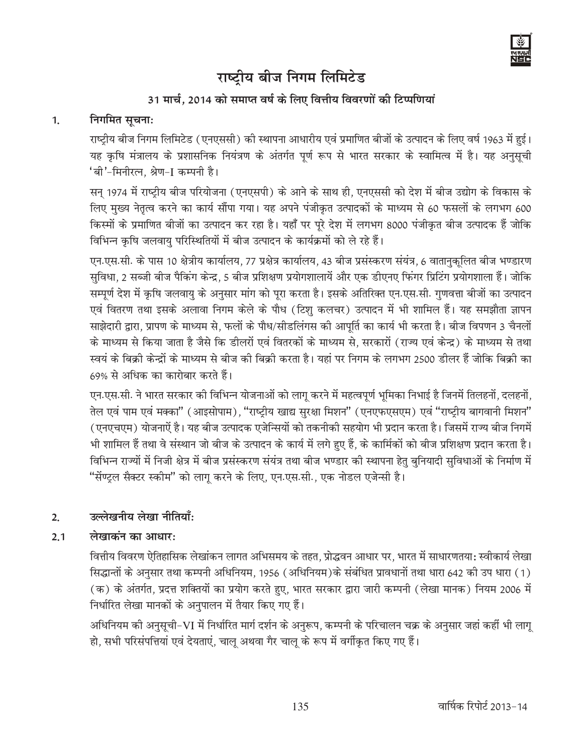# राष्ट्रीय बीज निगम लिमिटेड

## 31 मार्च, 2014 को समाप्त वर्ष के लिए वित्तीय विवरणों की टिप्पणियां

### 1. निगमित सूचनाः

राष्ट्रीय बीज निगम लिमिटेड (एनएससी) की स्थापना आधारीय एवं प्रमाणित बीजों के उत्पादन के लिए वर्ष 1963 में हुई। यह कृषि मंत्रालय के प्रशासनिक नियंत्रण के अंतर्गत पूर्ण रूप से भारत सरकार के स्वामित्व में है। यह अनुसूची 'बी'-मिनीरत्न, श्रेण-I कम्पनी है।

सन् 1974 में राष्ट्रीय बीज परियोजना (एनएसपी) के आने के साथ ही, एनएससी को देश में बीज उद्योग के विकास के लिए मुख्य नेतृत्व करने का कार्य सौंपा गया। यह अपने पंजीकृत उत्पादकों के माध्यम से 60 फसलों के लगभग 600 किस्मों के प्रमाणित बीजों का उत्पादन कर रहा है। यहाँ पर पूरे देश में लगभग 8000 पंजीकृत बीज उत्पादक हैं जोकि विभिन्न कृषि जलवायु परिस्थितियों में बीज उत्पादन के कार्यक्रमों को ले रहे हैं।

एन.एस.सी. के पास 10 क्षेत्रीय कार्यालय, 77 प्रक्षेत्र कार्यालय, 43 बीज प्रसंस्करण संयंत्र, 6 वातानुकूलित बीज भण्डारण सुविधा, 2 सब्जी बीज पैकिंग केन्द्र, 5 बीज प्रशिक्षण प्रयोगशालायें और एक डीएनए फिंगर प्रिंटिंग प्रयोगशाला हैं। जोकि सम्पूर्ण देश में कृषि जलवायु के अनुसार मांग को पूरा करता है। इसके अतिरिक्त एन.एस.सी. गुणवत्ता बीजों का उत्पादन एवं वितरण तथा इसके अलावा निगम केले के पौध (टिशु कलचर) उत्पादन में भी शामिल हैं। यह समझौता ज्ञापन साझेदारी द्वारा, प्रापण के माध्यम से, फलों के पौध/सीडलिंगस की आपूर्ति का कार्य भी करता है। बीज विपणन 3 चैनलों के माध्यम से किया जाता है जैसे कि डीलरों एवं वितरकों के माध्यम से, सरकारों (राज्य एवं केन्द्र) के माध्यम से तथा स्वयं के बिक्री केन्द्रों के माध्यम से बीज की बिक्री करता है। यहां पर निगम के लगभग 2500 डीलर हैं जोकि बिक्री का 69% से अधिक का कारोबार करते हैं।

एन.एस.सी. ने भारत सरकार की विभिन्न योजनाओं को लागू करने में महत्वपूर्ण भूमिका निभाई है जिनमें तिलहनों, दलहनों, तेल एवं पाम एवं मक्का" (आइसोपाम), "राष्ट्रीय खाद्य सुरक्षा मिशन" (एनएफएसएम) एवं "राष्ट्रीय बागवानी मिशन" (एनएचएम) योजनाऐं है। यह बीज उत्पादक एजेन्सियों को तकनीकी सहयोग भी प्रदान करता है। जिसमें राज्य बीज निगमें भी शामिल हैं तथा वे संस्थान जो बीज के उत्पादन के कार्य में लगे हुए हैं, के कार्मिकों को बीज प्रशिक्षण प्रदान करता है। विभिन्न राज्यों में निजी क्षेत्र में बीज प्रसंस्करण संयंत्र तथा बीज भण्डार की स्थापना हेतु बुनियादी सुविधाओं के निर्माण में "सेंण्ट्रल सैक्टर स्कीम" को लागू करने के लिए, एन.एस.सी., एक नोडल एजेन्सी है।

### 2. उल्लेखनीय लेखा नीतियाँः

### 2.1 लेखाकंन का आधारः

वित्तीय विवरण ऐतिहासिक लेखांकन लागत अभिसमय के तहत, प्रोद्भवन आधार पर, भारत में साधारणतयाः स्वीकार्य लेखा सिद्धान्तों के अनुसार तथा कम्पनी अधिनियम, 1956 (अधिनियम) के संबंधित प्रावधानों तथा धारा 642 की उप धारा (1) (क) के अंतर्गत, प्रदत्त शक्तियों का प्रयोग करते हुए, भारत सरकार द्वारा जारी कम्पनी (लेखा मानक) नियम 2006 में निर्धारित लेखा मानकों के अनुपालन में तैयार किए गए हैं।

अधिनियम की अनुसूची-VI में निर्धारित मार्ग दर्शन के अनुरूप, कम्पनी के परिचालन चक्र के अनुसार जहां कहीं भी लागू हो, सभी परिसंपत्तियां एवं देयताएं, चालू अथवा गैर चालू के रूप में वर्गीकृत किए गए हैं।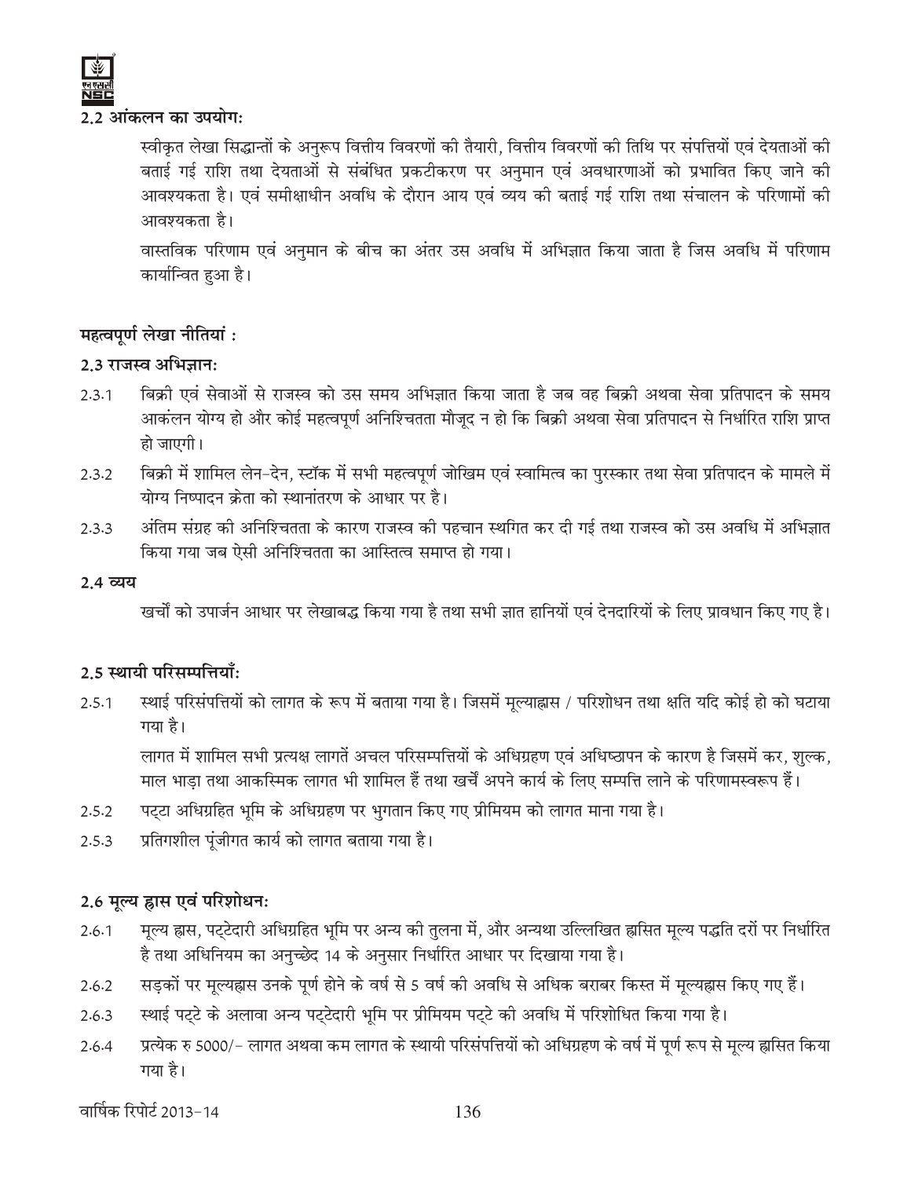### 2.2 आंकलन का उपयोगः

स्वीकृत लेखा सिद्धान्तों के अनुरूप वित्तीय विवरणों की तैयारी, वित्तीय विवरणों की तिथि पर संपत्तियों एवं देयताओं की बताई गई राशि तथा देयताओं से संबंधित प्रकटीकरण पर अनुमान एवं अवधारणाओं को प्रभावित किए जाने की आवश्यकता है। एवं समीक्षाधीन अवधि के दौरान आय एवं व्यय की बताई गई राशि तथा संचालन के परिणामों की आवश्यकता है।

वास्तविक परिणाम एवं अनुमान के बीच का अंतर उस अवधि में अभिज्ञात किया जाता है जिस अवधि में परिणाम कार्यान्वित हुआ है।

### महत्वपूर्ण लेखा नीतियां :

### 2.3 राजस्व अभिज्ञानः

2.3.1 बिक्री एवं सेवाओं से राजस्व को उस समय अभिज्ञात किया जाता है जब वह बिक्री अथवा सेवा प्रतिपादन के समय आकंलन योग्य हो और कोई महत्वपूर्ण अनिश्चितता मौजूद न हो कि बिक्री अथवा सेवा प्रतिपादन से निर्धारित राशि प्राप्त हो जाएगी।

2.3.2 बिक्री में शामिल लेन-देन, स्टॉक में सभी महत्वपूर्ण जोखिम एवं स्वामित्व का पुरस्कार तथा सेवा प्रतिपादन के मामले में योग्य निष्पादन क्रेता को स्थानांतरण के आधार पर है।

2.3.3 अंतिम संग्रह की अनिश्चितता के कारण राजस्व की पहचान स्थगित कर दी गई तथा राजस्व को उस अवधि में अभिज्ञात किया गया जब ऐसी अनिश्चितता का आस्तित्व समाप्त हो गया।

### 2.4 व्यय

खर्चों को उपार्जन आधार पर लेखाबद्ध किया गया है तथा सभी ज्ञात हानियों एवं देनदारियों के लिए प्रावधान किए गए है।

### 2.5 स्थायी परिसम्पत्तियाँः

2.5.1 स्थाई परिसंपत्तियों को लागत के रूप में बताया गया है। जिसमें मूल्याह्रास / परिशोधन तथा क्षति यदि कोई हो को घटाया गया है।

लागत में शामिल सभी प्रत्यक्ष लागतें अचल परिसम्पत्तियों के अधिग्रहण एवं अधिष्ठापन के कारण है जिसमें कर, शुल्क, माल भाड़ा तथा आकस्मिक लागत भी शामिल हैं तथा खर्चें अपने कार्य के लिए सम्पत्ति लाने के परिणामस्वरूप हैं।

2.5.2 पट्टा अधिग्रहित भूमि के अधिग्रहण पर भुगतान किए गए प्रीमियम को लागत माना गया है।

2.5.3 प्रतिगशील पूंजीगत कार्य को लागत बताया गया है।

### 2.6 मूल्य ह्रास एवं परिशोधनः

2.6.1 मूल्य ह्रास, पट्टेदारी अधिग्रहित भूमि पर अन्य की तुलना में, और अन्यथा उल्लिखित ह्रासित मूल्य पद्धति दरों पर निर्धारित है तथा अधिनियम का अनुच्छेद 14 के अनुसार निर्धारित आधार पर दिखाया गया है।

2.6.2 सड़कों पर मूल्यह्रास उनके पूर्ण होने के वर्ष से 5 वर्ष की अवधि से अधिक बराबर किस्त में मूल्यह्रास किए गए हैं।

2.6.3 स्थाई पट्टे के अलावा अन्य पट्टेदारी भूमि पर प्रीमियम पट्टे की अवधि में परिशोधित किया गया है।

2.6.4 प्रत्येक रु 5000/- लागत अथवा कम लागत के स्थायी परिसंपत्तियों को अधिग्रहण के वर्ष में पूर्ण रूप से मूल्य ह्रासित किया गया है।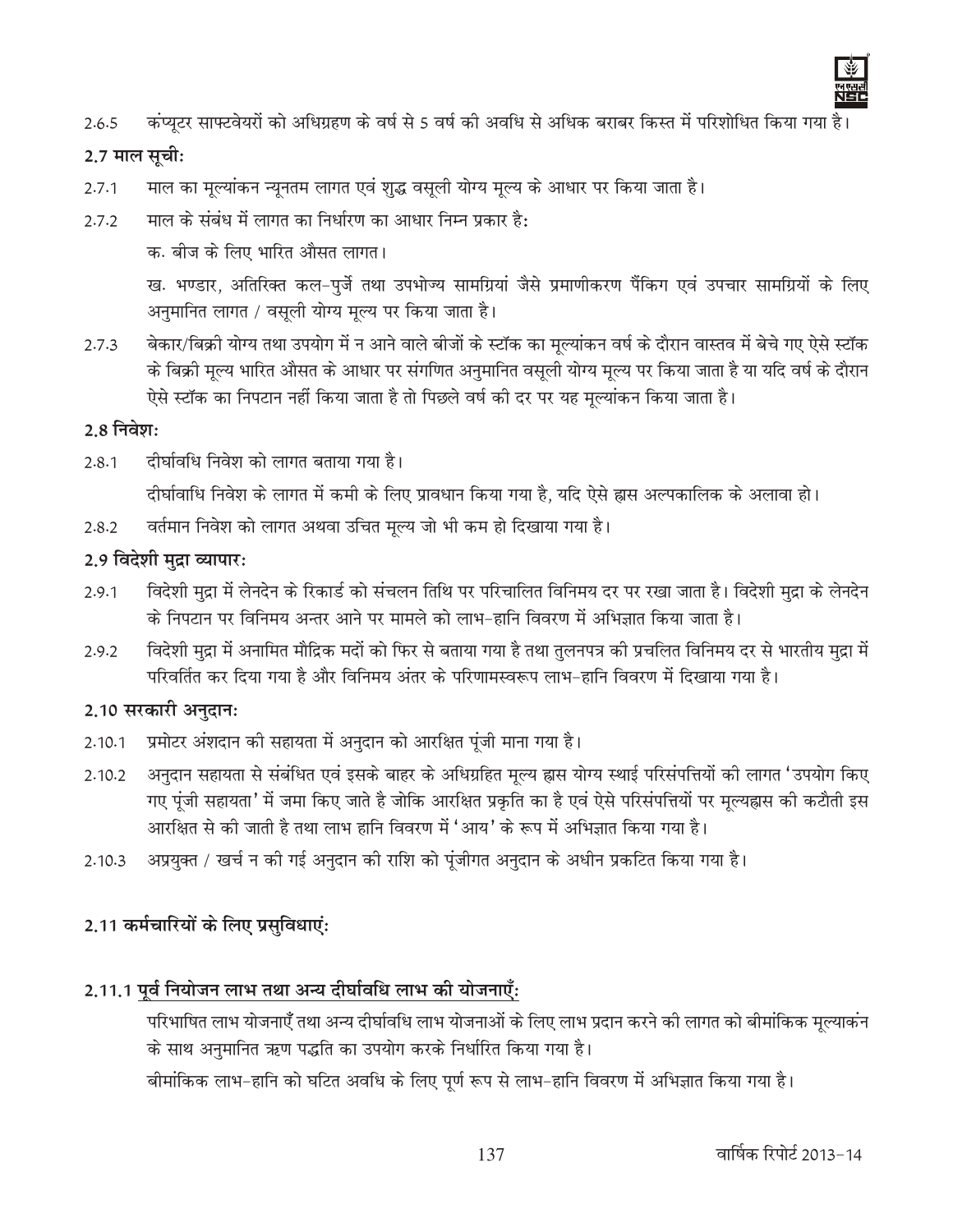2.6.5 कंप्यूटर साफ्टवेयरों को अधिग्रहण के वर्ष से 5 वर्ष की अवधि से अधिक बराबर किस्त में परिशोधित किया गया है।

### 2.7 माल सूचीः

2.7.1 माल का मूल्यांकन न्यूनतम लागत एवं शुद्ध वसूली योग्य मूल्य के आधार पर किया जाता है।

2.7.2 माल के संबंध में लागत का निर्धारण का आधार निम्न प्रकार है:

क. बीज के लिए भारित औसत लागत।

ख. भण्डार, अतिरिक्त कल-पुर्जे तथा उपभोज्य सामग्रियां जैसे प्रमाणीकरण पैंकिग एवं उपचार सामग्रियों के लिए अनुमानित लागत / वसूली योग्य मूल्य पर किया जाता है।

2.7.3 बेकार/बिक्री योग्य तथा उपयोग में न आने वाले बीजों के स्टॉक का मूल्यांकन वर्ष के दौरान वास्तव में बेचे गए ऐसे स्टॉक के बिक्री मूल्य भारित औसत के आधार पर संगणित अनुमानित वसूली योग्य मूल्य पर किया जाता है या यदि वर्ष के दौरान ऐसे स्टॉक का निपटान नहीं किया जाता है तो पिछले वर्ष की दर पर यह मूल्यांकन किया जाता है।

### 2.8 निवेशः

2.8.1 दीर्घावधि निवेश को लागत बताया गया है।

दीर्घावाधि निवेश के लागत में कमी के लिए प्रावधान किया गया है, यदि ऐसे ह्रास अल्पकालिक के अलावा हो।

2.8.2 वर्तमान निवेश को लागत अथवा उचित मूल्य जो भी कम हो दिखाया गया है।

### 2.9 विदेशी मुद्रा व्यापारः

2.9.1 विदेशी मुद्रा में लेनदेन के रिकार्ड को संचलन तिथि पर परिचालित विनिमय दर पर रखा जाता है। विदेशी मुद्रा के लेनदेन के निपटान पर विनिमय अन्तर आने पर मामले को लाभ-हानि विवरण में अभिज्ञात किया जाता है।

2.9.2 विदेशी मुद्रा में अनामित मौद्रिक मदों को फिर से बताया गया है तथा तुलनपत्र की प्रचलित विनिमय दर से भारतीय मुद्रा में परिवर्तित कर दिया गया है और विनिमय अंतर के परिणामस्वरूप लाभ-हानि विवरण में दिखाया गया है।

### 2.10 सरकारी अनुदानः

2.10.1 प्रमोटर अंशदान की सहायता में अनुदान को आरक्षित पूंजी माना गया है।

2.10.2 अनुदान सहायता से संबंधित एवं इसके बाहर के अधिग्रहित मूल्य ह्रास योग्य स्थाई परिसंपत्तियों की लागत 'उपयोग किए गए पूंजी सहायता' में जमा किए जाते है जोकि आरक्षित प्रकृति का है एवं ऐसे परिसंपत्तियों पर मूल्यह्रास की कटौती इस आरक्षित से की जाती है तथा लाभ हानि विवरण में 'आय' के रूप में अभिज्ञात किया गया है।

2.10.3 अप्रयुक्त / खर्च न की गई अनुदान की राशि को पूंजीगत अनुदान के अधीन प्रकटित किया गया है।

### 2.11 कर्मचारियों के लिए प्रसुविधाएंः

#### 2.11.1 पूर्व नियोजन लाभ तथा अन्य दीर्घावधि लाभ की योजनाएँ:

परिभाषित लाभ योजनाएँ तथा अन्य दीर्घावधि लाभ योजनाओं के लिए लाभ प्रदान करने की लागत को बीमांकिक मूल्याकंन के साथ अनुमानित ऋण पद्धति का उपयोग करके निर्धारित किया गया है।

बीमांकिक लाभ-हानि को घटित अवधि के लिए पूर्ण रूप से लाभ-हानि विवरण में अभिज्ञात किया गया है।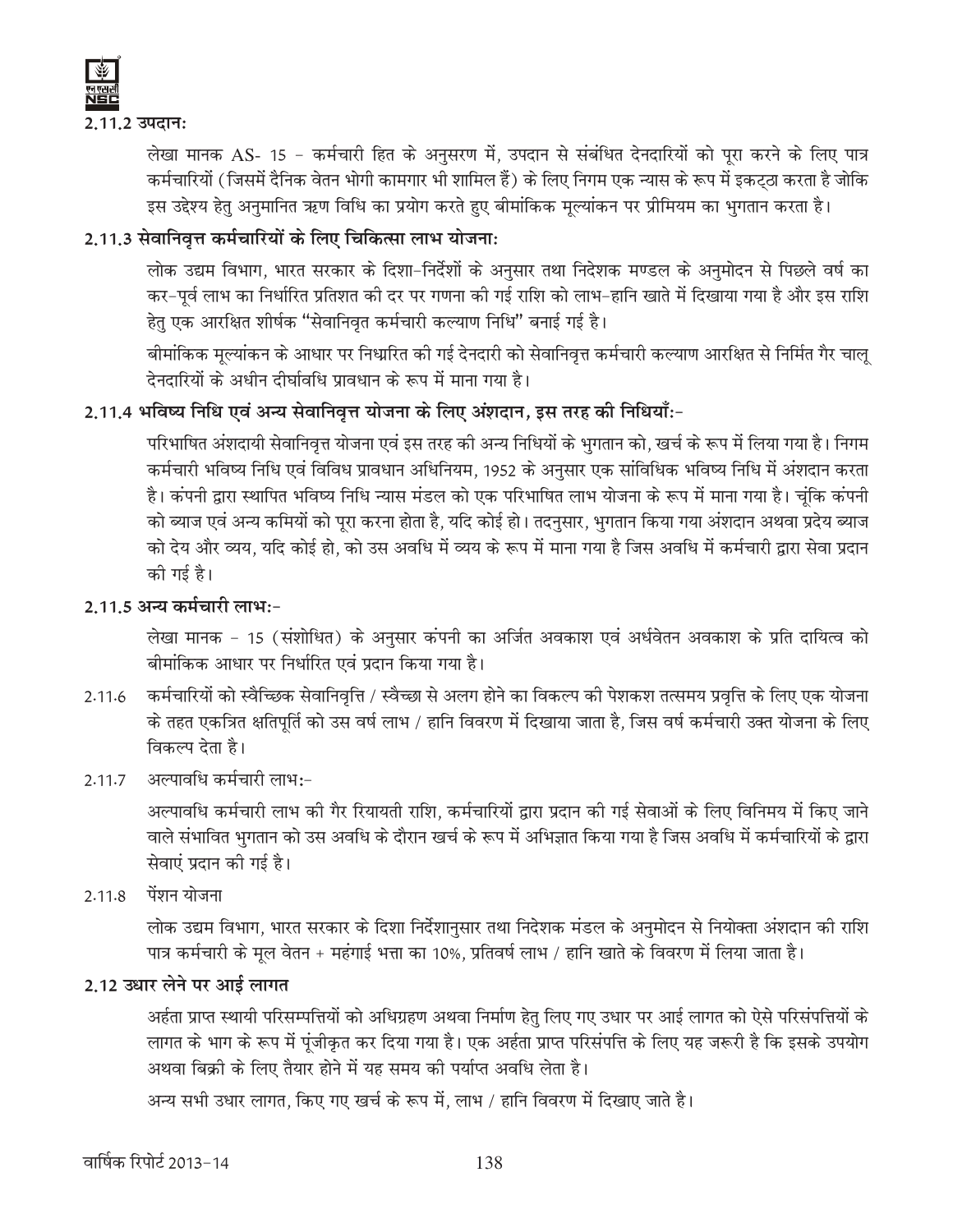### 2.11.2 उपदानः

लेखा मानक AS- 15 – कर्मचारी हित के अनुसरण में, उपदान से संबंधित देनदारियों को पूरा करने के लिए पात्र कर्मचारियों (जिसमें दैनिक वेतन भोगी कामगार भी शामिल हैं) के लिए निगम एक न्यास के रूप में इकट्ठा करता है जोकि इस उद्देश्य हेतु अनुमानित ऋण विधि का प्रयोग करते हुए बीमांकिक मूल्यांकन पर प्रीमियम का भुगतान करता है।

### 2.11.3 सेवानिवृत्त कर्मचारियों के लिए चिकित्सा लाभ योजनाः

लोक उद्यम विभाग, भारत सरकार के दिशा-निर्देशों के अनुसार तथा निदेशक मण्डल के अनुमोदन से पिछले वर्ष का कर-पूर्व लाभ का निर्धारित प्रतिशत की दर पर गणना की गई राशि को लाभ-हानि खाते में दिखाया गया है और इस राशि हेतु एक आरक्षित शीर्षक "सेवानिवृत कर्मचारी कल्याण निधि" बनाई गई है।

बीमांकिक मूल्यांकन के आधार पर निर्धारित की गई देनदारी को सेवानिवृत्त कर्मचारी कल्याण आरक्षित से निर्मित गैर चालू देनदारियों के अधीन दीर्घावधि प्रावधान के रूप में माना गया है।

### 2.11.4 भविष्य निधि एवं अन्य सेवानिवृत्त योजना के लिए अंशदान, इस तरह की निधियाँः-

परिभाषित अंशदायी सेवानिवृत्त योजना एवं इस तरह की अन्य निधियों के भुगतान को, खर्च के रूप में लिया गया है। निगम कर्मचारी भविष्य निधि एवं विविध प्रावधान अधिनियम, 1952 के अनुसार एक सांविधिक भविष्य निधि में अंशदान करता है। कंपनी द्वारा स्थापित भविष्य निधि न्यास मंडल को एक परिभाषित लाभ योजना के रूप में माना गया है। चूंकि कंपनी को ब्याज एवं अन्य कमियों को पूरा करना होता है, यदि कोई हो। तदनुसार, भुगतान किया गया अंशदान अथवा प्रदेय ब्याज को देय और व्यय, यदि कोई हो, को उस अवधि में व्यय के रूप में माना गया है जिस अवधि में कर्मचारी द्वारा सेवा प्रदान की गई है।

### 2.11.5 अन्य कर्मचारी लाभः-

लेखा मानक – 15 (संशोधित) के अनुसार कंपनी का अर्जित अवकाश एवं अर्धवेतन अवकाश के प्रति दायित्व को बीमांकिक आधार पर निर्धारित एवं प्रदान किया गया है।

2.11.6 कर्मचारियों को स्वैच्छिक सेवानिवृत्ति / स्वैच्छा से अलग होने का विकल्प की पेशकश तत्समय प्रवृत्ति के लिए एक योजना के तहत एकत्रित क्षतिपूर्ति को उस वर्ष लाभ / हानि विवरण में दिखाया जाता है, जिस वर्ष कर्मचारी उक्त योजना के लिए विकल्प देता है।

2.11.7 अल्पावधि कर्मचारी लाभः-

अल्पावधि कर्मचारी लाभ की गैर रियायती राशि, कर्मचारियों द्वारा प्रदान की गई सेवाओं के लिए विनिमय में किए जाने वाले संभावित भुगतान को उस अवधि के दौरान खर्च के रूप में अभिज्ञात किया गया है जिस अवधि में कर्मचारियों के द्वारा सेवाएं प्रदान की गई है।

2.11.8 पेंशन योजना

लोक उद्यम विभाग, भारत सरकार के दिशा निर्देशानुसार तथा निदेशक मंडल के अनुमोदन से नियोक्ता अंशदान की राशि पात्र कर्मचारी के मूल वेतन + महंगाई भत्ता का 10%, प्रतिवर्ष लाभ / हानि खाते के विवरण में लिया जाता है।

### 2.12 उधार लेने पर आई लागत

अर्हता प्राप्त स्थायी परिसम्पत्तियों को अधिग्रहण अथवा निर्माण हेतु लिए गए उधार पर आई लागत को ऐसे परिसंपत्तियों के लागत के भाग के रूप में पूंजीकृत कर दिया गया है। एक अर्हता प्राप्त परिसंपत्ति के लिए यह जरूरी है कि इसके उपयोग अथवा बिक्री के लिए तैयार होने में यह समय की पर्याप्त अवधि लेता है।

अन्य सभी उधार लागत, किए गए खर्च के रूप में, लाभ / हानि विवरण में दिखाए जाते है।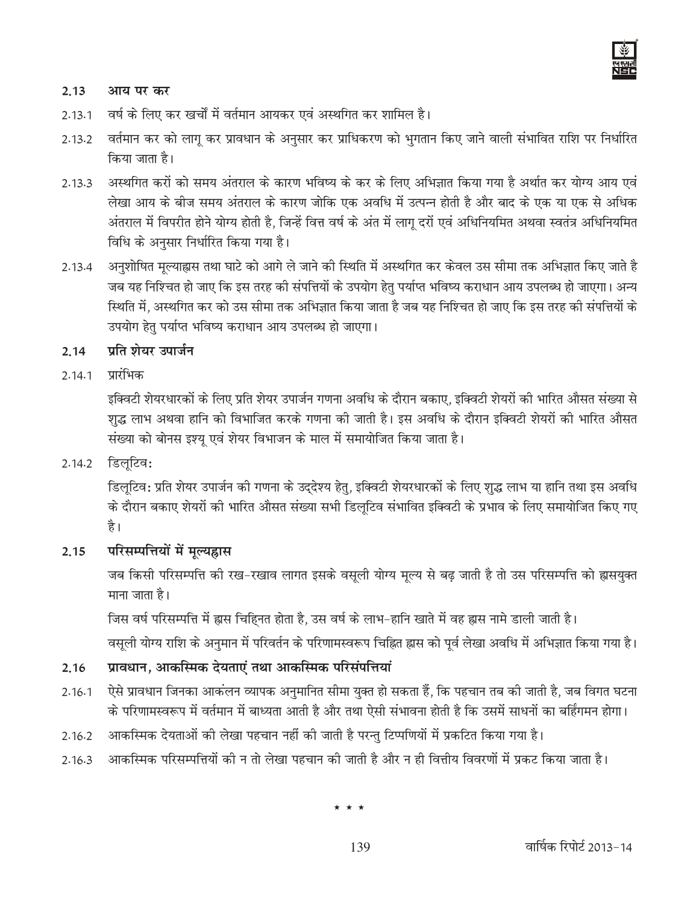## 2.13 आय पर कर

2.13.1 वर्ष के लिए कर खर्चों में वर्तमान आयकर एवं अस्थगित कर शामिल है।

2.13.2 वर्तमान कर को लागू कर प्रावधान के अनुसार कर प्राधिकरण को भुगतान किए जाने वाली संभावित राशि पर निर्धारित किया जाता है।

2.13.3 अस्थगित करों को समय अंतराल के कारण भविष्य के कर के लिए अभिज्ञात किया गया है अर्थात कर योग्य आय एवं लेखा आय के बीज समय अंतराल के कारण जोकि एक अवधि में उत्पन्न होती है और बाद के एक या एक से अधिक अंतराल में विपरीत होने योग्य होती है, जिन्हें वित्त वर्ष के अंत में लागू दरों एवं अधिनियमित अथवा स्वतंत्र अधिनियमित विधि के अनुसार निर्धारित किया गया है।

2.13.4 अनुशोषित मूल्याह्रास तथा घाटे को आगे ले जाने की स्थिति में अस्थगित कर केवल उस सीमा तक अभिज्ञात किए जाते है जब यह निश्चित हो जाए कि इस तरह की संपत्तियों के उपयोग हेतु पर्याप्त भविष्य कराधान आय उपलब्ध हो जाएगा। अन्य स्थिति में, अस्थगित कर को उस सीमा तक अभिज्ञात किया जाता है जब यह निश्चित हो जाए कि इस तरह की संपत्तियों के उपयोग हेतु पर्याप्त भविष्य कराधान आय उपलब्ध हो जाएगा।

## 2.14 प्रति शेयर उपार्जन

2.14.1 प्रारंभिक

इक्विटी शेयरधारकों के लिए प्रति शेयर उपार्जन गणना अवधि के दौरान बकाए, इक्विटी शेयरों की भारित औसत संख्या से शुद्ध लाभ अथवा हानि को विभाजित करके गणना की जाती है। इस अवधि के दौरान इक्विटी शेयरों की भारित औसत संख्या को बोनस इश्यू एवं शेयर विभाजन के माल में समायोजित किया जाता है।

2.14.2 डिलूटिव:

डिलूटिव: प्रति शेयर उपार्जन की गणना के उद्देश्य हेतु, इक्विटी शेयरधारकों के लिए शुद्ध लाभ या हानि तथा इस अवधि के दौरान बकाए शेयरों की भारित औसत संख्या सभी डिलूटिव संभावित इक्विटी के प्रभाव के लिए समायोजित किए गए है।

## 2.15 परिसम्पत्तियों में मूल्यह्रास

जब किसी परिसम्पत्ति की रख-रखाव लागत इसके वसूली योग्य मूल्य से बढ़ जाती है तो उस परिसम्पत्ति को ह्रासयुक्त माना जाता है।

जिस वर्ष परिसम्पत्ति में ह्रास चिह्नित होता है, उस वर्ष के लाभ-हानि खाते में वह ह्रास नामे डाली जाती है।

वसूली योग्य राशि के अनुमान में परिवर्तन के परिणामस्वरूप चिह्नित ह्रास को पूर्व लेखा अवधि में अभिज्ञात किया गया है।

## 2.16 प्रावधान, आकस्मिक देयताएं तथा आकस्मिक परिसंपत्तियां

2.16.1 ऐसे प्रावधान जिनका आकंलन व्यापक अनुमानित सीमा युक्त हो सकता हैं, कि पहचान तब की जाती है, जब विगत घटना के परिणामस्वरूप में वर्तमान में बाध्यता आती है और तथा ऐसी संभावना होती है कि उसमें साधनों का बर्हिगमन होगा।

2.16.2 आकस्मिक देयताओं की लेखा पहचान नहीं की जाती है परन्तु टिप्पणियों में प्रकटित किया गया है।

2.16.3 आकस्मिक परिसम्पत्तियों की न तो लेखा पहचान की जाती है और न ही वित्तीय विवरणों में प्रकट किया जाता है।

* * *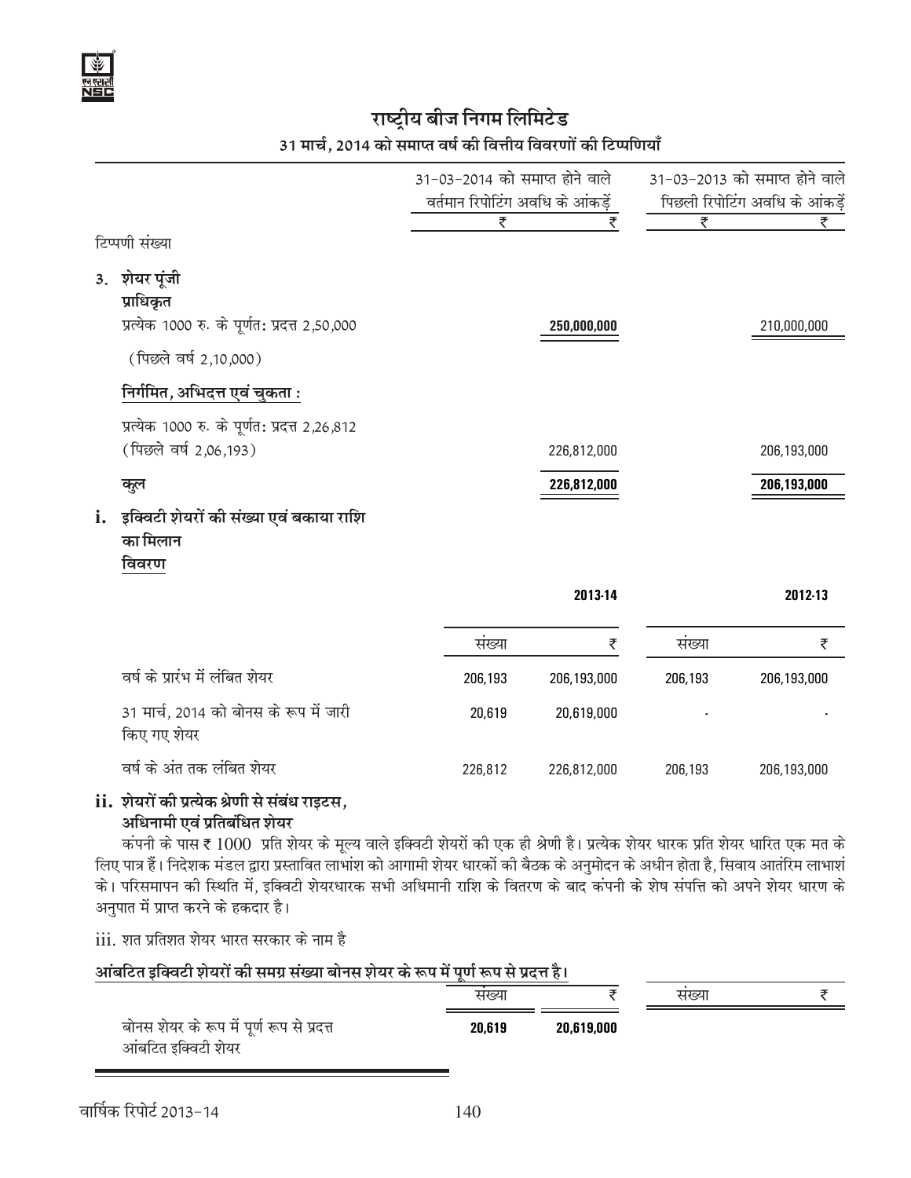## राष्ट्रीय बीज निगम लिमिटेड

### 31 मार्च, 2014 को समाप्त वर्ष की वित्तीय विवरणों की टिप्पणियाँ

| | 31-03-2014 को समाप्त होने वाले वर्तमान रिपोटिंग अवधि के आंकड़ें | | 31-03-2013 को समाप्त होने वाले पिछली रिपोटिंग अवधि के आंकड़ें | |
|---|---|---|---|---|
| | ₹ | ₹ | ₹ | ₹ |
| टिप्पणी संख्या | | | | |
| **3. शेयर पूंजी** | | | | |
| **प्राधिकृत** | | | | |
| प्रत्येक 1000 रु. के पूर्णत: प्रदत्त 2,50,000 | | **250,000,000** | | 210,000,000 |
| (पिछले वर्ष 2,10,000) | | | | |
| **निर्गमित, अभिदत्त एवं चुकता :** | | | | |
| प्रत्येक 1000 रु. के पूर्णत: प्रदत्त 2,26,812 (पिछले वर्ष 2,06,193) | | 226,812,000 | | 206,193,000 |
| **कुल** | | **226,812,000** | | **206,193,000** |

**i. इक्विटी शेयरों की संख्या एवं बकाया राशि का मिलान**

**विवरण**

| | 2013-14 | | 2012-13 | |
|---|---|---|---|---|
| | संख्या | ₹ | संख्या | ₹ |
| वर्ष के प्रारंभ में लंबित शेयर | 206,193 | 206,193,000 | 206,193 | 206,193,000 |
| 31 मार्च, 2014 को बोनस के रूप में जारी किए गए शेयर | 20,619 | 20,619,000 | - | - |
| वर्ष के अंत तक लंबित शेयर | 226,812 | 226,812,000 | 206,193 | 206,193,000 |

**ii. शेयरों की प्रत्येक श्रेणी से संबंध राइटस, अधिनामी एवं प्रतिबंधित शेयर**

कंपनी के पास ₹ 1000 प्रति शेयर के मूल्य वाले इक्विटी शेयरों की एक ही श्रेणी है। प्रत्येक शेयर धारक प्रति शेयर धारित एक मत के लिए पात्र हैं। निदेशक मंडल द्वारा प्रस्तावित लाभांश को आगामी शेयर धारकों की बैठक के अनुमोदन के अधीन होता है, सिवाय आतंरिम लाभाशं के। परिसमापन की स्थिति में, इक्विटी शेयरधारक सभी अधिमानी राशि के वितरण के बाद कंपनी के शेष संपत्ति को अपने शेयर धारण के अनुपात में प्राप्त करने के हकदार है।

iii. शत प्रतिशत शेयर भारत सरकार के नाम है

**आंबटित इक्विटी शेयरों की समग्र संख्या बोनस शेयर के रूप में पूर्ण रूप से प्रदत्त है।**

| | संख्या | ₹ | संख्या | ₹ |
|---|---|---|---|---|
| बोनस शेयर के रूप में पूर्ण रूप से प्रदत्त आंबटित इक्विटी शेयर | **20,619** | **20,619,000** | | |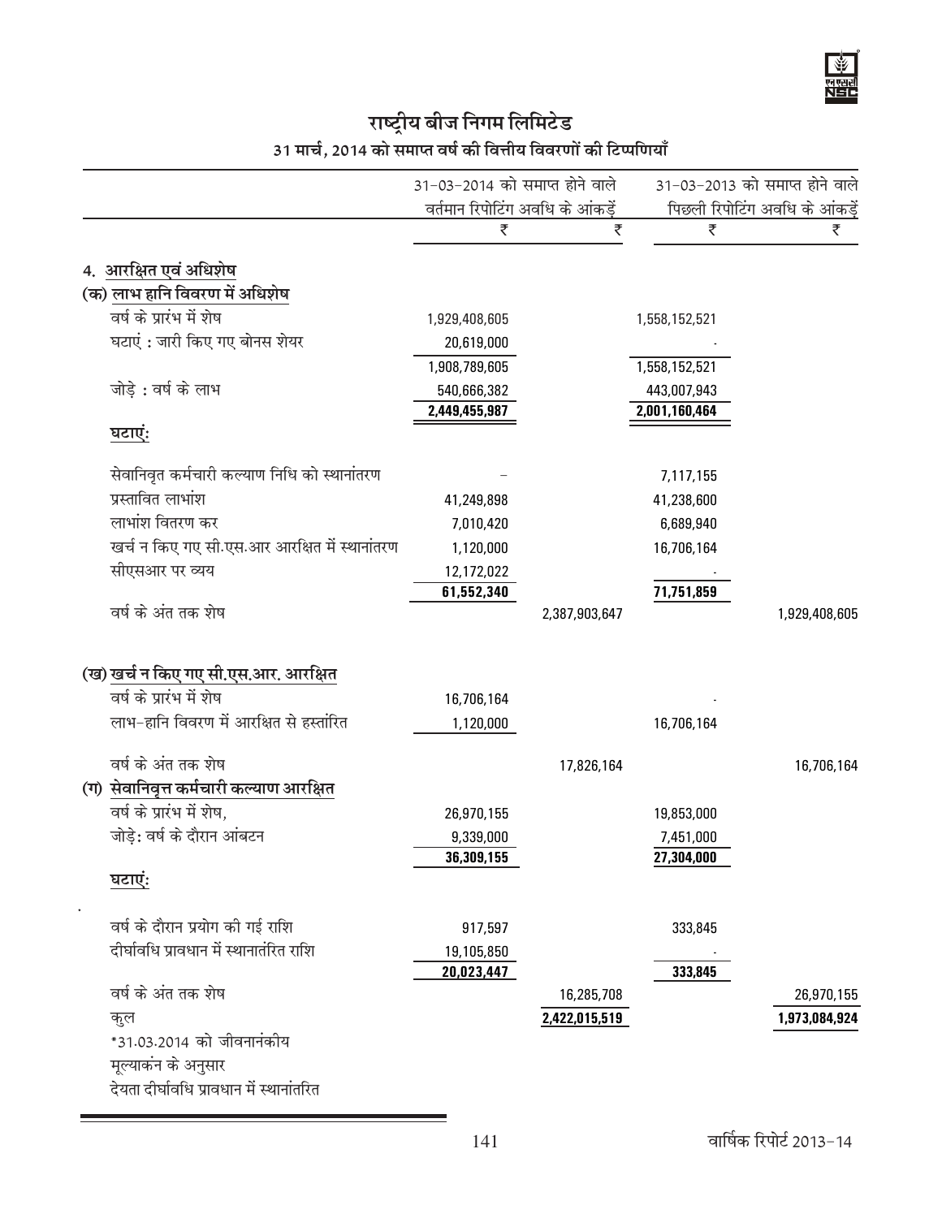## राष्ट्रीय बीज निगम लिमिटेड

### 31 मार्च, 2014 को समाप्त वर्ष की वित्तीय विवरणों की टिप्पणियाँ

| | 31-03-2014 को समाप्त होने वाले वर्तमान रिपोटिंग अवधि के आंकड़ें | | 31-03-2013 को समाप्त होने वाले पिछली रिपोटिंग अवधि के आंकड़ें | |
|---|---|---|---|---|
| | ₹ | ₹ | ₹ | ₹ |
| **4. आरक्षित एवं अधिशेष** | | | | |
| **(क) लाभ हानि विवरण में अधिशेष** | | | | |
| वर्ष के प्रारंभ में शेष | 1,929,408,605 | | 1,558,152,521 | |
| घटाएं : जारी किए गए बोनस शेयर | 20,619,000 | | - | |
| | 1,908,789,605 | | 1,558,152,521 | |
| जोड़े : वर्ष के लाभ | 540,666,382 | | 443,007,943 | |
| | **2,449,455,987** | | **2,001,160,464** | |
| **घटाएं:** | | | | |
| सेवानिवृत कर्मचारी कल्याण निधि को स्थानांतरण | – | | 7,117,155 | |
| प्रस्तावित लाभांश | 41,249,898 | | 41,238,600 | |
| लाभांश वितरण कर | 7,010,420 | | 6,689,940 | |
| खर्च न किए गए सी.एस.आर आरक्षित में स्थानांतरण | 1,120,000 | | 16,706,164 | |
| सीएसआर पर व्यय | 12,172,022 | | - | |
| | **61,552,340** | | **71,751,859** | |
| वर्ष के अंत तक शेष | | 2,387,903,647 | | 1,929,408,605 |
| **(ख) खर्च न किए गए सी.एस.आर. आरक्षित** | | | | |
| वर्ष के प्रारंभ में शेष | 16,706,164 | | - | |
| लाभ-हानि विवरण में आरक्षित से हस्तांरित | 1,120,000 | | 16,706,164 | |
| वर्ष के अंत तक शेष | | 17,826,164 | | 16,706,164 |
| **(ग) सेवानिवृत्त कर्मचारी कल्याण आरक्षित** | | | | |
| वर्ष के प्रारंभ में शेष, | 26,970,155 | | 19,853,000 | |
| जोड़े: वर्ष के दौरान आंबटन | 9,339,000 | | 7,451,000 | |
| | **36,309,155** | | **27,304,000** | |
| **घटाएं:** | | | | |
| वर्ष के दौरान प्रयोग की गई राशि | 917,597 | | 333,845 | |
| दीर्घावधि प्रावधान में स्थानातंरित राशि | 19,105,850 | | - | |
| | **20,023,447** | | **333,845** | |
| वर्ष के अंत तक शेष | | 16,285,708 | | 26,970,155 |
| कुल | | **2,422,015,519** | | **1,973,084,924** |

*31.03.2014 को जीवनानंकीय मूल्याकंन के अनुसार देयता दीर्घावधि प्रावधान में स्थानांतरित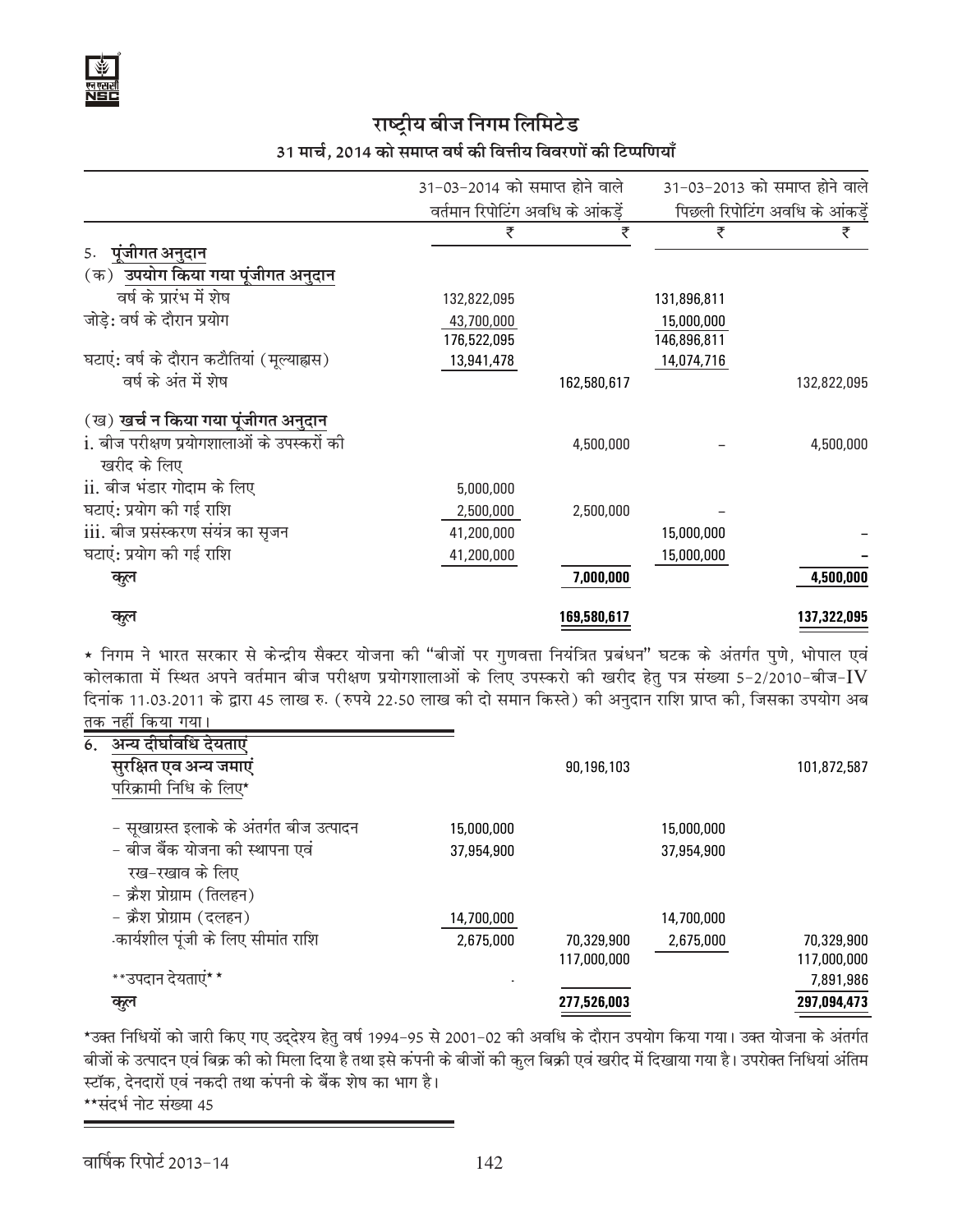## राष्ट्रीय बीज निगम लिमिटेड

### 31 मार्च, 2014 को समाप्त वर्ष की वित्तीय विवरणों की टिप्पणियाँ

| | 31-03-2014 को समाप्त होने वाले वर्तमान रिपोटिंग अवधि के आंकड़ें | | 31-03-2013 को समाप्त होने वाले पिछली रिपोटिंग अवधि के आंकड़ें | |
|---|---|---|---|---|
| | ₹ | ₹ | ₹ | ₹ |
| **5. पूंजीगत अनुदान** | | | | |
| **(क) उपयोग किया गया पूंजीगत अनुदान** | | | | |
| वर्ष के प्रारंभ में शेष | 132,822,095 | | 131,896,811 | |
| जोड़े: वर्ष के दौरान प्रयोग | 43,700,000 | | 15,000,000 | |
| | 176,522,095 | | 146,896,811 | |
| घटाएं: वर्ष के दौरान कटौतियां (मूल्याह्रास) | 13,941,478 | | 14,074,716 | |
| वर्ष के अंत में शेष | | 162,580,617 | | 132,822,095 |
| **(ख) खर्च न किया गया पूंजीगत अनुदान** | | | | |
| i. बीज परीक्षण प्रयोगशालाओं के उपस्करों की खरीद के लिए | | 4,500,000 | – | 4,500,000 |
| ii. बीज भंडार गोदाम के लिए | 5,000,000 | | | |
| घटाएं: प्रयोग की गई राशि | 2,500,000 | 2,500,000 | – | |
| iii. बीज प्रसंस्करण संयंत्र का सृजन | 41,200,000 | | 15,000,000 | – |
| घटाएं: प्रयोग की गई राशि | 41,200,000 | | 15,000,000 | – |
| **कुल** | | **7,000,000** | | **4,500,000** |
| **कुल** | | **169,580,617** | | **137,322,095** |

* निगम ने भारत सरकार से केन्द्रीय सैक्टर योजना की "बीजों पर गुणवत्ता नियंत्रित प्रबंधन" घटक के अंतर्गत पुणे, भोपाल एवं कोलकाता में स्थित अपने वर्तमान बीज परीक्षण प्रयोगशालाओं के लिए उपस्करो की खरीद हेतु पत्र संख्या 5-2/2010-बीज-IV दिनांक 11.03.2011 के द्वारा 45 लाख रु. (रुपये 22.50 लाख की दो समान किस्ते) की अनुदान राशि प्राप्त की, जिसका उपयोग अब तक नहीं किया गया।

| | ₹ | ₹ | ₹ | ₹ |
|---|---|---|---|---|
| **6. अन्य दीर्घावधि देयताएं** | | | | |
| **सुरक्षित एव अन्य जमाएं** | | 90,196,103 | | 101,872,587 |
| परिक्रामी निधि के लिए* | | | | |
| - सूखाग्रस्त इलाके के अंतर्गत बीज उत्पादन | 15,000,000 | | 15,000,000 | |
| - बीज बैंक योजना की स्थापना एवं रख-रखाव के लिए | 37,954,900 | | 37,954,900 | |
| - क्रैश प्रोग्राम (तिलहन) | | | | |
| - क्रैश प्रोग्राम (दलहन) | 14,700,000 | | 14,700,000 | |
| -कार्यशील पूंजी के लिए सीमांत राशि | 2,675,000 | 70,329,900 | 2,675,000 | 70,329,900 |
| | | 117,000,000 | | 117,000,000 |
| **उपदान देयताएं** | - | | | 7,891,986 |
| **कुल** | | **277,526,003** | | **297,094,473** |

*उक्त निधियों को जारी किए गए उद्देश्य हेतु वर्ष 1994-95 से 2001-02 की अवधि के दौरान उपयोग किया गया। उक्त योजना के अंतर्गत बीजों के उत्पादन एवं बिक्र की को मिला दिया है तथा इसे कंपनी के बीजों की कुल बिक्री एवं खरीद में दिखाया गया है। उपरोक्त निधियां अंतिम स्टॉक, देनदारों एवं नकदी तथा कंपनी के बैंक शेष का भाग है।

**संदर्भ नोट संख्या 45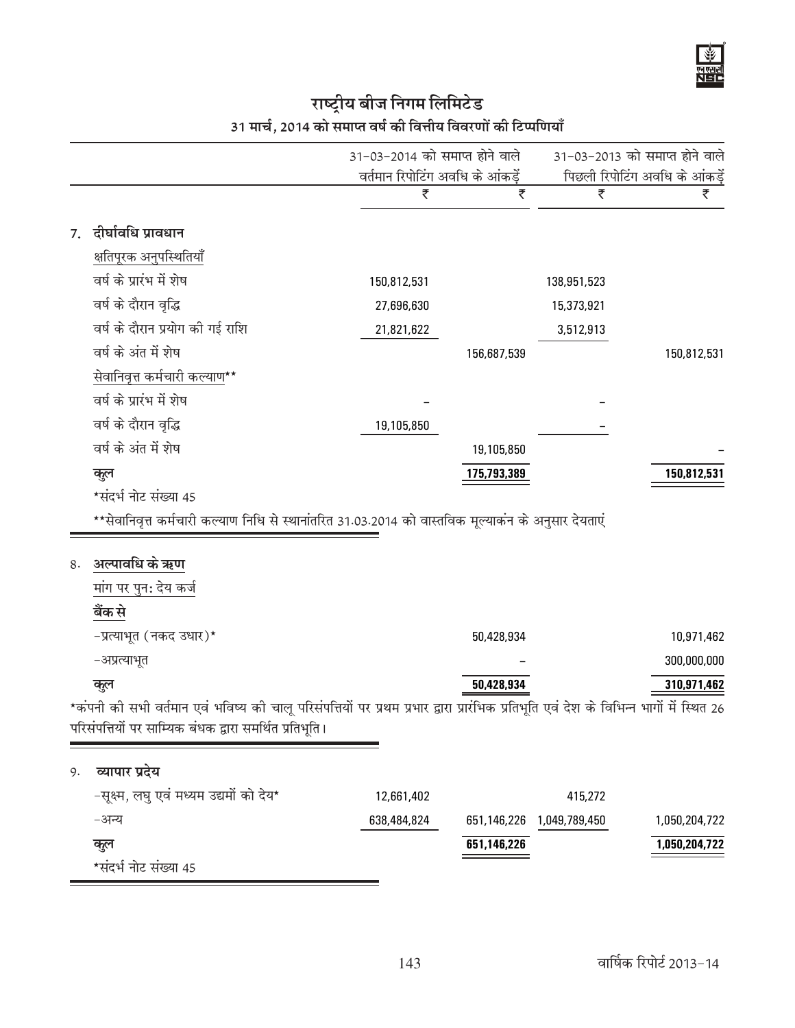# राष्ट्रीय बीज निगम लिमिटेड

## 31 मार्च, 2014 को समाप्त वर्ष की वित्तीय विवरणों की टिप्पणियाँ

| | 31-03-2014 को समाप्त होने वाले वर्तमान रिपोटिंग अवधि के आंकड़ें | | 31-03-2013 को समाप्त होने वाले पिछली रिपोटिंग अवधि के आंकड़ें | |
|---|---|---|---|---|
| | ₹ | ₹ | ₹ | ₹ |
| **7. दीर्घावधि प्रावधान** | | | | |
| क्षतिपूरक अनुपस्थितियाँ | | | | |
| वर्ष के प्रारंभ में शेष | 150,812,531 | | 138,951,523 | |
| वर्ष के दौरान वृद्धि | 27,696,630 | | 15,373,921 | |
| वर्ष के दौरान प्रयोग की गई राशि | 21,821,622 | | 3,512,913 | |
| वर्ष के अंत में शेष | | 156,687,539 | | 150,812,531 |
| सेवानिवृत्त कर्मचारी कल्याण** | | | | |
| वर्ष के प्रारंभ में शेष | – | | – | |
| वर्ष के दौरान वृद्धि | 19,105,850 | | – | |
| वर्ष के अंत में शेष | | 19,105,850 | | – |
| **कुल** | | **175,793,389** | | **150,812,531** |

*संदर्भ नोट संख्या 45

**सेवानिवृत्त कर्मचारी कल्याण निधि से स्थानांतरित 31.03.2014 को वास्तविक मूल्याकंन के अनुसार देयताएं

| | 31-03-2014 | 31-03-2013 |
|---|---|---|
| **8. अल्पावधि के ऋण** | | |
| मांग पर पुन: देय कर्ज | | |
| **बैंक से** | | |
| -प्रत्याभूत (नकद उधार)* | 50,428,934 | 10,971,462 |
| -अप्रत्याभूत | – | 300,000,000 |
| **कुल** | **50,428,934** | **310,971,462** |

*कंपनी की सभी वर्तमान एवं भविष्य की चालू परिसंपत्तियों पर प्रथम प्रभार द्वारा प्रारंभिक प्रतिभूति एवं देश के विभिन्न भागों में स्थित 26 परिसंपत्तियों पर साम्यिक बंधक द्वारा समर्थित प्रतिभूति।

| | ₹ | ₹ | ₹ | ₹ |
|---|---|---|---|---|
| **9. व्यापार प्रदेय** | | | | |
| -सूक्ष्म, लघु एवं मध्यम उद्यमों को देय* | 12,661,402 | | 415,272 | |
| -अन्य | 638,484,824 | 651,146,226 | 1,049,789,450 | 1,050,204,722 |
| **कुल** | | **651,146,226** | | **1,050,204,722** |

*संदर्भ नोट संख्या 45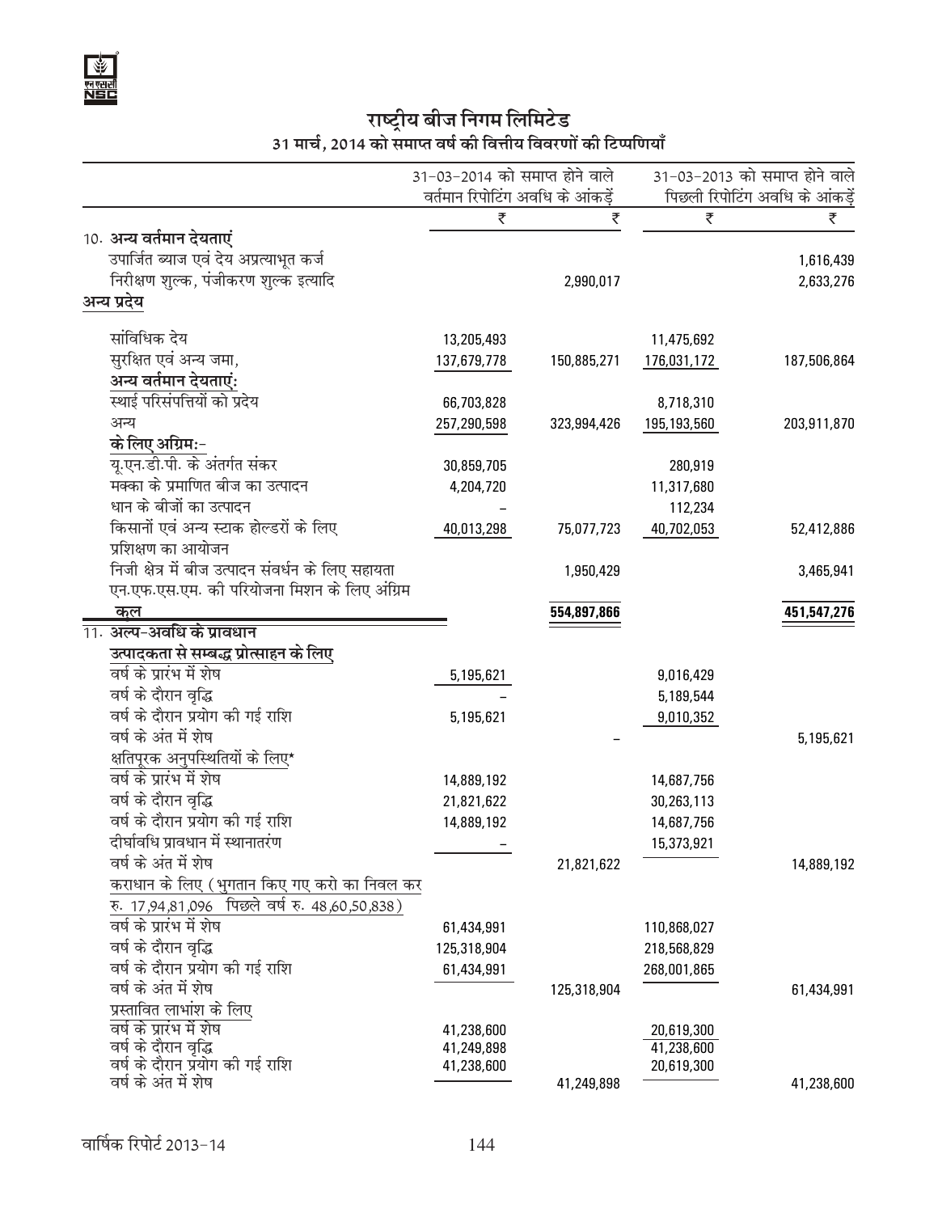# राष्ट्रीय बीज निगम लिमिटेड

## 31 मार्च, 2014 को समाप्त वर्ष की वित्तीय विवरणों की टिप्पणियाँ

| | 31-03-2014 को समाप्त होने वाले वर्तमान रिपोटिंग अवधि के आंकड़ें | | 31-03-2013 को समाप्त होने वाले पिछली रिपोटिंग अवधि के आंकड़ें | |
|---|---|---|---|---|
| | ₹ | ₹ | ₹ | ₹ |
| **10. अन्य वर्तमान देयताएं** | | | | |
| उपार्जित ब्याज एवं देय अप्रत्याभूत कर्ज | | | | 1,616,439 |
| निरीक्षण शुल्क, पंजीकरण शुल्क इत्यादि | | 2,990,017 | | 2,633,276 |
| **अन्य प्रदेय** | | | | |
| सांविधिक देय | 13,205,493 | | 11,475,692 | |
| सुरक्षित एवं अन्य जमा, | 137,679,778 | 150,885,271 | 176,031,172 | 187,506,864 |
| **अन्य वर्तमान देयताएं:** | | | | |
| स्थाई परिसंपत्तियों को प्रदेय | 66,703,828 | | 8,718,310 | |
| अन्य | 257,290,598 | 323,994,426 | 195,193,560 | 203,911,870 |
| **के लिए अग्रिम:-** | | | | |
| यू.एन.डी.पी. के अंतर्गत संकर | 30,859,705 | | 280,919 | |
| मक्का के प्रमाणित बीज का उत्पादन | 4,204,720 | | 11,317,680 | |
| धान के बीजों का उत्पादन | – | | 112,234 | |
| किसानों एवं अन्य स्टाक होल्डरों के लिए प्रशिक्षण का आयोजन | 40,013,298 | 75,077,723 | 40,702,053 | 52,412,886 |
| निजी क्षेत्र में बीज उत्पादन संवर्धन के लिए सहायता | | 1,950,429 | | 3,465,941 |
| एन.एफ.एस.एम. की परियोजना मिशन के लिए अंग्रिम | | | | |
| **कुल** | | **554,897,866** | | **451,547,276** |
| **11. अल्प-अवधि के प्रावधान** | | | | |
| **उत्पादकता से सम्बद्ध प्रोत्साहन के लिए** | | | | |
| वर्ष के प्रारंभ में शेष | 5,195,621 | | 9,016,429 | |
| वर्ष के दौरान वृद्धि | – | | 5,189,544 | |
| वर्ष के दौरान प्रयोग की गई राशि | 5,195,621 | | 9,010,352 | |
| वर्ष के अंत में शेष | | – | | 5,195,621 |
| क्षतिपूरक अनुपस्थितियों के लिए* | | | | |
| वर्ष के प्रारंभ में शेष | 14,889,192 | | 14,687,756 | |
| वर्ष के दौरान वृद्धि | 21,821,622 | | 30,263,113 | |
| वर्ष के दौरान प्रयोग की गई राशि | 14,889,192 | | 14,687,756 | |
| दीर्घावधि प्रावधान में स्थानातरंण | – | | 15,373,921 | |
| वर्ष के अंत में शेष | | 21,821,622 | | 14,889,192 |
| कराधान के लिए (भुगतान किए गए करो का निवल कर रु. 17,94,81,096 पिछले वर्ष रु. 48,60,50,838) | | | | |
| वर्ष के प्रारंभ में शेष | 61,434,991 | | 110,868,027 | |
| वर्ष के दौरान वृद्धि | 125,318,904 | | 218,568,829 | |
| वर्ष के दौरान प्रयोग की गई राशि | 61,434,991 | | 268,001,865 | |
| वर्ष के अंत में शेष | | 125,318,904 | | 61,434,991 |
| प्रस्तावित लाभांश के लिए | | | | |
| वर्ष के प्रारंभ में शेष | 41,238,600 | | 20,619,300 | |
| वर्ष के दौरान वृद्धि | 41,249,898 | | 41,238,600 | |
| वर्ष के दौरान प्रयोग की गई राशि | 41,238,600 | | 20,619,300 | |
| वर्ष के अंत में शेष | | 41,249,898 | | 41,238,600 |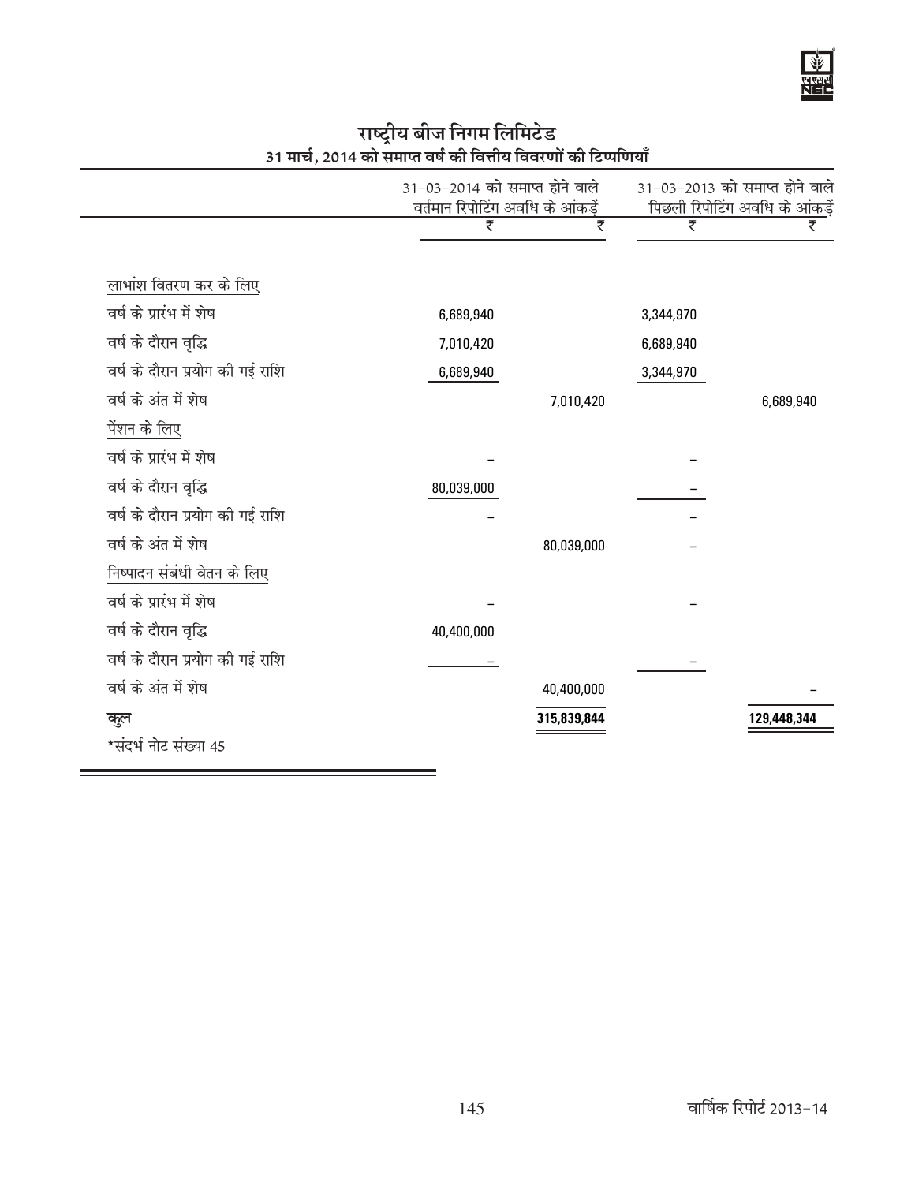## राष्ट्रीय बीज निगम लिमिटेड

### 31 मार्च, 2014 को समाप्त वर्ष की वित्तीय विवरणों की टिप्पणियाँ

| | 31-03-2014 को समाप्त होने वाले वर्तमान रिपोटिंग अवधि के आंकड़ें | | 31-03-2013 को समाप्त होने वाले पिछली रिपोटिंग अवधि के आंकड़ें | |
|---|---|---|---|---|
| | ₹ | ₹ | ₹ | ₹ |
| लाभांश वितरण कर के लिए | | | | |
| वर्ष के प्रारंभ में शेष | 6,689,940 | | 3,344,970 | |
| वर्ष के दौरान वृद्धि | 7,010,420 | | 6,689,940 | |
| वर्ष के दौरान प्रयोग की गई राशि | 6,689,940 | | 3,344,970 | |
| वर्ष के अंत में शेष | | 7,010,420 | | 6,689,940 |
| पेंशन के लिए | | | | |
| वर्ष के प्रारंभ में शेष | – | | – | |
| वर्ष के दौरान वृद्धि | 80,039,000 | | – | |
| वर्ष के दौरान प्रयोग की गई राशि | – | | – | |
| वर्ष के अंत में शेष | | 80,039,000 | – | |
| निष्पादन संबंधी वेतन के लिए | | | | |
| वर्ष के प्रारंभ में शेष | – | | – | |
| वर्ष के दौरान वृद्धि | 40,400,000 | | | |
| वर्ष के दौरान प्रयोग की गई राशि | – | | – | |
| वर्ष के अंत में शेष | | 40,400,000 | | – |
| **कुल** | | **315,839,844** | | **129,448,344** |

*संदर्भ नोट संख्या 45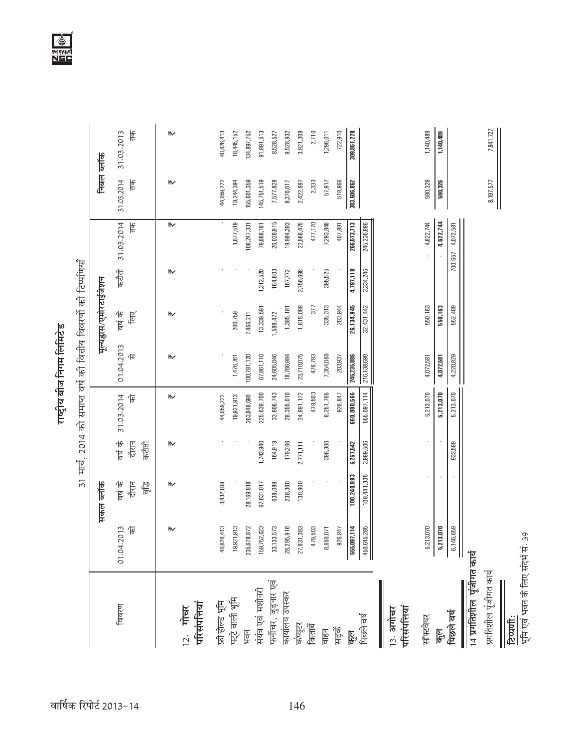# राष्ट्रीय बीज निगम लिमिटेड

## 31 मार्च, 2014 को समाप्त वर्ष की वित्तीय विवरणों की टिप्पणियाँ

| विवरण | सकल ब्लॉक | | | | मूल्यह्रास/एमोरटाईजेशन | | | | निबल ब्लॉक | |
|---|---|---|---|---|---|---|---|---|---|---|
| | 01.04.2013 को | वर्ष के दौरान वृद्धि | वर्ष के दौरान कटौती | 31.03.2014 को | 01.04.2013 से | वर्ष के लिए | कटौती | 31.03.2014 तक | 31.03.2014 तक | 31.03.2013 तक |
| | ₹ | ₹ | ₹ | ₹ | ₹ | ₹ | ₹ | ₹ | ₹ | ₹ |
| **12. गोचर परिसंपत्तियां** | | | | | | | | | | |
| फ्री होल्ड भूमि | 40,626,413 | 3,432,809 | - | 44,059,222 | - | - | - | - | 44,059,222 | 40,626,413 |
| पट्टे वाली भूमि | 19,921,913 | - | - | 19,921,913 | 1,476,761 | 200,758 | - | 1,677,519 | 18,244,394 | 18,445,152 |
| भवन | 235,678,872 | 28,169,818 | - | 263,848,690 | 100,781,120 | 7,466,211 | - | 108,247,331 | 155,601,359 | 134,897,752 |
| संयंत्र एवं मशीनरी | 159,752,623 | 67,631,017 | 1,743,940 | 225,639,700 | 67,861,110 | 13,339,591 | 1,312,520 | 79,888,181 | 145,751,519 | 91,891,513 |
| फर्नीचर, जुड़नार एवं कार्यालय उपस्कर | 33,133,573 | 638,089 | 164,919 | 33,606,743 | 24,605,046 | 1,588,472 | 164,603 | 26,028,915 | 7,577,828 | 8,528,527 |
| कंप्यूटर | 28,295,916 | 238,360 | 179,266 | 28,355,010 | 18,766,984 | 1,385,181 | 167,772 | 19,984,393 | 8,370,617 | 9,528,932 |
| किताबें | 27,631,383 | 130,900 | 2,771,111 | 24,991,172 | 23,710,075 | 1,615,098 | 2,756,698 | 22,568,475 | 2,422,697 | 3,921,308 |
| वाहन | 479,503 | - | - | 479,503 | 476,793 | 377 | - | 477,170 | 2,333 | 2,710 |
| सड़कें | 8,650,071 | - | 398,306 | 8,251,765 | 7,354,060 | 335,313 | 395,525 | 7,293,848 | 57,917 | 1,296,011 |
| | 926,847 | - | - | 926,847 | 203,937 | 203,944 | - | 407,881 | 518,966 | 722,910 |
| **कुल** | **555,097,114** | **100,240,993** | **5,257,542** | **650,080,565** | **245,235,886** | **26,134,945** | **4,797,118** | **266,573,713** | **383,506,852** | **309,861,228** |
| पिछले वर्ष | 450,645,285 | 108,441,335 | 3,989,506 | 555,097,114 | 216,138,690 | 32,431,442 | 3,334,246 | 245,235,886 | | |
| **13. अगोचर परिसंपत्तियां** | | | | | | | | | | |
| सॉफ्टवेयर | 5,213,070 | - | - | 5,213,070 | 4,072,581 | 550,163 | - | 4,622,744 | 590,326 | 1,140,489 |
| **कुल** | **5,213,070** | - | - | **5,213,070** | **4,072,581** | **550,163** | - | **4,622,744** | **590,326** | **1,140,489** |
| **पिछले वर्ष** | 6,146,659 | - | 933,589 | 5,213,070 | 4,220,829 | 552,409 | 700,657 | 4,072,581 | | |
| **14 प्रगतिशील पूंजीगत कार्य** | | | | | | | | | | |
| प्रगतिशील पूंजीगत कार्य | | | | | | | | | 8,197,577 | 7,841,727 |

**टिप्पणी:**

भूमि एवं भवन के लिए संदर्भ सं. 39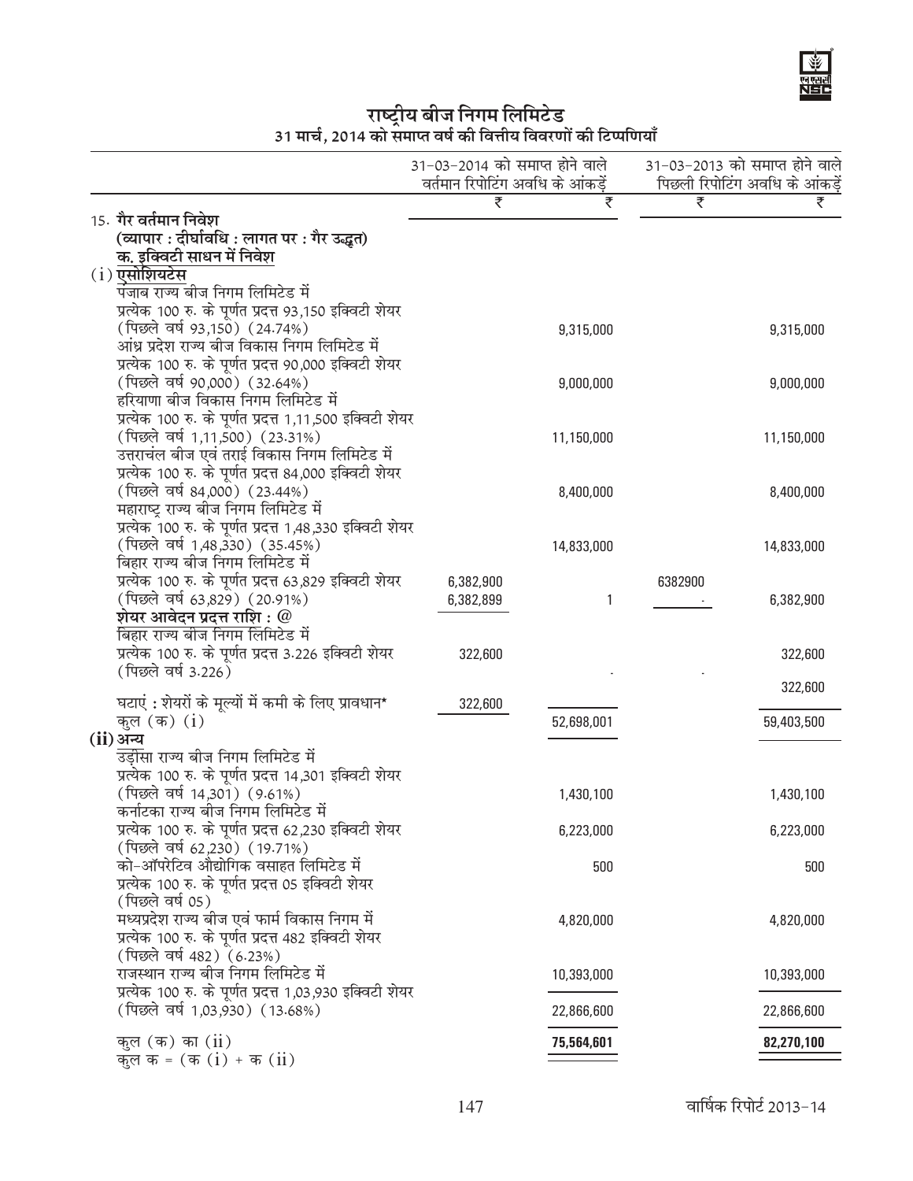## राष्ट्रीय बीज निगम लिमिटेड
### 31 मार्च, 2014 को समाप्त वर्ष की वित्तीय विवरणों की टिप्पणियाँ

| | 31-03-2014 को समाप्त होने वाले वर्तमान रिपोटिंग अवधि के आंकड़ें | | 31-03-2013 को समाप्त होने वाले पिछली रिपोटिंग अवधि के आंकड़ें | |
|---|---|---|---|---|
| | ₹ | ₹ | ₹ | ₹ |
| **15. गैर वर्तमान निवेश** | | | | |
| **(व्यापार : दीर्घावधि : लागत पर : गैर उद्धृत)** | | | | |
| **क. इक्विटी साधन में निवेश** | | | | |
| **(i) एसोशियटेस** | | | | |
| पंजाब राज्य बीज निगम लिमिटेड में प्रत्येक 100 रु. के पूर्णत प्रदत्त 93,150 इक्विटी शेयर (पिछले वर्ष 93,150) (24.74%) | | 9,315,000 | | 9,315,000 |
| आंध्र प्रदेश राज्य बीज विकास निगम लिमिटेड में प्रत्येक 100 रु. के पूर्णत प्रदत्त 90,000 इक्विटी शेयर (पिछले वर्ष 90,000) (32.64%) | | 9,000,000 | | 9,000,000 |
| हरियाणा बीज विकास निगम लिमिटेड में प्रत्येक 100 रु. के पूर्णत प्रदत्त 1,11,500 इक्विटी शेयर (पिछले वर्ष 1,11,500) (23.31%) | | 11,150,000 | | 11,150,000 |
| उत्तराचंल बीज एवं तराई विकास निगम लिमिटेड में प्रत्येक 100 रु. के पूर्णत प्रदत्त 84,000 इक्विटी शेयर (पिछले वर्ष 84,000) (23.44%) | | 8,400,000 | | 8,400,000 |
| महाराष्ट्र राज्य बीज निगम लिमिटेड में प्रत्येक 100 रु. के पूर्णत प्रदत्त 1,48,330 इक्विटी शेयर (पिछले वर्ष 1,48,330) (35.45%) | | 14,833,000 | | 14,833,000 |
| बिहार राज्य बीज निगम लिमिटेड में प्रत्येक 100 रु. के पूर्णत प्रदत्त 63,829 इक्विटी शेयर | 6,382,900 | | 6382900 | |
| (पिछले वर्ष 63,829) (20.91%) | 6,382,899 | 1 | - | 6,382,900 |
| **शेयर आवेदन प्रदत्त राशि : @** | | | | |
| बिहार राज्य बीज निगम लिमिटेड में प्रत्येक 100 रु. के पूर्णत प्रदत्त 3.226 इक्विटी शेयर (पिछले वर्ष 3.226) | 322,600 | | | 322,600 |
| | | - | - | 322,600 |
| घटाएं : शेयरों के मूल्यों में कमी के लिए प्रावधान* | 322,600 | | | |
| कुल (क) (i) | | 52,698,001 | | 59,403,500 |
| **(ii) अन्य** | | | | |
| उड़ीसा राज्य बीज निगम लिमिटेड में प्रत्येक 100 रु. के पूर्णत प्रदत्त 14,301 इक्विटी शेयर (पिछले वर्ष 14,301) (9.61%) | | 1,430,100 | | 1,430,100 |
| कर्नाटका राज्य बीज निगम लिमिटेड में प्रत्येक 100 रु. के पूर्णत प्रदत्त 62,230 इक्विटी शेयर (पिछले वर्ष 62,230) (19.71%) | | 6,223,000 | | 6,223,000 |
| को-ऑपरेटिव औद्योगिक वसाहत लिमिटेड में प्रत्येक 100 रु. के पूर्णत प्रदत्त 05 इक्विटी शेयर (पिछले वर्ष 05) | | 500 | | 500 |
| मध्यप्रदेश राज्य बीज एवं फार्म विकास निगम में प्रत्येक 100 रु. के पूर्णत प्रदत्त 482 इक्विटी शेयर (पिछले वर्ष 482) (6.23%) | | 4,820,000 | | 4,820,000 |
| राजस्थान राज्य बीज निगम लिमिटेड में प्रत्येक 100 रु. के पूर्णत प्रदत्त 1,03,930 इक्विटी शेयर (पिछले वर्ष 1,03,930) (13.68%) | | 10,393,000 | | 10,393,000 |
| | | 22,866,600 | | 22,866,600 |
| कुल (क) का (ii) | | **75,564,601** | | **82,270,100** |
| कुल क = (क (i) + क (ii) | | | | |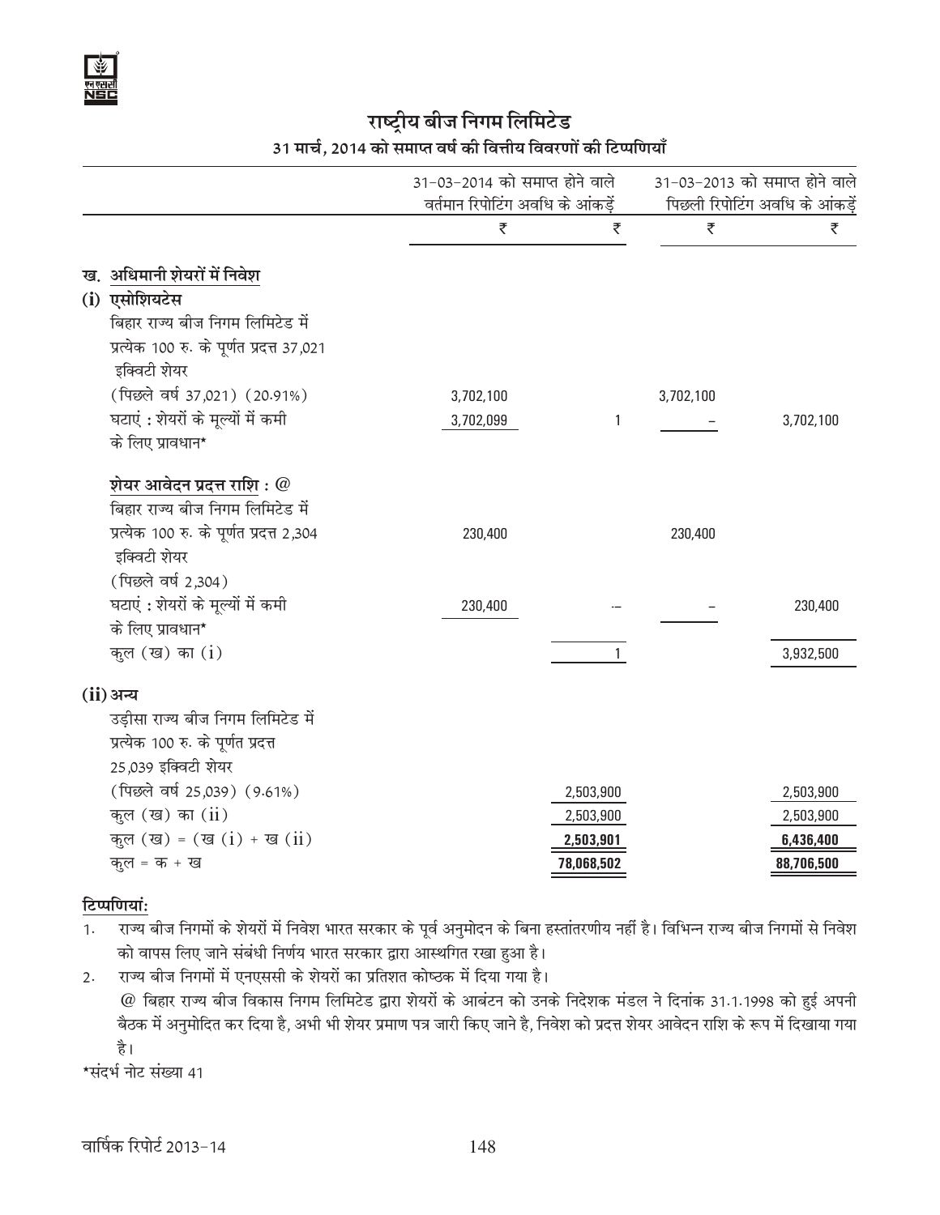## राष्ट्रीय बीज निगम लिमिटेड

### 31 मार्च, 2014 को समाप्त वर्ष की वित्तीय विवरणों की टिप्पणियाँ

| | 31-03-2014 को समाप्त होने वाले वर्तमान रिपोटिंग अवधि के आंकड़ें | | 31-03-2013 को समाप्त होने वाले पिछली रिपोटिंग अवधि के आंकड़ें | |
|---|---|---|---|---|
| | ₹ | ₹ | ₹ | ₹ |
| **ख. अधिमानी शेयरों में निवेश** | | | | |
| **(i) एसोशियटेस** | | | | |
| बिहार राज्य बीज निगम लिमिटेड में प्रत्येक 100 रु. के पूर्णत प्रदत्त 37,021 इक्विटी शेयर (पिछले वर्ष 37,021) (20.91%) | 3,702,100 | | 3,702,100 | |
| घटाएं : शेयरों के मूल्यों में कमी के लिए प्रावधान* | 3,702,099 | 1 | – | 3,702,100 |
| **शेयर आवेदन प्रदत्त राशि : @** | | | | |
| बिहार राज्य बीज निगम लिमिटेड में प्रत्येक 100 रु. के पूर्णत प्रदत्त 2,304 इक्विटी शेयर (पिछले वर्ष 2,304) | 230,400 | | 230,400 | |
| घटाएं : शेयरों के मूल्यों में कमी के लिए प्रावधान* | 230,400 | -- | – | 230,400 |
| कुल (ख) का (i) | | 1 | | 3,932,500 |
| **(ii) अन्य** | | | | |
| उड़ीसा राज्य बीज निगम लिमिटेड में प्रत्येक 100 रु. के पूर्णत प्रदत्त 25,039 इक्विटी शेयर (पिछले वर्ष 25,039) (9.61%) | | 2,503,900 | | 2,503,900 |
| कुल (ख) का (ii) | | 2,503,900 | | 2,503,900 |
| कुल (ख) = (ख (i) + ख (ii) | | **2,503,901** | | **6,436,400** |
| कुल = क + ख | | **78,068,502** | | **88,706,500** |

**टिप्पणियां:**

1. राज्य बीज निगमों के शेयरों में निवेश भारत सरकार के पूर्व अनुमोदन के बिना हस्तांतरणीय नहीं है। विभिन्न राज्य बीज निगमों से निवेश को वापस लिए जाने संबंधी निर्णय भारत सरकार द्वारा आस्थगित रखा हुआ है।
2. राज्य बीज निगमों में एनएससी के शेयरों का प्रतिशत कोष्ठक में दिया गया है।

@ बिहार राज्य बीज विकास निगम लिमिटेड द्वारा शेयरों के आबंटन को उनके निदेशक मंडल ने दिनांक 31.1.1998 को हुई अपनी बैठक में अनुमोदित कर दिया है, अभी भी शेयर प्रमाण पत्र जारी किए जाने है, निवेश को प्रदत्त शेयर आवेदन राशि के रूप में दिखाया गया है।

*संदर्भ नोट संख्या 41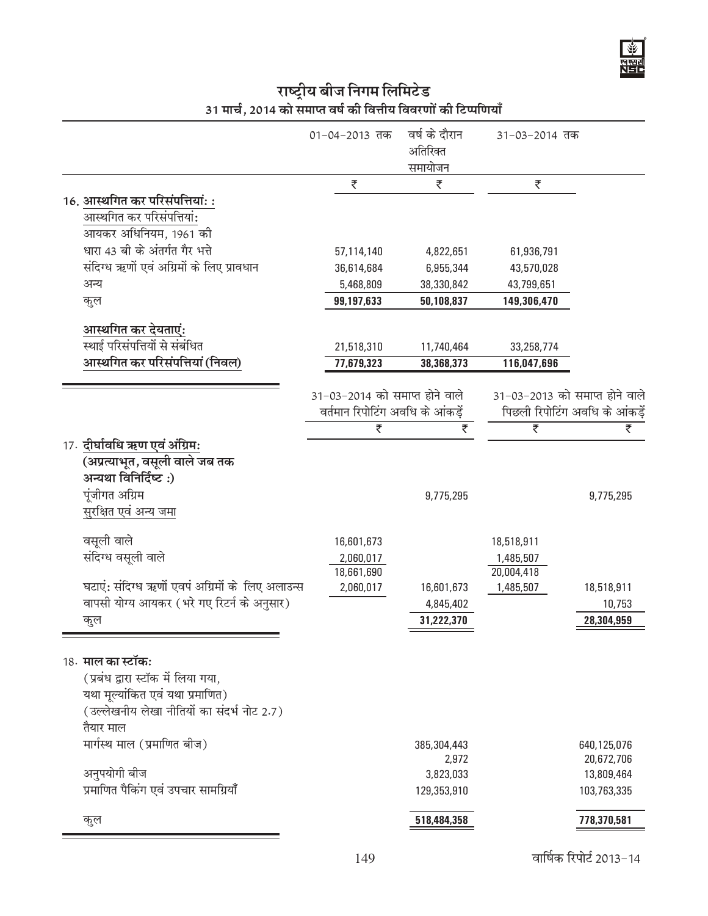# राष्ट्रीय बीज निगम लिमिटेड

## 31 मार्च, 2014 को समाप्त वर्ष की वित्तीय विवरणों की टिप्पणियाँ

| | 01-04-2013 तक | वर्ष के दौरान अतिरिक्त समायोजन | 31-03-2014 तक |
|---|---|---|---|
| | ₹ | ₹ | ₹ |
| **16. आस्थगित कर परिसंपत्तियां: :** | | | |
| आस्थगित कर परिसंपत्तियां: | | | |
| आयकर अधिनियम, 1961 की धारा 43 बी के अंतर्गत गैर भत्ते | 57,114,140 | 4,822,651 | 61,936,791 |
| संदिग्ध ऋणों एवं अग्रिमों के लिए प्रावधान | 36,614,684 | 6,955,344 | 43,570,028 |
| अन्य | 5,468,809 | 38,330,842 | 43,799,651 |
| कुल | **99,197,633** | **50,108,837** | **149,306,470** |
| **आस्थगित कर देयताएं:** | | | |
| स्थाई परिसंपत्तियों से संबंधित | 21,518,310 | 11,740,464 | 33,258,774 |
| **आस्थगित कर परिसंपत्तियां (निवल)** | **77,679,323** | **38,368,373** | **116,047,696** |

| | 31-03-2014 को समाप्त होने वाले वर्तमान रिपोटिंग अवधि के आंकड़ें | | 31-03-2013 को समाप्त होने वाले पिछली रिपोटिंग अवधि के आंकड़ें | |
|---|---|---|---|---|
| | ₹ | ₹ | ₹ | ₹ |
| **17. दीर्घावधि ऋण एवं अंग्रिम:** | | | | |
| **(अप्रत्याभूत, वसूली वाले जब तक अन्यथा विनिर्दिष्ट :)** | | | | |
| पूंजीगत अग्रिम | | 9,775,295 | | 9,775,295 |
| सुरक्षित एवं अन्य जमा | | | | |
| वसूली वाले | 16,601,673 | | 18,518,911 | |
| संदिग्ध वसूली वाले | 2,060,017 | | 1,485,507 | |
| | 18,661,690 | | 20,004,418 | |
| घटाएं: संदिग्ध ऋणों एवपं अग्रिमों के लिए अलाउन्स | 2,060,017 | 16,601,673 | 1,485,507 | 18,518,911 |
| वापसी योग्य आयकर (भरे गए रिटर्न के अनुसार) | | 4,845,402 | | 10,753 |
| कुल | | **31,222,370** | | **28,304,959** |
| **18. माल का स्टॉक:** | | | | |
| (प्रबंध द्वारा स्टॉक में लिया गया, यथा मूल्यांकित एवं यथा प्रमाणित) | | | | |
| (उल्लेखनीय लेखा नीतियों का संदर्भ नोट 2.7) | | | | |
| तैयार माल | | 385,304,443 | | 640,125,076 |
| मार्गस्थ माल (प्रमाणित बीज) | | 2,972 | | 20,672,706 |
| अनुपयोगी बीज | | 3,823,033 | | 13,809,464 |
| प्रमाणित पैकिंग एवं उपचार सामग्रियाँ | | 129,353,910 | | 103,763,335 |
| कुल | | **518,484,358** | | **778,370,581** |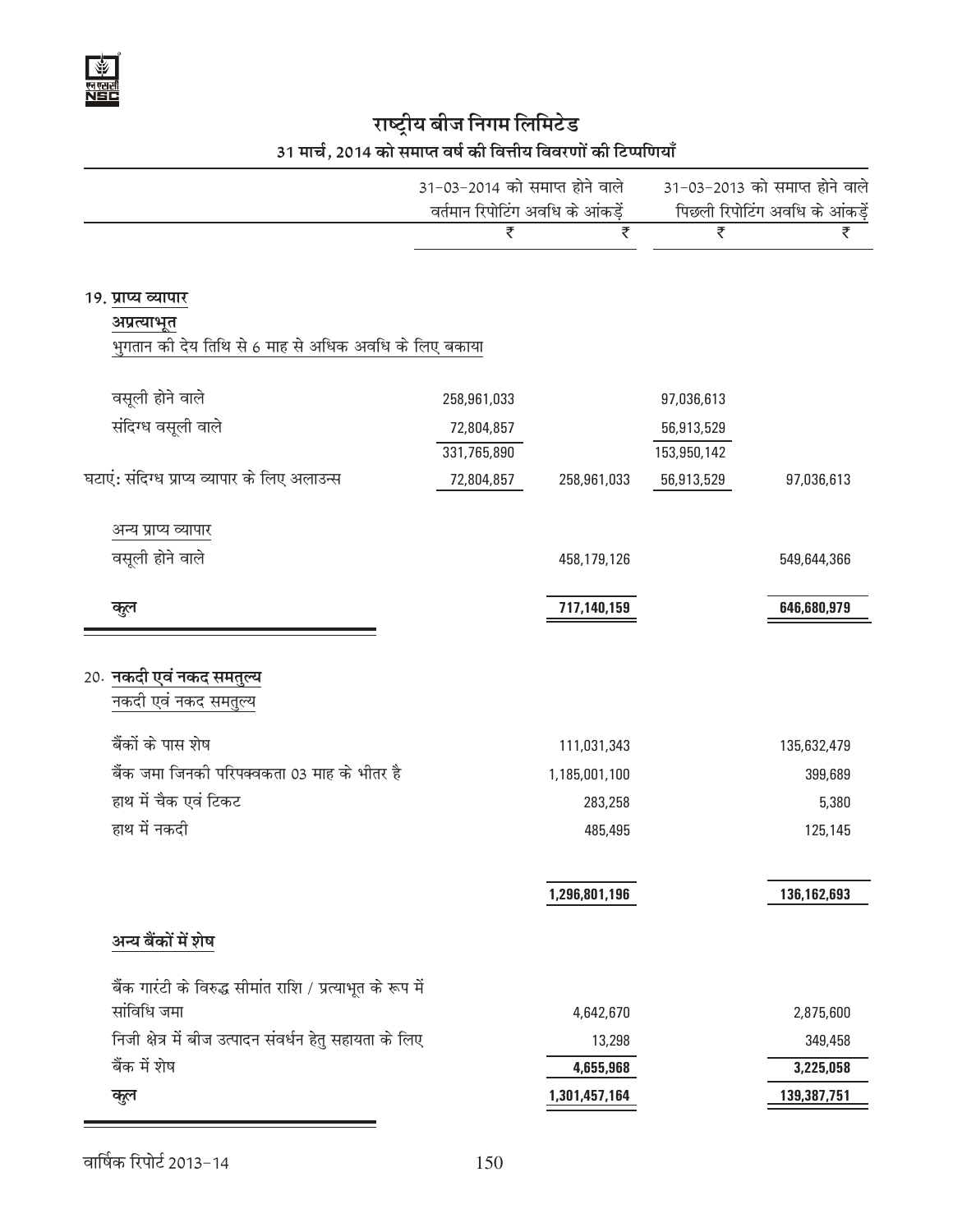# राष्ट्रीय बीज निगम लिमिटेड

## 31 मार्च, 2014 को समाप्त वर्ष की वित्तीय विवरणों की टिप्पणियाँ

| | 31-03-2014 को समाप्त होने वाले वर्तमान रिपोटिंग अवधि के आंकड़ें | | 31-03-2013 को समाप्त होने वाले पिछली रिपोटिंग अवधि के आंकड़ें | |
|---|---|---|---|---|
| | ₹ | ₹ | ₹ | ₹ |
| **19. प्राप्य व्यापार** | | | | |
| **अप्रत्याभूत** | | | | |
| भुगतान की देय तिथि से 6 माह से अधिक अवधि के लिए बकाया | | | | |
| वसूली होने वाले | 258,961,033 | | 97,036,613 | |
| संदिग्ध वसूली वाले | 72,804,857 | | 56,913,529 | |
| | 331,765,890 | | 153,950,142 | |
| घटाएं: संदिग्ध प्राप्य व्यापार के लिए अलाउन्स | 72,804,857 | 258,961,033 | 56,913,529 | 97,036,613 |
| अन्य प्राप्य व्यापार | | | | |
| वसूली होने वाले | | 458,179,126 | | 549,644,366 |
| **कुल** | | 717,140,159 | | 646,680,979 |
| **20. नकदी एवं नकद समतुल्य** | | | | |
| नकदी एवं नकद समतुल्य | | | | |
| बैंकों के पास शेष | | 111,031,343 | | 135,632,479 |
| बैंक जमा जिनकी परिपक्वकता 03 माह के भीतर है | | 1,185,001,100 | | 399,689 |
| हाथ में चैक एवं टिकट | | 283,258 | | 5,380 |
| हाथ में नकदी | | 485,495 | | 125,145 |
| | | 1,296,801,196 | | 136,162,693 |
| **अन्य बैंकों में शेष** | | | | |
| बैंक गारंटी के विरुद्ध सीमांत राशि / प्रत्याभूत के रूप में सांविधि जमा | | 4,642,670 | | 2,875,600 |
| निजी क्षेत्र में बीज उत्पादन संवर्धन हेतु सहायता के लिए | | 13,298 | | 349,458 |
| बैंक में शेष | | 4,655,968 | | 3,225,058 |
| **कुल** | | 1,301,457,164 | | 139,387,751 |

वार्षिक रिपोर्ट 2013-14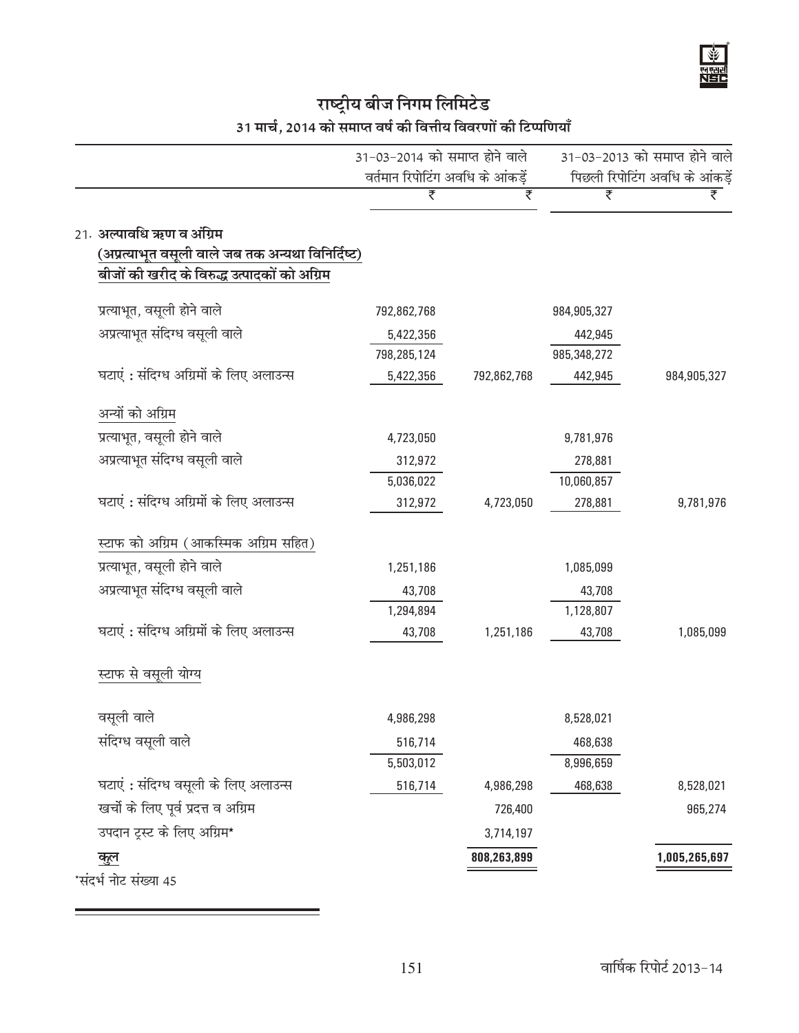# राष्ट्रीय बीज निगम लिमिटेड

## 31 मार्च, 2014 को समाप्त वर्ष की वित्तीय विवरणों की टिप्पणियाँ

| | 31-03-2014 को समाप्त होने वाले वर्तमान रिपोटिंग अवधि के आंकड़ें | | 31-03-2013 को समाप्त होने वाले पिछली रिपोटिंग अवधि के आंकड़ें | |
|---|---|---|---|---|
| | ₹ | ₹ | ₹ | ₹ |
| **21. अल्पावधि ऋण व अंग्रिम** | | | | |
| **(अप्रत्याभूत वसूली वाले जब तक अन्यथा विनिर्दिष्ट)** | | | | |
| **बीजों की खरीद के विरुद्ध उत्पादकों को अग्रिम** | | | | |
| प्रत्याभूत, वसूली होने वाले | 792,862,768 | | 984,905,327 | |
| अप्रत्याभूत संदिग्ध वसूली वाले | 5,422,356 | | 442,945 | |
| | 798,285,124 | | 985,348,272 | |
| घटाएं : संदिग्ध अग्रिमों के लिए अलाउन्स | 5,422,356 | 792,862,768 | 442,945 | 984,905,327 |
| अन्यों को अग्रिम | | | | |
| प्रत्याभूत, वसूली होने वाले | 4,723,050 | | 9,781,976 | |
| अप्रत्याभूत संदिग्ध वसूली वाले | 312,972 | | 278,881 | |
| | 5,036,022 | | 10,060,857 | |
| घटाएं : संदिग्ध अग्रिमों के लिए अलाउन्स | 312,972 | 4,723,050 | 278,881 | 9,781,976 |
| स्टाफ को अग्रिम (आकस्मिक अग्रिम सहित) | | | | |
| प्रत्याभूत, वसूली होने वाले | 1,251,186 | | 1,085,099 | |
| अप्रत्याभूत संदिग्ध वसूली वाले | 43,708 | | 43,708 | |
| | 1,294,894 | | 1,128,807 | |
| घटाएं : संदिग्ध अग्रिमों के लिए अलाउन्स | 43,708 | 1,251,186 | 43,708 | 1,085,099 |
| स्टाफ से वसूली योग्य | | | | |
| वसूली वाले | 4,986,298 | | 8,528,021 | |
| संदिग्ध वसूली वाले | 516,714 | | 468,638 | |
| | 5,503,012 | | 8,996,659 | |
| घटाएं : संदिग्ध वसूली के लिए अलाउन्स | 516,714 | 4,986,298 | 468,638 | 8,528,021 |
| खर्चो के लिए पूर्व प्रदत्त व अग्रिम | | 726,400 | | 965,274 |
| उपदान ट्रस्ट के लिए अग्रिम* | | 3,714,197 | | |
| **कुल** | | **808,263,899** | | **1,005,265,697** |

*संदर्भ नोट संख्या 45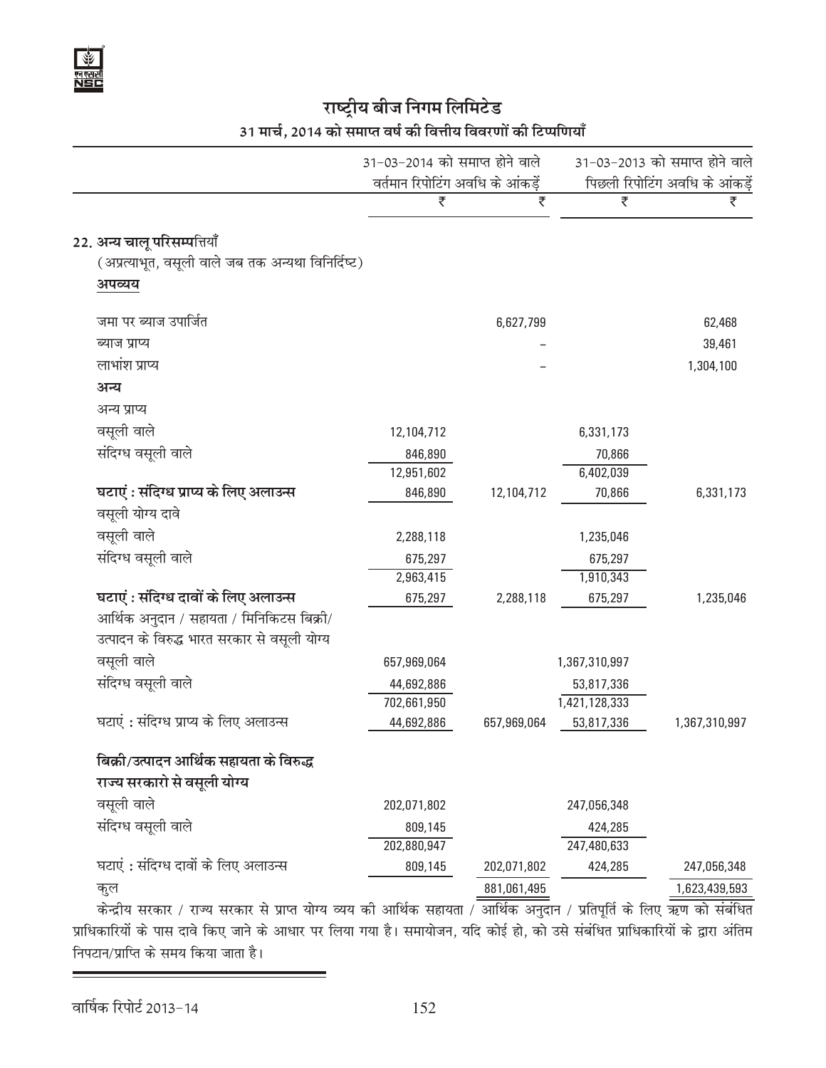## राष्ट्रीय बीज निगम लिमिटेड

### 31 मार्च, 2014 को समाप्त वर्ष की वित्तीय विवरणों की टिप्पणियाँ

| | 31-03-2014 को समाप्त होने वाले वर्तमान रिपोटिंग अवधि के आंकड़ें | | 31-03-2013 को समाप्त होने वाले पिछली रिपोटिंग अवधि के आंकड़ें | |
|---|---|---|---|---|
| | ₹ | ₹ | ₹ | ₹ |
| **22. अन्य चालू परिसम्पत्तियाँ** | | | | |
| (अप्रत्याभूत, वसूली वाले जब तक अन्यथा विनिर्दिष्ट) | | | | |
| **अपव्यय** | | | | |
| जमा पर ब्याज उपार्जित | | 6,627,799 | | 62,468 |
| ब्याज प्राप्य | | – | | 39,461 |
| लाभांश प्राप्य | | – | | 1,304,100 |
| **अन्य** | | | | |
| अन्य प्राप्य | | | | |
| वसूली वाले | 12,104,712 | | 6,331,173 | |
| संदिग्ध वसूली वाले | 846,890 | | 70,866 | |
| | 12,951,602 | | 6,402,039 | |
| **घटाएं : संदिग्ध प्राप्य के लिए अलाउन्स** | 846,890 | 12,104,712 | 70,866 | 6,331,173 |
| वसूली योग्य दावे | | | | |
| वसूली वाले | 2,288,118 | | 1,235,046 | |
| संदिग्ध वसूली वाले | 675,297 | | 675,297 | |
| | 2,963,415 | | 1,910,343 | |
| **घटाएं : संदिग्ध दावों के लिए अलाउन्स** | 675,297 | 2,288,118 | 675,297 | 1,235,046 |
| आर्थिक अनुदान / सहायता / मिनिकिटस बिक्री/ उत्पादन के विरुद्ध भारत सरकार से वसूली योग्य | | | | |
| वसूली वाले | 657,969,064 | | 1,367,310,997 | |
| संदिग्ध वसूली वाले | 44,692,886 | | 53,817,336 | |
| | 702,661,950 | | 1,421,128,333 | |
| घटाएं : संदिग्ध प्राप्य के लिए अलाउन्स | 44,692,886 | 657,969,064 | 53,817,336 | 1,367,310,997 |
| **बिक्री/उत्पादन आर्थिक सहायता के विरुद्ध राज्य सरकारो से वसूली योग्य** | | | | |
| वसूली वाले | 202,071,802 | | 247,056,348 | |
| संदिग्ध वसूली वाले | 809,145 | | 424,285 | |
| | 202,880,947 | | 247,480,633 | |
| घटाएं : संदिग्ध दावों के लिए अलाउन्स | 809,145 | 202,071,802 | 424,285 | 247,056,348 |
| कुल | | 881,061,495 | | 1,623,439,593 |

केन्द्रीय सरकार / राज्य सरकार से प्राप्त योग्य व्यय की आर्थिक सहायता / आर्थिक अनुदान / प्रतिपूर्ति के लिए ऋण को संबंधित प्राधिकारियों के पास दावे किए जाने के आधार पर लिया गया है। समायोजन, यदि कोई हो, को उसे संबंधित प्राधिकारियों के द्वारा अंतिम निपटान/प्राप्ति के समय किया जाता है।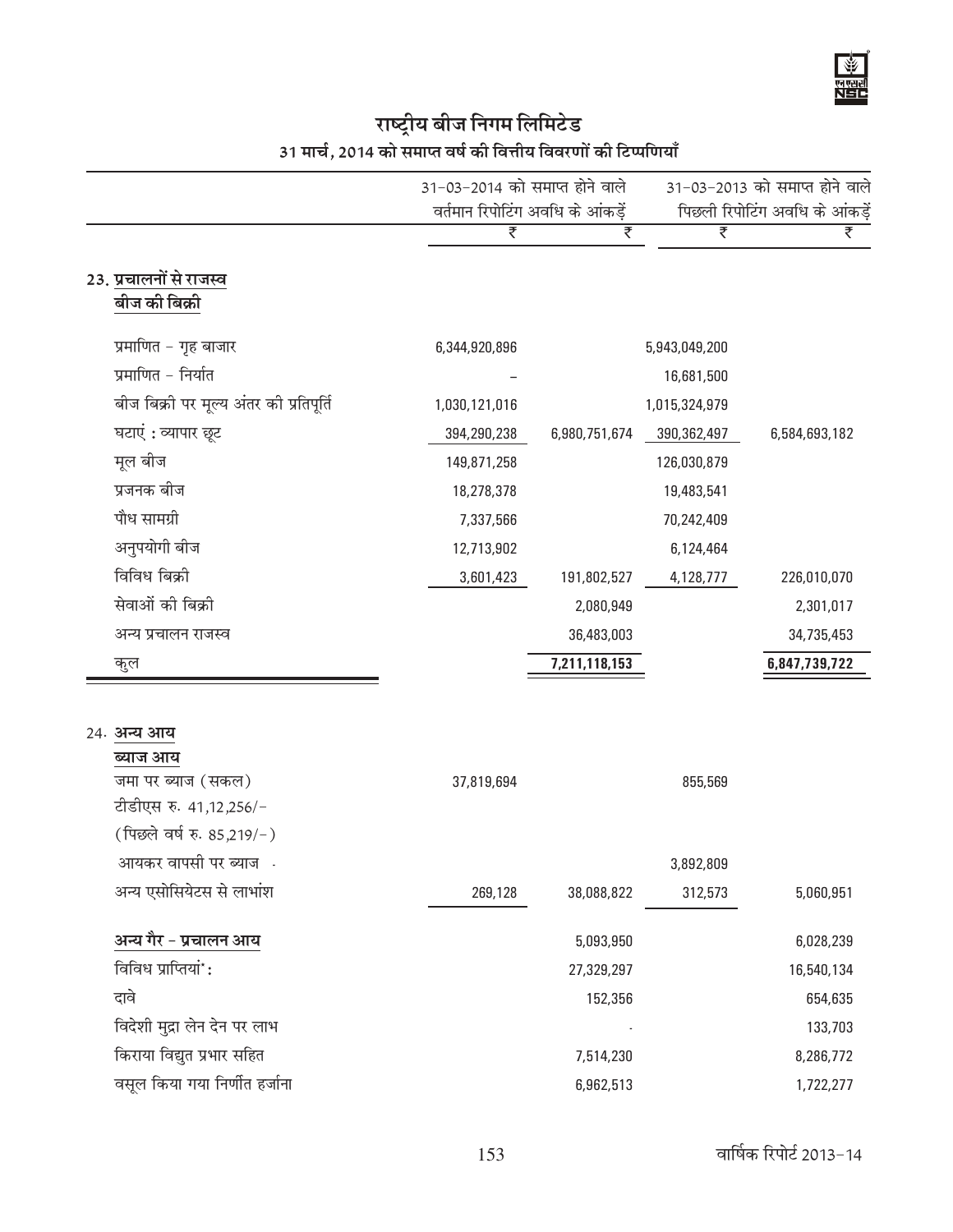# राष्ट्रीय बीज निगम लिमिटेड

## 31 मार्च, 2014 को समाप्त वर्ष की वित्तीय विवरणों की टिप्पणियाँ

| | 31-03-2014 को समाप्त होने वाले वर्तमान रिपोटिंग अवधि के आंकड़ें | | 31-03-2013 को समाप्त होने वाले पिछली रिपोटिंग अवधि के आंकड़ें | |
|---|---|---|---|---|
| | ₹ | ₹ | ₹ | ₹ |
| **23. प्रचालनों से राजस्व** | | | | |
| **बीज की बिक्री** | | | | |
| प्रमाणित - गृह बाजार | 6,344,920,896 | | 5,943,049,200 | |
| प्रमाणित - निर्यात | – | | 16,681,500 | |
| बीज बिक्री पर मूल्य अंतर की प्रतिपूर्ति | 1,030,121,016 | | 1,015,324,979 | |
| घटाएं : व्यापार छूट | 394,290,238 | 6,980,751,674 | 390,362,497 | 6,584,693,182 |
| मूल बीज | 149,871,258 | | 126,030,879 | |
| प्रजनक बीज | 18,278,378 | | 19,483,541 | |
| पौध सामग्री | 7,337,566 | | 70,242,409 | |
| अनुपयोगी बीज | 12,713,902 | | 6,124,464 | |
| विविध बिक्री | 3,601,423 | 191,802,527 | 4,128,777 | 226,010,070 |
| सेवाओं की बिक्री | | 2,080,949 | | 2,301,017 |
| अन्य प्रचालन राजस्व | | 36,483,003 | | 34,735,453 |
| कुल | | **7,211,118,153** | | **6,847,739,722** |
| | | | | |
| **24. अन्य आय** | | | | |
| **ब्याज आय** | | | | |
| जमा पर ब्याज (सकल) टीडीएस रु. 41,12,256/- (पिछले वर्ष रु. 85,219/-) | 37,819,694 | | 855,569 | |
| आयकर वापसी पर ब्याज | - | | 3,892,809 | |
| अन्य एसोसियेटस से लाभांश | 269,128 | 38,088,822 | 312,573 | 5,060,951 |
| **अन्य गैर - प्रचालन आय** | | 5,093,950 | | 6,028,239 |
| विविध प्राप्तियां* : | | 27,329,297 | | 16,540,134 |
| दावे | | 152,356 | | 654,635 |
| विदेशी मुद्रा लेन देन पर लाभ | | - | | 133,703 |
| किराया विद्युत प्रभार सहित | | 7,514,230 | | 8,286,772 |
| वसूल किया गया निर्णीत हर्जाना | | 6,962,513 | | 1,722,277 |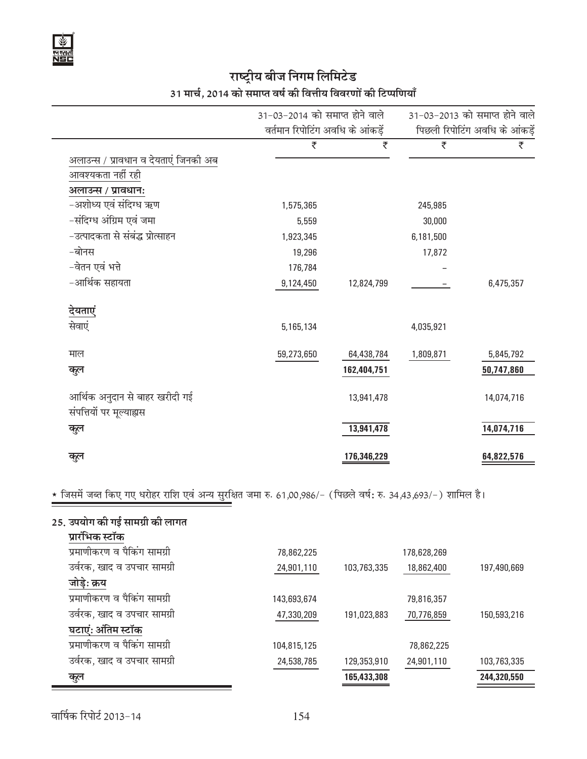## राष्ट्रीय बीज निगम लिमिटेड

### 31 मार्च, 2014 को समाप्त वर्ष की वित्तीय विवरणों की टिप्पणियाँ

| | 31-03-2014 को समाप्त होने वाले वर्तमान रिपोटिंग अवधि के आंकड़ें | | 31-03-2013 को समाप्त होने वाले पिछली रिपोटिंग अवधि के आंकड़ें | |
|---|---|---|---|---|
| | ₹ | ₹ | ₹ | ₹ |
| अलाउन्स / प्रावधान व देयताएं जिनकी अब आवश्यकता नहीं रही | | | | |
| **अलाउन्स / प्रावधान:** | | | | |
| -अशोध्य एवं संदिग्ध ऋण | 1,575,365 | | 245,985 | |
| -संदिग्ध अंग्रिम एवं जमा | 5,559 | | 30,000 | |
| -उत्पादकता से संबंद्ध प्रोत्साहन | 1,923,345 | | 6,181,500 | |
| -बोनस | 19,296 | | 17,872 | |
| -वेतन एवं भत्ते | 176,784 | | - | |
| -आर्थिक सहायता | 9,124,450 | 12,824,799 | - | 6,475,357 |
| **देयताएं** | | | | |
| सेवाएं | 5,165,134 | | 4,035,921 | |
| माल | 59,273,650 | 64,438,784 | 1,809,871 | 5,845,792 |
| **कुल** | | 162,404,751 | | 50,747,860 |
| आर्थिक अनुदान से बाहर खरीदी गई संपत्तियों पर मूल्याह्रास | | 13,941,478 | | 14,074,716 |
| **कुल** | | 13,941,478 | | 14,074,716 |
| **कुल** | | 176,346,229 | | 64,822,576 |

* जिसमें जब्त किए गए धरोहर राशि एवं अन्य सुरक्षित जमा रु. 61,00,986/- (पिछले वर्ष: रु. 34,43,693/-) शामिल है।

### 25. उपयोग की गई सामग्री की लागत

| | | | | |
|---|---|---|---|---|
| **प्रारंभिक स्टॉक** | | | | |
| प्रमाणीकरण व पैकिंग सामग्री | 78,862,225 | | 178,628,269 | |
| उर्वरक, खाद व उपचार सामग्री | 24,901,110 | 103,763,335 | 18,862,400 | 197,490,669 |
| **जोड़े: क्रय** | | | | |
| प्रमाणीकरण व पैकिंग सामग्री | 143,693,674 | | 79,816,357 | |
| उर्वरक, खाद व उपचार सामग्री | 47,330,209 | 191,023,883 | 70,776,859 | 150,593,216 |
| **घटाएं: अंतिम स्टॉक** | | | | |
| प्रमाणीकरण व पैकिंग सामग्री | 104,815,125 | | 78,862,225 | |
| उर्वरक, खाद व उपचार सामग्री | 24,538,785 | 129,353,910 | 24,901,110 | 103,763,335 |
| **कुल** | | 165,433,308 | | 244,320,550 |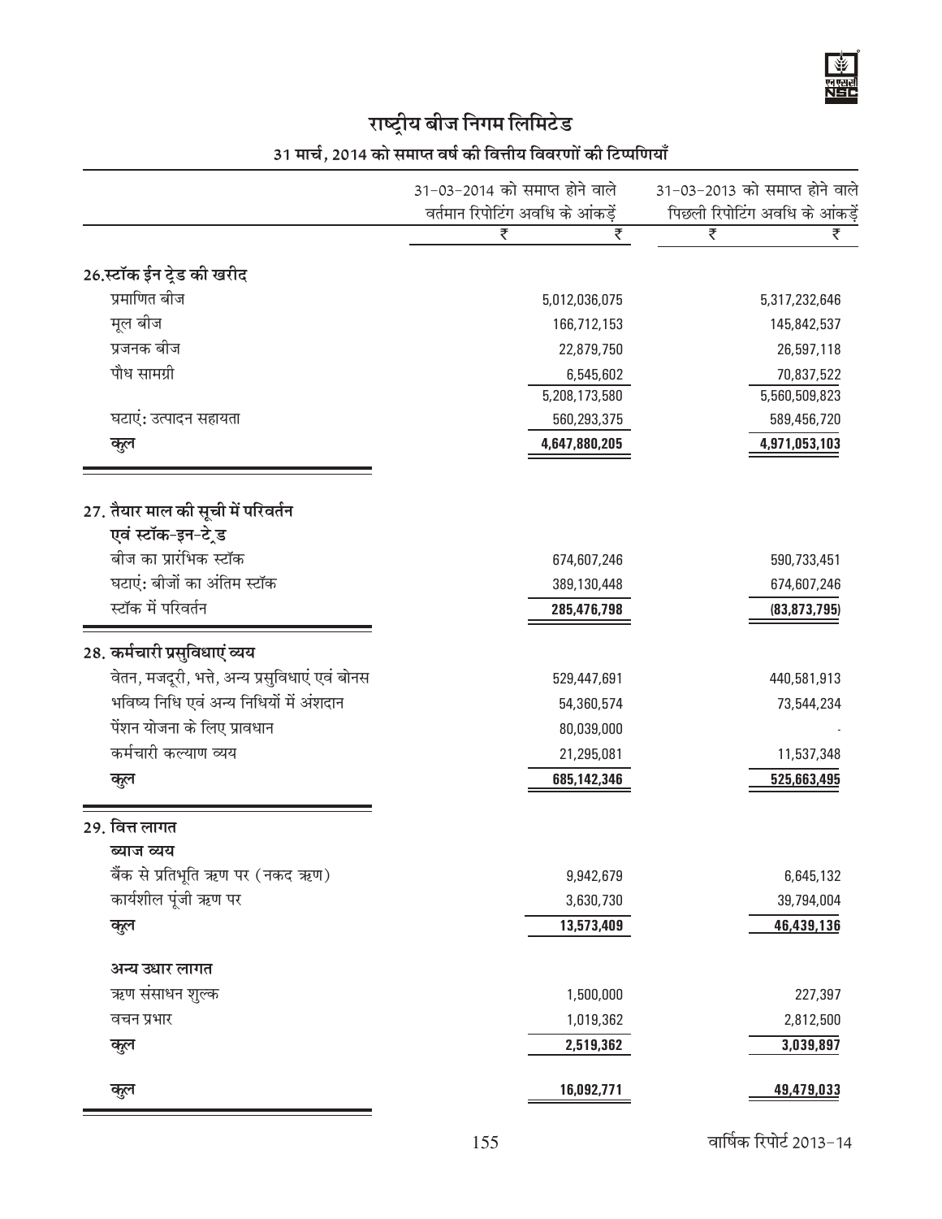# राष्ट्रीय बीज निगम लिमिटेड

## 31 मार्च, 2014 को समाप्त वर्ष की वित्तीय विवरणों की टिप्पणियाँ

| | 31-03-2014 को समाप्त होने वाले वर्तमान रिपोटिंग अवधि के आंकड़ें | | 31-03-2013 को समाप्त होने वाले पिछली रिपोटिंग अवधि के आंकड़ें | |
|---|---|---|---|---|
| | ₹ | ₹ | ₹ | ₹ |
| **26.स्टॉक ईन ट्रेड की खरीद** | | | | |
| प्रमाणित बीज | | 5,012,036,075 | | 5,317,232,646 |
| मूल बीज | | 166,712,153 | | 145,842,537 |
| प्रजनक बीज | | 22,879,750 | | 26,597,118 |
| पौध सामग्री | | 6,545,602 | | 70,837,522 |
| | | 5,208,173,580 | | 5,560,509,823 |
| घटाएं: उत्पादन सहायता | | 560,293,375 | | 589,456,720 |
| **कुल** | | **4,647,880,205** | | **4,971,053,103** |
| **27. तैयार माल की सूची में परिवर्तन एवं स्टॉक-इन-ट्रेड** | | | | |
| बीज का प्रारंभिक स्टॉक | | 674,607,246 | | 590,733,451 |
| घटाएं: बीजों का अंतिम स्टॉक | | 389,130,448 | | 674,607,246 |
| स्टॉक में परिवर्तन | | **285,476,798** | | **(83,873,795)** |
| **28. कर्मचारी प्रसुविधाएं व्यय** | | | | |
| वेतन, मजदूरी, भत्ते, अन्य प्रसुविधाएं एवं बोनस | | 529,447,691 | | 440,581,913 |
| भविष्य निधि एवं अन्य निधियों में अंशदान | | 54,360,574 | | 73,544,234 |
| पेंशन योजना के लिए प्रावधान | | 80,039,000 | | - |
| कर्मचारी कल्याण व्यय | | 21,295,081 | | 11,537,348 |
| **कुल** | | **685,142,346** | | **525,663,495** |
| **29. वित्त लागत** | | | | |
| **ब्याज व्यय** | | | | |
| बैंक से प्रतिभूति ऋण पर (नकद ऋण) | | 9,942,679 | | 6,645,132 |
| कार्यशील पूंजी ऋण पर | | 3,630,730 | | 39,794,004 |
| **कुल** | | **13,573,409** | | **46,439,136** |
| **अन्य उधार लागत** | | | | |
| ऋण संसाधन शुल्क | | 1,500,000 | | 227,397 |
| वचन प्रभार | | 1,019,362 | | 2,812,500 |
| **कुल** | | **2,519,362** | | **3,039,897** |
| **कुल** | | **16,092,771** | | **49,479,033** |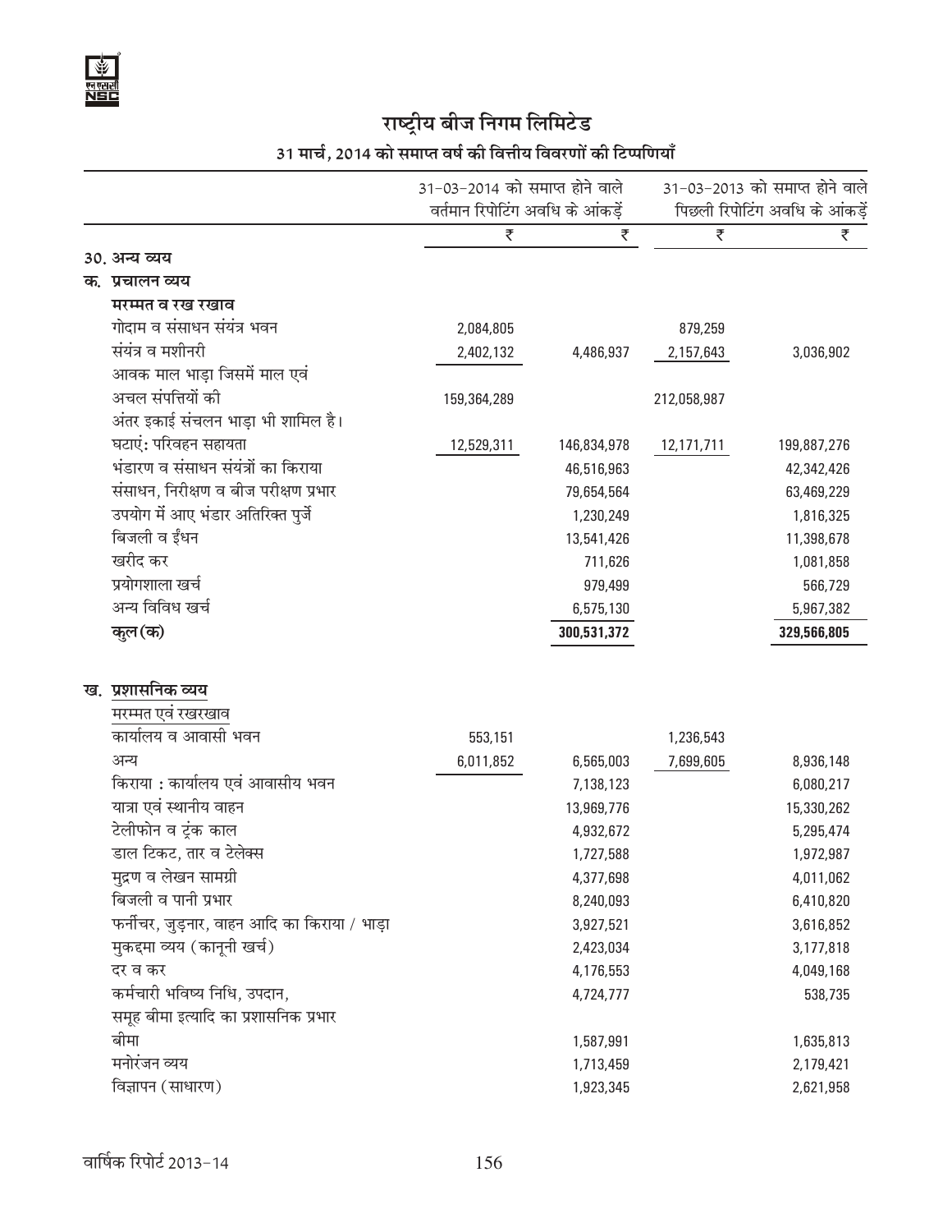# राष्ट्रीय बीज निगम लिमिटेड

## 31 मार्च, 2014 को समाप्त वर्ष की वित्तीय विवरणों की टिप्पणियाँ

| | 31-03-2014 को समाप्त होने वाले वर्तमान रिपोटिंग अवधि के आंकड़ें | | 31-03-2013 को समाप्त होने वाले पिछली रिपोटिंग अवधि के आंकड़ें | |
|---|---|---|---|---|
| | ₹ | ₹ | ₹ | ₹ |
| **30. अन्य व्यय** | | | | |
| **क. प्रचालन व्यय** | | | | |
| **मरम्मत व रख रखाव** | | | | |
| गोदाम व संसाधन संयंत्र भवन | 2,084,805 | | 879,259 | |
| संयंत्र व मशीनरी | 2,402,132 | 4,486,937 | 2,157,643 | 3,036,902 |
| आवक माल भाड़ा जिसमें माल एवं अचल संपत्तियों की अंतर इकाई संचलन भाड़ा भी शामिल है। | 159,364,289 | | 212,058,987 | |
| घटाएं: परिवहन सहायता | 12,529,311 | 146,834,978 | 12,171,711 | 199,887,276 |
| भंडारण व संसाधन संयंत्रों का किराया | | 46,516,963 | | 42,342,426 |
| संसाधन, निरीक्षण व बीज परीक्षण प्रभार | | 79,654,564 | | 63,469,229 |
| उपयोग में आए भंडार अतिरिक्त पुर्जे | | 1,230,249 | | 1,816,325 |
| बिजली व ईंधन | | 13,541,426 | | 11,398,678 |
| खरीद कर | | 711,626 | | 1,081,858 |
| प्रयोगशाला खर्च | | 979,499 | | 566,729 |
| अन्य विविध खर्च | | 6,575,130 | | 5,967,382 |
| **कुल (क)** | | **300,531,372** | | **329,566,805** |
| **ख. प्रशासनिक व्यय** | | | | |
| मरम्मत एवं रखरखाव | | | | |
| कार्यालय व आवासी भवन | 553,151 | | 1,236,543 | |
| अन्य | 6,011,852 | 6,565,003 | 7,699,605 | 8,936,148 |
| किराया : कार्यालय एवं आवासीय भवन | | 7,138,123 | | 6,080,217 |
| यात्रा एवं स्थानीय वाहन | | 13,969,776 | | 15,330,262 |
| टेलीफोन व ट्रंक काल | | 4,932,672 | | 5,295,474 |
| डाल टिकट, तार व टेलेक्स | | 1,727,588 | | 1,972,987 |
| मुद्रण व लेखन सामग्री | | 4,377,698 | | 4,011,062 |
| बिजली व पानी प्रभार | | 8,240,093 | | 6,410,820 |
| फर्नीचर, जुड़नार, वाहन आदि का किराया / भाड़ा | | 3,927,521 | | 3,616,852 |
| मुकद्दमा व्यय (कानूनी खर्च) | | 2,423,034 | | 3,177,818 |
| दर व कर | | 4,176,553 | | 4,049,168 |
| कर्मचारी भविष्य निधि, उपदान, समूह बीमा इत्यादि का प्रशासनिक प्रभार | | 4,724,777 | | 538,735 |
| बीमा | | 1,587,991 | | 1,635,813 |
| मनोरंजन व्यय | | 1,713,459 | | 2,179,421 |
| विज्ञापन (साधारण) | | 1,923,345 | | 2,621,958 |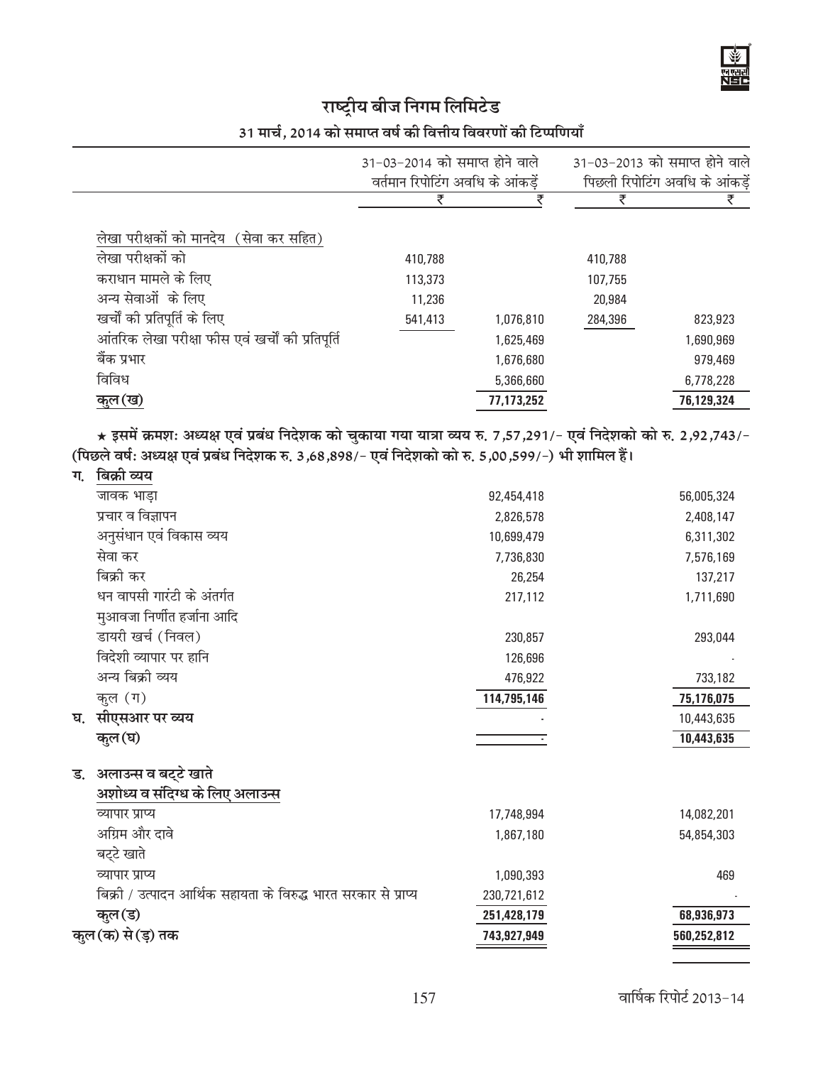## राष्ट्रीय बीज निगम लिमिटेड

### 31 मार्च, 2014 को समाप्त वर्ष की वित्तीय विवरणों की टिप्पणियाँ

| | 31-03-2014 को समाप्त होने वाले वर्तमान रिपोटिंग अवधि के आंकड़ें | | 31-03-2013 को समाप्त होने वाले पिछली रिपोटिंग अवधि के आंकड़ें | |
|---|---|---|---|---|
| | ₹ | ₹ | ₹ | ₹ |
| लेखा परीक्षकों को मानदेय (सेवा कर सहित) | | | | |
| लेखा परीक्षकों को | 410,788 | | 410,788 | |
| कराधान मामले के लिए | 113,373 | | 107,755 | |
| अन्य सेवाओं के लिए | 11,236 | | 20,984 | |
| खर्चों की प्रतिपूर्ति के लिए | 541,413 | 1,076,810 | 284,396 | 823,923 |
| आंतरिक लेखा परीक्षा फीस एवं खर्चों की प्रतिपूर्ति | | 1,625,469 | | 1,690,969 |
| बैंक प्रभार | | 1,676,680 | | 979,469 |
| विविध | | 5,366,660 | | 6,778,228 |
| **कुल (ख)** | | **77,173,252** | | **76,129,324** |

**★ इसमें क्रमशः अध्यक्ष एवं प्रबंध निदेशक को चुकाया गया यात्रा व्यय रु. 7,57,291/- एवं निदेशको को रु. 2,92,743/- (पिछले वर्ष: अध्यक्ष एवं प्रबंध निदेशक रु. 3,68,898/- एवं निदेशको को रु. 5,00,599/-) भी शामिल हैं।**

| | 31-03-2014 (₹) | 31-03-2013 (₹) |
|---|---|---|
| **ग. बिक्री व्यय** | | |
| जावक भाड़ा | 92,454,418 | 56,005,324 |
| प्रचार व विज्ञापन | 2,826,578 | 2,408,147 |
| अनुसंधान एवं विकास व्यय | 10,699,479 | 6,311,302 |
| सेवा कर | 7,736,830 | 7,576,169 |
| बिक्री कर | 26,254 | 137,217 |
| धन वापसी गारंटी के अंतर्गत मुआवजा निर्णीत हर्जाना आदि | 217,112 | 1,711,690 |
| डायरी खर्च (निवल) | 230,857 | 293,044 |
| विदेशी व्यापार पर हानि | 126,696 | - |
| अन्य बिक्री व्यय | 476,922 | 733,182 |
| कुल (ग) | **114,795,146** | **75,176,075** |
| **घ. सीएसआर पर व्यय** | - | 10,443,635 |
| **कुल (घ)** | - | **10,443,635** |
| **ड. अलाउन्स व बट्टे खाते** | | |
| **अशोध्य व संदिग्ध के लिए अलाउन्स** | | |
| व्यापार प्राप्य | 17,748,994 | 14,082,201 |
| अग्रिम और दावे | 1,867,180 | 54,854,303 |
| बट्टे खाते | | |
| व्यापार प्राप्य | 1,090,393 | 469 |
| बिक्री / उत्पादन आर्थिक सहायता के विरुद्ध भारत सरकार से प्राप्य | 230,721,612 | - |
| **कुल (ड)** | **251,428,179** | **68,936,973** |
| **कुल (क) से (ड़) तक** | **743,927,949** | **560,252,812** |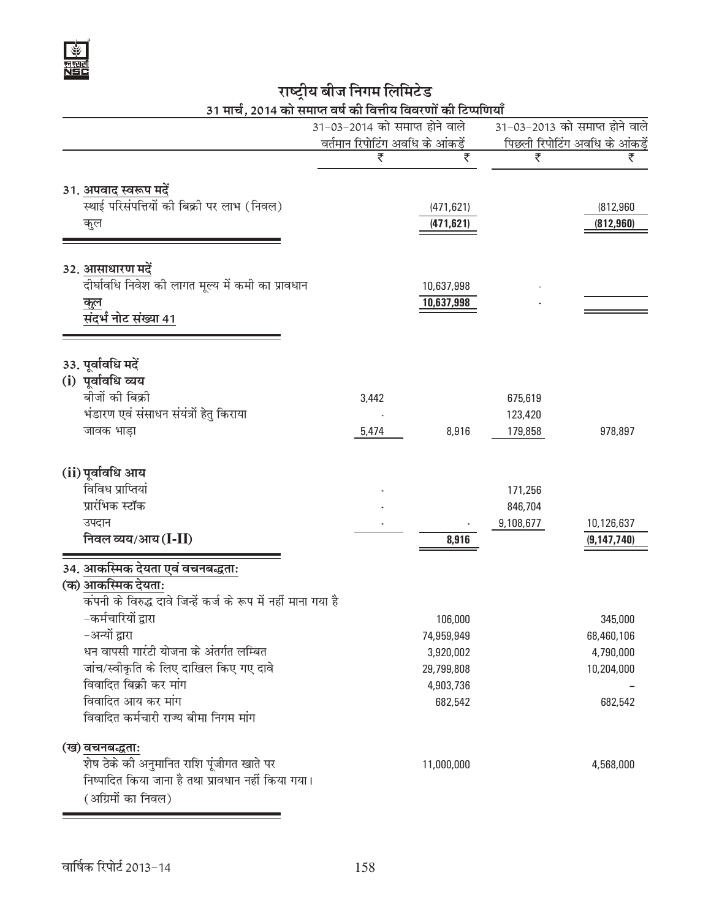# राष्ट्रीय बीज निगम लिमिटेड

## 31 मार्च, 2014 को समाप्त वर्ष की वित्तीय विवरणों की टिप्पणियाँ

| | 31-03-2014 को समाप्त होने वाले वर्तमान रिपोटिंग अवधि के आंकड़ें | | 31-03-2013 को समाप्त होने वाले पिछली रिपोटिंग अवधि के आंकड़ें | |
|---|---|---|---|---|
| | ₹ | ₹ | ₹ | ₹ |
| **31. अपवाद स्वरूप मदें** | | | | |
| स्थाई परिसंपत्तियों की बिक्री पर लाभ (निवल) | | (471,621) | | (812,960 |
| कुल | | **(471,621)** | | **(812,960)** |
| **32. आसाधारण मदें** | | | | |
| दीर्घावधि निवेश की लागत मूल्य में कमी का प्रावधान | | 10,637,998 | - | |
| कुल | | **10,637,998** | - | |
| **संदर्भ नोट संख्या 41** | | | | |
| **33. पूर्वावधि मदें** | | | | |
| **(i) पूर्वावधि व्यय** | | | | |
| बीजों की बिक्री | 3,442 | | 675,619 | |
| भंडारण एवं संसाधन संयंत्रों हेतु किराया | - | | 123,420 | |
| जावक भाड़ा | 5,474 | 8,916 | 179,858 | 978,897 |
| **(ii) पूर्वावधि आय** | | | | |
| विविध प्राप्तियां | - | | 171,256 | |
| प्रारंभिक स्टॉक | - | | 846,704 | |
| उपदान | - | - | 9,108,677 | 10,126,637 |
| **निवल व्यय/आय (I-II)** | | **8,916** | | **(9,147,740)** |
| **34. आकस्मिक देयता एवं वचनबद्धताः** | | | | |
| **(क) आकस्मिक देयताः** | | | | |
| कंपनी के विरुद्ध दावे जिन्हें कर्ज के रूप में नहीं माना गया है | | | | |
| -कर्मचारियों द्वारा | | 106,000 | | 345,000 |
| -अन्यों द्वारा | | 74,959,949 | | 68,460,106 |
| धन वापसी गारंटी योजना के अंतर्गत लम्बित | | 3,920,002 | | 4,790,000 |
| जांच/स्वीकृति के लिए दाखिल किए गए दावे | | 29,799,808 | | 10,204,000 |
| विवादित बिक्री कर मांग | | 4,903,736 | | – |
| विवादित आय कर मांग | | 682,542 | | 682,542 |
| विवादित कर्मचारी राज्य बीमा निगम मांग | | | | |
| **(ख) वचनबद्धताः** | | | | |
| शेष ठेके की अनुमानित राशि पूंजीगत खाते पर निष्पादित किया जाना है तथा प्रावधान नहीं किया गया। (अग्रिमों का निवल) | | 11,000,000 | | 4,568,000 |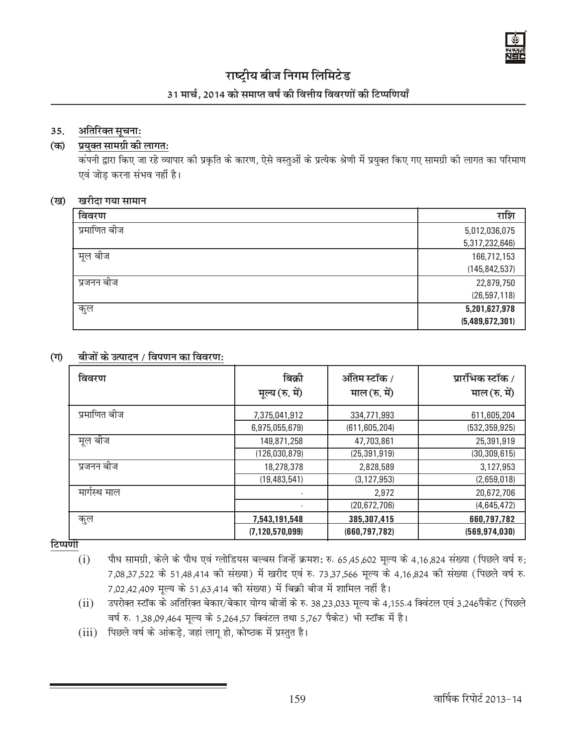## राष्ट्रीय बीज निगम लिमिटेड

### 31 मार्च, 2014 को समाप्त वर्ष की वित्तीय विवरणों की टिप्पणियाँ

**35. अतिरिक्त सूचना:**

**(क) प्रयुक्त सामग्री की लागत:**

कंपनी द्वारा किए जा रहे व्यापार की प्रकृति के कारण, ऐसे वस्तुओं के प्रत्येक श्रेणी में प्रयुक्त किए गए सामग्री की लागत का परिमाण एवं जोड़ करना संभव नहीं है।

**(ख) खरीदा गया सामान**

| विवरण | राशि |
|---|---|
| प्रमाणित बीज | 5,012,036,075 |
| | 5,317,232,646) |
| मूल बीज | 166,712,153 |
| | (145,842,537) |
| प्रजनन बीज | 22,879,750 |
| | (26,597,118) |
| कुल | **5,201,627,978** |
| | **(5,489,672,301)** |

**(ग) बीजों के उत्पादन / विपणन का विवरण:**

| विवरण | बिक्री मूल्य (रु. में) | अंतिम स्टॉक / माल (रु. में) | प्रारंभिक स्टॉक / माल (रु. में) |
|---|---|---|---|
| प्रमाणित बीज | 7,375,041,912 | 334,771,993 | 611,605,204 |
| | 6,975,055,679) | (611,605,204) | (532,359,925) |
| मूल बीज | 149,871,258 | 47,703,861 | 25,391,919 |
| | (126,030,879) | (25,391,919) | (30,309,615) |
| प्रजनन बीज | 18,278,378 | 2,828,589 | 3,127,953 |
| | (19,483,541) | (3,127,953) | (2,659,018) |
| मार्गस्थ माल | - | 2,972 | 20,672,706 |
| | - | (20,672,706) | (4,645,472) |
| कुल | **7,543,191,548** | **385,307,415** | **660,797,782** |
| | **(7,120,570,099)** | **(660,797,782)** | **(569,974,030)** |

**टिप्पणी**

(i) पौध सामग्री, केले के पौध एवं ग्लोडियस बल्बस जिन्हें क्रमशः रु. 65,45,602 मूल्य के 4,16,824 संख्या (पिछले वर्ष रु; 7,08,37,522 के 51,48,414 की संख्या) में खरीद एवं रु. 73,37,566 मूल्य के 4,16,824 की संख्या (पिछले वर्ष रु. 7,02,42,409 मूल्य के 51,63,414 की संख्या) में बिक्री बीज में शामिल नहीं है।

(ii) उपरोक्त स्टॉक के अतिरिक्त बेकार/बेकार योग्य बीजों के रु. 38,23,033 मूल्य के 4,155.4 क्विंटल एवं 3,246पैकेट (पिछले वर्ष रु. 1,38,09,464 मूल्य के 5,264,57 क्विंटल तथा 5,767 पैकेट) भी स्टॉक में है।

(iii) पिछले वर्ष के आंकड़े, जहां लागू हो, कोष्ठक में प्रस्तुत है।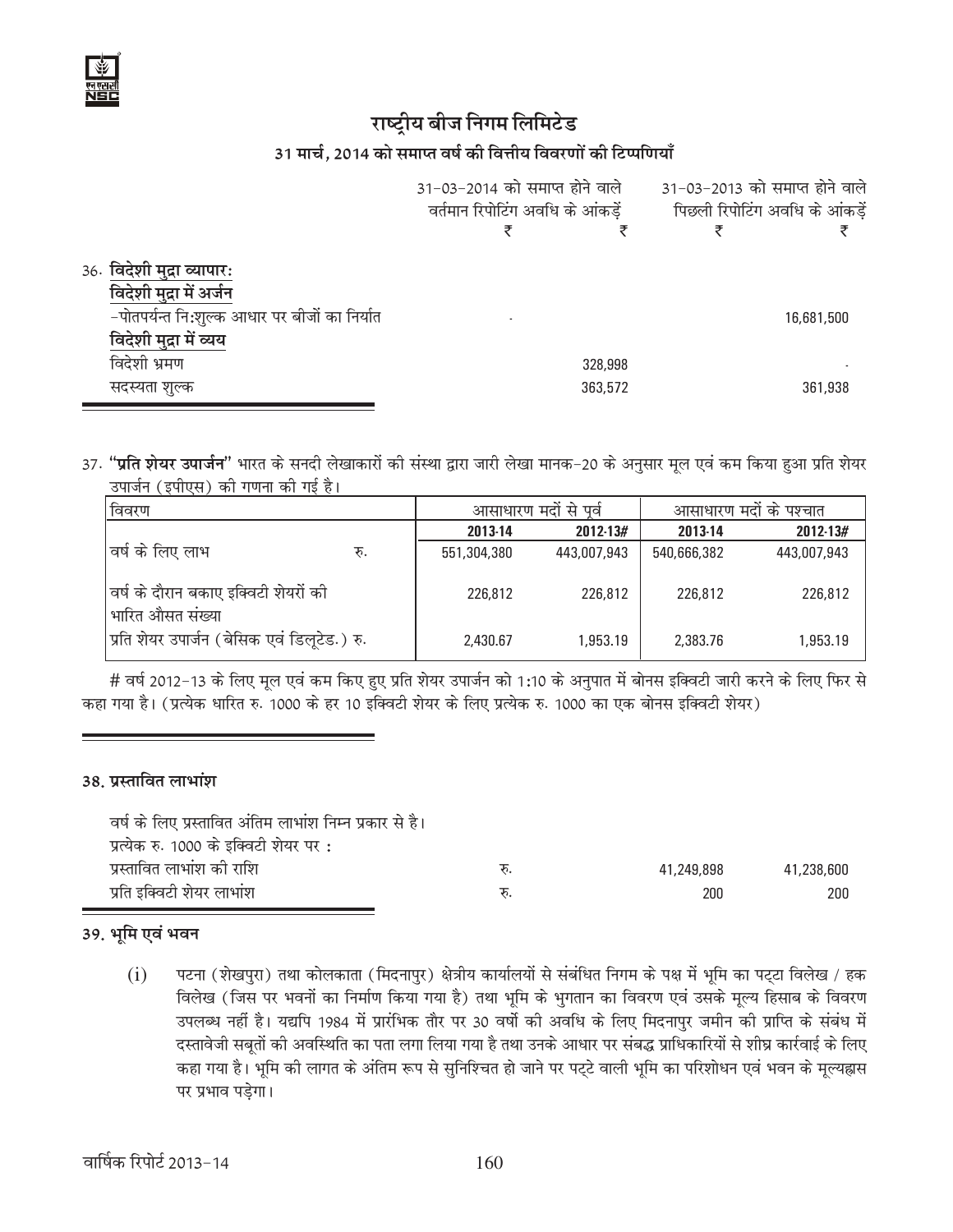# राष्ट्रीय बीज निगम लिमिटेड

## 31 मार्च, 2014 को समाप्त वर्ष की वित्तीय विवरणों की टिप्पणियाँ

| | 31-03-2014 को समाप्त होने वाले वर्तमान रिपोटिंग अवधि के आंकड़ें | | 31-03-2013 को समाप्त होने वाले पिछली रिपोटिंग अवधि के आंकड़ें | |
|---|---|---|---|---|
| | ₹ | ₹ | ₹ | ₹ |
| 36. **विदेशी मुद्रा व्यापार:** | | | | |
| **विदेशी मुद्रा में अर्जन** | | | | |
| -पोतपर्यन्त नि:शुल्क आधार पर बीजों का निर्यात | | - | | 16,681,500 |
| **विदेशी मुद्रा में व्यय** | | | | |
| विदेशी भ्रमण | | 328,998 | | - |
| सदस्यता शुल्क | | 363,572 | | 361,938 |

37. **"प्रति शेयर उपार्जन"** भारत के सनदी लेखाकारों की संस्था द्वारा जारी लेखा मानक-20 के अनुसार मूल एवं कम किया हुआ प्रति शेयर उपार्जन (इपीएस) की गणना की गई है।

| विवरण | | आसाधारण मदों से पूर्व | | आसाधारण मदों के पश्चात | |
|---|---|---|---|---|---|
| | | 2013-14 | 2012-13# | 2013-14 | 2012-13# |
| वर्ष के लिए लाभ | रु. | 551,304,380 | 443,007,943 | 540,666,382 | 443,007,943 |
| वर्ष के दौरान बकाए इक्विटी शेयरों की भारित औसत संख्या | | 226,812 | 226,812 | 226,812 | 226,812 |
| प्रति शेयर उपार्जन (बेसिक एवं डिलूटेड.) रु. | | 2,430.67 | 1,953.19 | 2,383.76 | 1,953.19 |

# वर्ष 2012-13 के लिए मूल एवं कम किए हुए प्रति शेयर उपार्जन को 1:10 के अनुपात में बोनस इक्विटी जारी करने के लिए फिर से कहा गया है। (प्रत्येक धारित रु. 1000 के हर 10 इक्विटी शेयर के लिए प्रत्येक रु. 1000 का एक बोनस इक्विटी शेयर)

### 38. प्रस्तावित लाभांश

वर्ष के लिए प्रस्तावित अंतिम लाभांश निम्न प्रकार से है।

| | | | |
|---|---|---|---|
| प्रत्येक रु. 1000 के इक्विटी शेयर पर : | | | |
| प्रस्तावित लाभांश की राशि | रु. | 41,249,898 | 41,238,600 |
| प्रति इक्विटी शेयर लाभांश | रु. | 200 | 200 |

### 39. भूमि एवं भवन

(i) पटना (शेखपुरा) तथा कोलकाता (मिदनापुर) क्षेत्रीय कार्यालयों से संबंधित निगम के पक्ष में भूमि का पट्टा विलेख / हक विलेख (जिस पर भवनों का निर्माण किया गया है) तथा भूमि के भुगतान का विवरण एवं उसके मूल्य हिसाब के विवरण उपलब्ध नहीं है। यद्यपि 1984 में प्रारंभिक तौर पर 30 वर्षों की अवधि के लिए मिदनापुर जमीन की प्राप्ति के संबंध में दस्तावेजी सबूतों की अवस्थिति का पता लगा लिया गया है तथा उनके आधार पर संबद्ध प्राधिकारियों से शीघ्र कार्रवाई के लिए कहा गया है। भूमि की लागत के अंतिम रूप से सुनिश्चित हो जाने पर पट्टे वाली भूमि का परिशोधन एवं भवन के मूल्यह्रास पर प्रभाव पड़ेगा।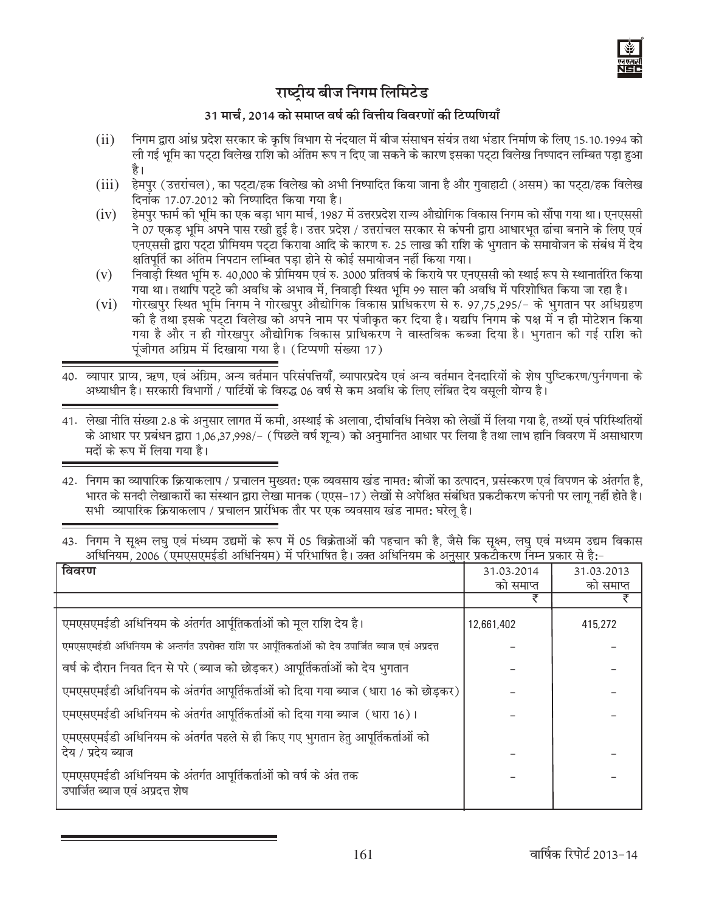## राष्ट्रीय बीज निगम लिमिटेड

### 31 मार्च, 2014 को समाप्त वर्ष की वित्तीय विवरणों की टिप्पणियाँ

(ii) निगम द्वारा आंध्र प्रदेश सरकार के कृषि विभाग से नंदयाल में बीज संसाधन संयंत्र तथा भंडार निर्माण के लिए 15.10.1994 को ली गई भूमि का पट्टा विलेख राशि को अंतिम रूप न दिए जा सकने के कारण इसका पट्टा विलेख निष्पादन लम्बित पड़ा हुआ है।

(iii) हेमपुर (उत्तरांचल), का पट्टा/हक विलेख को अभी निष्पादित किया जाना है और गुवाहाटी (असम) का पट्टा/हक विलेख दिनांक 17.07.2012 को निष्पादित किया गया है।

(iv) हेमपुर फार्म की भूमि का एक बड़ा भाग मार्च, 1987 में उत्तरप्रदेश राज्य औद्योगिक विकास निगम को सौंपा गया था। एनएससी ने 07 एकड़ भूमि अपने पास रखी हुई है। उत्तर प्रदेश / उत्तरांचल सरकार से कंपनी द्वारा आधारभूत ढांचा बनाने के लिए एवं एनएससी द्वारा पट्टा प्रीमियम पट्टा किराया आदि के कारण रु. 25 लाख की राशि के भुगतान के समायोजन के संबंध में देय क्षतिपूर्ति का अंतिम निपटान लम्बित पड़ा होने से कोई समायोजन नहीं किया गया।

(v) निवाड़ी स्थित भूमि रु. 40,000 के प्रीमियम एवं रु. 3000 प्रतिवर्ष के किराये पर एनएससी को स्थाई रूप से स्थानातंरित किया गया था। तथापि पट्टे की अवधि के अभाव में, निवाड़ी स्थित भूमि 99 साल की अवधि में परिशोधित किया जा रहा है।

(vi) गोरखपुर स्थित भूमि निगम ने गोरखपुर औद्योगिक विकास प्राधिकरण से रु. 97,75,295/- के भुगतान पर अधिग्रहण की है तथा इसके पट्टा विलेख को अपने नाम पर पंजीकृत कर दिया है। यद्यपि निगम के पक्ष में न ही मोटेशन किया गया है और न ही गोरखपुर औद्योगिक विकास प्राधिकरण ने वास्तविक कब्जा दिया है। भुगतान की गई राशि को पूंजीगत अग्रिम में दिखाया गया है। (टिप्पणी संख्या 17)

40. व्यापार प्राप्य, ऋण, एवं अंग्रिम, अन्य वर्तमान परिसंपत्तियाँ, व्यापारप्रदेय एवं अन्य वर्तमान देनदारियों के शेष पुष्टिकरण/पुर्नगणना के अध्याधीन है। सरकारी विभागों / पार्टियों के विरुद्ध 06 वर्ष से कम अवधि के लिए लंबित देय वसूली योग्य है।

41. लेखा नीति संख्या 2.8 के अनुसार लागत में कमी, अस्थाई के अलावा, दीर्घावधि निवेश को लेखों में लिया गया है, तथ्यों एवं परिस्थितियों के आधार पर प्रबंधन द्वारा 1,06,37,998/- (पिछले वर्ष शून्य) को अनुमानित आधार पर लिया है तथा लाभ हानि विवरण में असाधारण मदों के रूप में लिया गया है।

42. निगम का व्यापारिक क्रियाकलाप / प्रचालन मुख्यत: एक व्यवसाय खंड नामत: बीजों का उत्पादन, प्रसंस्करण एवं विपणन के अंतर्गत है, भारत के सनदी लेखाकारों का संस्थान द्वारा लेखा मानक (एएस-17) लेखों से अपेक्षित संबंधित प्रकटीकरण कंपनी पर लागू नहीं होते है। सभी व्यापारिक क्रियाकलाप / प्रचालन प्रारंभिक तौर पर एक व्यवसाय खंड नामत: घरेलू है।

43. निगम ने सूक्ष्म लघु एवं मंध्यम उद्यमों के रूप में 05 विक्रेताओं की पहचान की है, जैसे कि सूक्ष्म, लघु एवं मध्यम उद्यम विकास अधिनियम, 2006 (एमएसएमईडी अधिनियम) में परिभाषित है। उक्त अधिनियम के अनुसार प्रकटीकरण निम्न प्रकार से है:-

| विवरण | 31.03.2014 को समाप्त | 31.03.2013 को समाप्त |
|---|---|---|
| | ₹ | ₹ |
| एमएसएमईडी अधिनियम के अंतर्गत आर्पूतिकर्ताओं को मूल राशि देय है। | 12,661,402 | 415,272 |
| एमएसएमईडी अधिनियम के अन्तर्गत उपरोक्त राशि पर आर्पूतिकर्ताओं को देय उपार्जित ब्याज एवं अप्रदत्त | - | - |
| वर्ष के दौरान नियत दिन से परे (ब्याज को छोड़कर) आपूर्तिकर्ताओं को देय भुगतान | - | - |
| एमएसएमईडी अधिनियम के अंतर्गत आपूर्तिकर्ताओं को दिया गया ब्याज (धारा 16 को छोड़कर) | - | - |
| एमएसएमईडी अधिनियम के अंतर्गत आपूर्तिकर्ताओं को दिया गया ब्याज (धारा 16)। | - | - |
| एमएसएमईडी अधिनियम के अंतर्गत पहले से ही किए गए भुगतान हेतु आपूर्तिकर्ताओं को देय / प्रदेय ब्याज | - | - |
| एमएसएमईडी अधिनियम के अंतर्गत आपूर्तिकर्ताओं को वर्ष के अंत तक उपार्जित ब्याज एवं अप्रदत्त शेष | - | - |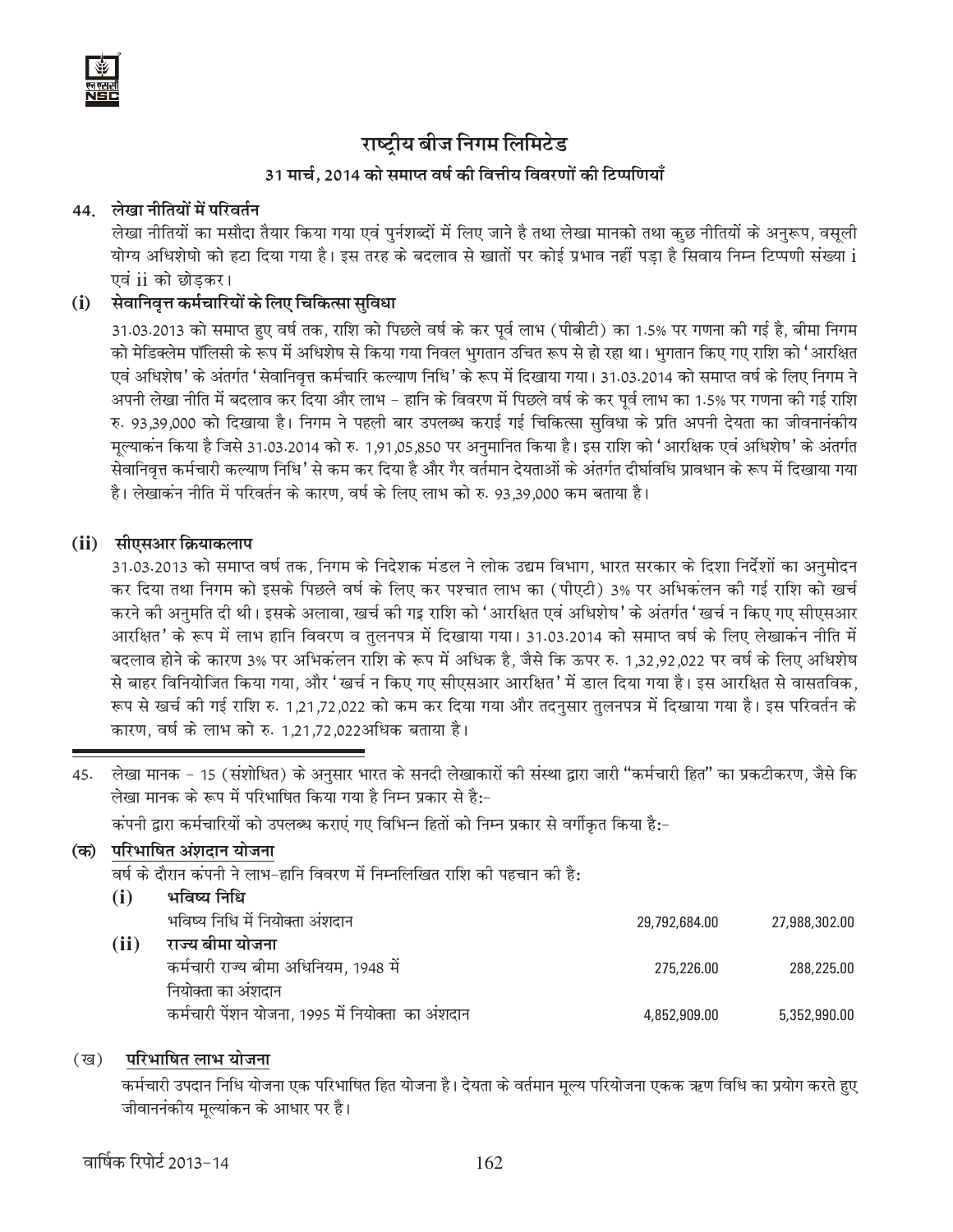## राष्ट्रीय बीज निगम लिमिटेड

### 31 मार्च, 2014 को समाप्त वर्ष की वित्तीय विवरणों की टिप्पणियाँ

**44. लेखा नीतियों में परिवर्तन**

लेखा नीतियों का मसौदा तैयार किया गया एवं पुर्नशब्दों में लिए जाने है तथा लेखा मानको तथा कुछ नीतियों के अनुरूप, वसूली योग्य अधिशेषो को हटा दिया गया है। इस तरह के बदलाव से खातों पर कोई प्रभाव नहीं पड़ा है सिवाय निम्न टिप्पणी संख्या i एवं ii को छोड़कर।

**(i) सेवानिवृत्त कर्मचारियों के लिए चिकित्सा सुविधा**

31.03.2013 को समाप्त हुए वर्ष तक, राशि को पिछले वर्ष के कर पूर्व लाभ (पीबीटी) का 1.5% पर गणना की गई है, बीमा निगम को मेडिक्लेम पॉलिसी के रूप में अधिशेष से किया गया निवल भुगतान उचित रूप से हो रहा था। भुगतान किए गए राशि को 'आरक्षित एवं अधिशेष' के अंतर्गत 'सेवानिवृत्त कर्मचारि कल्याण निधि' के रूप में दिखाया गया। 31.03.2014 को समाप्त वर्ष के लिए निगम ने अपनी लेखा नीति में बदलाव कर दिया और लाभ - हानि के विवरण में पिछले वर्ष के कर पूर्व लाभ का 1.5% पर गणना की गई राशि रु. 93,39,000 को दिखाया है। निगम ने पहली बार उपलब्ध कराई गई चिकित्सा सुविधा के प्रति अपनी देयता का जीवनानंकीय मूल्यांकन किया है जिसे 31.03.2014 को रु. 1,91,05,850 पर अनुमानित किया है। इस राशि को 'आरक्षिक एवं अधिशेष' के अंतर्गत सेवानिवृत्त कर्मचारी कल्याण निधि' से कम कर दिया है और गैर वर्तमान देयताओं के अंतर्गत दीर्घावधि प्रावधान के रूप में दिखाया गया है। लेखाकंन नीति में परिवर्तन के कारण, वर्ष के लिए लाभ को रु. 93,39,000 कम बताया है।

**(ii) सीएसआर क्रियाकलाप**

31.03.2013 को समाप्त वर्ष तक, निगम के निदेशक मंडल ने लोक उद्यम विभाग, भारत सरकार के दिशा निर्देशों का अनुमोदन कर दिया तथा निगम को इसके पिछले वर्ष के लिए कर पश्चात लाभ का (पीएटी) 3% पर अभिकंलन की गई राशि को खर्च करने की अनुमति दी थी। इसके अलावा, खर्च की गइ राशि को 'आरक्षित एवं अधिशेष' के अंतर्गत 'खर्च न किए गए सीएसआर आरक्षित' के रूप में लाभ हानि विवरण व तुलनपत्र में दिखाया गया। 31.03.2014 को समाप्त वर्ष के लिए लेखाकंन नीति में बदलाव होने के कारण 3% पर अभिकंलन राशि के रूप में अधिक है, जैसे कि ऊपर रु. 1,32,92,022 पर वर्ष के लिए अधिशेष से बाहर विनियोजित किया गया, और 'खर्च न किए गए सीएसआर आरक्षित' में डाल दिया गया है। इस आरक्षित से वासतविक, रूप से खर्च की गई राशि रु. 1,21,72,022 को कम कर दिया गया और तदनुसार तुलनपत्र में दिखाया गया है। इस परिवर्तन के कारण, वर्ष के लाभ को रु. 1,21,72,022अधिक बताया है।

---

45. लेखा मानक - 15 (संशोधित) के अनुसार भारत के सनदी लेखाकारों की संस्था द्वारा जारी "कर्मचारी हित" का प्रकटीकरण, जैसे कि लेखा मानक के रूप में परिभाषित किया गया है निम्न प्रकार से है:-

कंपनी द्वारा कर्मचारियों को उपलब्ध कराएं गए विभिन्न हितों को निम्न प्रकार से वर्गीकृत किया है:-

**(क) परिभाषित अंशदान योजना**

वर्ष के दौरान कंपनी ने लाभ-हानि विवरण में निम्नलिखित राशि की पहचान की है:

| | | | |
|---|---|---|---|
| **(i)** | **भविष्य निधि** | | |
| | भविष्य निधि में नियोक्ता अंशदान | 29,792,684.00 | 27,988,302.00 |
| **(ii)** | **राज्य बीमा योजना** | | |
| | कर्मचारी राज्य बीमा अधिनियम, 1948 में नियोक्ता का अंशदान | 275,226.00 | 288,225.00 |
| | कर्मचारी पेंशन योजना, 1995 में नियोक्ता का अंशदान | 4,852,909.00 | 5,352,990.00 |

**(ख) परिभाषित लाभ योजना**

कर्मचारी उपदान निधि योजना एक परिभाषित हित योजना है। देयता के वर्तमान मूल्य परियोजना एकक ऋण विधि का प्रयोग करते हुए जीवाननंकीय मूल्यांकन के आधार पर है।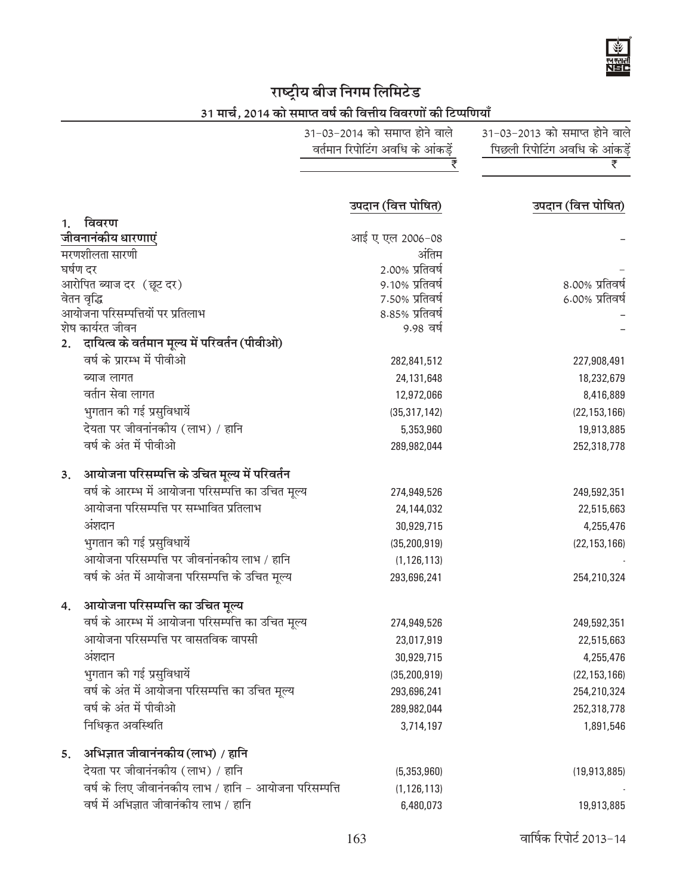# राष्ट्रीय बीज निगम लिमिटेड

## 31 मार्च, 2014 को समाप्त वर्ष की वित्तीय विवरणों की टिप्पणियाँ

| | 31-03-2014 को समाप्त होने वाले वर्तमान रिपोटिंग अवधि के आंकड़ें ₹ | 31-03-2013 को समाप्त होने वाले पिछली रिपोटिंग अवधि के आंकड़ें ₹ |
|---|---|---|
| | **उपदान (वित्त पोषित)** | **उपदान (वित्त पोषित)** |
| **1. विवरण** | | |
| **जीवनानंकीय धारणाएं** | आई ए एल 2006-08 | - |
| मरणशीलता सारणी | अंतिम | |
| घर्षण दर | 2.00% प्रतिवर्ष | - |
| आरोपित ब्याज दर (छूट दर) | 9.10% प्रतिवर्ष | 8.00% प्रतिवर्ष |
| वेतन वृद्धि | 7.50% प्रतिवर्ष | 6.00% प्रतिवर्ष |
| आयोजना परिसम्पत्तियों पर प्रतिलाभ | 8.85% प्रतिवर्ष | - |
| शेष कार्यरत जीवन | 9.98 वर्ष | - |
| **2. दायित्व के वर्तमान मूल्य में परिवर्तन (पीवीओ)** | | |
| वर्ष के प्रारम्भ में पीवीओ | 282,841,512 | 227,908,491 |
| ब्याज लागत | 24,131,648 | 18,232,679 |
| वर्तान सेवा लागत | 12,972,066 | 8,416,889 |
| भुगतान की गई प्रसुविधायें | (35,317,142) | (22,153,166) |
| देयता पर जीवनांनकीय (लाभ) / हानि | 5,353,960 | 19,913,885 |
| वर्ष के अंत में पीवीओ | 289,982,044 | 252,318,778 |
| **3. आयोजना परिसम्पत्ति के उचित मूल्य में परिवर्तन** | | |
| वर्ष के आरम्भ में आयोजना परिसम्पत्ति का उचित मूल्य | 274,949,526 | 249,592,351 |
| आयोजना परिसम्पत्ति पर सम्भावित प्रतिलाभ | 24,144,032 | 22,515,663 |
| अंशदान | 30,929,715 | 4,255,476 |
| भुगतान की गई प्रसुविधायें | (35,200,919) | (22,153,166) |
| आयोजना परिसम्पत्ति पर जीवनांनकीय लाभ / हानि | (1,126,113) | - |
| वर्ष के अंत में आयोजना परिसम्पत्ति के उचित मूल्य | 293,696,241 | 254,210,324 |
| **4. आयोजना परिसम्पत्ति का उचित मूल्य** | | |
| वर्ष के आरम्भ में आयोजना परिसम्पत्ति का उचित मूल्य | 274,949,526 | 249,592,351 |
| आयोजना परिसम्पत्ति पर वासतविक वापसी | 23,017,919 | 22,515,663 |
| अंशदान | 30,929,715 | 4,255,476 |
| भुगतान की गई प्रसुविधायें | (35,200,919) | (22,153,166) |
| वर्ष के अंत में आयोजना परिसम्पत्ति का उचित मूल्य | 293,696,241 | 254,210,324 |
| वर्ष के अंत में पीवीओ | 289,982,044 | 252,318,778 |
| निधिकृत अवस्थिति | 3,714,197 | 1,891,546 |
| **5. अभिज्ञात जीवानंनकीय (लाभ) / हानि** | | |
| देयता पर जीवानंनकीय (लाभ) / हानि | (5,353,960) | (19,913,885) |
| वर्ष के लिए जीवानंनकीय लाभ / हानि - आयोजना परिसम्पत्ति | (1,126,113) | - |
| वर्ष में अभिज्ञात जीवानंकीय लाभ / हानि | 6,480,073 | 19,913,885 |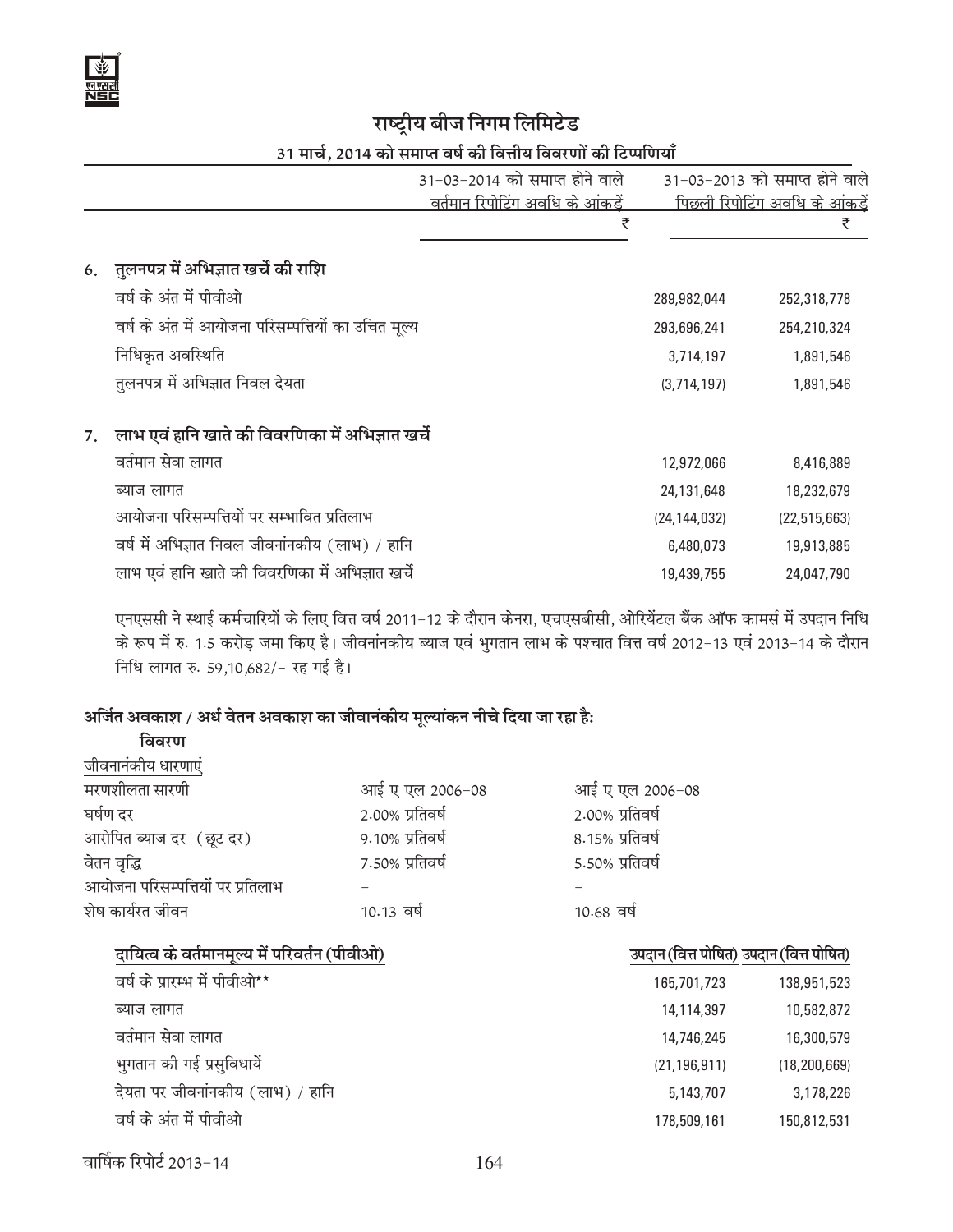# राष्ट्रीय बीज निगम लिमिटेड

## 31 मार्च, 2014 को समाप्त वर्ष की वित्तीय विवरणों की टिप्पणियाँ

| | 31-03-2014 को समाप्त होने वाले वर्तमान रिपोटिंग अवधि के आंकड़ें ₹ | 31-03-2013 को समाप्त होने वाले पिछली रिपोटिंग अवधि के आंकड़ें ₹ |
|---|---|---|
| **6. तुलनपत्र में अभिज्ञात खर्चे की राशि** | | |
| वर्ष के अंत में पीवीओ | 289,982,044 | 252,318,778 |
| वर्ष के अंत में आयोजना परिसम्पत्तियों का उचित मूल्य | 293,696,241 | 254,210,324 |
| निधिकृत अवस्थिति | 3,714,197 | 1,891,546 |
| तुलनपत्र में अभिज्ञात निवल देयता | (3,714,197) | 1,891,546 |
| **7. लाभ एवं हानि खाते की विवरणिका में अभिज्ञात खर्चे** | | |
| वर्तमान सेवा लागत | 12,972,066 | 8,416,889 |
| ब्याज लागत | 24,131,648 | 18,232,679 |
| आयोजना परिसम्पत्तियों पर सम्भावित प्रतिलाभ | (24,144,032) | (22,515,663) |
| वर्ष में अभिज्ञात निवल जीवनांनकीय (लाभ) / हानि | 6,480,073 | 19,913,885 |
| लाभ एवं हानि खाते की विवरणिका में अभिज्ञात खर्चे | 19,439,755 | 24,047,790 |

एनएससी ने स्थाई कर्मचारियों के लिए वित्त वर्ष 2011-12 के दौरान केनरा, एचएसबीसी, ओरियेंटल बैंक ऑफ कामर्स में उपदान निधि के रूप में रु. 1.5 करोड़ जमा किए है। जीवनांनकीय ब्याज एवं भुगतान लाभ के पश्चात वित्त वर्ष 2012-13 एवं 2013-14 के दौरान निधि लागत रु. 59,10,682/- रह गई है।

### अर्जित अवकाश / अर्ध वेतन अवकाश का जीवानंकीय मूल्यांकन नीचे दिया जा रहा है:

| विवरण | | |
|---|---|---|
| जीवनानंकीय धारणाएं | | |
| मरणशीलता सारणी | आई ए एल 2006-08 | आई ए एल 2006-08 |
| घर्षण दर | 2.00% प्रतिवर्ष | 2.00% प्रतिवर्ष |
| आरोपित ब्याज दर (छूट दर) | 9.10% प्रतिवर्ष | 8.15% प्रतिवर्ष |
| वेतन वृद्धि | 7.50% प्रतिवर्ष | 5.50% प्रतिवर्ष |
| आयोजना परिसम्पत्तियों पर प्रतिलाभ | - | - |
| शेष कार्यरत जीवन | 10.13 वर्ष | 10.68 वर्ष |

| दायित्व के वर्तमानमूल्य में परिवर्तन (पीवीओ) | उपदान (वित्त पोषित) | उपदान (वित्त पोषित) |
|---|---|---|
| वर्ष के प्रारम्भ में पीवीओ** | 165,701,723 | 138,951,523 |
| ब्याज लागत | 14,114,397 | 10,582,872 |
| वर्तमान सेवा लागत | 14,746,245 | 16,300,579 |
| भुगतान की गई प्रसुविधायें | (21,196,911) | (18,200,669) |
| देयता पर जीवनांनकीय (लाभ) / हानि | 5,143,707 | 3,178,226 |
| वर्ष के अंत में पीवीओ | 178,509,161 | 150,812,531 |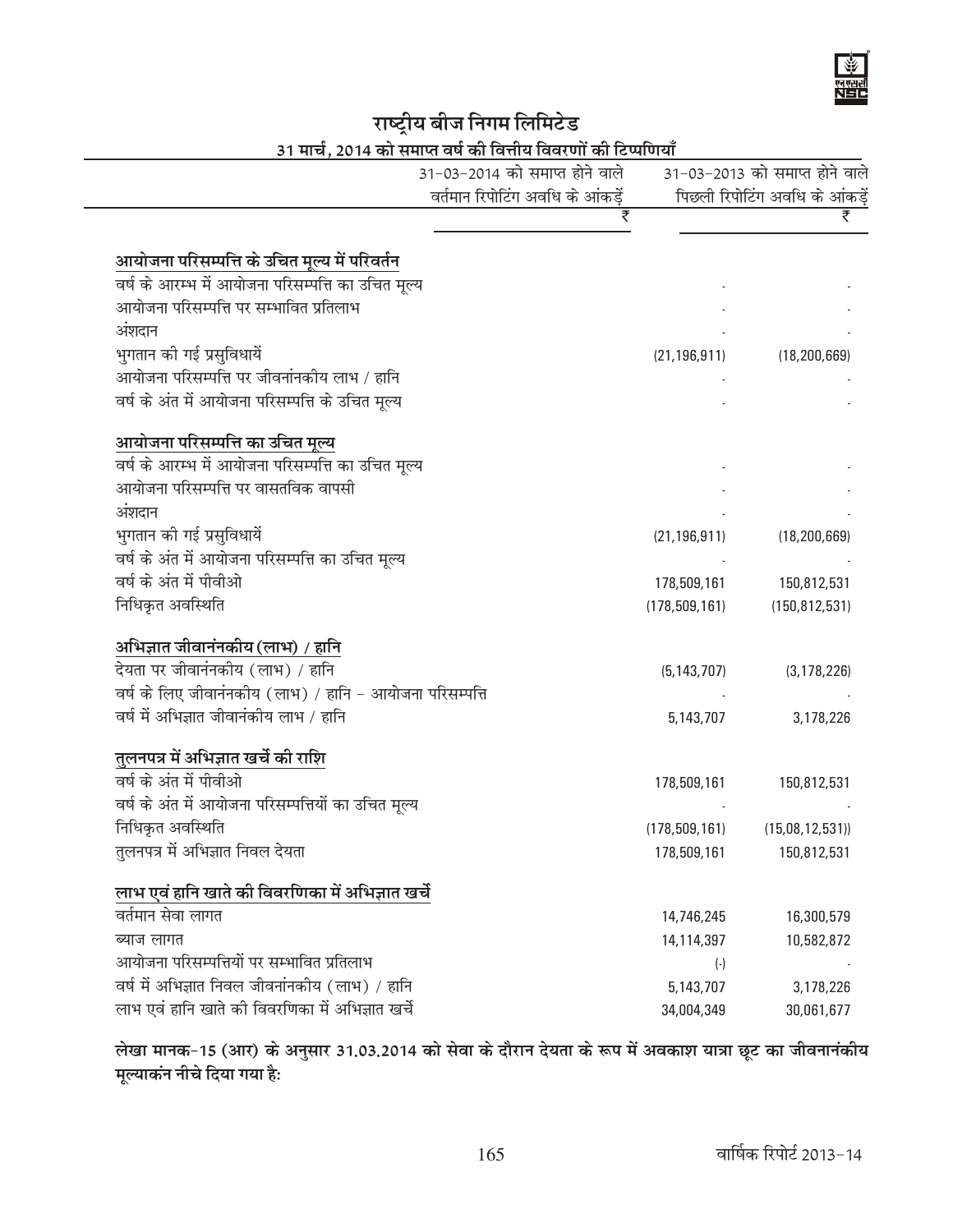## राष्ट्रीय बीज निगम लिमिटेड

### 31 मार्च, 2014 को समाप्त वर्ष की वित्तीय विवरणों की टिप्पणियाँ

| | 31-03-2014 को समाप्त होने वाले वर्तमान रिपोर्टिंग अवधि के आंकड़ें ₹ | 31-03-2013 को समाप्त होने वाले पिछली रिपोर्टिंग अवधि के आंकड़ें ₹ |
|---|---|---|
| **आयोजना परिसम्पत्ति के उचित मूल्य में परिवर्तन** | | |
| वर्ष के आरम्भ में आयोजना परिसम्पत्ति का उचित मूल्य | - | - |
| आयोजना परिसम्पत्ति पर सम्भावित प्रतिलाभ | - | - |
| अंशदान | - | - |
| भुगतान की गई प्रसुविधायें | (21,196,911) | (18,200,669) |
| आयोजना परिसम्पत्ति पर जीवनांनकीय लाभ / हानि | - | - |
| वर्ष के अंत में आयोजना परिसम्पत्ति के उचित मूल्य | - | - |
| **आयोजना परिसम्पत्ति का उचित मूल्य** | | |
| वर्ष के आरम्भ में आयोजना परिसम्पत्ति का उचित मूल्य | - | - |
| आयोजना परिसम्पत्ति पर वासतविक वापसी | - | - |
| अंशदान | - | - |
| भुगतान की गई प्रसुविधायें | (21,196,911) | (18,200,669) |
| वर्ष के अंत में आयोजना परिसम्पत्ति का उचित मूल्य | - | - |
| वर्ष के अंत में पीवीओ | 178,509,161 | 150,812,531 |
| निधिकृत अवस्थिति | (178,509,161) | (150,812,531) |
| **अभिज्ञात जीवानंनकीय (लाभ) / हानि** | | |
| देयता पर जीवानंनकीय (लाभ) / हानि | (5,143,707) | (3,178,226) |
| वर्ष के लिए जीवानंनकीय (लाभ) / हानि - आयोजना परिसम्पत्ति | - | - |
| वर्ष में अभिज्ञात जीवानंकीय लाभ / हानि | 5,143,707 | 3,178,226 |
| **तुलनपत्र में अभिज्ञात खर्चे की राशि** | | |
| वर्ष के अंत में पीवीओ | 178,509,161 | 150,812,531 |
| वर्ष के अंत में आयोजना परिसम्पत्तियों का उचित मूल्य | - | - |
| निधिकृत अवस्थिति | (178,509,161) | (15,08,12,531)) |
| तुलनपत्र में अभिज्ञात निवल देयता | 178,509,161 | 150,812,531 |
| **लाभ एवं हानि खाते की विवरणिका में अभिज्ञात खर्चे** | | |
| वर्तमान सेवा लागत | 14,746,245 | 16,300,579 |
| ब्याज लागत | 14,114,397 | 10,582,872 |
| आयोजना परिसम्पत्तियों पर सम्भावित प्रतिलाभ | (-) | - |
| वर्ष में अभिज्ञात निवल जीवनांनकीय (लाभ) / हानि | 5,143,707 | 3,178,226 |
| लाभ एवं हानि खाते की विवरणिका में अभिज्ञात खर्चे | 34,004,349 | 30,061,677 |

**लेखा मानक-15 (आर) के अनुसार 31.03.2014 को सेवा के दौरान देयता के रूप में अवकाश यात्रा छूट का जीवनानंकीय मूल्यांकन नीचे दिया गया है:**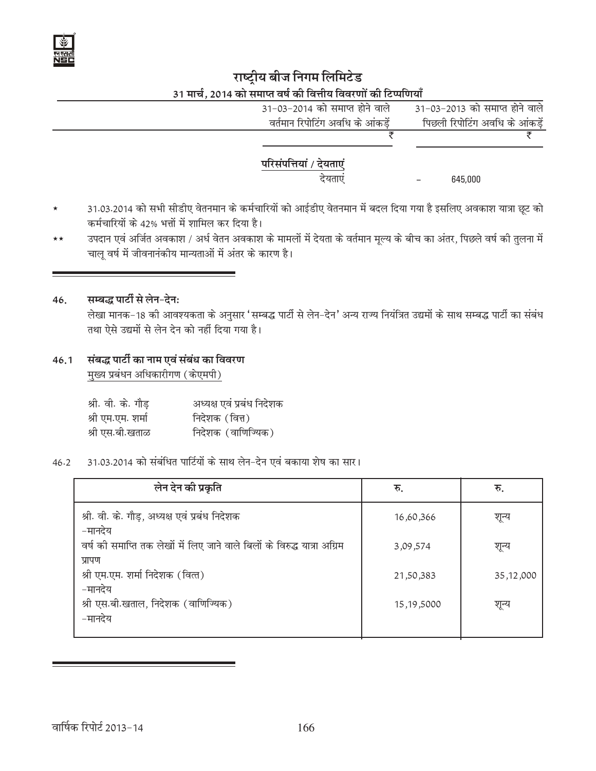# राष्ट्रीय बीज निगम लिमिटेड

## 31 मार्च, 2014 को समाप्त वर्ष की वित्तीय विवरणों की टिप्पणियाँ

| | 31-03-2014 को समाप्त होने वाले वर्तमान रिपोटिंग अवधि के आंकड़ें ₹ | 31-03-2013 को समाप्त होने वाले पिछली रिपोटिंग अवधि के आंकड़ें ₹ |
|---|---|---|
| **परिसंपत्तियां / देयताएं** | | |
| देयताएं | – | 645,000 |

\* 31.03.2014 को सभी सीडीए वेतनमान के कर्मचारियों को आईडीए वेतनमान में बदल दिया गया है इसलिए अवकाश यात्रा छूट को कर्मचारियों के 42% भत्तों में शामिल कर दिया है।

\*\* उपदान एवं अर्जित अवकाश / अर्ध वेतन अवकाश के मामलों में देयता के वर्तमान मूल्य के बीच का अंतर, पिछले वर्ष की तुलना में चालू वर्ष में जीवनानंकीय मान्यताओं में अंतर के कारण है।

### 46. सम्बद्ध पार्टी से लेन-देन:

लेखा मानक-18 की आवश्यकता के अनुसार 'सम्बद्ध पार्टी से लेन-देन' अन्य राज्य नियंत्रित उद्यमों के साथ सम्बद्ध पार्टी का संबंध तथा ऐसे उद्यमों से लेन देन को नहीं दिया गया है।

### 46.1 संबद्ध पार्टी का नाम एवं संबंध का विवरण

मुख्य प्रबंधन अधिकारीगण (केएमपी)

| | |
|---|---|
| श्री. वी. के. गौड़ | अध्यक्ष एवं प्रबंध निदेशक |
| श्री एम.एम. शर्मा | निदेशक (वित्त) |
| श्री एस.बी.खताळ | निदेशक (वाणिज्यिक) |

46.2 31.03.2014 को संबंधित पार्टियों के साथ लेन-देन एवं बकाया शेष का सार।

| लेन देन की प्रकृति | रु. | रु. |
|---|---|---|
| श्री. वी. के. गौड़, अध्यक्ष एवं प्रबंध निदेशक -मानदेय | 16,60,366 | शून्य |
| वर्ष की समाप्ति तक लेखों में लिए जाने वाले बिलों के विरुद्ध यात्रा अग्रिम प्रापण | 3,09,574 | शून्य |
| श्री एम.एम. शर्मा निदेशक (वित्त) -मानदेय | 21,50,383 | 35,12,000 |
| श्री एस.बी.खताल, निदेशक (वाणिज्यिक) -मानदेय | 15,19,5000 | शून्य |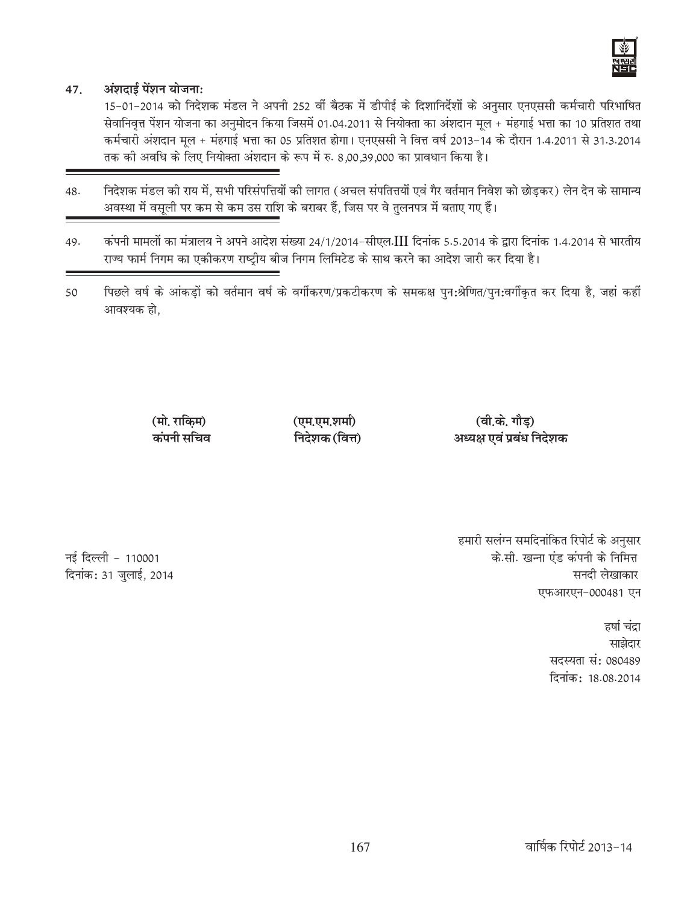**47. अंशदाई पेंशन योजना:**

15-01-2014 को निदेशक मंडल ने अपनी 252 वीं बैठक में डीपीई के दिशानिर्देशों के अनुसार एनएससी कर्मचारी परिभाषित सेवानिवृत्त पेंशन योजना का अनुमोदन किया जिसमें 01.04.2011 से नियोक्ता का अंशदान मूल + मंहगाई भत्ता का 10 प्रतिशत तथा कर्मचारी अंशदान मूल + मंहगाई भत्ता का 05 प्रतिशत होगा। एनएससी ने वित्त वर्ष 2013-14 के दौरान 1.4.2011 से 31.3.2014 तक की अवधि के लिए नियोक्ता अंशदान के रूप में रु. 8,00,39,000 का प्रावधान किया है।

48. निदेशक मंडल की राय में, सभी परिसंपत्तियों की लागत (अचल संपतित्तयों एवं गैर वर्तमान निवेश को छोड़कर) लेन देन के सामान्य अवस्था में वसूली पर कम से कम उस राशि के बराबर हैं, जिस पर वे तुलनपत्र में बताए गए हैं।

49. कंपनी मामलों का मंत्रालय ने अपने आदेश संख्या 24/1/2014-सीएल.III दिनांक 5.5.2014 के द्वारा दिनांक 1.4.2014 से भारतीय राज्य फार्म निगम का एकीकरण राष्ट्रीय बीज निगम लिमिटेड के साथ करने का आदेश जारी कर दिया है।

50 पिछले वर्ष के आंकड़ों को वर्तमान वर्ष के वर्गीकरण/प्रकटीकरण के समकक्ष पुनःश्रेणित/पुनःवर्गीकृत कर दिया है, जहां कहीं आवश्यक हो,

| **(मो. राक़िम)** | **(एम.एम.शर्मा)** | **(वी.के. गौड़)** |
|---|---|---|
| **कंपनी सचिव** | **निदेशक (वित्त)** | **अध्यक्ष एवं प्रबंध निदेशक** |

हमारी सलंग्न समदिनांकित रिपोर्ट के अनुसार
के.सी. खन्ना एंड कंपनी के निमित्त
सनदी लेखाकार
एफआरएन-000481 एन

नई दिल्ली - 110001
दिनांक: 31 जुलाई, 2014

हर्षा चंद्रा
साझेदार
सदस्यता सं: 080489
दिनांक: 18.08.2014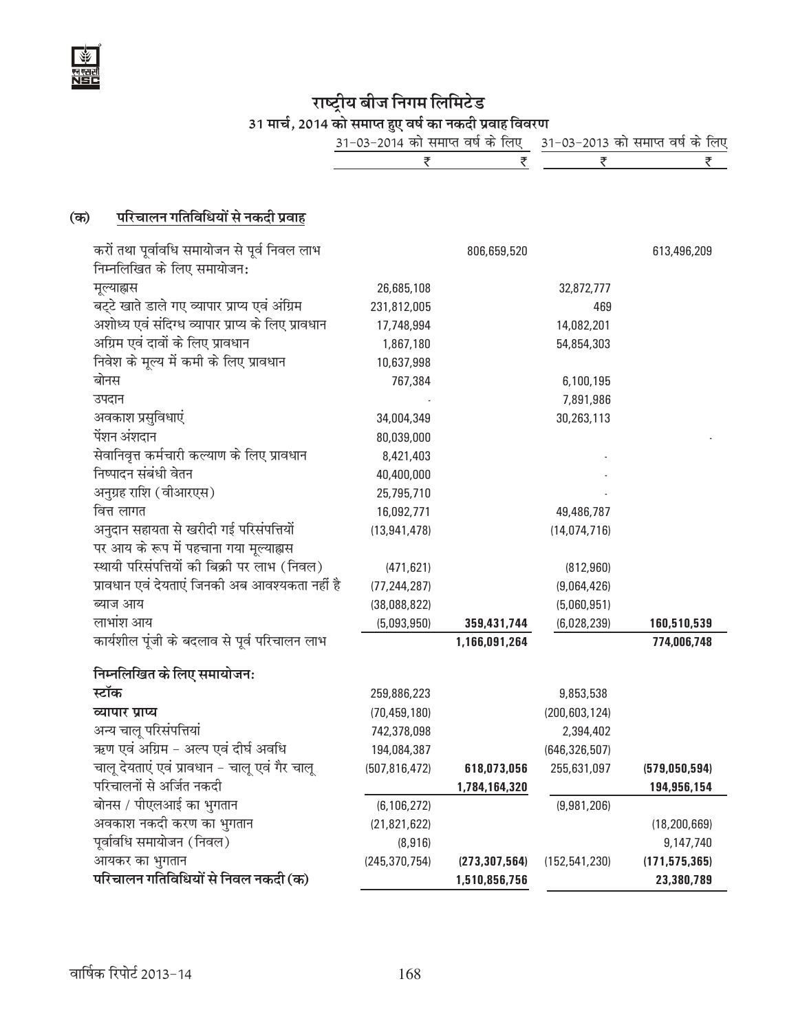# राष्ट्रीय बीज निगम लिमिटेड

## 31 मार्च, 2014 को समाप्त हुए वर्ष का नकदी प्रवाह विवरण

| | 31-03-2014 को समाप्त वर्ष के लिए | | 31-03-2013 को समाप्त वर्ष के लिए | |
|---|---|---|---|---|
| | ₹ | ₹ | ₹ | ₹ |
| **(क) परिचालन गतिविधियों से नकदी प्रवाह** | | | | |
| करों तथा पूर्वावधि समायोजन से पूर्व निवल लाभ | | 806,659,520 | | 613,496,209 |
| निम्नलिखित के लिए समायोजन: | | | | |
| मूल्यह्रास | 26,685,108 | | 32,872,777 | |
| बट्टे खाते डाले गए व्यापार प्राप्य एवं अंग्रिम | 231,812,005 | | 469 | |
| अशोध्य एवं संदिग्ध व्यापार प्राप्य के लिए प्रावधान | 17,748,994 | | 14,082,201 | |
| अग्रिम एवं दावों के लिए प्रावधान | 1,867,180 | | 54,854,303 | |
| निवेश के मूल्य में कमी के लिए प्रावधान | 10,637,998 | | | |
| बोनस | 767,384 | | 6,100,195 | |
| उपदान | - | | 7,891,986 | |
| अवकाश प्रसुविधाएं | 34,004,349 | | 30,263,113 | |
| पेंशन अंशदान | 80,039,000 | | | - |
| सेवानिवृत्त कर्मचारी कल्याण के लिए प्रावधान | 8,421,403 | | - | |
| निष्पादन संबंधी वेतन | 40,400,000 | | - | |
| अनुग्रह राशि (वीआरएस) | 25,795,710 | | - | |
| वित्त लागत | 16,092,771 | | 49,486,787 | |
| अनुदान सहायता से खरीदी गई परिसंपत्तियों पर आय के रूप में पहचाना गया मूल्यह्रास | (13,941,478) | | (14,074,716) | |
| स्थायी परिसंपत्तियों की बिक्री पर लाभ (निवल) | (471,621) | | (812,960) | |
| प्रावधान एवं देयताएं जिनकी अब आवश्यकता नहीं है | (77,244,287) | | (9,064,426) | |
| ब्याज आय | (38,088,822) | | (5,060,951) | |
| लाभांश आय | (5,093,950) | **359,431,744** | (6,028,239) | **160,510,539** |
| कार्यशील पूंजी के बदलाव से पूर्व परिचालन लाभ | | **1,166,091,264** | | **774,006,748** |
| **निम्नलिखित के लिए समायोजन:** | | | | |
| **स्टॉक** | 259,886,223 | | 9,853,538 | |
| **व्यापार प्राप्य** | (70,459,180) | | (200,603,124) | |
| अन्य चालू परिसंपत्तियां | 742,378,098 | | 2,394,402 | |
| ऋण एवं अग्रिम - अल्प एवं दीर्घ अवधि | 194,084,387 | | (646,326,507) | |
| चालू देयताएं एवं प्रावधान - चालू एवं गैर चालू | (507,816,472) | **618,073,056** | 255,631,097 | **(579,050,594)** |
| परिचालनों से अर्जित नकदी | | **1,784,164,320** | | **194,956,154** |
| बोनस / पीएलआई का भुगतान | (6,106,272) | | (9,981,206) | |
| अवकाश नकदी करण का भुगतान | (21,821,622) | | | (18,200,669) |
| पूर्वावधि समायोजन (निवल) | (8,916) | | | 9,147,740 |
| आयकर का भुगतान | (245,370,754) | **(273,307,564)** | (152,541,230) | **(171,575,365)** |
| **परिचालन गतिविधियों से निवल नकदी (क)** | | **1,510,856,756** | | **23,380,789** |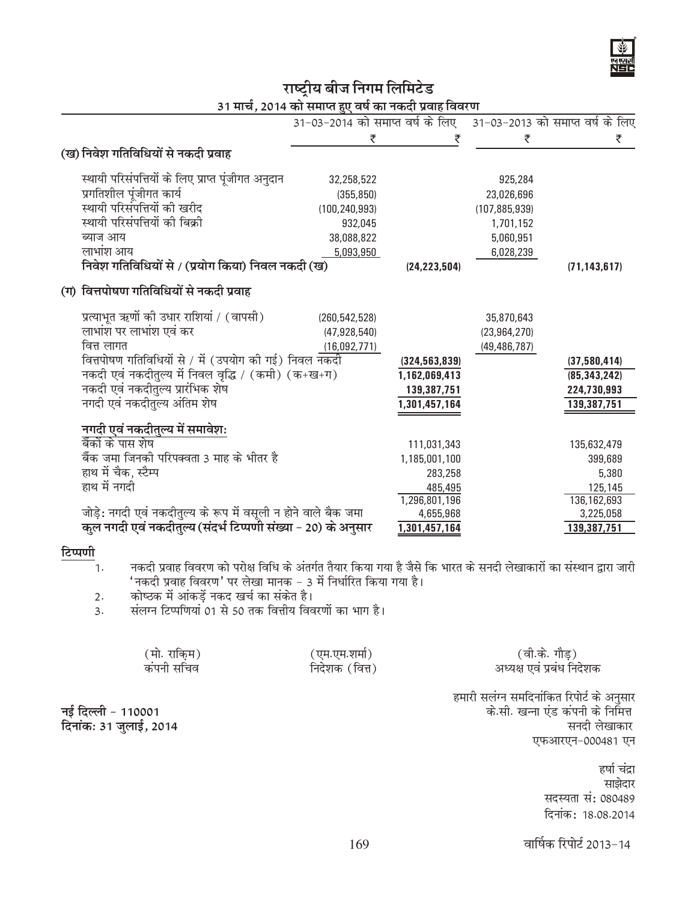## राष्ट्रीय बीज निगम लिमिटेड

### 31 मार्च, 2014 को समाप्त हुए वर्ष का नकदी प्रवाह विवरण

| | 31-03-2014 को समाप्त वर्ष के लिए | | 31-03-2013 को समाप्त वर्ष के लिए | |
|---|---|---|---|---|
| | ₹ | ₹ | ₹ | ₹ |
| **(ख) निवेश गतिविधियों से नकदी प्रवाह** | | | | |
| स्थायी परिसंपत्तियों के लिए प्राप्त पूंजीगत अनुदान | 32,258,522 | | 925,284 | |
| प्रगतिशील पूंजीगत कार्य | (355,850) | | 23,026,696 | |
| स्थायी परिसंपत्तियों की खरीद | (100,240,993) | | (107,885,939) | |
| स्थायी परिसंपत्तियों की बिक्री | 932,045 | | 1,701,152 | |
| ब्याज आय | 38,088,822 | | 5,060,951 | |
| लाभांश आय | 5,093,950 | | 6,028,239 | |
| **निवेश गतिविधियों से / (प्रयोग किया) निवल नकदी (ख)** | | **(24,223,504)** | | **(71,143,617)** |
| **(ग) वित्तपोषण गतिविधियों से नकदी प्रवाह** | | | | |
| प्रत्याभूत ऋणों की उधार राशियां / (वापसी) | (260,542,528) | | 35,870,643 | |
| लाभांश पर लाभांश एवं कर | (47,928,540) | | (23,964,270) | |
| वित्त लागत | (16,092,771) | | (49,486,787) | |
| वित्तपोषण गतिविधियों से / में (उपयोग की गई) निवल नकदी | | **(324,563,839)** | | **(37,580,414)** |
| नकद एवं नकदीतुल्य में निवल वृद्धि / (कमी) (क+ख+ग) | | **1,162,069,413** | | **(85,343,242)** |
| नकदी एवं नकदीतुल्य प्रारंभिक शेष | | **139,387,751** | | **224,730,993** |
| नगदी एवं नकदीतुल्य अंतिम शेष | | **1,301,457,164** | | **139,387,751** |
| **नगदी एवं नकदीतुल्य में समावेश:** | | | | |
| बैंकों के पास शेष | | 111,031,343 | | 135,632,479 |
| बैंक जमा जिनकी परिपक्वता 3 माह के भीतर है | | 1,185,001,100 | | 399,689 |
| हाथ में चैक, स्टैम्प | | 283,258 | | 5,380 |
| हाथ में नगदी | | 485,495 | | 125,145 |
| | | 1,296,801,196 | | 136,162,693 |
| जोड़े: नगदी एवं नकदीतुल्य के रूप में वसूली न होने वाले बैंक जमा | | 4,655,968 | | 3,225,058 |
| **कुल नगदी एवं नकदीतुल्य (संदर्भ टिप्पणी संख्या - 20) के अनुसार** | | **1,301,457,164** | | **139,387,751** |

**टिप्पणी**

1. नकदी प्रवाह विवरण को परोक्ष विधि के अंतर्गत तैयार किया गया है जैसे कि भारत के सनदी लेखाकारों का संस्थान द्वारा जारी 'नकदी प्रवाह विवरण' पर लेखा मानक - 3 में निर्धारित किया गया है।
2. कोष्ठक में आंकड़ें नकद खर्च का संकेत है।
3. संलग्न टिप्पणियां 01 से 50 तक वित्तीय विवरणों का भाग है।

(मो. राक़िम)
कंपनी सचिव

(एम.एम.शर्मा)
निदेशक (वित्त)

(वी.के. गौड़)
अध्यक्ष एवं प्रबंध निदेशक

हमारी सलंग्न समदिनांकित रिपोर्ट के अनुसार
के.सी. खन्ना एंड कंपनी के निमित्त
सनदी लेखाकार
एफआरएन-000481 एन

नई दिल्ली - 110001
दिनांक: 31 जुलाई, 2014

हर्षा चंद्रा
साझेदार
सदस्यता सं: 080489
दिनांक: 18.08.2014